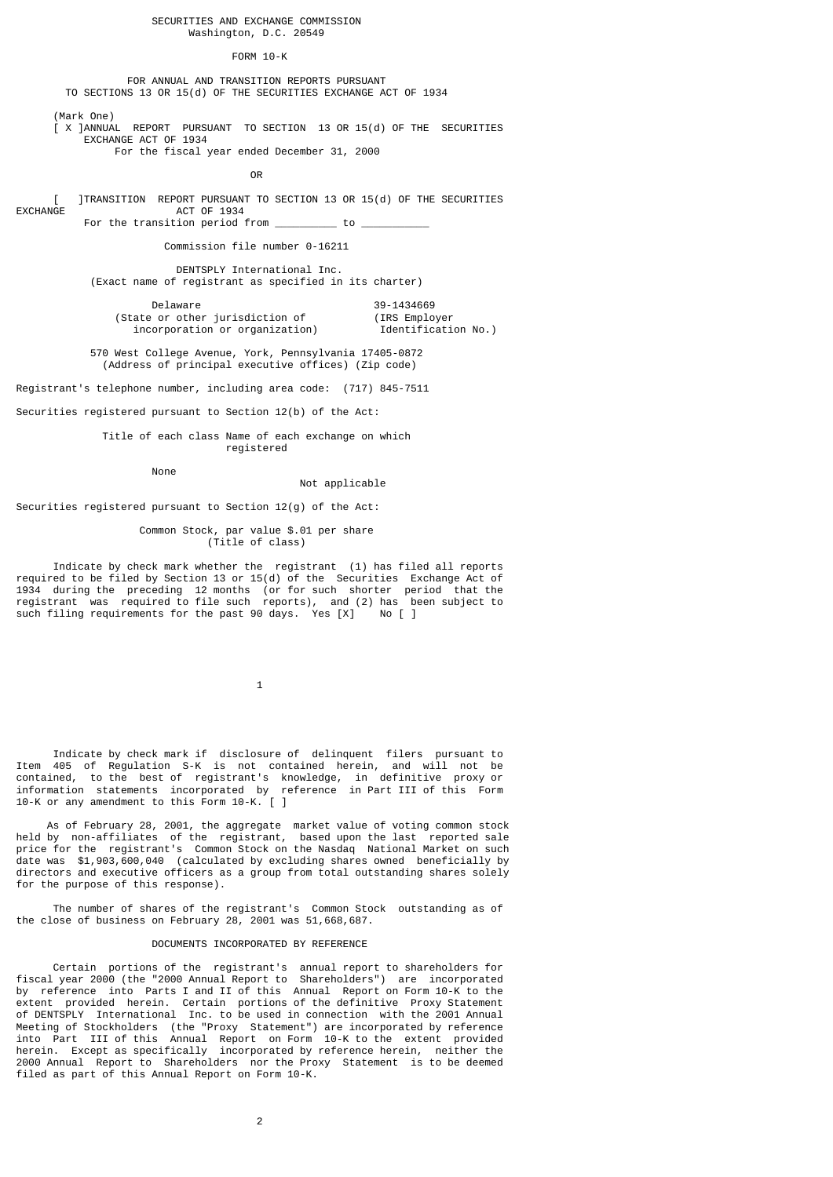SECURITIES AND EXCHANGE COMMISSION
Washington, D.C. 20549

# FORM 10-K

FOR ANNUAL AND TRANSITION REPORTS PURSUANT TO SECTIONS 13 OR 15(d) OF THE SECURITIES EXCHANGE ACT OF 1934

(Mark One)

[ X ] ANNUAL REPORT PURSUANT TO SECTION 13 OR 15(d) OF THE SECURITIES EXCHANGE ACT OF 1934
For the fiscal year ended December 31, 2000

OR

[ ] TRANSITION REPORT PURSUANT TO SECTION 13 OR 15(d) OF THE SECURITIES EXCHANGE ACT OF 1934
For the transition period from _________ to __________

Commission file number 0-16211

DENTSPLY International Inc.
(Exact name of registrant as specified in its charter)

| Delaware | 39-1434669 |
|---|---|
| (State or other jurisdiction of incorporation or organization) | (IRS Employer Identification No.) |

570 West College Avenue, York, Pennsylvania 17405-0872
(Address of principal executive offices) (Zip code)

Registrant's telephone number, including area code: (717) 845-7511

Securities registered pursuant to Section 12(b) of the Act:

| Title of each class | Name of each exchange on which registered |
|---|---|
| None | Not applicable |

Securities registered pursuant to Section 12(g) of the Act:

Common Stock, par value $.01 per share
(Title of class)

Indicate by check mark whether the registrant (1) has filed all reports required to be filed by Section 13 or 15(d) of the Securities Exchange Act of 1934 during the preceding 12 months (or for such shorter period that the registrant was required to file such reports), and (2) has been subject to such filing requirements for the past 90 days. Yes [X] No [ ]

Indicate by check mark if disclosure of delinquent filers pursuant to Item 405 of Regulation S-K is not contained herein, and will not be contained, to the best of registrant's knowledge, in definitive proxy or information statements incorporated by reference in Part III of this Form 10-K or any amendment to this Form 10-K. [ ]

As of February 28, 2001, the aggregate market value of voting common stock held by non-affiliates of the registrant, based upon the last reported sale price for the registrant's Common Stock on the Nasdaq National Market on such date was $1,903,600,040 (calculated by excluding shares owned beneficially by directors and executive officers as a group from total outstanding shares solely for the purpose of this response).

The number of shares of the registrant's Common Stock outstanding as of the close of business on February 28, 2001 was 51,668,687.

## DOCUMENTS INCORPORATED BY REFERENCE

Certain portions of the registrant's annual report to shareholders for fiscal year 2000 (the "2000 Annual Report to Shareholders") are incorporated by reference into Parts I and II of this Annual Report on Form 10-K to the extent provided herein. Certain portions of the definitive Proxy Statement of DENTSPLY International Inc. to be used in connection with the 2001 Annual Meeting of Stockholders (the "Proxy Statement") are incorporated by reference into Part III of this Annual Report on Form 10-K to the extent provided herein. Except as specifically incorporated by reference herein, neither the 2000 Annual Report to Shareholders nor the Proxy Statement is to be deemed filed as part of this Annual Report on Form 10-K.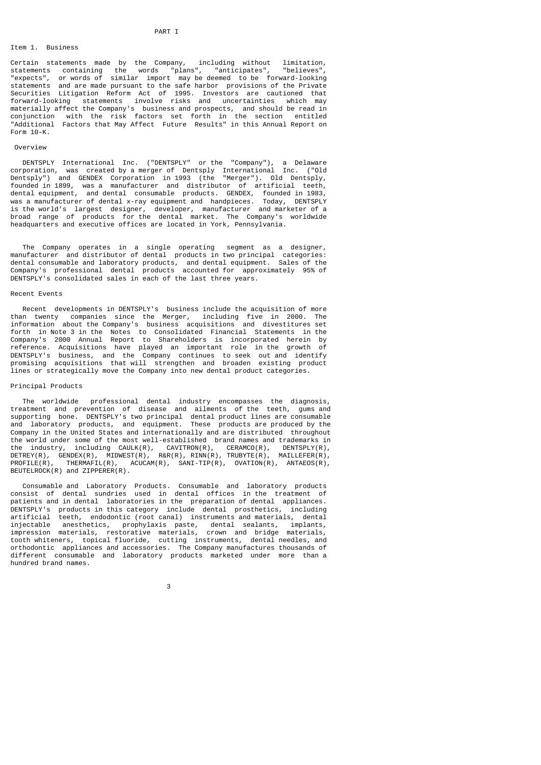# PART I

## Item 1. Business

Certain statements made by the Company, including without limitation, statements containing the words "plans", "anticipates", "believes", "expects", or words of similar import may be deemed to be forward-looking statements and are made pursuant to the safe harbor provisions of the Private Securities Litigation Reform Act of 1995. Investors are cautioned that forward-looking statements involve risks and uncertainties which may materially affect the Company's business and prospects, and should be read in conjunction with the risk factors set forth in the section entitled "Additional Factors that May Affect Future Results" in this Annual Report on Form 10-K.

### Overview

DENTSPLY International Inc. ("DENTSPLY" or the "Company"), a Delaware corporation, was created by a merger of Dentsply International Inc. ("Old Dentsply") and GENDEX Corporation in 1993 (the "Merger"). Old Dentsply, founded in 1899, was a manufacturer and distributor of artificial teeth, dental equipment, and dental consumable products. GENDEX, founded in 1983, was a manufacturer of dental x-ray equipment and handpieces. Today, DENTSPLY is the world's largest designer, developer, manufacturer and marketer of a broad range of products for the dental market. The Company's worldwide headquarters and executive offices are located in York, Pennsylvania.

The Company operates in a single operating segment as a designer, manufacturer and distributor of dental products in two principal categories: dental consumable and laboratory products, and dental equipment. Sales of the Company's professional dental products accounted for approximately 95% of DENTSPLY's consolidated sales in each of the last three years.

### Recent Events

Recent developments in DENTSPLY's business include the acquisition of more than twenty companies since the Merger, including five in 2000. The information about the Company's business acquisitions and divestitures set forth in Note 3 in the Notes to Consolidated Financial Statements in the Company's 2000 Annual Report to Shareholders is incorporated herein by reference. Acquisitions have played an important role in the growth of DENTSPLY's business, and the Company continues to seek out and identify promising acquisitions that will strengthen and broaden existing product lines or strategically move the Company into new dental product categories.

### Principal Products

The worldwide professional dental industry encompasses the diagnosis, treatment and prevention of disease and ailments of the teeth, gums and supporting bone. DENTSPLY's two principal dental product lines are consumable and laboratory products, and equipment. These products are produced by the Company in the United States and internationally and are distributed throughout the world under some of the most well-established brand names and trademarks in the industry, including CAULK(R), CAVITRON(R), CERAMCO(R), DENTSPLY(R), DETREY(R), GENDEX(R), MIDWEST(R), R&R(R), RINN(R), TRUBYTE(R), MAILLEFER(R), PROFILE(R), THERMAFIL(R), ACUCAM(R), SANI-TIP(R), OVATION(R), ANTAEOS(R), BEUTELROCK(R) and ZIPPERER(R).

Consumable and Laboratory Products. Consumable and laboratory products consist of dental sundries used in dental offices in the treatment of patients and in dental laboratories in the preparation of dental appliances. DENTSPLY's products in this category include dental prosthetics, including artificial teeth, endodontic (root canal) instruments and materials, dental injectable anesthetics, prophylaxis paste, dental sealants, implants, impression materials, restorative materials, crown and bridge materials, tooth whiteners, topical fluoride, cutting instruments, dental needles, and orthodontic appliances and accessories. The Company manufactures thousands of different consumable and laboratory products marketed under more than a hundred brand names.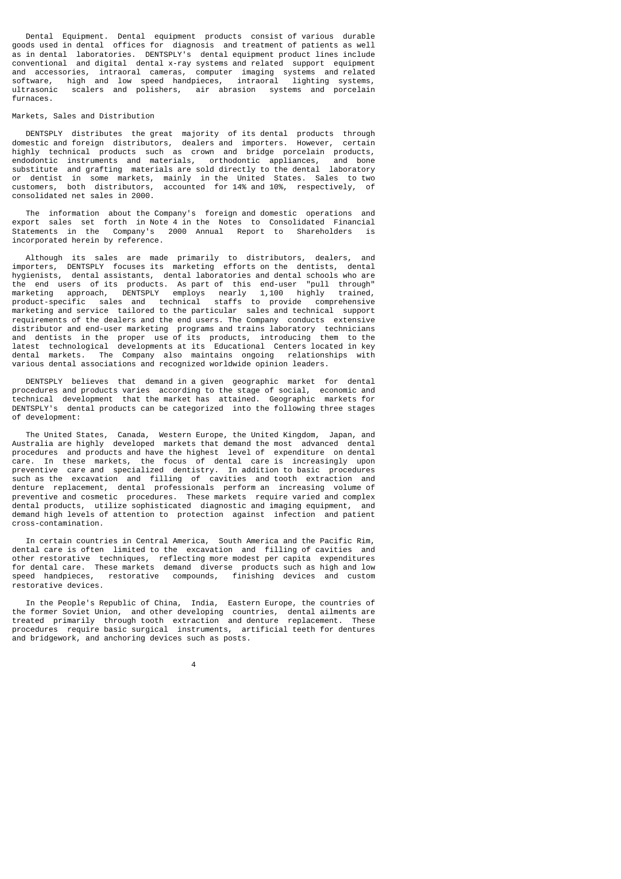Dental Equipment. Dental equipment products consist of various durable goods used in dental offices for diagnosis and treatment of patients as well as in dental laboratories. DENTSPLY's dental equipment product lines include conventional and digital dental x-ray systems and related support equipment and accessories, intraoral cameras, computer imaging systems and related software, high and low speed handpieces, intraoral lighting systems, ultrasonic scalers and polishers, air abrasion systems and porcelain furnaces.

## Markets, Sales and Distribution

DENTSPLY distributes the great majority of its dental products through domestic and foreign distributors, dealers and importers. However, certain highly technical products such as crown and bridge porcelain products, endodontic instruments and materials, orthodontic appliances, and bone substitute and grafting materials are sold directly to the dental laboratory or dentist in some markets, mainly in the United States. Sales to two customers, both distributors, accounted for 14% and 10%, respectively, of consolidated net sales in 2000.

The information about the Company's foreign and domestic operations and export sales set forth in Note 4 in the Notes to Consolidated Financial Statements in the Company's 2000 Annual Report to Shareholders is incorporated herein by reference.

Although its sales are made primarily to distributors, dealers, and importers, DENTSPLY focuses its marketing efforts on the dentists, dental hygienists, dental assistants, dental laboratories and dental schools who are the end users of its products. As part of this end-user "pull through" marketing approach, DENTSPLY employs nearly 1,100 highly trained, product-specific sales and technical staffs to provide comprehensive marketing and service tailored to the particular sales and technical support requirements of the dealers and the end users. The Company conducts extensive distributor and end-user marketing programs and trains laboratory technicians and dentists in the proper use of its products, introducing them to the latest technological developments at its Educational Centers located in key dental markets. The Company also maintains ongoing relationships with various dental associations and recognized worldwide opinion leaders.

DENTSPLY believes that demand in a given geographic market for dental procedures and products varies according to the stage of social, economic and technical development that the market has attained. Geographic markets for DENTSPLY's dental products can be categorized into the following three stages of development:

The United States, Canada, Western Europe, the United Kingdom, Japan, and Australia are highly developed markets that demand the most advanced dental procedures and products and have the highest level of expenditure on dental care. In these markets, the focus of dental care is increasingly upon preventive care and specialized dentistry. In addition to basic procedures such as the excavation and filling of cavities and tooth extraction and denture replacement, dental professionals perform an increasing volume of preventive and cosmetic procedures. These markets require varied and complex dental products, utilize sophisticated diagnostic and imaging equipment, and demand high levels of attention to protection against infection and patient cross-contamination.

In certain countries in Central America, South America and the Pacific Rim, dental care is often limited to the excavation and filling of cavities and other restorative techniques, reflecting more modest per capita expenditures for dental care. These markets demand diverse products such as high and low speed handpieces, restorative compounds, finishing devices and custom restorative devices.

In the People's Republic of China, India, Eastern Europe, the countries of the former Soviet Union, and other developing countries, dental ailments are treated primarily through tooth extraction and denture replacement. These procedures require basic surgical instruments, artificial teeth for dentures and bridgework, and anchoring devices such as posts.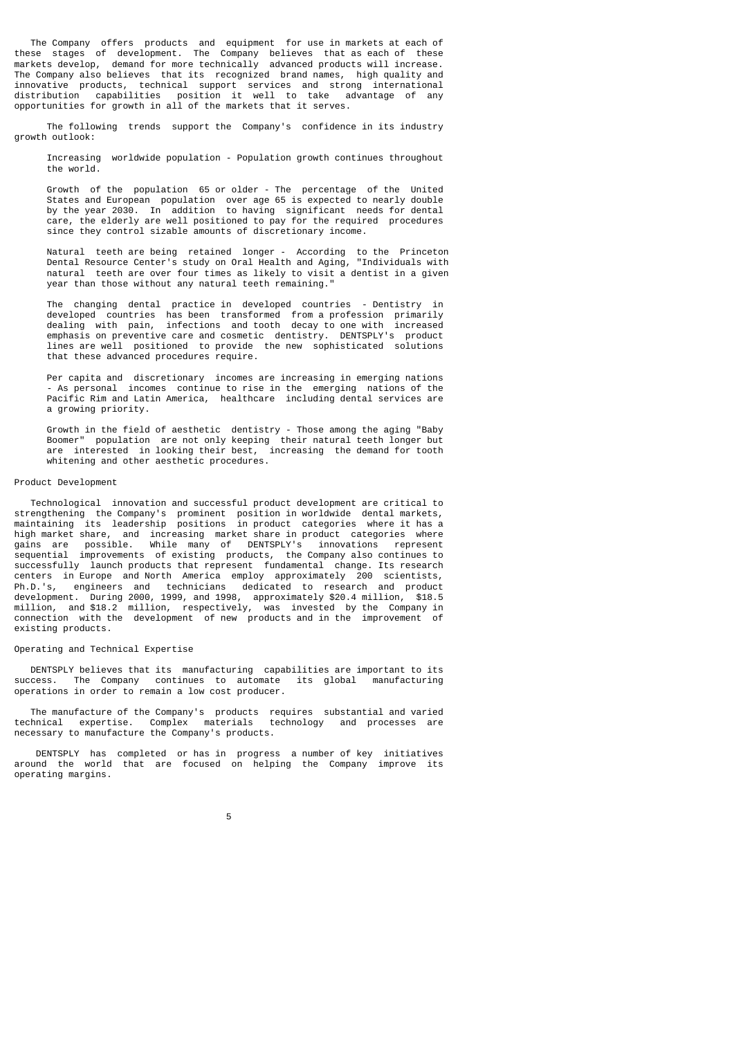The Company offers products and equipment for use in markets at each of these stages of development. The Company believes that as each of these markets develop, demand for more technically advanced products will increase. The Company also believes that its recognized brand names, high quality and innovative products, technical support services and strong international distribution capabilities position it well to take advantage of any opportunities for growth in all of the markets that it serves.

The following trends support the Company's confidence in its industry growth outlook:

Increasing worldwide population - Population growth continues throughout the world.

Growth of the population 65 or older - The percentage of the United States and European population over age 65 is expected to nearly double by the year 2030. In addition to having significant needs for dental care, the elderly are well positioned to pay for the required procedures since they control sizable amounts of discretionary income.

Natural teeth are being retained longer - According to the Princeton Dental Resource Center's study on Oral Health and Aging, "Individuals with natural teeth are over four times as likely to visit a dentist in a given year than those without any natural teeth remaining."

The changing dental practice in developed countries - Dentistry in developed countries has been transformed from a profession primarily dealing with pain, infections and tooth decay to one with increased emphasis on preventive care and cosmetic dentistry. DENTSPLY's product lines are well positioned to provide the new sophisticated solutions that these advanced procedures require.

Per capita and discretionary incomes are increasing in emerging nations - As personal incomes continue to rise in the emerging nations of the Pacific Rim and Latin America, healthcare including dental services are a growing priority.

Growth in the field of aesthetic dentistry - Those among the aging "Baby Boomer" population are not only keeping their natural teeth longer but are interested in looking their best, increasing the demand for tooth whitening and other aesthetic procedures.

## Product Development

Technological innovation and successful product development are critical to strengthening the Company's prominent position in worldwide dental markets, maintaining its leadership positions in product categories where it has a high market share, and increasing market share in product categories where gains are possible. While many of DENTSPLY's innovations represent sequential improvements of existing products, the Company also continues to successfully launch products that represent fundamental change. Its research centers in Europe and North America employ approximately 200 scientists, Ph.D.'s, engineers and technicians dedicated to research and product development. During 2000, 1999, and 1998, approximately $20.4 million, $18.5 million, and $18.2 million, respectively, was invested by the Company in connection with the development of new products and in the improvement of existing products.

## Operating and Technical Expertise

DENTSPLY believes that its manufacturing capabilities are important to its success. The Company continues to automate its global manufacturing operations in order to remain a low cost producer.

The manufacture of the Company's products requires substantial and varied technical expertise. Complex materials technology and processes are necessary to manufacture the Company's products.

DENTSPLY has completed or has in progress a number of key initiatives around the world that are focused on helping the Company improve its operating margins.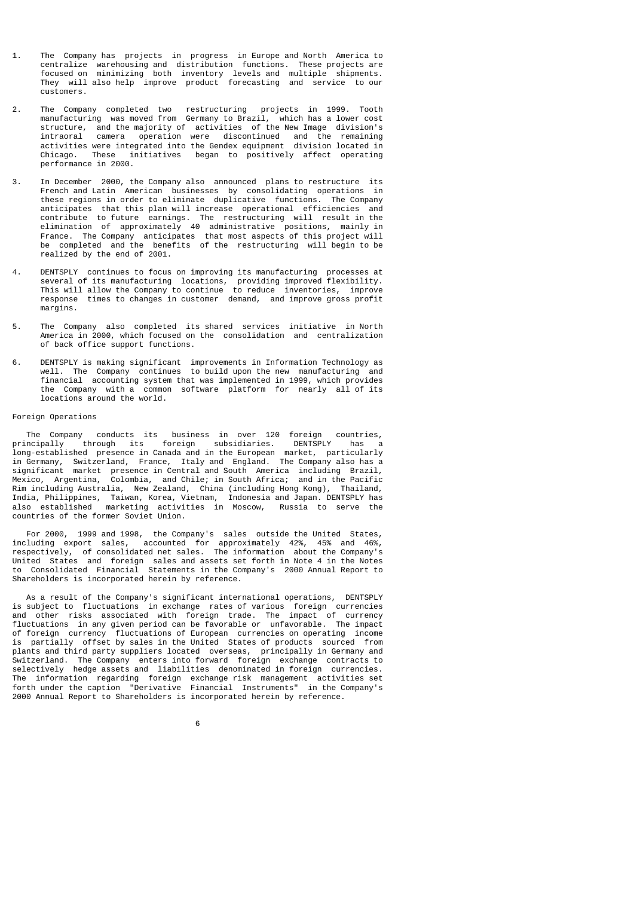1. The Company has projects in progress in Europe and North America to centralize warehousing and distribution functions. These projects are focused on minimizing both inventory levels and multiple shipments. They will also help improve product forecasting and service to our customers.

2. The Company completed two restructuring projects in 1999. Tooth manufacturing was moved from Germany to Brazil, which has a lower cost structure, and the majority of activities of the New Image division's intraoral camera operation were discontinued and the remaining activities were integrated into the Gendex equipment division located in Chicago. These initiatives began to positively affect operating performance in 2000.

3. In December 2000, the Company also announced plans to restructure its French and Latin American businesses by consolidating operations in these regions in order to eliminate duplicative functions. The Company anticipates that this plan will increase operational efficiencies and contribute to future earnings. The restructuring will result in the elimination of approximately 40 administrative positions, mainly in France. The Company anticipates that most aspects of this project will be completed and the benefits of the restructuring will begin to be realized by the end of 2001.

4. DENTSPLY continues to focus on improving its manufacturing processes at several of its manufacturing locations, providing improved flexibility. This will allow the Company to continue to reduce inventories, improve response times to changes in customer demand, and improve gross profit margins.

5. The Company also completed its shared services initiative in North America in 2000, which focused on the consolidation and centralization of back office support functions.

6. DENTSPLY is making significant improvements in Information Technology as well. The Company continues to build upon the new manufacturing and financial accounting system that was implemented in 1999, which provides the Company with a common software platform for nearly all of its locations around the world.

Foreign Operations

The Company conducts its business in over 120 foreign countries, principally through its foreign subsidiaries. DENTSPLY has a long-established presence in Canada and in the European market, particularly in Germany, Switzerland, France, Italy and England. The Company also has a significant market presence in Central and South America including Brazil, Mexico, Argentina, Colombia, and Chile; in South Africa; and in the Pacific Rim including Australia, New Zealand, China (including Hong Kong), Thailand, India, Philippines, Taiwan, Korea, Vietnam, Indonesia and Japan. DENTSPLY has also established marketing activities in Moscow, Russia to serve the countries of the former Soviet Union.

For 2000, 1999 and 1998, the Company's sales outside the United States, including export sales, accounted for approximately 42%, 45% and 46%, respectively, of consolidated net sales. The information about the Company's United States and foreign sales and assets set forth in Note 4 in the Notes to Consolidated Financial Statements in the Company's 2000 Annual Report to Shareholders is incorporated herein by reference.

As a result of the Company's significant international operations, DENTSPLY is subject to fluctuations in exchange rates of various foreign currencies and other risks associated with foreign trade. The impact of currency fluctuations in any given period can be favorable or unfavorable. The impact of foreign currency fluctuations of European currencies on operating income is partially offset by sales in the United States of products sourced from plants and third party suppliers located overseas, principally in Germany and Switzerland. The Company enters into forward foreign exchange contracts to selectively hedge assets and liabilities denominated in foreign currencies. The information regarding foreign exchange risk management activities set forth under the caption "Derivative Financial Instruments" in the Company's 2000 Annual Report to Shareholders is incorporated herein by reference.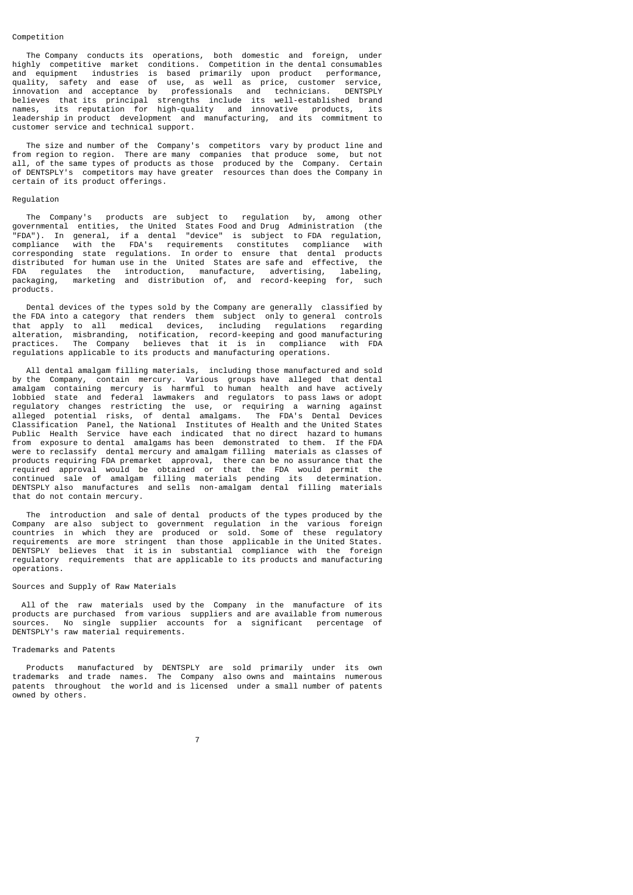## Competition

The Company conducts its operations, both domestic and foreign, under highly competitive market conditions. Competition in the dental consumables and equipment industries is based primarily upon product performance, quality, safety and ease of use, as well as price, customer service, innovation and acceptance by professionals and technicians. DENTSPLY believes that its principal strengths include its well-established brand names, its reputation for high-quality and innovative products, its leadership in product development and manufacturing, and its commitment to customer service and technical support.

The size and number of the Company's competitors vary by product line and from region to region. There are many companies that produce some, but not all, of the same types of products as those produced by the Company. Certain of DENTSPLY's competitors may have greater resources than does the Company in certain of its product offerings.

## Regulation

The Company's products are subject to regulation by, among other governmental entities, the United States Food and Drug Administration (the "FDA"). In general, if a dental "device" is subject to FDA regulation, compliance with the FDA's requirements constitutes compliance with corresponding state regulations. In order to ensure that dental products distributed for human use in the United States are safe and effective, the FDA regulates the introduction, manufacture, advertising, labeling, packaging, marketing and distribution of, and record-keeping for, such products.

Dental devices of the types sold by the Company are generally classified by the FDA into a category that renders them subject only to general controls that apply to all medical devices, including regulations regarding alteration, misbranding, notification, record-keeping and good manufacturing practices. The Company believes that it is in compliance with FDA regulations applicable to its products and manufacturing operations.

All dental amalgam filling materials, including those manufactured and sold by the Company, contain mercury. Various groups have alleged that dental amalgam containing mercury is harmful to human health and have actively lobbied state and federal lawmakers and regulators to pass laws or adopt regulatory changes restricting the use, or requiring a warning against alleged potential risks, of dental amalgams. The FDA's Dental Devices Classification Panel, the National Institutes of Health and the United States Public Health Service have each indicated that no direct hazard to humans from exposure to dental amalgams has been demonstrated to them. If the FDA were to reclassify dental mercury and amalgam filling materials as classes of products requiring FDA premarket approval, there can be no assurance that the required approval would be obtained or that the FDA would permit the continued sale of amalgam filling materials pending its determination. DENTSPLY also manufactures and sells non-amalgam dental filling materials that do not contain mercury.

The introduction and sale of dental products of the types produced by the Company are also subject to government regulation in the various foreign countries in which they are produced or sold. Some of these regulatory requirements are more stringent than those applicable in the United States. DENTSPLY believes that it is in substantial compliance with the foreign regulatory requirements that are applicable to its products and manufacturing operations.

## Sources and Supply of Raw Materials

All of the raw materials used by the Company in the manufacture of its products are purchased from various suppliers and are available from numerous sources. No single supplier accounts for a significant percentage of DENTSPLY's raw material requirements.

## Trademarks and Patents

Products manufactured by DENTSPLY are sold primarily under its own trademarks and trade names. The Company also owns and maintains numerous patents throughout the world and is licensed under a small number of patents owned by others.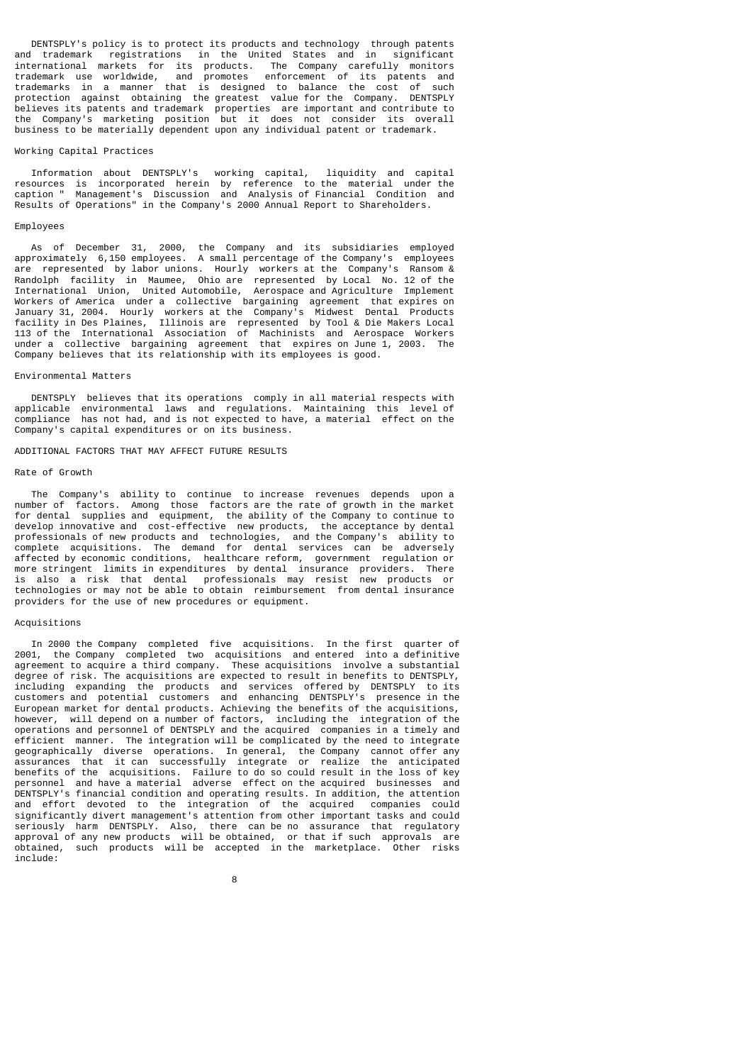DENTSPLY's policy is to protect its products and technology through patents and trademark registrations in the United States and in significant international markets for its products. The Company carefully monitors trademark use worldwide, and promotes enforcement of its patents and trademarks in a manner that is designed to balance the cost of such protection against obtaining the greatest value for the Company. DENTSPLY believes its patents and trademark properties are important and contribute to the Company's marketing position but it does not consider its overall business to be materially dependent upon any individual patent or trademark.

### Working Capital Practices

Information about DENTSPLY's working capital, liquidity and capital resources is incorporated herein by reference to the material under the caption " Management's Discussion and Analysis of Financial Condition and Results of Operations" in the Company's 2000 Annual Report to Shareholders.

### Employees

As of December 31, 2000, the Company and its subsidiaries employed approximately 6,150 employees. A small percentage of the Company's employees are represented by labor unions. Hourly workers at the Company's Ransom & Randolph facility in Maumee, Ohio are represented by Local No. 12 of the International Union, United Automobile, Aerospace and Agriculture Implement Workers of America under a collective bargaining agreement that expires on January 31, 2004. Hourly workers at the Company's Midwest Dental Products facility in Des Plaines, Illinois are represented by Tool & Die Makers Local 113 of the International Association of Machinists and Aerospace Workers under a collective bargaining agreement that expires on June 1, 2003. The Company believes that its relationship with its employees is good.

### Environmental Matters

DENTSPLY believes that its operations comply in all material respects with applicable environmental laws and regulations. Maintaining this level of compliance has not had, and is not expected to have, a material effect on the Company's capital expenditures or on its business.

## ADDITIONAL FACTORS THAT MAY AFFECT FUTURE RESULTS

### Rate of Growth

The Company's ability to continue to increase revenues depends upon a number of factors. Among those factors are the rate of growth in the market for dental supplies and equipment, the ability of the Company to continue to develop innovative and cost-effective new products, the acceptance by dental professionals of new products and technologies, and the Company's ability to complete acquisitions. The demand for dental services can be adversely affected by economic conditions, healthcare reform, government regulation or more stringent limits in expenditures by dental insurance providers. There is also a risk that dental professionals may resist new products or technologies or may not be able to obtain reimbursement from dental insurance providers for the use of new procedures or equipment.

### Acquisitions

In 2000 the Company completed five acquisitions. In the first quarter of 2001, the Company completed two acquisitions and entered into a definitive agreement to acquire a third company. These acquisitions involve a substantial degree of risk. The acquisitions are expected to result in benefits to DENTSPLY, including expanding the products and services offered by DENTSPLY to its customers and potential customers and enhancing DENTSPLY's presence in the European market for dental products. Achieving the benefits of the acquisitions, however, will depend on a number of factors, including the integration of the operations and personnel of DENTSPLY and the acquired companies in a timely and efficient manner. The integration will be complicated by the need to integrate geographically diverse operations. In general, the Company cannot offer any assurances that it can successfully integrate or realize the anticipated benefits of the acquisitions. Failure to do so could result in the loss of key personnel and have a material adverse effect on the acquired businesses and DENTSPLY's financial condition and operating results. In addition, the attention and effort devoted to the integration of the acquired companies could significantly divert management's attention from other important tasks and could seriously harm DENTSPLY. Also, there can be no assurance that regulatory approval of any new products will be obtained, or that if such approvals are obtained, such products will be accepted in the marketplace. Other risks include: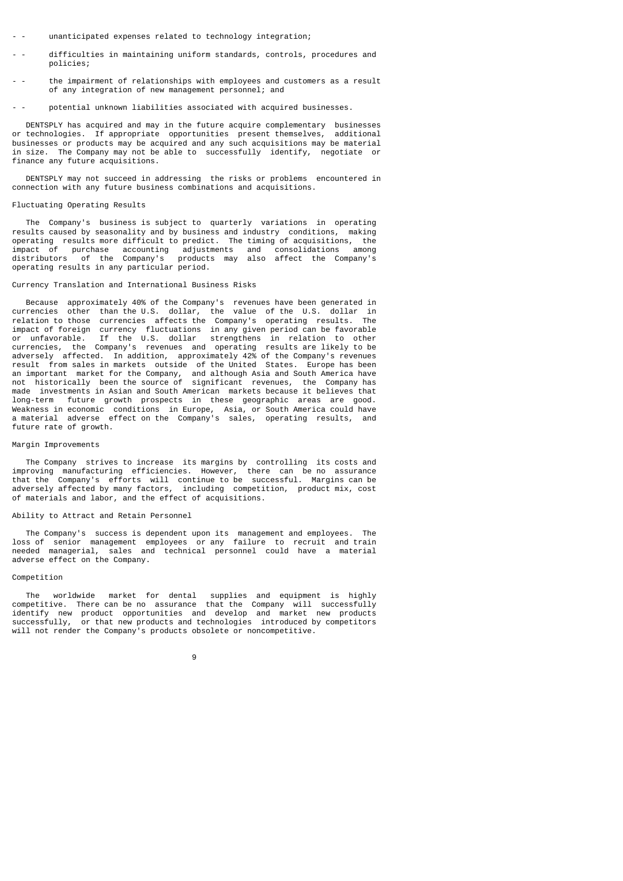- unanticipated expenses related to technology integration;

- difficulties in maintaining uniform standards, controls, procedures and policies;

- the impairment of relationships with employees and customers as a result of any integration of new management personnel; and

- potential unknown liabilities associated with acquired businesses.

DENTSPLY has acquired and may in the future acquire complementary businesses or technologies. If appropriate opportunities present themselves, additional businesses or products may be acquired and any such acquisitions may be material in size. The Company may not be able to successfully identify, negotiate or finance any future acquisitions.

DENTSPLY may not succeed in addressing the risks or problems encountered in connection with any future business combinations and acquisitions.

### Fluctuating Operating Results

The Company's business is subject to quarterly variations in operating results caused by seasonality and by business and industry conditions, making operating results more difficult to predict. The timing of acquisitions, the impact of purchase accounting adjustments and consolidations among distributors of the Company's products may also affect the Company's operating results in any particular period.

### Currency Translation and International Business Risks

Because approximately 40% of the Company's revenues have been generated in currencies other than the U.S. dollar, the value of the U.S. dollar in relation to those currencies affects the Company's operating results. The impact of foreign currency fluctuations in any given period can be favorable or unfavorable. If the U.S. dollar strengthens in relation to other currencies, the Company's revenues and operating results are likely to be adversely affected. In addition, approximately 42% of the Company's revenues result from sales in markets outside of the United States. Europe has been an important market for the Company, and although Asia and South America have not historically been the source of significant revenues, the Company has made investments in Asian and South American markets because it believes that long-term future growth prospects in these geographic areas are good. Weakness in economic conditions in Europe, Asia, or South America could have a material adverse effect on the Company's sales, operating results, and future rate of growth.

### Margin Improvements

The Company strives to increase its margins by controlling its costs and improving manufacturing efficiencies. However, there can be no assurance that the Company's efforts will continue to be successful. Margins can be adversely affected by many factors, including competition, product mix, cost of materials and labor, and the effect of acquisitions.

### Ability to Attract and Retain Personnel

The Company's success is dependent upon its management and employees. The loss of senior management employees or any failure to recruit and train needed managerial, sales and technical personnel could have a material adverse effect on the Company.

### Competition

The worldwide market for dental supplies and equipment is highly competitive. There can be no assurance that the Company will successfully identify new product opportunities and develop and market new products successfully, or that new products and technologies introduced by competitors will not render the Company's products obsolete or noncompetitive.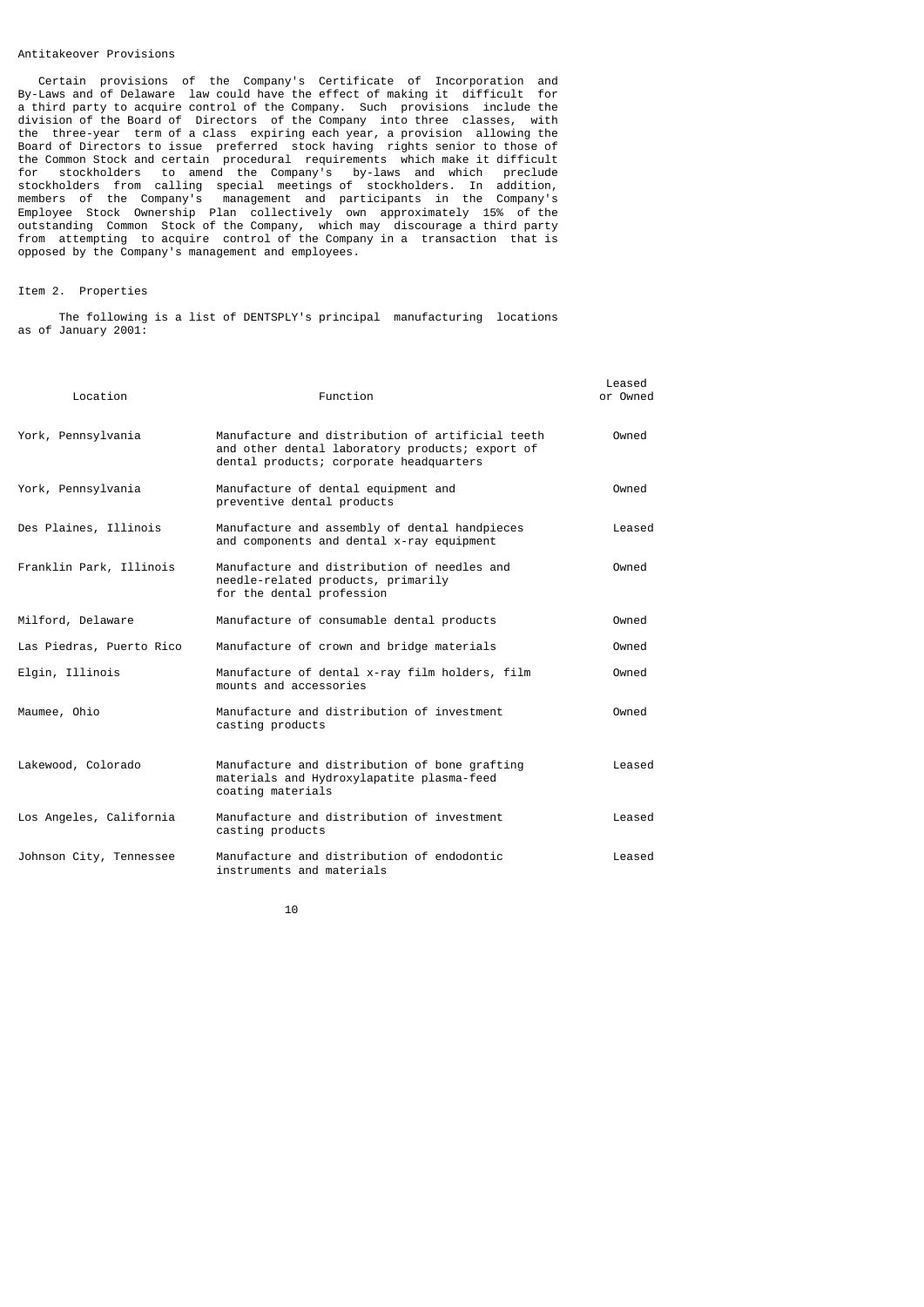### Antitakeover Provisions

Certain provisions of the Company's Certificate of Incorporation and By-Laws and of Delaware law could have the effect of making it difficult for a third party to acquire control of the Company. Such provisions include the division of the Board of Directors of the Company into three classes, with the three-year term of a class expiring each year, a provision allowing the Board of Directors to issue preferred stock having rights senior to those of the Common Stock and certain procedural requirements which make it difficult for stockholders to amend the Company's by-laws and which preclude stockholders from calling special meetings of stockholders. In addition, members of the Company's management and participants in the Company's Employee Stock Ownership Plan collectively own approximately 15% of the outstanding Common Stock of the Company, which may discourage a third party from attempting to acquire control of the Company in a transaction that is opposed by the Company's management and employees.

## Item 2. Properties

The following is a list of DENTSPLY's principal manufacturing locations as of January 2001:

| Location | Function | Leased or Owned |
|---|---|---|
| York, Pennsylvania | Manufacture and distribution of artificial teeth and other dental laboratory products; export of dental products; corporate headquarters | Owned |
| York, Pennsylvania | Manufacture of dental equipment and preventive dental products | Owned |
| Des Plaines, Illinois | Manufacture and assembly of dental handpieces and components and dental x-ray equipment | Leased |
| Franklin Park, Illinois | Manufacture and distribution of needles and needle-related products, primarily for the dental profession | Owned |
| Milford, Delaware | Manufacture of consumable dental products | Owned |
| Las Piedras, Puerto Rico | Manufacture of crown and bridge materials | Owned |
| Elgin, Illinois | Manufacture of dental x-ray film holders, film mounts and accessories | Owned |
| Maumee, Ohio | Manufacture and distribution of investment casting products | Owned |
| Lakewood, Colorado | Manufacture and distribution of bone grafting materials and Hydroxylapatite plasma-feed coating materials | Leased |
| Los Angeles, California | Manufacture and distribution of investment casting products | Leased |
| Johnson City, Tennessee | Manufacture and distribution of endodontic instruments and materials | Leased |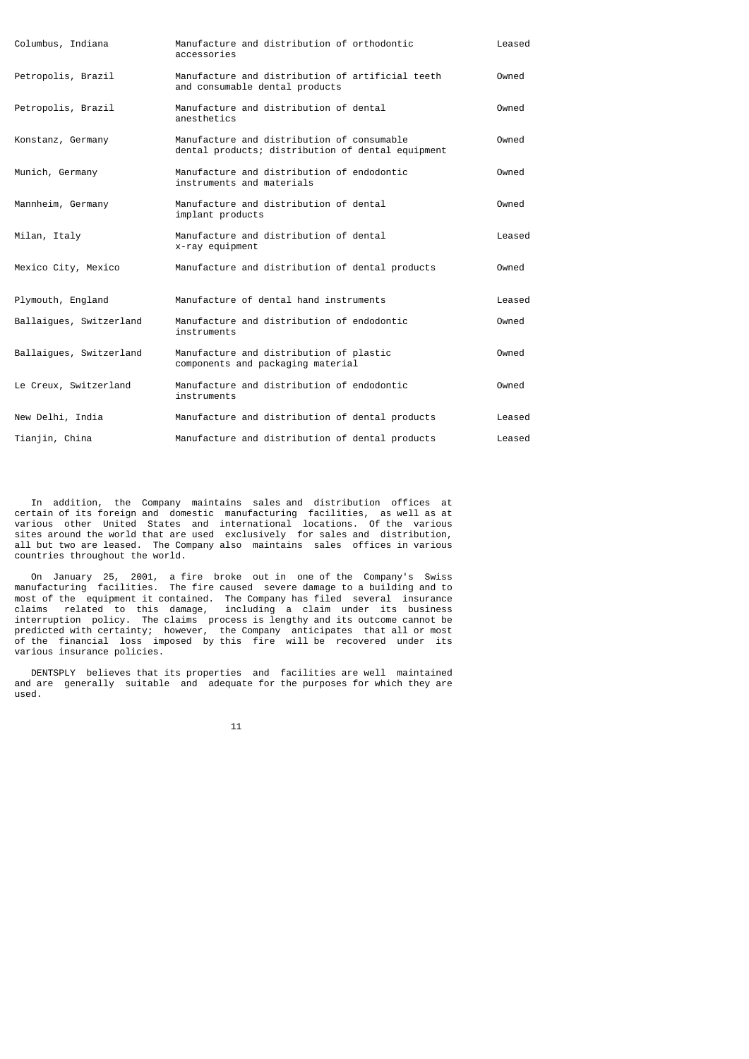| | | |
|---|---|---|
| Columbus, Indiana | Manufacture and distribution of orthodontic accessories | Leased |
| Petropolis, Brazil | Manufacture and distribution of artificial teeth and consumable dental products | Owned |
| Petropolis, Brazil | Manufacture and distribution of dental anesthetics | Owned |
| Konstanz, Germany | Manufacture and distribution of consumable dental products; distribution of dental equipment | Owned |
| Munich, Germany | Manufacture and distribution of endodontic instruments and materials | Owned |
| Mannheim, Germany | Manufacture and distribution of dental implant products | Owned |
| Milan, Italy | Manufacture and distribution of dental x-ray equipment | Leased |
| Mexico City, Mexico | Manufacture and distribution of dental products | Owned |
| Plymouth, England | Manufacture of dental hand instruments | Leased |
| Ballaigues, Switzerland | Manufacture and distribution of endodontic instruments | Owned |
| Ballaigues, Switzerland | Manufacture and distribution of plastic components and packaging material | Owned |
| Le Creux, Switzerland | Manufacture and distribution of endodontic instruments | Owned |
| New Delhi, India | Manufacture and distribution of dental products | Leased |
| Tianjin, China | Manufacture and distribution of dental products | Leased |

In addition, the Company maintains sales and distribution offices at certain of its foreign and domestic manufacturing facilities, as well as at various other United States and international locations. Of the various sites around the world that are used exclusively for sales and distribution, all but two are leased. The Company also maintains sales offices in various countries throughout the world.

On January 25, 2001, a fire broke out in one of the Company's Swiss manufacturing facilities. The fire caused severe damage to a building and to most of the equipment it contained. The Company has filed several insurance claims related to this damage, including a claim under its business interruption policy. The claims process is lengthy and its outcome cannot be predicted with certainty; however, the Company anticipates that all or most of the financial loss imposed by this fire will be recovered under its various insurance policies.

DENTSPLY believes that its properties and facilities are well maintained and are generally suitable and adequate for the purposes for which they are used.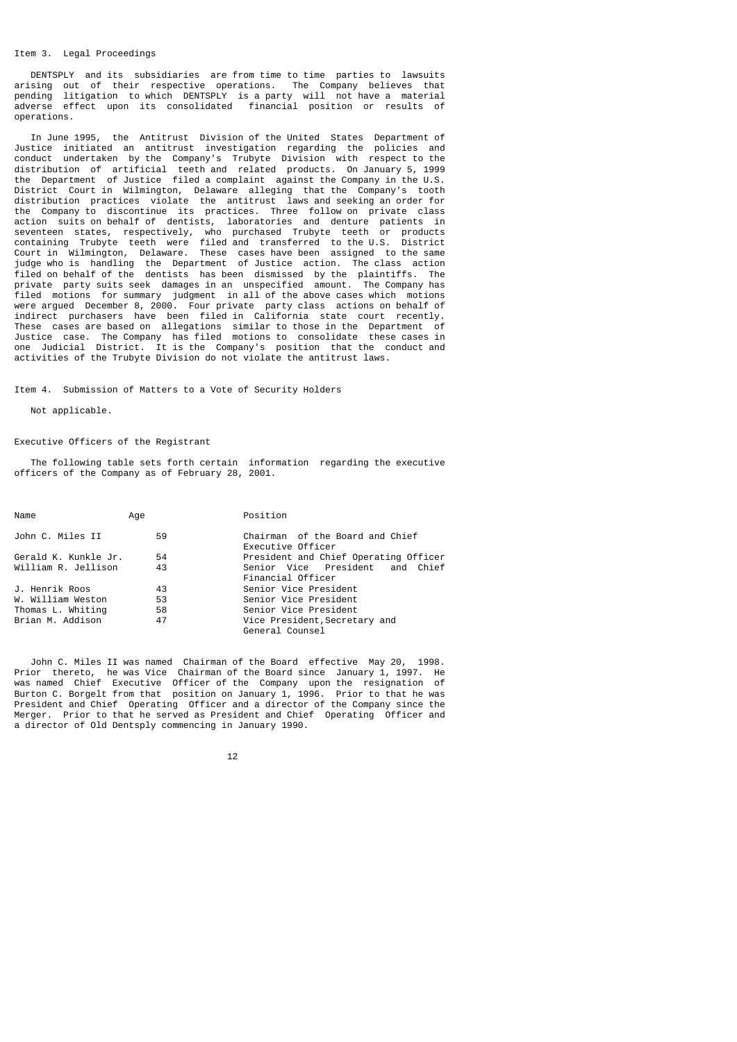## Item 3. Legal Proceedings

DENTSPLY and its subsidiaries are from time to time parties to lawsuits arising out of their respective operations. The Company believes that pending litigation to which DENTSPLY is a party will not have a material adverse effect upon its consolidated financial position or results of operations.

In June 1995, the Antitrust Division of the United States Department of Justice initiated an antitrust investigation regarding the policies and conduct undertaken by the Company's Trubyte Division with respect to the distribution of artificial teeth and related products. On January 5, 1999 the Department of Justice filed a complaint against the Company in the U.S. District Court in Wilmington, Delaware alleging that the Company's tooth distribution practices violate the antitrust laws and seeking an order for the Company to discontinue its practices. Three follow on private class action suits on behalf of dentists, laboratories and denture patients in seventeen states, respectively, who purchased Trubyte teeth or products containing Trubyte teeth were filed and transferred to the U.S. District Court in Wilmington, Delaware. These cases have been assigned to the same judge who is handling the Department of Justice action. The class action filed on behalf of the dentists has been dismissed by the plaintiffs. The private party suits seek damages in an unspecified amount. The Company has filed motions for summary judgment in all of the above cases which motions were argued December 8, 2000. Four private party class actions on behalf of indirect purchasers have been filed in California state court recently. These cases are based on allegations similar to those in the Department of Justice case. The Company has filed motions to consolidate these cases in one Judicial District. It is the Company's position that the conduct and activities of the Trubyte Division do not violate the antitrust laws.

## Item 4. Submission of Matters to a Vote of Security Holders

Not applicable.

## Executive Officers of the Registrant

The following table sets forth certain information regarding the executive officers of the Company as of February 28, 2001.

| Name | Age | Position |
|---|---|---|
| John C. Miles II | 59 | Chairman of the Board and Chief Executive Officer |
| Gerald K. Kunkle Jr. | 54 | President and Chief Operating Officer |
| William R. Jellison | 43 | Senior Vice President and Chief Financial Officer |
| J. Henrik Roos | 43 | Senior Vice President |
| W. William Weston | 53 | Senior Vice President |
| Thomas L. Whiting | 58 | Senior Vice President |
| Brian M. Addison | 47 | Vice President, Secretary and General Counsel |

John C. Miles II was named Chairman of the Board effective May 20, 1998. Prior thereto, he was Vice Chairman of the Board since January 1, 1997. He was named Chief Executive Officer of the Company upon the resignation of Burton C. Borgelt from that position on January 1, 1996. Prior to that he was President and Chief Operating Officer and a director of the Company since the Merger. Prior to that he served as President and Chief Operating Officer and a director of Old Dentsply commencing in January 1990.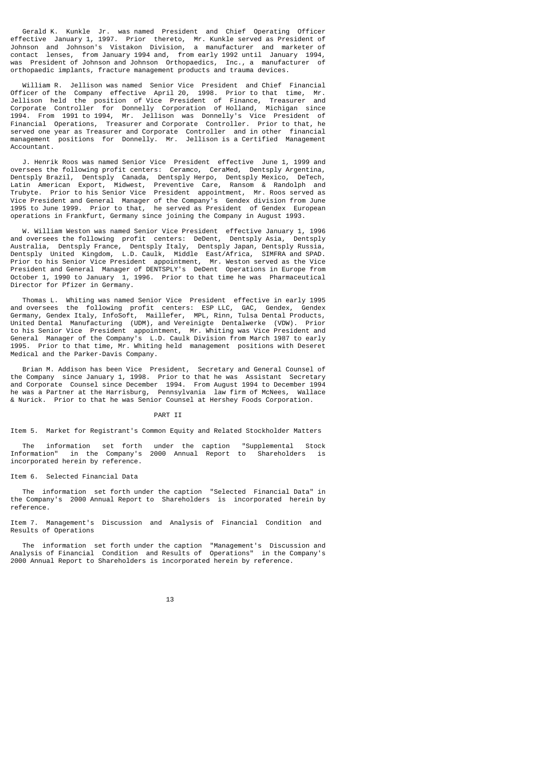Gerald K. Kunkle Jr. was named President and Chief Operating Officer effective January 1, 1997. Prior thereto, Mr. Kunkle served as President of Johnson and Johnson's Vistakon Division, a manufacturer and marketer of contact lenses, from January 1994 and, from early 1992 until January 1994, was President of Johnson and Johnson Orthopaedics, Inc., a manufacturer of orthopaedic implants, fracture management products and trauma devices.

William R. Jellison was named Senior Vice President and Chief Financial Officer of the Company effective April 20, 1998. Prior to that time, Mr. Jellison held the position of Vice President of Finance, Treasurer and Corporate Controller for Donnelly Corporation of Holland, Michigan since 1994. From 1991 to 1994, Mr. Jellison was Donnelly's Vice President of Financial Operations, Treasurer and Corporate Controller. Prior to that, he served one year as Treasurer and Corporate Controller and in other financial management positions for Donnelly. Mr. Jellison is a Certified Management Accountant.

J. Henrik Roos was named Senior Vice President effective June 1, 1999 and oversees the following profit centers: Ceramco, CeraMed, Dentsply Argentina, Dentsply Brazil, Dentsply Canada, Dentsply Herpo, Dentsply Mexico, DeTech, Latin American Export, Midwest, Preventive Care, Ransom & Randolph and Trubyte. Prior to his Senior Vice President appointment, Mr. Roos served as Vice President and General Manager of the Company's Gendex division from June 1995 to June 1999. Prior to that, he served as President of Gendex European operations in Frankfurt, Germany since joining the Company in August 1993.

W. William Weston was named Senior Vice President effective January 1, 1996 and oversees the following profit centers: DeDent, Dentsply Asia, Dentsply Australia, Dentsply France, Dentsply Italy, Dentsply Japan, Dentsply Russia, Dentsply United Kingdom, L.D. Caulk, Middle East/Africa, SIMFRA and SPAD. Prior to his Senior Vice President appointment, Mr. Weston served as the Vice President and General Manager of DENTSPLY's DeDent Operations in Europe from October 1, 1990 to January 1, 1996. Prior to that time he was Pharmaceutical Director for Pfizer in Germany.

Thomas L. Whiting was named Senior Vice President effective in early 1995 and oversees the following profit centers: ESP LLC, GAC, Gendex, Gendex Germany, Gendex Italy, InfoSoft, Maillefer, MPL, Rinn, Tulsa Dental Products, United Dental Manufacturing (UDM), and Vereinigte Dentalwerke (VDW). Prior to his Senior Vice President appointment, Mr. Whiting was Vice President and General Manager of the Company's L.D. Caulk Division from March 1987 to early 1995. Prior to that time, Mr. Whiting held management positions with Deseret Medical and the Parker-Davis Company.

Brian M. Addison has been Vice President, Secretary and General Counsel of the Company since January 1, 1998. Prior to that he was Assistant Secretary and Corporate Counsel since December 1994. From August 1994 to December 1994 he was a Partner at the Harrisburg, Pennsylvania law firm of McNees, Wallace & Nurick. Prior to that he was Senior Counsel at Hershey Foods Corporation.

# PART II

## Item 5. Market for Registrant's Common Equity and Related Stockholder Matters

The information set forth under the caption "Supplemental Stock Information" in the Company's 2000 Annual Report to Shareholders is incorporated herein by reference.

## Item 6. Selected Financial Data

The information set forth under the caption "Selected Financial Data" in the Company's 2000 Annual Report to Shareholders is incorporated herein by reference.

## Item 7. Management's Discussion and Analysis of Financial Condition and Results of Operations

The information set forth under the caption "Management's Discussion and Analysis of Financial Condition and Results of Operations" in the Company's 2000 Annual Report to Shareholders is incorporated herein by reference.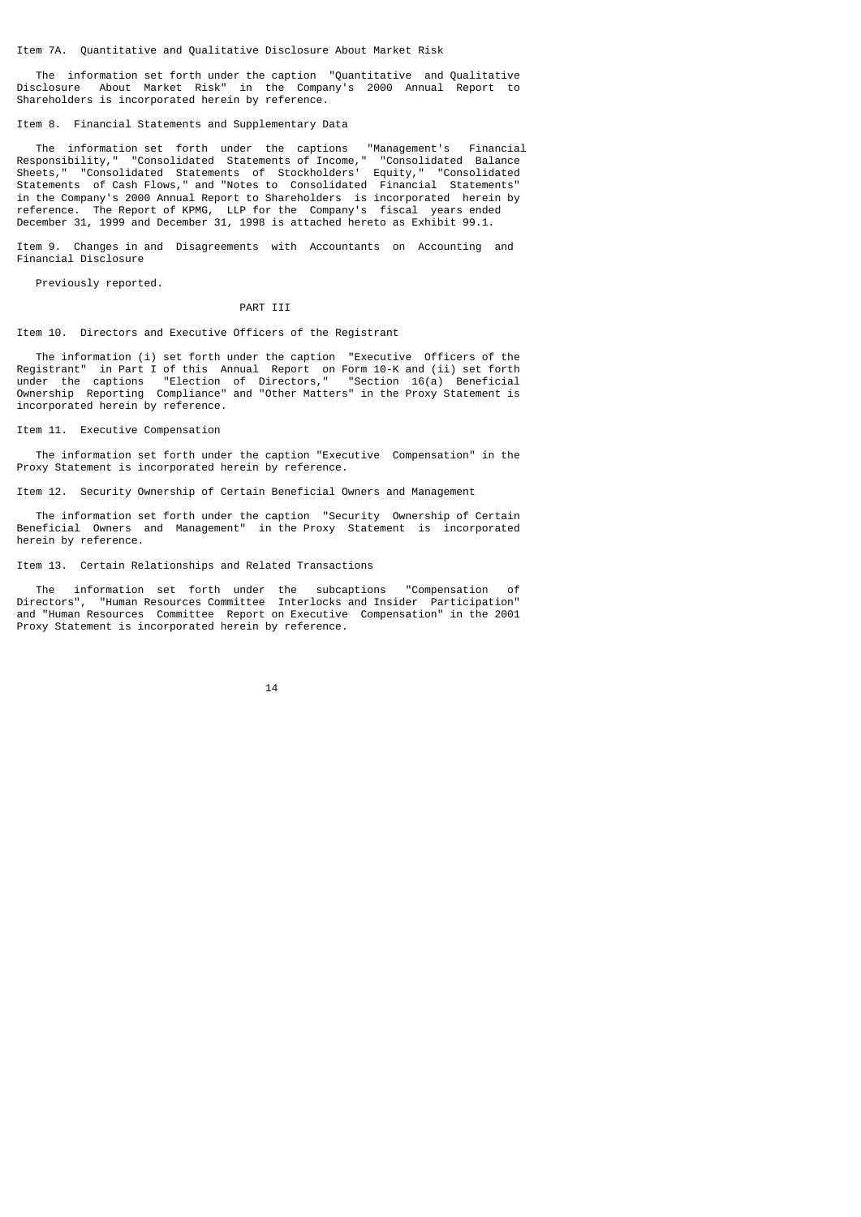### Item 7A. Quantitative and Qualitative Disclosure About Market Risk

The information set forth under the caption "Quantitative and Qualitative Disclosure About Market Risk" in the Company's 2000 Annual Report to Shareholders is incorporated herein by reference.

### Item 8. Financial Statements and Supplementary Data

The information set forth under the captions "Management's Financial Responsibility," "Consolidated Statements of Income," "Consolidated Balance Sheets," "Consolidated Statements of Stockholders' Equity," "Consolidated Statements of Cash Flows," and "Notes to Consolidated Financial Statements" in the Company's 2000 Annual Report to Shareholders is incorporated herein by reference. The Report of KPMG, LLP for the Company's fiscal years ended December 31, 1999 and December 31, 1998 is attached hereto as Exhibit 99.1.

### Item 9. Changes in and Disagreements with Accountants on Accounting and Financial Disclosure

Previously reported.

## PART III

### Item 10. Directors and Executive Officers of the Registrant

The information (i) set forth under the caption "Executive Officers of the Registrant" in Part I of this Annual Report on Form 10-K and (ii) set forth under the captions "Election of Directors," "Section 16(a) Beneficial Ownership Reporting Compliance" and "Other Matters" in the Proxy Statement is incorporated herein by reference.

### Item 11. Executive Compensation

The information set forth under the caption "Executive Compensation" in the Proxy Statement is incorporated herein by reference.

### Item 12. Security Ownership of Certain Beneficial Owners and Management

The information set forth under the caption "Security Ownership of Certain Beneficial Owners and Management" in the Proxy Statement is incorporated herein by reference.

### Item 13. Certain Relationships and Related Transactions

The information set forth under the subcaptions "Compensation of Directors", "Human Resources Committee Interlocks and Insider Participation" and "Human Resources Committee Report on Executive Compensation" in the 2001 Proxy Statement is incorporated herein by reference.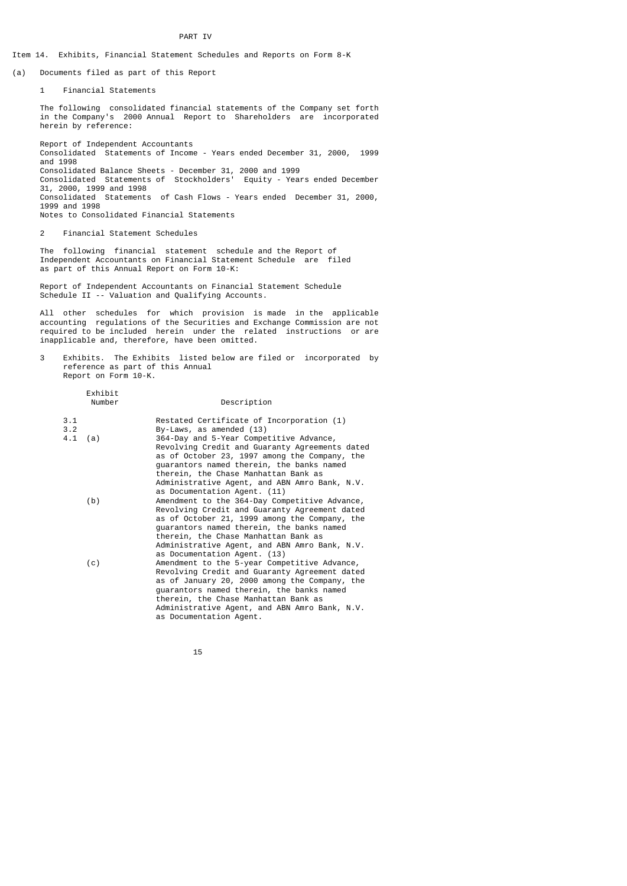# PART IV

## Item 14. Exhibits, Financial Statement Schedules and Reports on Form 8-K

(a) Documents filed as part of this Report

1 Financial Statements

The following consolidated financial statements of the Company set forth in the Company's 2000 Annual Report to Shareholders are incorporated herein by reference:

Report of Independent Accountants
Consolidated Statements of Income - Years ended December 31, 2000, 1999 and 1998
Consolidated Balance Sheets - December 31, 2000 and 1999
Consolidated Statements of Stockholders' Equity - Years ended December 31, 2000, 1999 and 1998
Consolidated Statements of Cash Flows - Years ended December 31, 2000, 1999 and 1998
Notes to Consolidated Financial Statements

2 Financial Statement Schedules

The following financial statement schedule and the Report of Independent Accountants on Financial Statement Schedule are filed as part of this Annual Report on Form 10-K:

Report of Independent Accountants on Financial Statement Schedule
Schedule II -- Valuation and Qualifying Accounts.

All other schedules for which provision is made in the applicable accounting regulations of the Securities and Exchange Commission are not required to be included herein under the related instructions or are inapplicable and, therefore, have been omitted.

3 Exhibits. The Exhibits listed below are filed or incorporated by reference as part of this Annual Report on Form 10-K.

| Exhibit Number | | Description |
|---|---|---|
| 3.1 | | Restated Certificate of Incorporation (1) |
| 3.2 | | By-Laws, as amended (13) |
| 4.1 | (a) | 364-Day and 5-Year Competitive Advance, Revolving Credit and Guaranty Agreements dated as of October 23, 1997 among the Company, the guarantors named therein, the banks named therein, the Chase Manhattan Bank as Administrative Agent, and ABN Amro Bank, N.V. as Documentation Agent. (11) |
| | (b) | Amendment to the 364-Day Competitive Advance, Revolving Credit and Guaranty Agreement dated as of October 21, 1999 among the Company, the guarantors named therein, the banks named therein, the Chase Manhattan Bank as Administrative Agent, and ABN Amro Bank, N.V. as Documentation Agent. (13) |
| | (c) | Amendment to the 5-year Competitive Advance, Revolving Credit and Guaranty Agreement dated as of January 20, 2000 among the Company, the guarantors named therein, the banks named therein, the Chase Manhattan Bank as Administrative Agent, and ABN Amro Bank, N.V. as Documentation Agent. |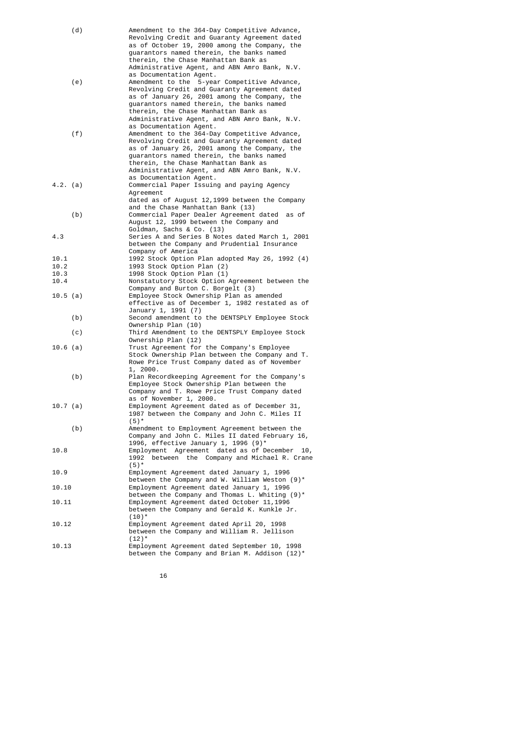| | |
|---|---|
| (d) | Amendment to the 364-Day Competitive Advance, Revolving Credit and Guaranty Agreement dated as of October 19, 2000 among the Company, the guarantors named therein, the banks named therein, the Chase Manhattan Bank as Administrative Agent, and ABN Amro Bank, N.V. as Documentation Agent. |
| (e) | Amendment to the 5-year Competitive Advance, Revolving Credit and Guaranty Agreement dated as of January 26, 2001 among the Company, the guarantors named therein, the banks named therein, the Chase Manhattan Bank as Administrative Agent, and ABN Amro Bank, N.V. as Documentation Agent. |
| (f) | Amendment to the 364-Day Competitive Advance, Revolving Credit and Guaranty Agreement dated as of January 26, 2001 among the Company, the guarantors named therein, the banks named therein, the Chase Manhattan Bank as Administrative Agent, and ABN Amro Bank, N.V. as Documentation Agent. |
| 4.2. (a) | Commercial Paper Issuing and paying Agency Agreement dated as of August 12,1999 between the Company and the Chase Manhattan Bank (13) |
| (b) | Commercial Paper Dealer Agreement dated as of August 12, 1999 between the Company and Goldman, Sachs & Co. (13) |
| 4.3 | Series A and Series B Notes dated March 1, 2001 between the Company and Prudential Insurance Company of America |
| 10.1 | 1992 Stock Option Plan adopted May 26, 1992 (4) |
| 10.2 | 1993 Stock Option Plan (2) |
| 10.3 | 1998 Stock Option Plan (1) |
| 10.4 | Nonstatutory Stock Option Agreement between the Company and Burton C. Borgelt (3) |
| 10.5 (a) | Employee Stock Ownership Plan as amended effective as of December 1, 1982 restated as of January 1, 1991 (7) |
| (b) | Second amendment to the DENTSPLY Employee Stock Ownership Plan (10) |
| (c) | Third Amendment to the DENTSPLY Employee Stock Ownership Plan (12) |
| 10.6 (a) | Trust Agreement for the Company's Employee Stock Ownership Plan between the Company and T. Rowe Price Trust Company dated as of November 1, 2000. |
| (b) | Plan Recordkeeping Agreement for the Company's Employee Stock Ownership Plan between the Company and T. Rowe Price Trust Company dated as of November 1, 2000. |
| 10.7 (a) | Employment Agreement dated as of December 31, 1987 between the Company and John C. Miles II (5)* |
| (b) | Amendment to Employment Agreement between the Company and John C. Miles II dated February 16, 1996, effective January 1, 1996 (9)* |
| 10.8 | Employment Agreement dated as of December 10, 1992 between the Company and Michael R. Crane (5)* |
| 10.9 | Employment Agreement dated January 1, 1996 between the Company and W. William Weston (9)* |
| 10.10 | Employment Agreement dated January 1, 1996 between the Company and Thomas L. Whiting (9)* |
| 10.11 | Employment Agreement dated October 11,1996 between the Company and Gerald K. Kunkle Jr. (10)* |
| 10.12 | Employment Agreement dated April 20, 1998 between the Company and William R. Jellison (12)* |
| 10.13 | Employment Agreement dated September 10, 1998 between the Company and Brian M. Addison (12)* |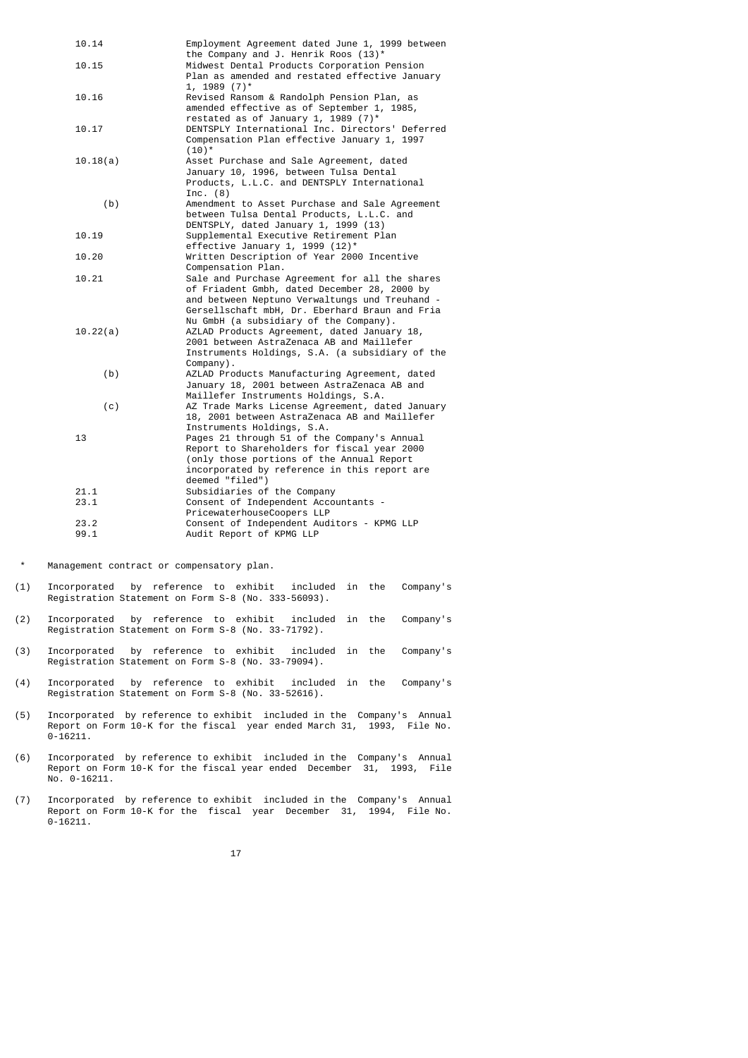| | |
|---|---|
| 10.14 | Employment Agreement dated June 1, 1999 between the Company and J. Henrik Roos (13)* |
| 10.15 | Midwest Dental Products Corporation Pension Plan as amended and restated effective January 1, 1989 (7)* |
| 10.16 | Revised Ransom & Randolph Pension Plan, as amended effective as of September 1, 1985, restated as of January 1, 1989 (7)* |
| 10.17 | DENTSPLY International Inc. Directors' Deferred Compensation Plan effective January 1, 1997 (10)* |
| 10.18(a) | Asset Purchase and Sale Agreement, dated January 10, 1996, between Tulsa Dental Products, L.L.C. and DENTSPLY International Inc. (8) |
| (b) | Amendment to Asset Purchase and Sale Agreement between Tulsa Dental Products, L.L.C. and DENTSPLY, dated January 1, 1999 (13) |
| 10.19 | Supplemental Executive Retirement Plan effective January 1, 1999 (12)* |
| 10.20 | Written Description of Year 2000 Incentive Compensation Plan. |
| 10.21 | Sale and Purchase Agreement for all the shares of Friadent Gmbh, dated December 28, 2000 by and between Neptuno Verwaltungs und Treuhand - Gersellschaft mbH, Dr. Eberhard Braun and Fria Nu GmbH (a subsidiary of the Company). |
| 10.22(a) | AZLAD Products Agreement, dated January 18, 2001 between AstraZenaca AB and Maillefer Instruments Holdings, S.A. (a subsidiary of the Company). |
| (b) | AZLAD Products Manufacturing Agreement, dated January 18, 2001 between AstraZenaca AB and Maillefer Instruments Holdings, S.A. |
| (c) | AZ Trade Marks License Agreement, dated January 18, 2001 between AstraZenaca AB and Maillefer Instruments Holdings, S.A. |
| 13 | Pages 21 through 51 of the Company's Annual Report to Shareholders for fiscal year 2000 (only those portions of the Annual Report incorporated by reference in this report are deemed "filed") |
| 21.1 | Subsidiaries of the Company |
| 23.1 | Consent of Independent Accountants - PricewaterhouseCoopers LLP |
| 23.2 | Consent of Independent Auditors - KPMG LLP |
| 99.1 | Audit Report of KPMG LLP |

\* Management contract or compensatory plan.

(1) Incorporated by reference to exhibit included in the Company's Registration Statement on Form S-8 (No. 333-56093).

(2) Incorporated by reference to exhibit included in the Company's Registration Statement on Form S-8 (No. 33-71792).

(3) Incorporated by reference to exhibit included in the Company's Registration Statement on Form S-8 (No. 33-79094).

(4) Incorporated by reference to exhibit included in the Company's Registration Statement on Form S-8 (No. 33-52616).

(5) Incorporated by reference to exhibit included in the Company's Annual Report on Form 10-K for the fiscal year ended March 31, 1993, File No. 0-16211.

(6) Incorporated by reference to exhibit included in the Company's Annual Report on Form 10-K for the fiscal year ended December 31, 1993, File No. 0-16211.

(7) Incorporated by reference to exhibit included in the Company's Annual Report on Form 10-K for the fiscal year December 31, 1994, File No. 0-16211.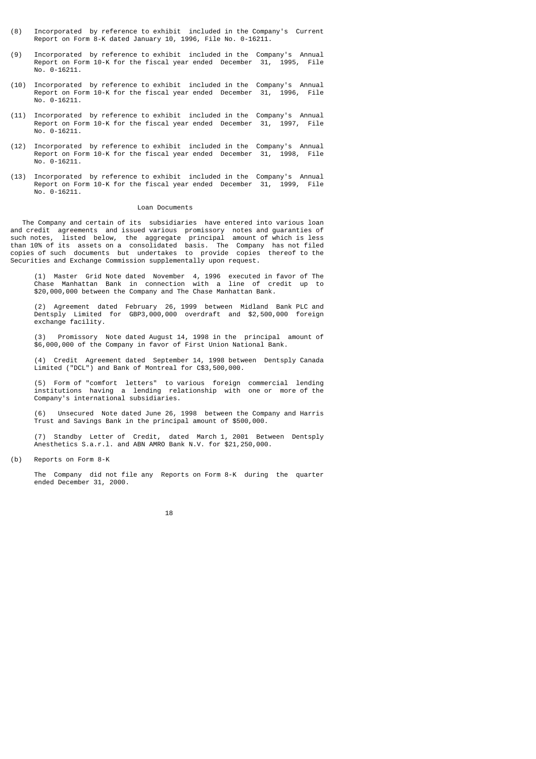(8) Incorporated by reference to exhibit included in the Company's Current Report on Form 8-K dated January 10, 1996, File No. 0-16211.

(9) Incorporated by reference to exhibit included in the Company's Annual Report on Form 10-K for the fiscal year ended December 31, 1995, File No. 0-16211.

(10) Incorporated by reference to exhibit included in the Company's Annual Report on Form 10-K for the fiscal year ended December 31, 1996, File No. 0-16211.

(11) Incorporated by reference to exhibit included in the Company's Annual Report on Form 10-K for the fiscal year ended December 31, 1997, File No. 0-16211.

(12) Incorporated by reference to exhibit included in the Company's Annual Report on Form 10-K for the fiscal year ended December 31, 1998, File No. 0-16211.

(13) Incorporated by reference to exhibit included in the Company's Annual Report on Form 10-K for the fiscal year ended December 31, 1999, File No. 0-16211.

## Loan Documents

The Company and certain of its subsidiaries have entered into various loan and credit agreements and issued various promissory notes and guaranties of such notes, listed below, the aggregate principal amount of which is less than 10% of its assets on a consolidated basis. The Company has not filed copies of such documents but undertakes to provide copies thereof to the Securities and Exchange Commission supplementally upon request.

(1) Master Grid Note dated November 4, 1996 executed in favor of The Chase Manhattan Bank in connection with a line of credit up to $20,000,000 between the Company and The Chase Manhattan Bank.

(2) Agreement dated February 26, 1999 between Midland Bank PLC and Dentsply Limited for GBP3,000,000 overdraft and $2,500,000 foreign exchange facility.

(3) Promissory Note dated August 14, 1998 in the principal amount of $6,000,000 of the Company in favor of First Union National Bank.

(4) Credit Agreement dated September 14, 1998 between Dentsply Canada Limited ("DCL") and Bank of Montreal for C$3,500,000.

(5) Form of "comfort letters" to various foreign commercial lending institutions having a lending relationship with one or more of the Company's international subsidiaries.

(6) Unsecured Note dated June 26, 1998 between the Company and Harris Trust and Savings Bank in the principal amount of $500,000.

(7) Standby Letter of Credit, dated March 1, 2001 Between Dentsply Anesthetics S.a.r.l. and ABN AMRO Bank N.V. for $21,250,000.

(b) Reports on Form 8-K

The Company did not file any Reports on Form 8-K during the quarter ended December 31, 2000.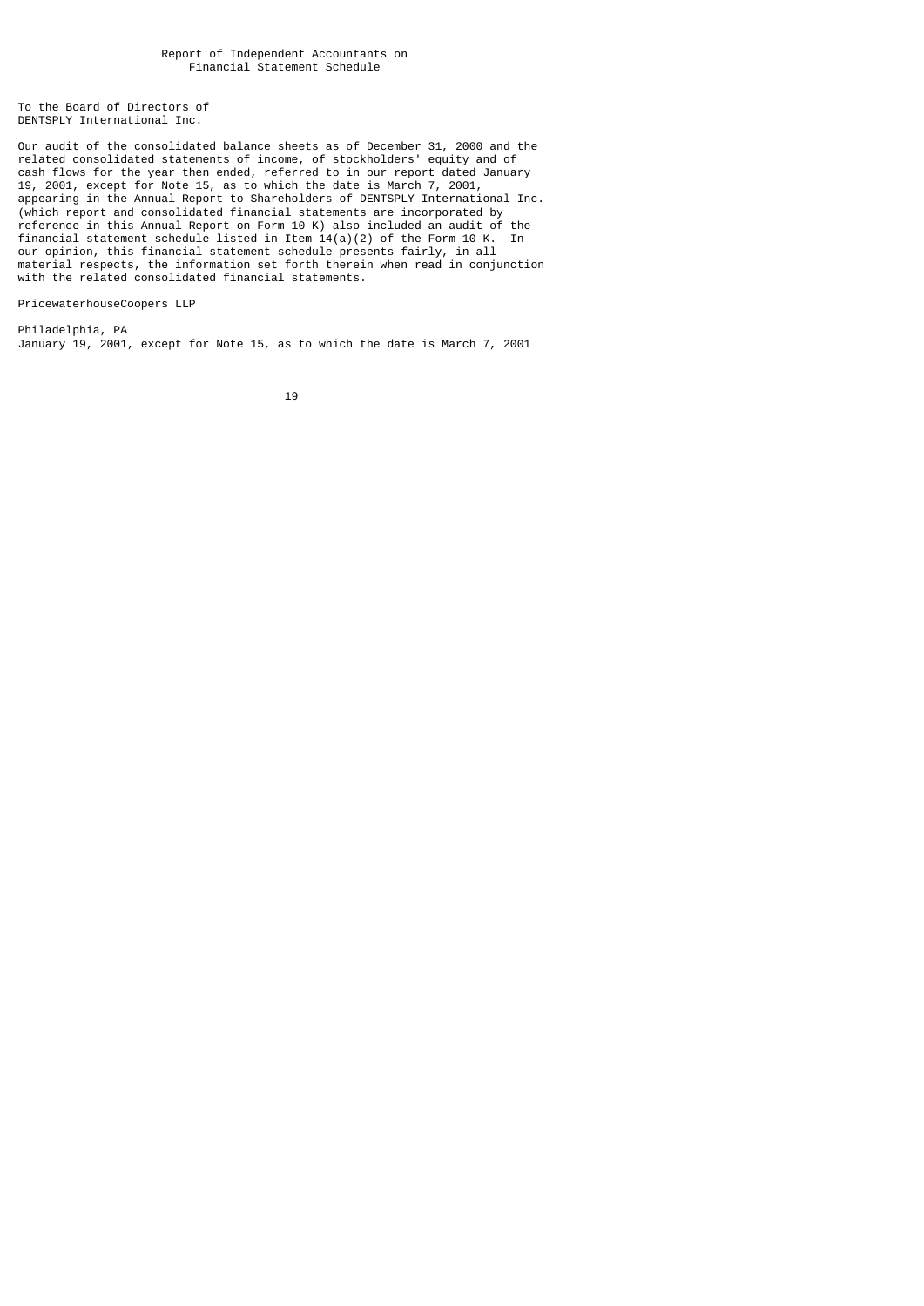# Report of Independent Accountants on Financial Statement Schedule

To the Board of Directors of
DENTSPLY International Inc.

Our audit of the consolidated balance sheets as of December 31, 2000 and the related consolidated statements of income, of stockholders' equity and of cash flows for the year then ended, referred to in our report dated January 19, 2001, except for Note 15, as to which the date is March 7, 2001, appearing in the Annual Report to Shareholders of DENTSPLY International Inc. (which report and consolidated financial statements are incorporated by reference in this Annual Report on Form 10-K) also included an audit of the financial statement schedule listed in Item 14(a)(2) of the Form 10-K. In our opinion, this financial statement schedule presents fairly, in all material respects, the information set forth therein when read in conjunction with the related consolidated financial statements.

PricewaterhouseCoopers LLP

Philadelphia, PA
January 19, 2001, except for Note 15, as to which the date is March 7, 2001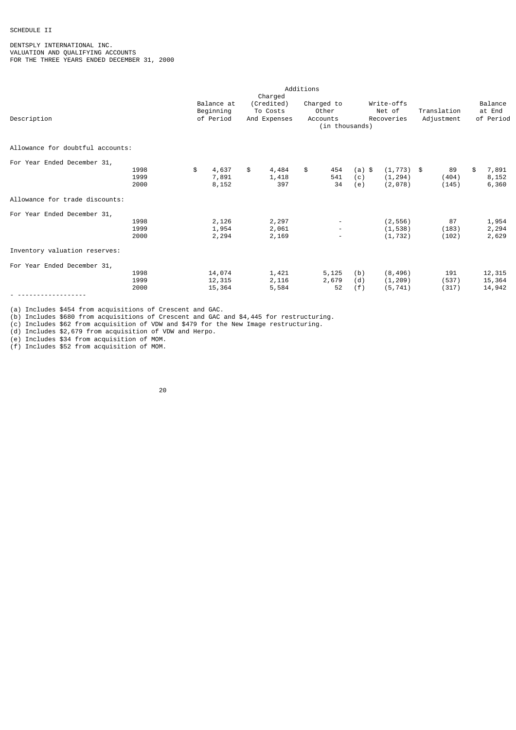SCHEDULE II

DENTSPLY INTERNATIONAL INC.
VALUATION AND QUALIFYING ACCOUNTS
FOR THE THREE YEARS ENDED DECEMBER 31, 2000

| Description | | Balance at Beginning of Period | Additions: Charged (Credited) To Costs And Expenses | Additions: Charged to Other Accounts | | Write-offs Net of Recoveries | Translation Adjustment | Balance at End of Period |
|---|---|---|---|---|---|---|---|---|
| | | (in thousands) | | | | | | |
| Allowance for doubtful accounts: | | | | | | | | |
| For Year Ended December 31, | | | | | | | | |
| | 1998 | $ 4,637 | $ 4,484 | $ 454 | (a) | $ (1,773) | $ 89 | $ 7,891 |
| | 1999 | 7,891 | 1,418 | 541 | (c) | (1,294) | (404) | 8,152 |
| | 2000 | 8,152 | 397 | 34 | (e) | (2,078) | (145) | 6,360 |
| Allowance for trade discounts: | | | | | | | | |
| For Year Ended December 31, | | | | | | | | |
| | 1998 | 2,126 | 2,297 | - | | (2,556) | 87 | 1,954 |
| | 1999 | 1,954 | 2,061 | - | | (1,538) | (183) | 2,294 |
| | 2000 | 2,294 | 2,169 | - | | (1,732) | (102) | 2,629 |
| Inventory valuation reserves: | | | | | | | | |
| For Year Ended December 31, | | | | | | | | |
| | 1998 | 14,074 | 1,421 | 5,125 | (b) | (8,496) | 191 | 12,315 |
| | 1999 | 12,315 | 2,116 | 2,679 | (d) | (1,209) | (537) | 15,364 |
| | 2000 | 15,364 | 5,584 | 52 | (f) | (5,741) | (317) | 14,942 |

- ------------------

(a) Includes $454 from acquisitions of Crescent and GAC.
(b) Includes $680 from acquisitions of Crescent and GAC and $4,445 for restructuring.
(c) Includes $62 from acquisition of VDW and $479 for the New Image restructuring.
(d) Includes $2,679 from acquisition of VDW and Herpo.
(e) Includes $34 from acquisition of MOM.
(f) Includes $52 from acquisition of MOM.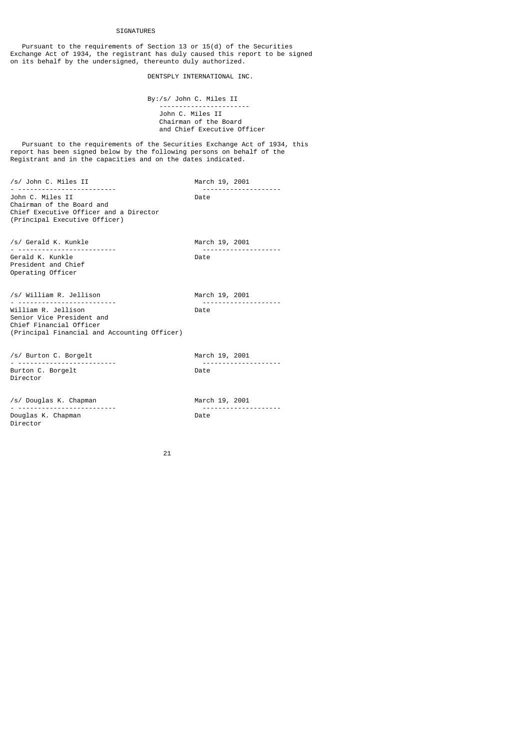## SIGNATURES

Pursuant to the requirements of Section 13 or 15(d) of the Securities Exchange Act of 1934, the registrant has duly caused this report to be signed on its behalf by the undersigned, thereunto duly authorized.

DENTSPLY INTERNATIONAL INC.

By:/s/ John C. Miles II
John C. Miles II
Chairman of the Board
and Chief Executive Officer

Pursuant to the requirements of the Securities Exchange Act of 1934, this report has been signed below by the following persons on behalf of the Registrant and in the capacities and on the dates indicated.

| Signature | Date |
|---|---|
| /s/ John C. Miles II<br>John C. Miles II<br>Chairman of the Board and Chief Executive Officer and a Director (Principal Executive Officer) | March 19, 2001 |
| /s/ Gerald K. Kunkle<br>Gerald K. Kunkle<br>President and Chief Operating Officer | March 19, 2001 |
| /s/ William R. Jellison<br>William R. Jellison<br>Senior Vice President and Chief Financial Officer (Principal Financial and Accounting Officer) | March 19, 2001 |
| /s/ Burton C. Borgelt<br>Burton C. Borgelt<br>Director | March 19, 2001 |
| /s/ Douglas K. Chapman<br>Douglas K. Chapman<br>Director | March 19, 2001 |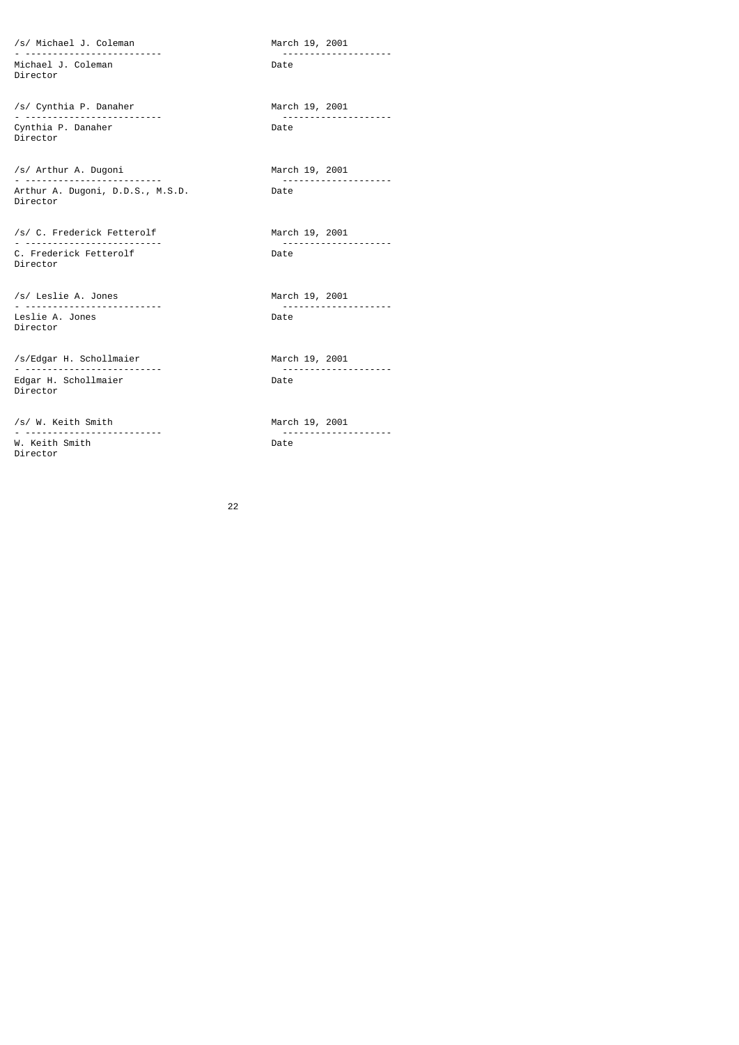| | |
|---|---|
| /s/ Michael J. Coleman | March 19, 2001 |
| Michael J. Coleman<br>Director | Date |
| /s/ Cynthia P. Danaher | March 19, 2001 |
| Cynthia P. Danaher<br>Director | Date |
| /s/ Arthur A. Dugoni | March 19, 2001 |
| Arthur A. Dugoni, D.D.S., M.S.D.<br>Director | Date |
| /s/ C. Frederick Fetterolf | March 19, 2001 |
| C. Frederick Fetterolf<br>Director | Date |
| /s/ Leslie A. Jones | March 19, 2001 |
| Leslie A. Jones<br>Director | Date |
| /s/Edgar H. Schollmaier | March 19, 2001 |
| Edgar H. Schollmaier<br>Director | Date |
| /s/ W. Keith Smith | March 19, 2001 |
| W. Keith Smith<br>Director | Date |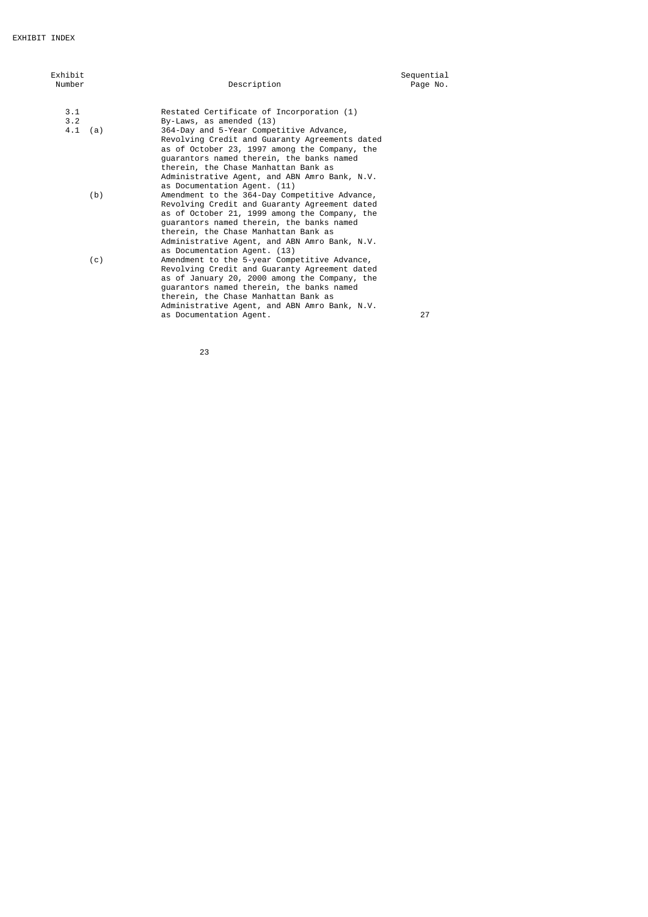EXHIBIT INDEX

| Exhibit Number | | Description | Sequential Page No. |
|---|---|---|---|
| 3.1 | | Restated Certificate of Incorporation (1) | |
| 3.2 | | By-Laws, as amended (13) | |
| 4.1 | (a) | 364-Day and 5-Year Competitive Advance, Revolving Credit and Guaranty Agreements dated as of October 23, 1997 among the Company, the guarantors named therein, the banks named therein, the Chase Manhattan Bank as Administrative Agent, and ABN Amro Bank, N.V. as Documentation Agent. (11) | |
| | (b) | Amendment to the 364-Day Competitive Advance, Revolving Credit and Guaranty Agreement dated as of October 21, 1999 among the Company, the guarantors named therein, the banks named therein, the Chase Manhattan Bank as Administrative Agent, and ABN Amro Bank, N.V. as Documentation Agent. (13) | |
| | (c) | Amendment to the 5-year Competitive Advance, Revolving Credit and Guaranty Agreement dated as of January 20, 2000 among the Company, the guarantors named therein, the banks named therein, the Chase Manhattan Bank as Administrative Agent, and ABN Amro Bank, N.V. as Documentation Agent. | 27 |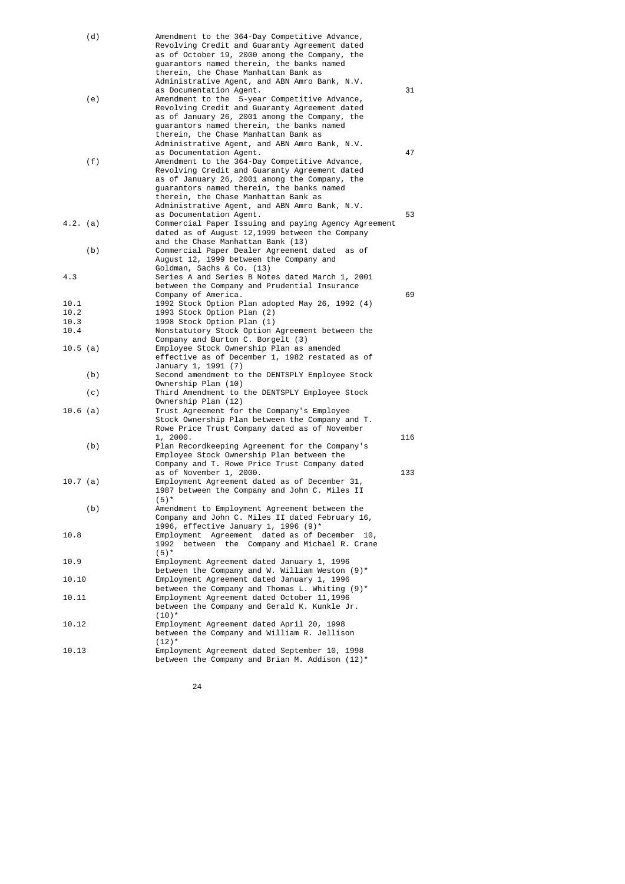| | | |
|---|---|---|
| (d) | Amendment to the 364-Day Competitive Advance, Revolving Credit and Guaranty Agreement dated as of October 19, 2000 among the Company, the guarantors named therein, the banks named therein, the Chase Manhattan Bank as Administrative Agent, and ABN Amro Bank, N.V. as Documentation Agent. | 31 |
| (e) | Amendment to the 5-year Competitive Advance, Revolving Credit and Guaranty Agreement dated as of January 26, 2001 among the Company, the guarantors named therein, the banks named therein, the Chase Manhattan Bank as Administrative Agent, and ABN Amro Bank, N.V. as Documentation Agent. | 47 |
| (f) | Amendment to the 364-Day Competitive Advance, Revolving Credit and Guaranty Agreement dated as of January 26, 2001 among the Company, the guarantors named therein, the banks named therein, the Chase Manhattan Bank as Administrative Agent, and ABN Amro Bank, N.V. as Documentation Agent. | 53 |
| 4.2. (a) | Commercial Paper Issuing and paying Agency Agreement dated as of August 12,1999 between the Company and the Chase Manhattan Bank (13) | |
| (b) | Commercial Paper Dealer Agreement dated as of August 12, 1999 between the Company and Goldman, Sachs & Co. (13) | |
| 4.3 | Series A and Series B Notes dated March 1, 2001 between the Company and Prudential Insurance Company of America. | 69 |
| 10.1 | 1992 Stock Option Plan adopted May 26, 1992 (4) | |
| 10.2 | 1993 Stock Option Plan (2) | |
| 10.3 | 1998 Stock Option Plan (1) | |
| 10.4 | Nonstatutory Stock Option Agreement between the Company and Burton C. Borgelt (3) | |
| 10.5 (a) | Employee Stock Ownership Plan as amended effective as of December 1, 1982 restated as of January 1, 1991 (7) | |
| (b) | Second amendment to the DENTSPLY Employee Stock Ownership Plan (10) | |
| (c) | Third Amendment to the DENTSPLY Employee Stock Ownership Plan (12) | |
| 10.6 (a) | Trust Agreement for the Company's Employee Stock Ownership Plan between the Company and T. Rowe Price Trust Company dated as of November 1, 2000. | 116 |
| (b) | Plan Recordkeeping Agreement for the Company's Employee Stock Ownership Plan between the Company and T. Rowe Price Trust Company dated as of November 1, 2000. | 133 |
| 10.7 (a) | Employment Agreement dated as of December 31, 1987 between the Company and John C. Miles II (5)* | |
| (b) | Amendment to Employment Agreement between the Company and John C. Miles II dated February 16, 1996, effective January 1, 1996 (9)* | |
| 10.8 | Employment Agreement dated as of December 10, 1992 between the Company and Michael R. Crane (5)* | |
| 10.9 | Employment Agreement dated January 1, 1996 between the Company and W. William Weston (9)* | |
| 10.10 | Employment Agreement dated January 1, 1996 between the Company and Thomas L. Whiting (9)* | |
| 10.11 | Employment Agreement dated October 11,1996 between the Company and Gerald K. Kunkle Jr. (10)* | |
| 10.12 | Employment Agreement dated April 20, 1998 between the Company and William R. Jellison (12)* | |
| 10.13 | Employment Agreement dated September 10, 1998 between the Company and Brian M. Addison (12)* | |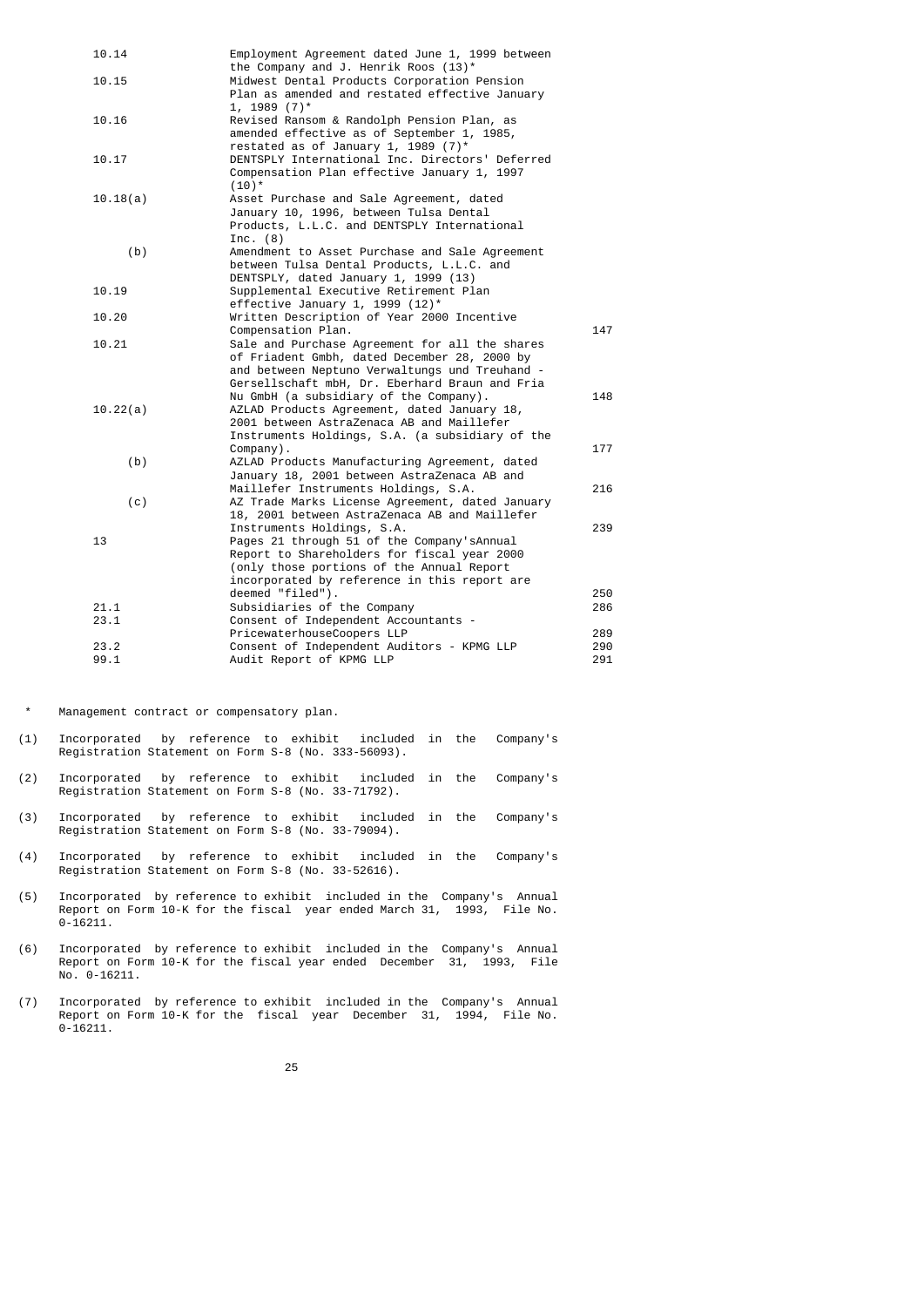| | | |
|---|---|---|
| 10.14 | Employment Agreement dated June 1, 1999 between the Company and J. Henrik Roos (13)* | |
| 10.15 | Midwest Dental Products Corporation Pension Plan as amended and restated effective January 1, 1989 (7)* | |
| 10.16 | Revised Ransom & Randolph Pension Plan, as amended effective as of September 1, 1985, restated as of January 1, 1989 (7)* | |
| 10.17 | DENTSPLY International Inc. Directors' Deferred Compensation Plan effective January 1, 1997 (10)* | |
| 10.18(a) | Asset Purchase and Sale Agreement, dated January 10, 1996, between Tulsa Dental Products, L.L.C. and DENTSPLY International Inc. (8) | |
| (b) | Amendment to Asset Purchase and Sale Agreement between Tulsa Dental Products, L.L.C. and DENTSPLY, dated January 1, 1999 (13) | |
| 10.19 | Supplemental Executive Retirement Plan effective January 1, 1999 (12)* | |
| 10.20 | Written Description of Year 2000 Incentive Compensation Plan. | 147 |
| 10.21 | Sale and Purchase Agreement for all the shares of Friadent Gmbh, dated December 28, 2000 by and between Neptuno Verwaltungs und Treuhand - Gersellschaft mbH, Dr. Eberhard Braun and Fria Nu GmbH (a subsidiary of the Company). | 148 |
| 10.22(a) | AZLAD Products Agreement, dated January 18, 2001 between AstraZenaca AB and Maillefer Instruments Holdings, S.A. (a subsidiary of the Company). | 177 |
| (b) | AZLAD Products Manufacturing Agreement, dated January 18, 2001 between AstraZenaca AB and Maillefer Instruments Holdings, S.A. | 216 |
| (c) | AZ Trade Marks License Agreement, dated January 18, 2001 between AstraZenaca AB and Maillefer Instruments Holdings, S.A. | 239 |
| 13 | Pages 21 through 51 of the Company'sAnnual Report to Shareholders for fiscal year 2000 (only those portions of the Annual Report incorporated by reference in this report are deemed "filed"). | 250 |
| 21.1 | Subsidiaries of the Company | 286 |
| 23.1 | Consent of Independent Accountants - PricewaterhouseCoopers LLP | 289 |
| 23.2 | Consent of Independent Auditors - KPMG LLP | 290 |
| 99.1 | Audit Report of KPMG LLP | 291 |

\* Management contract or compensatory plan.

(1) Incorporated by reference to exhibit included in the Company's Registration Statement on Form S-8 (No. 333-56093).

(2) Incorporated by reference to exhibit included in the Company's Registration Statement on Form S-8 (No. 33-71792).

(3) Incorporated by reference to exhibit included in the Company's Registration Statement on Form S-8 (No. 33-79094).

(4) Incorporated by reference to exhibit included in the Company's Registration Statement on Form S-8 (No. 33-52616).

(5) Incorporated by reference to exhibit included in the Company's Annual Report on Form 10-K for the fiscal year ended March 31, 1993, File No. 0-16211.

(6) Incorporated by reference to exhibit included in the Company's Annual Report on Form 10-K for the fiscal year ended December 31, 1993, File No. 0-16211.

(7) Incorporated by reference to exhibit included in the Company's Annual Report on Form 10-K for the fiscal year December 31, 1994, File No. 0-16211.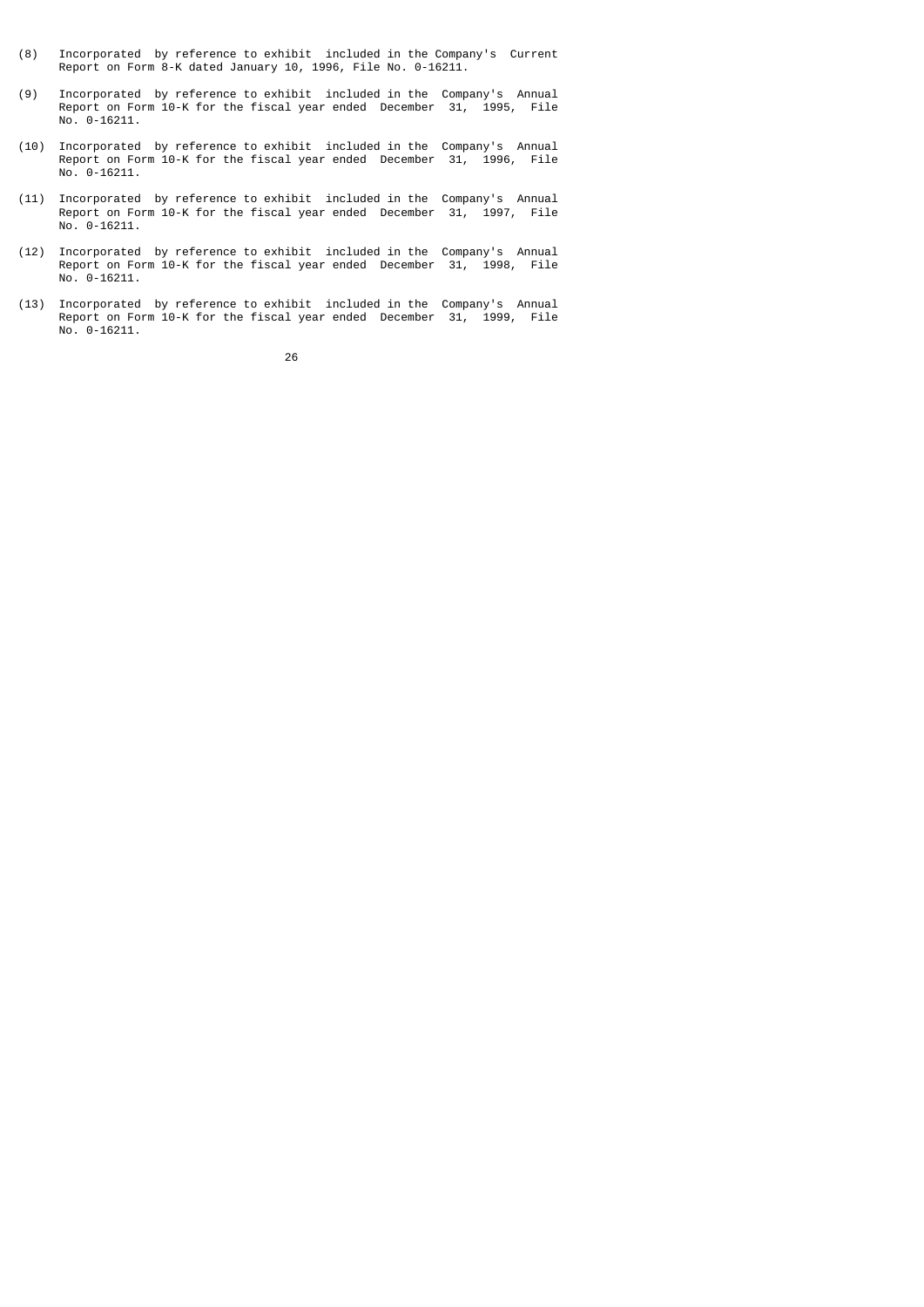(8) Incorporated by reference to exhibit included in the Company's Current Report on Form 8-K dated January 10, 1996, File No. 0-16211.

(9) Incorporated by reference to exhibit included in the Company's Annual Report on Form 10-K for the fiscal year ended December 31, 1995, File No. 0-16211.

(10) Incorporated by reference to exhibit included in the Company's Annual Report on Form 10-K for the fiscal year ended December 31, 1996, File No. 0-16211.

(11) Incorporated by reference to exhibit included in the Company's Annual Report on Form 10-K for the fiscal year ended December 31, 1997, File No. 0-16211.

(12) Incorporated by reference to exhibit included in the Company's Annual Report on Form 10-K for the fiscal year ended December 31, 1998, File No. 0-16211.

(13) Incorporated by reference to exhibit included in the Company's Annual Report on Form 10-K for the fiscal year ended December 31, 1999, File No. 0-16211.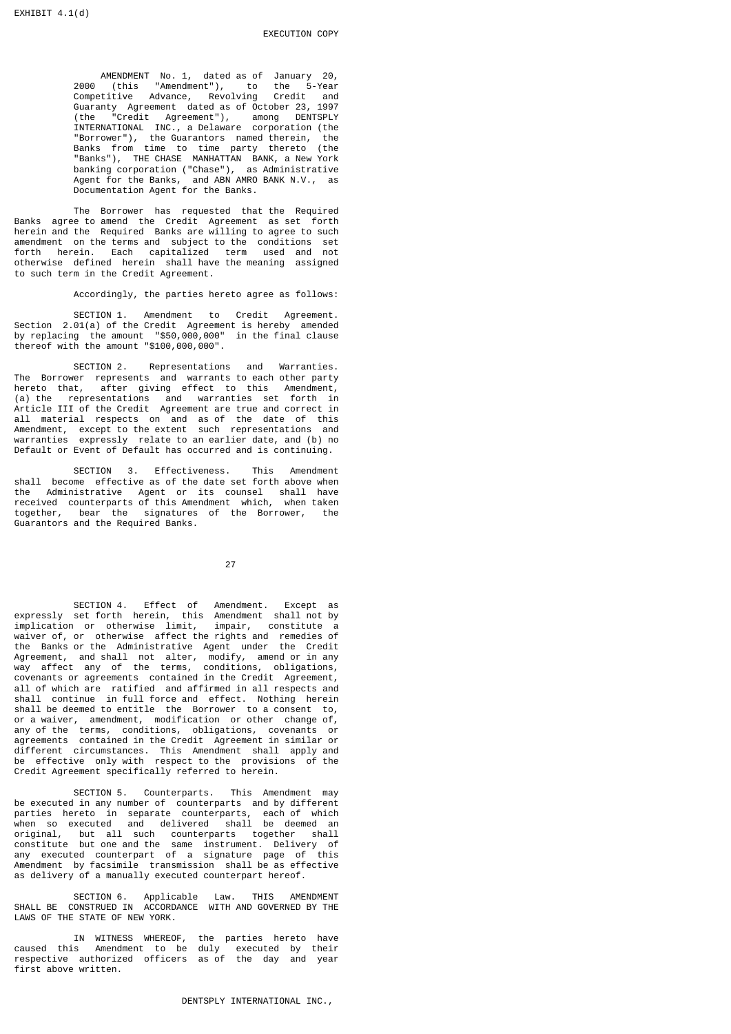EXHIBIT 4.1(d)

EXECUTION COPY

AMENDMENT No. 1, dated as of January 20, 2000 (this "Amendment"), to the 5-Year Competitive Advance, Revolving Credit and Guaranty Agreement dated as of October 23, 1997 (the "Credit Agreement"), among DENTSPLY INTERNATIONAL INC., a Delaware corporation (the "Borrower"), the Guarantors named therein, the Banks from time to time party thereto (the "Banks"), THE CHASE MANHATTAN BANK, a New York banking corporation ("Chase"), as Administrative Agent for the Banks, and ABN AMRO BANK N.V., as Documentation Agent for the Banks.

The Borrower has requested that the Required Banks agree to amend the Credit Agreement as set forth herein and the Required Banks are willing to agree to such amendment on the terms and subject to the conditions set forth herein. Each capitalized term used and not otherwise defined herein shall have the meaning assigned to such term in the Credit Agreement.

Accordingly, the parties hereto agree as follows:

SECTION 1. Amendment to Credit Agreement. Section 2.01(a) of the Credit Agreement is hereby amended by replacing the amount "$50,000,000" in the final clause thereof with the amount "$100,000,000".

SECTION 2. Representations and Warranties. The Borrower represents and warrants to each other party hereto that, after giving effect to this Amendment, (a) the representations and warranties set forth in Article III of the Credit Agreement are true and correct in all material respects on and as of the date of this Amendment, except to the extent such representations and warranties expressly relate to an earlier date, and (b) no Default or Event of Default has occurred and is continuing.

SECTION 3. Effectiveness. This Amendment shall become effective as of the date set forth above when the Administrative Agent or its counsel shall have received counterparts of this Amendment which, when taken together, bear the signatures of the Borrower, the Guarantors and the Required Banks.

SECTION 4. Effect of Amendment. Except as expressly set forth herein, this Amendment shall not by implication or otherwise limit, impair, constitute a waiver of, or otherwise affect the rights and remedies of the Banks or the Administrative Agent under the Credit Agreement, and shall not alter, modify, amend or in any way affect any of the terms, conditions, obligations, covenants or agreements contained in the Credit Agreement, all of which are ratified and affirmed in all respects and shall continue in full force and effect. Nothing herein shall be deemed to entitle the Borrower to a consent to, or a waiver, amendment, modification or other change of, any of the terms, conditions, obligations, covenants or agreements contained in the Credit Agreement in similar or different circumstances. This Amendment shall apply and be effective only with respect to the provisions of the Credit Agreement specifically referred to herein.

SECTION 5. Counterparts. This Amendment may be executed in any number of counterparts and by different parties hereto in separate counterparts, each of which when so executed and delivered shall be deemed an original, but all such counterparts together shall constitute but one and the same instrument. Delivery of any executed counterpart of a signature page of this Amendment by facsimile transmission shall be as effective as delivery of a manually executed counterpart hereof.

SECTION 6. Applicable Law. THIS AMENDMENT SHALL BE CONSTRUED IN ACCORDANCE WITH AND GOVERNED BY THE LAWS OF THE STATE OF NEW YORK.

IN WITNESS WHEREOF, the parties hereto have caused this Amendment to be duly executed by their respective authorized officers as of the day and year first above written.

DENTSPLY INTERNATIONAL INC.,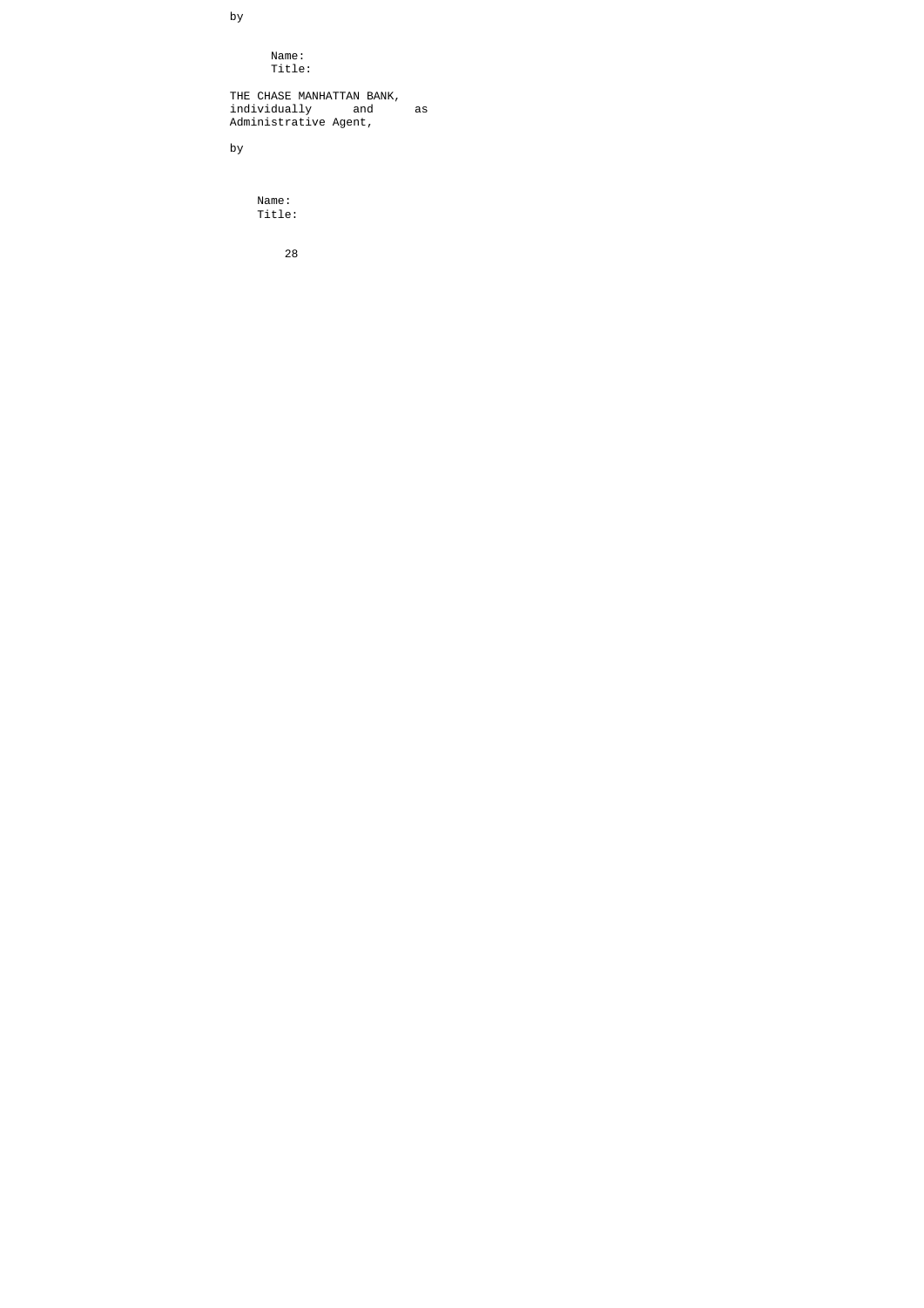by

Name:
Title:

THE CHASE MANHATTAN BANK, individually and as Administrative Agent,

by

Name:
Title: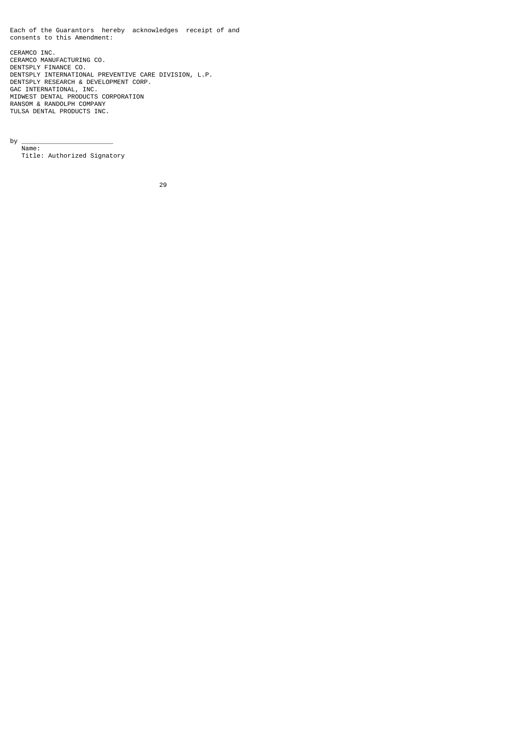Each of the Guarantors hereby acknowledges receipt of and consents to this Amendment:

CERAMCO INC.
CERAMCO MANUFACTURING CO.
DENTSPLY FINANCE CO.
DENTSPLY INTERNATIONAL PREVENTIVE CARE DIVISION, L.P.
DENTSPLY RESEARCH & DEVELOPMENT CORP.
GAC INTERNATIONAL, INC.
MIDWEST DENTAL PRODUCTS CORPORATION
RANSOM & RANDOLPH COMPANY
TULSA DENTAL PRODUCTS INC.

by ________________________
Name:
Title: Authorized Signatory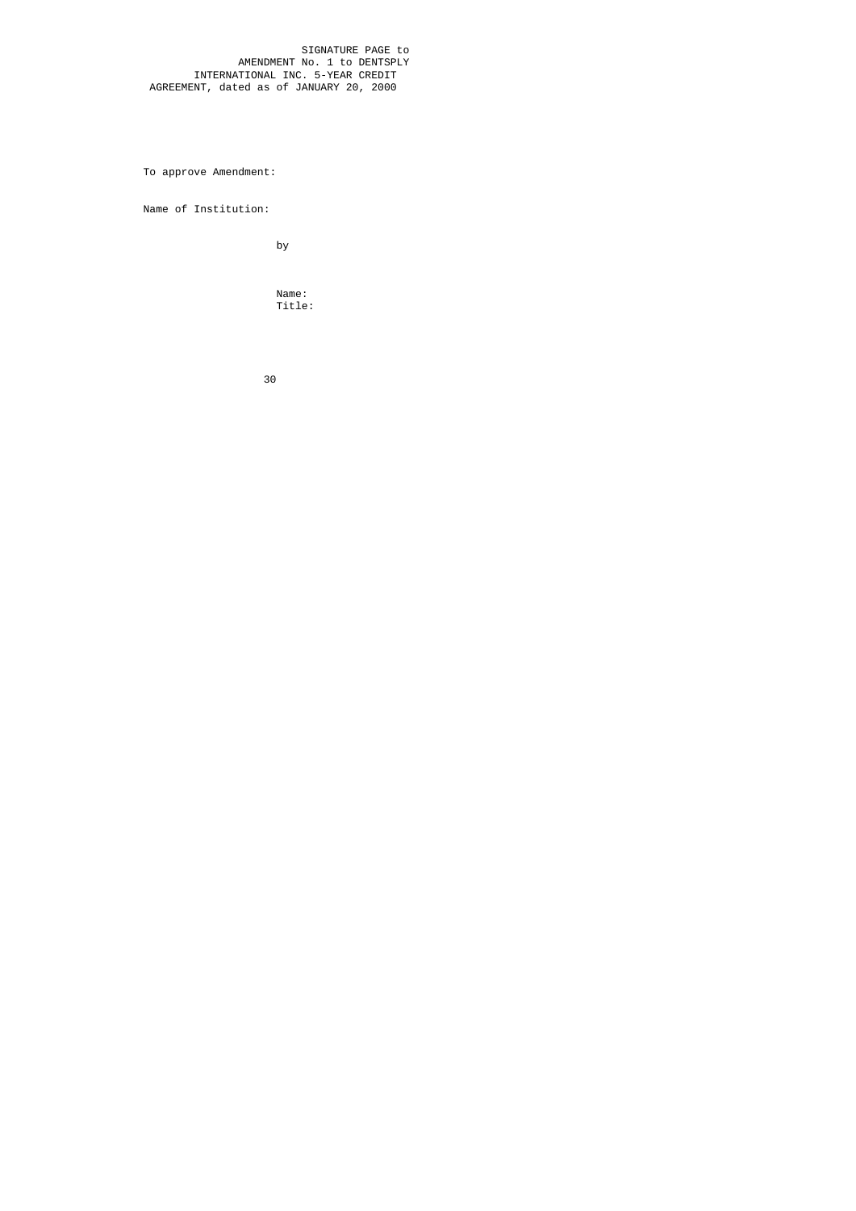SIGNATURE PAGE to
AMENDMENT No. 1 to DENTSPLY
INTERNATIONAL INC. 5-YEAR CREDIT
AGREEMENT, dated as of JANUARY 20, 2000

To approve Amendment:

Name of Institution:

by

Name:
Title: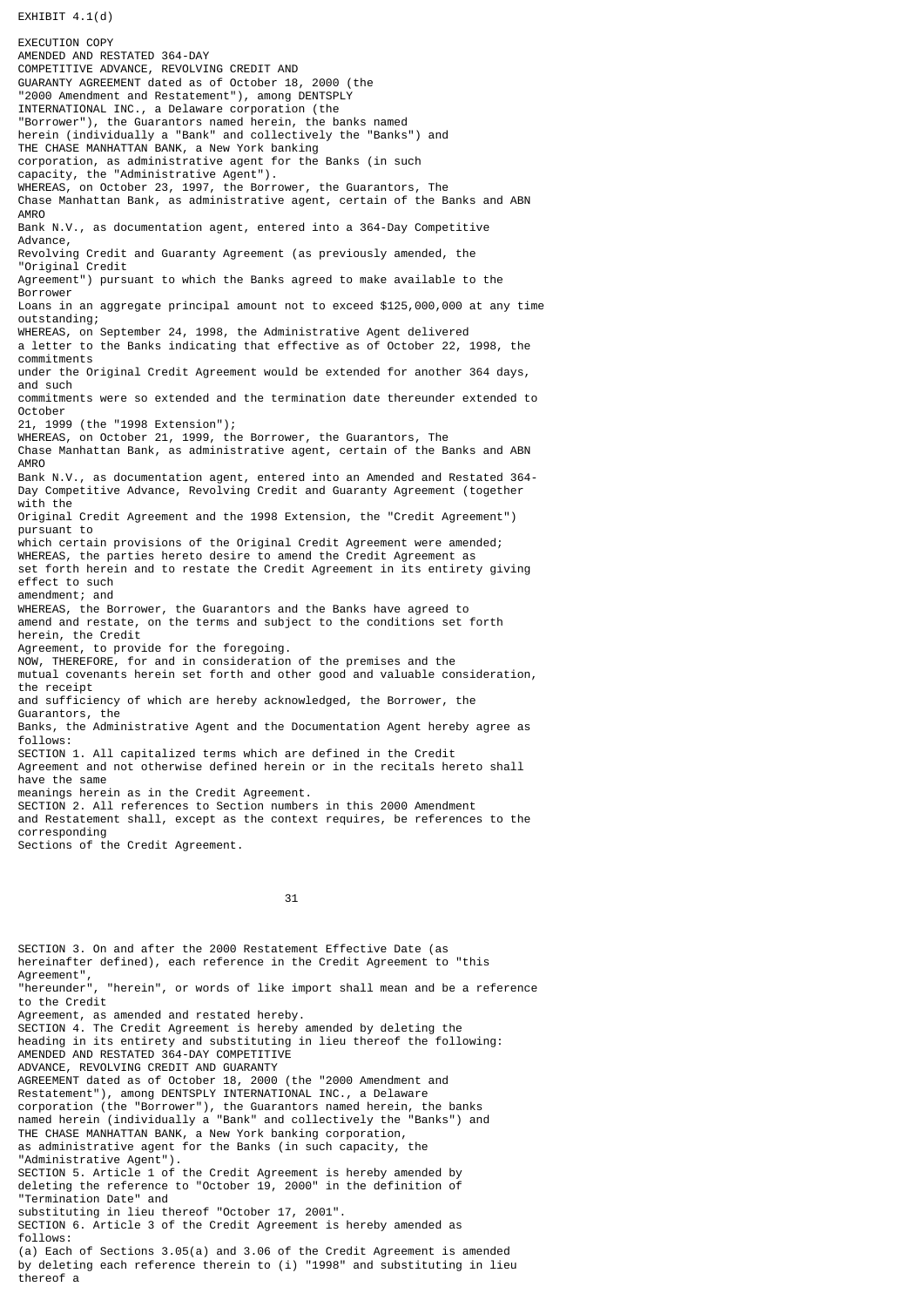EXHIBIT 4.1(d)

EXECUTION COPY

AMENDED AND RESTATED 364-DAY COMPETITIVE ADVANCE, REVOLVING CREDIT AND GUARANTY AGREEMENT dated as of October 18, 2000 (the "2000 Amendment and Restatement"), among DENTSPLY INTERNATIONAL INC., a Delaware corporation (the "Borrower"), the Guarantors named herein, the banks named herein (individually a "Bank" and collectively the "Banks") and THE CHASE MANHATTAN BANK, a New York banking corporation, as administrative agent for the Banks (in such capacity, the "Administrative Agent").

WHEREAS, on October 23, 1997, the Borrower, the Guarantors, The Chase Manhattan Bank, as administrative agent, certain of the Banks and ABN AMRO Bank N.V., as documentation agent, entered into a 364-Day Competitive Advance, Revolving Credit and Guaranty Agreement (as previously amended, the "Original Credit Agreement") pursuant to which the Banks agreed to make available to the Borrower Loans in an aggregate principal amount not to exceed $125,000,000 at any time outstanding;

WHEREAS, on September 24, 1998, the Administrative Agent delivered a letter to the Banks indicating that effective as of October 22, 1998, the commitments under the Original Credit Agreement would be extended for another 364 days, and such commitments were so extended and the termination date thereunder extended to October 21, 1999 (the "1998 Extension");

WHEREAS, on October 21, 1999, the Borrower, the Guarantors, The Chase Manhattan Bank, as administrative agent, certain of the Banks and ABN AMRO Bank N.V., as documentation agent, entered into an Amended and Restated 364-Day Competitive Advance, Revolving Credit and Guaranty Agreement (together with the Original Credit Agreement and the 1998 Extension, the "Credit Agreement") pursuant to which certain provisions of the Original Credit Agreement were amended;

WHEREAS, the parties hereto desire to amend the Credit Agreement as set forth herein and to restate the Credit Agreement in its entirety giving effect to such amendment; and

WHEREAS, the Borrower, the Guarantors and the Banks have agreed to amend and restate, on the terms and subject to the conditions set forth herein, the Credit Agreement, to provide for the foregoing.

NOW, THEREFORE, for and in consideration of the premises and the mutual covenants herein set forth and other good and valuable consideration, the receipt and sufficiency of which are hereby acknowledged, the Borrower, the Guarantors, the Banks, the Administrative Agent and the Documentation Agent hereby agree as follows:

SECTION 1. All capitalized terms which are defined in the Credit Agreement and not otherwise defined herein or in the recitals hereto shall have the same meanings herein as in the Credit Agreement.

SECTION 2. All references to Section numbers in this 2000 Amendment and Restatement shall, except as the context requires, be references to the corresponding Sections of the Credit Agreement.

SECTION 3. On and after the 2000 Restatement Effective Date (as hereinafter defined), each reference in the Credit Agreement to "this Agreement", "hereunder", "herein", or words of like import shall mean and be a reference to the Credit Agreement, as amended and restated hereby.

SECTION 4. The Credit Agreement is hereby amended by deleting the heading in its entirety and substituting in lieu thereof the following:

AMENDED AND RESTATED 364-DAY COMPETITIVE ADVANCE, REVOLVING CREDIT AND GUARANTY AGREEMENT dated as of October 18, 2000 (the "2000 Amendment and Restatement"), among DENTSPLY INTERNATIONAL INC., a Delaware corporation (the "Borrower"), the Guarantors named herein, the banks named herein (individually a "Bank" and collectively the "Banks") and THE CHASE MANHATTAN BANK, a New York banking corporation, as administrative agent for the Banks (in such capacity, the "Administrative Agent").

SECTION 5. Article 1 of the Credit Agreement is hereby amended by deleting the reference to "October 19, 2000" in the definition of "Termination Date" and substituting in lieu thereof "October 17, 2001".

SECTION 6. Article 3 of the Credit Agreement is hereby amended as follows:

(a) Each of Sections 3.05(a) and 3.06 of the Credit Agreement is amended by deleting each reference therein to (i) "1998" and substituting in lieu thereof a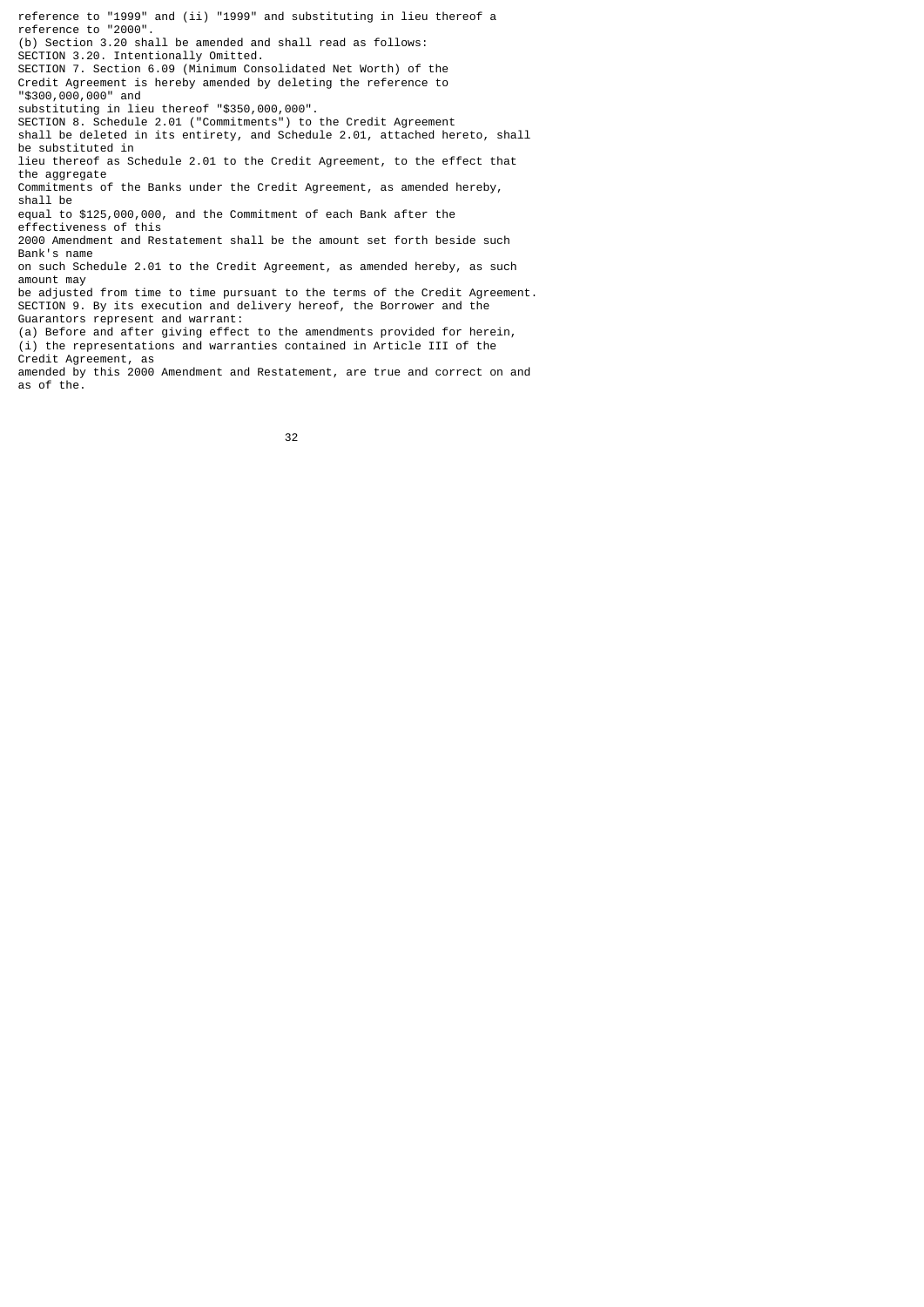reference to "1999" and (ii) "1999" and substituting in lieu thereof a reference to "2000".

(b) Section 3.20 shall be amended and shall read as follows:

SECTION 3.20. Intentionally Omitted.

SECTION 7. Section 6.09 (Minimum Consolidated Net Worth) of the Credit Agreement is hereby amended by deleting the reference to "$300,000,000" and substituting in lieu thereof "$350,000,000".

SECTION 8. Schedule 2.01 ("Commitments") to the Credit Agreement shall be deleted in its entirety, and Schedule 2.01, attached hereto, shall be substituted in lieu thereof as Schedule 2.01 to the Credit Agreement, to the effect that the aggregate Commitments of the Banks under the Credit Agreement, as amended hereby, shall be equal to $125,000,000, and the Commitment of each Bank after the effectiveness of this 2000 Amendment and Restatement shall be the amount set forth beside such Bank's name on such Schedule 2.01 to the Credit Agreement, as amended hereby, as such amount may be adjusted from time to time pursuant to the terms of the Credit Agreement.

SECTION 9. By its execution and delivery hereof, the Borrower and the Guarantors represent and warrant:

(a) Before and after giving effect to the amendments provided for herein, (i) the representations and warranties contained in Article III of the Credit Agreement, as amended by this 2000 Amendment and Restatement, are true and correct on and as of the.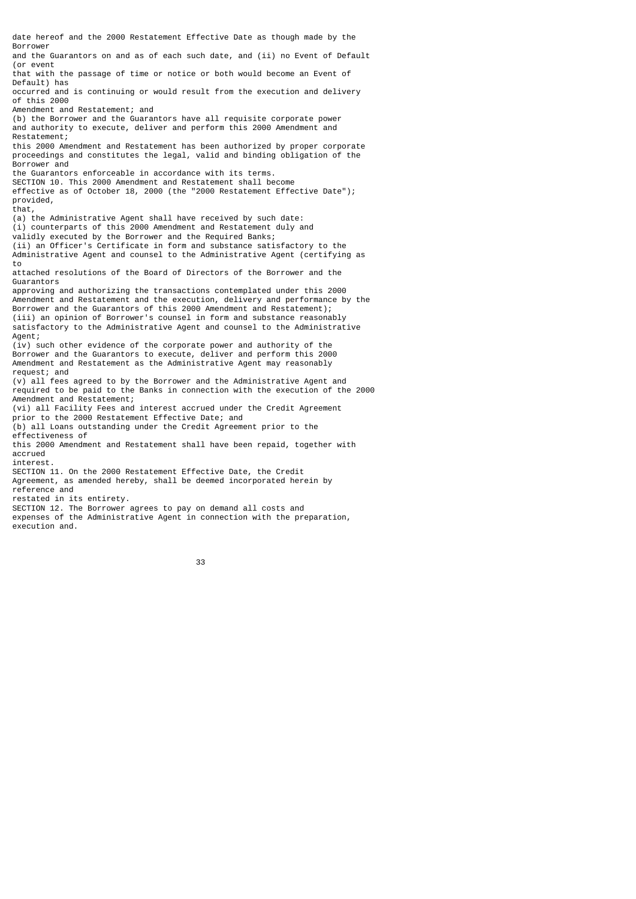date hereof and the 2000 Restatement Effective Date as though made by the Borrower and the Guarantors on and as of each such date, and (ii) no Event of Default (or event that with the passage of time or notice or both would become an Event of Default) has occurred and is continuing or would result from the execution and delivery of this 2000 Amendment and Restatement; and

(b) the Borrower and the Guarantors have all requisite corporate power and authority to execute, deliver and perform this 2000 Amendment and Restatement; this 2000 Amendment and Restatement has been authorized by proper corporate proceedings and constitutes the legal, valid and binding obligation of the Borrower and the Guarantors enforceable in accordance with its terms.

SECTION 10. This 2000 Amendment and Restatement shall become effective as of October 18, 2000 (the "2000 Restatement Effective Date"); provided, that,

(a) the Administrative Agent shall have received by such date:

(i) counterparts of this 2000 Amendment and Restatement duly and validly executed by the Borrower and the Required Banks;

(ii) an Officer's Certificate in form and substance satisfactory to the Administrative Agent and counsel to the Administrative Agent (certifying as to attached resolutions of the Board of Directors of the Borrower and the Guarantors approving and authorizing the transactions contemplated under this 2000 Amendment and Restatement and the execution, delivery and performance by the Borrower and the Guarantors of this 2000 Amendment and Restatement);

(iii) an opinion of Borrower's counsel in form and substance reasonably satisfactory to the Administrative Agent and counsel to the Administrative Agent;

(iv) such other evidence of the corporate power and authority of the Borrower and the Guarantors to execute, deliver and perform this 2000 Amendment and Restatement as the Administrative Agent may reasonably request; and

(v) all fees agreed to by the Borrower and the Administrative Agent and required to be paid to the Banks in connection with the execution of the 2000 Amendment and Restatement;

(vi) all Facility Fees and interest accrued under the Credit Agreement prior to the 2000 Restatement Effective Date; and

(b) all Loans outstanding under the Credit Agreement prior to the effectiveness of this 2000 Amendment and Restatement shall have been repaid, together with accrued interest.

SECTION 11. On the 2000 Restatement Effective Date, the Credit Agreement, as amended hereby, shall be deemed incorporated herein by reference and restated in its entirety.

SECTION 12. The Borrower agrees to pay on demand all costs and expenses of the Administrative Agent in connection with the preparation, execution and.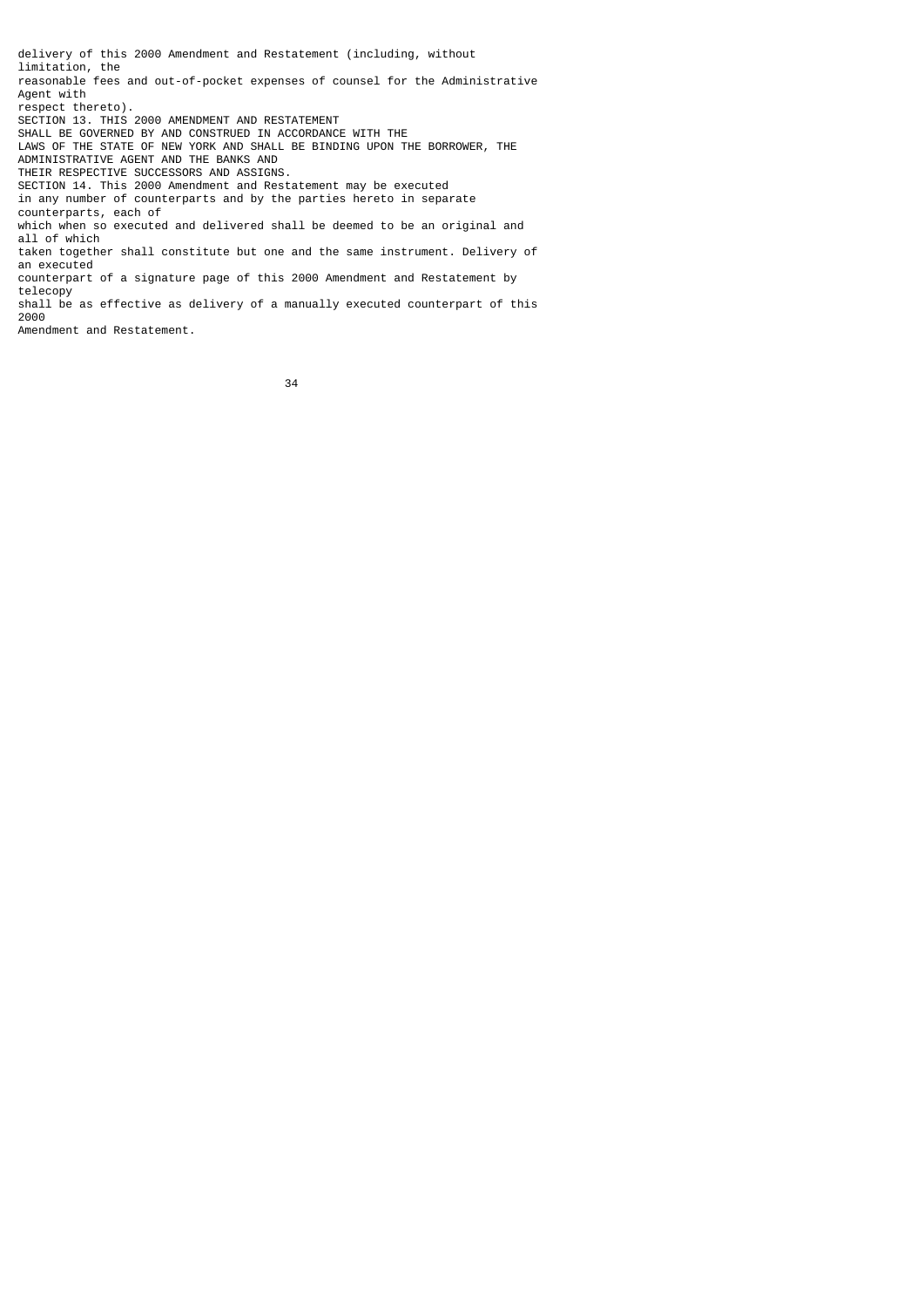delivery of this 2000 Amendment and Restatement (including, without limitation, the reasonable fees and out-of-pocket expenses of counsel for the Administrative Agent with respect thereto).

SECTION 13. THIS 2000 AMENDMENT AND RESTATEMENT SHALL BE GOVERNED BY AND CONSTRUED IN ACCORDANCE WITH THE LAWS OF THE STATE OF NEW YORK AND SHALL BE BINDING UPON THE BORROWER, THE ADMINISTRATIVE AGENT AND THE BANKS AND THEIR RESPECTIVE SUCCESSORS AND ASSIGNS.

SECTION 14. This 2000 Amendment and Restatement may be executed in any number of counterparts and by the parties hereto in separate counterparts, each of which when so executed and delivered shall be deemed to be an original and all of which taken together shall constitute but one and the same instrument. Delivery of an executed counterpart of a signature page of this 2000 Amendment and Restatement by telecopy shall be as effective as delivery of a manually executed counterpart of this 2000 Amendment and Restatement.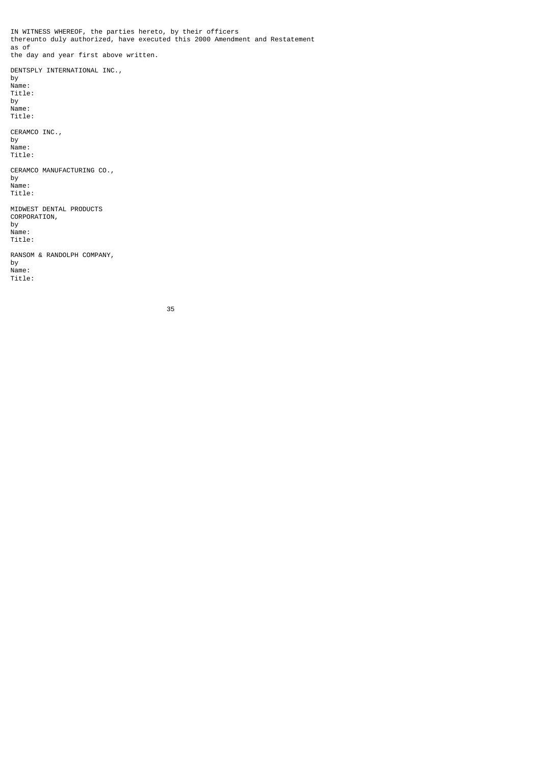IN WITNESS WHEREOF, the parties hereto, by their officers thereunto duly authorized, have executed this 2000 Amendment and Restatement as of the day and year first above written.

DENTSPLY INTERNATIONAL INC.,

by

Name:

Title:

by

Name:

Title:

CERAMCO INC.,

by

Name:

Title:

CERAMCO MANUFACTURING CO.,

by

Name:

Title:

MIDWEST DENTAL PRODUCTS CORPORATION,

by

Name:

Title:

RANSOM & RANDOLPH COMPANY,

by

Name:

Title: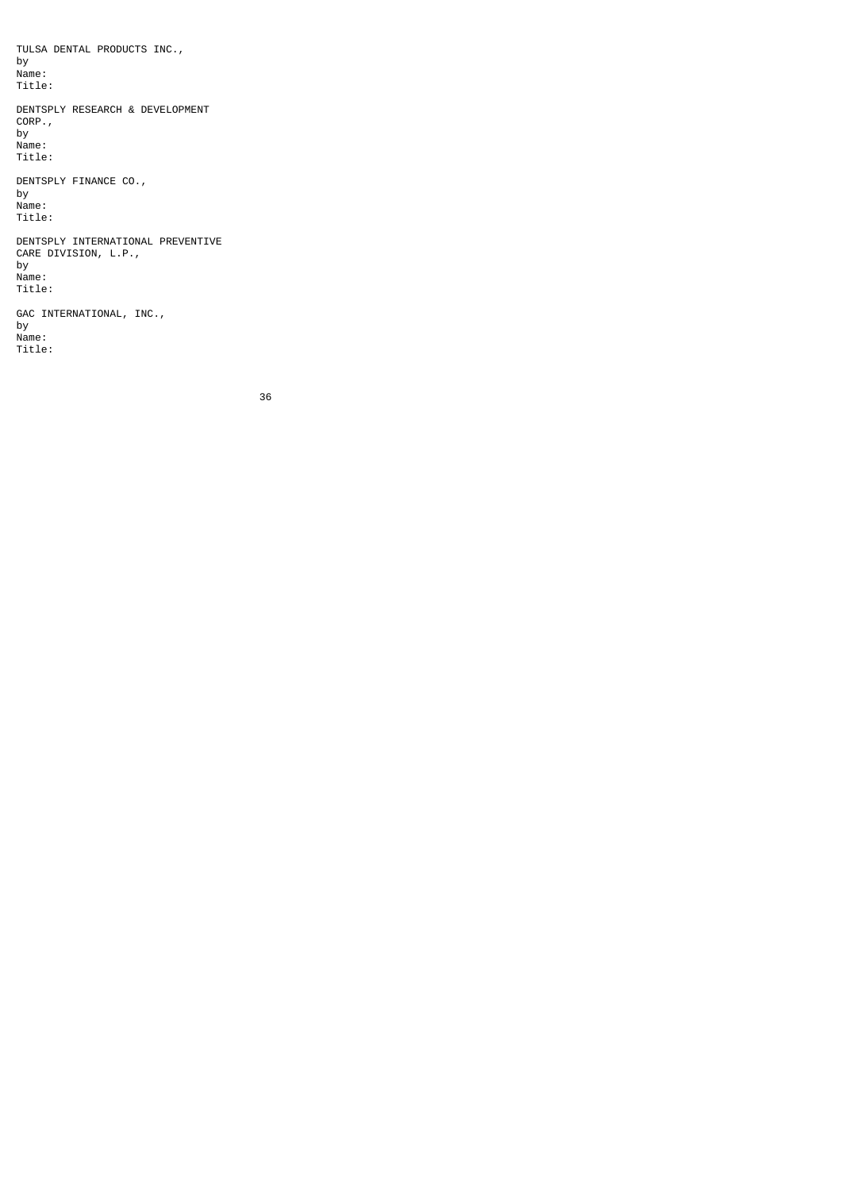TULSA DENTAL PRODUCTS INC.,
by
Name:
Title:

DENTSPLY RESEARCH & DEVELOPMENT
CORP.,
by
Name:
Title:

DENTSPLY FINANCE CO.,
by
Name:
Title:

DENTSPLY INTERNATIONAL PREVENTIVE
CARE DIVISION, L.P.,
by
Name:
Title:

GAC INTERNATIONAL, INC.,
by
Name:
Title: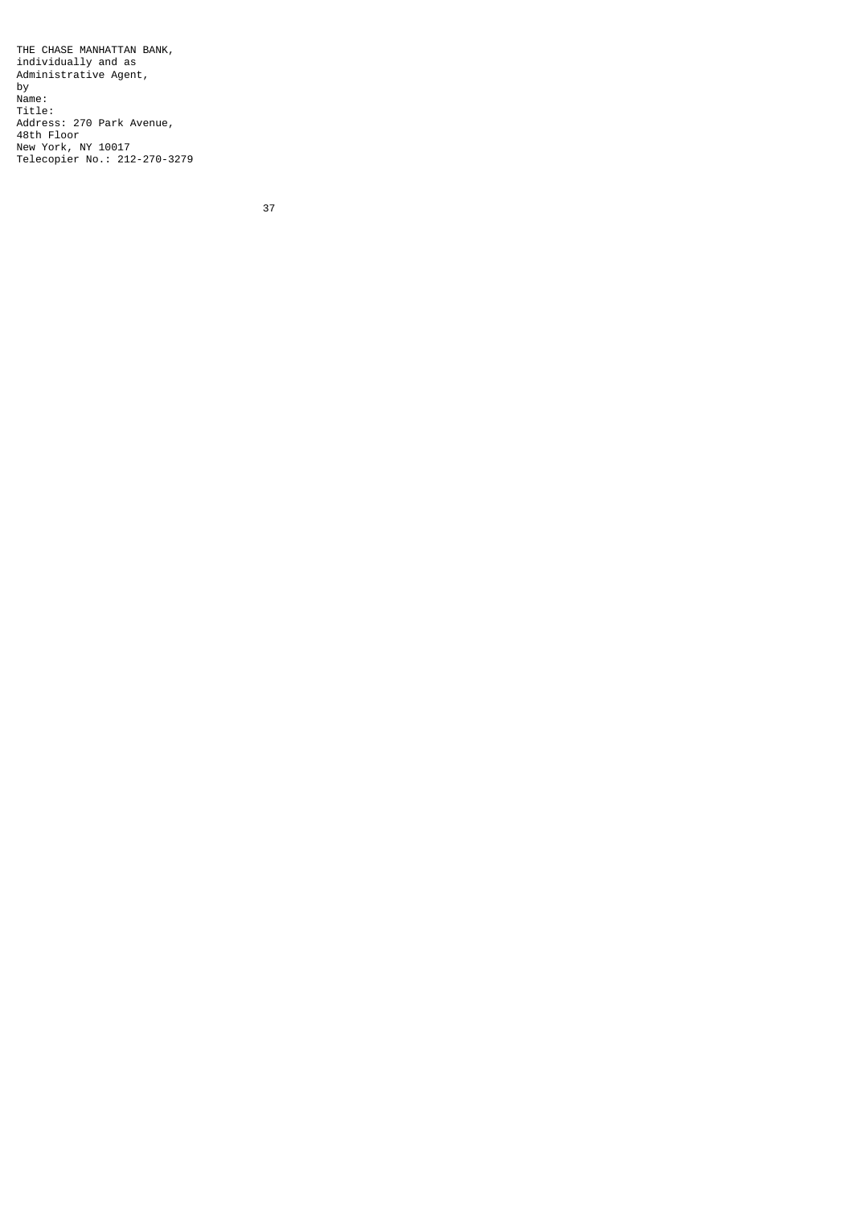THE CHASE MANHATTAN BANK,
individually and as
Administrative Agent,
by
Name:
Title:
Address: 270 Park Avenue,
48th Floor
New York, NY 10017
Telecopier No.: 212-270-3279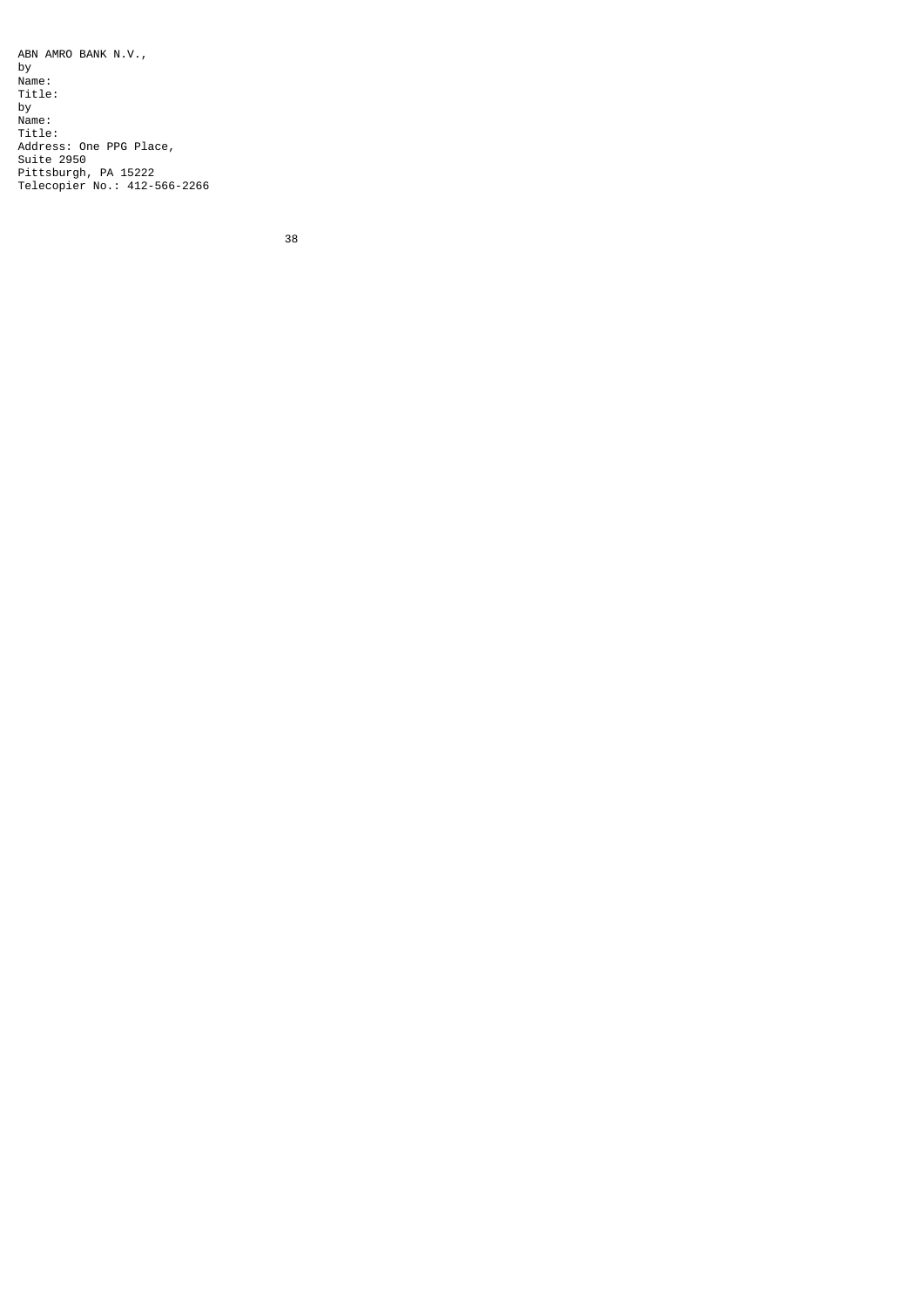ABN AMRO BANK N.V.,

by

Name:

Title:

by

Name:

Title:

Address: One PPG Place,
Suite 2950
Pittsburgh, PA 15222
Telecopier No.: 412-566-2266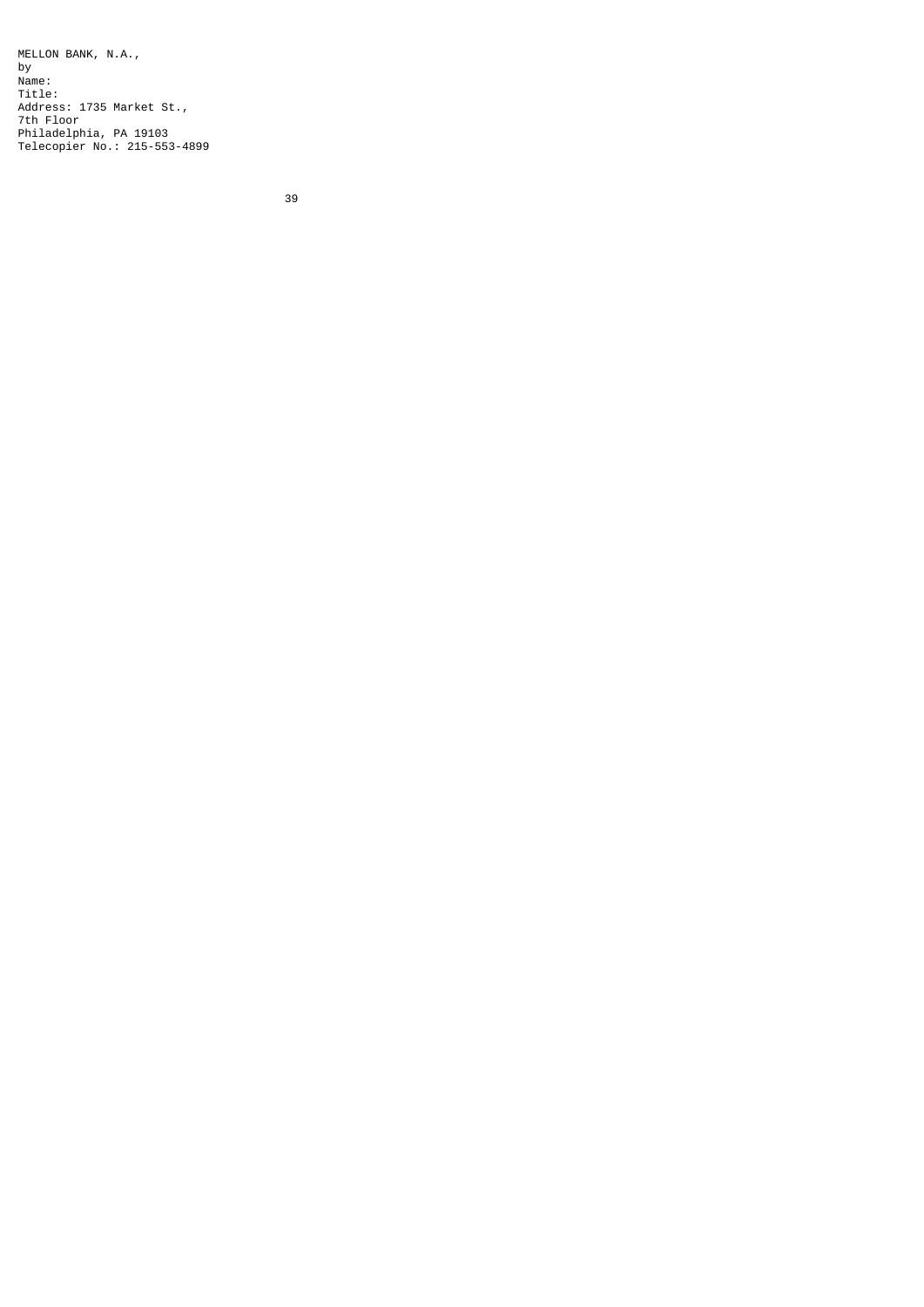MELLON BANK, N.A.,
by
Name:
Title:
Address: 1735 Market St.,
7th Floor
Philadelphia, PA 19103
Telecopier No.: 215-553-4899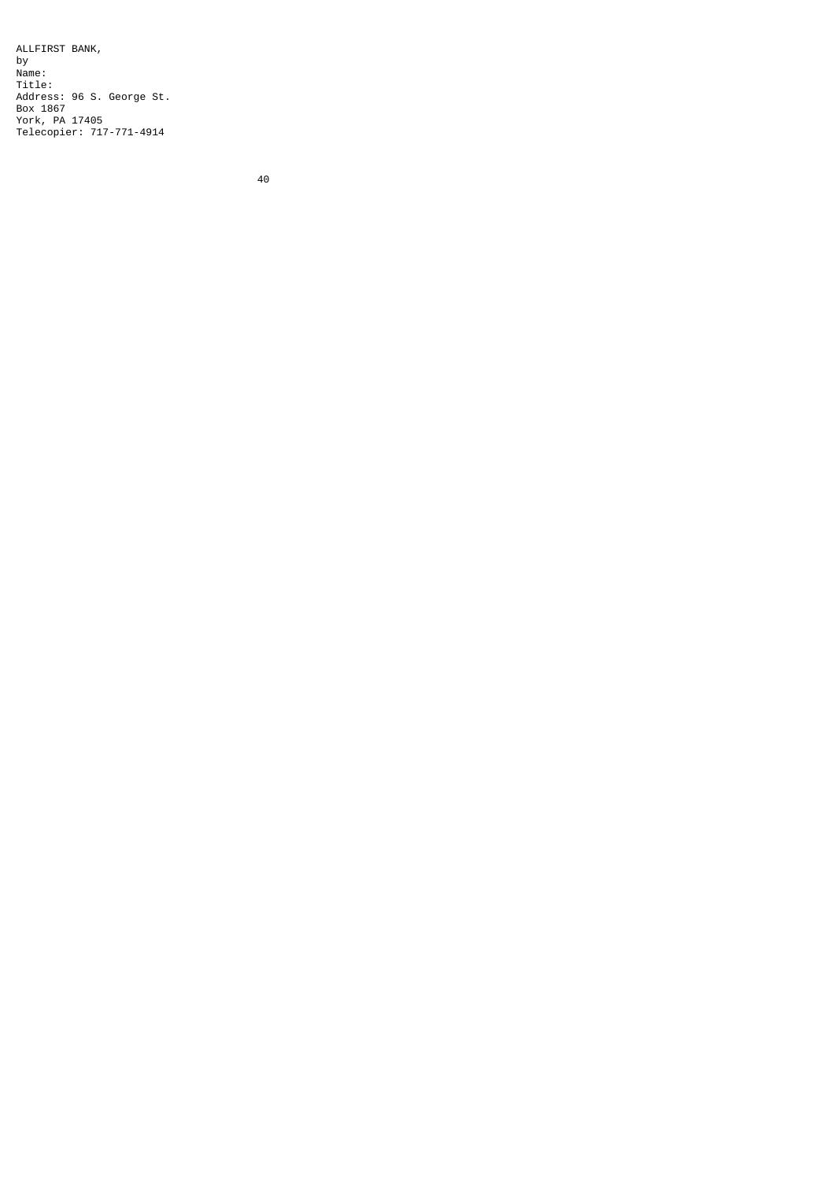ALLFIRST BANK,
by
Name:
Title:
Address: 96 S. George St.
Box 1867
York, PA 17405
Telecopier: 717-771-4914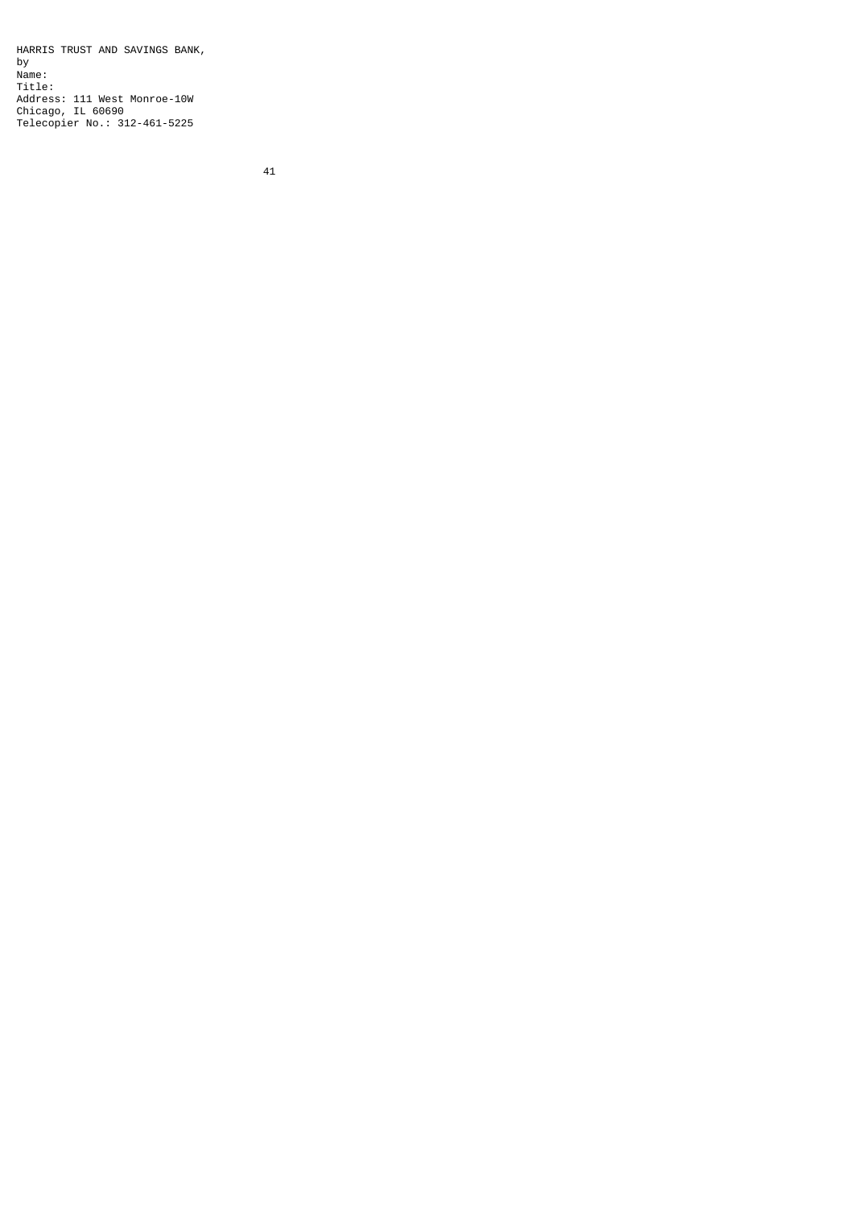HARRIS TRUST AND SAVINGS BANK,
by
Name:
Title:
Address: 111 West Monroe-10W
Chicago, IL 60690
Telecopier No.: 312-461-5225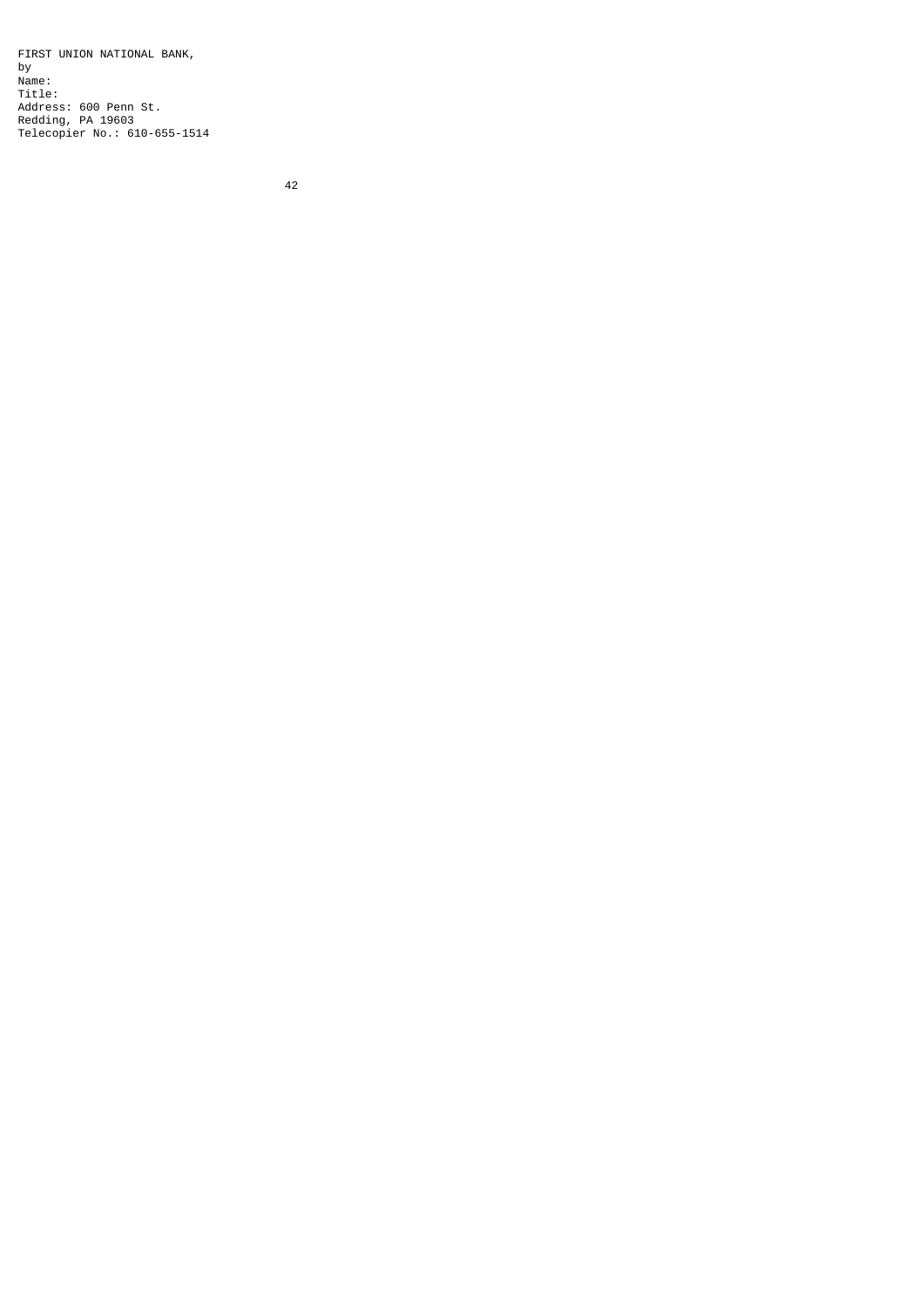FIRST UNION NATIONAL BANK,
by
Name:
Title:
Address: 600 Penn St.
Redding, PA 19603
Telecopier No.: 610-655-1514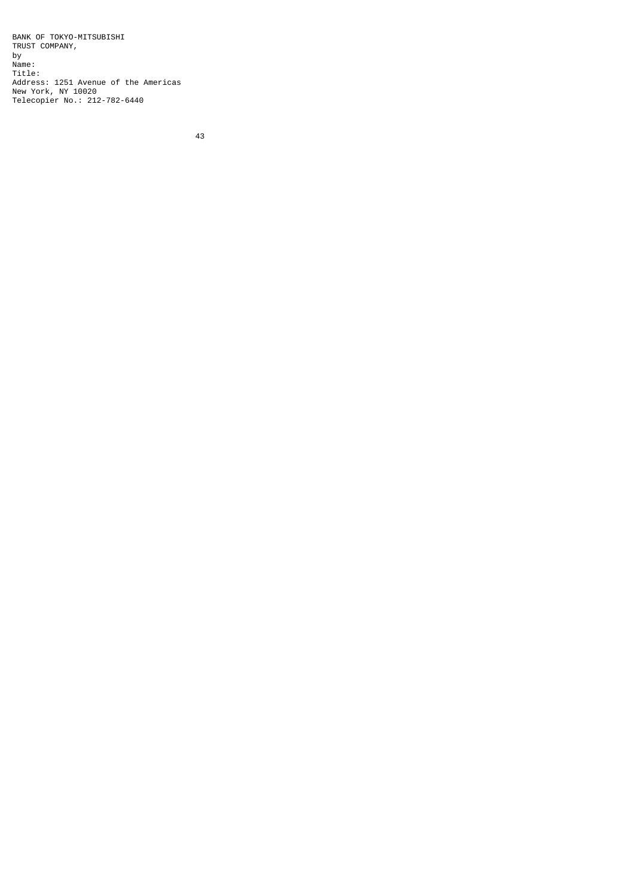BANK OF TOKYO-MITSUBISHI
TRUST COMPANY,
by
Name:
Title:
Address: 1251 Avenue of the Americas
New York, NY 10020
Telecopier No.: 212-782-6440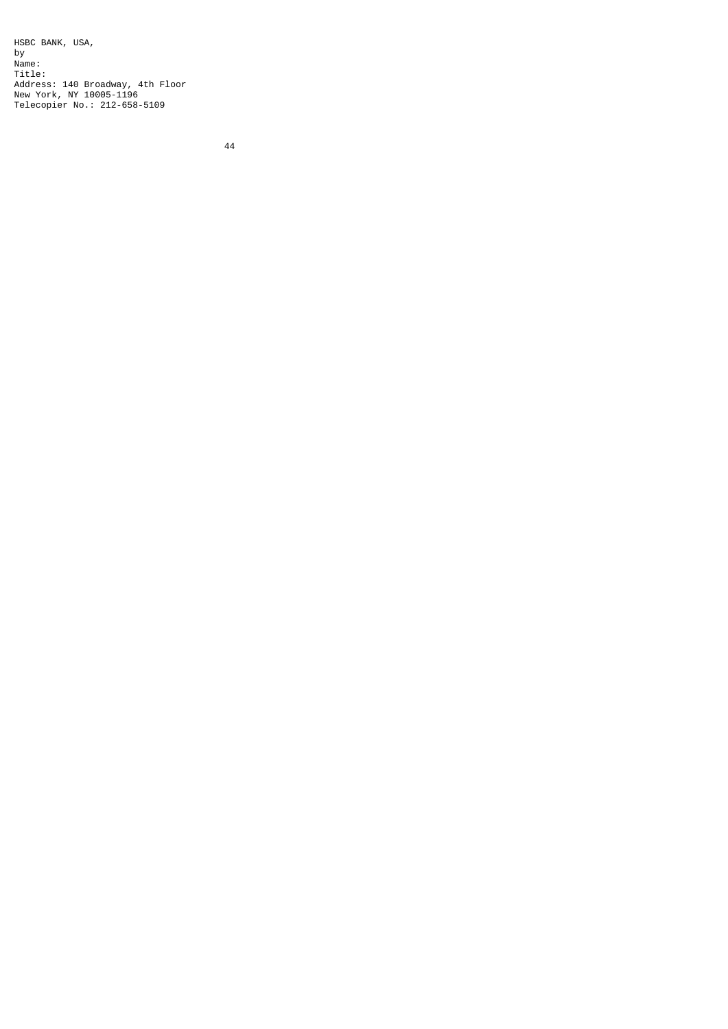HSBC BANK, USA,
by
Name:
Title:
Address: 140 Broadway, 4th Floor
New York, NY 10005-1196
Telecopier No.: 212-658-5109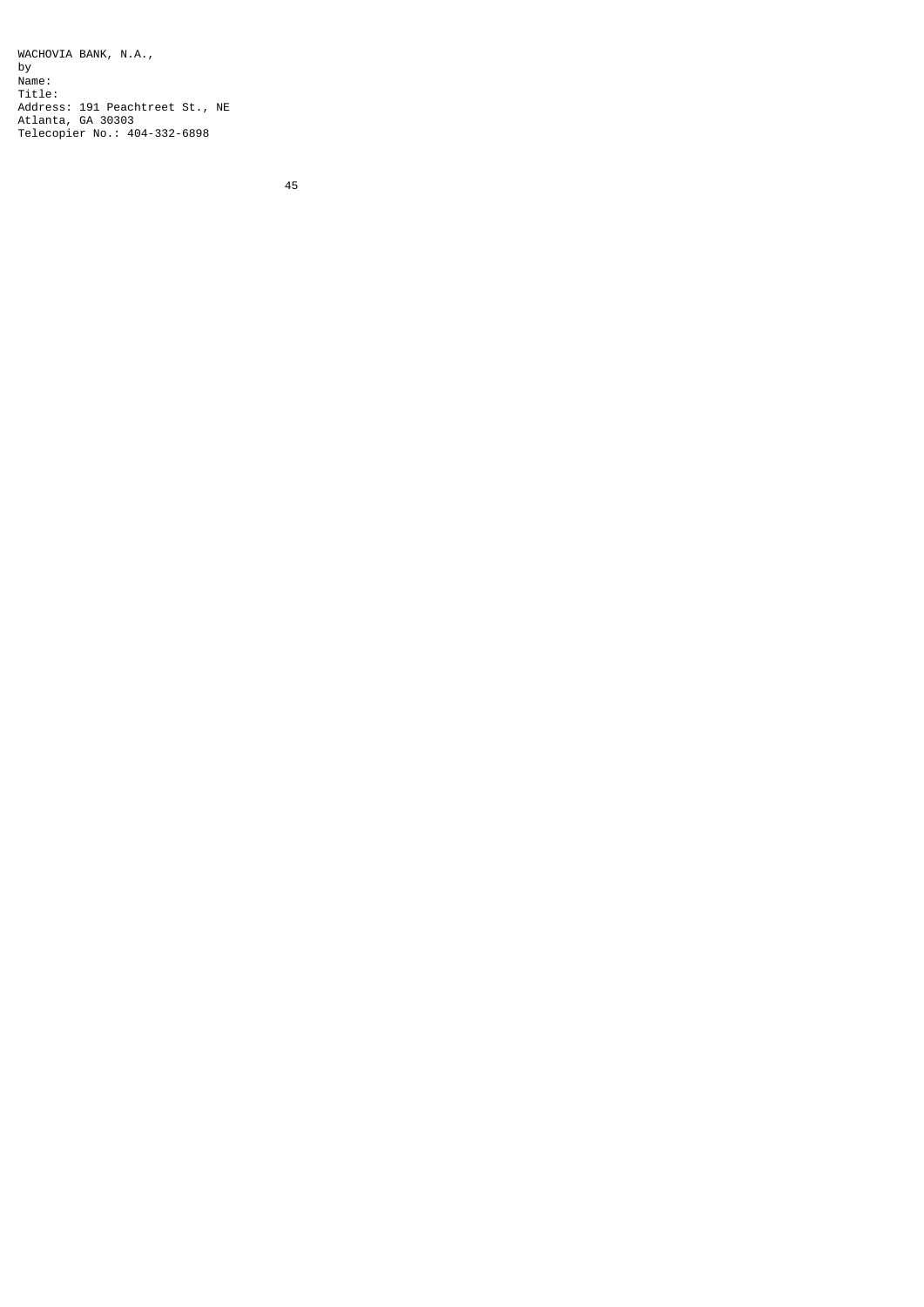WACHOVIA BANK, N.A.,
by
Name:
Title:
Address: 191 Peachtreet St., NE
Atlanta, GA 30303
Telecopier No.: 404-332-6898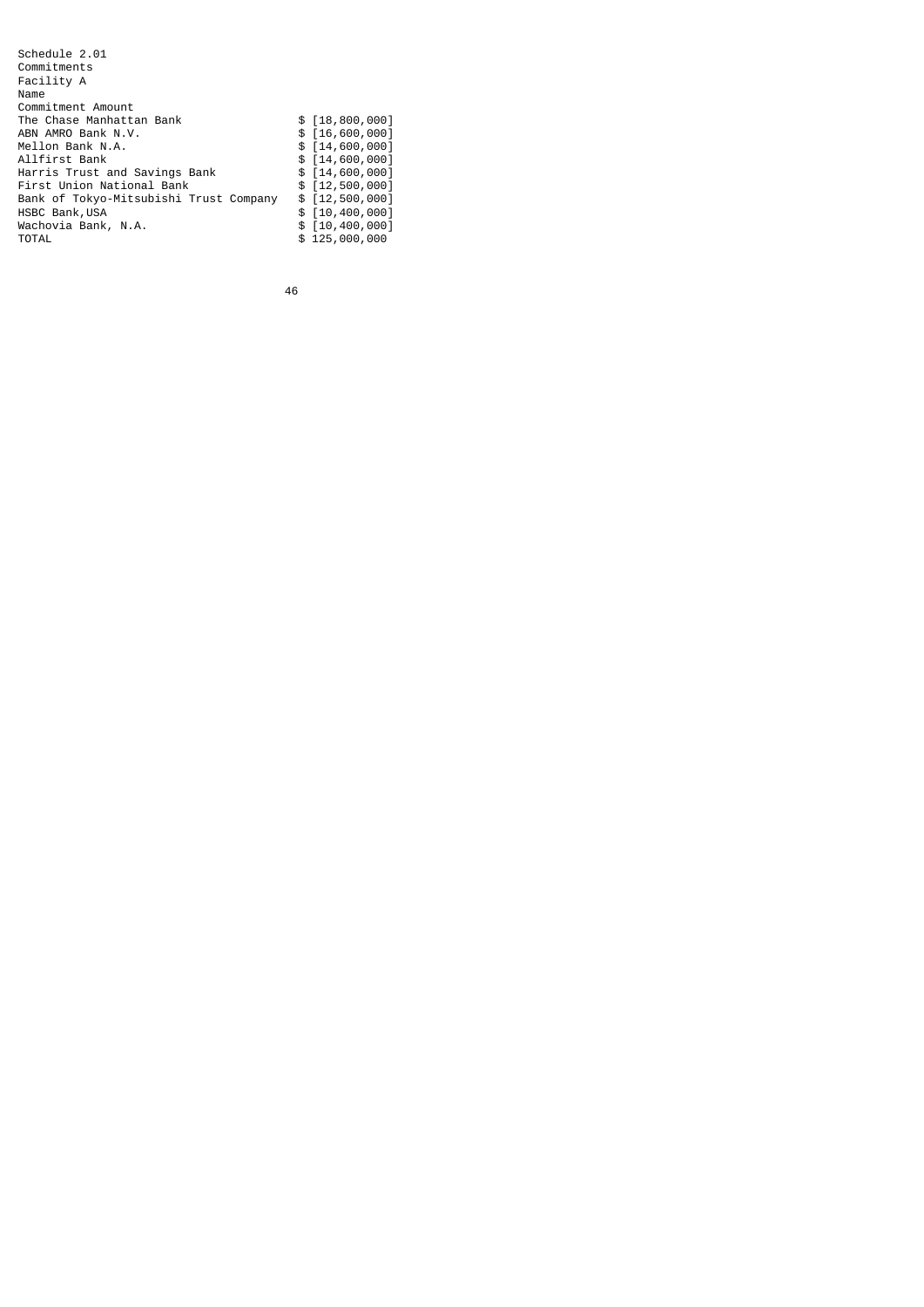Schedule 2.01

Commitments

Facility A

| Name | Commitment Amount |
| --- | --- |
| The Chase Manhattan Bank | $ [18,800,000] |
| ABN AMRO Bank N.V. | $ [16,600,000] |
| Mellon Bank N.A. | $ [14,600,000] |
| Allfirst Bank | $ [14,600,000] |
| Harris Trust and Savings Bank | $ [14,600,000] |
| First Union National Bank | $ [12,500,000] |
| Bank of Tokyo-Mitsubishi Trust Company | $ [12,500,000] |
| HSBC Bank,USA | $ [10,400,000] |
| Wachovia Bank, N.A. | $ [10,400,000] |
| TOTAL | $ 125,000,000 |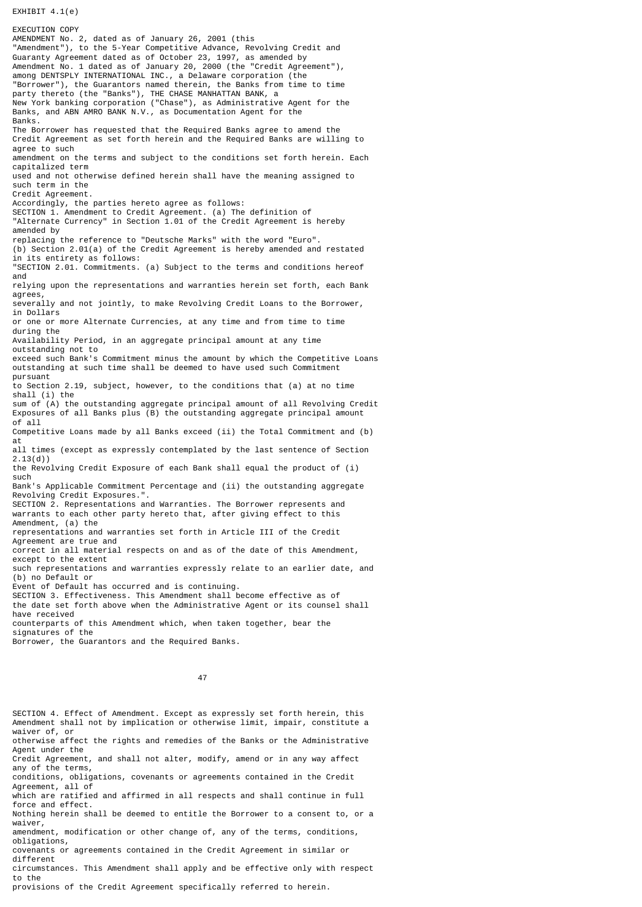EXHIBIT 4.1(e)

EXECUTION COPY

AMENDMENT No. 2, dated as of January 26, 2001 (this "Amendment"), to the 5-Year Competitive Advance, Revolving Credit and Guaranty Agreement dated as of October 23, 1997, as amended by Amendment No. 1 dated as of January 20, 2000 (the "Credit Agreement"), among DENTSPLY INTERNATIONAL INC., a Delaware corporation (the "Borrower"), the Guarantors named therein, the Banks from time to time party thereto (the "Banks"), THE CHASE MANHATTAN BANK, a New York banking corporation ("Chase"), as Administrative Agent for the Banks, and ABN AMRO BANK N.V., as Documentation Agent for the Banks.

The Borrower has requested that the Required Banks agree to amend the Credit Agreement as set forth herein and the Required Banks are willing to agree to such amendment on the terms and subject to the conditions set forth herein. Each capitalized term used and not otherwise defined herein shall have the meaning assigned to such term in the Credit Agreement.

Accordingly, the parties hereto agree as follows:

SECTION 1. Amendment to Credit Agreement. (a) The definition of "Alternate Currency" in Section 1.01 of the Credit Agreement is hereby amended by replacing the reference to "Deutsche Marks" with the word "Euro".

(b) Section 2.01(a) of the Credit Agreement is hereby amended and restated in its entirety as follows:

"SECTION 2.01. Commitments. (a) Subject to the terms and conditions hereof and relying upon the representations and warranties herein set forth, each Bank agrees, severally and not jointly, to make Revolving Credit Loans to the Borrower, in Dollars or one or more Alternate Currencies, at any time and from time to time during the Availability Period, in an aggregate principal amount at any time outstanding not to exceed such Bank's Commitment minus the amount by which the Competitive Loans outstanding at such time shall be deemed to have used such Commitment pursuant to Section 2.19, subject, however, to the conditions that (a) at no time shall (i) the sum of (A) the outstanding aggregate principal amount of all Revolving Credit Exposures of all Banks plus (B) the outstanding aggregate principal amount of all Competitive Loans made by all Banks exceed (ii) the Total Commitment and (b) at all times (except as expressly contemplated by the last sentence of Section 2.13(d)) the Revolving Credit Exposure of each Bank shall equal the product of (i) such Bank's Applicable Commitment Percentage and (ii) the outstanding aggregate Revolving Credit Exposures.".

SECTION 2. Representations and Warranties. The Borrower represents and warrants to each other party hereto that, after giving effect to this Amendment, (a) the representations and warranties set forth in Article III of the Credit Agreement are true and correct in all material respects on and as of the date of this Amendment, except to the extent such representations and warranties expressly relate to an earlier date, and (b) no Default or Event of Default has occurred and is continuing.

SECTION 3. Effectiveness. This Amendment shall become effective as of the date set forth above when the Administrative Agent or its counsel shall have received counterparts of this Amendment which, when taken together, bear the signatures of the Borrower, the Guarantors and the Required Banks.

SECTION 4. Effect of Amendment. Except as expressly set forth herein, this Amendment shall not by implication or otherwise limit, impair, constitute a waiver of, or otherwise affect the rights and remedies of the Banks or the Administrative Agent under the Credit Agreement, and shall not alter, modify, amend or in any way affect any of the terms, conditions, obligations, covenants or agreements contained in the Credit Agreement, all of which are ratified and affirmed in all respects and shall continue in full force and effect. Nothing herein shall be deemed to entitle the Borrower to a consent to, or a waiver, amendment, modification or other change of, any of the terms, conditions, obligations, covenants or agreements contained in the Credit Agreement in similar or different circumstances. This Amendment shall apply and be effective only with respect to the provisions of the Credit Agreement specifically referred to herein.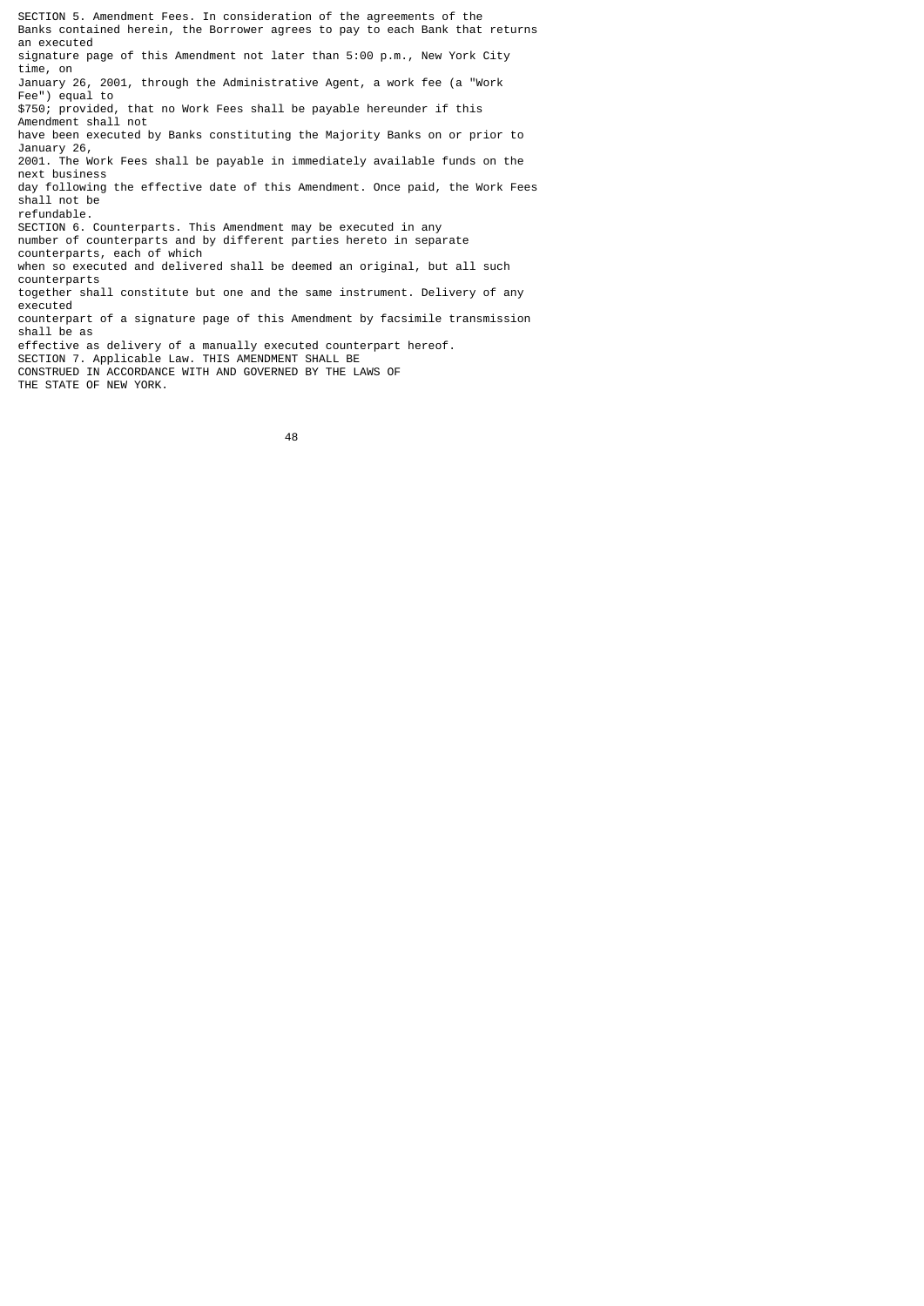SECTION 5. Amendment Fees. In consideration of the agreements of the Banks contained herein, the Borrower agrees to pay to each Bank that returns an executed signature page of this Amendment not later than 5:00 p.m., New York City time, on January 26, 2001, through the Administrative Agent, a work fee (a "Work Fee") equal to $750; provided, that no Work Fees shall be payable hereunder if this Amendment shall not have been executed by Banks constituting the Majority Banks on or prior to January 26, 2001. The Work Fees shall be payable in immediately available funds on the next business day following the effective date of this Amendment. Once paid, the Work Fees shall not be refundable.

SECTION 6. Counterparts. This Amendment may be executed in any number of counterparts and by different parties hereto in separate counterparts, each of which when so executed and delivered shall be deemed an original, but all such counterparts together shall constitute but one and the same instrument. Delivery of any executed counterpart of a signature page of this Amendment by facsimile transmission shall be as effective as delivery of a manually executed counterpart hereof.

SECTION 7. Applicable Law. THIS AMENDMENT SHALL BE CONSTRUED IN ACCORDANCE WITH AND GOVERNED BY THE LAWS OF THE STATE OF NEW YORK.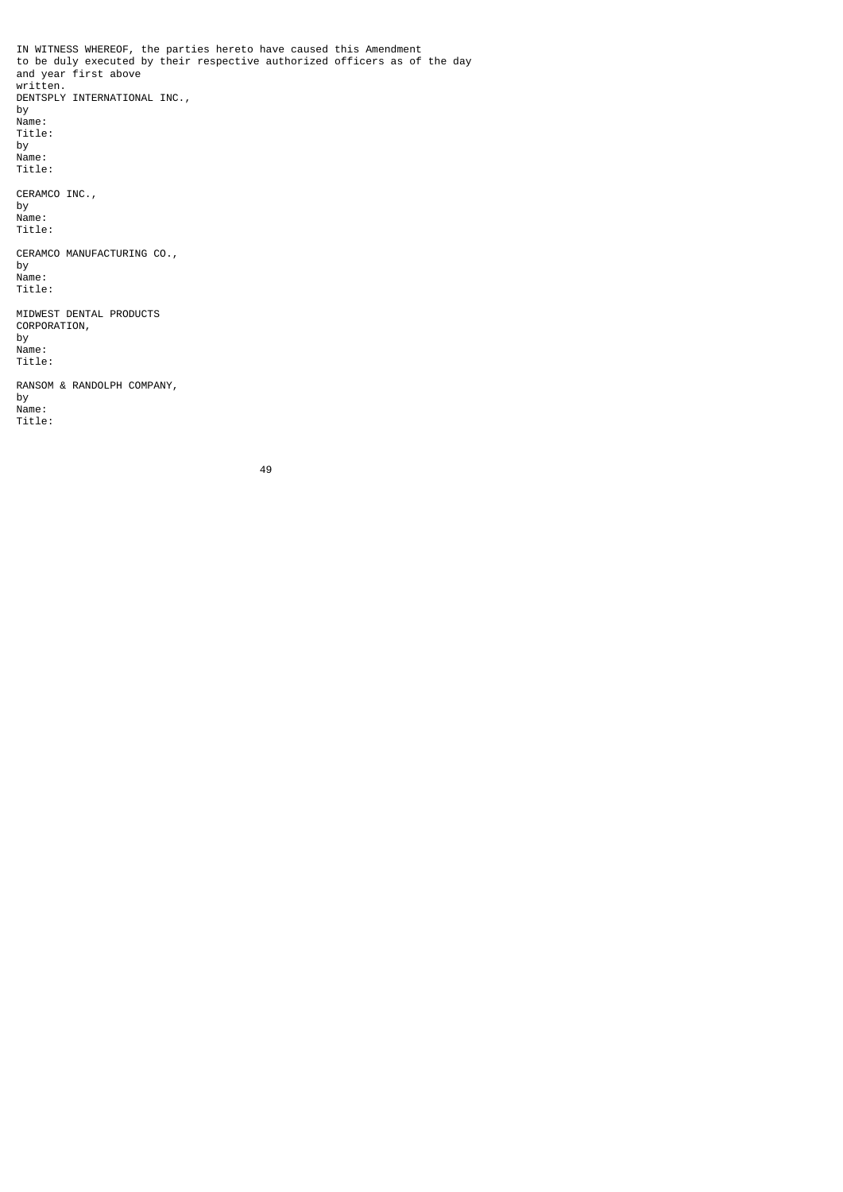IN WITNESS WHEREOF, the parties hereto have caused this Amendment to be duly executed by their respective authorized officers as of the day and year first above written.

DENTSPLY INTERNATIONAL INC.,

by
Name:
Title:

by
Name:
Title:

CERAMCO INC.,

by
Name:
Title:

CERAMCO MANUFACTURING CO.,

by
Name:
Title:

MIDWEST DENTAL PRODUCTS CORPORATION,

by
Name:
Title:

RANSOM & RANDOLPH COMPANY,

by
Name:
Title: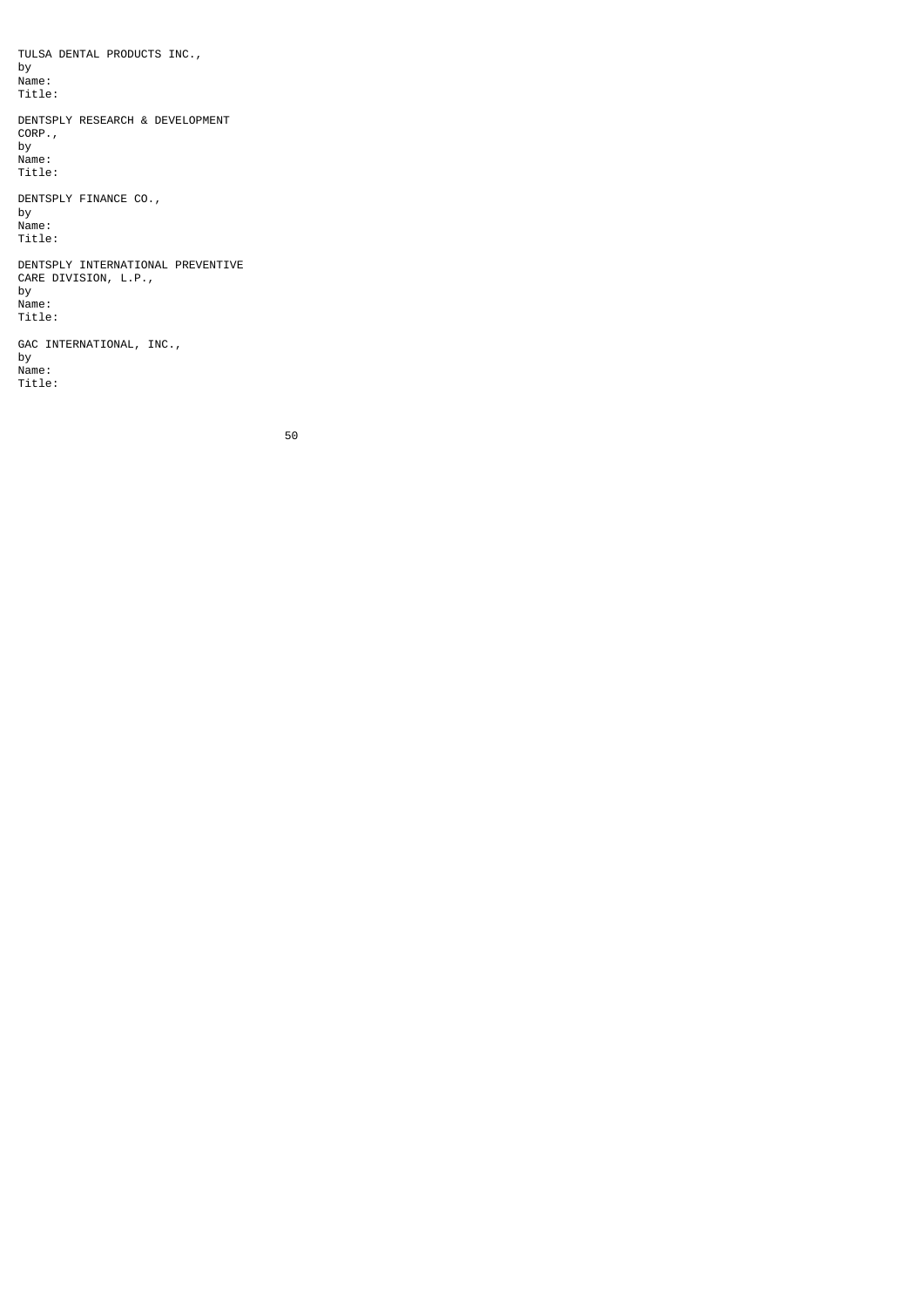TULSA DENTAL PRODUCTS INC.,
by
Name:
Title:

DENTSPLY RESEARCH & DEVELOPMENT
CORP.,
by
Name:
Title:

DENTSPLY FINANCE CO.,
by
Name:
Title:

DENTSPLY INTERNATIONAL PREVENTIVE
CARE DIVISION, L.P.,
by
Name:
Title:

GAC INTERNATIONAL, INC.,
by
Name:
Title: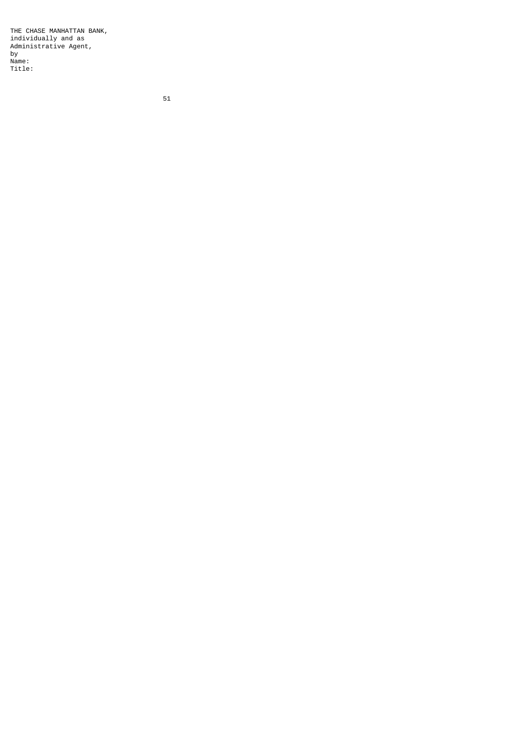THE CHASE MANHATTAN BANK,
individually and as
Administrative Agent,
by
Name:
Title: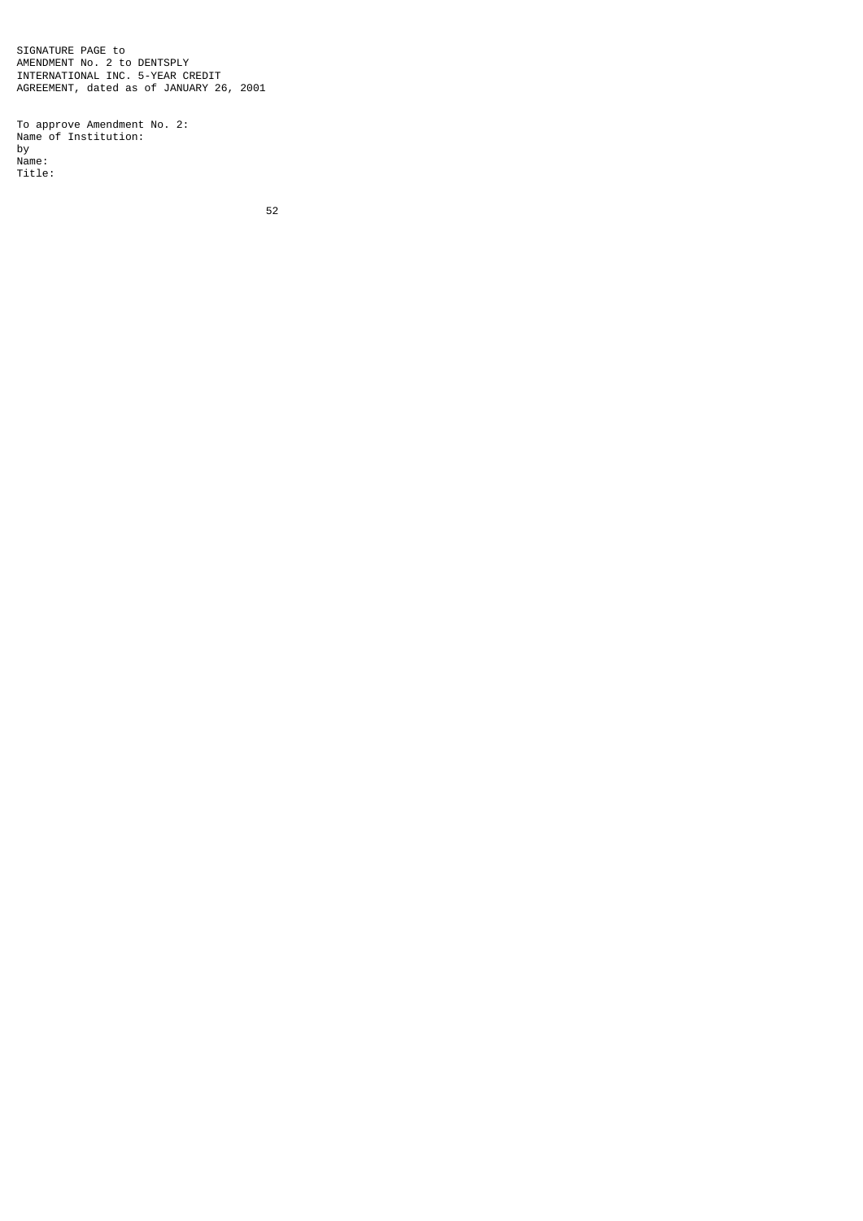SIGNATURE PAGE to
AMENDMENT No. 2 to DENTSPLY
INTERNATIONAL INC. 5-YEAR CREDIT
AGREEMENT, dated as of JANUARY 26, 2001

To approve Amendment No. 2:
Name of Institution:
by
Name:
Title: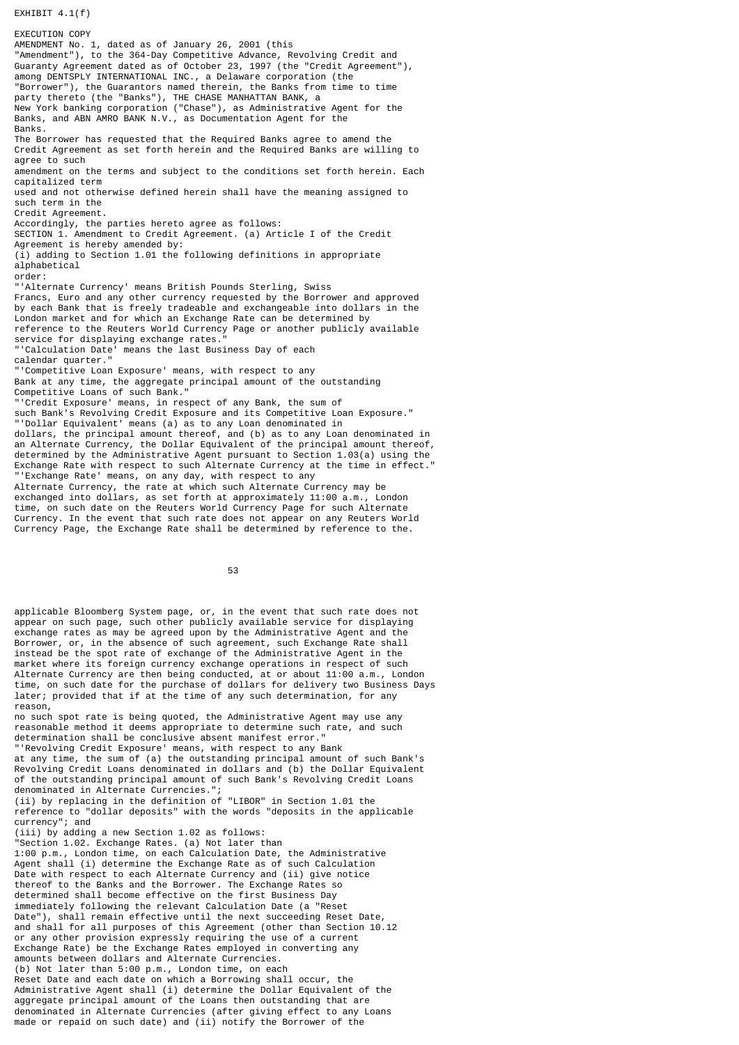EXHIBIT 4.1(f)

EXECUTION COPY

AMENDMENT No. 1, dated as of January 26, 2001 (this "Amendment"), to the 364-Day Competitive Advance, Revolving Credit and Guaranty Agreement dated as of October 23, 1997 (the "Credit Agreement"), among DENTSPLY INTERNATIONAL INC., a Delaware corporation (the "Borrower"), the Banks from time to time party thereto (the "Banks"), THE CHASE MANHATTAN BANK, a New York banking corporation ("Chase"), as Administrative Agent for the Banks, and ABN AMRO BANK N.V., as Documentation Agent for the Banks.

The Borrower has requested that the Required Banks agree to amend the Credit Agreement as set forth herein and the Required Banks are willing to agree to such amendment on the terms and subject to the conditions set forth herein. Each capitalized term used and not otherwise defined herein shall have the meaning assigned to such term in the Credit Agreement.

Accordingly, the parties hereto agree as follows:

SECTION 1. Amendment to Credit Agreement. (a) Article I of the Credit Agreement is hereby amended by:

(i) adding to Section 1.01 the following definitions in appropriate alphabetical order:

"'Alternate Currency' means British Pounds Sterling, Swiss Francs, Euro and any other currency requested by the Borrower and approved by each Bank that is freely tradeable and exchangeable into dollars in the London market and for which an Exchange Rate can be determined by reference to the Reuters World Currency Page or another publicly available service for displaying exchange rates."

"'Calculation Date' means the last Business Day of each calendar quarter."

"'Competitive Loan Exposure' means, with respect to any Bank at any time, the aggregate principal amount of the outstanding Competitive Loans of such Bank."

"'Credit Exposure' means, in respect of any Bank, the sum of such Bank's Revolving Credit Exposure and its Competitive Loan Exposure."

"'Dollar Equivalent' means (a) as to any Loan denominated in dollars, the principal amount thereof, and (b) as to any Loan denominated in an Alternate Currency, the Dollar Equivalent of the principal amount thereof, determined by the Administrative Agent pursuant to Section 1.03(a) using the Exchange Rate with respect to such Alternate Currency at the time in effect."

"'Exchange Rate' means, on any day, with respect to any Alternate Currency, the rate at which such Alternate Currency may be exchanged into dollars, as set forth at approximately 11:00 a.m., London time, on such date on the Reuters World Currency Page for such Alternate Currency. In the event that such rate does not appear on any Reuters World Currency Page, the Exchange Rate shall be determined by reference to the applicable Bloomberg System page, or, in the event that such rate does not appear on such page, such other publicly available service for displaying exchange rates as may be agreed upon by the Administrative Agent and the Borrower, or, in the absence of such agreement, such Exchange Rate shall instead be the spot rate of exchange of the Administrative Agent in the market where its foreign currency exchange operations in respect of such Alternate Currency are then being conducted, at or about 11:00 a.m., London time, on such date for the purchase of dollars for delivery two Business Days later; provided that if at the time of any such determination, for any reason, no such spot rate is being quoted, the Administrative Agent may use any reasonable method it deems appropriate to determine such rate, and such determination shall be conclusive absent manifest error."

"'Revolving Credit Exposure' means, with respect to any Bank at any time, the sum of (a) the outstanding principal amount of such Bank's Revolving Credit Loans denominated in dollars and (b) the Dollar Equivalent of the outstanding principal amount of such Bank's Revolving Credit Loans denominated in Alternate Currencies.";

(ii) by replacing in the definition of "LIBOR" in Section 1.01 the reference to "dollar deposits" with the words "deposits in the applicable currency"; and

(iii) by adding a new Section 1.02 as follows:

"Section 1.02. Exchange Rates. (a) Not later than 1:00 p.m., London time, on each Calculation Date, the Administrative Agent shall (i) determine the Exchange Rate as of such Calculation Date with respect to each Alternate Currency and (ii) give notice thereof to the Banks and the Borrower. The Exchange Rates so determined shall become effective on the first Business Day immediately following the relevant Calculation Date (a "Reset Date"), shall remain effective until the next succeeding Reset Date, and shall for all purposes of this Agreement (other than Section 10.12 or any other provision expressly requiring the use of a current Exchange Rate) be the Exchange Rates employed in converting any amounts between dollars and Alternate Currencies.

(b) Not later than 5:00 p.m., London time, on each Reset Date and each date on which a Borrowing shall occur, the Administrative Agent shall (i) determine the Dollar Equivalent of the aggregate principal amount of the Loans then outstanding that are denominated in Alternate Currencies (after giving effect to any Loans made or repaid on such date) and (ii) notify the Borrower of the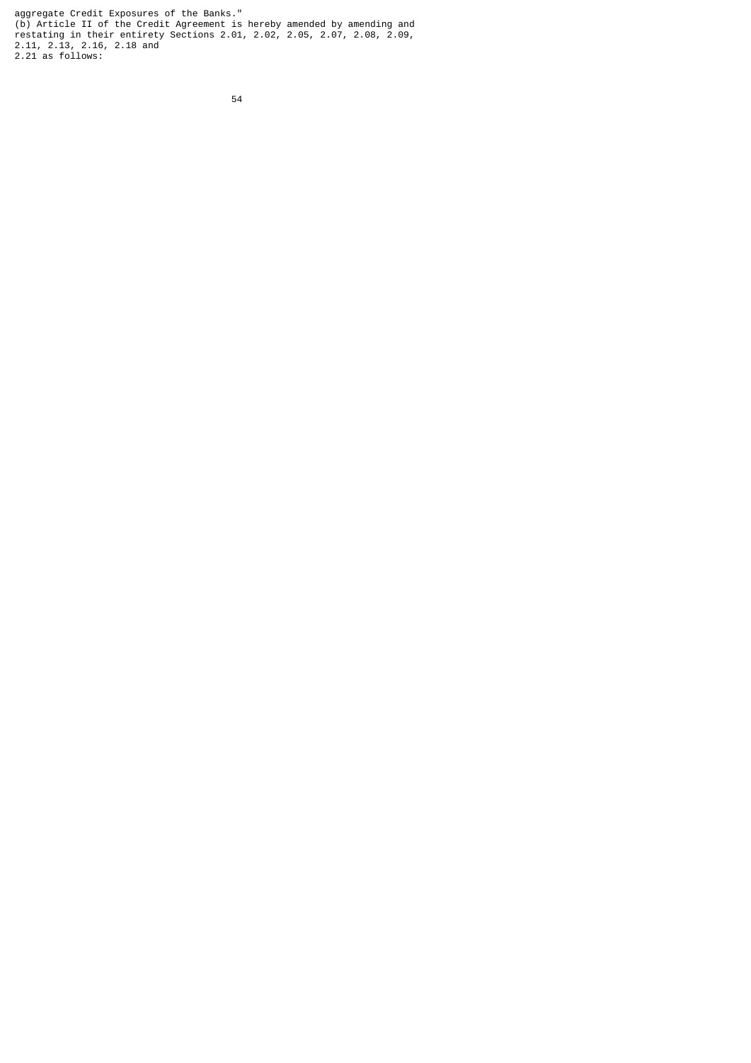aggregate Credit Exposures of the Banks."

(b) Article II of the Credit Agreement is hereby amended by amending and restating in their entirety Sections 2.01, 2.02, 2.05, 2.07, 2.08, 2.09, 2.11, 2.13, 2.16, 2.18 and 2.21 as follows: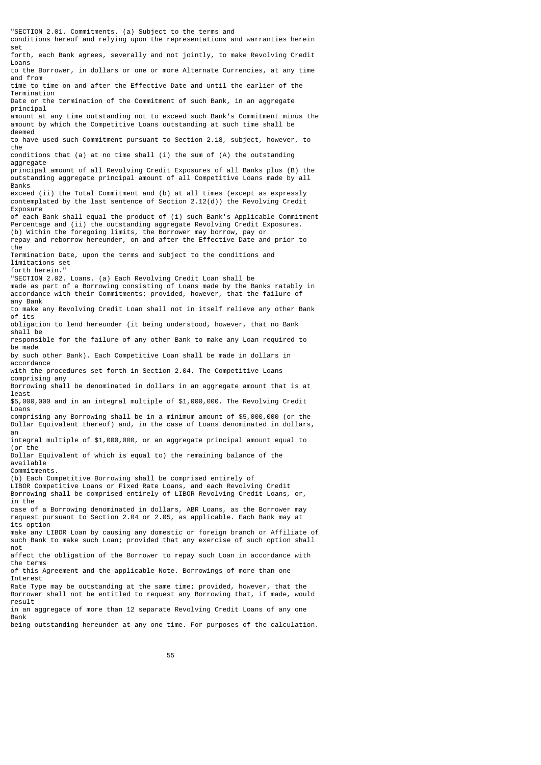"SECTION 2.01. Commitments. (a) Subject to the terms and conditions hereof and relying upon the representations and warranties herein set forth, each Bank agrees, severally and not jointly, to make Revolving Credit Loans to the Borrower, in dollars or one or more Alternate Currencies, at any time and from time to time on and after the Effective Date and until the earlier of the Termination Date or the termination of the Commitment of such Bank, in an aggregate principal amount at any time outstanding not to exceed such Bank's Commitment minus the amount by which the Competitive Loans outstanding at such time shall be deemed to have used such Commitment pursuant to Section 2.18, subject, however, to the conditions that (a) at no time shall (i) the sum of (A) the outstanding aggregate principal amount of all Revolving Credit Exposures of all Banks plus (B) the outstanding aggregate principal amount of all Competitive Loans made by all Banks exceed (ii) the Total Commitment and (b) at all times (except as expressly contemplated by the last sentence of Section 2.12(d)) the Revolving Credit Exposure of each Bank shall equal the product of (i) such Bank's Applicable Commitment Percentage and (ii) the outstanding aggregate Revolving Credit Exposures. (b) Within the foregoing limits, the Borrower may borrow, pay or repay and reborrow hereunder, on and after the Effective Date and prior to the Termination Date, upon the terms and subject to the conditions and limitations set forth herein."

"SECTION 2.02. Loans. (a) Each Revolving Credit Loan shall be made as part of a Borrowing consisting of Loans made by the Banks ratably in accordance with their Commitments; provided, however, that the failure of any Bank to make any Revolving Credit Loan shall not in itself relieve any other Bank of its obligation to lend hereunder (it being understood, however, that no Bank shall be responsible for the failure of any other Bank to make any Loan required to be made by such other Bank). Each Competitive Loan shall be made in dollars in accordance with the procedures set forth in Section 2.04. The Competitive Loans comprising any Borrowing shall be denominated in dollars in an aggregate amount that is at least $5,000,000 and in an integral multiple of $1,000,000. The Revolving Credit Loans comprising any Borrowing shall be in a minimum amount of $5,000,000 (or the Dollar Equivalent thereof) and, in the case of Loans denominated in dollars, an integral multiple of $1,000,000, or an aggregate principal amount equal to (or the Dollar Equivalent of which is equal to) the remaining balance of the available Commitments.

(b) Each Competitive Borrowing shall be comprised entirely of LIBOR Competitive Loans or Fixed Rate Loans, and each Revolving Credit Borrowing shall be comprised entirely of LIBOR Revolving Credit Loans, or, in the case of a Borrowing denominated in dollars, ABR Loans, as the Borrower may request pursuant to Section 2.04 or 2.05, as applicable. Each Bank may at its option make any LIBOR Loan by causing any domestic or foreign branch or Affiliate of such Bank to make such Loan; provided that any exercise of such option shall not affect the obligation of the Borrower to repay such Loan in accordance with the terms of this Agreement and the applicable Note. Borrowings of more than one Interest Rate Type may be outstanding at the same time; provided, however, that the Borrower shall not be entitled to request any Borrowing that, if made, would result in an aggregate of more than 12 separate Revolving Credit Loans of any one Bank being outstanding hereunder at any one time. For purposes of the calculation.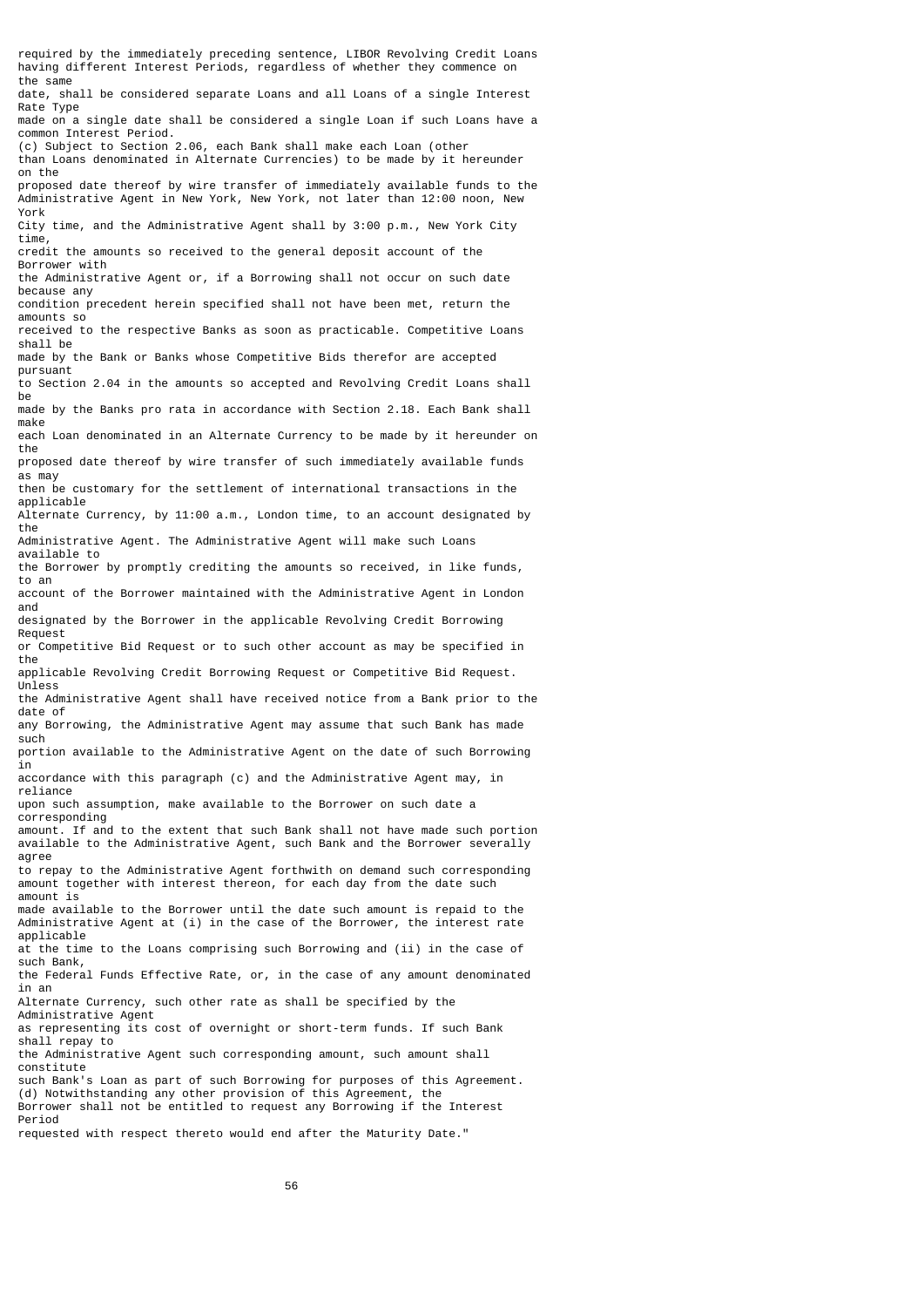required by the immediately preceding sentence, LIBOR Revolving Credit Loans having different Interest Periods, regardless of whether they commence on the same date, shall be considered separate Loans and all Loans of a single Interest Rate Type made on a single date shall be considered a single Loan if such Loans have a common Interest Period.

(c) Subject to Section 2.06, each Bank shall make each Loan (other than Loans denominated in Alternate Currencies) to be made by it hereunder on the proposed date thereof by wire transfer of immediately available funds to the Administrative Agent in New York, New York, not later than 12:00 noon, New York City time, and the Administrative Agent shall by 3:00 p.m., New York City time, credit the amounts so received to the general deposit account of the Borrower with the Administrative Agent or, if a Borrowing shall not occur on such date because any condition precedent herein specified shall not have been met, return the amounts so received to the respective Banks as soon as practicable. Competitive Loans shall be made by the Bank or Banks whose Competitive Bids therefor are accepted pursuant to Section 2.04 in the amounts so accepted and Revolving Credit Loans shall be made by the Banks pro rata in accordance with Section 2.18. Each Bank shall make each Loan denominated in an Alternate Currency to be made by it hereunder on the proposed date thereof by wire transfer of such immediately available funds as may then be customary for the settlement of international transactions in the applicable Alternate Currency, by 11:00 a.m., London time, to an account designated by the Administrative Agent. The Administrative Agent will make such Loans available to the Borrower by promptly crediting the amounts so received, in like funds, to an account of the Borrower maintained with the Administrative Agent in London and designated by the Borrower in the applicable Revolving Credit Borrowing Request or Competitive Bid Request or to such other account as may be specified in the applicable Revolving Credit Borrowing Request or Competitive Bid Request. Unless the Administrative Agent shall have received notice from a Bank prior to the date of any Borrowing, the Administrative Agent may assume that such Bank has made such portion available to the Administrative Agent on the date of such Borrowing in accordance with this paragraph (c) and the Administrative Agent may, in reliance upon such assumption, make available to the Borrower on such date a corresponding amount. If and to the extent that such Bank shall not have made such portion available to the Administrative Agent, such Bank and the Borrower severally agree to repay to the Administrative Agent forthwith on demand such corresponding amount together with interest thereon, for each day from the date such amount is made available to the Borrower until the date such amount is repaid to the Administrative Agent at (i) in the case of the Borrower, the interest rate applicable at the time to the Loans comprising such Borrowing and (ii) in the case of such Bank, the Federal Funds Effective Rate, or, in the case of any amount denominated in an Alternate Currency, such other rate as shall be specified by the Administrative Agent as representing its cost of overnight or short-term funds. If such Bank shall repay to the Administrative Agent such corresponding amount, such amount shall constitute such Bank's Loan as part of such Borrowing for purposes of this Agreement.

(d) Notwithstanding any other provision of this Agreement, the Borrower shall not be entitled to request any Borrowing if the Interest Period requested with respect thereto would end after the Maturity Date."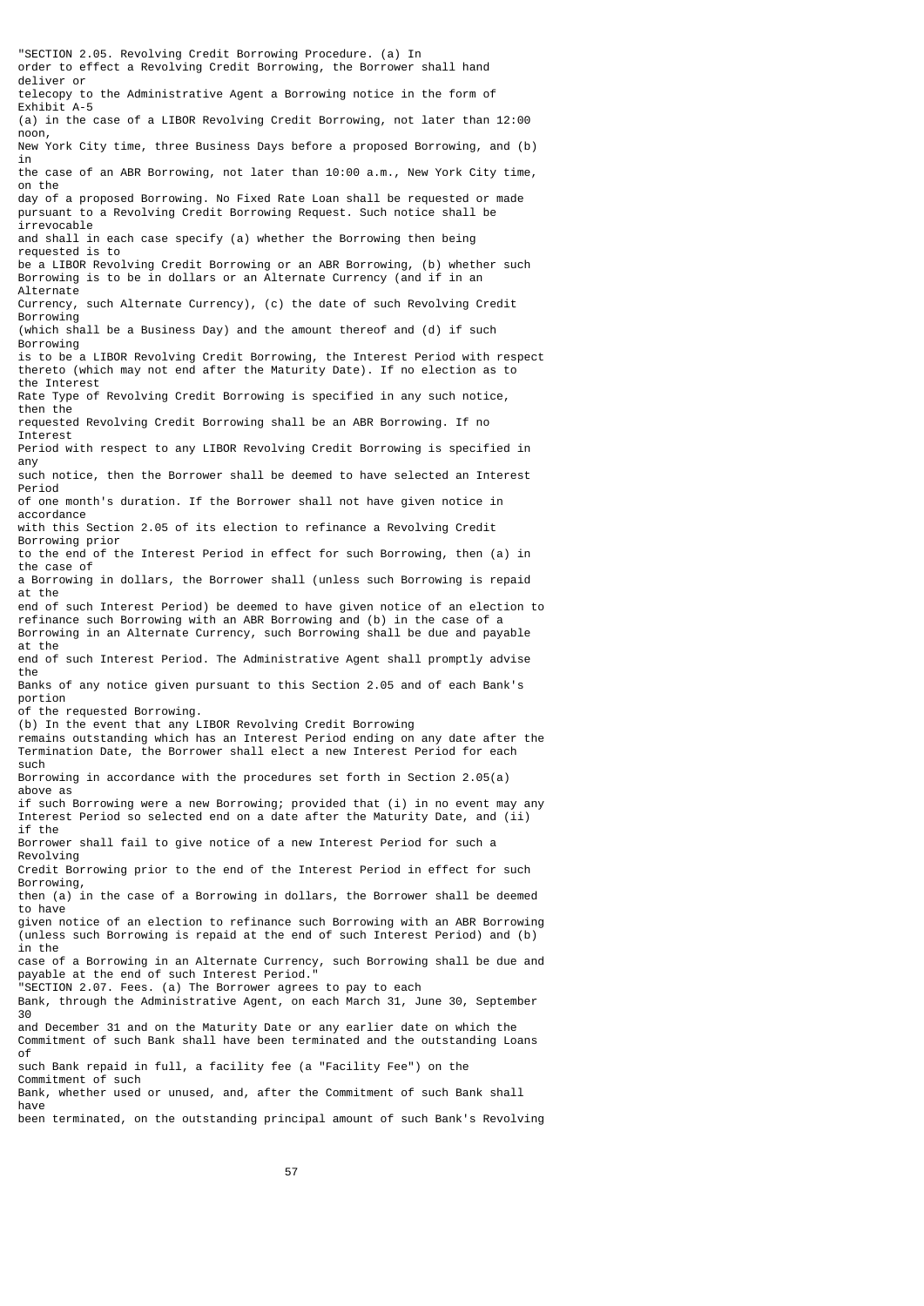"SECTION 2.05. Revolving Credit Borrowing Procedure. (a) In order to effect a Revolving Credit Borrowing, the Borrower shall hand deliver or telecopy to the Administrative Agent a Borrowing notice in the form of Exhibit A-5 (a) in the case of a LIBOR Revolving Credit Borrowing, not later than 12:00 noon, New York City time, three Business Days before a proposed Borrowing, and (b) in the case of an ABR Borrowing, not later than 10:00 a.m., New York City time, on the day of a proposed Borrowing. No Fixed Rate Loan shall be requested or made pursuant to a Revolving Credit Borrowing Request. Such notice shall be irrevocable and shall in each case specify (a) whether the Borrowing then being requested is to be a LIBOR Revolving Credit Borrowing or an ABR Borrowing, (b) whether such Borrowing is to be in dollars or an Alternate Currency (and if in an Alternate Currency, such Alternate Currency), (c) the date of such Revolving Credit Borrowing (which shall be a Business Day) and the amount thereof and (d) if such Borrowing is to be a LIBOR Revolving Credit Borrowing, the Interest Period with respect thereto (which may not end after the Maturity Date). If no election as to the Interest Rate Type of Revolving Credit Borrowing is specified in any such notice, then the requested Revolving Credit Borrowing shall be an ABR Borrowing. If no Interest Period with respect to any LIBOR Revolving Credit Borrowing is specified in any such notice, then the Borrower shall be deemed to have selected an Interest Period of one month's duration. If the Borrower shall not have given notice in accordance with this Section 2.05 of its election to refinance a Revolving Credit Borrowing prior to the end of the Interest Period in effect for such Borrowing, then (a) in the case of a Borrowing in dollars, the Borrower shall (unless such Borrowing is repaid at the end of such Interest Period) be deemed to have given notice of an election to refinance such Borrowing with an ABR Borrowing and (b) in the case of a Borrowing in an Alternate Currency, such Borrowing shall be due and payable at the end of such Interest Period. The Administrative Agent shall promptly advise the Banks of any notice given pursuant to this Section 2.05 and of each Bank's portion of the requested Borrowing.

(b) In the event that any LIBOR Revolving Credit Borrowing remains outstanding which has an Interest Period ending on any date after the Termination Date, the Borrower shall elect a new Interest Period for each such Borrowing in accordance with the procedures set forth in Section 2.05(a) above as if such Borrowing were a new Borrowing; provided that (i) in no event may any Interest Period so selected end on a date after the Maturity Date, and (ii) if the Borrower shall fail to give notice of a new Interest Period for such a Revolving Credit Borrowing prior to the end of the Interest Period in effect for such Borrowing, then (a) in the case of a Borrowing in dollars, the Borrower shall be deemed to have given notice of an election to refinance such Borrowing with an ABR Borrowing (unless such Borrowing is repaid at the end of such Interest Period) and (b) in the case of a Borrowing in an Alternate Currency, such Borrowing shall be due and payable at the end of such Interest Period."

"SECTION 2.07. Fees. (a) The Borrower agrees to pay to each Bank, through the Administrative Agent, on each March 31, June 30, September 30 and December 31 and on the Maturity Date or any earlier date on which the Commitment of such Bank shall have been terminated and the outstanding Loans of such Bank repaid in full, a facility fee (a "Facility Fee") on the Commitment of such Bank, whether used or unused, and, after the Commitment of such Bank shall have been terminated, on the outstanding principal amount of such Bank's Revolving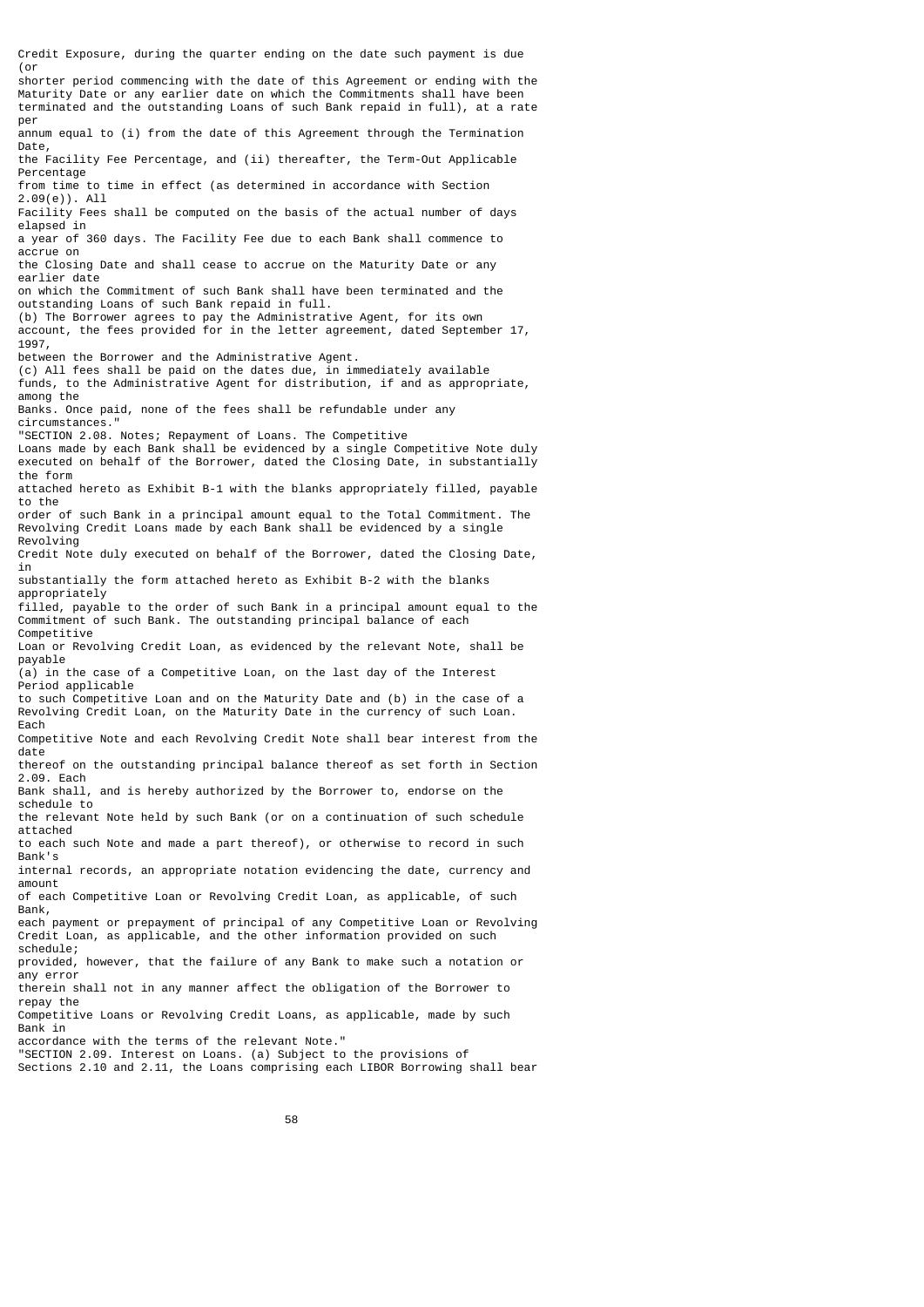Credit Exposure, during the quarter ending on the date such payment is due (or shorter period commencing with the date of this Agreement or ending with the Maturity Date or any earlier date on which the Commitments shall have been terminated and the outstanding Loans of such Bank repaid in full), at a rate per annum equal to (i) from the date of this Agreement through the Termination Date, the Facility Fee Percentage, and (ii) thereafter, the Term-Out Applicable Percentage from time to time in effect (as determined in accordance with Section 2.09(e)). All Facility Fees shall be computed on the basis of the actual number of days elapsed in a year of 360 days. The Facility Fee due to each Bank shall commence to accrue on the Closing Date and shall cease to accrue on the Maturity Date or any earlier date on which the Commitment of such Bank shall have been terminated and the outstanding Loans of such Bank repaid in full.

(b) The Borrower agrees to pay the Administrative Agent, for its own account, the fees provided for in the letter agreement, dated September 17, 1997, between the Borrower and the Administrative Agent.

(c) All fees shall be paid on the dates due, in immediately available funds, to the Administrative Agent for distribution, if and as appropriate, among the Banks. Once paid, none of the fees shall be refundable under any circumstances."

"SECTION 2.08. Notes; Repayment of Loans. The Competitive Loans made by each Bank shall be evidenced by a single Competitive Note duly executed on behalf of the Borrower, dated the Closing Date, in substantially the form attached hereto as Exhibit B-1 with the blanks appropriately filled, payable to the order of such Bank in a principal amount equal to the Total Commitment. The Revolving Credit Loans made by each Bank shall be evidenced by a single Revolving Credit Note duly executed on behalf of the Borrower, dated the Closing Date, in substantially the form attached hereto as Exhibit B-2 with the blanks appropriately filled, payable to the order of such Bank in a principal amount equal to the Commitment of such Bank. The outstanding principal balance of each Competitive Loan or Revolving Credit Loan, as evidenced by the relevant Note, shall be payable (a) in the case of a Competitive Loan, on the last day of the Interest Period applicable to such Competitive Loan and on the Maturity Date and (b) in the case of a Revolving Credit Loan, on the Maturity Date in the currency of such Loan. Each Competitive Note and each Revolving Credit Note shall bear interest from the date thereof on the outstanding principal balance thereof as set forth in Section 2.09. Each Bank shall, and is hereby authorized by the Borrower to, endorse on the schedule to the relevant Note held by such Bank (or on a continuation of such schedule attached to each such Note and made a part thereof), or otherwise to record in such Bank's internal records, an appropriate notation evidencing the date, currency and amount of each Competitive Loan or Revolving Credit Loan, as applicable, of such Bank, each payment or prepayment of principal of any Competitive Loan or Revolving Credit Loan, as applicable, and the other information provided on such schedule; provided, however, that the failure of any Bank to make such a notation or any error therein shall not in any manner affect the obligation of the Borrower to repay the Competitive Loans or Revolving Credit Loans, as applicable, made by such Bank in accordance with the terms of the relevant Note."

"SECTION 2.09. Interest on Loans. (a) Subject to the provisions of Sections 2.10 and 2.11, the Loans comprising each LIBOR Borrowing shall bear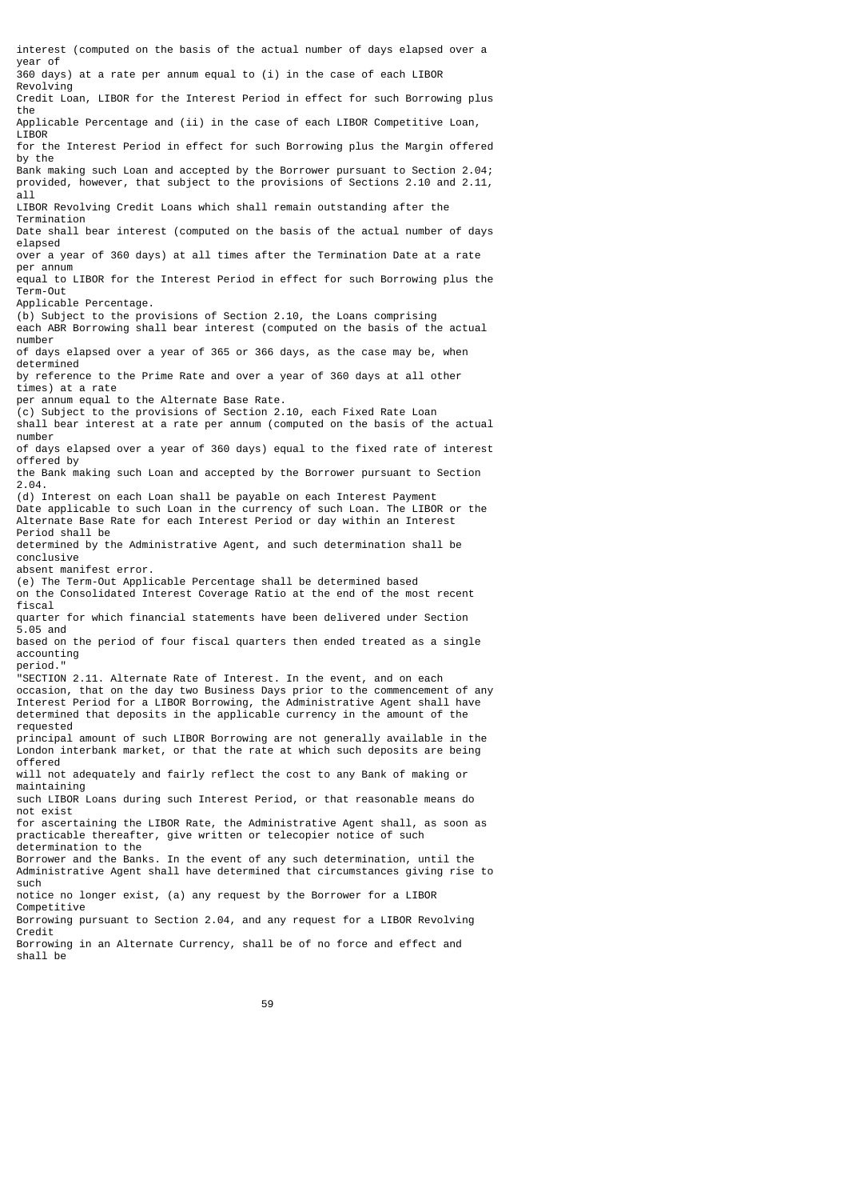interest (computed on the basis of the actual number of days elapsed over a year of 360 days) at a rate per annum equal to (i) in the case of each LIBOR Revolving Credit Loan, LIBOR for the Interest Period in effect for such Borrowing plus the Applicable Percentage and (ii) in the case of each LIBOR Competitive Loan, LIBOR for the Interest Period in effect for such Borrowing plus the Margin offered by the Bank making such Loan and accepted by the Borrower pursuant to Section 2.04; provided, however, that subject to the provisions of Sections 2.10 and 2.11, all LIBOR Revolving Credit Loans which shall remain outstanding after the Termination Date shall bear interest (computed on the basis of the actual number of days elapsed over a year of 360 days) at all times after the Termination Date at a rate per annum equal to LIBOR for the Interest Period in effect for such Borrowing plus the Term-Out Applicable Percentage.

(b) Subject to the provisions of Section 2.10, the Loans comprising each ABR Borrowing shall bear interest (computed on the basis of the actual number of days elapsed over a year of 365 or 366 days, as the case may be, when determined by reference to the Prime Rate and over a year of 360 days at all other times) at a rate per annum equal to the Alternate Base Rate.

(c) Subject to the provisions of Section 2.10, each Fixed Rate Loan shall bear interest at a rate per annum (computed on the basis of the actual number of days elapsed over a year of 360 days) equal to the fixed rate of interest offered by the Bank making such Loan and accepted by the Borrower pursuant to Section 2.04.

(d) Interest on each Loan shall be payable on each Interest Payment Date applicable to such Loan in the currency of such Loan. The LIBOR or the Alternate Base Rate for each Interest Period or day within an Interest Period shall be determined by the Administrative Agent, and such determination shall be conclusive absent manifest error.

(e) The Term-Out Applicable Percentage shall be determined based on the Consolidated Interest Coverage Ratio at the end of the most recent fiscal quarter for which financial statements have been delivered under Section 5.05 and based on the period of four fiscal quarters then ended treated as a single accounting period."

"SECTION 2.11. Alternate Rate of Interest. In the event, and on each occasion, that on the day two Business Days prior to the commencement of any Interest Period for a LIBOR Borrowing, the Administrative Agent shall have determined that deposits in the applicable currency in the amount of the requested principal amount of such LIBOR Borrowing are not generally available in the London interbank market, or that the rate at which such deposits are being offered will not adequately and fairly reflect the cost to any Bank of making or maintaining such LIBOR Loans during such Interest Period, or that reasonable means do not exist for ascertaining the LIBOR Rate, the Administrative Agent shall, as soon as practicable thereafter, give written or telecopier notice of such determination to the Borrower and the Banks. In the event of any such determination, until the Administrative Agent shall have determined that circumstances giving rise to such notice no longer exist, (a) any request by the Borrower for a LIBOR Competitive Borrowing pursuant to Section 2.04, and any request for a LIBOR Revolving Credit Borrowing in an Alternate Currency, shall be of no force and effect and shall be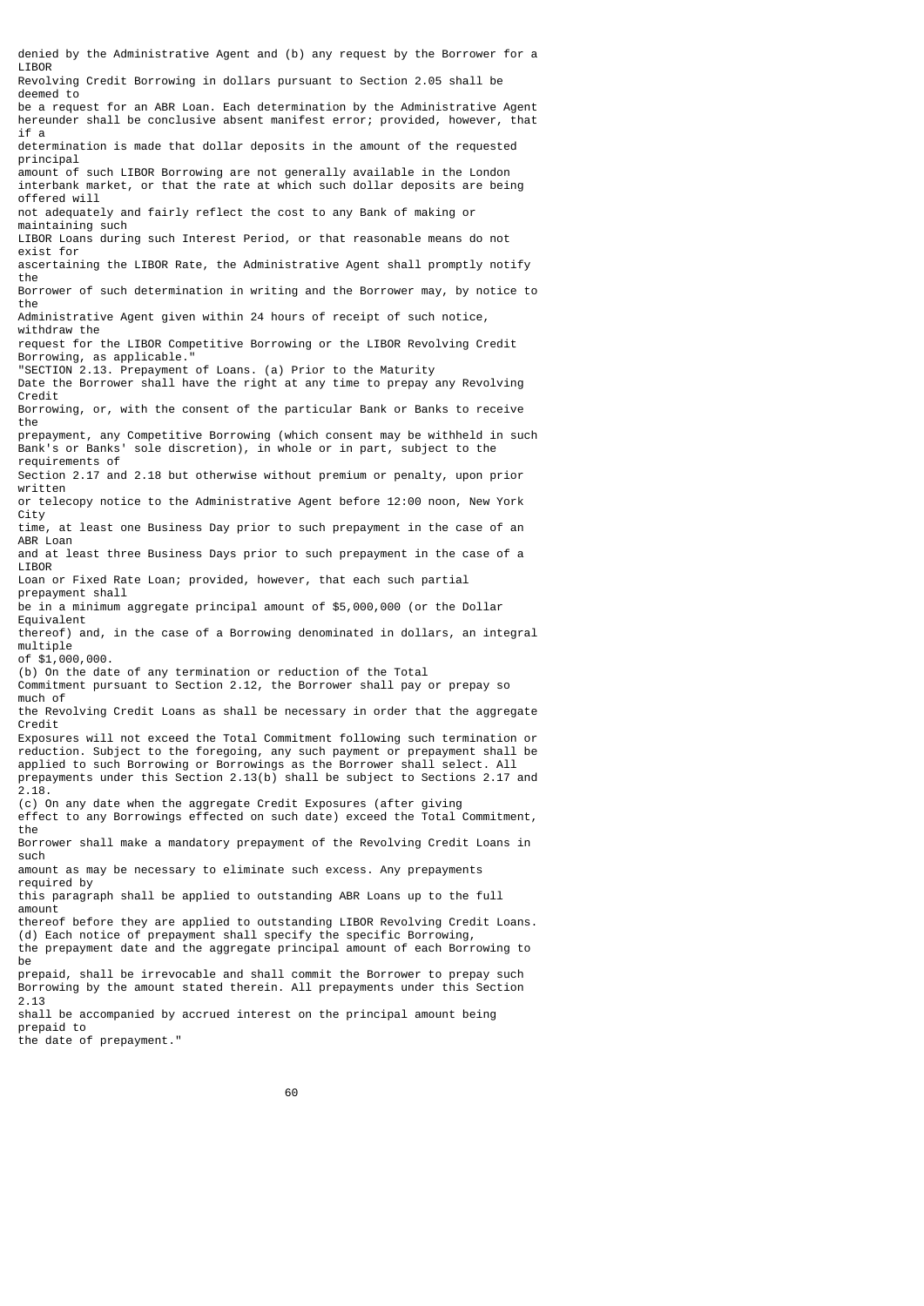denied by the Administrative Agent and (b) any request by the Borrower for a LIBOR Revolving Credit Borrowing in dollars pursuant to Section 2.05 shall be deemed to be a request for an ABR Loan. Each determination by the Administrative Agent hereunder shall be conclusive absent manifest error; provided, however, that if a determination is made that dollar deposits in the amount of the requested principal amount of such LIBOR Borrowing are not generally available in the London interbank market, or that the rate at which such dollar deposits are being offered will not adequately and fairly reflect the cost to any Bank of making or maintaining such LIBOR Loans during such Interest Period, or that reasonable means do not exist for ascertaining the LIBOR Rate, the Administrative Agent shall promptly notify the Borrower of such determination in writing and the Borrower may, by notice to the Administrative Agent given within 24 hours of receipt of such notice, withdraw the request for the LIBOR Competitive Borrowing or the LIBOR Revolving Credit Borrowing, as applicable."

"SECTION 2.13. Prepayment of Loans. (a) Prior to the Maturity Date the Borrower shall have the right at any time to prepay any Revolving Credit Borrowing, or, with the consent of the particular Bank or Banks to receive the prepayment, any Competitive Borrowing (which consent may be withheld in such Bank's or Banks' sole discretion), in whole or in part, subject to the requirements of Section 2.17 and 2.18 but otherwise without premium or penalty, upon prior written or telecopy notice to the Administrative Agent before 12:00 noon, New York City time, at least one Business Day prior to such prepayment in the case of an ABR Loan and at least three Business Days prior to such prepayment in the case of a LIBOR Loan or Fixed Rate Loan; provided, however, that each such partial prepayment shall be in a minimum aggregate principal amount of $5,000,000 (or the Dollar Equivalent thereof) and, in the case of a Borrowing denominated in dollars, an integral multiple of $1,000,000.

(b) On the date of any termination or reduction of the Total Commitment pursuant to Section 2.12, the Borrower shall pay or prepay so much of the Revolving Credit Loans as shall be necessary in order that the aggregate Credit Exposures will not exceed the Total Commitment following such termination or reduction. Subject to the foregoing, any such payment or prepayment shall be applied to such Borrowing or Borrowings as the Borrower shall select. All prepayments under this Section 2.13(b) shall be subject to Sections 2.17 and 2.18.

(c) On any date when the aggregate Credit Exposures (after giving effect to any Borrowings effected on such date) exceed the Total Commitment, the Borrower shall make a mandatory prepayment of the Revolving Credit Loans in such amount as may be necessary to eliminate such excess. Any prepayments required by this paragraph shall be applied to outstanding ABR Loans up to the full amount thereof before they are applied to outstanding LIBOR Revolving Credit Loans.

(d) Each notice of prepayment shall specify the specific Borrowing, the prepayment date and the aggregate principal amount of each Borrowing to be prepaid, shall be irrevocable and shall commit the Borrower to prepay such Borrowing by the amount stated therein. All prepayments under this Section 2.13 shall be accompanied by accrued interest on the principal amount being prepaid to the date of prepayment."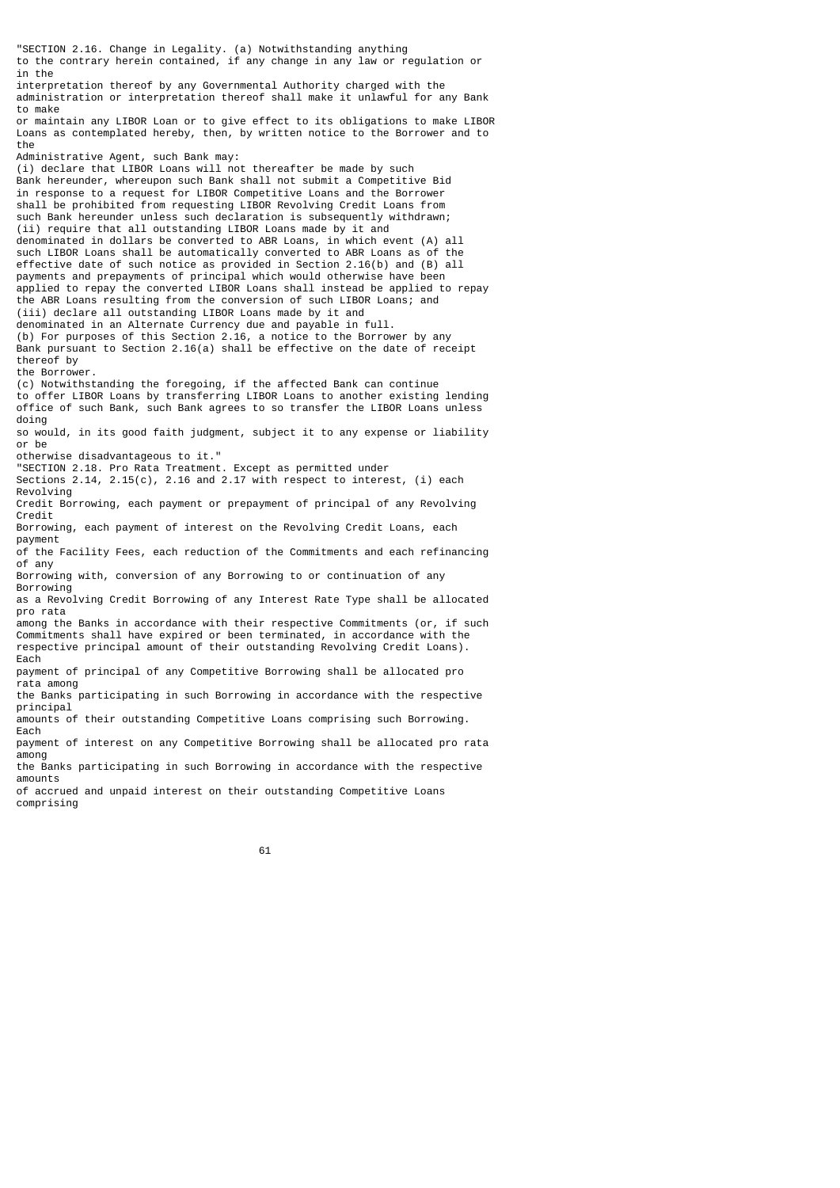"SECTION 2.16. Change in Legality. (a) Notwithstanding anything to the contrary herein contained, if any change in any law or regulation or in the interpretation thereof by any Governmental Authority charged with the administration or interpretation thereof shall make it unlawful for any Bank to make or maintain any LIBOR Loan or to give effect to its obligations to make LIBOR Loans as contemplated hereby, then, by written notice to the Borrower and to the Administrative Agent, such Bank may:

(i) declare that LIBOR Loans will not thereafter be made by such Bank hereunder, whereupon such Bank shall not submit a Competitive Bid in response to a request for LIBOR Competitive Loans and the Borrower shall be prohibited from requesting LIBOR Revolving Credit Loans from such Bank hereunder unless such declaration is subsequently withdrawn;

(ii) require that all outstanding LIBOR Loans made by it and denominated in dollars be converted to ABR Loans, in which event (A) all such LIBOR Loans shall be automatically converted to ABR Loans as of the effective date of such notice as provided in Section 2.16(b) and (B) all payments and prepayments of principal which would otherwise have been applied to repay the converted LIBOR Loans shall instead be applied to repay the ABR Loans resulting from the conversion of such LIBOR Loans; and

(iii) declare all outstanding LIBOR Loans made by it and denominated in an Alternate Currency due and payable in full.

(b) For purposes of this Section 2.16, a notice to the Borrower by any Bank pursuant to Section 2.16(a) shall be effective on the date of receipt thereof by the Borrower.

(c) Notwithstanding the foregoing, if the affected Bank can continue to offer LIBOR Loans by transferring LIBOR Loans to another existing lending office of such Bank, such Bank agrees to so transfer the LIBOR Loans unless doing so would, in its good faith judgment, subject it to any expense or liability or be otherwise disadvantageous to it."

"SECTION 2.18. Pro Rata Treatment. Except as permitted under Sections 2.14, 2.15(c), 2.16 and 2.17 with respect to interest, (i) each Revolving Credit Borrowing, each payment or prepayment of principal of any Revolving Credit Borrowing, each payment of interest on the Revolving Credit Loans, each payment of the Facility Fees, each reduction of the Commitments and each refinancing of any Borrowing with, conversion of any Borrowing to or continuation of any Borrowing as a Revolving Credit Borrowing of any Interest Rate Type shall be allocated pro rata among the Banks in accordance with their respective Commitments (or, if such Commitments shall have expired or been terminated, in accordance with the respective principal amount of their outstanding Revolving Credit Loans). Each payment of principal of any Competitive Borrowing shall be allocated pro rata among the Banks participating in such Borrowing in accordance with the respective principal amounts of their outstanding Competitive Loans comprising such Borrowing. Each payment of interest on any Competitive Borrowing shall be allocated pro rata among the Banks participating in such Borrowing in accordance with the respective amounts of accrued and unpaid interest on their outstanding Competitive Loans comprising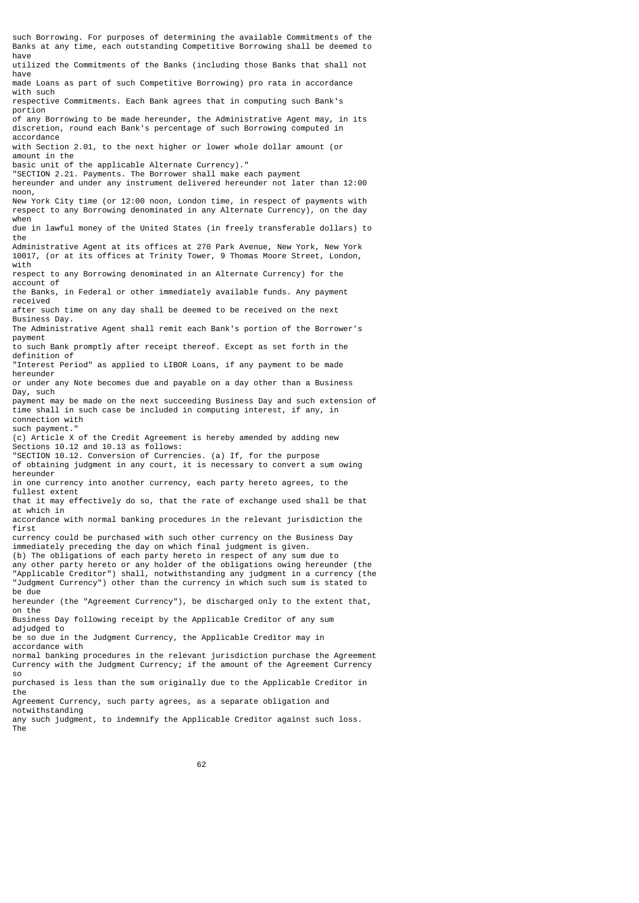such Borrowing. For purposes of determining the available Commitments of the Banks at any time, each outstanding Competitive Borrowing shall be deemed to have utilized the Commitments of the Banks (including those Banks that shall not have made Loans as part of such Competitive Borrowing) pro rata in accordance with such respective Commitments. Each Bank agrees that in computing such Bank's portion of any Borrowing to be made hereunder, the Administrative Agent may, in its discretion, round each Bank's percentage of such Borrowing computed in accordance with Section 2.01, to the next higher or lower whole dollar amount (or amount in the basic unit of the applicable Alternate Currency)."

"SECTION 2.21. Payments. The Borrower shall make each payment hereunder and under any instrument delivered hereunder not later than 12:00 noon, New York City time (or 12:00 noon, London time, in respect of payments with respect to any Borrowing denominated in any Alternate Currency), on the day when due in lawful money of the United States (in freely transferable dollars) to the Administrative Agent at its offices at 270 Park Avenue, New York, New York 10017, (or at its offices at Trinity Tower, 9 Thomas Moore Street, London, with respect to any Borrowing denominated in an Alternate Currency) for the account of the Banks, in Federal or other immediately available funds. Any payment received after such time on any day shall be deemed to be received on the next Business Day. The Administrative Agent shall remit each Bank's portion of the Borrower's payment to such Bank promptly after receipt thereof. Except as set forth in the definition of "Interest Period" as applied to LIBOR Loans, if any payment to be made hereunder or under any Note becomes due and payable on a day other than a Business Day, such payment may be made on the next succeeding Business Day and such extension of time shall in such case be included in computing interest, if any, in connection with such payment."

(c) Article X of the Credit Agreement is hereby amended by adding new Sections 10.12 and 10.13 as follows:

"SECTION 10.12. Conversion of Currencies. (a) If, for the purpose of obtaining judgment in any court, it is necessary to convert a sum owing hereunder in one currency into another currency, each party hereto agrees, to the fullest extent that it may effectively do so, that the rate of exchange used shall be that at which in accordance with normal banking procedures in the relevant jurisdiction the first currency could be purchased with such other currency on the Business Day immediately preceding the day on which final judgment is given.

(b) The obligations of each party hereto in respect of any sum due to any other party hereto or any holder of the obligations owing hereunder (the "Applicable Creditor") shall, notwithstanding any judgment in a currency (the "Judgment Currency") other than the currency in which such sum is stated to be due hereunder (the "Agreement Currency"), be discharged only to the extent that, on the Business Day following receipt by the Applicable Creditor of any sum adjudged to be so due in the Judgment Currency, the Applicable Creditor may in accordance with normal banking procedures in the relevant jurisdiction purchase the Agreement Currency with the Judgment Currency; if the amount of the Agreement Currency so purchased is less than the sum originally due to the Applicable Creditor in the Agreement Currency, such party agrees, as a separate obligation and notwithstanding any such judgment, to indemnify the Applicable Creditor against such loss. The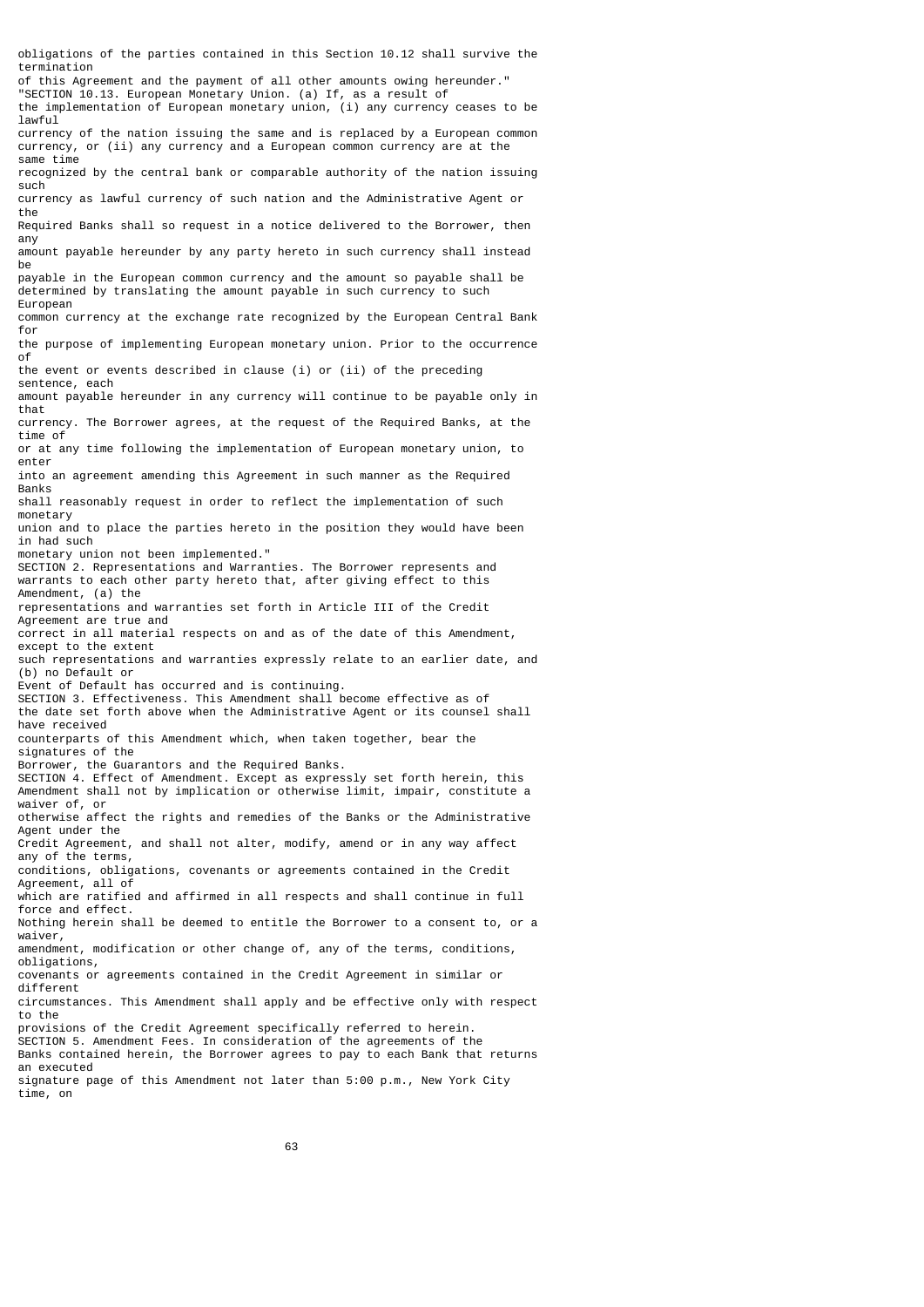obligations of the parties contained in this Section 10.12 shall survive the termination of this Agreement and the payment of all other amounts owing hereunder."

"SECTION 10.13. European Monetary Union. (a) If, as a result of the implementation of European monetary union, (i) any currency ceases to be lawful currency of the nation issuing the same and is replaced by a European common currency, or (ii) any currency and a European common currency are at the same time recognized by the central bank or comparable authority of the nation issuing such currency as lawful currency of such nation and the Administrative Agent or the Required Banks shall so request in a notice delivered to the Borrower, then any amount payable hereunder by any party hereto in such currency shall instead be payable in the European common currency and the amount so payable shall be determined by translating the amount payable in such currency to such European common currency at the exchange rate recognized by the European Central Bank for the purpose of implementing European monetary union. Prior to the occurrence of the event or events described in clause (i) or (ii) of the preceding sentence, each amount payable hereunder in any currency will continue to be payable only in that currency. The Borrower agrees, at the request of the Required Banks, at the time of or at any time following the implementation of European monetary union, to enter into an agreement amending this Agreement in such manner as the Required Banks shall reasonably request in order to reflect the implementation of such monetary union and to place the parties hereto in the position they would have been in had such monetary union not been implemented."

SECTION 2. Representations and Warranties. The Borrower represents and warrants to each other party hereto that, after giving effect to this Amendment, (a) the representations and warranties set forth in Article III of the Credit Agreement are true and correct in all material respects on and as of the date of this Amendment, except to the extent such representations and warranties expressly relate to an earlier date, and (b) no Default or Event of Default has occurred and is continuing.

SECTION 3. Effectiveness. This Amendment shall become effective as of the date set forth above when the Administrative Agent or its counsel shall have received counterparts of this Amendment which, when taken together, bear the signatures of the Borrower, the Guarantors and the Required Banks.

SECTION 4. Effect of Amendment. Except as expressly set forth herein, this Amendment shall not by implication or otherwise limit, impair, constitute a waiver of, or otherwise affect the rights and remedies of the Banks or the Administrative Agent under the Credit Agreement, and shall not alter, modify, amend or in any way affect any of the terms, conditions, obligations, covenants or agreements contained in the Credit Agreement, all of which are ratified and affirmed in all respects and shall continue in full force and effect. Nothing herein shall be deemed to entitle the Borrower to a consent to, or a waiver, amendment, modification or other change of, any of the terms, conditions, obligations, covenants or agreements contained in the Credit Agreement in similar or different circumstances. This Amendment shall apply and be effective only with respect to the provisions of the Credit Agreement specifically referred to herein.

SECTION 5. Amendment Fees. In consideration of the agreements of the Banks contained herein, the Borrower agrees to pay to each Bank that returns an executed signature page of this Amendment not later than 5:00 p.m., New York City time, on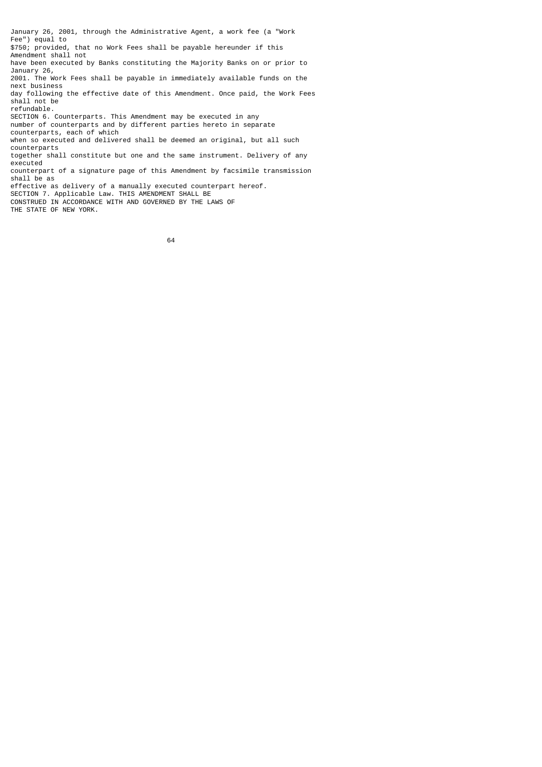January 26, 2001, through the Administrative Agent, a work fee (a "Work Fee") equal to $750; provided, that no Work Fees shall be payable hereunder if this Amendment shall not have been executed by Banks constituting the Majority Banks on or prior to January 26, 2001. The Work Fees shall be payable in immediately available funds on the next business day following the effective date of this Amendment. Once paid, the Work Fees shall not be refundable.

SECTION 6. Counterparts. This Amendment may be executed in any number of counterparts and by different parties hereto in separate counterparts, each of which when so executed and delivered shall be deemed an original, but all such counterparts together shall constitute but one and the same instrument. Delivery of any executed counterpart of a signature page of this Amendment by facsimile transmission shall be as effective as delivery of a manually executed counterpart hereof.

SECTION 7. Applicable Law. THIS AMENDMENT SHALL BE CONSTRUED IN ACCORDANCE WITH AND GOVERNED BY THE LAWS OF THE STATE OF NEW YORK.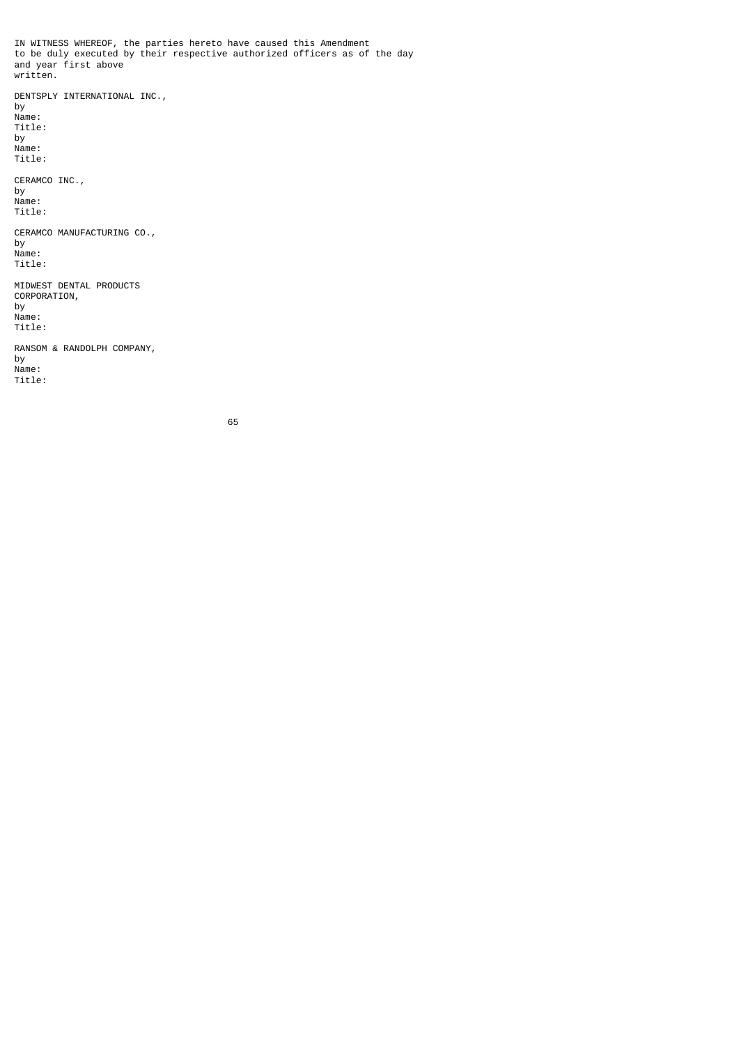IN WITNESS WHEREOF, the parties hereto have caused this Amendment to be duly executed by their respective authorized officers as of the day and year first above written.

DENTSPLY INTERNATIONAL INC.,

by
Name:
Title:

by
Name:
Title:

CERAMCO INC.,

by
Name:
Title:

CERAMCO MANUFACTURING CO.,

by
Name:
Title:

MIDWEST DENTAL PRODUCTS CORPORATION,

by
Name:
Title:

RANSOM & RANDOLPH COMPANY,

by
Name:
Title: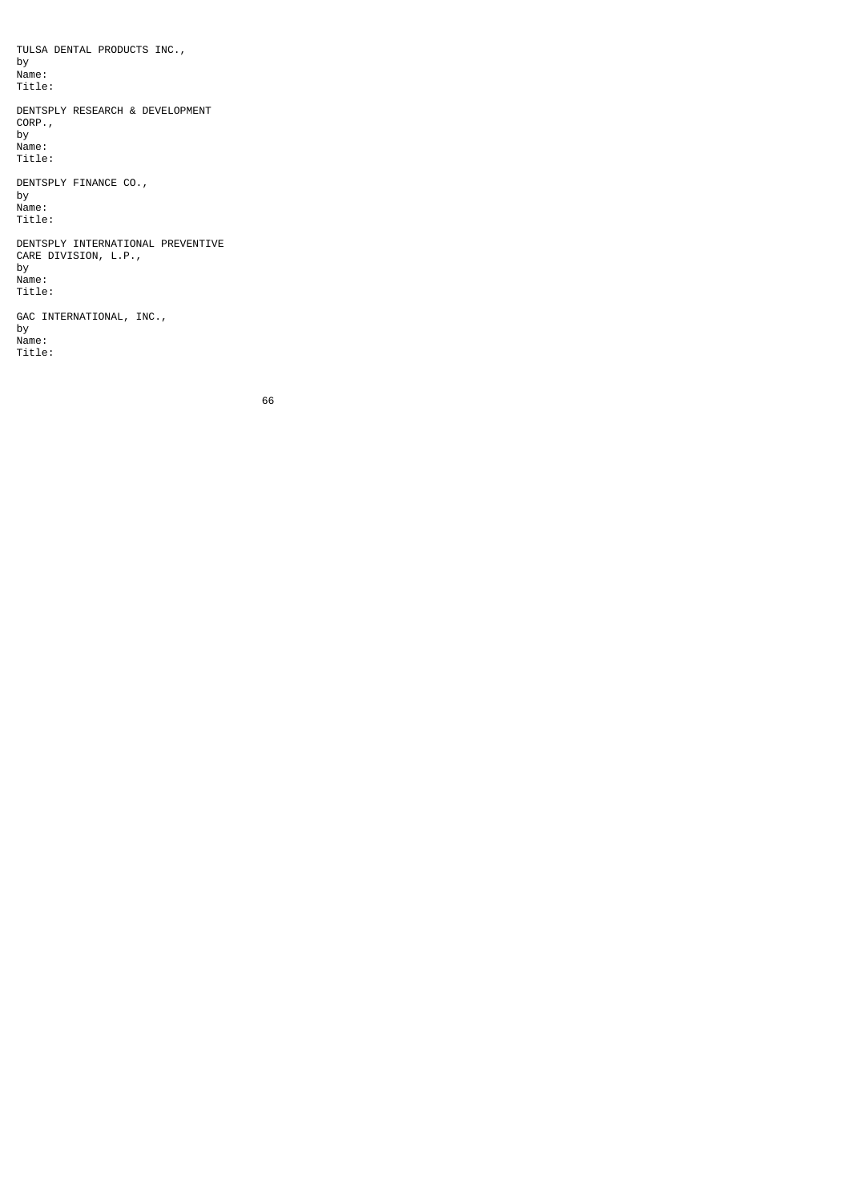TULSA DENTAL PRODUCTS INC.,
by
Name:
Title:

DENTSPLY RESEARCH & DEVELOPMENT
CORP.,
by
Name:
Title:

DENTSPLY FINANCE CO.,
by
Name:
Title:

DENTSPLY INTERNATIONAL PREVENTIVE
CARE DIVISION, L.P.,
by
Name:
Title:

GAC INTERNATIONAL, INC.,
by
Name:
Title: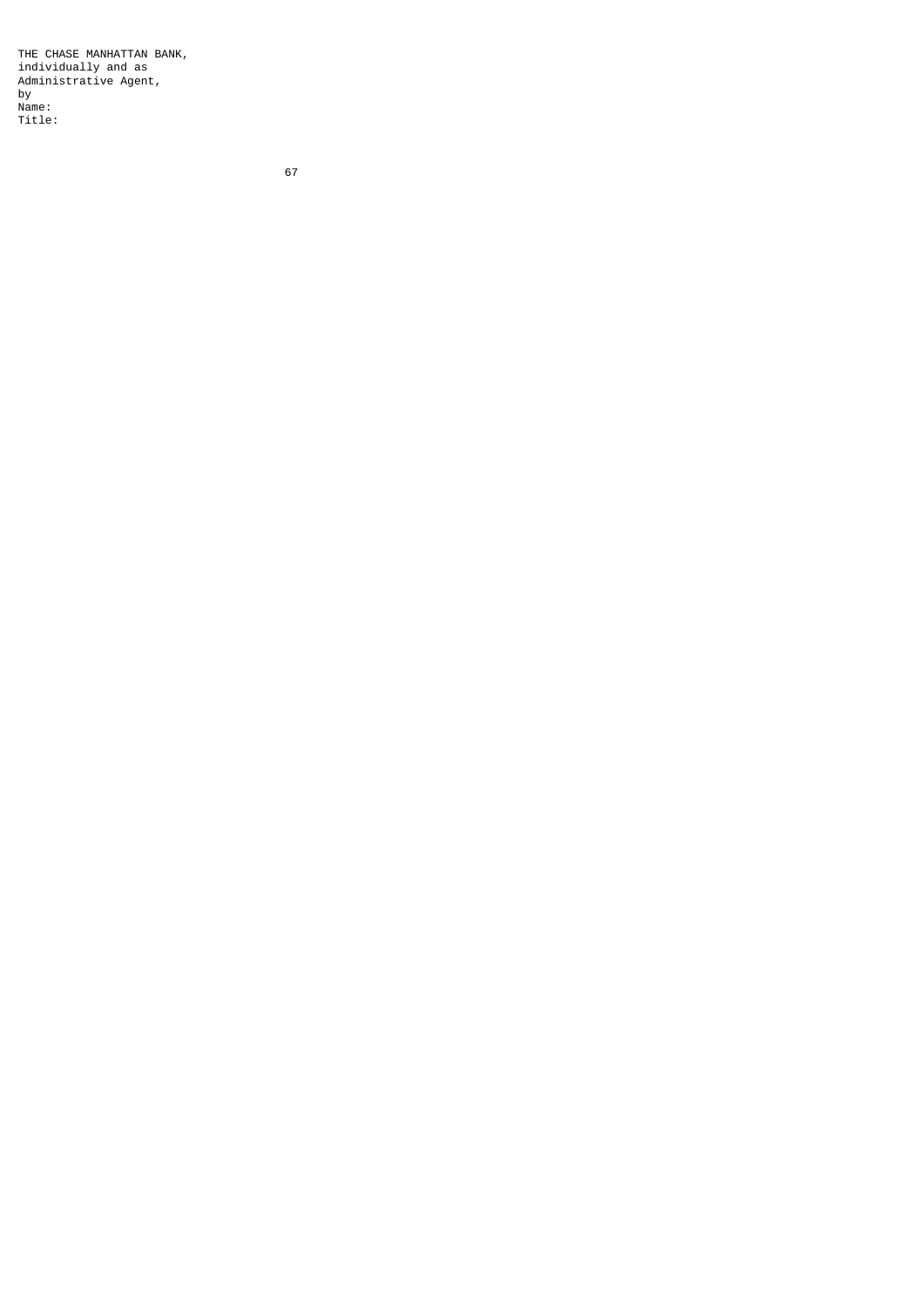THE CHASE MANHATTAN BANK,
individually and as
Administrative Agent,

by
Name:
Title: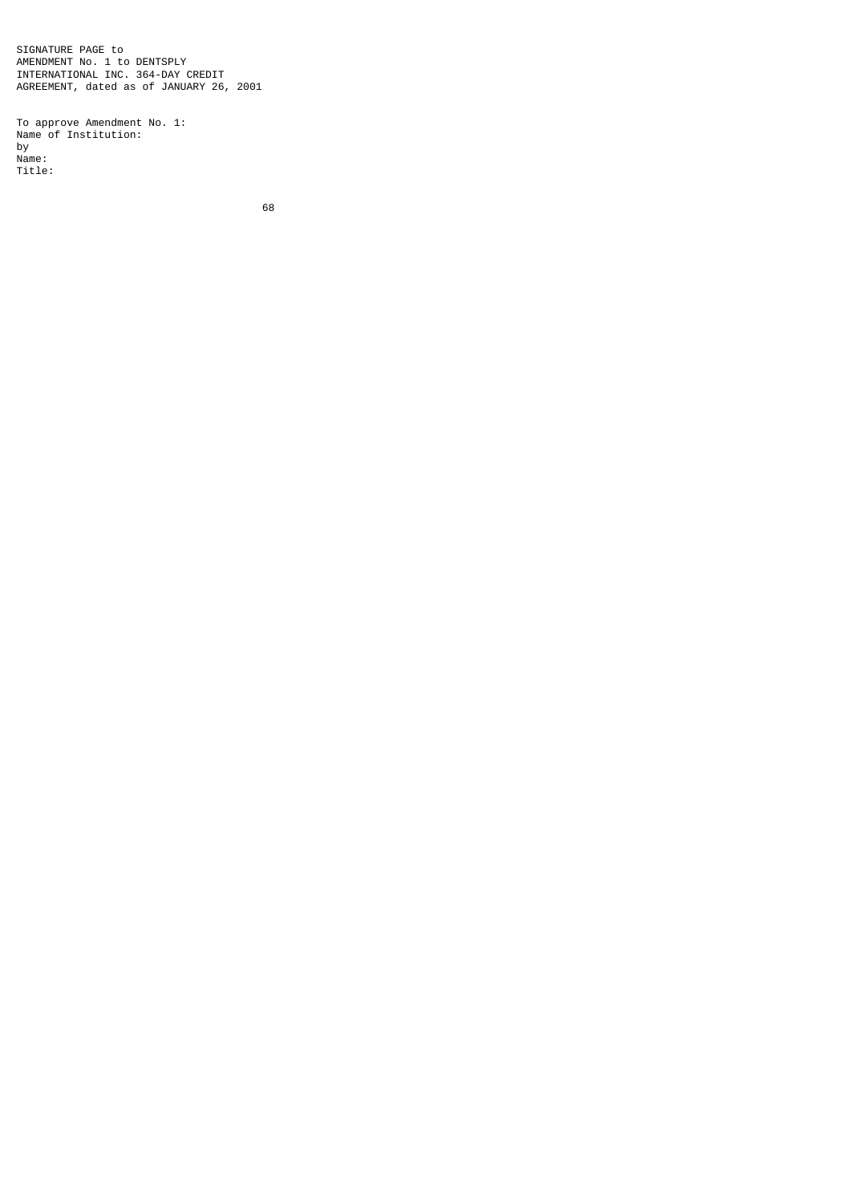SIGNATURE PAGE to
AMENDMENT No. 1 to DENTSPLY
INTERNATIONAL INC. 364-DAY CREDIT
AGREEMENT, dated as of JANUARY 26, 2001

To approve Amendment No. 1:
Name of Institution:
by
Name:
Title: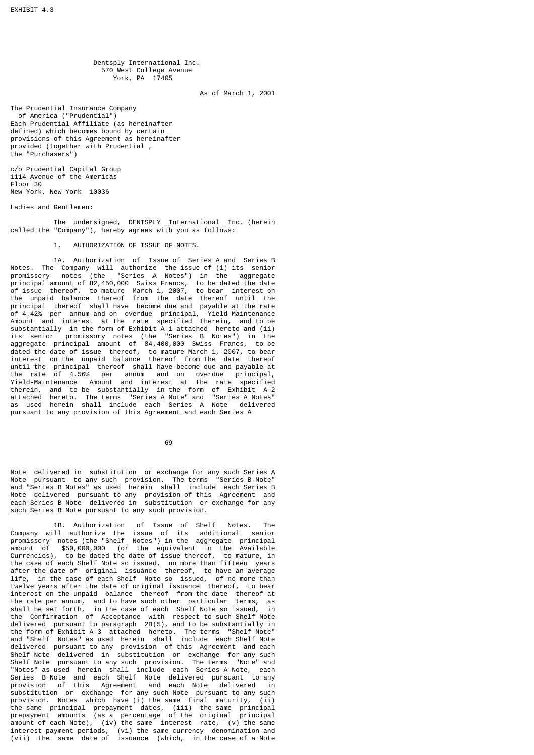EXHIBIT 4.3

Dentsply International Inc.
570 West College Avenue
York, PA 17405

As of March 1, 2001

The Prudential Insurance Company of America ("Prudential")
Each Prudential Affiliate (as hereinafter defined) which becomes bound by certain provisions of this Agreement as hereinafter provided (together with Prudential , the "Purchasers")

c/o Prudential Capital Group
1114 Avenue of the Americas
Floor 30
New York, New York 10036

Ladies and Gentlemen:

The undersigned, DENTSPLY International Inc. (herein called the "Company"), hereby agrees with you as follows:

1. AUTHORIZATION OF ISSUE OF NOTES.

1A. Authorization of Issue of Series A and Series B Notes. The Company will authorize the issue of (i) its senior promissory notes (the "Series A Notes") in the aggregate principal amount of 82,450,000 Swiss Francs, to be dated the date of issue thereof, to mature March 1, 2007, to bear interest on the unpaid balance thereof from the date thereof until the principal thereof shall have become due and payable at the rate of 4.42% per annum and on overdue principal, Yield-Maintenance Amount and interest at the rate specified therein, and to be substantially in the form of Exhibit A-1 attached hereto and (ii) its senior promissory notes (the "Series B Notes") in the aggregate principal amount of 84,400,000 Swiss Francs, to be dated the date of issue thereof, to mature March 1, 2007, to bear interest on the unpaid balance thereof from the date thereof until the principal thereof shall have become due and payable at the rate of 4.56% per annum and on overdue principal, Yield-Maintenance Amount and interest at the rate specified therein, and to be substantially in the form of Exhibit A-2 attached hereto. The terms "Series A Note" and "Series A Notes" as used herein shall include each Series A Note delivered pursuant to any provision of this Agreement and each Series A Note delivered in substitution or exchange for any such Series A Note pursuant to any such provision. The terms "Series B Note" and "Series B Notes" as used herein shall include each Series B Note delivered pursuant to any provision of this Agreement and each Series B Note delivered in substitution or exchange for any such Series B Note pursuant to any such provision.

1B. Authorization of Issue of Shelf Notes. The Company will authorize the issue of its additional senior promissory notes (the "Shelf Notes") in the aggregate principal amount of $50,000,000 (or the equivalent in the Available Currencies), to be dated the date of issue thereof, to mature, in the case of each Shelf Note so issued, no more than fifteen years after the date of original issuance thereof, to have an average life, in the case of each Shelf Note so issued, of no more than twelve years after the date of original issuance thereof, to bear interest on the unpaid balance thereof from the date thereof at the rate per annum, and to have such other particular terms, as shall be set forth, in the case of each Shelf Note so issued, in the Confirmation of Acceptance with respect to such Shelf Note delivered pursuant to paragraph 2B(5), and to be substantially in the form of Exhibit A-3 attached hereto. The terms "Shelf Note" and "Shelf Notes" as used herein shall include each Shelf Note delivered pursuant to any provision of this Agreement and each Shelf Note delivered in substitution or exchange for any such Shelf Note pursuant to any such provision. The terms "Note" and "Notes" as used herein shall include each Series A Note, each Series B Note and each Shelf Note delivered pursuant to any provision of this Agreement and each Note delivered in substitution or exchange for any such Note pursuant to any such provision. Notes which have (i) the same final maturity, (ii) the same principal prepayment dates, (iii) the same principal prepayment amounts (as a percentage of the original principal amount of each Note), (iv) the same interest rate, (v) the same interest payment periods, (vi) the same currency denomination and (vii) the same date of issuance (which, in the case of a Note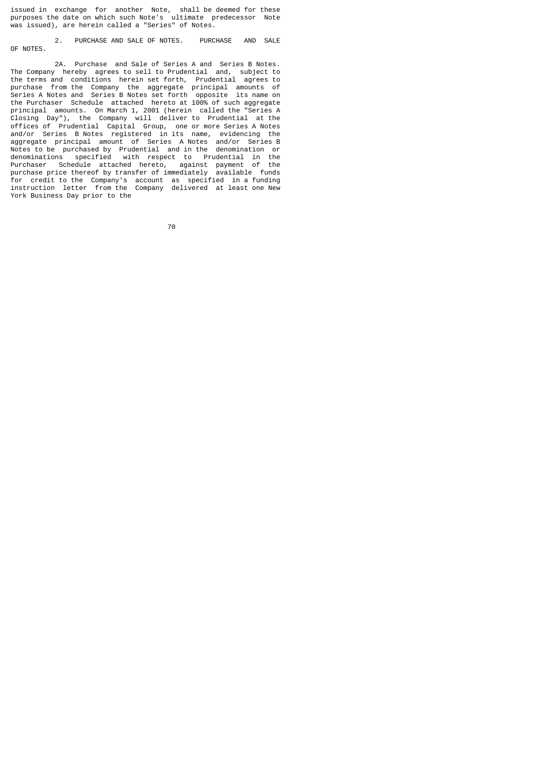issued in exchange for another Note, shall be deemed for these purposes the date on which such Note's ultimate predecessor Note was issued), are herein called a "Series" of Notes.

2. PURCHASE AND SALE OF NOTES. PURCHASE AND SALE OF NOTES.

2A. Purchase and Sale of Series A and Series B Notes. The Company hereby agrees to sell to Prudential and, subject to the terms and conditions herein set forth, Prudential agrees to purchase from the Company the aggregate principal amounts of Series A Notes and Series B Notes set forth opposite its name on the Purchaser Schedule attached hereto at 100% of such aggregate principal amounts. On March 1, 2001 (herein called the "Series A Closing Day"), the Company will deliver to Prudential at the offices of Prudential Capital Group, one or more Series A Notes and/or Series B Notes registered in its name, evidencing the aggregate principal amount of Series A Notes and/or Series B Notes to be purchased by Prudential and in the denomination or denominations specified with respect to Prudential in the Purchaser Schedule attached hereto, against payment of the purchase price thereof by transfer of immediately available funds for credit to the Company's account as specified in a funding instruction letter from the Company delivered at least one New York Business Day prior to the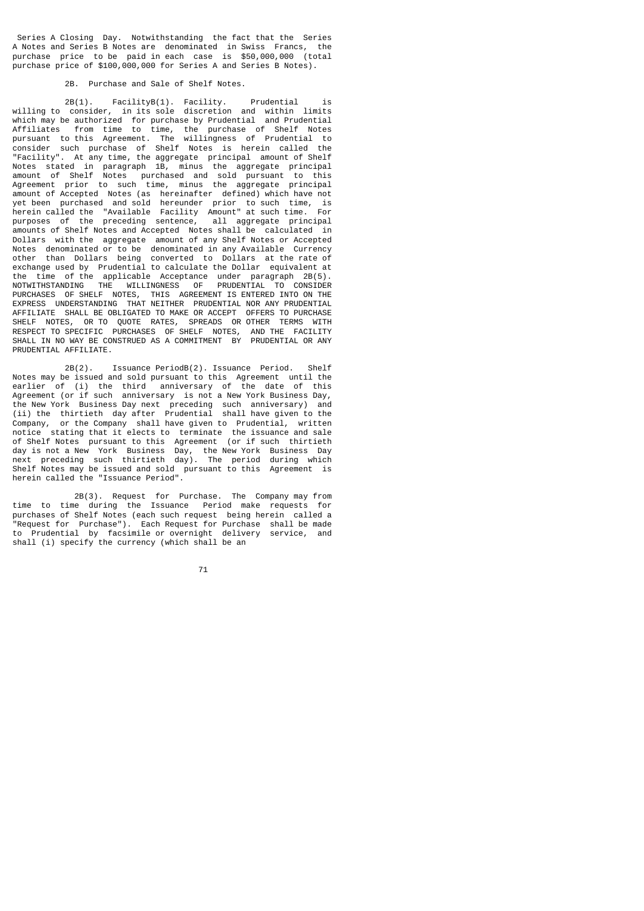Series A Closing Day. Notwithstanding the fact that the Series A Notes and Series B Notes are denominated in Swiss Francs, the purchase price to be paid in each case is $50,000,000 (total purchase price of $100,000,000 for Series A and Series B Notes).

2B. Purchase and Sale of Shelf Notes.

2B(1). FacilityB(1). Facility. Prudential is willing to consider, in its sole discretion and within limits which may be authorized for purchase by Prudential and Prudential Affiliates from time to time, the purchase of Shelf Notes pursuant to this Agreement. The willingness of Prudential to consider such purchase of Shelf Notes is herein called the "Facility". At any time, the aggregate principal amount of Shelf Notes stated in paragraph 1B, minus the aggregate principal amount of Shelf Notes purchased and sold pursuant to this Agreement prior to such time, minus the aggregate principal amount of Accepted Notes (as hereinafter defined) which have not yet been purchased and sold hereunder prior to such time, is herein called the "Available Facility Amount" at such time. For purposes of the preceding sentence, all aggregate principal amounts of Shelf Notes and Accepted Notes shall be calculated in Dollars with the aggregate amount of any Shelf Notes or Accepted Notes denominated or to be denominated in any Available Currency other than Dollars being converted to Dollars at the rate of exchange used by Prudential to calculate the Dollar equivalent at the time of the applicable Acceptance under paragraph 2B(5). NOTWITHSTANDING THE WILLINGNESS OF PRUDENTIAL TO CONSIDER PURCHASES OF SHELF NOTES, THIS AGREEMENT IS ENTERED INTO ON THE EXPRESS UNDERSTANDING THAT NEITHER PRUDENTIAL NOR ANY PRUDENTIAL AFFILIATE SHALL BE OBLIGATED TO MAKE OR ACCEPT OFFERS TO PURCHASE SHELF NOTES, OR TO QUOTE RATES, SPREADS OR OTHER TERMS WITH RESPECT TO SPECIFIC PURCHASES OF SHELF NOTES, AND THE FACILITY SHALL IN NO WAY BE CONSTRUED AS A COMMITMENT BY PRUDENTIAL OR ANY PRUDENTIAL AFFILIATE.

2B(2). Issuance PeriodB(2). Issuance Period. Shelf Notes may be issued and sold pursuant to this Agreement until the earlier of (i) the third anniversary of the date of this Agreement (or if such anniversary is not a New York Business Day, the New York Business Day next preceding such anniversary) and (ii) the thirtieth day after Prudential shall have given to the Company, or the Company shall have given to Prudential, written notice stating that it elects to terminate the issuance and sale of Shelf Notes pursuant to this Agreement (or if such thirtieth day is not a New York Business Day, the New York Business Day next preceding such thirtieth day). The period during which Shelf Notes may be issued and sold pursuant to this Agreement is herein called the "Issuance Period".

2B(3). Request for Purchase. The Company may from time to time during the Issuance Period make requests for purchases of Shelf Notes (each such request being herein called a "Request for Purchase"). Each Request for Purchase shall be made to Prudential by facsimile or overnight delivery service, and shall (i) specify the currency (which shall be an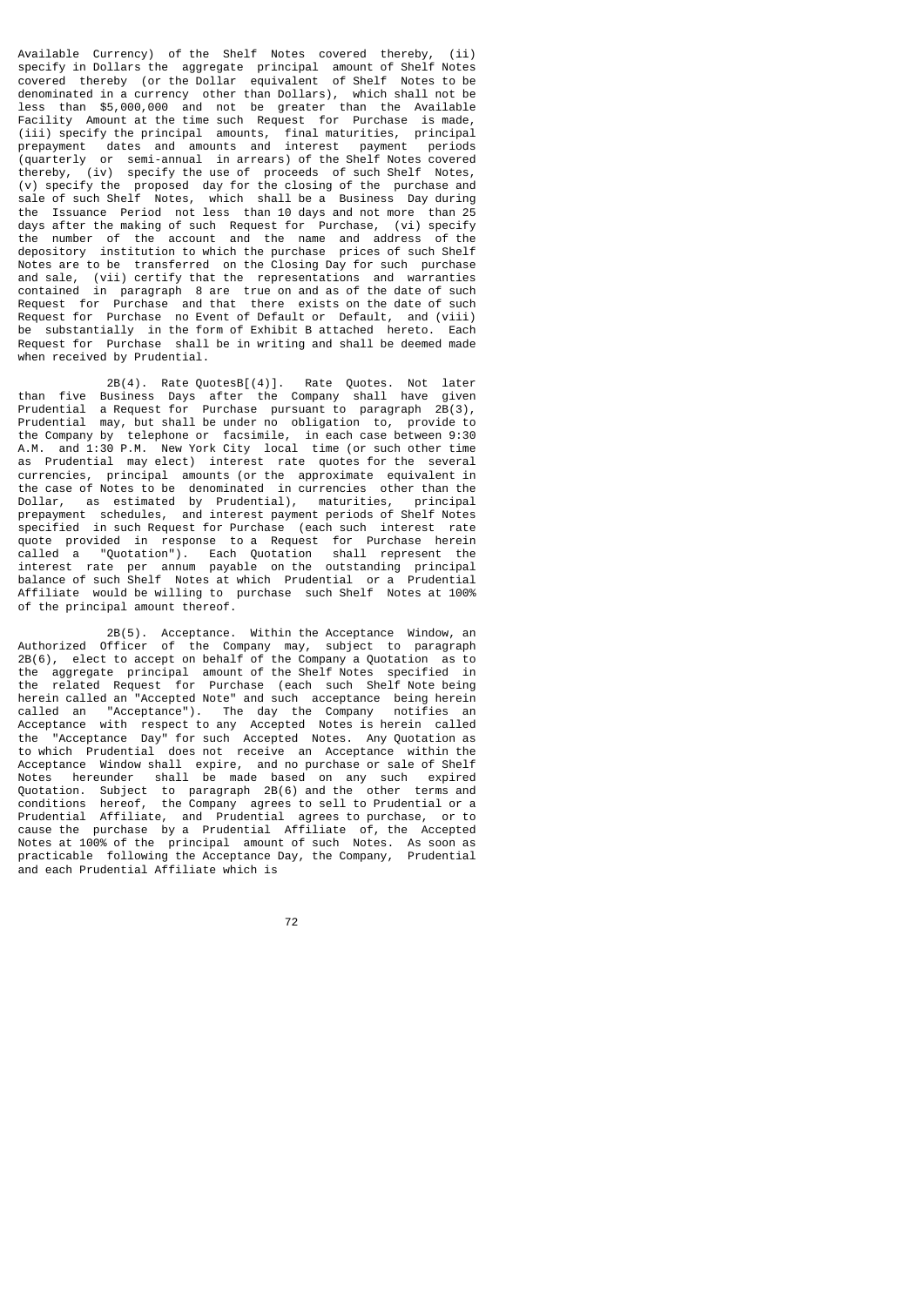Available Currency) of the Shelf Notes covered thereby, (ii) specify in Dollars the aggregate principal amount of Shelf Notes covered thereby (or the Dollar equivalent of Shelf Notes to be denominated in a currency other than Dollars), which shall not be less than $5,000,000 and not be greater than the Available Facility Amount at the time such Request for Purchase is made, (iii) specify the principal amounts, final maturities, principal prepayment dates and amounts and interest payment periods (quarterly or semi-annual in arrears) of the Shelf Notes covered thereby, (iv) specify the use of proceeds of such Shelf Notes, (v) specify the proposed day for the closing of the purchase and sale of such Shelf Notes, which shall be a Business Day during the Issuance Period not less than 10 days and not more than 25 days after the making of such Request for Purchase, (vi) specify the number of the account and the name and address of the depository institution to which the purchase prices of such Shelf Notes are to be transferred on the Closing Day for such purchase and sale, (vii) certify that the representations and warranties contained in paragraph 8 are true on and as of the date of such Request for Purchase and that there exists on the date of such Request for Purchase no Event of Default or Default, and (viii) be substantially in the form of Exhibit B attached hereto. Each Request for Purchase shall be in writing and shall be deemed made when received by Prudential.

2B(4). Rate QuotesB[(4)]. Rate Quotes. Not later than five Business Days after the Company shall have given Prudential a Request for Purchase pursuant to paragraph 2B(3), Prudential may, but shall be under no obligation to, provide to the Company by telephone or facsimile, in each case between 9:30 A.M. and 1:30 P.M. New York City local time (or such other time as Prudential may elect) interest rate quotes for the several currencies, principal amounts (or the approximate equivalent in the case of Notes to be denominated in currencies other than the Dollar, as estimated by Prudential), maturities, principal prepayment schedules, and interest payment periods of Shelf Notes specified in such Request for Purchase (each such interest rate quote provided in response to a Request for Purchase herein called a "Quotation"). Each Quotation shall represent the interest rate per annum payable on the outstanding principal balance of such Shelf Notes at which Prudential or a Prudential Affiliate would be willing to purchase such Shelf Notes at 100% of the principal amount thereof.

2B(5). Acceptance. Within the Acceptance Window, an Authorized Officer of the Company may, subject to paragraph 2B(6), elect to accept on behalf of the Company a Quotation as to the aggregate principal amount of the Shelf Notes specified in the related Request for Purchase (each such Shelf Note being herein called an "Accepted Note" and such acceptance being herein called an "Acceptance"). The day the Company notifies an Acceptance with respect to any Accepted Notes is herein called the "Acceptance Day" for such Accepted Notes. Any Quotation as to which Prudential does not receive an Acceptance within the Acceptance Window shall expire, and no purchase or sale of Shelf Notes hereunder shall be made based on any such expired Quotation. Subject to paragraph 2B(6) and the other terms and conditions hereof, the Company agrees to sell to Prudential or a Prudential Affiliate, and Prudential agrees to purchase, or to cause the purchase by a Prudential Affiliate of, the Accepted Notes at 100% of the principal amount of such Notes. As soon as practicable following the Acceptance Day, the Company, Prudential and each Prudential Affiliate which is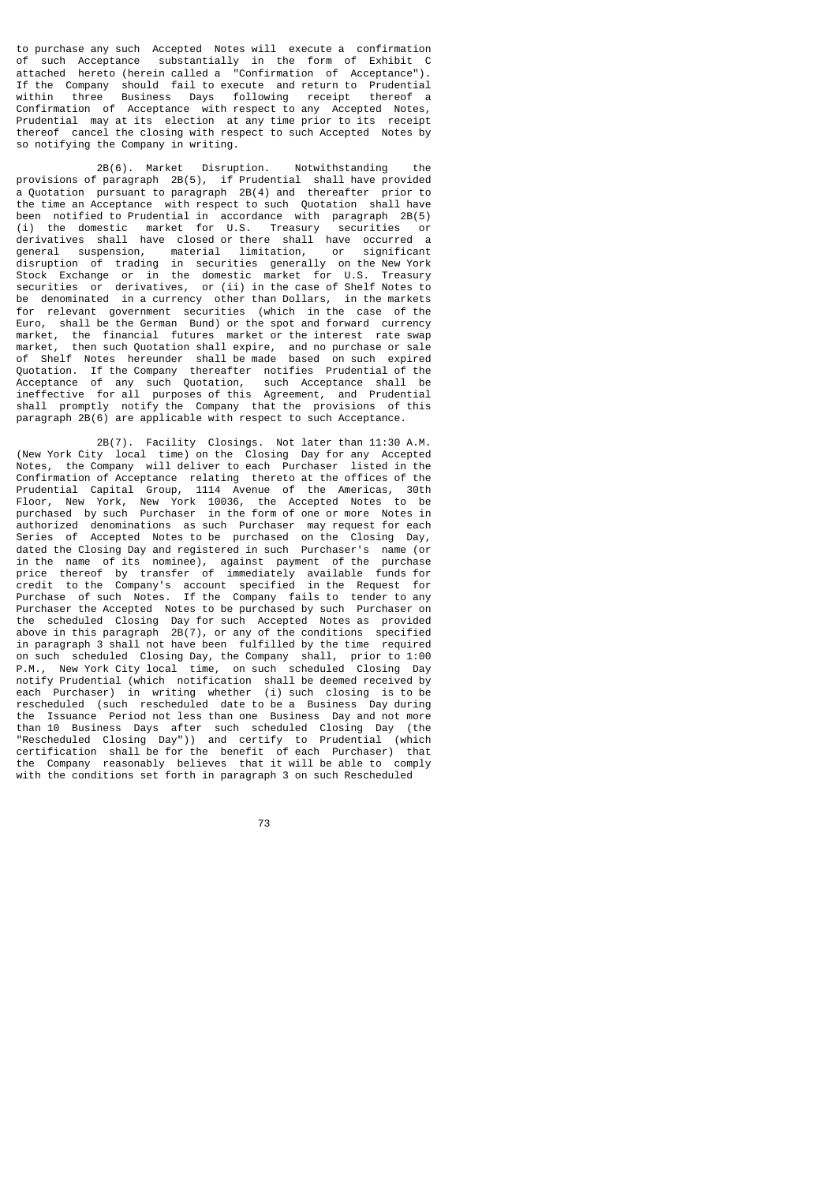to purchase any such Accepted Notes will execute a confirmation of such Acceptance substantially in the form of Exhibit C attached hereto (herein called a "Confirmation of Acceptance"). If the Company should fail to execute and return to Prudential within three Business Days following receipt thereof a Confirmation of Acceptance with respect to any Accepted Notes, Prudential may at its election at any time prior to its receipt thereof cancel the closing with respect to such Accepted Notes by so notifying the Company in writing.

2B(6). Market Disruption. Notwithstanding the provisions of paragraph 2B(5), if Prudential shall have provided a Quotation pursuant to paragraph 2B(4) and thereafter prior to the time an Acceptance with respect to such Quotation shall have been notified to Prudential in accordance with paragraph 2B(5) (i) the domestic market for U.S. Treasury securities or derivatives shall have closed or there shall have occurred a general suspension, material limitation, or significant disruption of trading in securities generally on the New York Stock Exchange or in the domestic market for U.S. Treasury securities or derivatives, or (ii) in the case of Shelf Notes to be denominated in a currency other than Dollars, in the markets for relevant government securities (which in the case of the Euro, shall be the German Bund) or the spot and forward currency market, the financial futures market or the interest rate swap market, then such Quotation shall expire, and no purchase or sale of Shelf Notes hereunder shall be made based on such expired Quotation. If the Company thereafter notifies Prudential of the Acceptance of any such Quotation, such Acceptance shall be ineffective for all purposes of this Agreement, and Prudential shall promptly notify the Company that the provisions of this paragraph 2B(6) are applicable with respect to such Acceptance.

2B(7). Facility Closings. Not later than 11:30 A.M. (New York City local time) on the Closing Day for any Accepted Notes, the Company will deliver to each Purchaser listed in the Confirmation of Acceptance relating thereto at the offices of the Prudential Capital Group, 1114 Avenue of the Americas, 30th Floor, New York, New York 10036, the Accepted Notes to be purchased by such Purchaser in the form of one or more Notes in authorized denominations as such Purchaser may request for each Series of Accepted Notes to be purchased on the Closing Day, dated the Closing Day and registered in such Purchaser's name (or in the name of its nominee), against payment of the purchase price thereof by transfer of immediately available funds for credit to the Company's account specified in the Request for Purchase of such Notes. If the Company fails to tender to any Purchaser the Accepted Notes to be purchased by such Purchaser on the scheduled Closing Day for such Accepted Notes as provided above in this paragraph 2B(7), or any of the conditions specified in paragraph 3 shall not have been fulfilled by the time required on such scheduled Closing Day, the Company shall, prior to 1:00 P.M., New York City local time, on such scheduled Closing Day notify Prudential (which notification shall be deemed received by each Purchaser) in writing whether (i) such closing is to be rescheduled (such rescheduled date to be a Business Day during the Issuance Period not less than one Business Day and not more than 10 Business Days after such scheduled Closing Day (the "Rescheduled Closing Day")) and certify to Prudential (which certification shall be for the benefit of each Purchaser) that the Company reasonably believes that it will be able to comply with the conditions set forth in paragraph 3 on such Rescheduled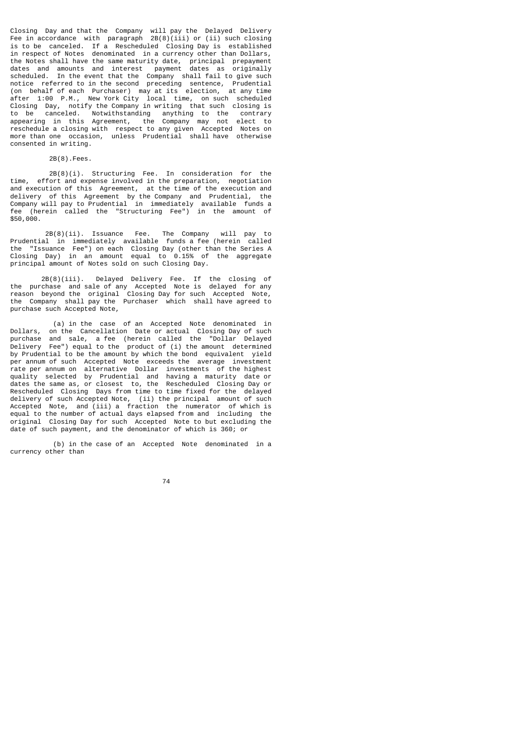Closing Day and that the Company will pay the Delayed Delivery Fee in accordance with paragraph 2B(8)(iii) or (ii) such closing is to be canceled. If a Rescheduled Closing Day is established in respect of Notes denominated in a currency other than Dollars, the Notes shall have the same maturity date, principal prepayment dates and amounts and interest payment dates as originally scheduled. In the event that the Company shall fail to give such notice referred to in the second preceding sentence, Prudential (on behalf of each Purchaser) may at its election, at any time after 1:00 P.M., New York City local time, on such scheduled Closing Day, notify the Company in writing that such closing is to be canceled. Notwithstanding anything to the contrary appearing in this Agreement, the Company may not elect to reschedule a closing with respect to any given Accepted Notes on more than one occasion, unless Prudential shall have otherwise consented in writing.

2B(8). Fees.

2B(8)(i). Structuring Fee. In consideration for the time, effort and expense involved in the preparation, negotiation and execution of this Agreement, at the time of the execution and delivery of this Agreement by the Company and Prudential, the Company will pay to Prudential in immediately available funds a fee (herein called the "Structuring Fee") in the amount of $50,000.

2B(8)(ii). Issuance Fee. The Company will pay to Prudential in immediately available funds a fee (herein called the "Issuance Fee") on each Closing Day (other than the Series A Closing Day) in an amount equal to 0.15% of the aggregate principal amount of Notes sold on such Closing Day.

2B(8)(iii). Delayed Delivery Fee. If the closing of the purchase and sale of any Accepted Note is delayed for any reason beyond the original Closing Day for such Accepted Note, the Company shall pay the Purchaser which shall have agreed to purchase such Accepted Note,

(a) in the case of an Accepted Note denominated in Dollars, on the Cancellation Date or actual Closing Day of such purchase and sale, a fee (herein called the "Dollar Delayed Delivery Fee") equal to the product of (i) the amount determined by Prudential to be the amount by which the bond equivalent yield per annum of such Accepted Note exceeds the average investment rate per annum on alternative Dollar investments of the highest quality selected by Prudential and having a maturity date or dates the same as, or closest to, the Rescheduled Closing Day or Rescheduled Closing Days from time to time fixed for the delayed delivery of such Accepted Note, (ii) the principal amount of such Accepted Note, and (iii) a fraction the numerator of which is equal to the number of actual days elapsed from and including the original Closing Day for such Accepted Note to but excluding the date of such payment, and the denominator of which is 360; or

(b) in the case of an Accepted Note denominated in a currency other than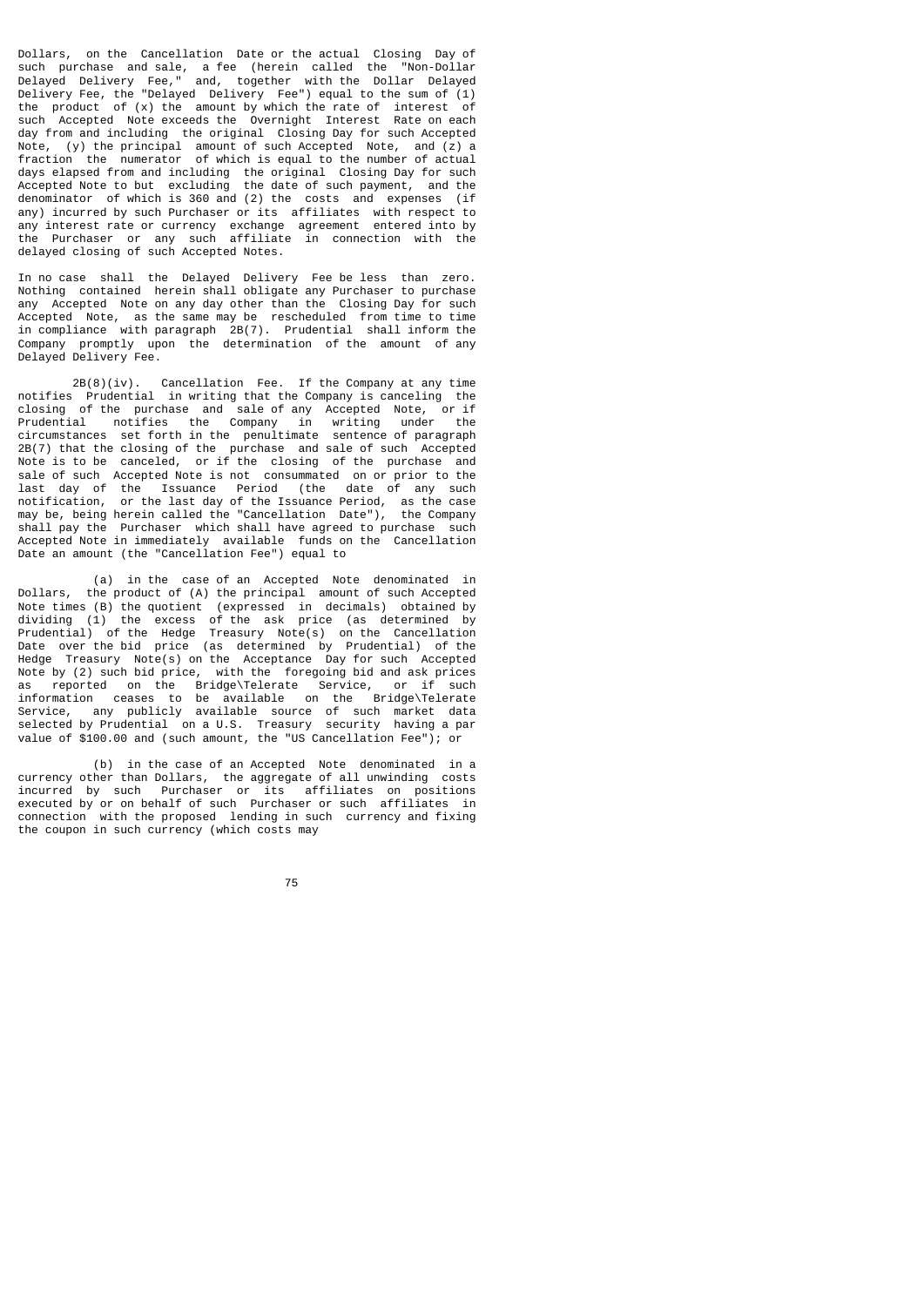Dollars, on the Cancellation Date or the actual Closing Day of such purchase and sale, a fee (herein called the "Non-Dollar Delayed Delivery Fee," and, together with the Dollar Delayed Delivery Fee, the "Delayed Delivery Fee") equal to the sum of (1) the product of (x) the amount by which the rate of interest of such Accepted Note exceeds the Overnight Interest Rate on each day from and including the original Closing Day for such Accepted Note, (y) the principal amount of such Accepted Note, and (z) a fraction the numerator of which is equal to the number of actual days elapsed from and including the original Closing Day for such Accepted Note to but excluding the date of such payment, and the denominator of which is 360 and (2) the costs and expenses (if any) incurred by such Purchaser or its affiliates with respect to any interest rate or currency exchange agreement entered into by the Purchaser or any such affiliate in connection with the delayed closing of such Accepted Notes.

In no case shall the Delayed Delivery Fee be less than zero. Nothing contained herein shall obligate any Purchaser to purchase any Accepted Note on any day other than the Closing Day for such Accepted Note, as the same may be rescheduled from time to time in compliance with paragraph 2B(7). Prudential shall inform the Company promptly upon the determination of the amount of any Delayed Delivery Fee.

2B(8)(iv). Cancellation Fee. If the Company at any time notifies Prudential in writing that the Company is canceling the closing of the purchase and sale of any Accepted Note, or if Prudential notifies the Company in writing under the circumstances set forth in the penultimate sentence of paragraph 2B(7) that the closing of the purchase and sale of such Accepted Note is to be canceled, or if the closing of the purchase and sale of such Accepted Note is not consummated on or prior to the last day of the Issuance Period (the date of any such notification, or the last day of the Issuance Period, as the case may be, being herein called the "Cancellation Date"), the Company shall pay the Purchaser which shall have agreed to purchase such Accepted Note in immediately available funds on the Cancellation Date an amount (the "Cancellation Fee") equal to

(a) in the case of an Accepted Note denominated in Dollars, the product of (A) the principal amount of such Accepted Note times (B) the quotient (expressed in decimals) obtained by dividing (1) the excess of the ask price (as determined by Prudential) of the Hedge Treasury Note(s) on the Cancellation Date over the bid price (as determined by Prudential) of the Hedge Treasury Note(s) on the Acceptance Day for such Accepted Note by (2) such bid price, with the foregoing bid and ask prices as reported on the Bridge\Telerate Service, or if such information ceases to be available on the Bridge\Telerate Service, any publicly available source of such market data selected by Prudential on a U.S. Treasury security having a par value of $100.00 and (such amount, the "US Cancellation Fee"); or

(b) in the case of an Accepted Note denominated in a currency other than Dollars, the aggregate of all unwinding costs incurred by such Purchaser or its affiliates on positions executed by or on behalf of such Purchaser or such affiliates in connection with the proposed lending in such currency and fixing the coupon in such currency (which costs may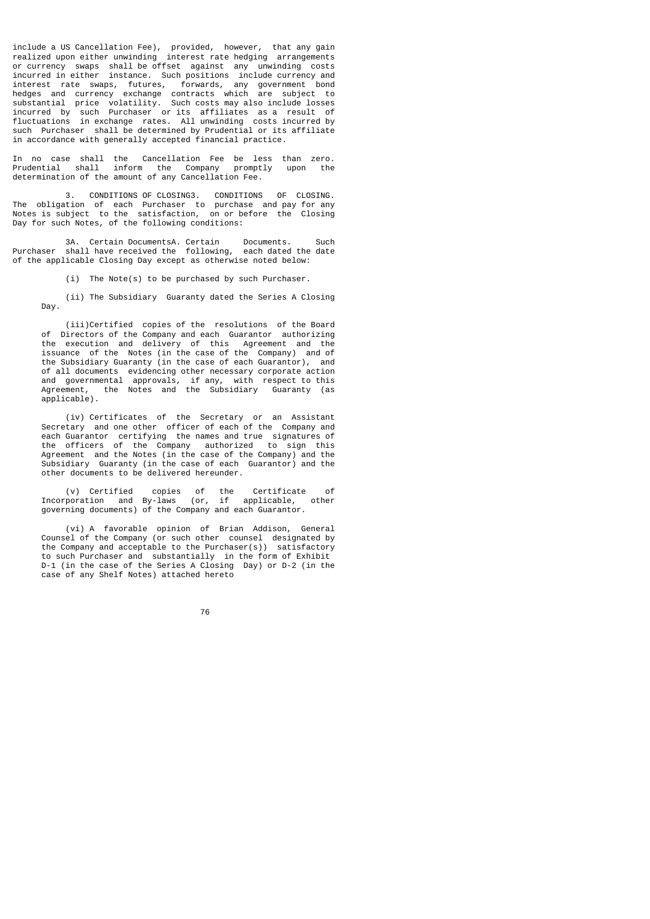include a US Cancellation Fee), provided, however, that any gain realized upon either unwinding interest rate hedging arrangements or currency swaps shall be offset against any unwinding costs incurred in either instance. Such positions include currency and interest rate swaps, futures, forwards, any government bond hedges and currency exchange contracts which are subject to substantial price volatility. Such costs may also include losses incurred by such Purchaser or its affiliates as a result of fluctuations in exchange rates. All unwinding costs incurred by such Purchaser shall be determined by Prudential or its affiliate in accordance with generally accepted financial practice.

In no case shall the Cancellation Fee be less than zero. Prudential shall inform the Company promptly upon the determination of the amount of any Cancellation Fee.

3. CONDITIONS OF CLOSING3. CONDITIONS OF CLOSING. The obligation of each Purchaser to purchase and pay for any Notes is subject to the satisfaction, on or before the Closing Day for such Notes, of the following conditions:

3A. Certain DocumentsA. Certain Documents. Such Purchaser shall have received the following, each dated the date of the applicable Closing Day except as otherwise noted below:

(i) The Note(s) to be purchased by such Purchaser.

(ii) The Subsidiary Guaranty dated the Series A Closing Day.

(iii)Certified copies of the resolutions of the Board of Directors of the Company and each Guarantor authorizing the execution and delivery of this Agreement and the issuance of the Notes (in the case of the Company) and of the Subsidiary Guaranty (in the case of each Guarantor), and of all documents evidencing other necessary corporate action and governmental approvals, if any, with respect to this Agreement, the Notes and the Subsidiary Guaranty (as applicable).

(iv) Certificates of the Secretary or an Assistant Secretary and one other officer of each of the Company and each Guarantor certifying the names and true signatures of the officers of the Company authorized to sign this Agreement and the Notes (in the case of the Company) and the Subsidiary Guaranty (in the case of each Guarantor) and the other documents to be delivered hereunder.

(v) Certified copies of the Certificate of Incorporation and By-laws (or, if applicable, other governing documents) of the Company and each Guarantor.

(vi) A favorable opinion of Brian Addison, General Counsel of the Company (or such other counsel designated by the Company and acceptable to the Purchaser(s)) satisfactory to such Purchaser and substantially in the form of Exhibit D-1 (in the case of the Series A Closing Day) or D-2 (in the case of any Shelf Notes) attached hereto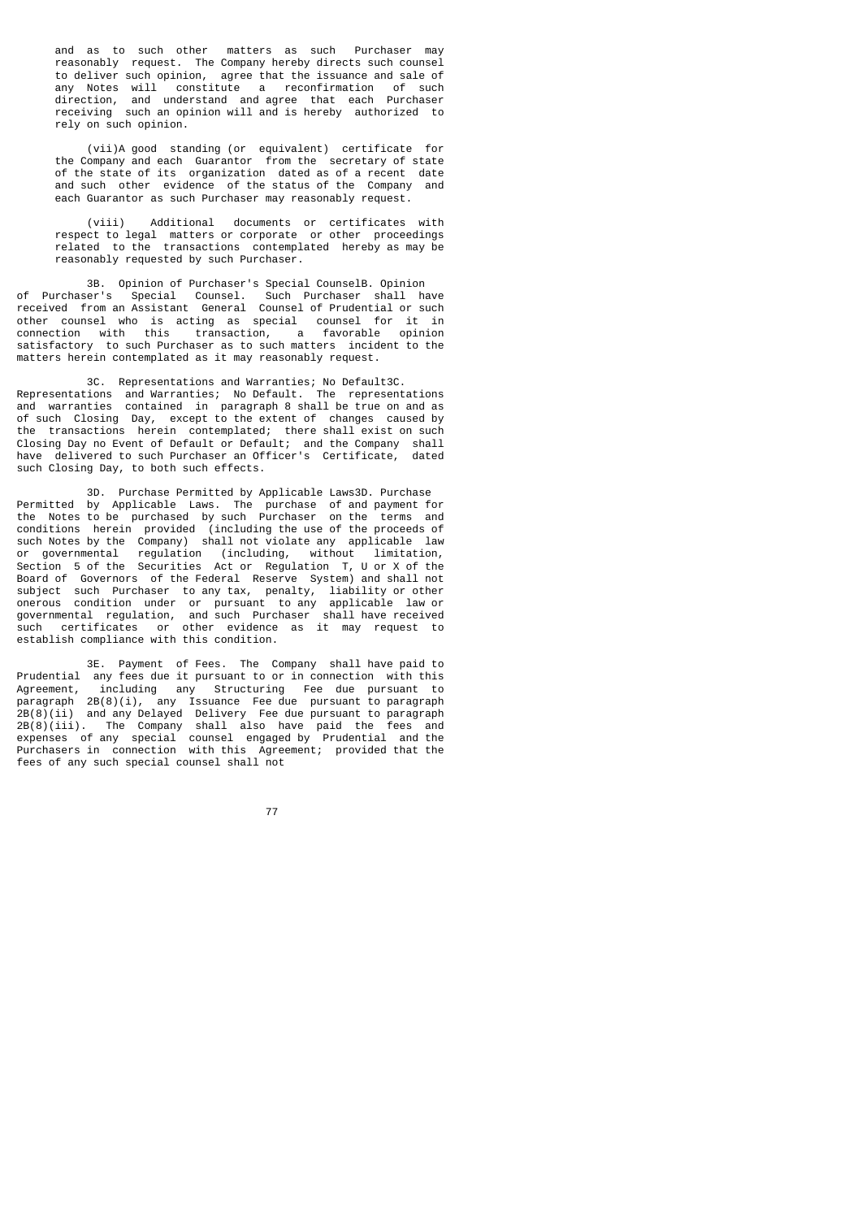and as to such other matters as such Purchaser may reasonably request. The Company hereby directs such counsel to deliver such opinion, agree that the issuance and sale of any Notes will constitute a reconfirmation of such direction, and understand and agree that each Purchaser receiving such an opinion will and is hereby authorized to rely on such opinion.

(vii)A good standing (or equivalent) certificate for the Company and each Guarantor from the secretary of state of the state of its organization dated as of a recent date and such other evidence of the status of the Company and each Guarantor as such Purchaser may reasonably request.

(viii) Additional documents or certificates with respect to legal matters or corporate or other proceedings related to the transactions contemplated hereby as may be reasonably requested by such Purchaser.

3B. Opinion of Purchaser's Special CounselB. Opinion of Purchaser's Special Counsel. Such Purchaser shall have received from an Assistant General Counsel of Prudential or such other counsel who is acting as special counsel for it in connection with this transaction, a favorable opinion satisfactory to such Purchaser as to such matters incident to the matters herein contemplated as it may reasonably request.

3C. Representations and Warranties; No Default3C. Representations and Warranties; No Default. The representations and warranties contained in paragraph 8 shall be true on and as of such Closing Day, except to the extent of changes caused by the transactions herein contemplated; there shall exist on such Closing Day no Event of Default or Default; and the Company shall have delivered to such Purchaser an Officer's Certificate, dated such Closing Day, to both such effects.

3D. Purchase Permitted by Applicable Laws3D. Purchase Permitted by Applicable Laws. The purchase of and payment for the Notes to be purchased by such Purchaser on the terms and conditions herein provided (including the use of the proceeds of such Notes by the Company) shall not violate any applicable law or governmental regulation (including, without limitation, Section 5 of the Securities Act or Regulation T, U or X of the Board of Governors of the Federal Reserve System) and shall not subject such Purchaser to any tax, penalty, liability or other onerous condition under or pursuant to any applicable law or governmental regulation, and such Purchaser shall have received such certificates or other evidence as it may request to establish compliance with this condition.

3E. Payment of Fees. The Company shall have paid to Prudential any fees due it pursuant to or in connection with this Agreement, including any Structuring Fee due pursuant to paragraph 2B(8)(i), any Issuance Fee due pursuant to paragraph 2B(8)(ii) and any Delayed Delivery Fee due pursuant to paragraph 2B(8)(iii). The Company shall also have paid the fees and expenses of any special counsel engaged by Prudential and the Purchasers in connection with this Agreement; provided that the fees of any such special counsel shall not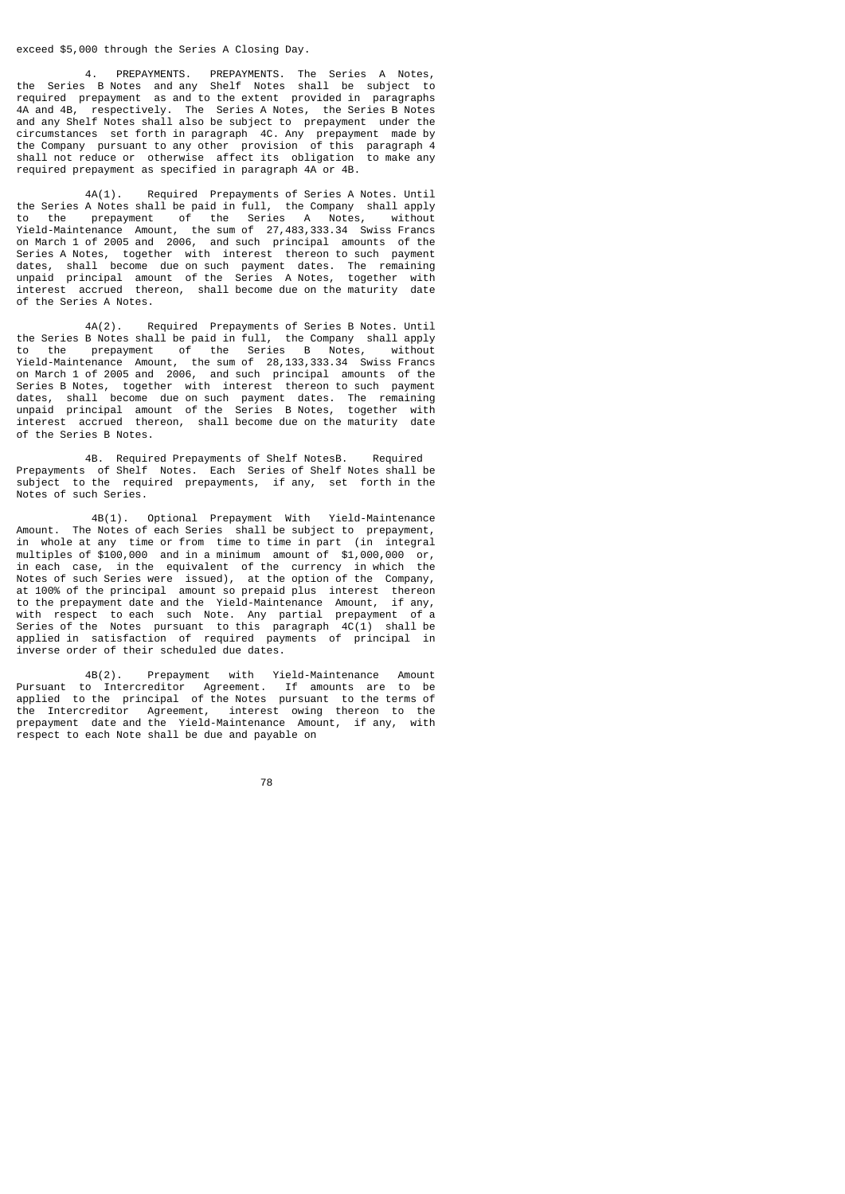exceed $5,000 through the Series A Closing Day.

4. PREPAYMENTS. PREPAYMENTS. The Series A Notes, the Series B Notes and any Shelf Notes shall be subject to required prepayment as and to the extent provided in paragraphs 4A and 4B, respectively. The Series A Notes, the Series B Notes and any Shelf Notes shall also be subject to prepayment under the circumstances set forth in paragraph 4C. Any prepayment made by the Company pursuant to any other provision of this paragraph 4 shall not reduce or otherwise affect its obligation to make any required prepayment as specified in paragraph 4A or 4B.

4A(1). Required Prepayments of Series A Notes. Until the Series A Notes shall be paid in full, the Company shall apply to the prepayment of the Series A Notes, without Yield-Maintenance Amount, the sum of 27,483,333.34 Swiss Francs on March 1 of 2005 and 2006, and such principal amounts of the Series A Notes, together with interest thereon to such payment dates, shall become due on such payment dates. The remaining unpaid principal amount of the Series A Notes, together with interest accrued thereon, shall become due on the maturity date of the Series A Notes.

4A(2). Required Prepayments of Series B Notes. Until the Series B Notes shall be paid in full, the Company shall apply to the prepayment of the Series B Notes, without Yield-Maintenance Amount, the sum of 28,133,333.34 Swiss Francs on March 1 of 2005 and 2006, and such principal amounts of the Series B Notes, together with interest thereon to such payment dates, shall become due on such payment dates. The remaining unpaid principal amount of the Series B Notes, together with interest accrued thereon, shall become due on the maturity date of the Series B Notes.

4B. Required Prepayments of Shelf NotesB. Required Prepayments of Shelf Notes. Each Series of Shelf Notes shall be subject to the required prepayments, if any, set forth in the Notes of such Series.

4B(1). Optional Prepayment With Yield-Maintenance Amount. The Notes of each Series shall be subject to prepayment, in whole at any time or from time to time in part (in integral multiples of $100,000 and in a minimum amount of $1,000,000 or, in each case, in the equivalent of the currency in which the Notes of such Series were issued), at the option of the Company, at 100% of the principal amount so prepaid plus interest thereon to the prepayment date and the Yield-Maintenance Amount, if any, with respect to each such Note. Any partial prepayment of a Series of the Notes pursuant to this paragraph 4C(1) shall be applied in satisfaction of required payments of principal in inverse order of their scheduled due dates.

4B(2). Prepayment with Yield-Maintenance Amount Pursuant to Intercreditor Agreement. If amounts are to be applied to the principal of the Notes pursuant to the terms of the Intercreditor Agreement, interest owing thereon to the prepayment date and the Yield-Maintenance Amount, if any, with respect to each Note shall be due and payable on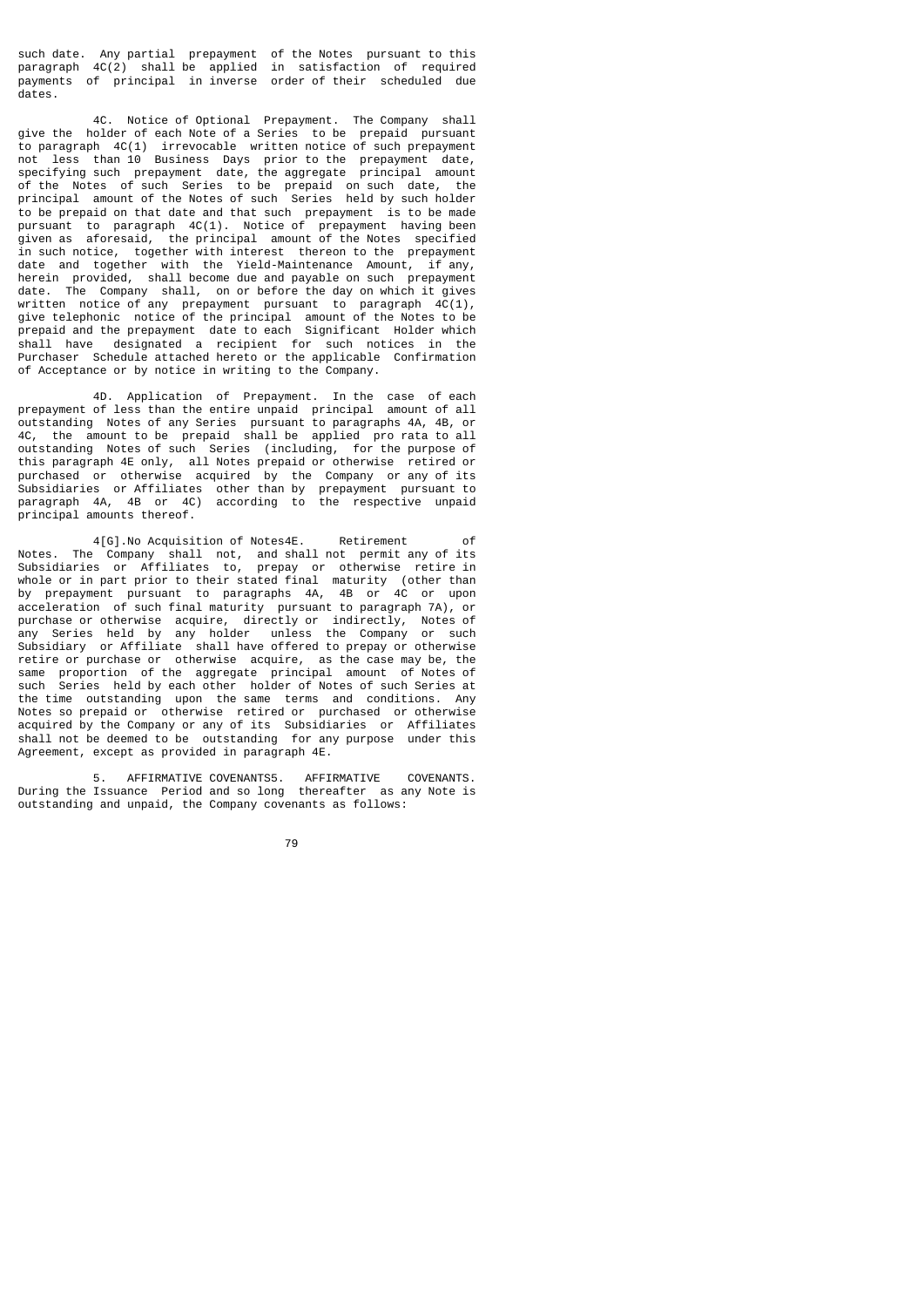such date. Any partial prepayment of the Notes pursuant to this paragraph 4C(2) shall be applied in satisfaction of required payments of principal in inverse order of their scheduled due dates.

4C. Notice of Optional Prepayment. The Company shall give the holder of each Note of a Series to be prepaid pursuant to paragraph 4C(1) irrevocable written notice of such prepayment not less than 10 Business Days prior to the prepayment date, specifying such prepayment date, the aggregate principal amount of the Notes of such Series to be prepaid on such date, the principal amount of the Notes of such Series held by such holder to be prepaid on that date and that such prepayment is to be made pursuant to paragraph 4C(1). Notice of prepayment having been given as aforesaid, the principal amount of the Notes specified in such notice, together with interest thereon to the prepayment date and together with the Yield-Maintenance Amount, if any, herein provided, shall become due and payable on such prepayment date. The Company shall, on or before the day on which it gives written notice of any prepayment pursuant to paragraph 4C(1), give telephonic notice of the principal amount of the Notes to be prepaid and the prepayment date to each Significant Holder which shall have designated a recipient for such notices in the Purchaser Schedule attached hereto or the applicable Confirmation of Acceptance or by notice in writing to the Company.

4D. Application of Prepayment. In the case of each prepayment of less than the entire unpaid principal amount of all outstanding Notes of any Series pursuant to paragraphs 4A, 4B, or 4C, the amount to be prepaid shall be applied pro rata to all outstanding Notes of such Series (including, for the purpose of this paragraph 4E only, all Notes prepaid or otherwise retired or purchased or otherwise acquired by the Company or any of its Subsidiaries or Affiliates other than by prepayment pursuant to paragraph 4A, 4B or 4C) according to the respective unpaid principal amounts thereof.

4[G].No Acquisition of Notes4E. Retirement of Notes. The Company shall not, and shall not permit any of its Subsidiaries or Affiliates to, prepay or otherwise retire in whole or in part prior to their stated final maturity (other than by prepayment pursuant to paragraphs 4A, 4B or 4C or upon acceleration of such final maturity pursuant to paragraph 7A), or purchase or otherwise acquire, directly or indirectly, Notes of any Series held by any holder unless the Company or such Subsidiary or Affiliate shall have offered to prepay or otherwise retire or purchase or otherwise acquire, as the case may be, the same proportion of the aggregate principal amount of Notes of such Series held by each other holder of Notes of such Series at the time outstanding upon the same terms and conditions. Any Notes so prepaid or otherwise retired or purchased or otherwise acquired by the Company or any of its Subsidiaries or Affiliates shall not be deemed to be outstanding for any purpose under this Agreement, except as provided in paragraph 4E.

5. AFFIRMATIVE COVENANTS5. AFFIRMATIVE COVENANTS. During the Issuance Period and so long thereafter as any Note is outstanding and unpaid, the Company covenants as follows: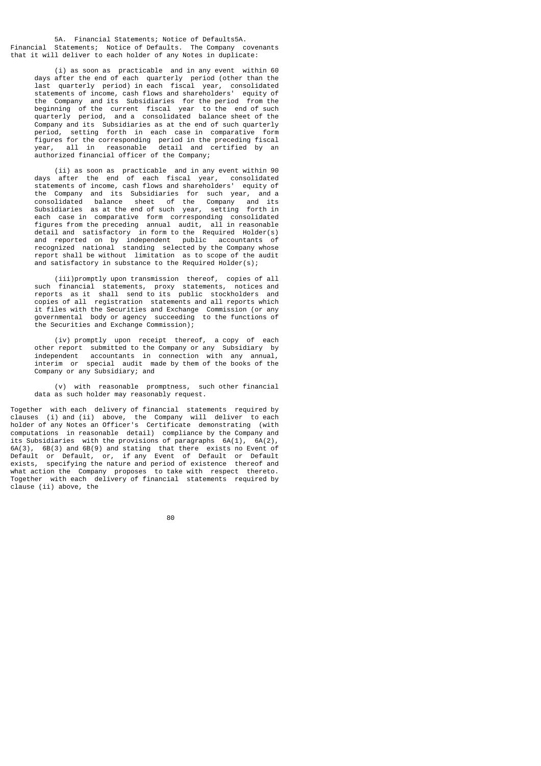5A. Financial Statements; Notice of Defaults5A. Financial Statements; Notice of Defaults. The Company covenants that it will deliver to each holder of any Notes in duplicate:

(i) as soon as practicable and in any event within 60 days after the end of each quarterly period (other than the last quarterly period) in each fiscal year, consolidated statements of income, cash flows and shareholders' equity of the Company and its Subsidiaries for the period from the beginning of the current fiscal year to the end of such quarterly period, and a consolidated balance sheet of the Company and its Subsidiaries as at the end of such quarterly period, setting forth in each case in comparative form figures for the corresponding period in the preceding fiscal year, all in reasonable detail and certified by an authorized financial officer of the Company;

(ii) as soon as practicable and in any event within 90 days after the end of each fiscal year, consolidated statements of income, cash flows and shareholders' equity of the Company and its Subsidiaries for such year, and a consolidated balance sheet of the Company and its Subsidiaries as at the end of such year, setting forth in each case in comparative form corresponding consolidated figures from the preceding annual audit, all in reasonable detail and satisfactory in form to the Required Holder(s) and reported on by independent public accountants of recognized national standing selected by the Company whose report shall be without limitation as to scope of the audit and satisfactory in substance to the Required Holder(s);

(iii)promptly upon transmission thereof, copies of all such financial statements, proxy statements, notices and reports as it shall send to its public stockholders and copies of all registration statements and all reports which it files with the Securities and Exchange Commission (or any governmental body or agency succeeding to the functions of the Securities and Exchange Commission);

(iv) promptly upon receipt thereof, a copy of each other report submitted to the Company or any Subsidiary by independent accountants in connection with any annual, interim or special audit made by them of the books of the Company or any Subsidiary; and

(v) with reasonable promptness, such other financial data as such holder may reasonably request.

Together with each delivery of financial statements required by clauses (i) and (ii) above, the Company will deliver to each holder of any Notes an Officer's Certificate demonstrating (with computations in reasonable detail) compliance by the Company and its Subsidiaries with the provisions of paragraphs 6A(1), 6A(2), 6A(3), 6B(3) and 6B(9) and stating that there exists no Event of Default or Default, or, if any Event of Default or Default exists, specifying the nature and period of existence thereof and what action the Company proposes to take with respect thereto. Together with each delivery of financial statements required by clause (ii) above, the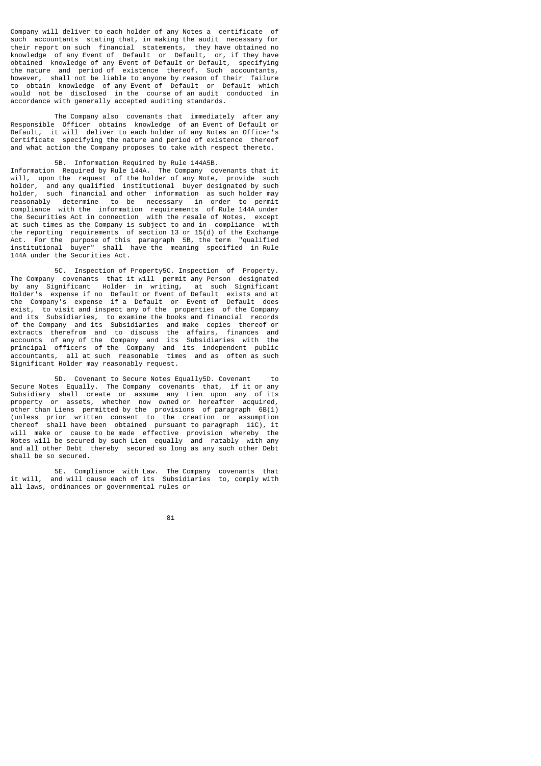Company will deliver to each holder of any Notes a certificate of such accountants stating that, in making the audit necessary for their report on such financial statements, they have obtained no knowledge of any Event of Default or Default, or, if they have obtained knowledge of any Event of Default or Default, specifying the nature and period of existence thereof. Such accountants, however, shall not be liable to anyone by reason of their failure to obtain knowledge of any Event of Default or Default which would not be disclosed in the course of an audit conducted in accordance with generally accepted auditing standards.

The Company also covenants that immediately after any Responsible Officer obtains knowledge of an Event of Default or Default, it will deliver to each holder of any Notes an Officer's Certificate specifying the nature and period of existence thereof and what action the Company proposes to take with respect thereto.

5B. Information Required by Rule 144A5B. Information Required by Rule 144A. The Company covenants that it will, upon the request of the holder of any Note, provide such holder, and any qualified institutional buyer designated by such holder, such financial and other information as such holder may reasonably determine to be necessary in order to permit compliance with the information requirements of Rule 144A under the Securities Act in connection with the resale of Notes, except at such times as the Company is subject to and in compliance with the reporting requirements of section 13 or 15(d) of the Exchange Act. For the purpose of this paragraph 5B, the term "qualified institutional buyer" shall have the meaning specified in Rule 144A under the Securities Act.

5C. Inspection of Property5C. Inspection of Property. The Company covenants that it will permit any Person designated by any Significant Holder in writing, at such Significant Holder's expense if no Default or Event of Default exists and at the Company's expense if a Default or Event of Default does exist, to visit and inspect any of the properties of the Company and its Subsidiaries, to examine the books and financial records of the Company and its Subsidiaries and make copies thereof or extracts therefrom and to discuss the affairs, finances and accounts of any of the Company and its Subsidiaries with the principal officers of the Company and its independent public accountants, all at such reasonable times and as often as such Significant Holder may reasonably request.

5D. Covenant to Secure Notes Equally5D. Covenant to Secure Notes Equally. The Company covenants that, if it or any Subsidiary shall create or assume any Lien upon any of its property or assets, whether now owned or hereafter acquired, other than Liens permitted by the provisions of paragraph 6B(1) (unless prior written consent to the creation or assumption thereof shall have been obtained pursuant to paragraph 11C), it will make or cause to be made effective provision whereby the Notes will be secured by such Lien equally and ratably with any and all other Debt thereby secured so long as any such other Debt shall be so secured.

5E. Compliance with Law. The Company covenants that it will, and will cause each of its Subsidiaries to, comply with all laws, ordinances or governmental rules or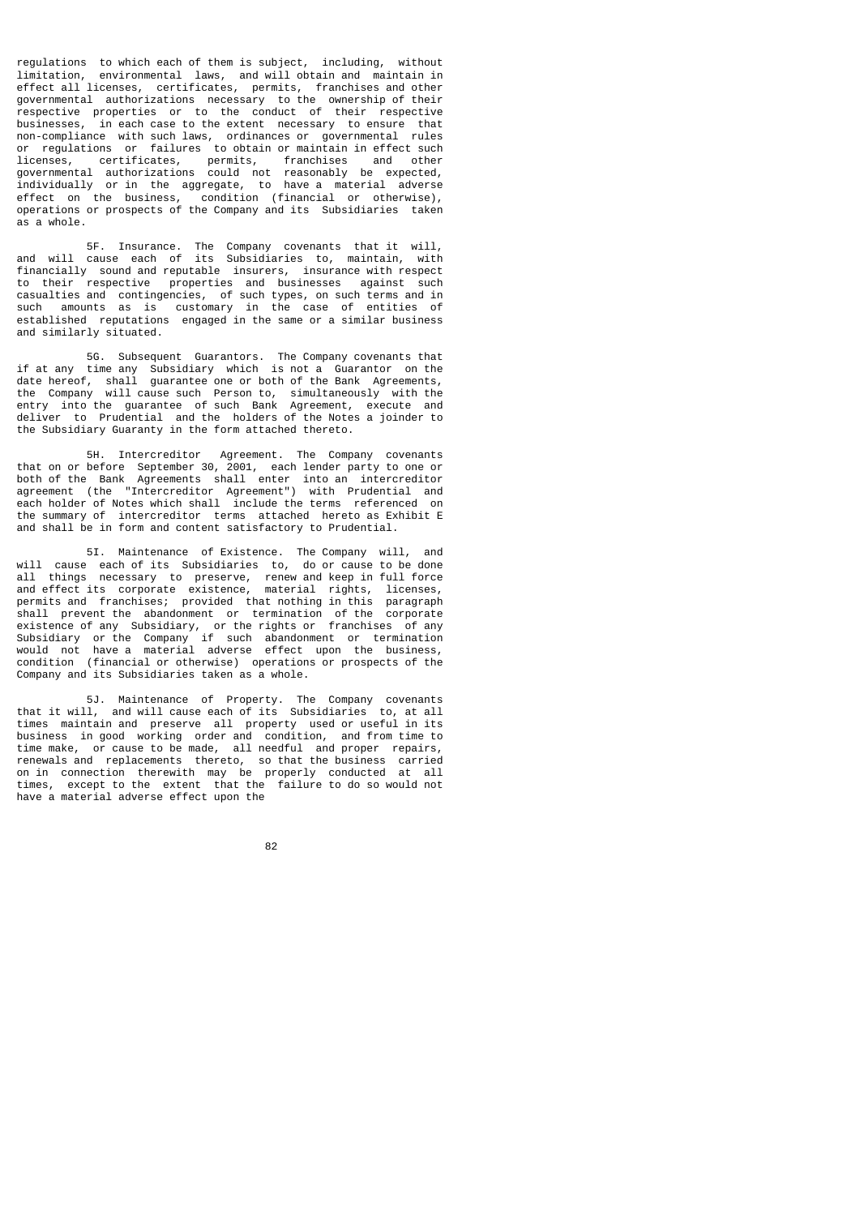regulations to which each of them is subject, including, without limitation, environmental laws, and will obtain and maintain in effect all licenses, certificates, permits, franchises and other governmental authorizations necessary to the ownership of their respective properties or to the conduct of their respective businesses, in each case to the extent necessary to ensure that non-compliance with such laws, ordinances or governmental rules or regulations or failures to obtain or maintain in effect such licenses, certificates, permits, franchises and other governmental authorizations could not reasonably be expected, individually or in the aggregate, to have a material adverse effect on the business, condition (financial or otherwise), operations or prospects of the Company and its Subsidiaries taken as a whole.

5F. Insurance. The Company covenants that it will, and will cause each of its Subsidiaries to, maintain, with financially sound and reputable insurers, insurance with respect to their respective properties and businesses against such casualties and contingencies, of such types, on such terms and in such amounts as is customary in the case of entities of established reputations engaged in the same or a similar business and similarly situated.

5G. Subsequent Guarantors. The Company covenants that if at any time any Subsidiary which is not a Guarantor on the date hereof, shall guarantee one or both of the Bank Agreements, the Company will cause such Person to, simultaneously with the entry into the guarantee of such Bank Agreement, execute and deliver to Prudential and the holders of the Notes a joinder to the Subsidiary Guaranty in the form attached thereto.

5H. Intercreditor Agreement. The Company covenants that on or before September 30, 2001, each lender party to one or both of the Bank Agreements shall enter into an intercreditor agreement (the "Intercreditor Agreement") with Prudential and each holder of Notes which shall include the terms referenced on the summary of intercreditor terms attached hereto as Exhibit E and shall be in form and content satisfactory to Prudential.

5I. Maintenance of Existence. The Company will, and will cause each of its Subsidiaries to, do or cause to be done all things necessary to preserve, renew and keep in full force and effect its corporate existence, material rights, licenses, permits and franchises; provided that nothing in this paragraph shall prevent the abandonment or termination of the corporate existence of any Subsidiary, or the rights or franchises of any Subsidiary or the Company if such abandonment or termination would not have a material adverse effect upon the business, condition (financial or otherwise) operations or prospects of the Company and its Subsidiaries taken as a whole.

5J. Maintenance of Property. The Company covenants that it will, and will cause each of its Subsidiaries to, at all times maintain and preserve all property used or useful in its business in good working order and condition, and from time to time make, or cause to be made, all needful and proper repairs, renewals and replacements thereto, so that the business carried on in connection therewith may be properly conducted at all times, except to the extent that the failure to do so would not have a material adverse effect upon the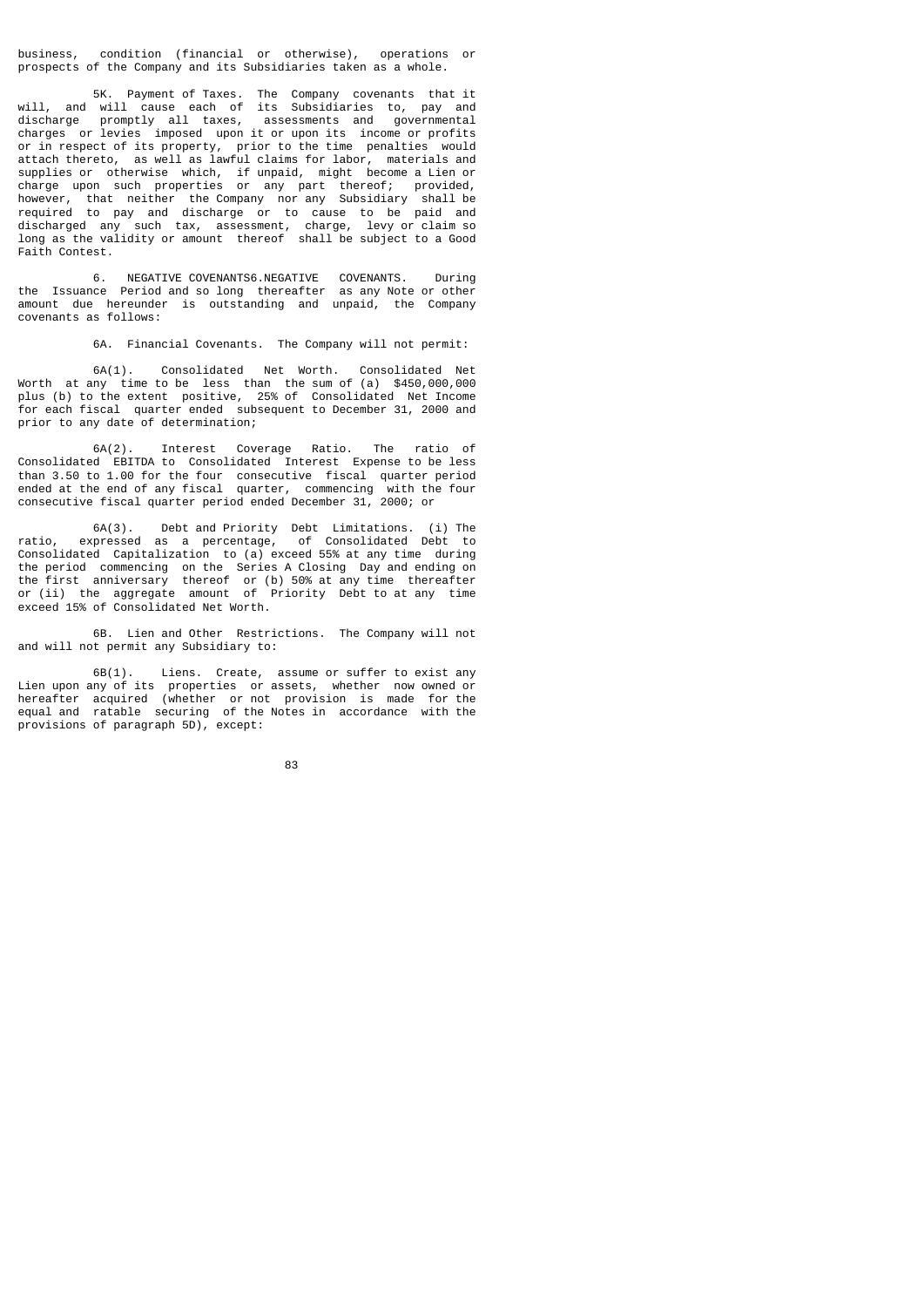business, condition (financial or otherwise), operations or prospects of the Company and its Subsidiaries taken as a whole.

5K. Payment of Taxes. The Company covenants that it will, and will cause each of its Subsidiaries to, pay and discharge promptly all taxes, assessments and governmental charges or levies imposed upon it or upon its income or profits or in respect of its property, prior to the time penalties would attach thereto, as well as lawful claims for labor, materials and supplies or otherwise which, if unpaid, might become a Lien or charge upon such properties or any part thereof; provided, however, that neither the Company nor any Subsidiary shall be required to pay and discharge or to cause to be paid and discharged any such tax, assessment, charge, levy or claim so long as the validity or amount thereof shall be subject to a Good Faith Contest.

6. NEGATIVE COVENANTS6.NEGATIVE COVENANTS. During the Issuance Period and so long thereafter as any Note or other amount due hereunder is outstanding and unpaid, the Company covenants as follows:

6A. Financial Covenants. The Company will not permit:

6A(1). Consolidated Net Worth. Consolidated Net Worth at any time to be less than the sum of (a) $450,000,000 plus (b) to the extent positive, 25% of Consolidated Net Income for each fiscal quarter ended subsequent to December 31, 2000 and prior to any date of determination;

6A(2). Interest Coverage Ratio. The ratio of Consolidated EBITDA to Consolidated Interest Expense to be less than 3.50 to 1.00 for the four consecutive fiscal quarter period ended at the end of any fiscal quarter, commencing with the four consecutive fiscal quarter period ended December 31, 2000; or

6A(3). Debt and Priority Debt Limitations. (i) The ratio, expressed as a percentage, of Consolidated Debt to Consolidated Capitalization to (a) exceed 55% at any time during the period commencing on the Series A Closing Day and ending on the first anniversary thereof or (b) 50% at any time thereafter or (ii) the aggregate amount of Priority Debt to at any time exceed 15% of Consolidated Net Worth.

6B. Lien and Other Restrictions. The Company will not and will not permit any Subsidiary to:

6B(1). Liens. Create, assume or suffer to exist any Lien upon any of its properties or assets, whether now owned or hereafter acquired (whether or not provision is made for the equal and ratable securing of the Notes in accordance with the provisions of paragraph 5D), except: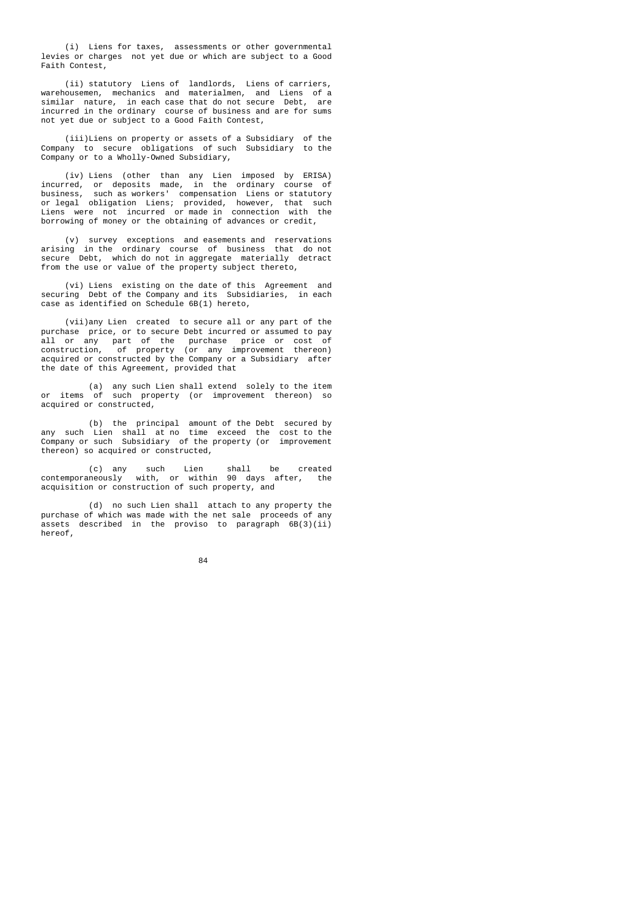(i) Liens for taxes, assessments or other governmental levies or charges not yet due or which are subject to a Good Faith Contest,

(ii) statutory Liens of landlords, Liens of carriers, warehousemen, mechanics and materialmen, and Liens of a similar nature, in each case that do not secure Debt, are incurred in the ordinary course of business and are for sums not yet due or subject to a Good Faith Contest,

(iii) Liens on property or assets of a Subsidiary of the Company to secure obligations of such Subsidiary to the Company or to a Wholly-Owned Subsidiary,

(iv) Liens (other than any Lien imposed by ERISA) incurred, or deposits made, in the ordinary course of business, such as workers' compensation Liens or statutory or legal obligation Liens; provided, however, that such Liens were not incurred or made in connection with the borrowing of money or the obtaining of advances or credit,

(v) survey exceptions and easements and reservations arising in the ordinary course of business that do not secure Debt, which do not in aggregate materially detract from the use or value of the property subject thereto,

(vi) Liens existing on the date of this Agreement and securing Debt of the Company and its Subsidiaries, in each case as identified on Schedule 6B(1) hereto,

(vii) any Lien created to secure all or any part of the purchase price, or to secure Debt incurred or assumed to pay all or any part of the purchase price or cost of construction, of property (or any improvement thereon) acquired or constructed by the Company or a Subsidiary after the date of this Agreement, provided that

(a) any such Lien shall extend solely to the item or items of such property (or improvement thereon) so acquired or constructed,

(b) the principal amount of the Debt secured by any such Lien shall at no time exceed the cost to the Company or such Subsidiary of the property (or improvement thereon) so acquired or constructed,

(c) any such Lien shall be created contemporaneously with, or within 90 days after, the acquisition or construction of such property, and

(d) no such Lien shall attach to any property the purchase of which was made with the net sale proceeds of any assets described in the proviso to paragraph 6B(3)(ii) hereof,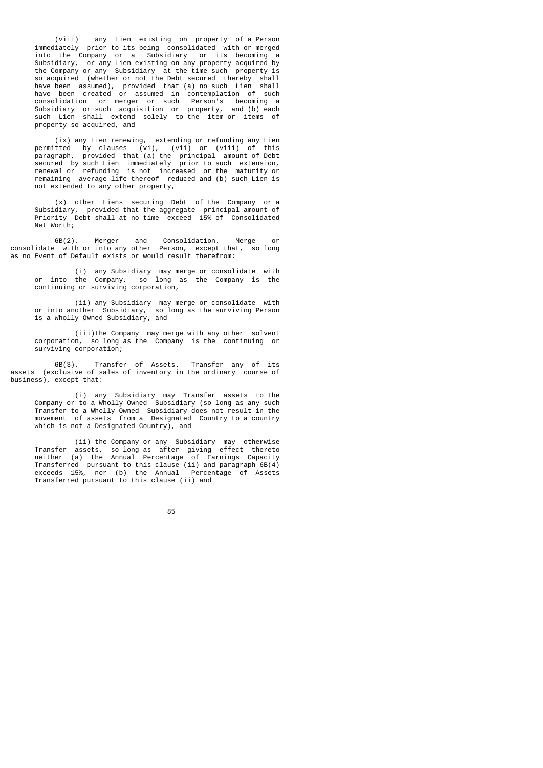(viii) any Lien existing on property of a Person immediately prior to its being consolidated with or merged into the Company or a Subsidiary or its becoming a Subsidiary, or any Lien existing on any property acquired by the Company or any Subsidiary at the time such property is so acquired (whether or not the Debt secured thereby shall have been assumed), provided that (a) no such Lien shall have been created or assumed in contemplation of such consolidation or merger or such Person's becoming a Subsidiary or such acquisition or property, and (b) each such Lien shall extend solely to the item or items of property so acquired, and

(ix) any Lien renewing, extending or refunding any Lien permitted by clauses (vi), (vii) or (viii) of this paragraph, provided that (a) the principal amount of Debt secured by such Lien immediately prior to such extension, renewal or refunding is not increased or the maturity or remaining average life thereof reduced and (b) such Lien is not extended to any other property,

(x) other Liens securing Debt of the Company or a Subsidiary, provided that the aggregate principal amount of Priority Debt shall at no time exceed 15% of Consolidated Net Worth;

6B(2). Merger and Consolidation. Merge or consolidate with or into any other Person, except that, so long as no Event of Default exists or would result therefrom:

(i) any Subsidiary may merge or consolidate with or into the Company, so long as the Company is the continuing or surviving corporation,

(ii) any Subsidiary may merge or consolidate with or into another Subsidiary, so long as the surviving Person is a Wholly-Owned Subsidiary, and

(iii)the Company may merge with any other solvent corporation, so long as the Company is the continuing or surviving corporation;

6B(3). Transfer of Assets. Transfer any of its assets (exclusive of sales of inventory in the ordinary course of business), except that:

(i) any Subsidiary may Transfer assets to the Company or to a Wholly-Owned Subsidiary (so long as any such Transfer to a Wholly-Owned Subsidiary does not result in the movement of assets from a Designated Country to a country which is not a Designated Country), and

(ii) the Company or any Subsidiary may otherwise Transfer assets, so long as after giving effect thereto neither (a) the Annual Percentage of Earnings Capacity Transferred pursuant to this clause (ii) and paragraph 6B(4) exceeds 15%, nor (b) the Annual Percentage of Assets Transferred pursuant to this clause (ii) and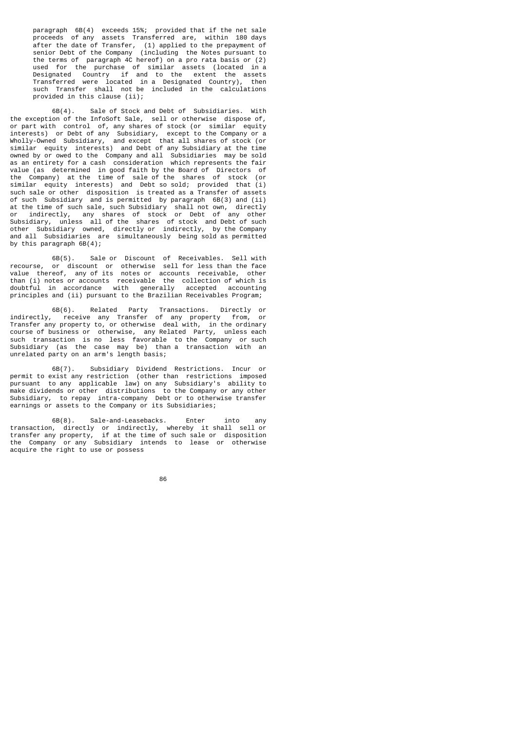paragraph 6B(4) exceeds 15%; provided that if the net sale proceeds of any assets Transferred are, within 180 days after the date of Transfer, (1) applied to the prepayment of senior Debt of the Company (including the Notes pursuant to the terms of paragraph 4C hereof) on a pro rata basis or (2) used for the purchase of similar assets (located in a Designated Country if and to the extent the assets Transferred were located in a Designated Country), then such Transfer shall not be included in the calculations provided in this clause (ii);

6B(4). Sale of Stock and Debt of Subsidiaries. With the exception of the InfoSoft Sale, sell or otherwise dispose of, or part with control of, any shares of stock (or similar equity interests) or Debt of any Subsidiary, except to the Company or a Wholly-Owned Subsidiary, and except that all shares of stock (or similar equity interests) and Debt of any Subsidiary at the time owned by or owed to the Company and all Subsidiaries may be sold as an entirety for a cash consideration which represents the fair value (as determined in good faith by the Board of Directors of the Company) at the time of sale of the shares of stock (or similar equity interests) and Debt so sold; provided that (i) such sale or other disposition is treated as a Transfer of assets of such Subsidiary and is permitted by paragraph 6B(3) and (ii) at the time of such sale, such Subsidiary shall not own, directly or indirectly, any shares of stock or Debt of any other Subsidiary, unless all of the shares of stock and Debt of such other Subsidiary owned, directly or indirectly, by the Company and all Subsidiaries are simultaneously being sold as permitted by this paragraph 6B(4);

6B(5). Sale or Discount of Receivables. Sell with recourse, or discount or otherwise sell for less than the face value thereof, any of its notes or accounts receivable, other than (i) notes or accounts receivable the collection of which is doubtful in accordance with generally accepted accounting principles and (ii) pursuant to the Brazilian Receivables Program;

6B(6). Related Party Transactions. Directly or indirectly, receive any Transfer of any property from, or Transfer any property to, or otherwise deal with, in the ordinary course of business or otherwise, any Related Party, unless each such transaction is no less favorable to the Company or such Subsidiary (as the case may be) than a transaction with an unrelated party on an arm's length basis;

6B(7). Subsidiary Dividend Restrictions. Incur or permit to exist any restriction (other than restrictions imposed pursuant to any applicable law) on any Subsidiary's ability to make dividends or other distributions to the Company or any other Subsidiary, to repay intra-company Debt or to otherwise transfer earnings or assets to the Company or its Subsidiaries;

6B(8). Sale-and-Leasebacks. Enter into any transaction, directly or indirectly, whereby it shall sell or transfer any property, if at the time of such sale or disposition the Company or any Subsidiary intends to lease or otherwise acquire the right to use or possess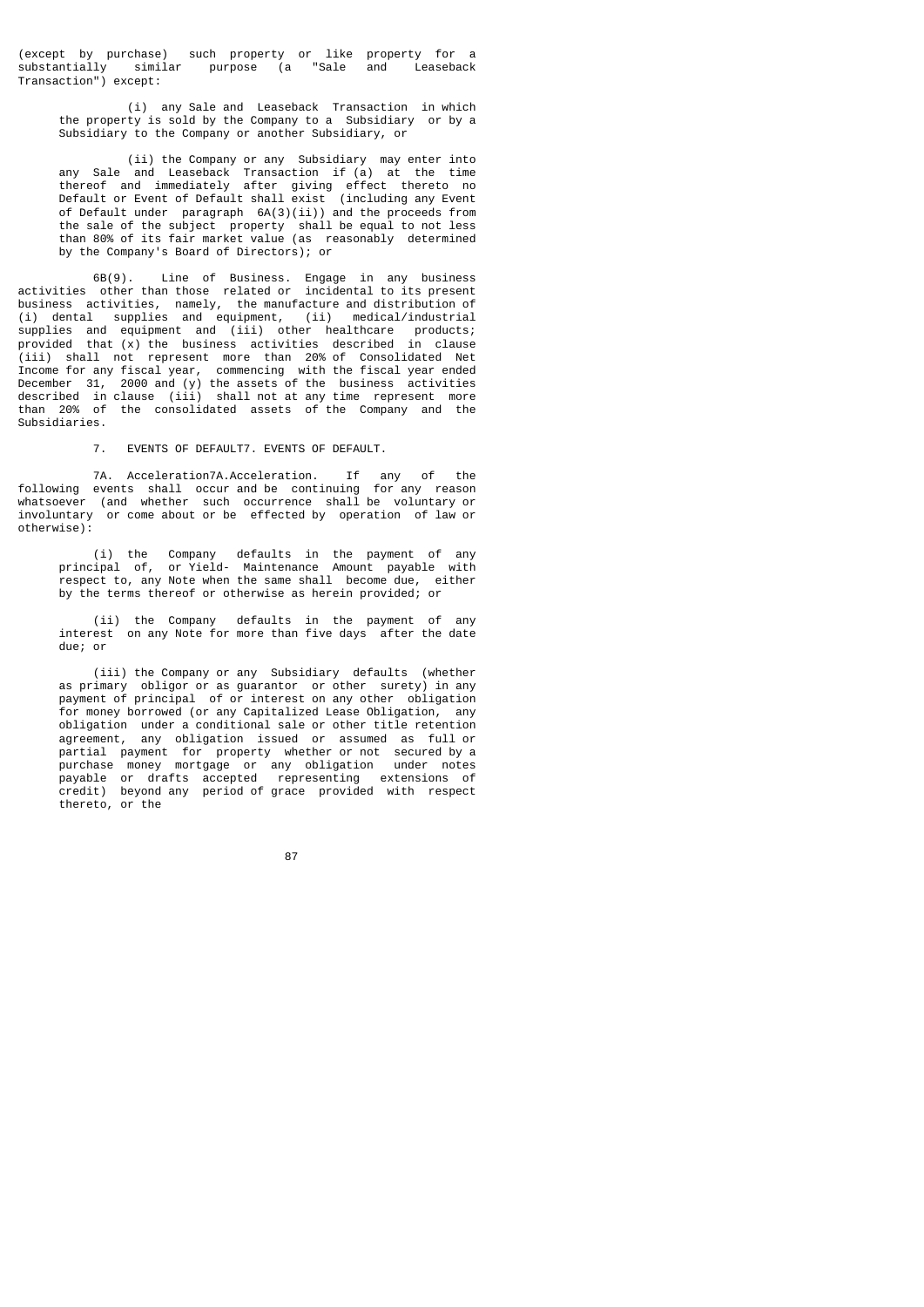(except by purchase) such property or like property for a substantially similar purpose (a "Sale and Leaseback Transaction") except:

(i) any Sale and Leaseback Transaction in which the property is sold by the Company to a Subsidiary or by a Subsidiary to the Company or another Subsidiary, or

(ii) the Company or any Subsidiary may enter into any Sale and Leaseback Transaction if (a) at the time thereof and immediately after giving effect thereto no Default or Event of Default shall exist (including any Event of Default under paragraph 6A(3)(ii)) and the proceeds from the sale of the subject property shall be equal to not less than 80% of its fair market value (as reasonably determined by the Company's Board of Directors); or

6B(9). Line of Business. Engage in any business activities other than those related or incidental to its present business activities, namely, the manufacture and distribution of (i) dental supplies and equipment, (ii) medical/industrial supplies and equipment and (iii) other healthcare products; provided that (x) the business activities described in clause (iii) shall not represent more than 20% of Consolidated Net Income for any fiscal year, commencing with the fiscal year ended December 31, 2000 and (y) the assets of the business activities described in clause (iii) shall not at any time represent more than 20% of the consolidated assets of the Company and the Subsidiaries.

7. EVENTS OF DEFAULT7. EVENTS OF DEFAULT.

7A. Acceleration7A.Acceleration. If any of the following events shall occur and be continuing for any reason whatsoever (and whether such occurrence shall be voluntary or involuntary or come about or be effected by operation of law or otherwise):

(i) the Company defaults in the payment of any principal of, or Yield- Maintenance Amount payable with respect to, any Note when the same shall become due, either by the terms thereof or otherwise as herein provided; or

(ii) the Company defaults in the payment of any interest on any Note for more than five days after the date due; or

(iii) the Company or any Subsidiary defaults (whether as primary obligor or as guarantor or other surety) in any payment of principal of or interest on any other obligation for money borrowed (or any Capitalized Lease Obligation, any obligation under a conditional sale or other title retention agreement, any obligation issued or assumed as full or partial payment for property whether or not secured by a purchase money mortgage or any obligation under notes payable or drafts accepted representing extensions of credit) beyond any period of grace provided with respect thereto, or the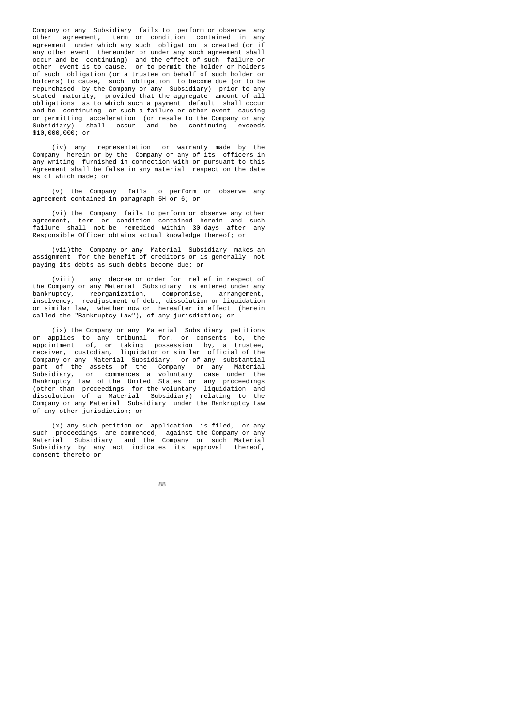Company or any Subsidiary fails to perform or observe any other agreement, term or condition contained in any agreement under which any such obligation is created (or if any other event thereunder or under any such agreement shall occur and be continuing) and the effect of such failure or other event is to cause, or to permit the holder or holders of such obligation (or a trustee on behalf of such holder or holders) to cause, such obligation to become due (or to be repurchased by the Company or any Subsidiary) prior to any stated maturity, provided that the aggregate amount of all obligations as to which such a payment default shall occur and be continuing or such a failure or other event causing or permitting acceleration (or resale to the Company or any Subsidiary) shall occur and be continuing exceeds $10,000,000; or

(iv) any representation or warranty made by the Company herein or by the Company or any of its officers in any writing furnished in connection with or pursuant to this Agreement shall be false in any material respect on the date as of which made; or

(v) the Company fails to perform or observe any agreement contained in paragraph 5H or 6; or

(vi) the Company fails to perform or observe any other agreement, term or condition contained herein and such failure shall not be remedied within 30 days after any Responsible Officer obtains actual knowledge thereof; or

(vii)the Company or any Material Subsidiary makes an assignment for the benefit of creditors or is generally not paying its debts as such debts become due; or

(viii) any decree or order for relief in respect of the Company or any Material Subsidiary is entered under any bankruptcy, reorganization, compromise, arrangement, insolvency, readjustment of debt, dissolution or liquidation or similar law, whether now or hereafter in effect (herein called the "Bankruptcy Law"), of any jurisdiction; or

(ix) the Company or any Material Subsidiary petitions or applies to any tribunal for, or consents to, the appointment of, or taking possession by, a trustee, receiver, custodian, liquidator or similar official of the Company or any Material Subsidiary, or of any substantial part of the assets of the Company or any Material Subsidiary, or commences a voluntary case under the Bankruptcy Law of the United States or any proceedings (other than proceedings for the voluntary liquidation and dissolution of a Material Subsidiary) relating to the Company or any Material Subsidiary under the Bankruptcy Law of any other jurisdiction; or

(x) any such petition or application is filed, or any such proceedings are commenced, against the Company or any Material Subsidiary and the Company or such Material Subsidiary by any act indicates its approval thereof, consent thereto or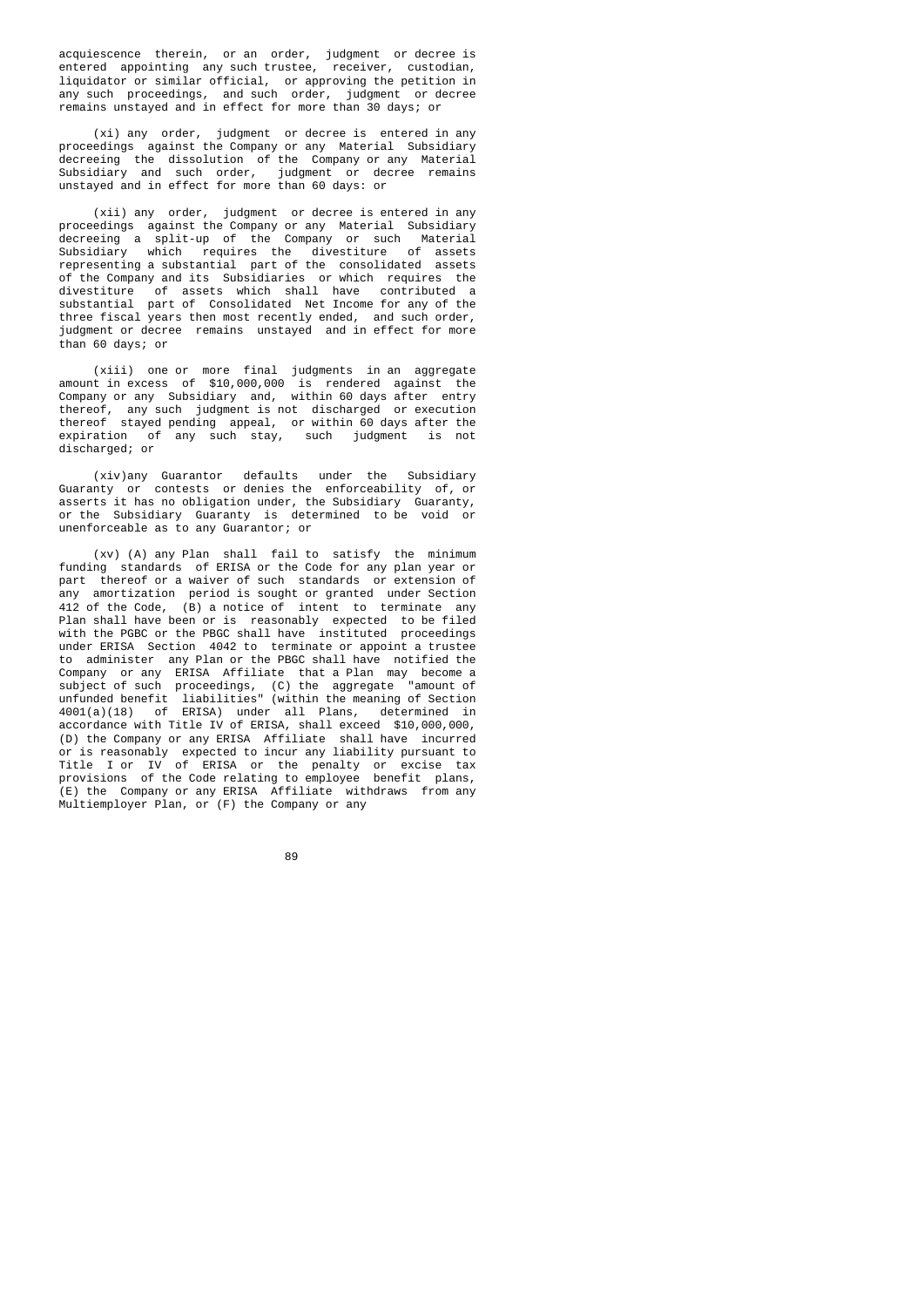acquiescence therein, or an order, judgment or decree is entered appointing any such trustee, receiver, custodian, liquidator or similar official, or approving the petition in any such proceedings, and such order, judgment or decree remains unstayed and in effect for more than 30 days; or

(xi) any order, judgment or decree is entered in any proceedings against the Company or any Material Subsidiary decreeing the dissolution of the Company or any Material Subsidiary and such order, judgment or decree remains unstayed and in effect for more than 60 days: or

(xii) any order, judgment or decree is entered in any proceedings against the Company or any Material Subsidiary decreeing a split-up of the Company or such Material Subsidiary which requires the divestiture of assets representing a substantial part of the consolidated assets of the Company and its Subsidiaries or which requires the divestiture of assets which shall have contributed a substantial part of Consolidated Net Income for any of the three fiscal years then most recently ended, and such order, judgment or decree remains unstayed and in effect for more than 60 days; or

(xiii) one or more final judgments in an aggregate amount in excess of $10,000,000 is rendered against the Company or any Subsidiary and, within 60 days after entry thereof, any such judgment is not discharged or execution thereof stayed pending appeal, or within 60 days after the expiration of any such stay, such judgment is not discharged; or

(xiv)any Guarantor defaults under the Subsidiary Guaranty or contests or denies the enforceability of, or asserts it has no obligation under, the Subsidiary Guaranty, or the Subsidiary Guaranty is determined to be void or unenforceable as to any Guarantor; or

(xv) (A) any Plan shall fail to satisfy the minimum funding standards of ERISA or the Code for any plan year or part thereof or a waiver of such standards or extension of any amortization period is sought or granted under Section 412 of the Code, (B) a notice of intent to terminate any Plan shall have been or is reasonably expected to be filed with the PGBC or the PBGC shall have instituted proceedings under ERISA Section 4042 to terminate or appoint a trustee to administer any Plan or the PBGC shall have notified the Company or any ERISA Affiliate that a Plan may become a subject of such proceedings, (C) the aggregate "amount of unfunded benefit liabilities" (within the meaning of Section 4001(a)(18) of ERISA) under all Plans, determined in accordance with Title IV of ERISA, shall exceed $10,000,000, (D) the Company or any ERISA Affiliate shall have incurred or is reasonably expected to incur any liability pursuant to Title I or IV of ERISA or the penalty or excise tax provisions of the Code relating to employee benefit plans, (E) the Company or any ERISA Affiliate withdraws from any Multiemployer Plan, or (F) the Company or any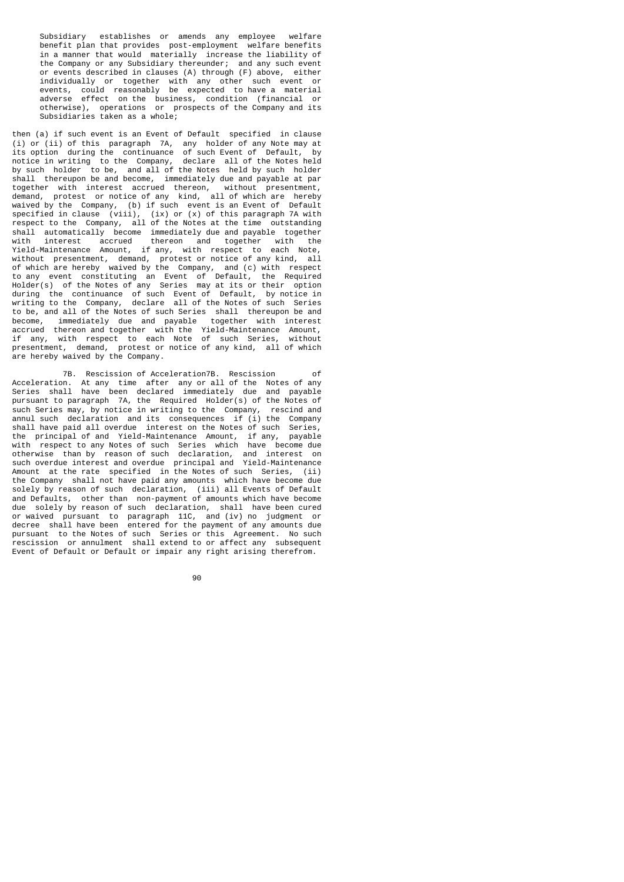Subsidiary establishes or amends any employee welfare benefit plan that provides post-employment welfare benefits in a manner that would materially increase the liability of the Company or any Subsidiary thereunder; and any such event or events described in clauses (A) through (F) above, either individually or together with any other such event or events, could reasonably be expected to have a material adverse effect on the business, condition (financial or otherwise), operations or prospects of the Company and its Subsidiaries taken as a whole;

then (a) if such event is an Event of Default specified in clause (i) or (ii) of this paragraph 7A, any holder of any Note may at its option during the continuance of such Event of Default, by notice in writing to the Company, declare all of the Notes held by such holder to be, and all of the Notes held by such holder shall thereupon be and become, immediately due and payable at par together with interest accrued thereon, without presentment, demand, protest or notice of any kind, all of which are hereby waived by the Company, (b) if such event is an Event of Default specified in clause (viii), (ix) or (x) of this paragraph 7A with respect to the Company, all of the Notes at the time outstanding shall automatically become immediately due and payable together with interest accrued thereon and together with the Yield-Maintenance Amount, if any, with respect to each Note, without presentment, demand, protest or notice of any kind, all of which are hereby waived by the Company, and (c) with respect to any event constituting an Event of Default, the Required Holder(s) of the Notes of any Series may at its or their option during the continuance of such Event of Default, by notice in writing to the Company, declare all of the Notes of such Series to be, and all of the Notes of such Series shall thereupon be and become, immediately due and payable together with interest accrued thereon and together with the Yield-Maintenance Amount, if any, with respect to each Note of such Series, without presentment, demand, protest or notice of any kind, all of which are hereby waived by the Company.

7B. Rescission of Acceleration7B. Rescission of Acceleration. At any time after any or all of the Notes of any Series shall have been declared immediately due and payable pursuant to paragraph 7A, the Required Holder(s) of the Notes of such Series may, by notice in writing to the Company, rescind and annul such declaration and its consequences if (i) the Company shall have paid all overdue interest on the Notes of such Series, the principal of and Yield-Maintenance Amount, if any, payable with respect to any Notes of such Series which have become due otherwise than by reason of such declaration, and interest on such overdue interest and overdue principal and Yield-Maintenance Amount at the rate specified in the Notes of such Series, (ii) the Company shall not have paid any amounts which have become due solely by reason of such declaration, (iii) all Events of Default and Defaults, other than non-payment of amounts which have become due solely by reason of such declaration, shall have been cured or waived pursuant to paragraph 11C, and (iv) no judgment or decree shall have been entered for the payment of any amounts due pursuant to the Notes of such Series or this Agreement. No such rescission or annulment shall extend to or affect any subsequent Event of Default or Default or impair any right arising therefrom.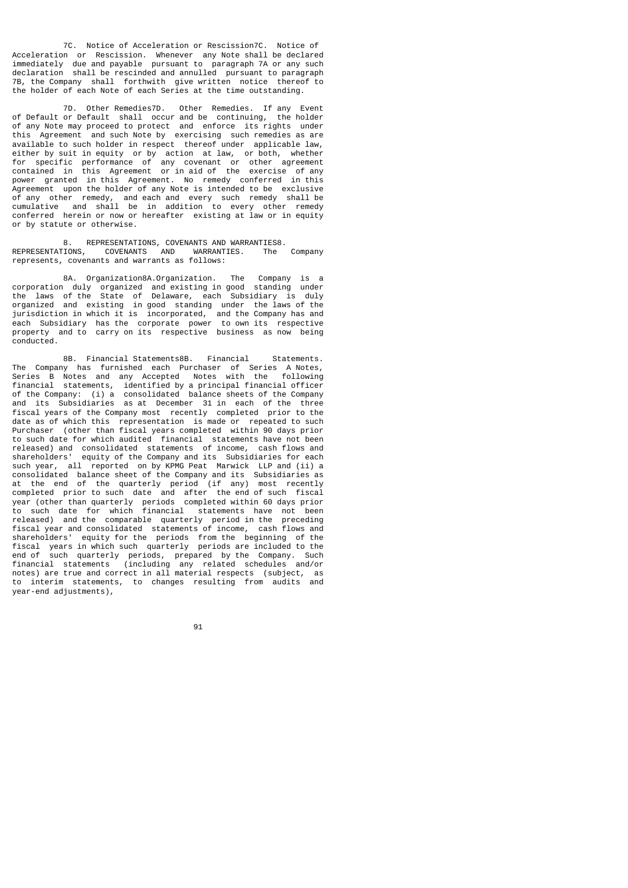7C. Notice of Acceleration or Rescission7C. Notice of Acceleration or Rescission. Whenever any Note shall be declared immediately due and payable pursuant to paragraph 7A or any such declaration shall be rescinded and annulled pursuant to paragraph 7B, the Company shall forthwith give written notice thereof to the holder of each Note of each Series at the time outstanding.

7D. Other Remedies7D. Other Remedies. If any Event of Default or Default shall occur and be continuing, the holder of any Note may proceed to protect and enforce its rights under this Agreement and such Note by exercising such remedies as are available to such holder in respect thereof under applicable law, either by suit in equity or by action at law, or both, whether for specific performance of any covenant or other agreement contained in this Agreement or in aid of the exercise of any power granted in this Agreement. No remedy conferred in this Agreement upon the holder of any Note is intended to be exclusive of any other remedy, and each and every such remedy shall be cumulative and shall be in addition to every other remedy conferred herein or now or hereafter existing at law or in equity or by statute or otherwise.

8. REPRESENTATIONS, COVENANTS AND WARRANTIES8. REPRESENTATIONS, COVENANTS AND WARRANTIES. The Company represents, covenants and warrants as follows:

8A. Organization8A.Organization. The Company is a corporation duly organized and existing in good standing under the laws of the State of Delaware, each Subsidiary is duly organized and existing in good standing under the laws of the jurisdiction in which it is incorporated, and the Company has and each Subsidiary has the corporate power to own its respective property and to carry on its respective business as now being conducted.

8B. Financial Statements8B. Financial Statements. The Company has furnished each Purchaser of Series A Notes, Series B Notes and any Accepted Notes with the following financial statements, identified by a principal financial officer of the Company: (i) a consolidated balance sheets of the Company and its Subsidiaries as at December 31 in each of the three fiscal years of the Company most recently completed prior to the date as of which this representation is made or repeated to such Purchaser (other than fiscal years completed within 90 days prior to such date for which audited financial statements have not been released) and consolidated statements of income, cash flows and shareholders' equity of the Company and its Subsidiaries for each such year, all reported on by KPMG Peat Marwick LLP and (ii) a consolidated balance sheet of the Company and its Subsidiaries as at the end of the quarterly period (if any) most recently completed prior to such date and after the end of such fiscal year (other than quarterly periods completed within 60 days prior to such date for which financial statements have not been released) and the comparable quarterly period in the preceding fiscal year and consolidated statements of income, cash flows and shareholders' equity for the periods from the beginning of the fiscal years in which such quarterly periods are included to the end of such quarterly periods, prepared by the Company. Such financial statements (including any related schedules and/or notes) are true and correct in all material respects (subject, as to interim statements, to changes resulting from audits and year-end adjustments),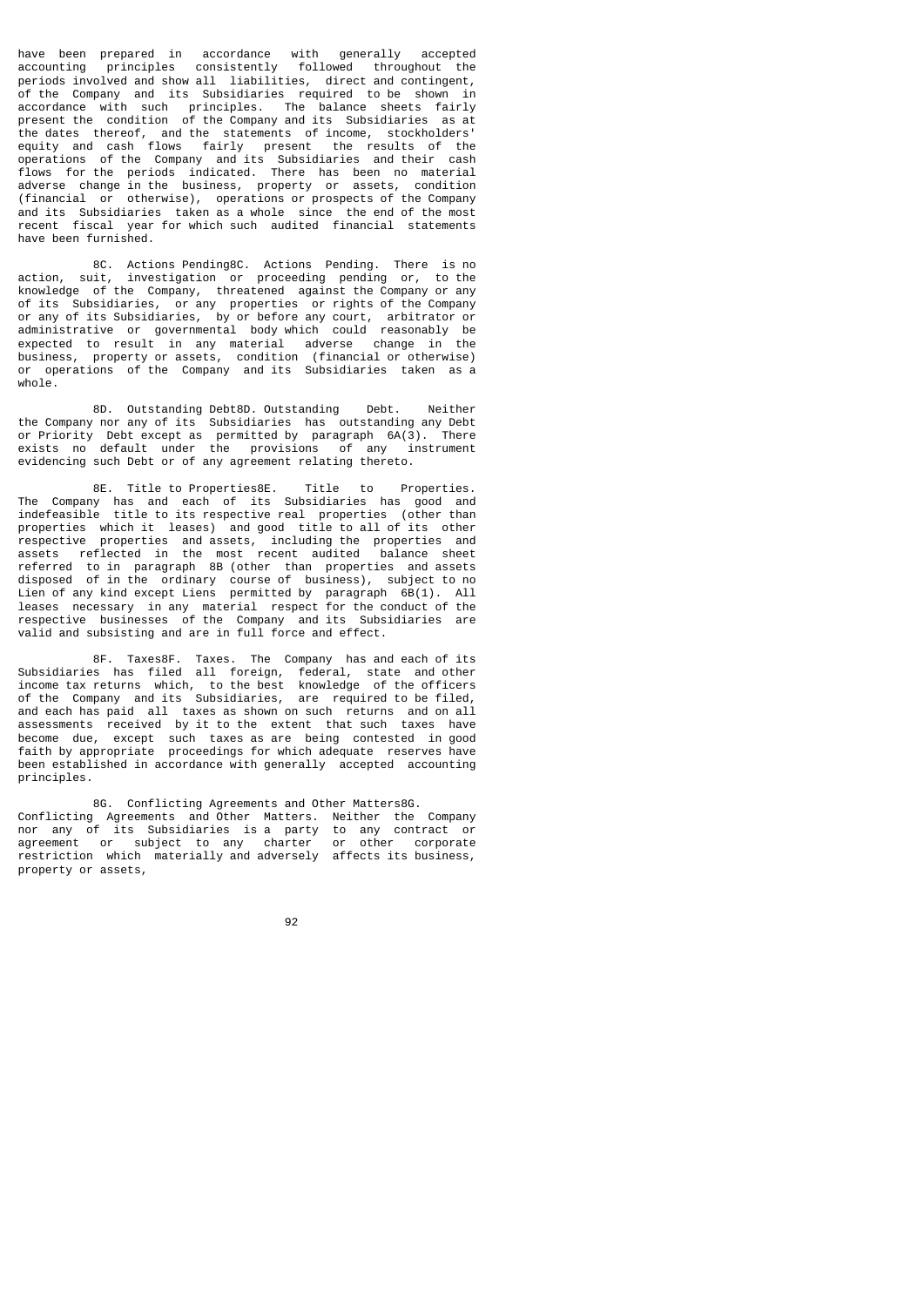have been prepared in accordance with generally accepted accounting principles consistently followed throughout the periods involved and show all liabilities, direct and contingent, of the Company and its Subsidiaries required to be shown in accordance with such principles. The balance sheets fairly present the condition of the Company and its Subsidiaries as at the dates thereof, and the statements of income, stockholders' equity and cash flows fairly present the results of the operations of the Company and its Subsidiaries and their cash flows for the periods indicated. There has been no material adverse change in the business, property or assets, condition (financial or otherwise), operations or prospects of the Company and its Subsidiaries taken as a whole since the end of the most recent fiscal year for which such audited financial statements have been furnished.

8C. Actions Pending8C. Actions Pending. There is no action, suit, investigation or proceeding pending or, to the knowledge of the Company, threatened against the Company or any of its Subsidiaries, or any properties or rights of the Company or any of its Subsidiaries, by or before any court, arbitrator or administrative or governmental body which could reasonably be expected to result in any material adverse change in the business, property or assets, condition (financial or otherwise) or operations of the Company and its Subsidiaries taken as a whole.

8D. Outstanding Debt8D. Outstanding Debt. Neither the Company nor any of its Subsidiaries has outstanding any Debt or Priority Debt except as permitted by paragraph 6A(3). There exists no default under the provisions of any instrument evidencing such Debt or of any agreement relating thereto.

8E. Title to Properties8E. Title to Properties. The Company has and each of its Subsidiaries has good and indefeasible title to its respective real properties (other than properties which it leases) and good title to all of its other respective properties and assets, including the properties and assets reflected in the most recent audited balance sheet referred to in paragraph 8B (other than properties and assets disposed of in the ordinary course of business), subject to no Lien of any kind except Liens permitted by paragraph 6B(1). All leases necessary in any material respect for the conduct of the respective businesses of the Company and its Subsidiaries are valid and subsisting and are in full force and effect.

8F. Taxes8F. Taxes. The Company has and each of its Subsidiaries has filed all foreign, federal, state and other income tax returns which, to the best knowledge of the officers of the Company and its Subsidiaries, are required to be filed, and each has paid all taxes as shown on such returns and on all assessments received by it to the extent that such taxes have become due, except such taxes as are being contested in good faith by appropriate proceedings for which adequate reserves have been established in accordance with generally accepted accounting principles.

8G. Conflicting Agreements and Other Matters8G. Conflicting Agreements and Other Matters. Neither the Company nor any of its Subsidiaries is a party to any contract or agreement or subject to any charter or other corporate restriction which materially and adversely affects its business, property or assets,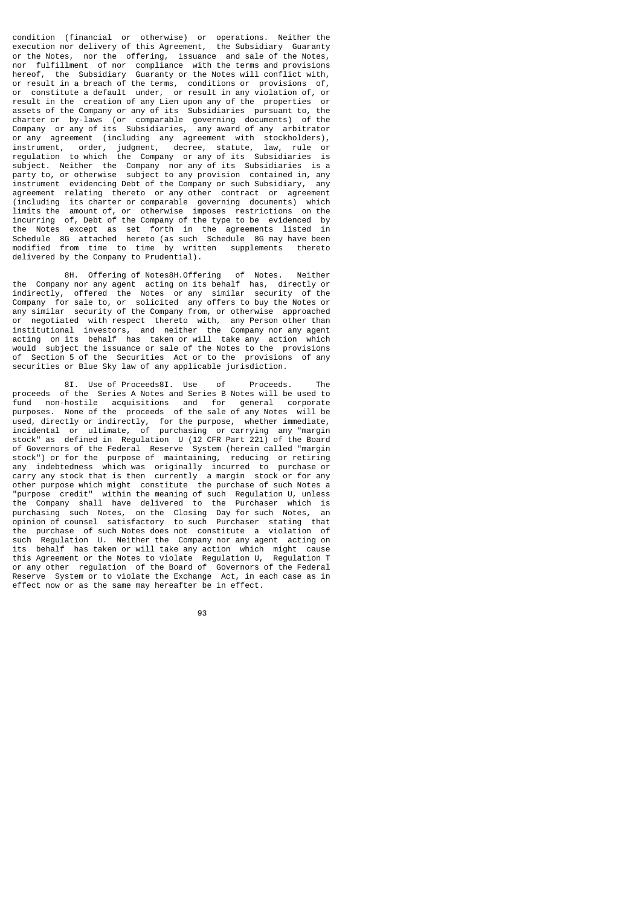condition (financial or otherwise) or operations. Neither the execution nor delivery of this Agreement, the Subsidiary Guaranty or the Notes, nor the offering, issuance and sale of the Notes, nor fulfillment of nor compliance with the terms and provisions hereof, the Subsidiary Guaranty or the Notes will conflict with, or result in a breach of the terms, conditions or provisions of, or constitute a default under, or result in any violation of, or result in the creation of any Lien upon any of the properties or assets of the Company or any of its Subsidiaries pursuant to, the charter or by-laws (or comparable governing documents) of the Company or any of its Subsidiaries, any award of any arbitrator or any agreement (including any agreement with stockholders), instrument, order, judgment, decree, statute, law, rule or regulation to which the Company or any of its Subsidiaries is subject. Neither the Company nor any of its Subsidiaries is a party to, or otherwise subject to any provision contained in, any instrument evidencing Debt of the Company or such Subsidiary, any agreement relating thereto or any other contract or agreement (including its charter or comparable governing documents) which limits the amount of, or otherwise imposes restrictions on the incurring of, Debt of the Company of the type to be evidenced by the Notes except as set forth in the agreements listed in Schedule 8G attached hereto (as such Schedule 8G may have been modified from time to time by written supplements thereto delivered by the Company to Prudential).

8H. Offering of Notes8H.Offering of Notes. Neither the Company nor any agent acting on its behalf has, directly or indirectly, offered the Notes or any similar security of the Company for sale to, or solicited any offers to buy the Notes or any similar security of the Company from, or otherwise approached or negotiated with respect thereto with, any Person other than institutional investors, and neither the Company nor any agent acting on its behalf has taken or will take any action which would subject the issuance or sale of the Notes to the provisions of Section 5 of the Securities Act or to the provisions of any securities or Blue Sky law of any applicable jurisdiction.

8I. Use of Proceeds8I. Use of Proceeds. The proceeds of the Series A Notes and Series B Notes will be used to fund non-hostile acquisitions and for general corporate purposes. None of the proceeds of the sale of any Notes will be used, directly or indirectly, for the purpose, whether immediate, incidental or ultimate, of purchasing or carrying any "margin stock" as defined in Regulation U (12 CFR Part 221) of the Board of Governors of the Federal Reserve System (herein called "margin stock") or for the purpose of maintaining, reducing or retiring any indebtedness which was originally incurred to purchase or carry any stock that is then currently a margin stock or for any other purpose which might constitute the purchase of such Notes a "purpose credit" within the meaning of such Regulation U, unless the Company shall have delivered to the Purchaser which is purchasing such Notes, on the Closing Day for such Notes, an opinion of counsel satisfactory to such Purchaser stating that the purchase of such Notes does not constitute a violation of such Regulation U. Neither the Company nor any agent acting on its behalf has taken or will take any action which might cause this Agreement or the Notes to violate Regulation U, Regulation T or any other regulation of the Board of Governors of the Federal Reserve System or to violate the Exchange Act, in each case as in effect now or as the same may hereafter be in effect.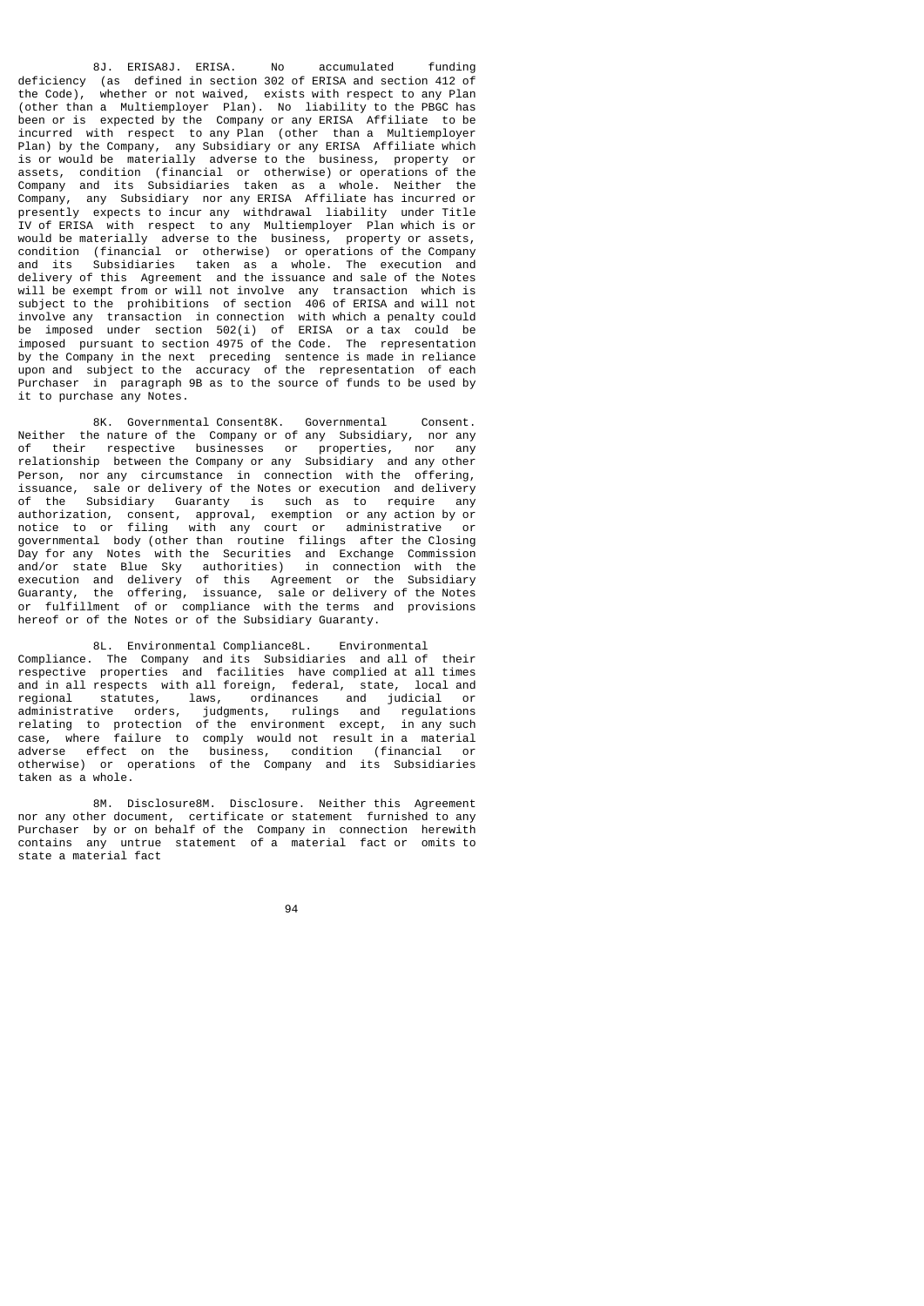8J. ERISA8J. ERISA. No accumulated funding deficiency (as defined in section 302 of ERISA and section 412 of the Code), whether or not waived, exists with respect to any Plan (other than a Multiemployer Plan). No liability to the PBGC has been or is expected by the Company or any ERISA Affiliate to be incurred with respect to any Plan (other than a Multiemployer Plan) by the Company, any Subsidiary or any ERISA Affiliate which is or would be materially adverse to the business, property or assets, condition (financial or otherwise) or operations of the Company and its Subsidiaries taken as a whole. Neither the Company, any Subsidiary nor any ERISA Affiliate has incurred or presently expects to incur any withdrawal liability under Title IV of ERISA with respect to any Multiemployer Plan which is or would be materially adverse to the business, property or assets, condition (financial or otherwise) or operations of the Company and its Subsidiaries taken as a whole. The execution and delivery of this Agreement and the issuance and sale of the Notes will be exempt from or will not involve any transaction which is subject to the prohibitions of section 406 of ERISA and will not involve any transaction in connection with which a penalty could be imposed under section 502(i) of ERISA or a tax could be imposed pursuant to section 4975 of the Code. The representation by the Company in the next preceding sentence is made in reliance upon and subject to the accuracy of the representation of each Purchaser in paragraph 9B as to the source of funds to be used by it to purchase any Notes.

8K. Governmental Consent8K. Governmental Consent. Neither the nature of the Company or of any Subsidiary, nor any of their respective businesses or properties, nor any relationship between the Company or any Subsidiary and any other Person, nor any circumstance in connection with the offering, issuance, sale or delivery of the Notes or execution and delivery of the Subsidiary Guaranty is such as to require any authorization, consent, approval, exemption or any action by or notice to or filing with any court or administrative or governmental body (other than routine filings after the Closing Day for any Notes with the Securities and Exchange Commission and/or state Blue Sky authorities) in connection with the execution and delivery of this Agreement or the Subsidiary Guaranty, the offering, issuance, sale or delivery of the Notes or fulfillment of or compliance with the terms and provisions hereof or of the Notes or of the Subsidiary Guaranty.

8L. Environmental Compliance8L. Environmental Compliance. The Company and its Subsidiaries and all of their respective properties and facilities have complied at all times and in all respects with all foreign, federal, state, local and regional statutes, laws, ordinances and judicial or administrative orders, judgments, rulings and regulations relating to protection of the environment except, in any such case, where failure to comply would not result in a material adverse effect on the business, condition (financial or otherwise) or operations of the Company and its Subsidiaries taken as a whole.

8M. Disclosure8M. Disclosure. Neither this Agreement nor any other document, certificate or statement furnished to any Purchaser by or on behalf of the Company in connection herewith contains any untrue statement of a material fact or omits to state a material fact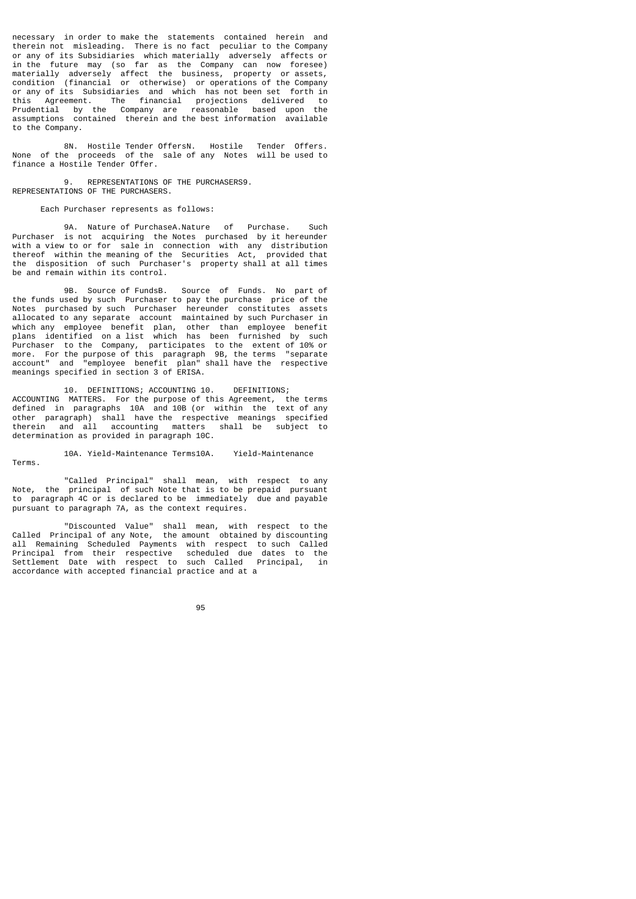necessary in order to make the statements contained herein and therein not misleading. There is no fact peculiar to the Company or any of its Subsidiaries which materially adversely affects or in the future may (so far as the Company can now foresee) materially adversely affect the business, property or assets, condition (financial or otherwise) or operations of the Company or any of its Subsidiaries and which has not been set forth in this Agreement. The financial projections delivered to Prudential by the Company are reasonable based upon the assumptions contained therein and the best information available to the Company.

8N. Hostile Tender OffersN. Hostile Tender Offers. None of the proceeds of the sale of any Notes will be used to finance a Hostile Tender Offer.

9. REPRESENTATIONS OF THE PURCHASERS9. REPRESENTATIONS OF THE PURCHASERS.

Each Purchaser represents as follows:

9A. Nature of PurchaseA.Nature of Purchase. Such Purchaser is not acquiring the Notes purchased by it hereunder with a view to or for sale in connection with any distribution thereof within the meaning of the Securities Act, provided that the disposition of such Purchaser's property shall at all times be and remain within its control.

9B. Source of FundsB. Source of Funds. No part of the funds used by such Purchaser to pay the purchase price of the Notes purchased by such Purchaser hereunder constitutes assets allocated to any separate account maintained by such Purchaser in which any employee benefit plan, other than employee benefit plans identified on a list which has been furnished by such Purchaser to the Company, participates to the extent of 10% or more. For the purpose of this paragraph 9B, the terms "separate account" and "employee benefit plan" shall have the respective meanings specified in section 3 of ERISA.

10. DEFINITIONS; ACCOUNTING 10. DEFINITIONS; ACCOUNTING MATTERS. For the purpose of this Agreement, the terms defined in paragraphs 10A and 10B (or within the text of any other paragraph) shall have the respective meanings specified therein and all accounting matters shall be subject to determination as provided in paragraph 10C.

10A. Yield-Maintenance Terms10A. Yield-Maintenance Terms.

"Called Principal" shall mean, with respect to any Note, the principal of such Note that is to be prepaid pursuant to paragraph 4C or is declared to be immediately due and payable pursuant to paragraph 7A, as the context requires.

"Discounted Value" shall mean, with respect to the Called Principal of any Note, the amount obtained by discounting all Remaining Scheduled Payments with respect to such Called Principal from their respective scheduled due dates to the Settlement Date with respect to such Called Principal, in accordance with accepted financial practice and at a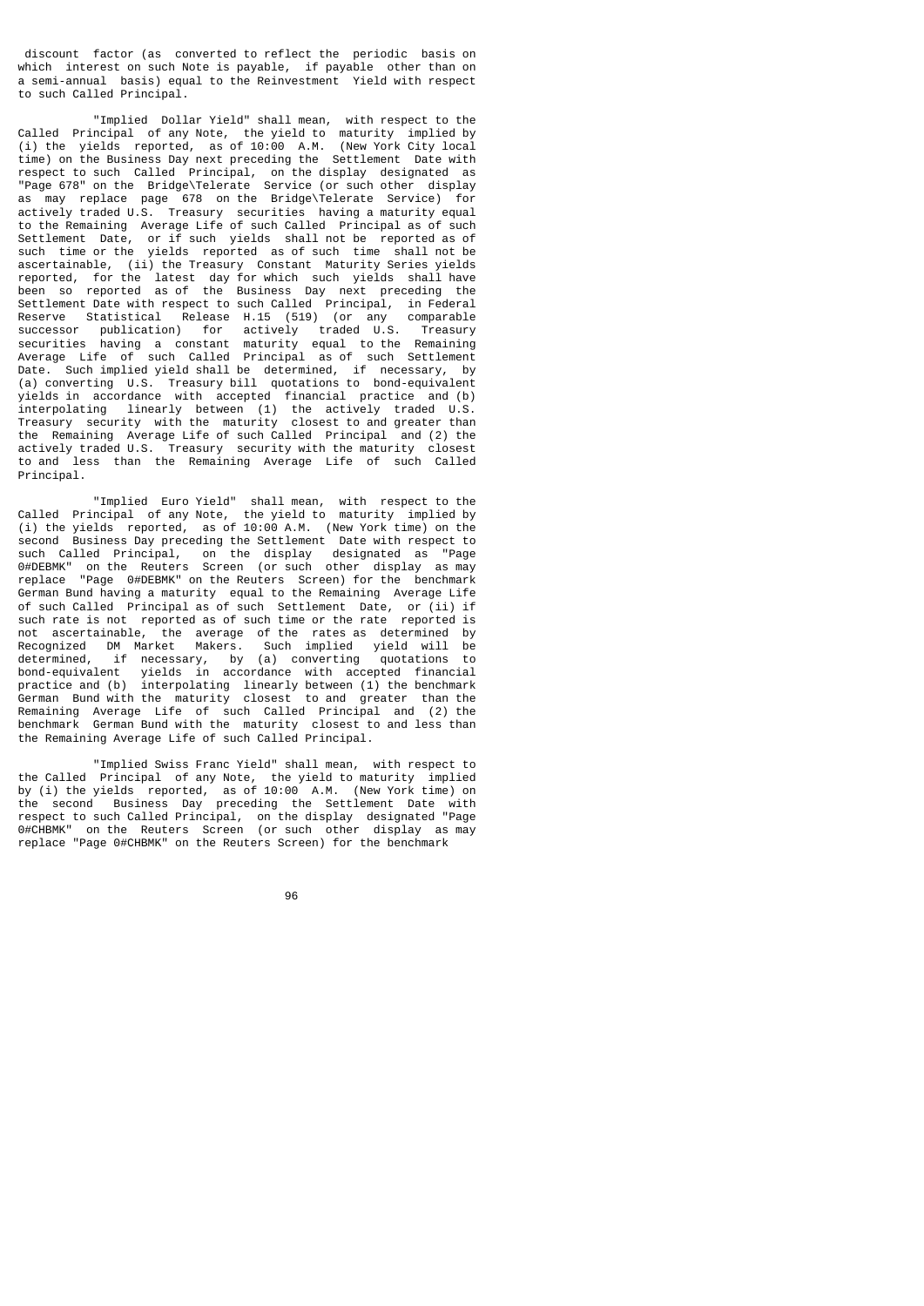discount factor (as converted to reflect the periodic basis on which interest on such Note is payable, if payable other than on a semi-annual basis) equal to the Reinvestment Yield with respect to such Called Principal.

"Implied Dollar Yield" shall mean, with respect to the Called Principal of any Note, the yield to maturity implied by (i) the yields reported, as of 10:00 A.M. (New York City local time) on the Business Day next preceding the Settlement Date with respect to such Called Principal, on the display designated as "Page 678" on the Bridge\Telerate Service (or such other display as may replace page 678 on the Bridge\Telerate Service) for actively traded U.S. Treasury securities having a maturity equal to the Remaining Average Life of such Called Principal as of such Settlement Date, or if such yields shall not be reported as of such time or the yields reported as of such time shall not be ascertainable, (ii) the Treasury Constant Maturity Series yields reported, for the latest day for which such yields shall have been so reported as of the Business Day next preceding the Settlement Date with respect to such Called Principal, in Federal Reserve Statistical Release H.15 (519) (or any comparable successor publication) for actively traded U.S. Treasury securities having a constant maturity equal to the Remaining Average Life of such Called Principal as of such Settlement Date. Such implied yield shall be determined, if necessary, by (a) converting U.S. Treasury bill quotations to bond-equivalent yields in accordance with accepted financial practice and (b) interpolating linearly between (1) the actively traded U.S. Treasury security with the maturity closest to and greater than the Remaining Average Life of such Called Principal and (2) the actively traded U.S. Treasury security with the maturity closest to and less than the Remaining Average Life of such Called Principal.

"Implied Euro Yield" shall mean, with respect to the Called Principal of any Note, the yield to maturity implied by (i) the yields reported, as of 10:00 A.M. (New York time) on the second Business Day preceding the Settlement Date with respect to such Called Principal, on the display designated as "Page 0#DEBMK" on the Reuters Screen (or such other display as may replace "Page 0#DEBMK" on the Reuters Screen) for the benchmark German Bund having a maturity equal to the Remaining Average Life of such Called Principal as of such Settlement Date, or (ii) if such rate is not reported as of such time or the rate reported is not ascertainable, the average of the rates as determined by Recognized DM Market Makers. Such implied yield will be determined, if necessary, by (a) converting quotations to bond-equivalent yields in accordance with accepted financial practice and (b) interpolating linearly between (1) the benchmark German Bund with the maturity closest to and greater than the Remaining Average Life of such Called Principal and (2) the benchmark German Bund with the maturity closest to and less than the Remaining Average Life of such Called Principal.

"Implied Swiss Franc Yield" shall mean, with respect to the Called Principal of any Note, the yield to maturity implied by (i) the yields reported, as of 10:00 A.M. (New York time) on the second Business Day preceding the Settlement Date with respect to such Called Principal, on the display designated "Page 0#CHBMK" on the Reuters Screen (or such other display as may replace "Page 0#CHBMK" on the Reuters Screen) for the benchmark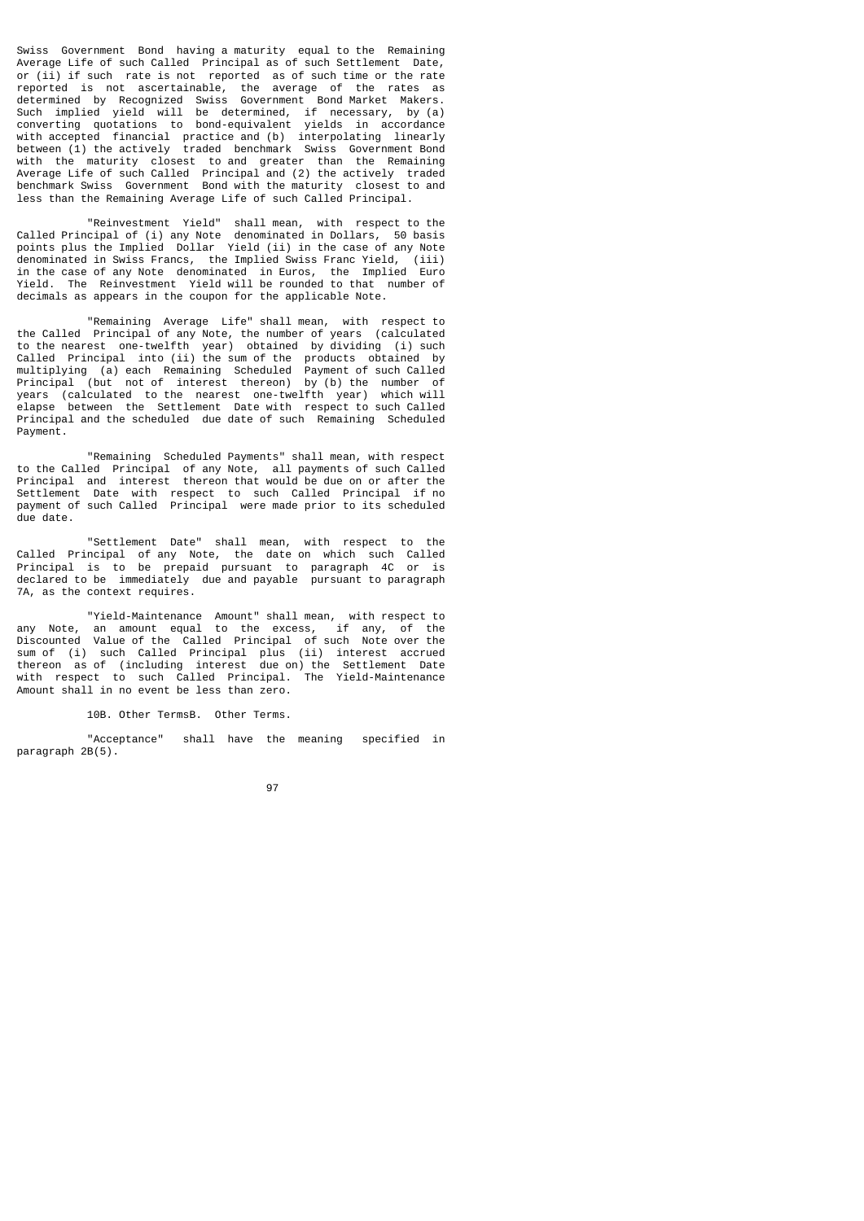Swiss Government Bond having a maturity equal to the Remaining Average Life of such Called Principal as of such Settlement Date, or (ii) if such rate is not reported as of such time or the rate reported is not ascertainable, the average of the rates as determined by Recognized Swiss Government Bond Market Makers. Such implied yield will be determined, if necessary, by (a) converting quotations to bond-equivalent yields in accordance with accepted financial practice and (b) interpolating linearly between (1) the actively traded benchmark Swiss Government Bond with the maturity closest to and greater than the Remaining Average Life of such Called Principal and (2) the actively traded benchmark Swiss Government Bond with the maturity closest to and less than the Remaining Average Life of such Called Principal.

"Reinvestment Yield" shall mean, with respect to the Called Principal of (i) any Note denominated in Dollars, 50 basis points plus the Implied Dollar Yield (ii) in the case of any Note denominated in Swiss Francs, the Implied Swiss Franc Yield, (iii) in the case of any Note denominated in Euros, the Implied Euro Yield. The Reinvestment Yield will be rounded to that number of decimals as appears in the coupon for the applicable Note.

"Remaining Average Life" shall mean, with respect to the Called Principal of any Note, the number of years (calculated to the nearest one-twelfth year) obtained by dividing (i) such Called Principal into (ii) the sum of the products obtained by multiplying (a) each Remaining Scheduled Payment of such Called Principal (but not of interest thereon) by (b) the number of years (calculated to the nearest one-twelfth year) which will elapse between the Settlement Date with respect to such Called Principal and the scheduled due date of such Remaining Scheduled Payment.

"Remaining Scheduled Payments" shall mean, with respect to the Called Principal of any Note, all payments of such Called Principal and interest thereon that would be due on or after the Settlement Date with respect to such Called Principal if no payment of such Called Principal were made prior to its scheduled due date.

"Settlement Date" shall mean, with respect to the Called Principal of any Note, the date on which such Called Principal is to be prepaid pursuant to paragraph 4C or is declared to be immediately due and payable pursuant to paragraph 7A, as the context requires.

"Yield-Maintenance Amount" shall mean, with respect to any Note, an amount equal to the excess, if any, of the Discounted Value of the Called Principal of such Note over the sum of (i) such Called Principal plus (ii) interest accrued thereon as of (including interest due on) the Settlement Date with respect to such Called Principal. The Yield-Maintenance Amount shall in no event be less than zero.

10B. Other TermsB. Other Terms.

"Acceptance" shall have the meaning specified in paragraph 2B(5).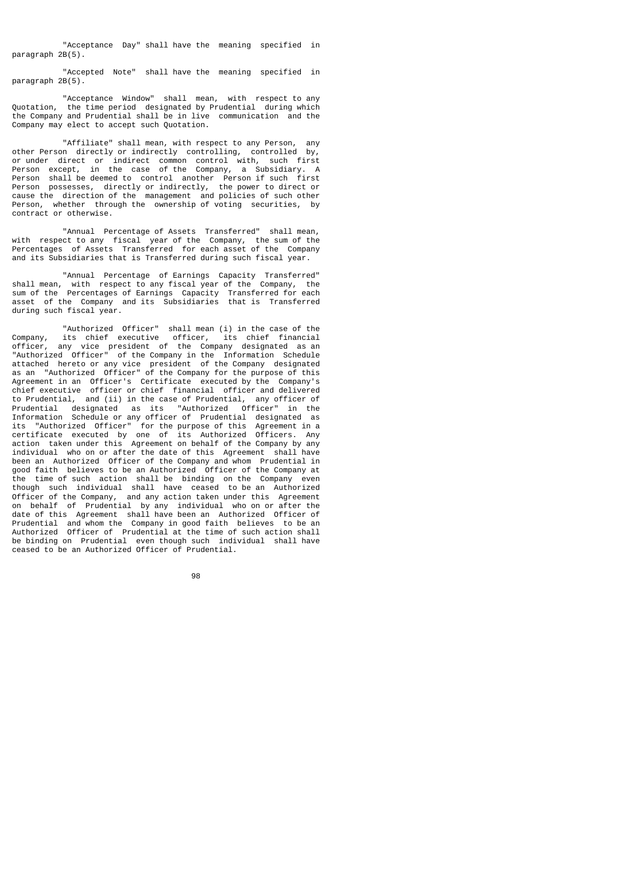"Acceptance Day" shall have the meaning specified in paragraph 2B(5).

"Accepted Note" shall have the meaning specified in paragraph 2B(5).

"Acceptance Window" shall mean, with respect to any Quotation, the time period designated by Prudential during which the Company and Prudential shall be in live communication and the Company may elect to accept such Quotation.

"Affiliate" shall mean, with respect to any Person, any other Person directly or indirectly controlling, controlled by, or under direct or indirect common control with, such first Person except, in the case of the Company, a Subsidiary. A Person shall be deemed to control another Person if such first Person possesses, directly or indirectly, the power to direct or cause the direction of the management and policies of such other Person, whether through the ownership of voting securities, by contract or otherwise.

"Annual Percentage of Assets Transferred" shall mean, with respect to any fiscal year of the Company, the sum of the Percentages of Assets Transferred for each asset of the Company and its Subsidiaries that is Transferred during such fiscal year.

"Annual Percentage of Earnings Capacity Transferred" shall mean, with respect to any fiscal year of the Company, the sum of the Percentages of Earnings Capacity Transferred for each asset of the Company and its Subsidiaries that is Transferred during such fiscal year.

"Authorized Officer" shall mean (i) in the case of the Company, its chief executive officer, its chief financial officer, any vice president of the Company designated as an "Authorized Officer" of the Company in the Information Schedule attached hereto or any vice president of the Company designated as an "Authorized Officer" of the Company for the purpose of this Agreement in an Officer's Certificate executed by the Company's chief executive officer or chief financial officer and delivered to Prudential, and (ii) in the case of Prudential, any officer of Prudential designated as its "Authorized Officer" in the Information Schedule or any officer of Prudential designated as its "Authorized Officer" for the purpose of this Agreement in a certificate executed by one of its Authorized Officers. Any action taken under this Agreement on behalf of the Company by any individual who on or after the date of this Agreement shall have been an Authorized Officer of the Company and whom Prudential in good faith believes to be an Authorized Officer of the Company at the time of such action shall be binding on the Company even though such individual shall have ceased to be an Authorized Officer of the Company, and any action taken under this Agreement on behalf of Prudential by any individual who on or after the date of this Agreement shall have been an Authorized Officer of Prudential and whom the Company in good faith believes to be an Authorized Officer of Prudential at the time of such action shall be binding on Prudential even though such individual shall have ceased to be an Authorized Officer of Prudential.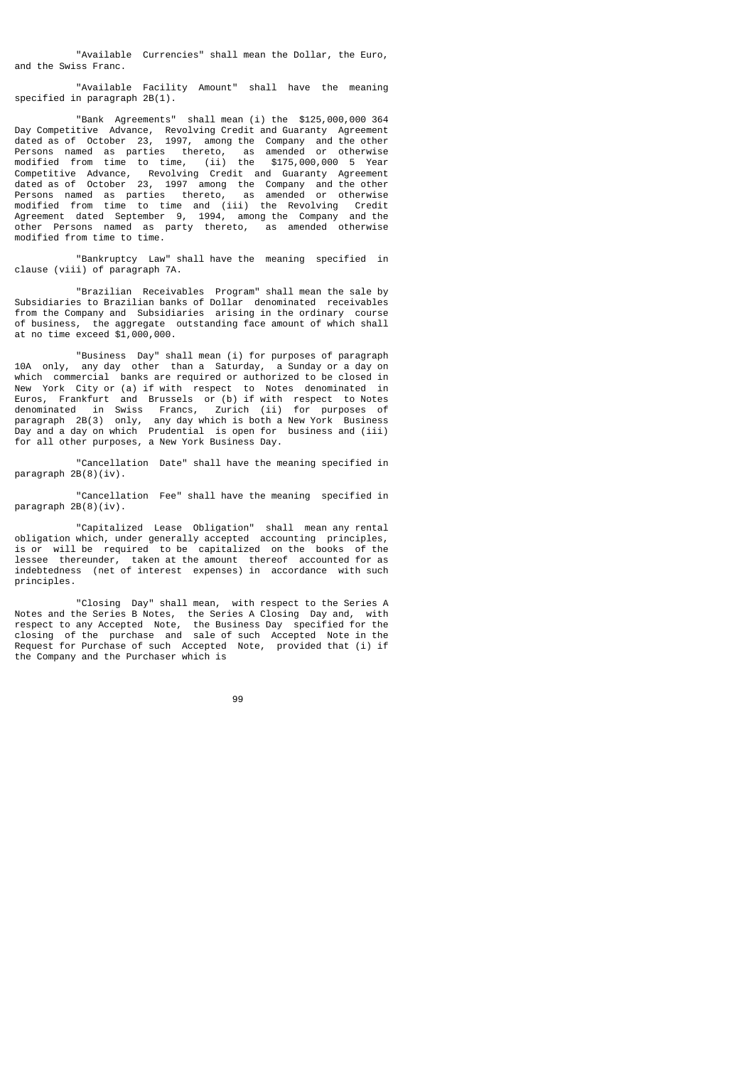"Available Currencies" shall mean the Dollar, the Euro, and the Swiss Franc.

"Available Facility Amount" shall have the meaning specified in paragraph 2B(1).

"Bank Agreements" shall mean (i) the $125,000,000 364 Day Competitive Advance, Revolving Credit and Guaranty Agreement dated as of October 23, 1997, among the Company and the other Persons named as parties thereto, as amended or otherwise modified from time to time, (ii) the $175,000,000 5 Year Competitive Advance, Revolving Credit and Guaranty Agreement dated as of October 23, 1997 among the Company and the other Persons named as parties thereto, as amended or otherwise modified from time to time and (iii) the Revolving Credit Agreement dated September 9, 1994, among the Company and the other Persons named as party thereto, as amended otherwise modified from time to time.

"Bankruptcy Law" shall have the meaning specified in clause (viii) of paragraph 7A.

"Brazilian Receivables Program" shall mean the sale by Subsidiaries to Brazilian banks of Dollar denominated receivables from the Company and Subsidiaries arising in the ordinary course of business, the aggregate outstanding face amount of which shall at no time exceed $1,000,000.

"Business Day" shall mean (i) for purposes of paragraph 10A only, any day other than a Saturday, a Sunday or a day on which commercial banks are required or authorized to be closed in New York City or (a) if with respect to Notes denominated in Euros, Frankfurt and Brussels or (b) if with respect to Notes denominated in Swiss Francs, Zurich (ii) for purposes of paragraph 2B(3) only, any day which is both a New York Business Day and a day on which Prudential is open for business and (iii) for all other purposes, a New York Business Day.

"Cancellation Date" shall have the meaning specified in paragraph 2B(8)(iv).

"Cancellation Fee" shall have the meaning specified in paragraph 2B(8)(iv).

"Capitalized Lease Obligation" shall mean any rental obligation which, under generally accepted accounting principles, is or will be required to be capitalized on the books of the lessee thereunder, taken at the amount thereof accounted for as indebtedness (net of interest expenses) in accordance with such principles.

"Closing Day" shall mean, with respect to the Series A Notes and the Series B Notes, the Series A Closing Day and, with respect to any Accepted Note, the Business Day specified for the closing of the purchase and sale of such Accepted Note in the Request for Purchase of such Accepted Note, provided that (i) if the Company and the Purchaser which is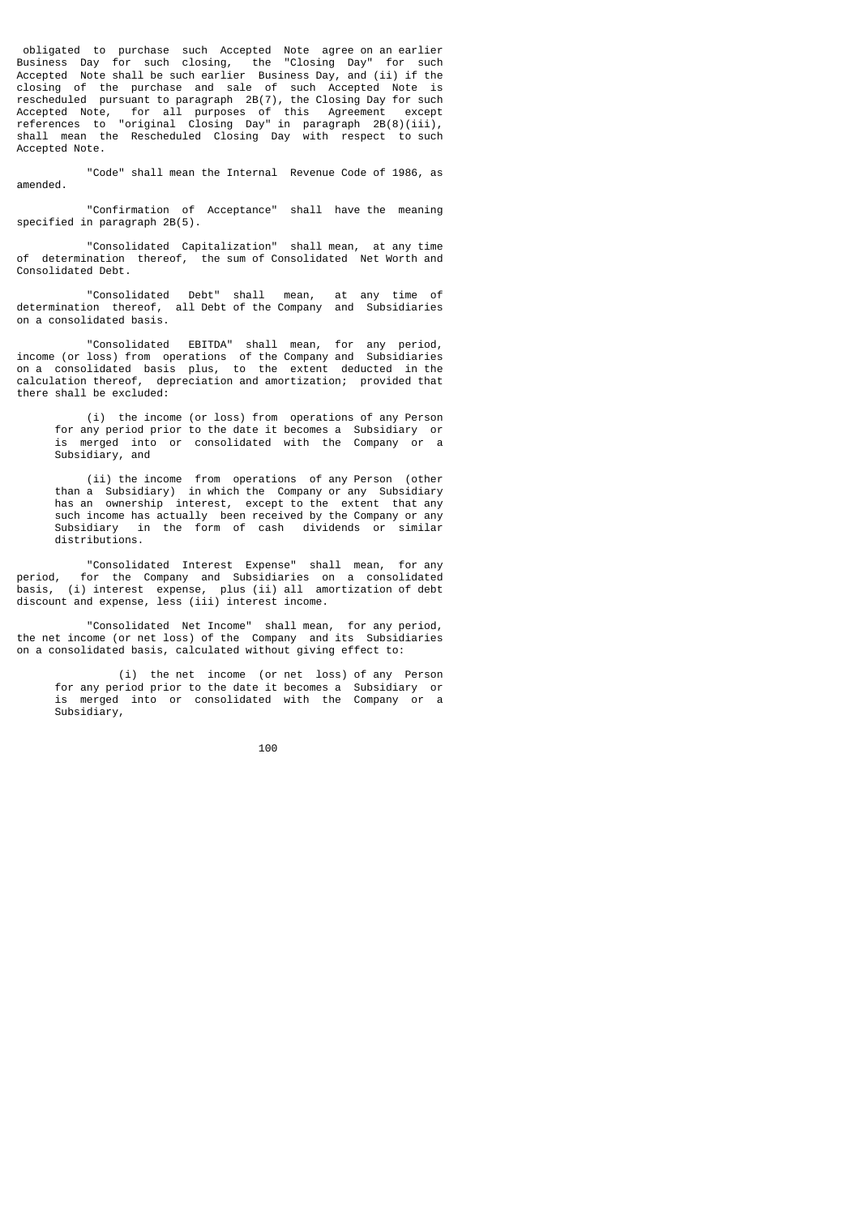obligated to purchase such Accepted Note agree on an earlier Business Day for such closing, the "Closing Day" for such Accepted Note shall be such earlier Business Day, and (ii) if the closing of the purchase and sale of such Accepted Note is rescheduled pursuant to paragraph 2B(7), the Closing Day for such Accepted Note, for all purposes of this Agreement except references to "original Closing Day" in paragraph 2B(8)(iii), shall mean the Rescheduled Closing Day with respect to such Accepted Note.

"Code" shall mean the Internal Revenue Code of 1986, as amended.

"Confirmation of Acceptance" shall have the meaning specified in paragraph 2B(5).

"Consolidated Capitalization" shall mean, at any time of determination thereof, the sum of Consolidated Net Worth and Consolidated Debt.

"Consolidated Debt" shall mean, at any time of determination thereof, all Debt of the Company and Subsidiaries on a consolidated basis.

"Consolidated EBITDA" shall mean, for any period, income (or loss) from operations of the Company and Subsidiaries on a consolidated basis plus, to the extent deducted in the calculation thereof, depreciation and amortization; provided that there shall be excluded:

(i) the income (or loss) from operations of any Person for any period prior to the date it becomes a Subsidiary or is merged into or consolidated with the Company or a Subsidiary, and

(ii) the income from operations of any Person (other than a Subsidiary) in which the Company or any Subsidiary has an ownership interest, except to the extent that any such income has actually been received by the Company or any Subsidiary in the form of cash dividends or similar distributions.

"Consolidated Interest Expense" shall mean, for any period, for the Company and Subsidiaries on a consolidated basis, (i) interest expense, plus (ii) all amortization of debt discount and expense, less (iii) interest income.

"Consolidated Net Income" shall mean, for any period, the net income (or net loss) of the Company and its Subsidiaries on a consolidated basis, calculated without giving effect to:

(i) the net income (or net loss) of any Person for any period prior to the date it becomes a Subsidiary or is merged into or consolidated with the Company or a Subsidiary,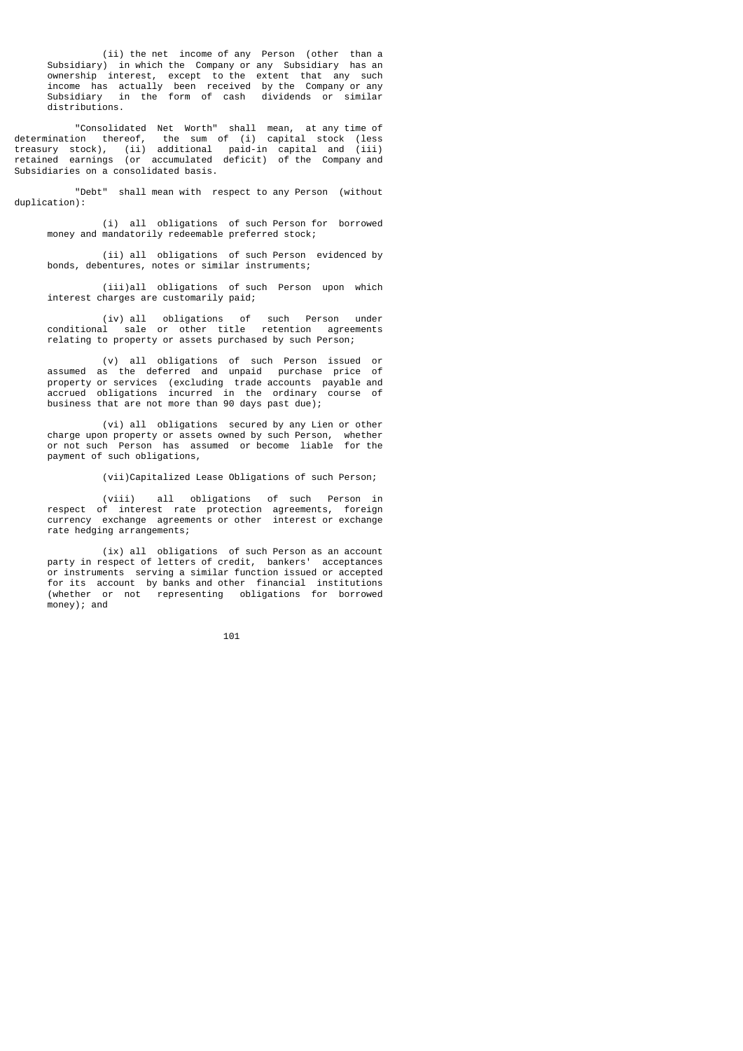(ii) the net income of any Person (other than a Subsidiary) in which the Company or any Subsidiary has an ownership interest, except to the extent that any such income has actually been received by the Company or any Subsidiary in the form of cash dividends or similar distributions.

"Consolidated Net Worth" shall mean, at any time of determination thereof, the sum of (i) capital stock (less treasury stock), (ii) additional paid-in capital and (iii) retained earnings (or accumulated deficit) of the Company and Subsidiaries on a consolidated basis.

"Debt" shall mean with respect to any Person (without duplication):

(i) all obligations of such Person for borrowed money and mandatorily redeemable preferred stock;

(ii) all obligations of such Person evidenced by bonds, debentures, notes or similar instruments;

(iii)all obligations of such Person upon which interest charges are customarily paid;

(iv) all obligations of such Person under conditional sale or other title retention agreements relating to property or assets purchased by such Person;

(v) all obligations of such Person issued or assumed as the deferred and unpaid purchase price of property or services (excluding trade accounts payable and accrued obligations incurred in the ordinary course of business that are not more than 90 days past due);

(vi) all obligations secured by any Lien or other charge upon property or assets owned by such Person, whether or not such Person has assumed or become liable for the payment of such obligations,

(vii)Capitalized Lease Obligations of such Person;

(viii) all obligations of such Person in respect of interest rate protection agreements, foreign currency exchange agreements or other interest or exchange rate hedging arrangements;

(ix) all obligations of such Person as an account party in respect of letters of credit, bankers' acceptances or instruments serving a similar function issued or accepted for its account by banks and other financial institutions (whether or not representing obligations for borrowed money); and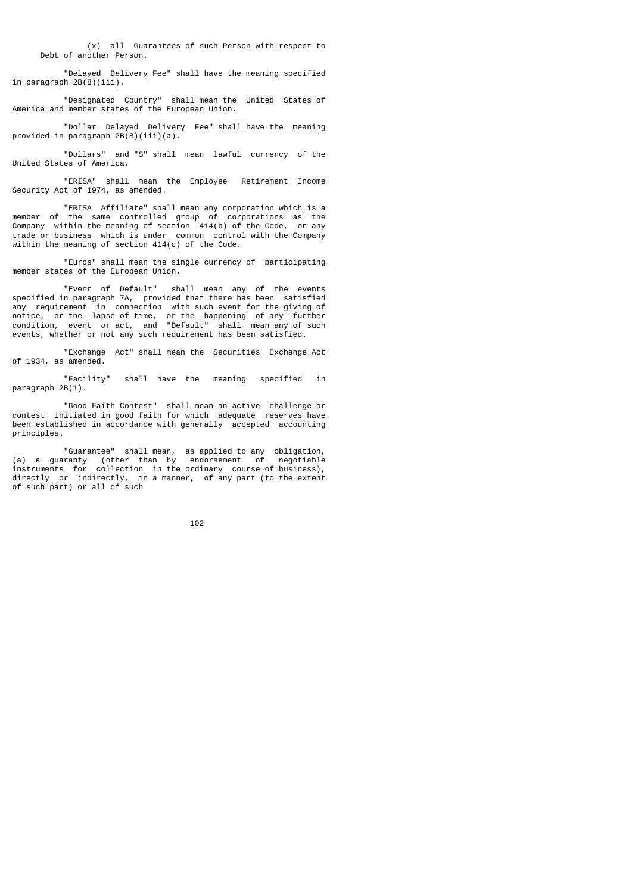(x) all Guarantees of such Person with respect to Debt of another Person.

"Delayed Delivery Fee" shall have the meaning specified in paragraph 2B(8)(iii).

"Designated Country" shall mean the United States of America and member states of the European Union.

"Dollar Delayed Delivery Fee" shall have the meaning provided in paragraph 2B(8)(iii)(a).

"Dollars" and "$" shall mean lawful currency of the United States of America.

"ERISA" shall mean the Employee Retirement Income Security Act of 1974, as amended.

"ERISA Affiliate" shall mean any corporation which is a member of the same controlled group of corporations as the Company within the meaning of section 414(b) of the Code, or any trade or business which is under common control with the Company within the meaning of section 414(c) of the Code.

"Euros" shall mean the single currency of participating member states of the European Union.

"Event of Default" shall mean any of the events specified in paragraph 7A, provided that there has been satisfied any requirement in connection with such event for the giving of notice, or the lapse of time, or the happening of any further condition, event or act, and "Default" shall mean any of such events, whether or not any such requirement has been satisfied.

"Exchange Act" shall mean the Securities Exchange Act of 1934, as amended.

"Facility" shall have the meaning specified in paragraph 2B(1).

"Good Faith Contest" shall mean an active challenge or contest initiated in good faith for which adequate reserves have been established in accordance with generally accepted accounting principles.

"Guarantee" shall mean, as applied to any obligation, (a) a guaranty (other than by endorsement of negotiable instruments for collection in the ordinary course of business), directly or indirectly, in a manner, of any part (to the extent of such part) or all of such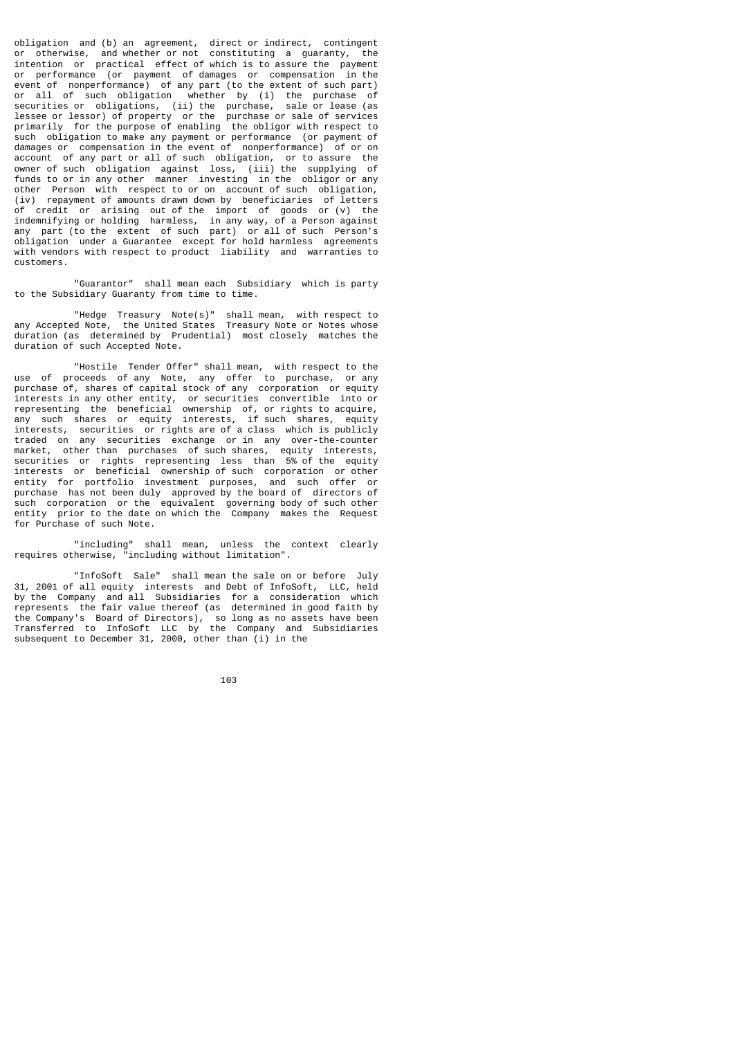obligation and (b) an agreement, direct or indirect, contingent or otherwise, and whether or not constituting a guaranty, the intention or practical effect of which is to assure the payment or performance (or payment of damages or compensation in the event of nonperformance) of any part (to the extent of such part) or all of such obligation whether by (i) the purchase of securities or obligations, (ii) the purchase, sale or lease (as lessee or lessor) of property or the purchase or sale of services primarily for the purpose of enabling the obligor with respect to such obligation to make any payment or performance (or payment of damages or compensation in the event of nonperformance) of or on account of any part or all of such obligation, or to assure the owner of such obligation against loss, (iii) the supplying of funds to or in any other manner investing in the obligor or any other Person with respect to or on account of such obligation, (iv) repayment of amounts drawn down by beneficiaries of letters of credit or arising out of the import of goods or (v) the indemnifying or holding harmless, in any way, of a Person against any part (to the extent of such part) or all of such Person's obligation under a Guarantee except for hold harmless agreements with vendors with respect to product liability and warranties to customers.

"Guarantor" shall mean each Subsidiary which is party to the Subsidiary Guaranty from time to time.

"Hedge Treasury Note(s)" shall mean, with respect to any Accepted Note, the United States Treasury Note or Notes whose duration (as determined by Prudential) most closely matches the duration of such Accepted Note.

"Hostile Tender Offer" shall mean, with respect to the use of proceeds of any Note, any offer to purchase, or any purchase of, shares of capital stock of any corporation or equity interests in any other entity, or securities convertible into or representing the beneficial ownership of, or rights to acquire, any such shares or equity interests, if such shares, equity interests, securities or rights are of a class which is publicly traded on any securities exchange or in any over-the-counter market, other than purchases of such shares, equity interests, securities or rights representing less than 5% of the equity interests or beneficial ownership of such corporation or other entity for portfolio investment purposes, and such offer or purchase has not been duly approved by the board of directors of such corporation or the equivalent governing body of such other entity prior to the date on which the Company makes the Request for Purchase of such Note.

"including" shall mean, unless the context clearly requires otherwise, "including without limitation".

"InfoSoft Sale" shall mean the sale on or before July 31, 2001 of all equity interests and Debt of InfoSoft, LLC, held by the Company and all Subsidiaries for a consideration which represents the fair value thereof (as determined in good faith by the Company's Board of Directors), so long as no assets have been Transferred to InfoSoft LLC by the Company and Subsidiaries subsequent to December 31, 2000, other than (i) in the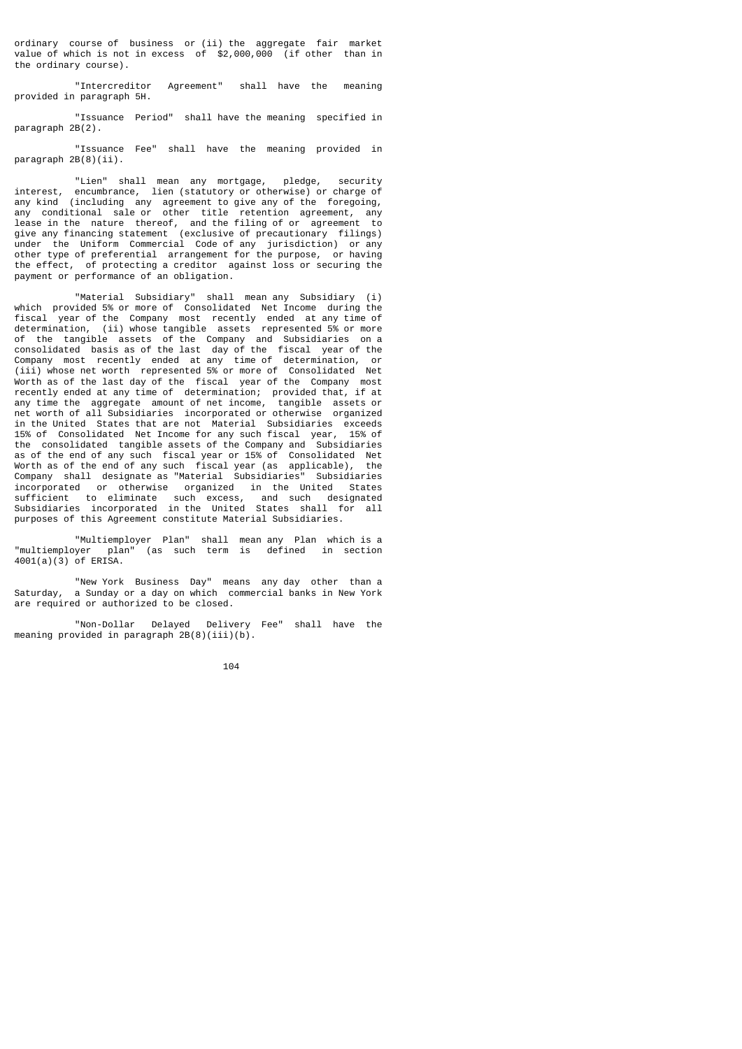ordinary course of business or (ii) the aggregate fair market value of which is not in excess of $2,000,000 (if other than in the ordinary course).

"Intercreditor Agreement" shall have the meaning provided in paragraph 5H.

"Issuance Period" shall have the meaning specified in paragraph 2B(2).

"Issuance Fee" shall have the meaning provided in paragraph 2B(8)(ii).

"Lien" shall mean any mortgage, pledge, security interest, encumbrance, lien (statutory or otherwise) or charge of any kind (including any agreement to give any of the foregoing, any conditional sale or other title retention agreement, any lease in the nature thereof, and the filing of or agreement to give any financing statement (exclusive of precautionary filings) under the Uniform Commercial Code of any jurisdiction) or any other type of preferential arrangement for the purpose, or having the effect, of protecting a creditor against loss or securing the payment or performance of an obligation.

"Material Subsidiary" shall mean any Subsidiary (i) which provided 5% or more of Consolidated Net Income during the fiscal year of the Company most recently ended at any time of determination, (ii) whose tangible assets represented 5% or more of the tangible assets of the Company and Subsidiaries on a consolidated basis as of the last day of the fiscal year of the Company most recently ended at any time of determination, or (iii) whose net worth represented 5% or more of Consolidated Net Worth as of the last day of the fiscal year of the Company most recently ended at any time of determination; provided that, if at any time the aggregate amount of net income, tangible assets or net worth of all Subsidiaries incorporated or otherwise organized in the United States that are not Material Subsidiaries exceeds 15% of Consolidated Net Income for any such fiscal year, 15% of the consolidated tangible assets of the Company and Subsidiaries as of the end of any such fiscal year or 15% of Consolidated Net Worth as of the end of any such fiscal year (as applicable), the Company shall designate as "Material Subsidiaries" Subsidiaries incorporated or otherwise organized in the United States sufficient to eliminate such excess, and such designated Subsidiaries incorporated in the United States shall for all purposes of this Agreement constitute Material Subsidiaries.

"Multiemployer Plan" shall mean any Plan which is a "multiemployer plan" (as such term is defined in section 4001(a)(3) of ERISA.

"New York Business Day" means any day other than a Saturday, a Sunday or a day on which commercial banks in New York are required or authorized to be closed.

"Non-Dollar Delayed Delivery Fee" shall have the meaning provided in paragraph 2B(8)(iii)(b).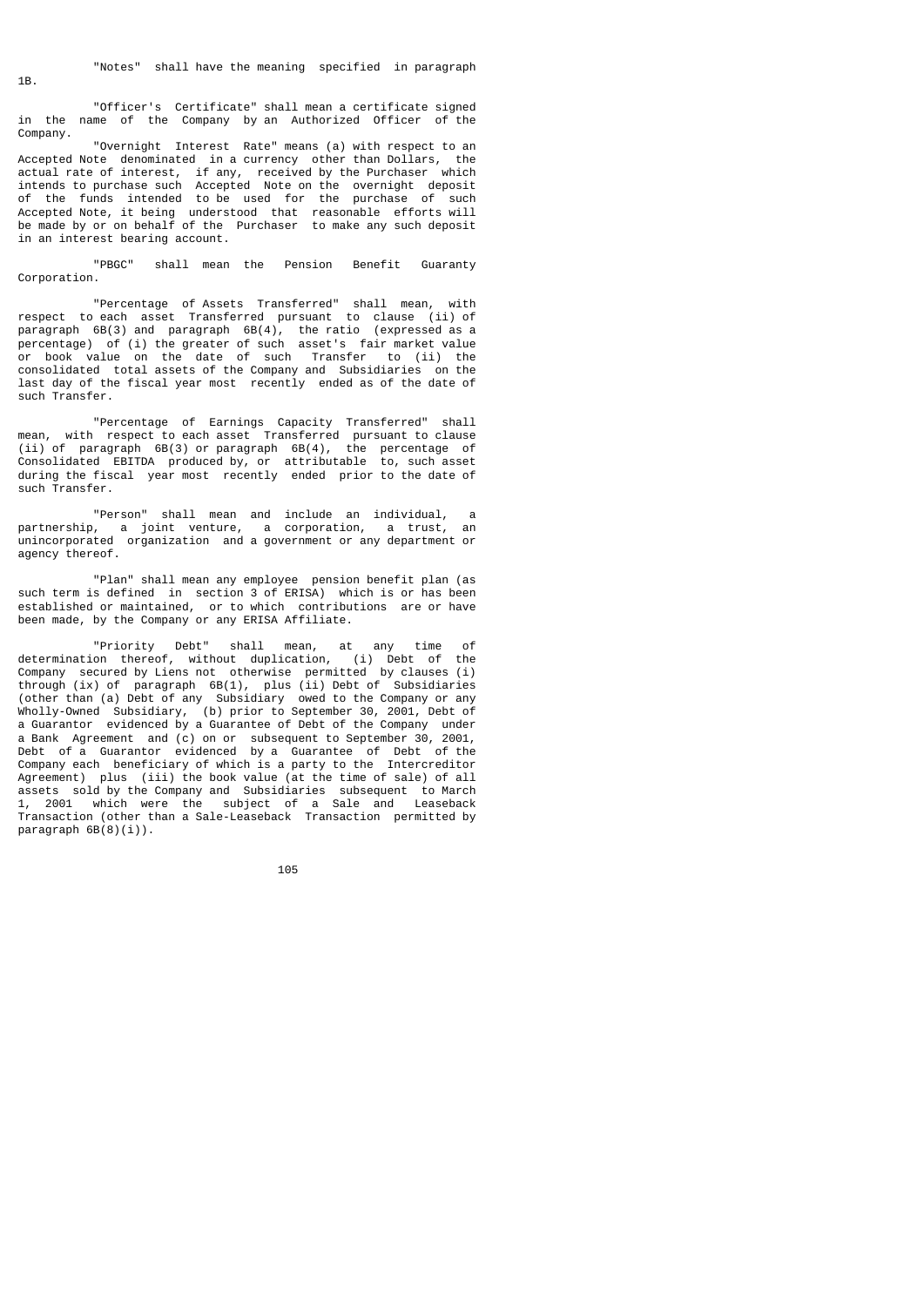"Notes" shall have the meaning specified in paragraph 1B.

"Officer's Certificate" shall mean a certificate signed in the name of the Company by an Authorized Officer of the Company.

"Overnight Interest Rate" means (a) with respect to an Accepted Note denominated in a currency other than Dollars, the actual rate of interest, if any, received by the Purchaser which intends to purchase such Accepted Note on the overnight deposit of the funds intended to be used for the purchase of such Accepted Note, it being understood that reasonable efforts will be made by or on behalf of the Purchaser to make any such deposit in an interest bearing account.

"PBGC" shall mean the Pension Benefit Guaranty Corporation.

"Percentage of Assets Transferred" shall mean, with respect to each asset Transferred pursuant to clause (ii) of paragraph 6B(3) and paragraph 6B(4), the ratio (expressed as a percentage) of (i) the greater of such asset's fair market value or book value on the date of such Transfer to (ii) the consolidated total assets of the Company and Subsidiaries on the last day of the fiscal year most recently ended as of the date of such Transfer.

"Percentage of Earnings Capacity Transferred" shall mean, with respect to each asset Transferred pursuant to clause (ii) of paragraph 6B(3) or paragraph 6B(4), the percentage of Consolidated EBITDA produced by, or attributable to, such asset during the fiscal year most recently ended prior to the date of such Transfer.

"Person" shall mean and include an individual, a partnership, a joint venture, a corporation, a trust, an unincorporated organization and a government or any department or agency thereof.

"Plan" shall mean any employee pension benefit plan (as such term is defined in section 3 of ERISA) which is or has been established or maintained, or to which contributions are or have been made, by the Company or any ERISA Affiliate.

"Priority Debt" shall mean, at any time of determination thereof, without duplication, (i) Debt of the Company secured by Liens not otherwise permitted by clauses (i) through (ix) of paragraph 6B(1), plus (ii) Debt of Subsidiaries (other than (a) Debt of any Subsidiary owed to the Company or any Wholly-Owned Subsidiary, (b) prior to September 30, 2001, Debt of a Guarantor evidenced by a Guarantee of Debt of the Company under a Bank Agreement and (c) on or subsequent to September 30, 2001, Debt of a Guarantor evidenced by a Guarantee of Debt of the Company each beneficiary of which is a party to the Intercreditor Agreement) plus (iii) the book value (at the time of sale) of all assets sold by the Company and Subsidiaries subsequent to March 1, 2001 which were the subject of a Sale and Leaseback Transaction (other than a Sale-Leaseback Transaction permitted by paragraph 6B(8)(i)).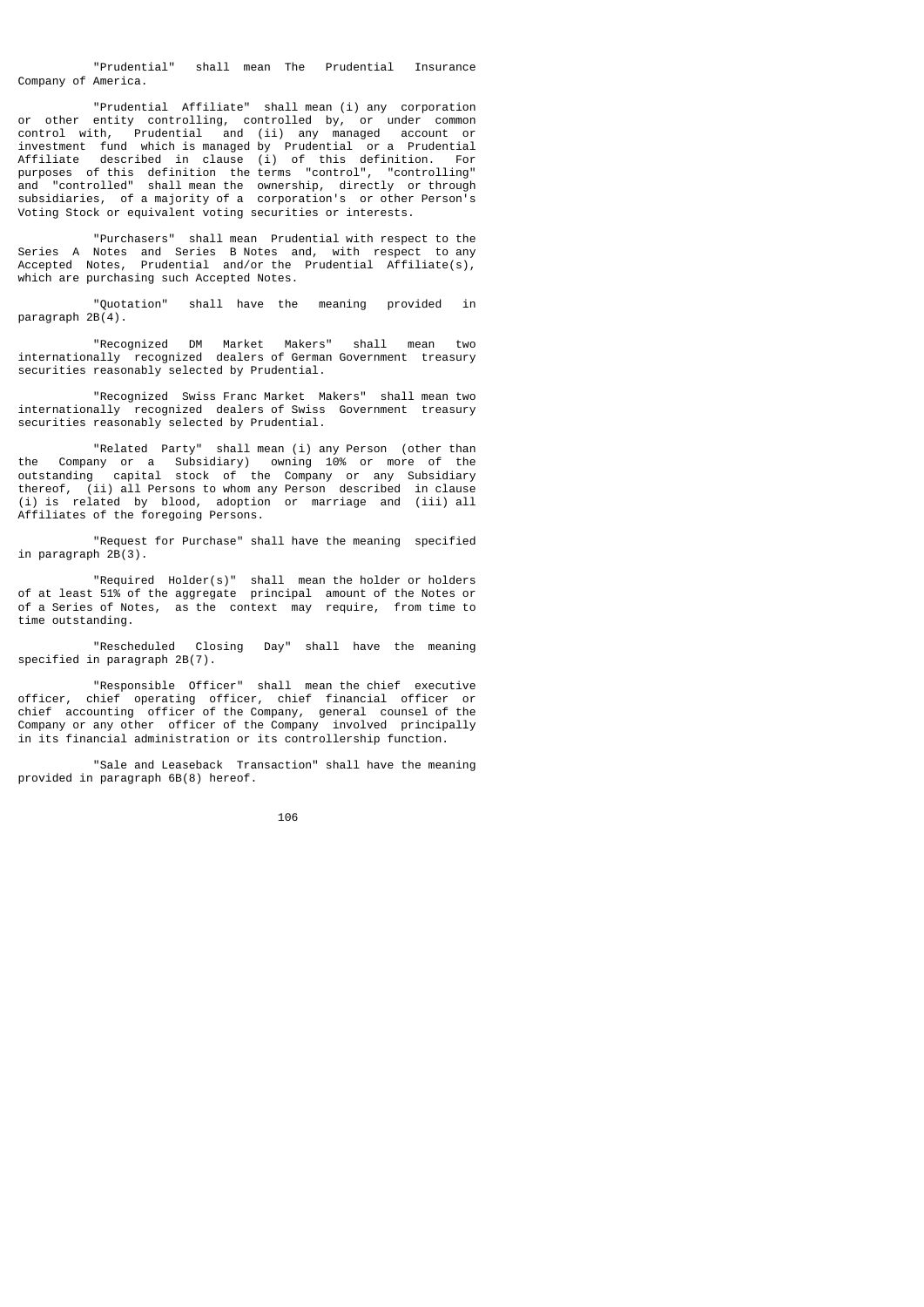"Prudential" shall mean The Prudential Insurance Company of America.

"Prudential Affiliate" shall mean (i) any corporation or other entity controlling, controlled by, or under common control with, Prudential and (ii) any managed account or investment fund which is managed by Prudential or a Prudential Affiliate described in clause (i) of this definition. For purposes of this definition the terms "control", "controlling" and "controlled" shall mean the ownership, directly or through subsidiaries, of a majority of a corporation's or other Person's Voting Stock or equivalent voting securities or interests.

"Purchasers" shall mean Prudential with respect to the Series A Notes and Series B Notes and, with respect to any Accepted Notes, Prudential and/or the Prudential Affiliate(s), which are purchasing such Accepted Notes.

"Quotation" shall have the meaning provided in paragraph 2B(4).

"Recognized DM Market Makers" shall mean two internationally recognized dealers of German Government treasury securities reasonably selected by Prudential.

"Recognized Swiss Franc Market Makers" shall mean two internationally recognized dealers of Swiss Government treasury securities reasonably selected by Prudential.

"Related Party" shall mean (i) any Person (other than the Company or a Subsidiary) owning 10% or more of the outstanding capital stock of the Company or any Subsidiary thereof, (ii) all Persons to whom any Person described in clause (i) is related by blood, adoption or marriage and (iii) all Affiliates of the foregoing Persons.

"Request for Purchase" shall have the meaning specified in paragraph 2B(3).

"Required Holder(s)" shall mean the holder or holders of at least 51% of the aggregate principal amount of the Notes or of a Series of Notes, as the context may require, from time to time outstanding.

"Rescheduled Closing Day" shall have the meaning specified in paragraph 2B(7).

"Responsible Officer" shall mean the chief executive officer, chief operating officer, chief financial officer or chief accounting officer of the Company, general counsel of the Company or any other officer of the Company involved principally in its financial administration or its controllership function.

"Sale and Leaseback Transaction" shall have the meaning provided in paragraph 6B(8) hereof.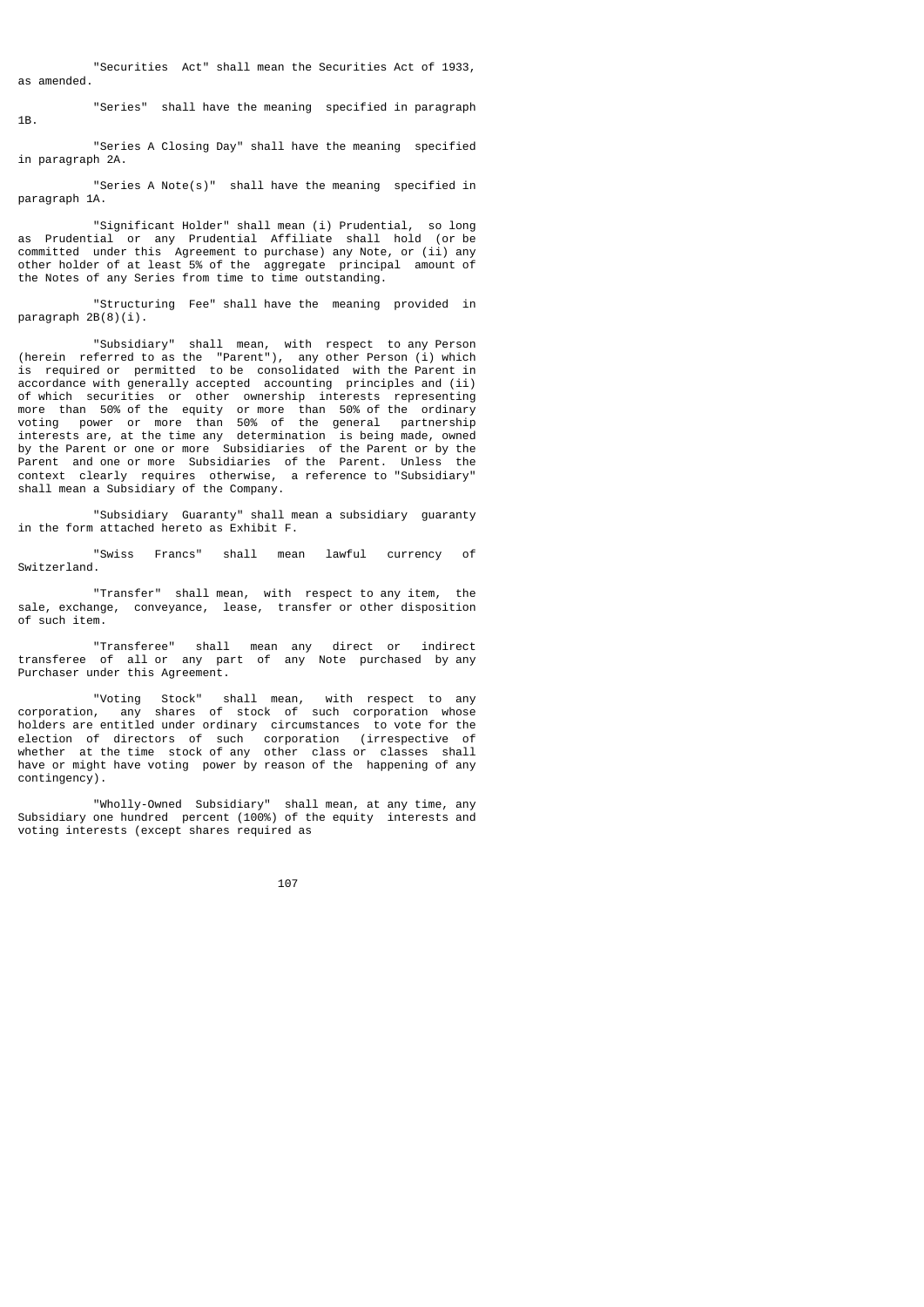"Securities Act" shall mean the Securities Act of 1933, as amended.

"Series" shall have the meaning specified in paragraph 1B.

"Series A Closing Day" shall have the meaning specified in paragraph 2A.

"Series A Note(s)" shall have the meaning specified in paragraph 1A.

"Significant Holder" shall mean (i) Prudential, so long as Prudential or any Prudential Affiliate shall hold (or be committed under this Agreement to purchase) any Note, or (ii) any other holder of at least 5% of the aggregate principal amount of the Notes of any Series from time to time outstanding.

"Structuring Fee" shall have the meaning provided in paragraph 2B(8)(i).

"Subsidiary" shall mean, with respect to any Person (herein referred to as the "Parent"), any other Person (i) which is required or permitted to be consolidated with the Parent in accordance with generally accepted accounting principles and (ii) of which securities or other ownership interests representing more than 50% of the equity or more than 50% of the ordinary voting power or more than 50% of the general partnership interests are, at the time any determination is being made, owned by the Parent or one or more Subsidiaries of the Parent or by the Parent and one or more Subsidiaries of the Parent. Unless the context clearly requires otherwise, a reference to "Subsidiary" shall mean a Subsidiary of the Company.

"Subsidiary Guaranty" shall mean a subsidiary guaranty in the form attached hereto as Exhibit F.

"Swiss Francs" shall mean lawful currency of Switzerland.

"Transfer" shall mean, with respect to any item, the sale, exchange, conveyance, lease, transfer or other disposition of such item.

"Transferee" shall mean any direct or indirect transferee of all or any part of any Note purchased by any Purchaser under this Agreement.

"Voting Stock" shall mean, with respect to any corporation, any shares of stock of such corporation whose holders are entitled under ordinary circumstances to vote for the election of directors of such corporation (irrespective of whether at the time stock of any other class or classes shall have or might have voting power by reason of the happening of any contingency).

"Wholly-Owned Subsidiary" shall mean, at any time, any Subsidiary one hundred percent (100%) of the equity interests and voting interests (except shares required as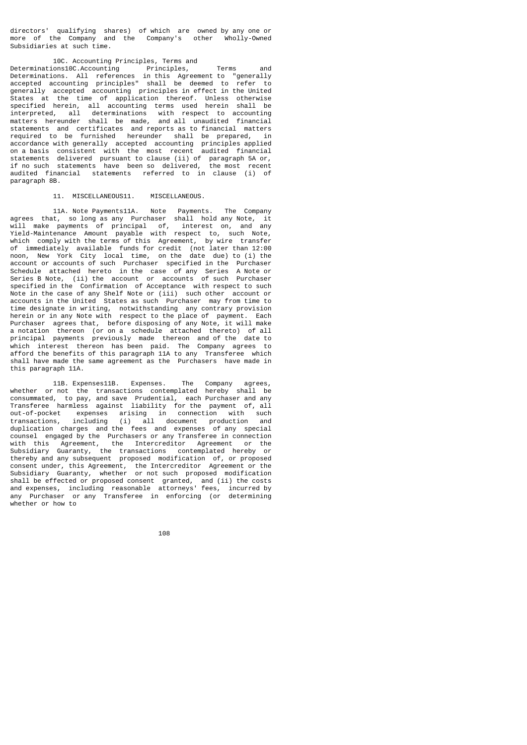directors' qualifying shares) of which are owned by any one or more of the Company and the Company's other Wholly-Owned Subsidiaries at such time.

10C. Accounting Principles, Terms and Determinations10C.Accounting Principles, Terms and Determinations. All references in this Agreement to "generally accepted accounting principles" shall be deemed to refer to generally accepted accounting principles in effect in the United States at the time of application thereof. Unless otherwise specified herein, all accounting terms used herein shall be interpreted, all determinations with respect to accounting matters hereunder shall be made, and all unaudited financial statements and certificates and reports as to financial matters required to be furnished hereunder shall be prepared, in accordance with generally accepted accounting principles applied on a basis consistent with the most recent audited financial statements delivered pursuant to clause (ii) of paragraph 5A or, if no such statements have been so delivered, the most recent audited financial statements referred to in clause (i) of paragraph 8B.

11. MISCELLANEOUS11. MISCELLANEOUS.

11A. Note Payments11A. Note Payments. The Company agrees that, so long as any Purchaser shall hold any Note, it will make payments of principal of, interest on, and any Yield-Maintenance Amount payable with respect to, such Note, which comply with the terms of this Agreement, by wire transfer of immediately available funds for credit (not later than 12:00 noon, New York City local time, on the date due) to (i) the account or accounts of such Purchaser specified in the Purchaser Schedule attached hereto in the case of any Series A Note or Series B Note, (ii) the account or accounts of such Purchaser specified in the Confirmation of Acceptance with respect to such Note in the case of any Shelf Note or (iii) such other account or accounts in the United States as such Purchaser may from time to time designate in writing, notwithstanding any contrary provision herein or in any Note with respect to the place of payment. Each Purchaser agrees that, before disposing of any Note, it will make a notation thereon (or on a schedule attached thereto) of all principal payments previously made thereon and of the date to which interest thereon has been paid. The Company agrees to afford the benefits of this paragraph 11A to any Transferee which shall have made the same agreement as the Purchasers have made in this paragraph 11A.

11B. Expenses11B. Expenses. The Company agrees, whether or not the transactions contemplated hereby shall be consummated, to pay, and save Prudential, each Purchaser and any Transferee harmless against liability for the payment of, all out-of-pocket expenses arising in connection with such transactions, including (i) all document production and duplication charges and the fees and expenses of any special counsel engaged by the Purchasers or any Transferee in connection with this Agreement, the Intercreditor Agreement or the Subsidiary Guaranty, the transactions contemplated hereby or thereby and any subsequent proposed modification of, or proposed consent under, this Agreement, the Intercreditor Agreement or the Subsidiary Guaranty, whether or not such proposed modification shall be effected or proposed consent granted, and (ii) the costs and expenses, including reasonable attorneys' fees, incurred by any Purchaser or any Transferee in enforcing (or determining whether or how to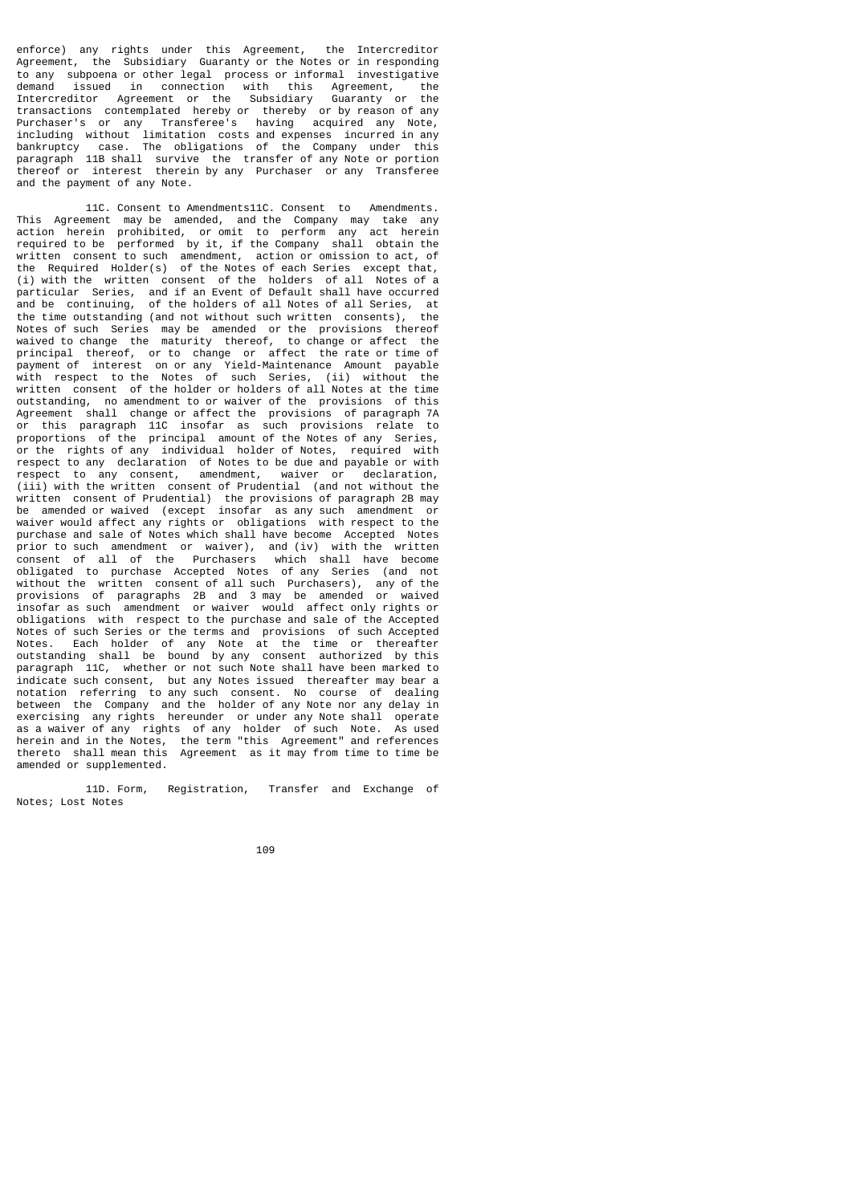enforce) any rights under this Agreement, the Intercreditor Agreement, the Subsidiary Guaranty or the Notes or in responding to any subpoena or other legal process or informal investigative demand issued in connection with this Agreement, the Intercreditor Agreement or the Subsidiary Guaranty or the transactions contemplated hereby or thereby or by reason of any Purchaser's or any Transferee's having acquired any Note, including without limitation costs and expenses incurred in any bankruptcy case. The obligations of the Company under this paragraph 11B shall survive the transfer of any Note or portion thereof or interest therein by any Purchaser or any Transferee and the payment of any Note.

11C. Consent to Amendments11C. Consent to Amendments. This Agreement may be amended, and the Company may take any action herein prohibited, or omit to perform any act herein required to be performed by it, if the Company shall obtain the written consent to such amendment, action or omission to act, of the Required Holder(s) of the Notes of each Series except that, (i) with the written consent of the holders of all Notes of a particular Series, and if an Event of Default shall have occurred and be continuing, of the holders of all Notes of all Series, at the time outstanding (and not without such written consents), the Notes of such Series may be amended or the provisions thereof waived to change the maturity thereof, to change or affect the principal thereof, or to change or affect the rate or time of payment of interest on or any Yield-Maintenance Amount payable with respect to the Notes of such Series, (ii) without the written consent of the holder or holders of all Notes at the time outstanding, no amendment to or waiver of the provisions of this Agreement shall change or affect the provisions of paragraph 7A or this paragraph 11C insofar as such provisions relate to proportions of the principal amount of the Notes of any Series, or the rights of any individual holder of Notes, required with respect to any declaration of Notes to be due and payable or with respect to any consent, amendment, waiver or declaration, (iii) with the written consent of Prudential (and not without the written consent of Prudential) the provisions of paragraph 2B may be amended or waived (except insofar as any such amendment or waiver would affect any rights or obligations with respect to the purchase and sale of Notes which shall have become Accepted Notes prior to such amendment or waiver), and (iv) with the written consent of all of the Purchasers which shall have become obligated to purchase Accepted Notes of any Series (and not without the written consent of all such Purchasers), any of the provisions of paragraphs 2B and 3 may be amended or waived insofar as such amendment or waiver would affect only rights or obligations with respect to the purchase and sale of the Accepted Notes of such Series or the terms and provisions of such Accepted Notes. Each holder of any Note at the time or thereafter outstanding shall be bound by any consent authorized by this paragraph 11C, whether or not such Note shall have been marked to indicate such consent, but any Notes issued thereafter may bear a notation referring to any such consent. No course of dealing between the Company and the holder of any Note nor any delay in exercising any rights hereunder or under any Note shall operate as a waiver of any rights of any holder of such Note. As used herein and in the Notes, the term "this Agreement" and references thereto shall mean this Agreement as it may from time to time be amended or supplemented.

11D. Form, Registration, Transfer and Exchange of Notes; Lost Notes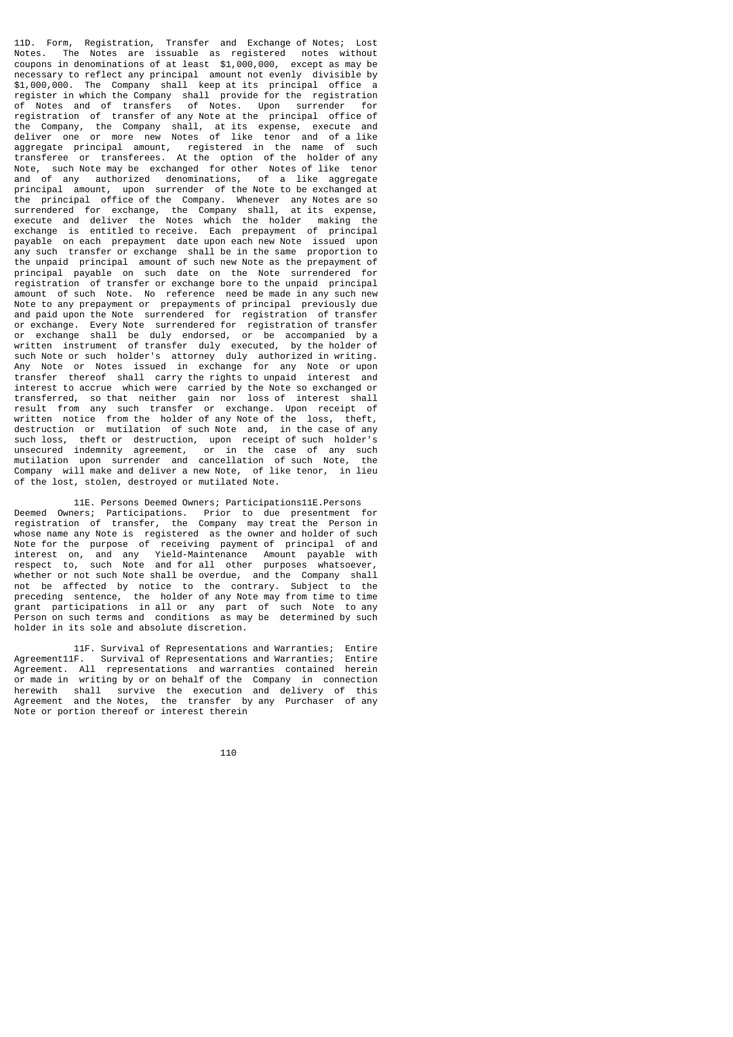11D. Form, Registration, Transfer and Exchange of Notes; Lost Notes. The Notes are issuable as registered notes without coupons in denominations of at least $1,000,000, except as may be necessary to reflect any principal amount not evenly divisible by $1,000,000. The Company shall keep at its principal office a register in which the Company shall provide for the registration of Notes and of transfers of Notes. Upon surrender for registration of transfer of any Note at the principal office of the Company, the Company shall, at its expense, execute and deliver one or more new Notes of like tenor and of a like aggregate principal amount, registered in the name of such transferee or transferees. At the option of the holder of any Note, such Note may be exchanged for other Notes of like tenor and of any authorized denominations, of a like aggregate principal amount, upon surrender of the Note to be exchanged at the principal office of the Company. Whenever any Notes are so surrendered for exchange, the Company shall, at its expense, execute and deliver the Notes which the holder making the exchange is entitled to receive. Each prepayment of principal payable on each prepayment date upon each new Note issued upon any such transfer or exchange shall be in the same proportion to the unpaid principal amount of such new Note as the prepayment of principal payable on such date on the Note surrendered for registration of transfer or exchange bore to the unpaid principal amount of such Note. No reference need be made in any such new Note to any prepayment or prepayments of principal previously due and paid upon the Note surrendered for registration of transfer or exchange. Every Note surrendered for registration of transfer or exchange shall be duly endorsed, or be accompanied by a written instrument of transfer duly executed, by the holder of such Note or such holder's attorney duly authorized in writing. Any Note or Notes issued in exchange for any Note or upon transfer thereof shall carry the rights to unpaid interest and interest to accrue which were carried by the Note so exchanged or transferred, so that neither gain nor loss of interest shall result from any such transfer or exchange. Upon receipt of written notice from the holder of any Note of the loss, theft, destruction or mutilation of such Note and, in the case of any such loss, theft or destruction, upon receipt of such holder's unsecured indemnity agreement, or in the case of any such mutilation upon surrender and cancellation of such Note, the Company will make and deliver a new Note, of like tenor, in lieu of the lost, stolen, destroyed or mutilated Note.

11E. Persons Deemed Owners; Participations11E.Persons Deemed Owners; Participations. Prior to due presentment for registration of transfer, the Company may treat the Person in whose name any Note is registered as the owner and holder of such Note for the purpose of receiving payment of principal of and interest on, and any Yield-Maintenance Amount payable with respect to, such Note and for all other purposes whatsoever, whether or not such Note shall be overdue, and the Company shall not be affected by notice to the contrary. Subject to the preceding sentence, the holder of any Note may from time to time grant participations in all or any part of such Note to any Person on such terms and conditions as may be determined by such holder in its sole and absolute discretion.

11F. Survival of Representations and Warranties; Entire Agreement11F. Survival of Representations and Warranties; Entire Agreement. All representations and warranties contained herein or made in writing by or on behalf of the Company in connection herewith shall survive the execution and delivery of this Agreement and the Notes, the transfer by any Purchaser of any Note or portion thereof or interest therein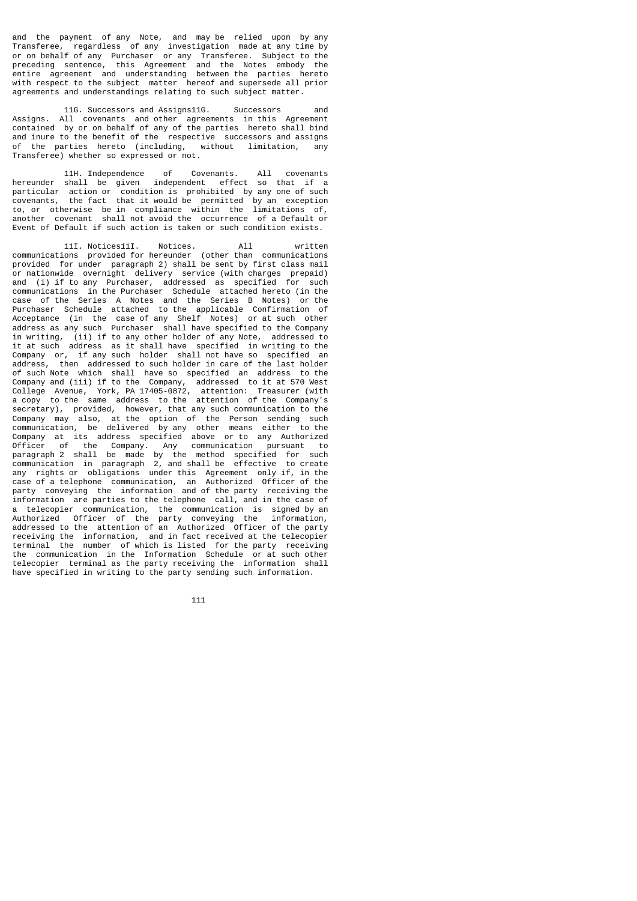and the payment of any Note, and may be relied upon by any Transferee, regardless of any investigation made at any time by or on behalf of any Purchaser or any Transferee. Subject to the preceding sentence, this Agreement and the Notes embody the entire agreement and understanding between the parties hereto with respect to the subject matter hereof and supersede all prior agreements and understandings relating to such subject matter.

11G. Successors and Assigns11G. Successors and Assigns. All covenants and other agreements in this Agreement contained by or on behalf of any of the parties hereto shall bind and inure to the benefit of the respective successors and assigns of the parties hereto (including, without limitation, any Transferee) whether so expressed or not.

11H. Independence of Covenants. All covenants hereunder shall be given independent effect so that if a particular action or condition is prohibited by any one of such covenants, the fact that it would be permitted by an exception to, or otherwise be in compliance within the limitations of, another covenant shall not avoid the occurrence of a Default or Event of Default if such action is taken or such condition exists.

11I. Notices11I. Notices. All written communications provided for hereunder (other than communications provided for under paragraph 2) shall be sent by first class mail or nationwide overnight delivery service (with charges prepaid) and (i) if to any Purchaser, addressed as specified for such communications in the Purchaser Schedule attached hereto (in the case of the Series A Notes and the Series B Notes) or the Purchaser Schedule attached to the applicable Confirmation of Acceptance (in the case of any Shelf Notes) or at such other address as any such Purchaser shall have specified to the Company in writing, (ii) if to any other holder of any Note, addressed to it at such address as it shall have specified in writing to the Company or, if any such holder shall not have so specified an address, then addressed to such holder in care of the last holder of such Note which shall have so specified an address to the Company and (iii) if to the Company, addressed to it at 570 West College Avenue, York, PA 17405-0872, attention: Treasurer (with a copy to the same address to the attention of the Company's secretary), provided, however, that any such communication to the Company may also, at the option of the Person sending such communication, be delivered by any other means either to the Company at its address specified above or to any Authorized Officer of the Company. Any communication pursuant to paragraph 2 shall be made by the method specified for such communication in paragraph 2, and shall be effective to create any rights or obligations under this Agreement only if, in the case of a telephone communication, an Authorized Officer of the party conveying the information and of the party receiving the information are parties to the telephone call, and in the case of a telecopier communication, the communication is signed by an Authorized Officer of the party conveying the information, addressed to the attention of an Authorized Officer of the party receiving the information, and in fact received at the telecopier terminal the number of which is listed for the party receiving the communication in the Information Schedule or at such other telecopier terminal as the party receiving the information shall have specified in writing to the party sending such information.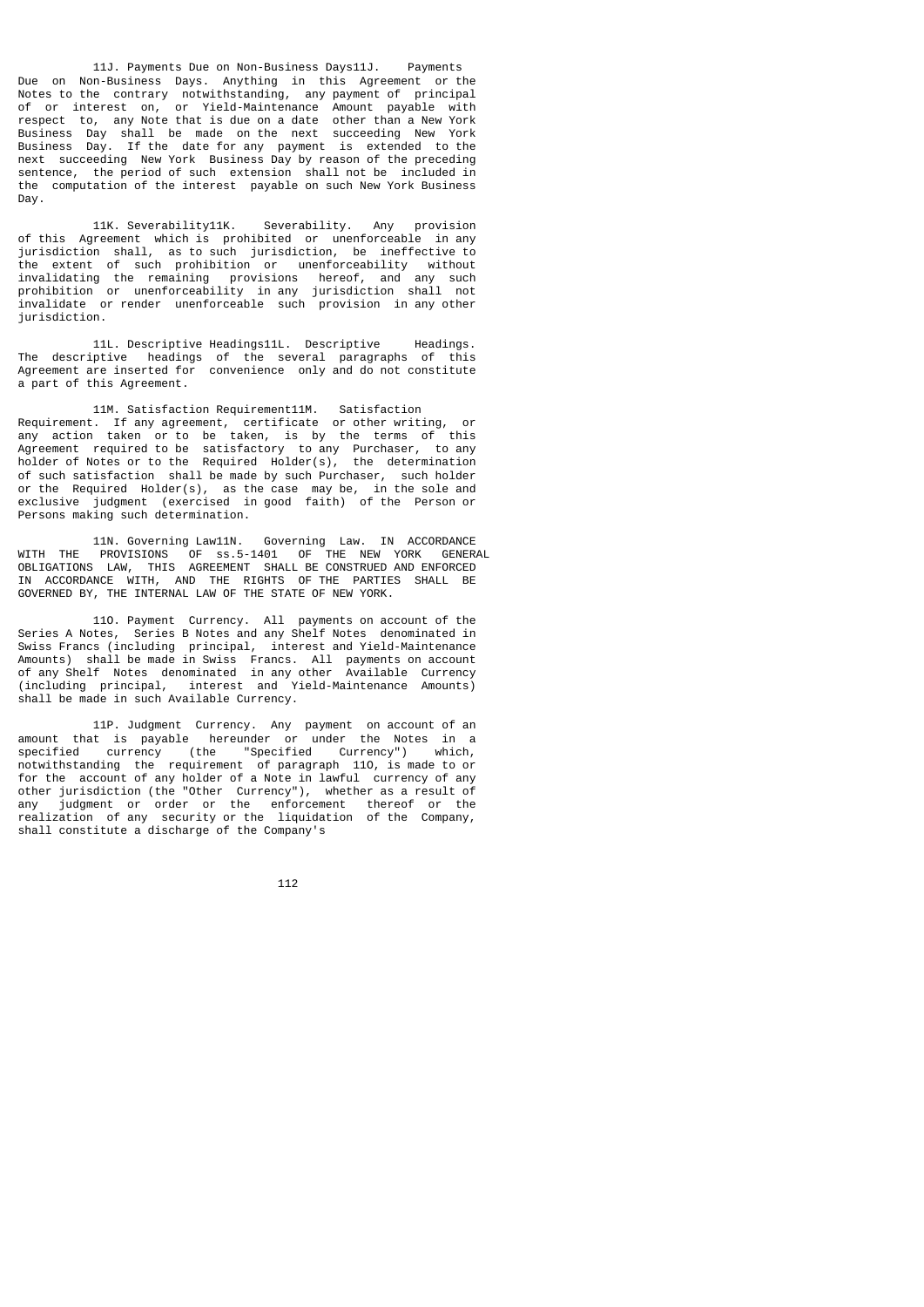11J. Payments Due on Non-Business Days11J. Payments Due on Non-Business Days. Anything in this Agreement or the Notes to the contrary notwithstanding, any payment of principal of or interest on, or Yield-Maintenance Amount payable with respect to, any Note that is due on a date other than a New York Business Day shall be made on the next succeeding New York Business Day. If the date for any payment is extended to the next succeeding New York Business Day by reason of the preceding sentence, the period of such extension shall not be included in the computation of the interest payable on such New York Business Day.

11K. Severability11K. Severability. Any provision of this Agreement which is prohibited or unenforceable in any jurisdiction shall, as to such jurisdiction, be ineffective to the extent of such prohibition or unenforceability without invalidating the remaining provisions hereof, and any such prohibition or unenforceability in any jurisdiction shall not invalidate or render unenforceable such provision in any other jurisdiction.

11L. Descriptive Headings11L. Descriptive Headings. The descriptive headings of the several paragraphs of this Agreement are inserted for convenience only and do not constitute a part of this Agreement.

11M. Satisfaction Requirement11M. Satisfaction Requirement. If any agreement, certificate or other writing, or any action taken or to be taken, is by the terms of this Agreement required to be satisfactory to any Purchaser, to any holder of Notes or to the Required Holder(s), the determination of such satisfaction shall be made by such Purchaser, such holder or the Required Holder(s), as the case may be, in the sole and exclusive judgment (exercised in good faith) of the Person or Persons making such determination.

11N. Governing Law11N. Governing Law. IN ACCORDANCE WITH THE PROVISIONS OF ss.5-1401 OF THE NEW YORK GENERAL OBLIGATIONS LAW, THIS AGREEMENT SHALL BE CONSTRUED AND ENFORCED IN ACCORDANCE WITH, AND THE RIGHTS OF THE PARTIES SHALL BE GOVERNED BY, THE INTERNAL LAW OF THE STATE OF NEW YORK.

11O. Payment Currency. All payments on account of the Series A Notes, Series B Notes and any Shelf Notes denominated in Swiss Francs (including principal, interest and Yield-Maintenance Amounts) shall be made in Swiss Francs. All payments on account of any Shelf Notes denominated in any other Available Currency (including principal, interest and Yield-Maintenance Amounts) shall be made in such Available Currency.

11P. Judgment Currency. Any payment on account of an amount that is payable hereunder or under the Notes in a specified currency (the "Specified Currency") which, notwithstanding the requirement of paragraph 11O, is made to or for the account of any holder of a Note in lawful currency of any other jurisdiction (the "Other Currency"), whether as a result of any judgment or order or the enforcement thereof or the realization of any security or the liquidation of the Company, shall constitute a discharge of the Company's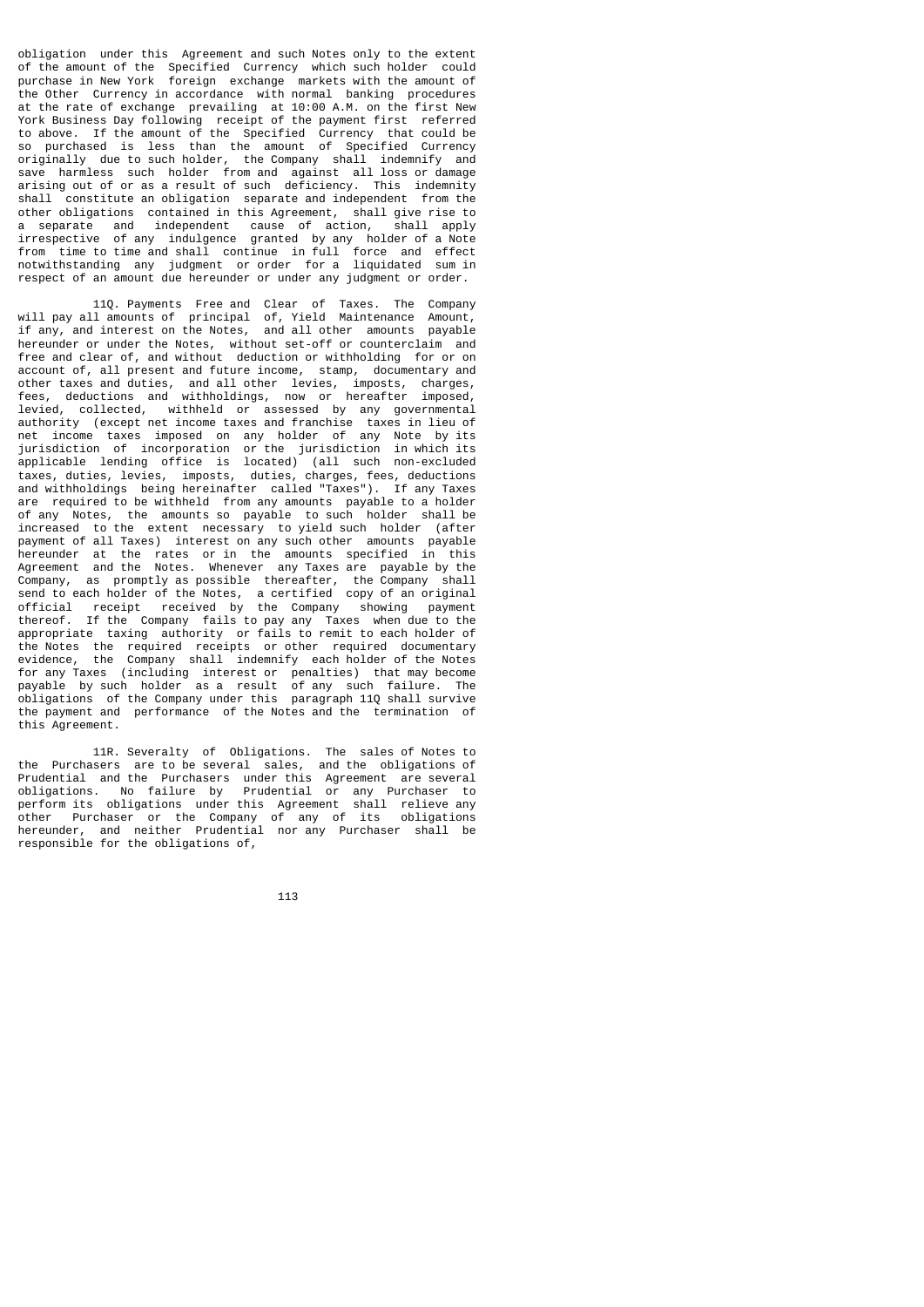obligation under this Agreement and such Notes only to the extent of the amount of the Specified Currency which such holder could purchase in New York foreign exchange markets with the amount of the Other Currency in accordance with normal banking procedures at the rate of exchange prevailing at 10:00 A.M. on the first New York Business Day following receipt of the payment first referred to above. If the amount of the Specified Currency that could be so purchased is less than the amount of Specified Currency originally due to such holder, the Company shall indemnify and save harmless such holder from and against all loss or damage arising out of or as a result of such deficiency. This indemnity shall constitute an obligation separate and independent from the other obligations contained in this Agreement, shall give rise to a separate and independent cause of action, shall apply irrespective of any indulgence granted by any holder of a Note from time to time and shall continue in full force and effect notwithstanding any judgment or order for a liquidated sum in respect of an amount due hereunder or under any judgment or order.

11Q. Payments Free and Clear of Taxes. The Company will pay all amounts of principal of, Yield Maintenance Amount, if any, and interest on the Notes, and all other amounts payable hereunder or under the Notes, without set-off or counterclaim and free and clear of, and without deduction or withholding for or on account of, all present and future income, stamp, documentary and other taxes and duties, and all other levies, imposts, charges, fees, deductions and withholdings, now or hereafter imposed, levied, collected, withheld or assessed by any governmental authority (except net income taxes and franchise taxes in lieu of net income taxes imposed on any holder of any Note by its jurisdiction of incorporation or the jurisdiction in which its applicable lending office is located) (all such non-excluded taxes, duties, levies, imposts, duties, charges, fees, deductions and withholdings being hereinafter called "Taxes"). If any Taxes are required to be withheld from any amounts payable to a holder of any Notes, the amounts so payable to such holder shall be increased to the extent necessary to yield such holder (after payment of all Taxes) interest on any such other amounts payable hereunder at the rates or in the amounts specified in this Agreement and the Notes. Whenever any Taxes are payable by the Company, as promptly as possible thereafter, the Company shall send to each holder of the Notes, a certified copy of an original official receipt received by the Company showing payment thereof. If the Company fails to pay any Taxes when due to the appropriate taxing authority or fails to remit to each holder of the Notes the required receipts or other required documentary evidence, the Company shall indemnify each holder of the Notes for any Taxes (including interest or penalties) that may become payable by such holder as a result of any such failure. The obligations of the Company under this paragraph 11Q shall survive the payment and performance of the Notes and the termination of this Agreement.

11R. Severalty of Obligations. The sales of Notes to the Purchasers are to be several sales, and the obligations of Prudential and the Purchasers under this Agreement are several obligations. No failure by Prudential or any Purchaser to perform its obligations under this Agreement shall relieve any other Purchaser or the Company of any of its obligations hereunder, and neither Prudential nor any Purchaser shall be responsible for the obligations of,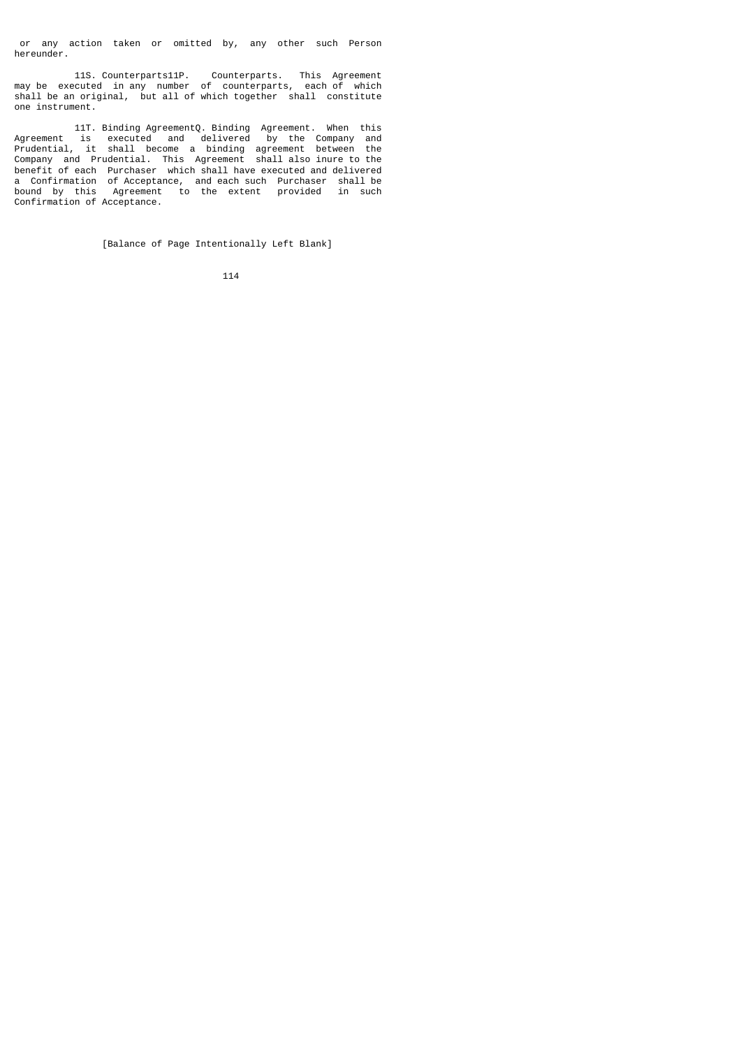or any action taken or omitted by, any other such Person hereunder.

11S. Counterparts11P. Counterparts. This Agreement may be executed in any number of counterparts, each of which shall be an original, but all of which together shall constitute one instrument.

11T. Binding AgreementQ. Binding Agreement. When this Agreement is executed and delivered by the Company and Prudential, it shall become a binding agreement between the Company and Prudential. This Agreement shall also inure to the benefit of each Purchaser which shall have executed and delivered a Confirmation of Acceptance, and each such Purchaser shall be bound by this Agreement to the extent provided in such Confirmation of Acceptance.

[Balance of Page Intentionally Left Blank]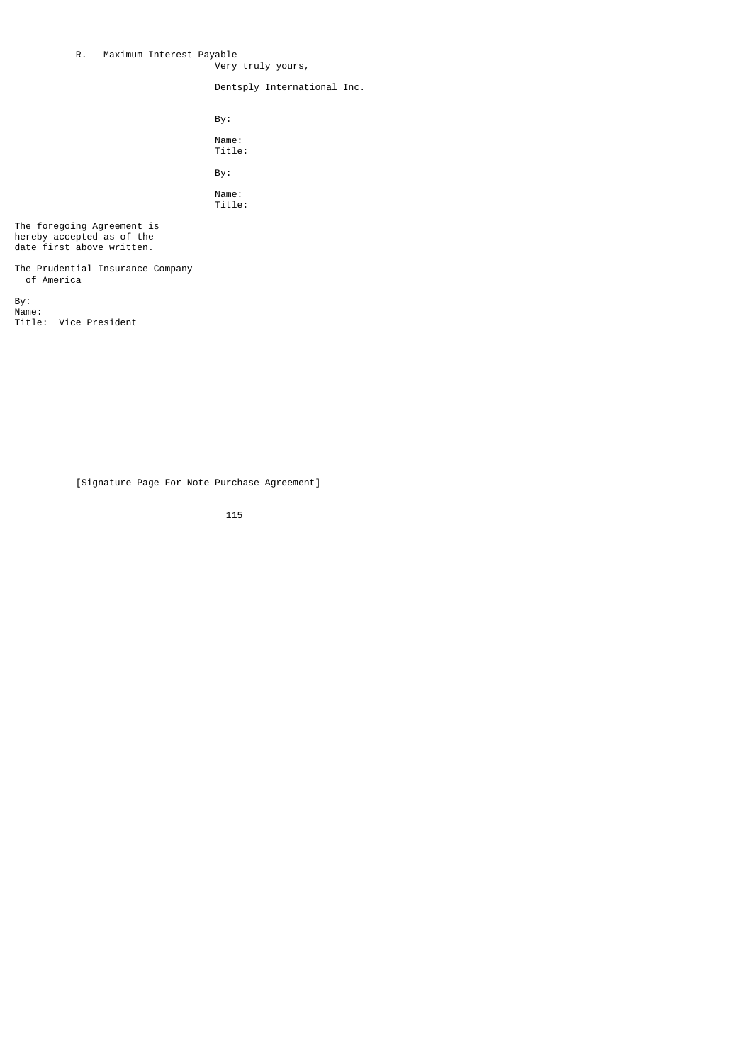R. Maximum Interest Payable

Very truly yours,

Dentsply International Inc.

By:

Name:
Title:

By:

Name:
Title:

The foregoing Agreement is
hereby accepted as of the
date first above written.

The Prudential Insurance Company
of America

By:
Name:
Title: Vice President

[Signature Page For Note Purchase Agreement]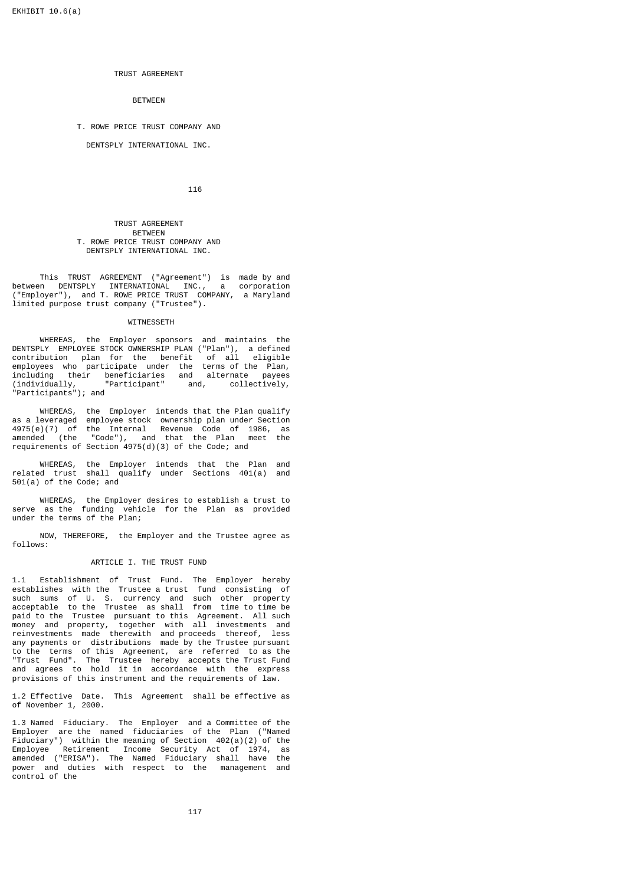EKHIBIT 10.6(a)

TRUST AGREEMENT

BETWEEN

T. ROWE PRICE TRUST COMPANY AND

DENTSPLY INTERNATIONAL INC.

# TRUST AGREEMENT
# BETWEEN
# T. ROWE PRICE TRUST COMPANY AND
# DENTSPLY INTERNATIONAL INC.

This TRUST AGREEMENT ("Agreement") is made by and between DENTSPLY INTERNATIONAL INC., a corporation ("Employer"), and T. ROWE PRICE TRUST COMPANY, a Maryland limited purpose trust company ("Trustee").

## WITNESSETH

WHEREAS, the Employer sponsors and maintains the DENTSPLY EMPLOYEE STOCK OWNERSHIP PLAN ("Plan"), a defined contribution plan for the benefit of all eligible employees who participate under the terms of the Plan, including their beneficiaries and alternate payees (individually, "Participant" and, collectively, "Participants"); and

WHEREAS, the Employer intends that the Plan qualify as a leveraged employee stock ownership plan under Section 4975(e)(7) of the Internal Revenue Code of 1986, as amended (the "Code"), and that the Plan meet the requirements of Section 4975(d)(3) of the Code; and

WHEREAS, the Employer intends that the Plan and related trust shall qualify under Sections 401(a) and 501(a) of the Code; and

WHEREAS, the Employer desires to establish a trust to serve as the funding vehicle for the Plan as provided under the terms of the Plan;

NOW, THEREFORE, the Employer and the Trustee agree as follows:

## ARTICLE I. THE TRUST FUND

1.1 Establishment of Trust Fund. The Employer hereby establishes with the Trustee a trust fund consisting of such sums of U. S. currency and such other property acceptable to the Trustee as shall from time to time be paid to the Trustee pursuant to this Agreement. All such money and property, together with all investments and reinvestments made therewith and proceeds thereof, less any payments or distributions made by the Trustee pursuant to the terms of this Agreement, are referred to as the "Trust Fund". The Trustee hereby accepts the Trust Fund and agrees to hold it in accordance with the express provisions of this instrument and the requirements of law.

1.2 Effective Date. This Agreement shall be effective as of November 1, 2000.

1.3 Named Fiduciary. The Employer and a Committee of the Employer are the named fiduciaries of the Plan ("Named Fiduciary") within the meaning of Section 402(a)(2) of the Employee Retirement Income Security Act of 1974, as amended ("ERISA"). The Named Fiduciary shall have the power and duties with respect to the management and control of the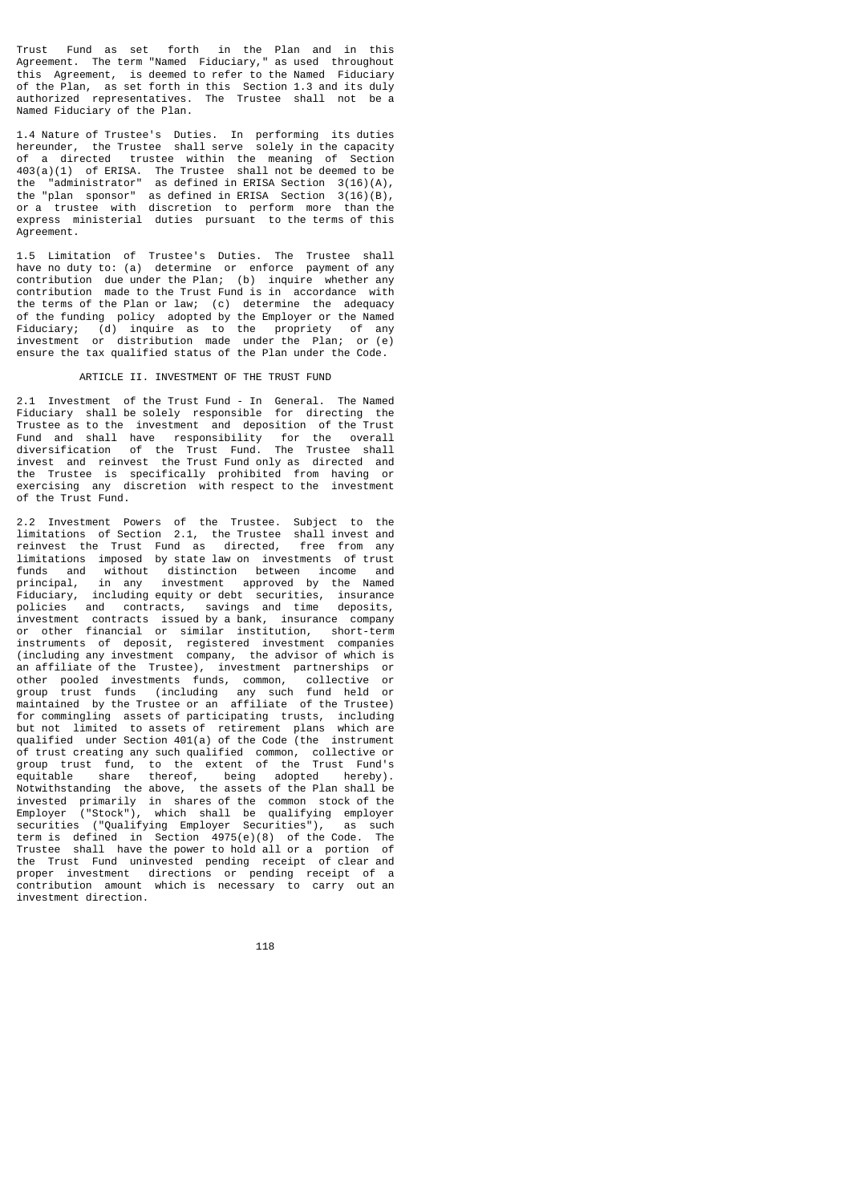Trust Fund as set forth in the Plan and in this Agreement. The term "Named Fiduciary," as used throughout this Agreement, is deemed to refer to the Named Fiduciary of the Plan, as set forth in this Section 1.3 and its duly authorized representatives. The Trustee shall not be a Named Fiduciary of the Plan.

1.4 Nature of Trustee's Duties. In performing its duties hereunder, the Trustee shall serve solely in the capacity of a directed trustee within the meaning of Section 403(a)(1) of ERISA. The Trustee shall not be deemed to be the "administrator" as defined in ERISA Section 3(16)(A), the "plan sponsor" as defined in ERISA Section 3(16)(B), or a trustee with discretion to perform more than the express ministerial duties pursuant to the terms of this Agreement.

1.5 Limitation of Trustee's Duties. The Trustee shall have no duty to: (a) determine or enforce payment of any contribution due under the Plan; (b) inquire whether any contribution made to the Trust Fund is in accordance with the terms of the Plan or law; (c) determine the adequacy of the funding policy adopted by the Employer or the Named Fiduciary; (d) inquire as to the propriety of any investment or distribution made under the Plan; or (e) ensure the tax qualified status of the Plan under the Code.

## ARTICLE II. INVESTMENT OF THE TRUST FUND

2.1 Investment of the Trust Fund - In General. The Named Fiduciary shall be solely responsible for directing the Trustee as to the investment and deposition of the Trust Fund and shall have responsibility for the overall diversification of the Trust Fund. The Trustee shall invest and reinvest the Trust Fund only as directed and the Trustee is specifically prohibited from having or exercising any discretion with respect to the investment of the Trust Fund.

2.2 Investment Powers of the Trustee. Subject to the limitations of Section 2.1, the Trustee shall invest and reinvest the Trust Fund as directed, free from any limitations imposed by state law on investments of trust funds and without distinction between income and principal, in any investment approved by the Named Fiduciary, including equity or debt securities, insurance policies and contracts, savings and time deposits, investment contracts issued by a bank, insurance company or other financial or similar institution, short-term instruments of deposit, registered investment companies (including any investment company, the advisor of which is an affiliate of the Trustee), investment partnerships or other pooled investments funds, common, collective or group trust funds (including any such fund held or maintained by the Trustee or an affiliate of the Trustee) for commingling assets of participating trusts, including but not limited to assets of retirement plans which are qualified under Section 401(a) of the Code (the instrument of trust creating any such qualified common, collective or group trust fund, to the extent of the Trust Fund's equitable share thereof, being adopted hereby). Notwithstanding the above, the assets of the Plan shall be invested primarily in shares of the common stock of the Employer ("Stock"), which shall be qualifying employer securities ("Qualifying Employer Securities"), as such term is defined in Section 4975(e)(8) of the Code. The Trustee shall have the power to hold all or a portion of the Trust Fund uninvested pending receipt of clear and proper investment directions or pending receipt of a contribution amount which is necessary to carry out an investment direction.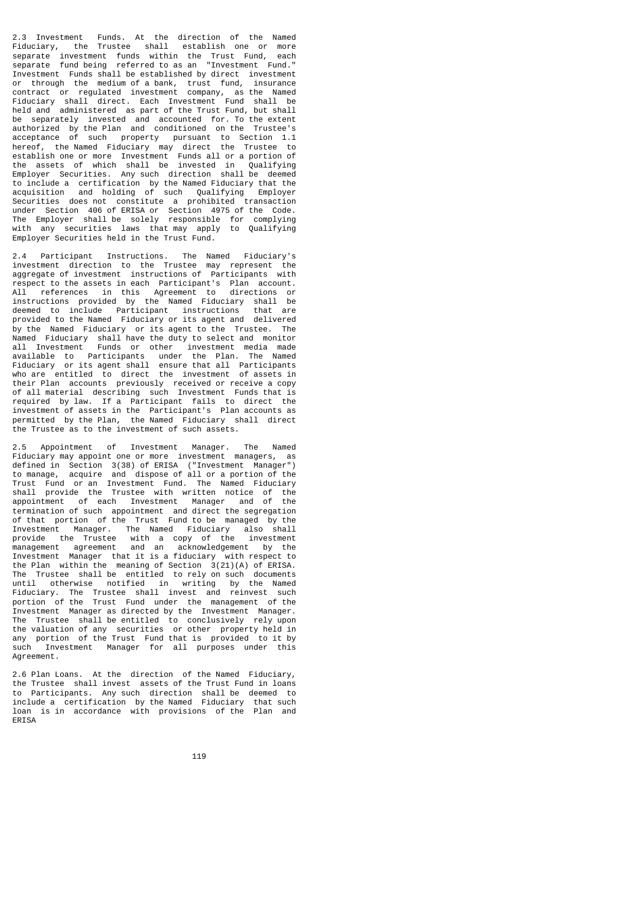2.3 Investment Funds. At the direction of the Named Fiduciary, the Trustee shall establish one or more separate investment funds within the Trust Fund, each separate fund being referred to as an "Investment Fund." Investment Funds shall be established by direct investment or through the medium of a bank, trust fund, insurance contract or regulated investment company, as the Named Fiduciary shall direct. Each Investment Fund shall be held and administered as part of the Trust Fund, but shall be separately invested and accounted for. To the extent authorized by the Plan and conditioned on the Trustee's acceptance of such property pursuant to Section 1.1 hereof, the Named Fiduciary may direct the Trustee to establish one or more Investment Funds all or a portion of the assets of which shall be invested in Qualifying Employer Securities. Any such direction shall be deemed to include a certification by the Named Fiduciary that the acquisition and holding of such Qualifying Employer Securities does not constitute a prohibited transaction under Section 406 of ERISA or Section 4975 of the Code. The Employer shall be solely responsible for complying with any securities laws that may apply to Qualifying Employer Securities held in the Trust Fund.

2.4 Participant Instructions. The Named Fiduciary's investment direction to the Trustee may represent the aggregate of investment instructions of Participants with respect to the assets in each Participant's Plan account. All references in this Agreement to directions or instructions provided by the Named Fiduciary shall be deemed to include Participant instructions that are provided to the Named Fiduciary or its agent and delivered by the Named Fiduciary or its agent to the Trustee. The Named Fiduciary shall have the duty to select and monitor all Investment Funds or other investment media made available to Participants under the Plan. The Named Fiduciary or its agent shall ensure that all Participants who are entitled to direct the investment of assets in their Plan accounts previously received or receive a copy of all material describing such Investment Funds that is required by law. If a Participant fails to direct the investment of assets in the Participant's Plan accounts as permitted by the Plan, the Named Fiduciary shall direct the Trustee as to the investment of such assets.

2.5 Appointment of Investment Manager. The Named Fiduciary may appoint one or more investment managers, as defined in Section 3(38) of ERISA ("Investment Manager") to manage, acquire and dispose of all or a portion of the Trust Fund or an Investment Fund. The Named Fiduciary shall provide the Trustee with written notice of the appointment of each Investment Manager and of the termination of such appointment and direct the segregation of that portion of the Trust Fund to be managed by the Investment Manager. The Named Fiduciary also shall provide the Trustee with a copy of the investment management agreement and an acknowledgement by the Investment Manager that it is a fiduciary with respect to the Plan within the meaning of Section 3(21)(A) of ERISA. The Trustee shall be entitled to rely on such documents until otherwise notified in writing by the Named Fiduciary. The Trustee shall invest and reinvest such portion of the Trust Fund under the management of the Investment Manager as directed by the Investment Manager. The Trustee shall be entitled to conclusively rely upon the valuation of any securities or other property held in any portion of the Trust Fund that is provided to it by such Investment Manager for all purposes under this Agreement.

2.6 Plan Loans. At the direction of the Named Fiduciary, the Trustee shall invest assets of the Trust Fund in loans to Participants. Any such direction shall be deemed to include a certification by the Named Fiduciary that such loan is in accordance with provisions of the Plan and ERISA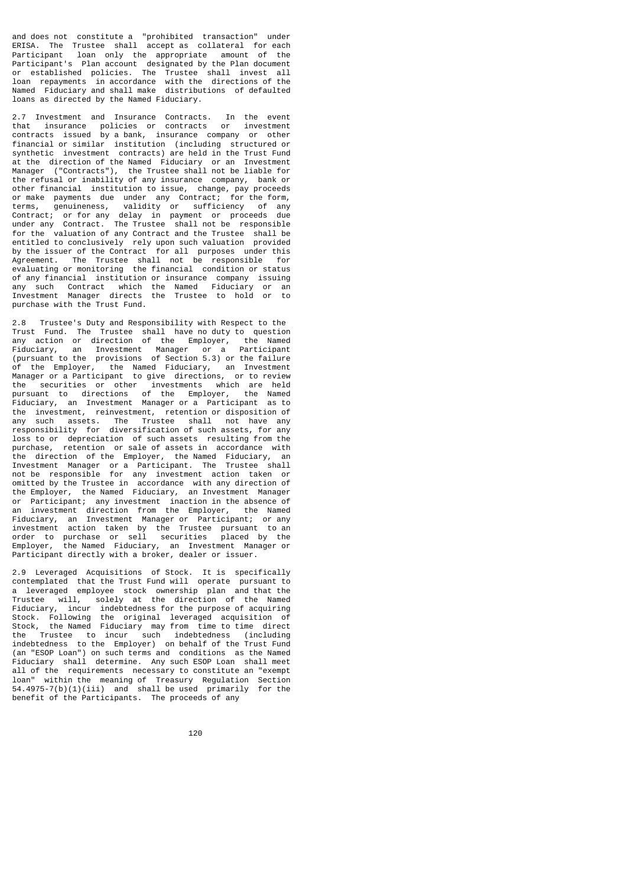and does not constitute a "prohibited transaction" under ERISA. The Trustee shall accept as collateral for each Participant loan only the appropriate amount of the Participant's Plan account designated by the Plan document or established policies. The Trustee shall invest all loan repayments in accordance with the directions of the Named Fiduciary and shall make distributions of defaulted loans as directed by the Named Fiduciary.

2.7 Investment and Insurance Contracts. In the event that insurance policies or contracts or investment contracts issued by a bank, insurance company or other financial or similar institution (including structured or synthetic investment contracts) are held in the Trust Fund at the direction of the Named Fiduciary or an Investment Manager ("Contracts"), the Trustee shall not be liable for the refusal or inability of any insurance company, bank or other financial institution to issue, change, pay proceeds or make payments due under any Contract; for the form, terms, genuineness, validity or sufficiency of any Contract; or for any delay in payment or proceeds due under any Contract. The Trustee shall not be responsible for the valuation of any Contract and the Trustee shall be entitled to conclusively rely upon such valuation provided by the issuer of the Contract for all purposes under this Agreement. The Trustee shall not be responsible for evaluating or monitoring the financial condition or status of any financial institution or insurance company issuing any such Contract which the Named Fiduciary or an Investment Manager directs the Trustee to hold or to purchase with the Trust Fund.

2.8 Trustee's Duty and Responsibility with Respect to the Trust Fund. The Trustee shall have no duty to question any action or direction of the Employer, the Named Fiduciary, an Investment Manager or a Participant (pursuant to the provisions of Section 5.3) or the failure of the Employer, the Named Fiduciary, an Investment Manager or a Participant to give directions, or to review the securities or other investments which are held pursuant to directions of the Employer, the Named Fiduciary, an Investment Manager or a Participant as to the investment, reinvestment, retention or disposition of any such assets. The Trustee shall not have any responsibility for diversification of such assets, for any loss to or depreciation of such assets resulting from the purchase, retention or sale of assets in accordance with the direction of the Employer, the Named Fiduciary, an Investment Manager or a Participant. The Trustee shall not be responsible for any investment action taken or omitted by the Trustee in accordance with any direction of the Employer, the Named Fiduciary, an Investment Manager or Participant; any investment inaction in the absence of an investment direction from the Employer, the Named Fiduciary, an Investment Manager or Participant; or any investment action taken by the Trustee pursuant to an order to purchase or sell securities placed by the Employer, the Named Fiduciary, an Investment Manager or Participant directly with a broker, dealer or issuer.

2.9 Leveraged Acquisitions of Stock. It is specifically contemplated that the Trust Fund will operate pursuant to a leveraged employee stock ownership plan and that the Trustee will, solely at the direction of the Named Fiduciary, incur indebtedness for the purpose of acquiring Stock. Following the original leveraged acquisition of Stock, the Named Fiduciary may from time to time direct the Trustee to incur such indebtedness (including indebtedness to the Employer) on behalf of the Trust Fund (an "ESOP Loan") on such terms and conditions as the Named Fiduciary shall determine. Any such ESOP Loan shall meet all of the requirements necessary to constitute an "exempt loan" within the meaning of Treasury Regulation Section 54.4975-7(b)(1)(iii) and shall be used primarily for the benefit of the Participants. The proceeds of any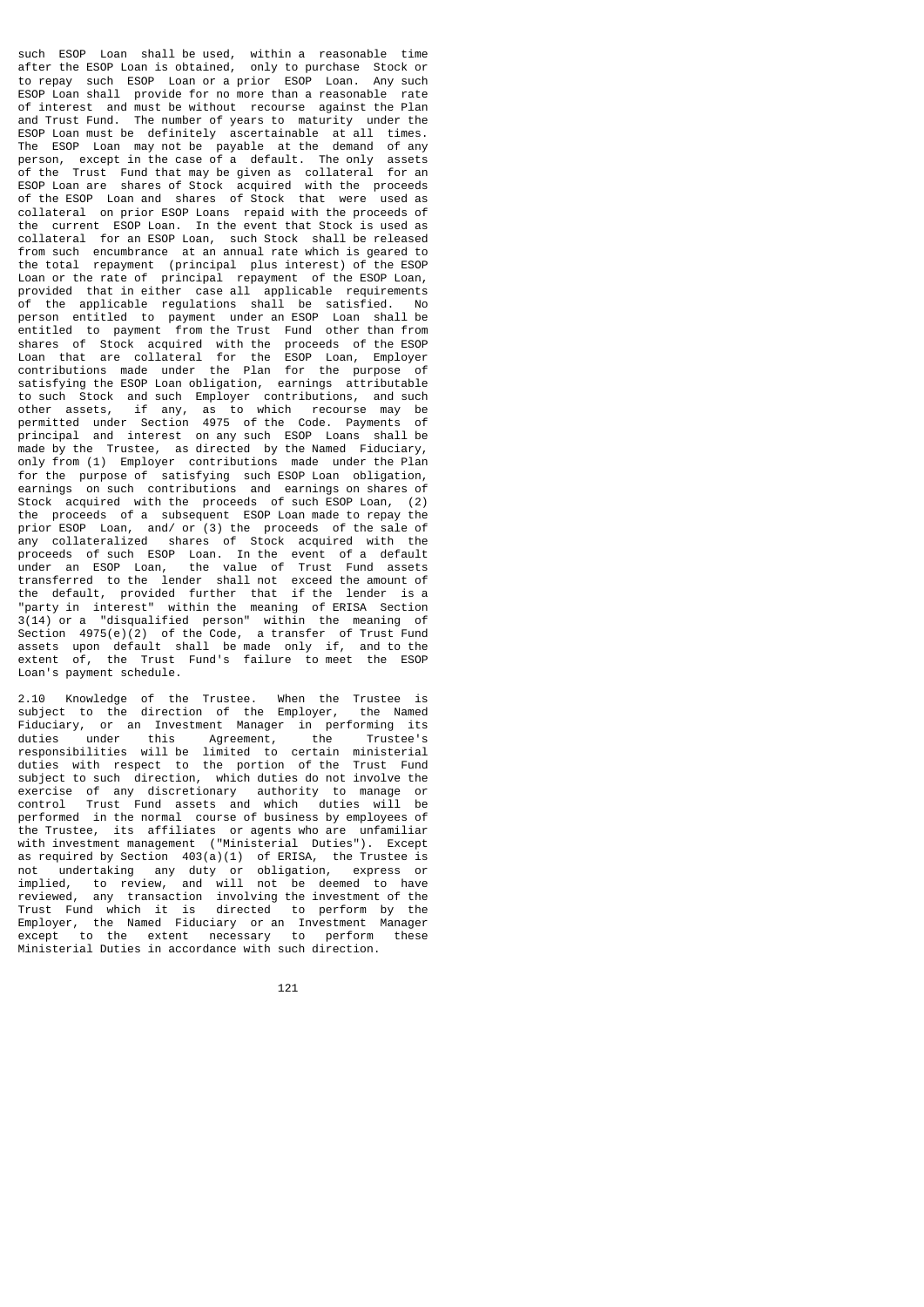such ESOP Loan shall be used, within a reasonable time after the ESOP Loan is obtained, only to purchase Stock or to repay such ESOP Loan or a prior ESOP Loan. Any such ESOP Loan shall provide for no more than a reasonable rate of interest and must be without recourse against the Plan and Trust Fund. The number of years to maturity under the ESOP Loan must be definitely ascertainable at all times. The ESOP Loan may not be payable at the demand of any person, except in the case of a default. The only assets of the Trust Fund that may be given as collateral for an ESOP Loan are shares of Stock acquired with the proceeds of the ESOP Loan and shares of Stock that were used as collateral on prior ESOP Loans repaid with the proceeds of the current ESOP Loan. In the event that Stock is used as collateral for an ESOP Loan, such Stock shall be released from such encumbrance at an annual rate which is geared to the total repayment (principal plus interest) of the ESOP Loan or the rate of principal repayment of the ESOP Loan, provided that in either case all applicable requirements of the applicable regulations shall be satisfied. No person entitled to payment under an ESOP Loan shall be entitled to payment from the Trust Fund other than from shares of Stock acquired with the proceeds of the ESOP Loan that are collateral for the ESOP Loan, Employer contributions made under the Plan for the purpose of satisfying the ESOP Loan obligation, earnings attributable to such Stock and such Employer contributions, and such other assets, if any, as to which recourse may be permitted under Section 4975 of the Code. Payments of principal and interest on any such ESOP Loans shall be made by the Trustee, as directed by the Named Fiduciary, only from (1) Employer contributions made under the Plan for the purpose of satisfying such ESOP Loan obligation, earnings on such contributions and earnings on shares of Stock acquired with the proceeds of such ESOP Loan, (2) the proceeds of a subsequent ESOP Loan made to repay the prior ESOP Loan, and/ or (3) the proceeds of the sale of any collateralized shares of Stock acquired with the proceeds of such ESOP Loan. In the event of a default under an ESOP Loan, the value of Trust Fund assets transferred to the lender shall not exceed the amount of the default, provided further that if the lender is a "party in interest" within the meaning of ERISA Section 3(14) or a "disqualified person" within the meaning of Section 4975(e)(2) of the Code, a transfer of Trust Fund assets upon default shall be made only if, and to the extent of, the Trust Fund's failure to meet the ESOP Loan's payment schedule.

2.10 Knowledge of the Trustee. When the Trustee is subject to the direction of the Employer, the Named Fiduciary, or an Investment Manager in performing its duties under this Agreement, the Trustee's responsibilities will be limited to certain ministerial duties with respect to the portion of the Trust Fund subject to such direction, which duties do not involve the exercise of any discretionary authority to manage or control Trust Fund assets and which duties will be performed in the normal course of business by employees of the Trustee, its affiliates or agents who are unfamiliar with investment management ("Ministerial Duties"). Except as required by Section 403(a)(1) of ERISA, the Trustee is not undertaking any duty or obligation, express or implied, to review, and will not be deemed to have reviewed, any transaction involving the investment of the Trust Fund which it is directed to perform by the Employer, the Named Fiduciary or an Investment Manager except to the extent necessary to perform these Ministerial Duties in accordance with such direction.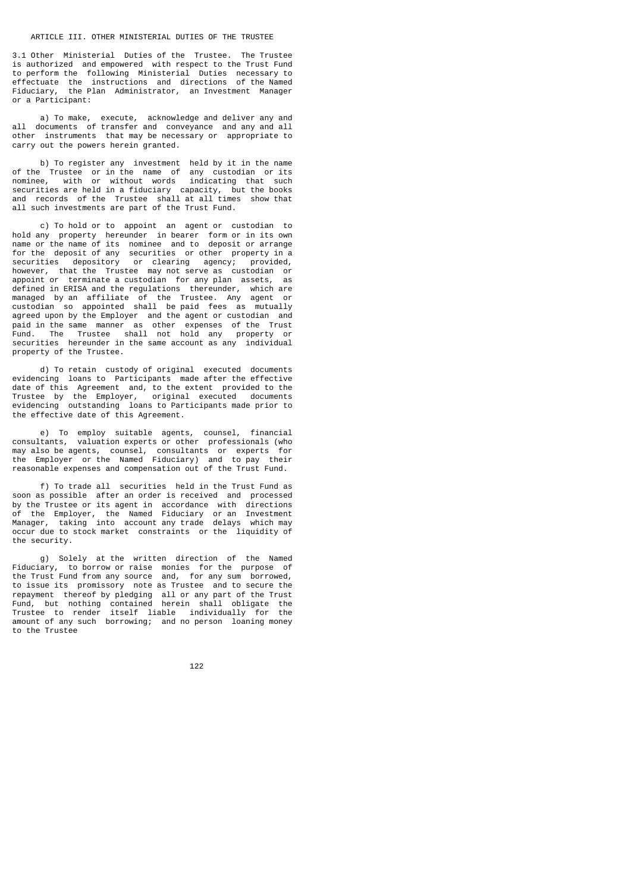## ARTICLE III. OTHER MINISTERIAL DUTIES OF THE TRUSTEE

3.1 Other Ministerial Duties of the Trustee. The Trustee is authorized and empowered with respect to the Trust Fund to perform the following Ministerial Duties necessary to effectuate the instructions and directions of the Named Fiduciary, the Plan Administrator, an Investment Manager or a Participant:

a) To make, execute, acknowledge and deliver any and all documents of transfer and conveyance and any and all other instruments that may be necessary or appropriate to carry out the powers herein granted.

b) To register any investment held by it in the name of the Trustee or in the name of any custodian or its nominee, with or without words indicating that such securities are held in a fiduciary capacity, but the books and records of the Trustee shall at all times show that all such investments are part of the Trust Fund.

c) To hold or to appoint an agent or custodian to hold any property hereunder in bearer form or in its own name or the name of its nominee and to deposit or arrange for the deposit of any securities or other property in a securities depository or clearing agency; provided, however, that the Trustee may not serve as custodian or appoint or terminate a custodian for any plan assets, as defined in ERISA and the regulations thereunder, which are managed by an affiliate of the Trustee. Any agent or custodian so appointed shall be paid fees as mutually agreed upon by the Employer and the agent or custodian and paid in the same manner as other expenses of the Trust Fund. The Trustee shall not hold any property or securities hereunder in the same account as any individual property of the Trustee.

d) To retain custody of original executed documents evidencing loans to Participants made after the effective date of this Agreement and, to the extent provided to the Trustee by the Employer, original executed documents evidencing outstanding loans to Participants made prior to the effective date of this Agreement.

e) To employ suitable agents, counsel, financial consultants, valuation experts or other professionals (who may also be agents, counsel, consultants or experts for the Employer or the Named Fiduciary) and to pay their reasonable expenses and compensation out of the Trust Fund.

f) To trade all securities held in the Trust Fund as soon as possible after an order is received and processed by the Trustee or its agent in accordance with directions of the Employer, the Named Fiduciary or an Investment Manager, taking into account any trade delays which may occur due to stock market constraints or the liquidity of the security.

g) Solely at the written direction of the Named Fiduciary, to borrow or raise monies for the purpose of the Trust Fund from any source and, for any sum borrowed, to issue its promissory note as Trustee and to secure the repayment thereof by pledging all or any part of the Trust Fund, but nothing contained herein shall obligate the Trustee to render itself liable individually for the amount of any such borrowing; and no person loaning money to the Trustee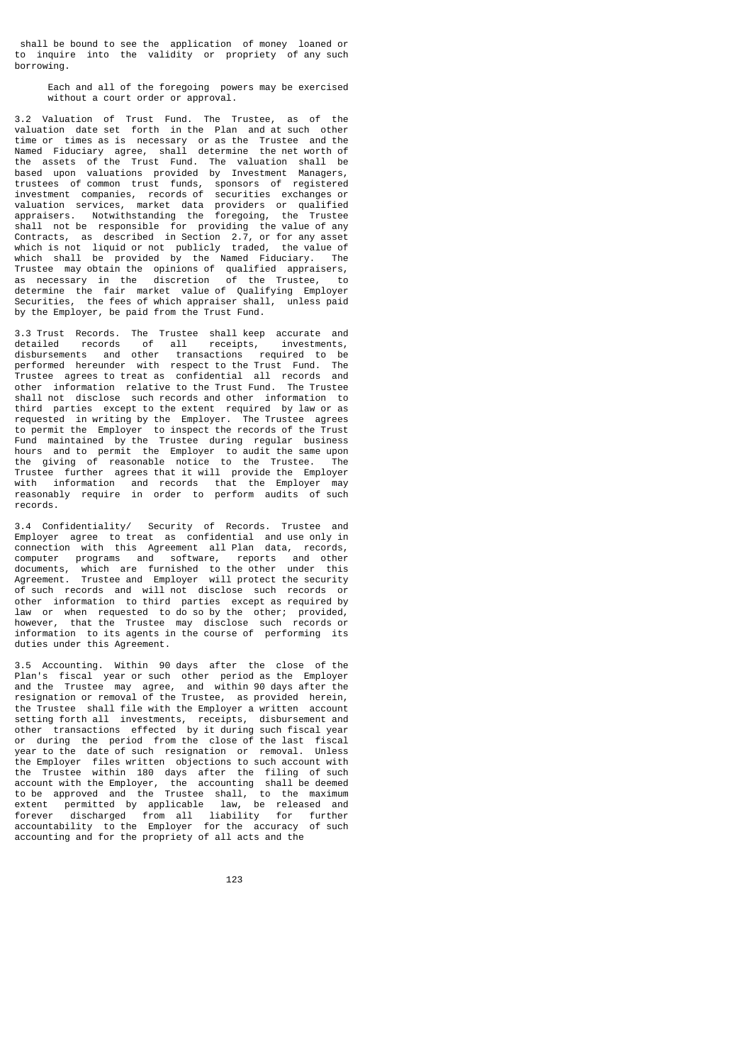shall be bound to see the application of money loaned or to inquire into the validity or propriety of any such borrowing.

Each and all of the foregoing powers may be exercised without a court order or approval.

3.2 Valuation of Trust Fund. The Trustee, as of the valuation date set forth in the Plan and at such other time or times as is necessary or as the Trustee and the Named Fiduciary agree, shall determine the net worth of the assets of the Trust Fund. The valuation shall be based upon valuations provided by Investment Managers, trustees of common trust funds, sponsors of registered investment companies, records of securities exchanges or valuation services, market data providers or qualified appraisers. Notwithstanding the foregoing, the Trustee shall not be responsible for providing the value of any Contracts, as described in Section 2.7, or for any asset which is not liquid or not publicly traded, the value of which shall be provided by the Named Fiduciary. The Trustee may obtain the opinions of qualified appraisers, as necessary in the discretion of the Trustee, to determine the fair market value of Qualifying Employer Securities, the fees of which appraiser shall, unless paid by the Employer, be paid from the Trust Fund.

3.3 Trust Records. The Trustee shall keep accurate and detailed records of all receipts, investments, disbursements and other transactions required to be performed hereunder with respect to the Trust Fund. The Trustee agrees to treat as confidential all records and other information relative to the Trust Fund. The Trustee shall not disclose such records and other information to third parties except to the extent required by law or as requested in writing by the Employer. The Trustee agrees to permit the Employer to inspect the records of the Trust Fund maintained by the Trustee during regular business hours and to permit the Employer to audit the same upon the giving of reasonable notice to the Trustee. The Trustee further agrees that it will provide the Employer with information and records that the Employer may reasonably require in order to perform audits of such records.

3.4 Confidentiality/ Security of Records. Trustee and Employer agree to treat as confidential and use only in connection with this Agreement all Plan data, records, computer programs and software, reports and other documents, which are furnished to the other under this Agreement. Trustee and Employer will protect the security of such records and will not disclose such records or other information to third parties except as required by law or when requested to do so by the other; provided, however, that the Trustee may disclose such records or information to its agents in the course of performing its duties under this Agreement.

3.5 Accounting. Within 90 days after the close of the Plan's fiscal year or such other period as the Employer and the Trustee may agree, and within 90 days after the resignation or removal of the Trustee, as provided herein, the Trustee shall file with the Employer a written account setting forth all investments, receipts, disbursement and other transactions effected by it during such fiscal year or during the period from the close of the last fiscal year to the date of such resignation or removal. Unless the Employer files written objections to such account with the Trustee within 180 days after the filing of such account with the Employer, the accounting shall be deemed to be approved and the Trustee shall, to the maximum extent permitted by applicable law, be released and forever discharged from all liability for further accountability to the Employer for the accuracy of such accounting and for the propriety of all acts and the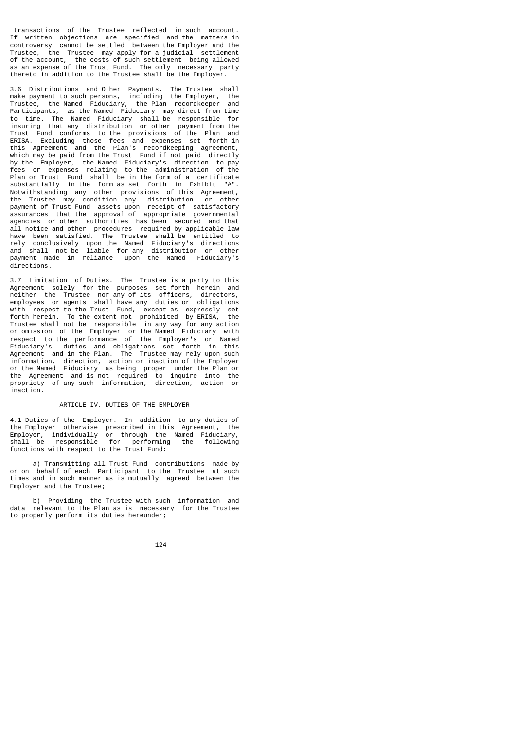transactions of the Trustee reflected in such account. If written objections are specified and the matters in controversy cannot be settled between the Employer and the Trustee, the Trustee may apply for a judicial settlement of the account, the costs of such settlement being allowed as an expense of the Trust Fund. The only necessary party thereto in addition to the Trustee shall be the Employer.

3.6 Distributions and Other Payments. The Trustee shall make payment to such persons, including the Employer, the Trustee, the Named Fiduciary, the Plan recordkeeper and Participants, as the Named Fiduciary may direct from time to time. The Named Fiduciary shall be responsible for insuring that any distribution or other payment from the Trust Fund conforms to the provisions of the Plan and ERISA. Excluding those fees and expenses set forth in this Agreement and the Plan's recordkeeping agreement, which may be paid from the Trust Fund if not paid directly by the Employer, the Named Fiduciary's direction to pay fees or expenses relating to the administration of the Plan or Trust Fund shall be in the form of a certificate substantially in the form as set forth in Exhibit "A". Notwithstanding any other provisions of this Agreement, the Trustee may condition any distribution or other payment of Trust Fund assets upon receipt of satisfactory assurances that the approval of appropriate governmental agencies or other authorities has been secured and that all notice and other procedures required by applicable law have been satisfied. The Trustee shall be entitled to rely conclusively upon the Named Fiduciary's directions and shall not be liable for any distribution or other payment made in reliance upon the Named Fiduciary's directions.

3.7 Limitation of Duties. The Trustee is a party to this Agreement solely for the purposes set forth herein and neither the Trustee nor any of its officers, directors, employees or agents shall have any duties or obligations with respect to the Trust Fund, except as expressly set forth herein. To the extent not prohibited by ERISA, the Trustee shall not be responsible in any way for any action or omission of the Employer or the Named Fiduciary with respect to the performance of the Employer's or Named Fiduciary's duties and obligations set forth in this Agreement and in the Plan. The Trustee may rely upon such information, direction, action or inaction of the Employer or the Named Fiduciary as being proper under the Plan or the Agreement and is not required to inquire into the propriety of any such information, direction, action or inaction.

## ARTICLE IV. DUTIES OF THE EMPLOYER

4.1 Duties of the Employer. In addition to any duties of the Employer otherwise prescribed in this Agreement, the Employer, individually or through the Named Fiduciary, shall be responsible for performing the following functions with respect to the Trust Fund:

a) Transmitting all Trust Fund contributions made by or on behalf of each Participant to the Trustee at such times and in such manner as is mutually agreed between the Employer and the Trustee;

b) Providing the Trustee with such information and data relevant to the Plan as is necessary for the Trustee to properly perform its duties hereunder;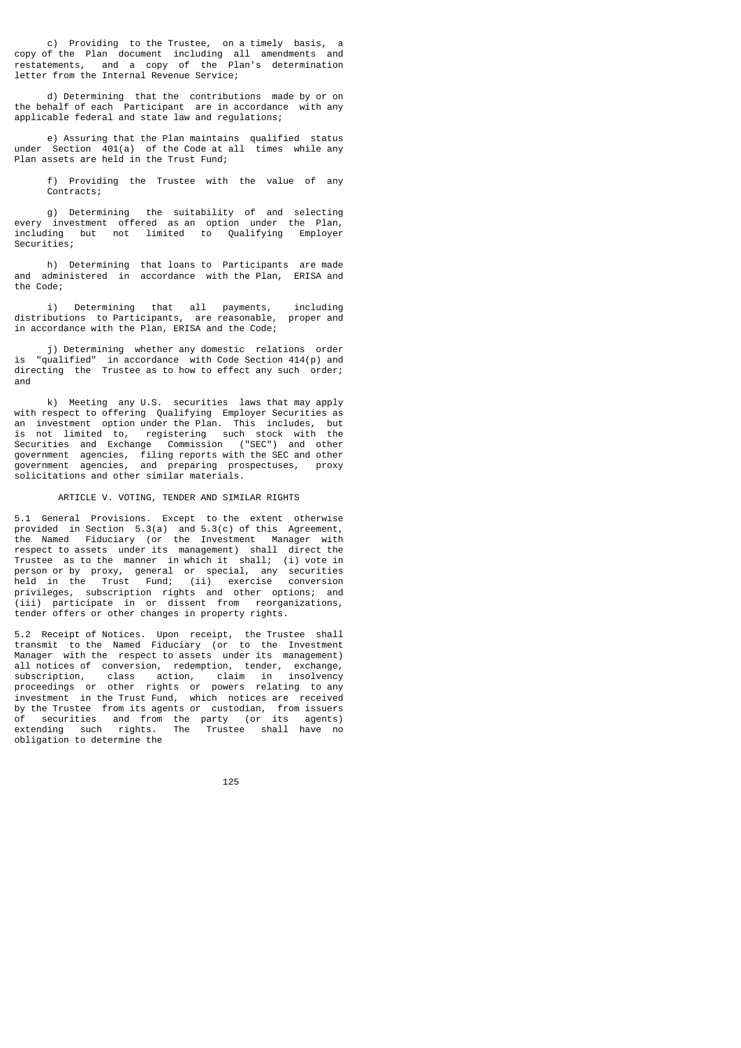c) Providing to the Trustee, on a timely basis, a copy of the Plan document including all amendments and restatements, and a copy of the Plan's determination letter from the Internal Revenue Service;

d) Determining that the contributions made by or on the behalf of each Participant are in accordance with any applicable federal and state law and regulations;

e) Assuring that the Plan maintains qualified status under Section 401(a) of the Code at all times while any Plan assets are held in the Trust Fund;

f) Providing the Trustee with the value of any Contracts;

g) Determining the suitability of and selecting every investment offered as an option under the Plan, including but not limited to Qualifying Employer Securities;

h) Determining that loans to Participants are made and administered in accordance with the Plan, ERISA and the Code;

i) Determining that all payments, including distributions to Participants, are reasonable, proper and in accordance with the Plan, ERISA and the Code;

j) Determining whether any domestic relations order is "qualified" in accordance with Code Section 414(p) and directing the Trustee as to how to effect any such order; and

k) Meeting any U.S. securities laws that may apply with respect to offering Qualifying Employer Securities as an investment option under the Plan. This includes, but is not limited to, registering such stock with the Securities and Exchange Commission ("SEC") and other government agencies, filing reports with the SEC and other government agencies, and preparing prospectuses, proxy solicitations and other similar materials.

## ARTICLE V. VOTING, TENDER AND SIMILAR RIGHTS

5.1 General Provisions. Except to the extent otherwise provided in Section 5.3(a) and 5.3(c) of this Agreement, the Named Fiduciary (or the Investment Manager with respect to assets under its management) shall direct the Trustee as to the manner in which it shall; (i) vote in person or by proxy, general or special, any securities held in the Trust Fund; (ii) exercise conversion privileges, subscription rights and other options; and (iii) participate in or dissent from reorganizations, tender offers or other changes in property rights.

5.2 Receipt of Notices. Upon receipt, the Trustee shall transmit to the Named Fiduciary (or to the Investment Manager with the respect to assets under its management) all notices of conversion, redemption, tender, exchange, subscription, class action, claim in insolvency proceedings or other rights or powers relating to any investment in the Trust Fund, which notices are received by the Trustee from its agents or custodian, from issuers of securities and from the party (or its agents) extending such rights. The Trustee shall have no obligation to determine the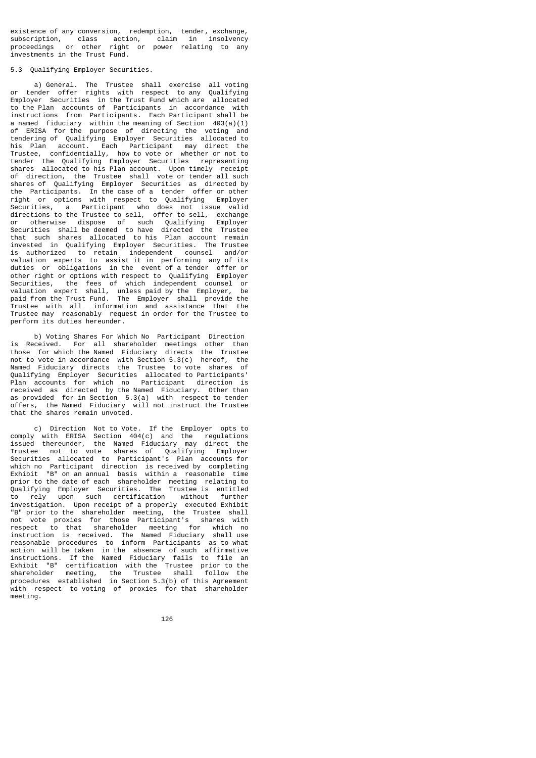existence of any conversion, redemption, tender, exchange, subscription, class action, claim in insolvency proceedings or other right or power relating to any investments in the Trust Fund.

5.3 Qualifying Employer Securities.

a) General. The Trustee shall exercise all voting or tender offer rights with respect to any Qualifying Employer Securities in the Trust Fund which are allocated to the Plan accounts of Participants in accordance with instructions from Participants. Each Participant shall be a named fiduciary within the meaning of Section 403(a)(1) of ERISA for the purpose of directing the voting and tendering of Qualifying Employer Securities allocated to his Plan account. Each Participant may direct the Trustee, confidentially, how to vote or whether or not to tender the Qualifying Employer Securities representing shares allocated to his Plan account. Upon timely receipt of direction, the Trustee shall vote or tender all such shares of Qualifying Employer Securities as directed by the Participants. In the case of a tender offer or other right or options with respect to Qualifying Employer Securities, a Participant who does not issue valid directions to the Trustee to sell, offer to sell, exchange or otherwise dispose of such Qualifying Employer Securities shall be deemed to have directed the Trustee that such shares allocated to his Plan account remain invested in Qualifying Employer Securities. The Trustee is authorized to retain independent counsel and/or valuation experts to assist it in performing any of its duties or obligations in the event of a tender offer or other right or options with respect to Qualifying Employer Securities, the fees of which independent counsel or valuation expert shall, unless paid by the Employer, be paid from the Trust Fund. The Employer shall provide the Trustee with all information and assistance that the Trustee may reasonably request in order for the Trustee to perform its duties hereunder.

b) Voting Shares For Which No Participant Direction is Received. For all shareholder meetings other than those for which the Named Fiduciary directs the Trustee not to vote in accordance with Section 5.3(c) hereof, the Named Fiduciary directs the Trustee to vote shares of Qualifying Employer Securities allocated to Participants' Plan accounts for which no Participant direction is received as directed by the Named Fiduciary. Other than as provided for in Section 5.3(a) with respect to tender offers, the Named Fiduciary will not instruct the Trustee that the shares remain unvoted.

c) Direction Not to Vote. If the Employer opts to comply with ERISA Section 404(c) and the regulations issued thereunder, the Named Fiduciary may direct the Trustee not to vote shares of Qualifying Employer Securities allocated to Participant's Plan accounts for which no Participant direction is received by completing Exhibit "B" on an annual basis within a reasonable time prior to the date of each shareholder meeting relating to Qualifying Employer Securities. The Trustee is entitled to rely upon such certification without further investigation. Upon receipt of a properly executed Exhibit "B" prior to the shareholder meeting, the Trustee shall not vote proxies for those Participant's shares with respect to that shareholder meeting for which no instruction is received. The Named Fiduciary shall use reasonable procedures to inform Participants as to what action will be taken in the absence of such affirmative instructions. If the Named Fiduciary fails to file an Exhibit "B" certification with the Trustee prior to the shareholder meeting, the Trustee shall follow the procedures established in Section 5.3(b) of this Agreement with respect to voting of proxies for that shareholder meeting.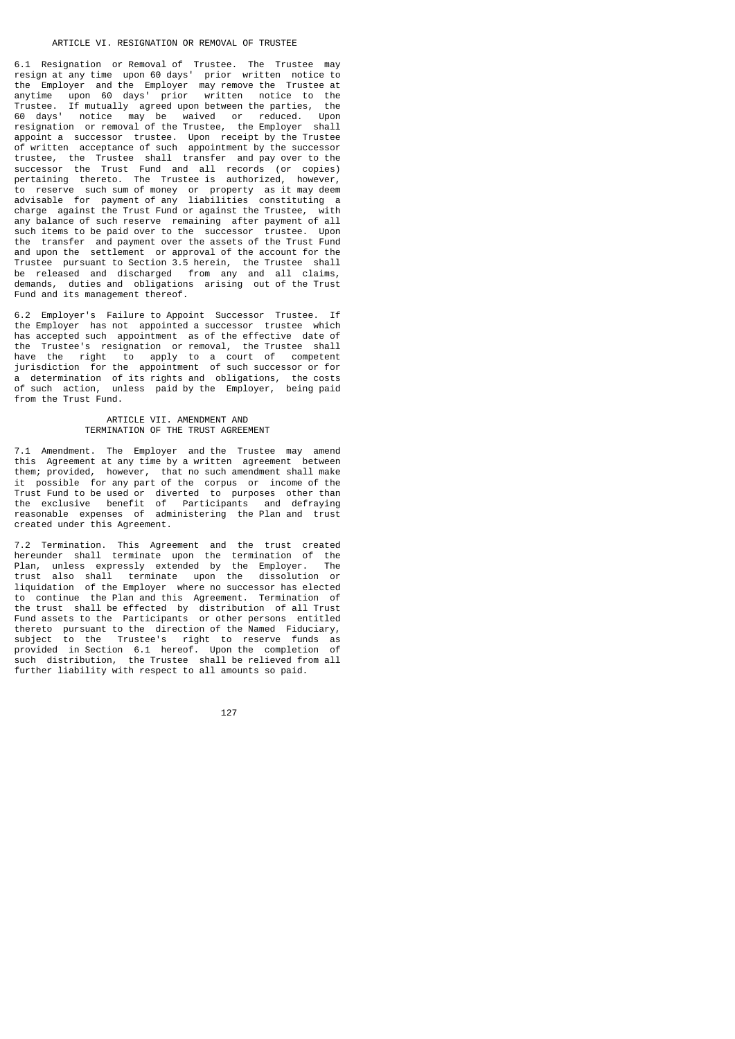## ARTICLE VI. RESIGNATION OR REMOVAL OF TRUSTEE

6.1 Resignation or Removal of Trustee. The Trustee may resign at any time upon 60 days' prior written notice to the Employer and the Employer may remove the Trustee at anytime upon 60 days' prior written notice to the Trustee. If mutually agreed upon between the parties, the 60 days' notice may be waived or reduced. Upon resignation or removal of the Trustee, the Employer shall appoint a successor trustee. Upon receipt by the Trustee of written acceptance of such appointment by the successor trustee, the Trustee shall transfer and pay over to the successor the Trust Fund and all records (or copies) pertaining thereto. The Trustee is authorized, however, to reserve such sum of money or property as it may deem advisable for payment of any liabilities constituting a charge against the Trust Fund or against the Trustee, with any balance of such reserve remaining after payment of all such items to be paid over to the successor trustee. Upon the transfer and payment over the assets of the Trust Fund and upon the settlement or approval of the account for the Trustee pursuant to Section 3.5 herein, the Trustee shall be released and discharged from any and all claims, demands, duties and obligations arising out of the Trust Fund and its management thereof.

6.2 Employer's Failure to Appoint Successor Trustee. If the Employer has not appointed a successor trustee which has accepted such appointment as of the effective date of the Trustee's resignation or removal, the Trustee shall have the right to apply to a court of competent jurisdiction for the appointment of such successor or for a determination of its rights and obligations, the costs of such action, unless paid by the Employer, being paid from the Trust Fund.

## ARTICLE VII. AMENDMENT AND TERMINATION OF THE TRUST AGREEMENT

7.1 Amendment. The Employer and the Trustee may amend this Agreement at any time by a written agreement between them; provided, however, that no such amendment shall make it possible for any part of the corpus or income of the Trust Fund to be used or diverted to purposes other than the exclusive benefit of Participants and defraying reasonable expenses of administering the Plan and trust created under this Agreement.

7.2 Termination. This Agreement and the trust created hereunder shall terminate upon the termination of the Plan, unless expressly extended by the Employer. The trust also shall terminate upon the dissolution or liquidation of the Employer where no successor has elected to continue the Plan and this Agreement. Termination of the trust shall be effected by distribution of all Trust Fund assets to the Participants or other persons entitled thereto pursuant to the direction of the Named Fiduciary, subject to the Trustee's right to reserve funds as provided in Section 6.1 hereof. Upon the completion of such distribution, the Trustee shall be relieved from all further liability with respect to all amounts so paid.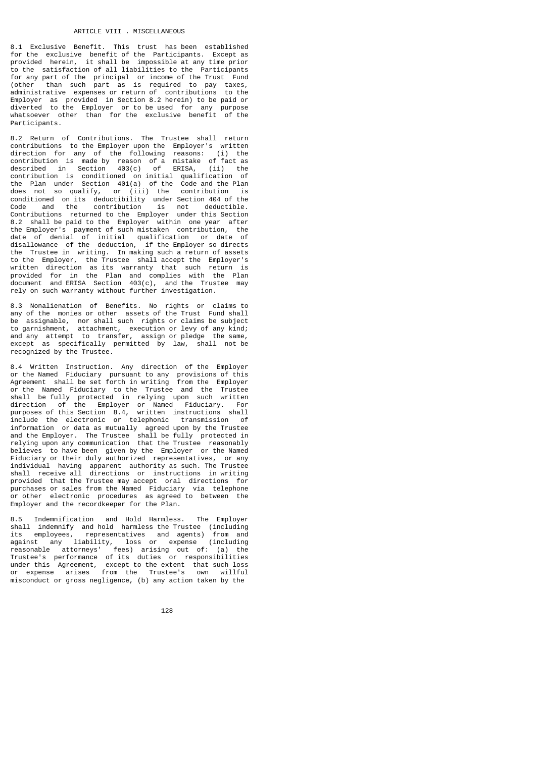## ARTICLE VIII . MISCELLANEOUS

8.1 Exclusive Benefit. This trust has been established for the exclusive benefit of the Participants. Except as provided herein, it shall be impossible at any time prior to the satisfaction of all liabilities to the Participants for any part of the principal or income of the Trust Fund (other than such part as is required to pay taxes, administrative expenses or return of contributions to the Employer as provided in Section 8.2 herein) to be paid or diverted to the Employer or to be used for any purpose whatsoever other than for the exclusive benefit of the Participants.

8.2 Return of Contributions. The Trustee shall return contributions to the Employer upon the Employer's written direction for any of the following reasons: (i) the contribution is made by reason of a mistake of fact as described in Section 403(c) of ERISA, (ii) the contribution is conditioned on initial qualification of the Plan under Section 401(a) of the Code and the Plan does not so qualify, or (iii) the contribution is conditioned on its deductibility under Section 404 of the Code and the contribution is not deductible. Contributions returned to the Employer under this Section 8.2 shall be paid to the Employer within one year after the Employer's payment of such mistaken contribution, the date of denial of initial qualification or date of disallowance of the deduction, if the Employer so directs the Trustee in writing. In making such a return of assets to the Employer, the Trustee shall accept the Employer's written direction as its warranty that such return is provided for in the Plan and complies with the Plan document and ERISA Section 403(c), and the Trustee may rely on such warranty without further investigation.

8.3 Nonalienation of Benefits. No rights or claims to any of the monies or other assets of the Trust Fund shall be assignable, nor shall such rights or claims be subject to garnishment, attachment, execution or levy of any kind; and any attempt to transfer, assign or pledge the same, except as specifically permitted by law, shall not be recognized by the Trustee.

8.4 Written Instruction. Any direction of the Employer or the Named Fiduciary pursuant to any provisions of this Agreement shall be set forth in writing from the Employer or the Named Fiduciary to the Trustee and the Trustee shall be fully protected in relying upon such written direction of the Employer or Named Fiduciary. For purposes of this Section 8.4, written instructions shall include the electronic or telephonic transmission of information or data as mutually agreed upon by the Trustee and the Employer. The Trustee shall be fully protected in relying upon any communication that the Trustee reasonably believes to have been given by the Employer or the Named Fiduciary or their duly authorized representatives, or any individual having apparent authority as such. The Trustee shall receive all directions or instructions in writing provided that the Trustee may accept oral directions for purchases or sales from the Named Fiduciary via telephone or other electronic procedures as agreed to between the Employer and the recordkeeper for the Plan.

8.5 Indemnification and Hold Harmless. The Employer shall indemnify and hold harmless the Trustee (including its employees, representatives and agents) from and against any liability, loss or expense (including reasonable attorneys' fees) arising out of: (a) the Trustee's performance of its duties or responsibilities under this Agreement, except to the extent that such loss or expense arises from the Trustee's own willful misconduct or gross negligence, (b) any action taken by the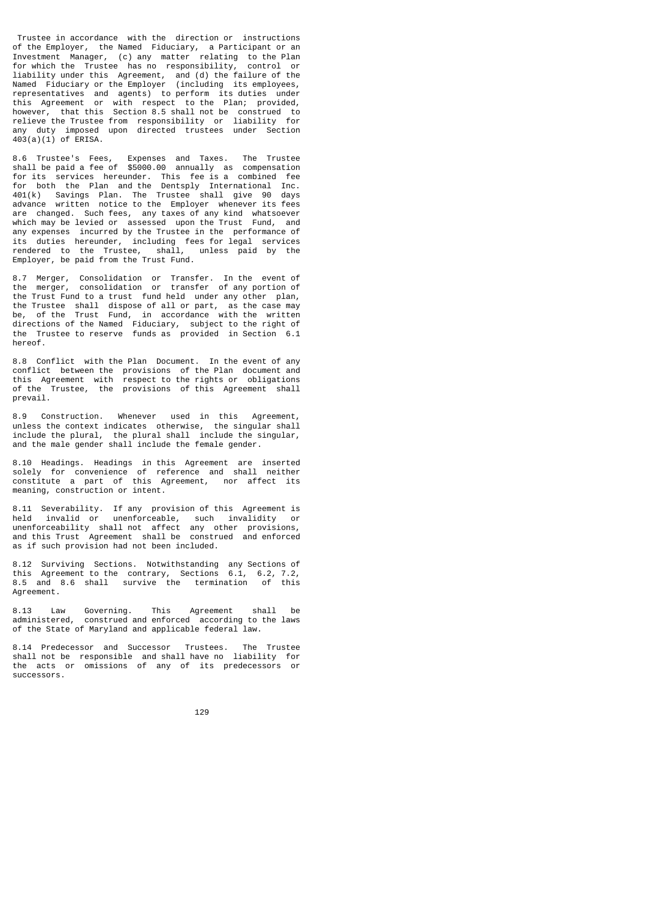Trustee in accordance with the direction or instructions of the Employer, the Named Fiduciary, a Participant or an Investment Manager, (c) any matter relating to the Plan for which the Trustee has no responsibility, control or liability under this Agreement, and (d) the failure of the Named Fiduciary or the Employer (including its employees, representatives and agents) to perform its duties under this Agreement or with respect to the Plan; provided, however, that this Section 8.5 shall not be construed to relieve the Trustee from responsibility or liability for any duty imposed upon directed trustees under Section 403(a)(1) of ERISA.

8.6 Trustee's Fees, Expenses and Taxes. The Trustee shall be paid a fee of $5000.00 annually as compensation for its services hereunder. This fee is a combined fee for both the Plan and the Dentsply International Inc. 401(k) Savings Plan. The Trustee shall give 90 days advance written notice to the Employer whenever its fees are changed. Such fees, any taxes of any kind whatsoever which may be levied or assessed upon the Trust Fund, and any expenses incurred by the Trustee in the performance of its duties hereunder, including fees for legal services rendered to the Trustee, shall, unless paid by the Employer, be paid from the Trust Fund.

8.7 Merger, Consolidation or Transfer. In the event of the merger, consolidation or transfer of any portion of the Trust Fund to a trust fund held under any other plan, the Trustee shall dispose of all or part, as the case may be, of the Trust Fund, in accordance with the written directions of the Named Fiduciary, subject to the right of the Trustee to reserve funds as provided in Section 6.1 hereof.

8.8 Conflict with the Plan Document. In the event of any conflict between the provisions of the Plan document and this Agreement with respect to the rights or obligations of the Trustee, the provisions of this Agreement shall prevail.

8.9 Construction. Whenever used in this Agreement, unless the context indicates otherwise, the singular shall include the plural, the plural shall include the singular, and the male gender shall include the female gender.

8.10 Headings. Headings in this Agreement are inserted solely for convenience of reference and shall neither constitute a part of this Agreement, nor affect its meaning, construction or intent.

8.11 Severability. If any provision of this Agreement is held invalid or unenforceable, such invalidity or unenforceability shall not affect any other provisions, and this Trust Agreement shall be construed and enforced as if such provision had not been included.

8.12 Surviving Sections. Notwithstanding any Sections of this Agreement to the contrary, Sections 6.1, 6.2, 7.2, 8.5 and 8.6 shall survive the termination of this Agreement.

8.13 Law Governing. This Agreement shall be administered, construed and enforced according to the laws of the State of Maryland and applicable federal law.

8.14 Predecessor and Successor Trustees. The Trustee shall not be responsible and shall have no liability for the acts or omissions of any of its predecessors or successors.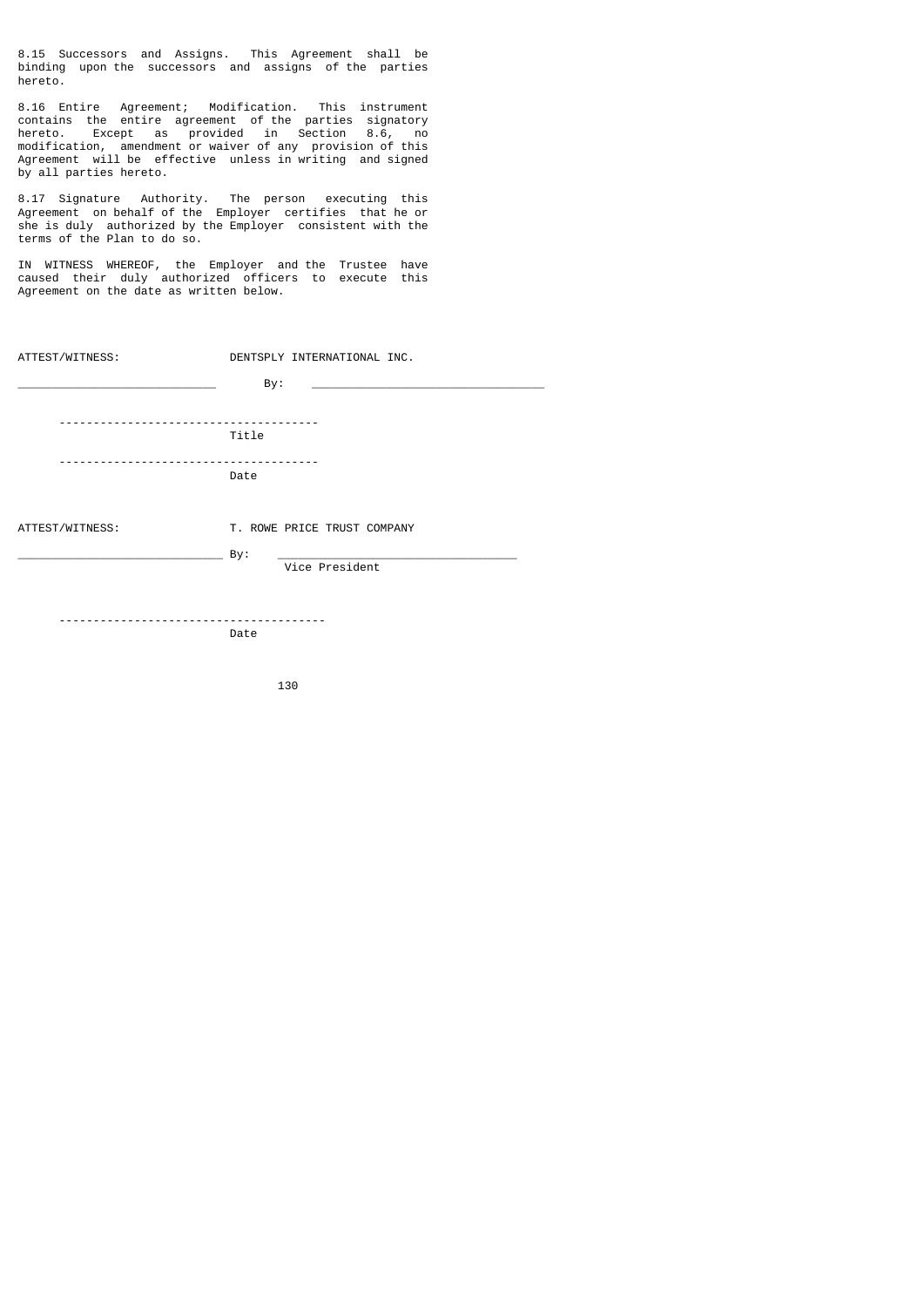8.15 Successors and Assigns. This Agreement shall be binding upon the successors and assigns of the parties hereto.

8.16 Entire Agreement; Modification. This instrument contains the entire agreement of the parties signatory hereto. Except as provided in Section 8.6, no modification, amendment or waiver of any provision of this Agreement will be effective unless in writing and signed by all parties hereto.

8.17 Signature Authority. The person executing this Agreement on behalf of the Employer certifies that he or she is duly authorized by the Employer consistent with the terms of the Plan to do so.

IN WITNESS WHEREOF, the Employer and the Trustee have caused their duly authorized officers to execute this Agreement on the date as written below.

ATTEST/WITNESS: DENTSPLY INTERNATIONAL INC.

_____________________________ By: _________________________________

-------------------------------------
Title

-------------------------------------
Date

ATTEST/WITNESS: T. ROWE PRICE TRUST COMPANY

_____________________________ By: _________________________________
Vice President

--------------------------------------
Date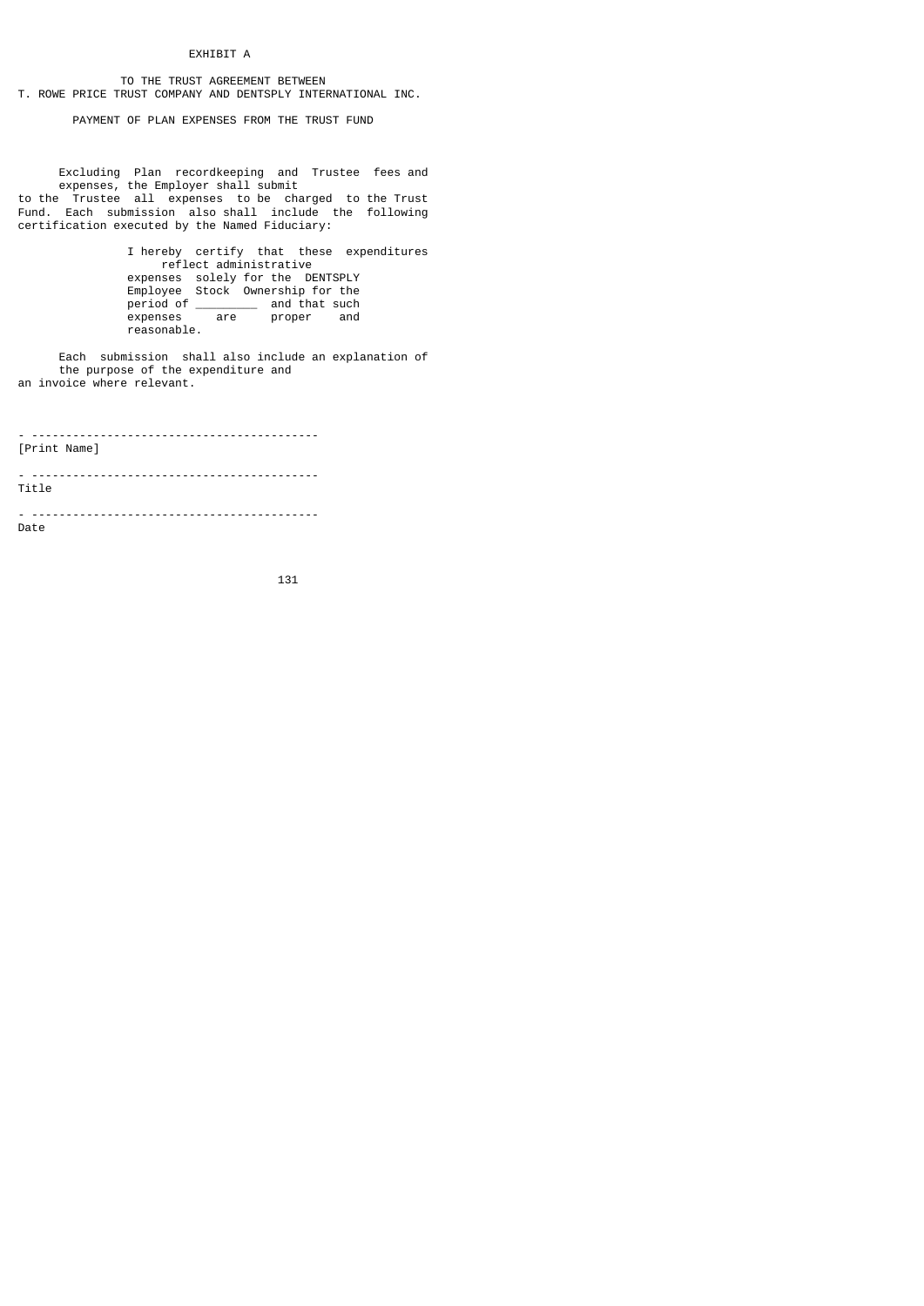EXHIBIT A

TO THE TRUST AGREEMENT BETWEEN
T. ROWE PRICE TRUST COMPANY AND DENTSPLY INTERNATIONAL INC.

PAYMENT OF PLAN EXPENSES FROM THE TRUST FUND

Excluding Plan recordkeeping and Trustee fees and expenses, the Employer shall submit to the Trustee all expenses to be charged to the Trust Fund. Each submission also shall include the following certification executed by the Named Fiduciary:

> I hereby certify that these expenditures reflect administrative expenses solely for the DENTSPLY Employee Stock Ownership for the period of _________ and that such expenses are proper and reasonable.

Each submission shall also include an explanation of the purpose of the expenditure and an invoice where relevant.

\- -----------------------------------------
[Print Name]

\- -----------------------------------------
Title

\- -----------------------------------------
Date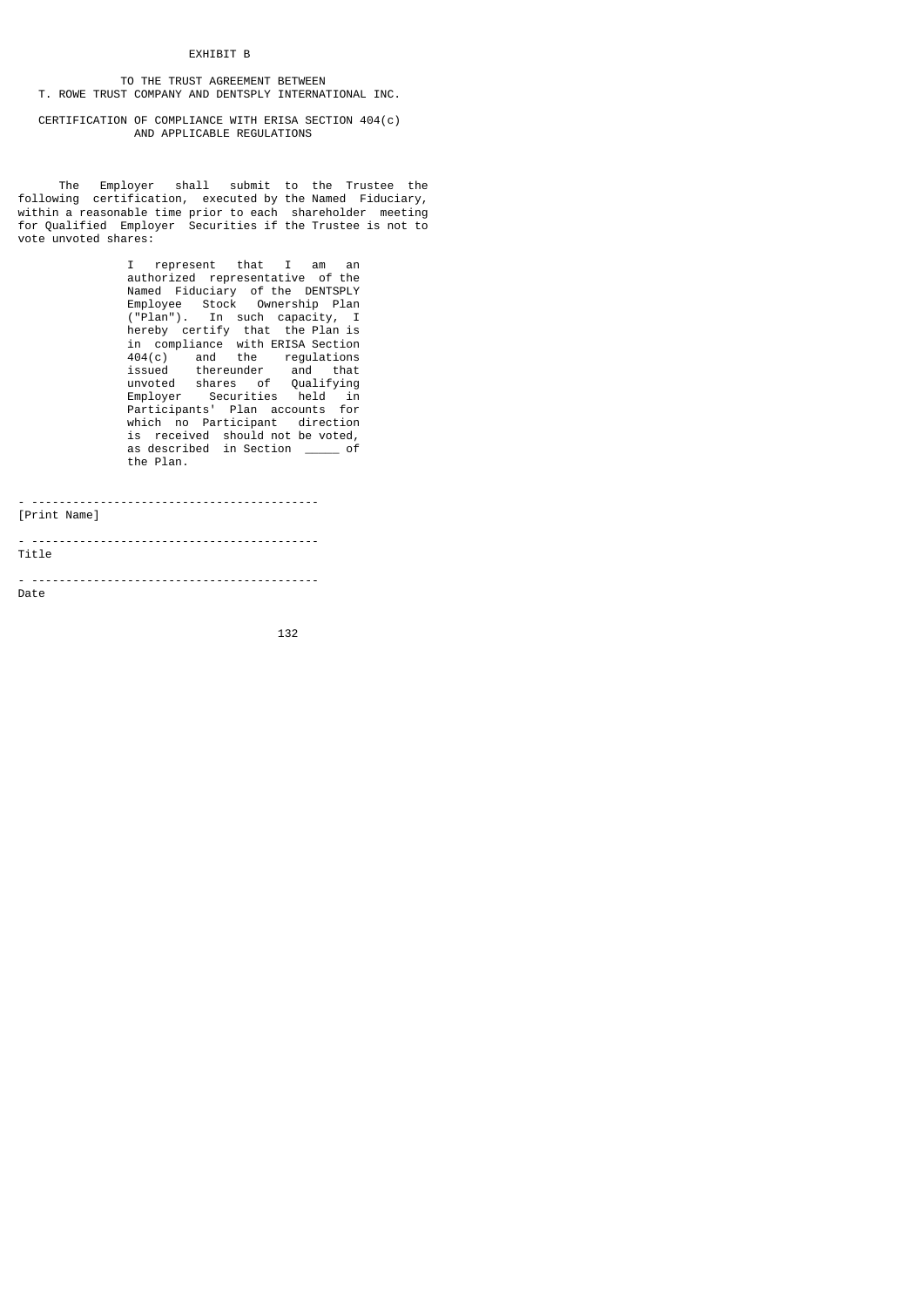EXHIBIT B

TO THE TRUST AGREEMENT BETWEEN
T. ROWE TRUST COMPANY AND DENTSPLY INTERNATIONAL INC.

CERTIFICATION OF COMPLIANCE WITH ERISA SECTION 404(c)
AND APPLICABLE REGULATIONS

The Employer shall submit to the Trustee the following certification, executed by the Named Fiduciary, within a reasonable time prior to each shareholder meeting for Qualified Employer Securities if the Trustee is not to vote unvoted shares:

> I represent that I am an authorized representative of the Named Fiduciary of the DENTSPLY Employee Stock Ownership Plan ("Plan"). In such capacity, I hereby certify that the Plan is in compliance with ERISA Section 404(c) and the regulations issued thereunder and that unvoted shares of Qualifying Employer Securities held in Participants' Plan accounts for which no Participant direction is received should not be voted, as described in Section _____ of the Plan.

- ------------------------------------------
[Print Name]

- ------------------------------------------
Title

- ------------------------------------------
Date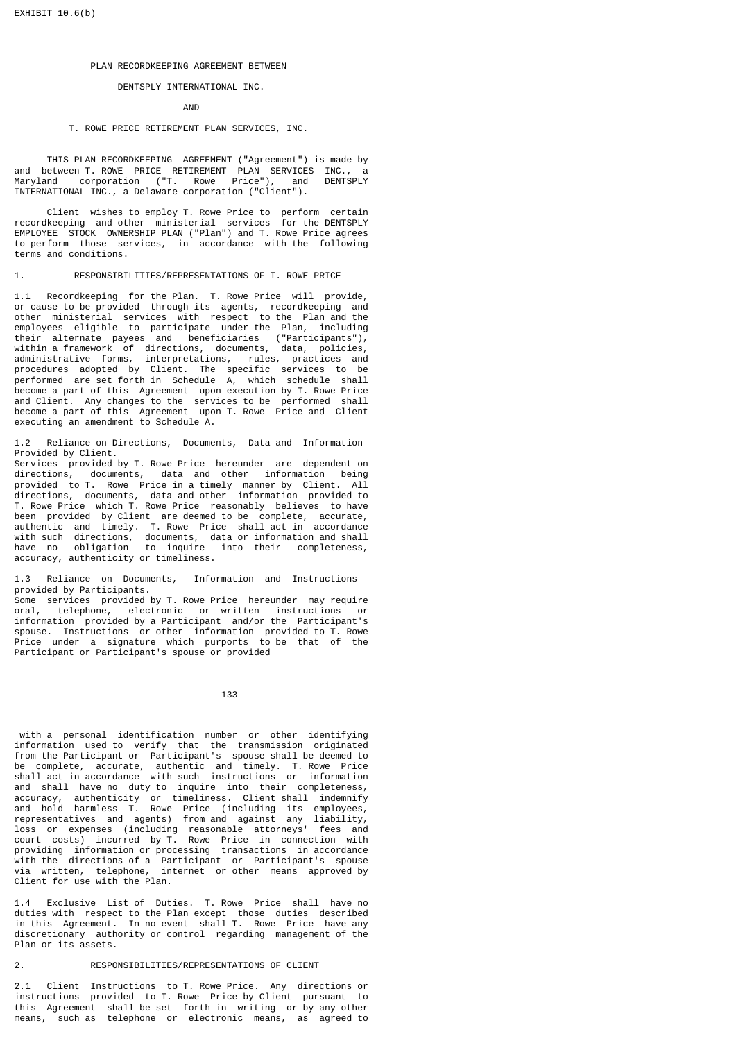EXHIBIT 10.6(b)

# PLAN RECORDKEEPING AGREEMENT BETWEEN

# DENTSPLY INTERNATIONAL INC.

# AND

# T. ROWE PRICE RETIREMENT PLAN SERVICES, INC.

THIS PLAN RECORDKEEPING AGREEMENT ("Agreement") is made by and between T. ROWE PRICE RETIREMENT PLAN SERVICES INC., a Maryland corporation ("T. Rowe Price"), and DENTSPLY INTERNATIONAL INC., a Delaware corporation ("Client").

Client wishes to employ T. Rowe Price to perform certain recordkeeping and other ministerial services for the DENTSPLY EMPLOYEE STOCK OWNERSHIP PLAN ("Plan") and T. Rowe Price agrees to perform those services, in accordance with the following terms and conditions.

## 1. RESPONSIBILITIES/REPRESENTATIONS OF T. ROWE PRICE

1.1 Recordkeeping for the Plan. T. Rowe Price will provide, or cause to be provided through its agents, recordkeeping and other ministerial services with respect to the Plan and the employees eligible to participate under the Plan, including their alternate payees and beneficiaries ("Participants"), within a framework of directions, documents, data, policies, administrative forms, interpretations, rules, practices and procedures adopted by Client. The specific services to be performed are set forth in Schedule A, which schedule shall become a part of this Agreement upon execution by T. Rowe Price and Client. Any changes to the services to be performed shall become a part of this Agreement upon T. Rowe Price and Client executing an amendment to Schedule A.

1.2 Reliance on Directions, Documents, Data and Information Provided by Client.
Services provided by T. Rowe Price hereunder are dependent on directions, documents, data and other information being provided to T. Rowe Price in a timely manner by Client. All directions, documents, data and other information provided to T. Rowe Price which T. Rowe Price reasonably believes to have been provided by Client are deemed to be complete, accurate, authentic and timely. T. Rowe Price shall act in accordance with such directions, documents, data or information and shall have no obligation to inquire into their completeness, accuracy, authenticity or timeliness.

1.3 Reliance on Documents, Information and Instructions provided by Participants.
Some services provided by T. Rowe Price hereunder may require oral, telephone, electronic or written instructions or information provided by a Participant and/or the Participant's spouse. Instructions or other information provided to T. Rowe Price under a signature which purports to be that of the Participant or Participant's spouse or provided with a personal identification number or other identifying information used to verify that the transmission originated from the Participant or Participant's spouse shall be deemed to be complete, accurate, authentic and timely. T. Rowe Price shall act in accordance with such instructions or information and shall have no duty to inquire into their completeness, accuracy, authenticity or timeliness. Client shall indemnify and hold harmless T. Rowe Price (including its employees, representatives and agents) from and against any liability, loss or expenses (including reasonable attorneys' fees and court costs) incurred by T. Rowe Price in connection with providing information or processing transactions in accordance with the directions of a Participant or Participant's spouse via written, telephone, internet or other means approved by Client for use with the Plan.

1.4 Exclusive List of Duties. T. Rowe Price shall have no duties with respect to the Plan except those duties described in this Agreement. In no event shall T. Rowe Price have any discretionary authority or control regarding management of the Plan or its assets.

## 2. RESPONSIBILITIES/REPRESENTATIONS OF CLIENT

2.1 Client Instructions to T. Rowe Price. Any directions or instructions provided to T. Rowe Price by Client pursuant to this Agreement shall be set forth in writing or by any other means, such as telephone or electronic means, as agreed to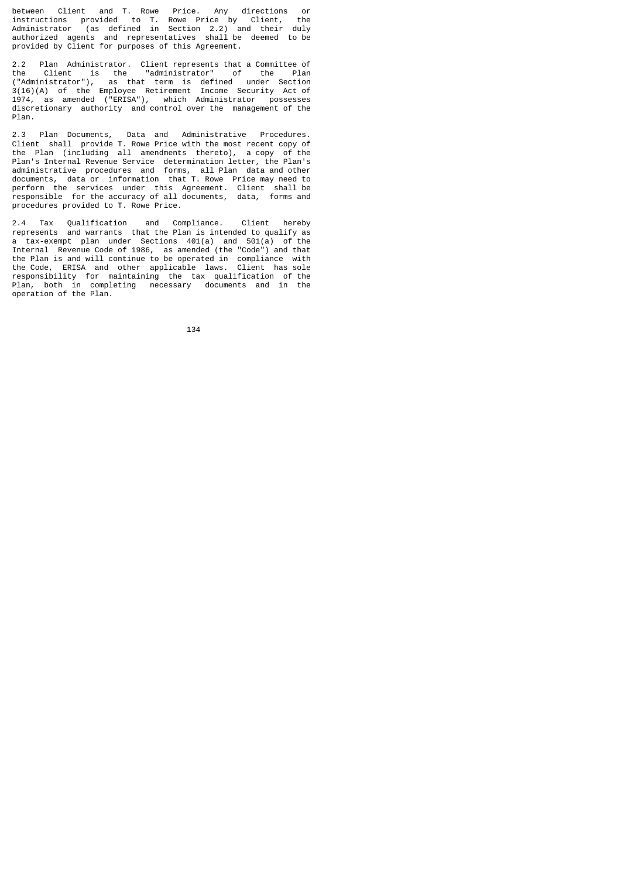between Client and T. Rowe Price. Any directions or instructions provided to T. Rowe Price by Client, the Administrator (as defined in Section 2.2) and their duly authorized agents and representatives shall be deemed to be provided by Client for purposes of this Agreement.

2.2 Plan Administrator. Client represents that a Committee of the Client is the "administrator" of the Plan ("Administrator"), as that term is defined under Section 3(16)(A) of the Employee Retirement Income Security Act of 1974, as amended ("ERISA"), which Administrator possesses discretionary authority and control over the management of the Plan.

2.3 Plan Documents, Data and Administrative Procedures. Client shall provide T. Rowe Price with the most recent copy of the Plan (including all amendments thereto), a copy of the Plan's Internal Revenue Service determination letter, the Plan's administrative procedures and forms, all Plan data and other documents, data or information that T. Rowe Price may need to perform the services under this Agreement. Client shall be responsible for the accuracy of all documents, data, forms and procedures provided to T. Rowe Price.

2.4 Tax Qualification and Compliance. Client hereby represents and warrants that the Plan is intended to qualify as a tax-exempt plan under Sections 401(a) and 501(a) of the Internal Revenue Code of 1986, as amended (the "Code") and that the Plan is and will continue to be operated in compliance with the Code, ERISA and other applicable laws. Client has sole responsibility for maintaining the tax qualification of the Plan, both in completing necessary documents and in the operation of the Plan.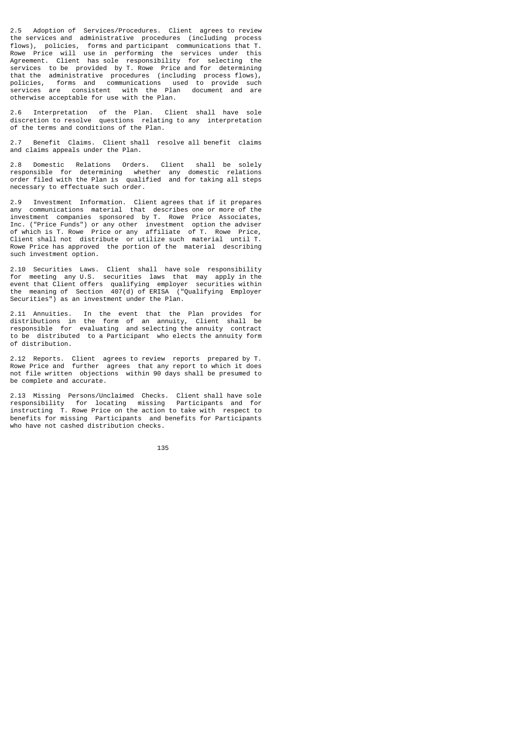2.5 Adoption of Services/Procedures. Client agrees to review the services and administrative procedures (including process flows), policies, forms and participant communications that T. Rowe Price will use in performing the services under this Agreement. Client has sole responsibility for selecting the services to be provided by T. Rowe Price and for determining that the administrative procedures (including process flows), policies, forms and communications used to provide such services are consistent with the Plan document and are otherwise acceptable for use with the Plan.

2.6 Interpretation of the Plan. Client shall have sole discretion to resolve questions relating to any interpretation of the terms and conditions of the Plan.

2.7 Benefit Claims. Client shall resolve all benefit claims and claims appeals under the Plan.

2.8 Domestic Relations Orders. Client shall be solely responsible for determining whether any domestic relations order filed with the Plan is qualified and for taking all steps necessary to effectuate such order.

2.9 Investment Information. Client agrees that if it prepares any communications material that describes one or more of the investment companies sponsored by T. Rowe Price Associates, Inc. ("Price Funds") or any other investment option the adviser of which is T. Rowe Price or any affiliate of T. Rowe Price, Client shall not distribute or utilize such material until T. Rowe Price has approved the portion of the material describing such investment option.

2.10 Securities Laws. Client shall have sole responsibility for meeting any U.S. securities laws that may apply in the event that Client offers qualifying employer securities within the meaning of Section 407(d) of ERISA ("Qualifying Employer Securities") as an investment under the Plan.

2.11 Annuities. In the event that the Plan provides for distributions in the form of an annuity, Client shall be responsible for evaluating and selecting the annuity contract to be distributed to a Participant who elects the annuity form of distribution.

2.12 Reports. Client agrees to review reports prepared by T. Rowe Price and further agrees that any report to which it does not file written objections within 90 days shall be presumed to be complete and accurate.

2.13 Missing Persons/Unclaimed Checks. Client shall have sole responsibility for locating missing Participants and for instructing T. Rowe Price on the action to take with respect to benefits for missing Participants and benefits for Participants who have not cashed distribution checks.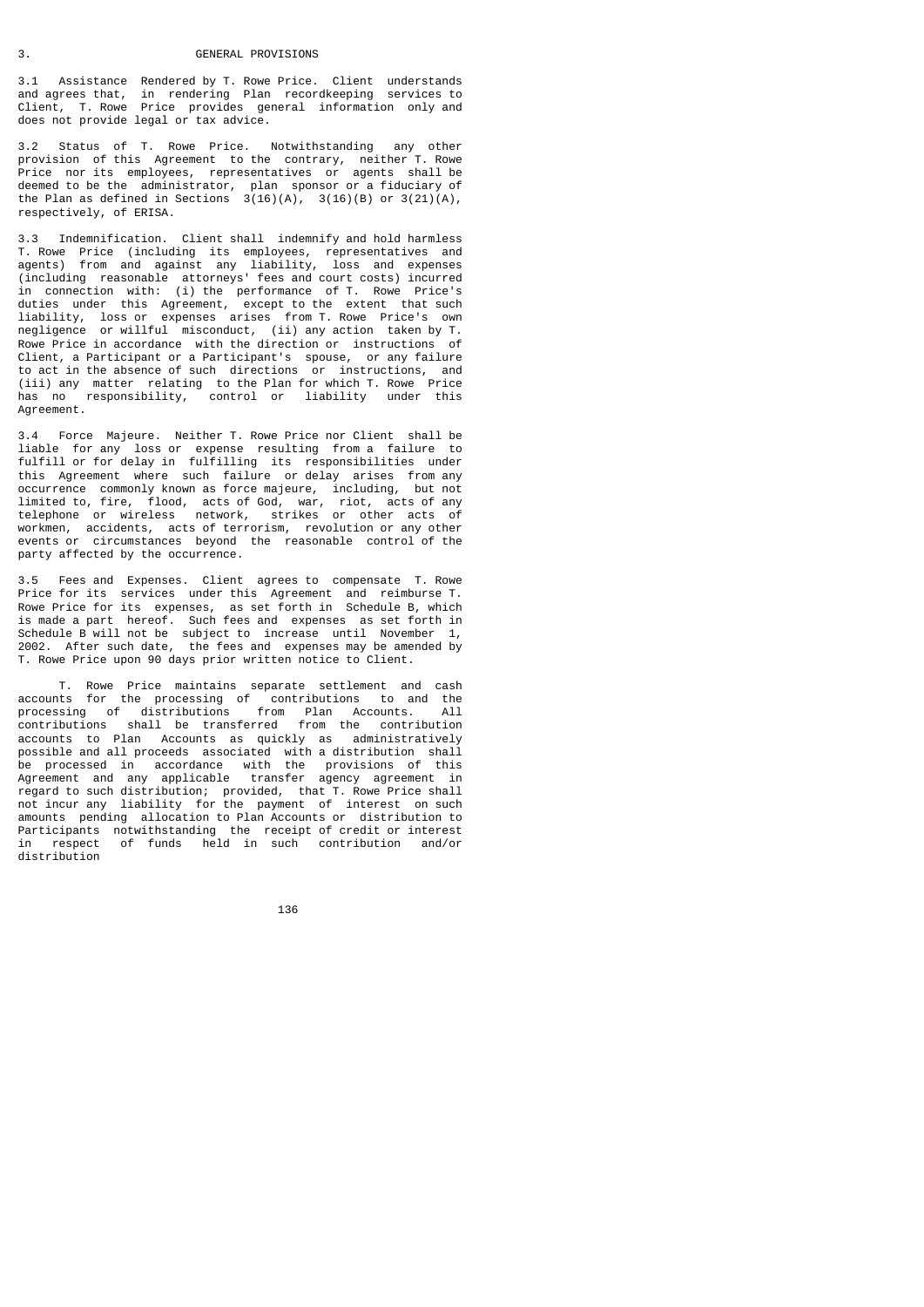## 3. GENERAL PROVISIONS

3.1 Assistance Rendered by T. Rowe Price. Client understands and agrees that, in rendering Plan recordkeeping services to Client, T. Rowe Price provides general information only and does not provide legal or tax advice.

3.2 Status of T. Rowe Price. Notwithstanding any other provision of this Agreement to the contrary, neither T. Rowe Price nor its employees, representatives or agents shall be deemed to be the administrator, plan sponsor or a fiduciary of the Plan as defined in Sections 3(16)(A), 3(16)(B) or 3(21)(A), respectively, of ERISA.

3.3 Indemnification. Client shall indemnify and hold harmless T. Rowe Price (including its employees, representatives and agents) from and against any liability, loss and expenses (including reasonable attorneys' fees and court costs) incurred in connection with: (i) the performance of T. Rowe Price's duties under this Agreement, except to the extent that such liability, loss or expenses arises from T. Rowe Price's own negligence or willful misconduct, (ii) any action taken by T. Rowe Price in accordance with the direction or instructions of Client, a Participant or a Participant's spouse, or any failure to act in the absence of such directions or instructions, and (iii) any matter relating to the Plan for which T. Rowe Price has no responsibility, control or liability under this Agreement.

3.4 Force Majeure. Neither T. Rowe Price nor Client shall be liable for any loss or expense resulting from a failure to fulfill or for delay in fulfilling its responsibilities under this Agreement where such failure or delay arises from any occurrence commonly known as force majeure, including, but not limited to, fire, flood, acts of God, war, riot, acts of any telephone or wireless network, strikes or other acts of workmen, accidents, acts of terrorism, revolution or any other events or circumstances beyond the reasonable control of the party affected by the occurrence.

3.5 Fees and Expenses. Client agrees to compensate T. Rowe Price for its services under this Agreement and reimburse T. Rowe Price for its expenses, as set forth in Schedule B, which is made a part hereof. Such fees and expenses as set forth in Schedule B will not be subject to increase until November 1, 2002. After such date, the fees and expenses may be amended by T. Rowe Price upon 90 days prior written notice to Client.

T. Rowe Price maintains separate settlement and cash accounts for the processing of contributions to and the processing of distributions from Plan Accounts. All contributions shall be transferred from the contribution accounts to Plan Accounts as quickly as administratively possible and all proceeds associated with a distribution shall be processed in accordance with the provisions of this Agreement and any applicable transfer agency agreement in regard to such distribution; provided, that T. Rowe Price shall not incur any liability for the payment of interest on such amounts pending allocation to Plan Accounts or distribution to Participants notwithstanding the receipt of credit or interest in respect of funds held in such contribution and/or distribution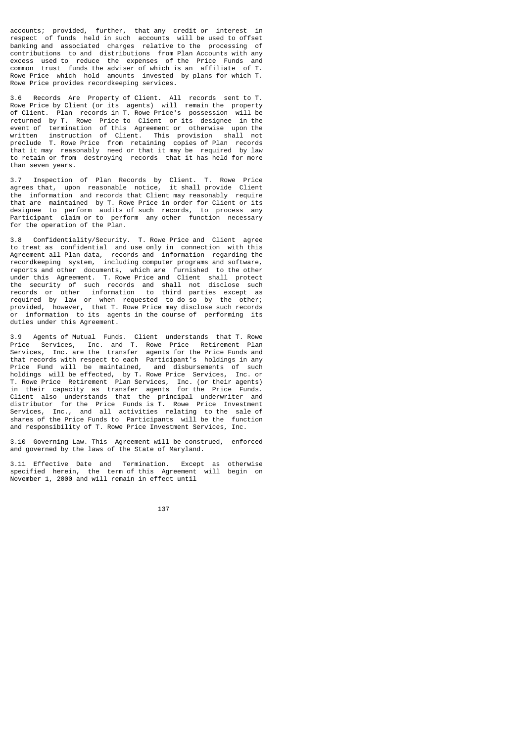accounts; provided, further, that any credit or interest in respect of funds held in such accounts will be used to offset banking and associated charges relative to the processing of contributions to and distributions from Plan Accounts with any excess used to reduce the expenses of the Price Funds and common trust funds the adviser of which is an affiliate of T. Rowe Price which hold amounts invested by plans for which T. Rowe Price provides recordkeeping services.

3.6 Records Are Property of Client. All records sent to T. Rowe Price by Client (or its agents) will remain the property of Client. Plan records in T. Rowe Price's possession will be returned by T. Rowe Price to Client or its designee in the event of termination of this Agreement or otherwise upon the written instruction of Client. This provision shall not preclude T. Rowe Price from retaining copies of Plan records that it may reasonably need or that it may be required by law to retain or from destroying records that it has held for more than seven years.

3.7 Inspection of Plan Records by Client. T. Rowe Price agrees that, upon reasonable notice, it shall provide Client the information and records that Client may reasonably require that are maintained by T. Rowe Price in order for Client or its designee to perform audits of such records, to process any Participant claim or to perform any other function necessary for the operation of the Plan.

3.8 Confidentiality/Security. T. Rowe Price and Client agree to treat as confidential and use only in connection with this Agreement all Plan data, records and information regarding the recordkeeping system, including computer programs and software, reports and other documents, which are furnished to the other under this Agreement. T. Rowe Price and Client shall protect the security of such records and shall not disclose such records or other information to third parties except as required by law or when requested to do so by the other; provided, however, that T. Rowe Price may disclose such records or information to its agents in the course of performing its duties under this Agreement.

3.9 Agents of Mutual Funds. Client understands that T. Rowe Price Services, Inc. and T. Rowe Price Retirement Plan Services, Inc. are the transfer agents for the Price Funds and that records with respect to each Participant's holdings in any Price Fund will be maintained, and disbursements of such holdings will be effected, by T. Rowe Price Services, Inc. or T. Rowe Price Retirement Plan Services, Inc. (or their agents) in their capacity as transfer agents for the Price Funds. Client also understands that the principal underwriter and distributor for the Price Funds is T. Rowe Price Investment Services, Inc., and all activities relating to the sale of shares of the Price Funds to Participants will be the function and responsibility of T. Rowe Price Investment Services, Inc.

3.10 Governing Law. This Agreement will be construed, enforced and governed by the laws of the State of Maryland.

3.11 Effective Date and Termination. Except as otherwise specified herein, the term of this Agreement will begin on November 1, 2000 and will remain in effect until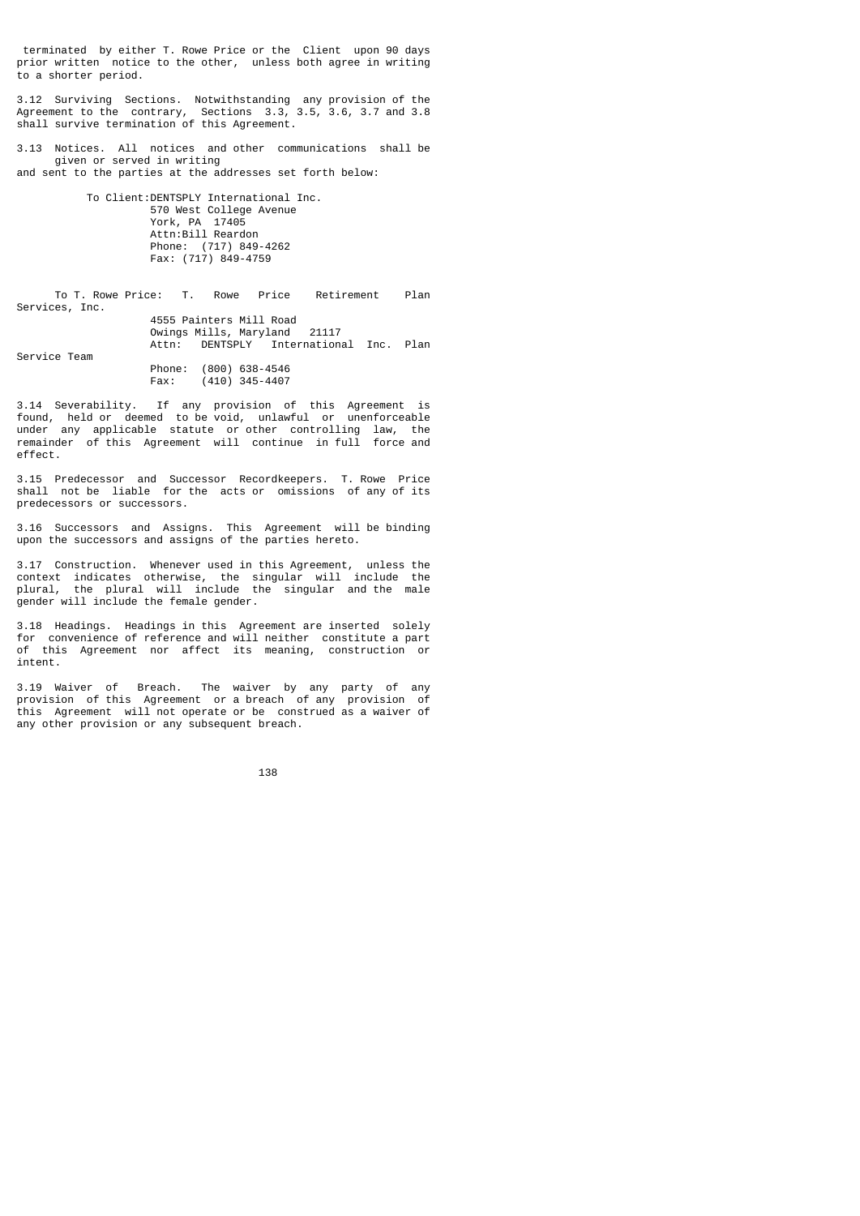terminated by either T. Rowe Price or the Client upon 90 days prior written notice to the other, unless both agree in writing to a shorter period.

3.12 Surviving Sections. Notwithstanding any provision of the Agreement to the contrary, Sections 3.3, 3.5, 3.6, 3.7 and 3.8 shall survive termination of this Agreement.

3.13 Notices. All notices and other communications shall be given or served in writing and sent to the parties at the addresses set forth below:

To Client: DENTSPLY International Inc.
570 West College Avenue
York, PA 17405
Attn: Bill Reardon
Phone: (717) 849-4262
Fax: (717) 849-4759

To T. Rowe Price: T. Rowe Price Retirement Plan Services, Inc.
4555 Painters Mill Road
Owings Mills, Maryland 21117
Attn: DENTSPLY International Inc. Plan Service Team
Phone: (800) 638-4546
Fax: (410) 345-4407

3.14 Severability. If any provision of this Agreement is found, held or deemed to be void, unlawful or unenforceable under any applicable statute or other controlling law, the remainder of this Agreement will continue in full force and effect.

3.15 Predecessor and Successor Recordkeepers. T. Rowe Price shall not be liable for the acts or omissions of any of its predecessors or successors.

3.16 Successors and Assigns. This Agreement will be binding upon the successors and assigns of the parties hereto.

3.17 Construction. Whenever used in this Agreement, unless the context indicates otherwise, the singular will include the plural, the plural will include the singular and the male gender will include the female gender.

3.18 Headings. Headings in this Agreement are inserted solely for convenience of reference and will neither constitute a part of this Agreement nor affect its meaning, construction or intent.

3.19 Waiver of Breach. The waiver by any party of any provision of this Agreement or a breach of any provision of this Agreement will not operate or be construed as a waiver of any other provision or any subsequent breach.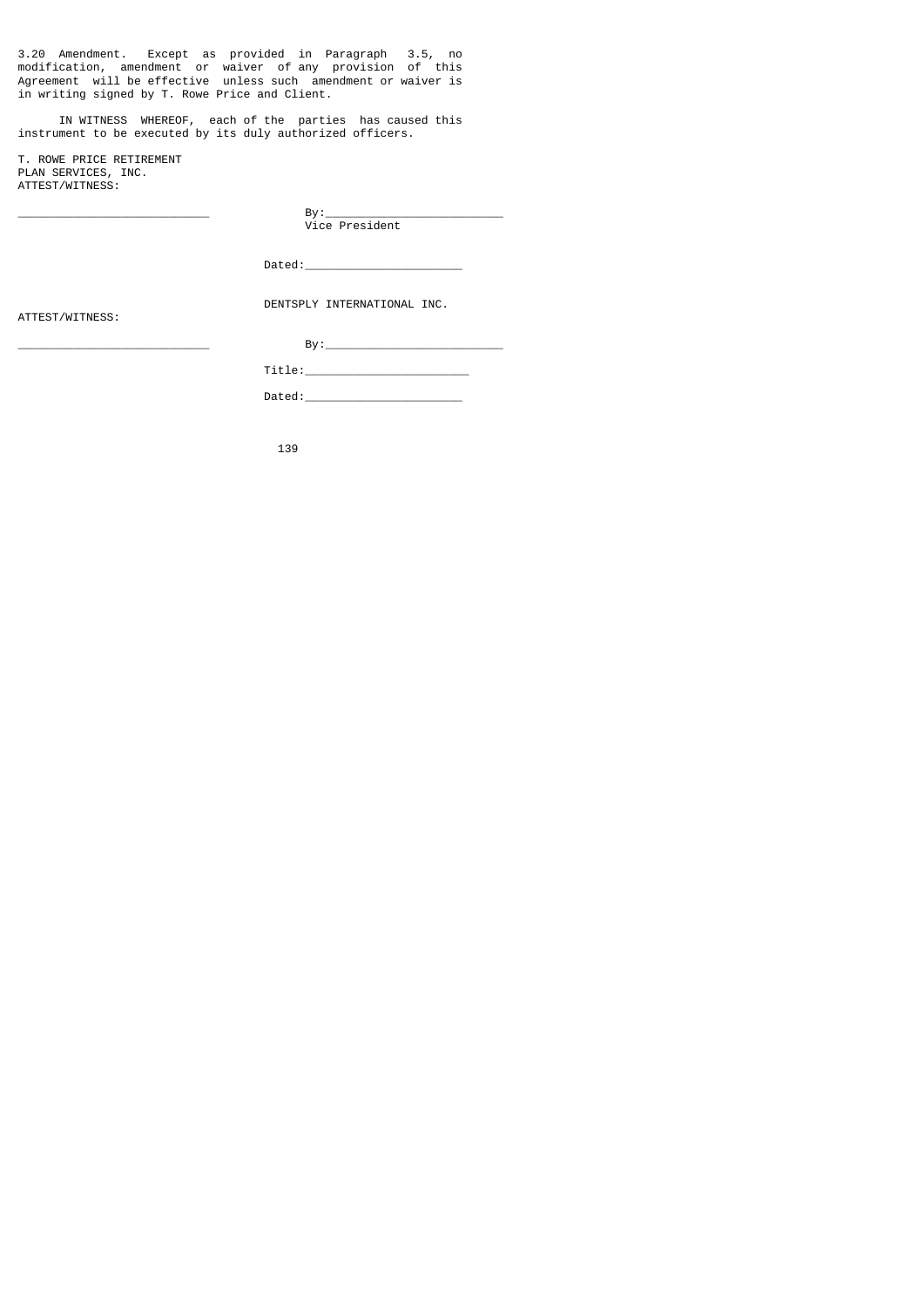3.20 Amendment. Except as provided in Paragraph 3.5, no modification, amendment or waiver of any provision of this Agreement will be effective unless such amendment or waiver is in writing signed by T. Rowe Price and Client.

IN WITNESS WHEREOF, each of the parties has caused this instrument to be executed by its duly authorized officers.

T. ROWE PRICE RETIREMENT
PLAN SERVICES, INC.
ATTEST/WITNESS:

____________________________ By:__________________________
Vice President

Dated:_______________________

DENTSPLY INTERNATIONAL INC.

ATTEST/WITNESS:

____________________________ By:__________________________

Title:_______________________

Dated:_______________________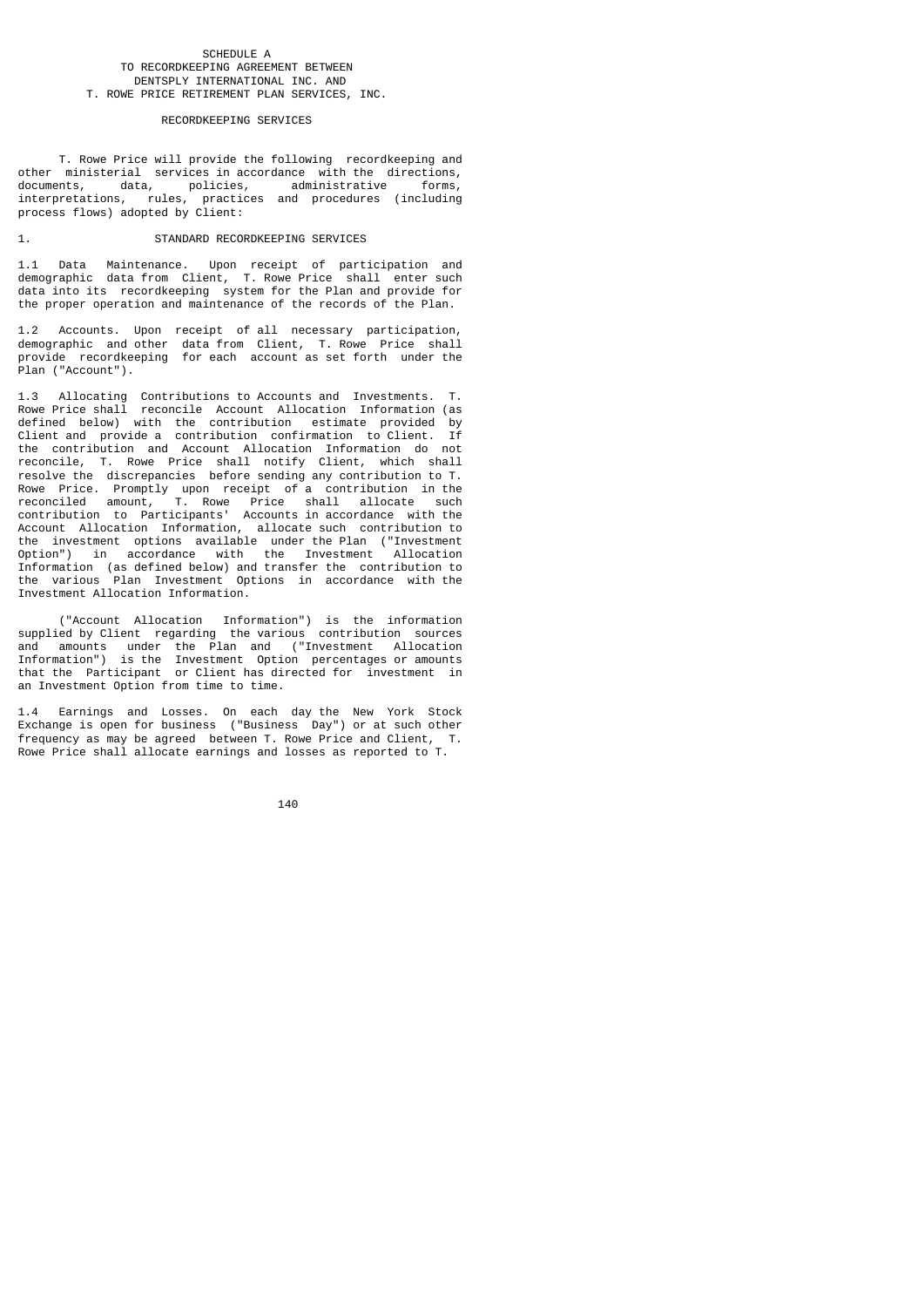SCHEDULE A
TO RECORDKEEPING AGREEMENT BETWEEN
DENTSPLY INTERNATIONAL INC. AND
T. ROWE PRICE RETIREMENT PLAN SERVICES, INC.

RECORDKEEPING SERVICES

T. Rowe Price will provide the following recordkeeping and other ministerial services in accordance with the directions, documents, data, policies, administrative forms, interpretations, rules, practices and procedures (including process flows) adopted by Client:

1. STANDARD RECORDKEEPING SERVICES

1.1 Data Maintenance. Upon receipt of participation and demographic data from Client, T. Rowe Price shall enter such data into its recordkeeping system for the Plan and provide for the proper operation and maintenance of the records of the Plan.

1.2 Accounts. Upon receipt of all necessary participation, demographic and other data from Client, T. Rowe Price shall provide recordkeeping for each account as set forth under the Plan ("Account").

1.3 Allocating Contributions to Accounts and Investments. T. Rowe Price shall reconcile Account Allocation Information (as defined below) with the contribution estimate provided by Client and provide a contribution confirmation to Client. If the contribution and Account Allocation Information do not reconcile, T. Rowe Price shall notify Client, which shall resolve the discrepancies before sending any contribution to T. Rowe Price. Promptly upon receipt of a contribution in the reconciled amount, T. Rowe Price shall allocate such contribution to Participants' Accounts in accordance with the Account Allocation Information, allocate such contribution to the investment options available under the Plan ("Investment Option") in accordance with the Investment Allocation Information (as defined below) and transfer the contribution to the various Plan Investment Options in accordance with the Investment Allocation Information.

("Account Allocation Information") is the information supplied by Client regarding the various contribution sources and amounts under the Plan and ("Investment Allocation Information") is the Investment Option percentages or amounts that the Participant or Client has directed for investment in an Investment Option from time to time.

1.4 Earnings and Losses. On each day the New York Stock Exchange is open for business ("Business Day") or at such other frequency as may be agreed between T. Rowe Price and Client, T. Rowe Price shall allocate earnings and losses as reported to T.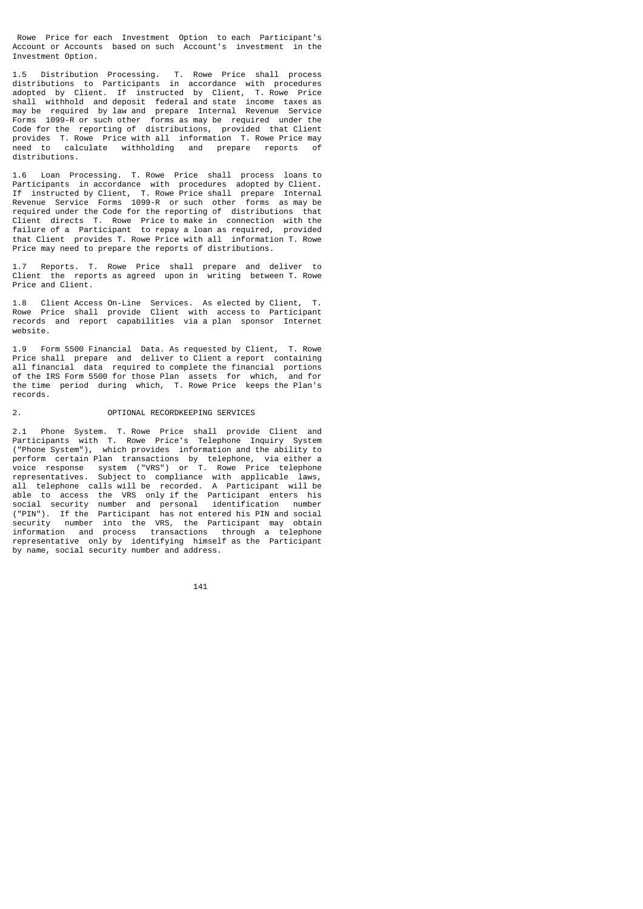Rowe Price for each Investment Option to each Participant's Account or Accounts based on such Account's investment in the Investment Option.

1.5 Distribution Processing. T. Rowe Price shall process distributions to Participants in accordance with procedures adopted by Client. If instructed by Client, T. Rowe Price shall withhold and deposit federal and state income taxes as may be required by law and prepare Internal Revenue Service Forms 1099-R or such other forms as may be required under the Code for the reporting of distributions, provided that Client provides T. Rowe Price with all information T. Rowe Price may need to calculate withholding and prepare reports of distributions.

1.6 Loan Processing. T. Rowe Price shall process loans to Participants in accordance with procedures adopted by Client. If instructed by Client, T. Rowe Price shall prepare Internal Revenue Service Forms 1099-R or such other forms as may be required under the Code for the reporting of distributions that Client directs T. Rowe Price to make in connection with the failure of a Participant to repay a loan as required, provided that Client provides T. Rowe Price with all information T. Rowe Price may need to prepare the reports of distributions.

1.7 Reports. T. Rowe Price shall prepare and deliver to Client the reports as agreed upon in writing between T. Rowe Price and Client.

1.8 Client Access On-Line Services. As elected by Client, T. Rowe Price shall provide Client with access to Participant records and report capabilities via a plan sponsor Internet website.

1.9 Form 5500 Financial Data. As requested by Client, T. Rowe Price shall prepare and deliver to Client a report containing all financial data required to complete the financial portions of the IRS Form 5500 for those Plan assets for which, and for the time period during which, T. Rowe Price keeps the Plan's records.

## 2. OPTIONAL RECORDKEEPING SERVICES

2.1 Phone System. T. Rowe Price shall provide Client and Participants with T. Rowe Price's Telephone Inquiry System ("Phone System"), which provides information and the ability to perform certain Plan transactions by telephone, via either a voice response system ("VRS") or T. Rowe Price telephone representatives. Subject to compliance with applicable laws, all telephone calls will be recorded. A Participant will be able to access the VRS only if the Participant enters his social security number and personal identification number ("PIN"). If the Participant has not entered his PIN and social security number into the VRS, the Participant may obtain information and process transactions through a telephone representative only by identifying himself as the Participant by name, social security number and address.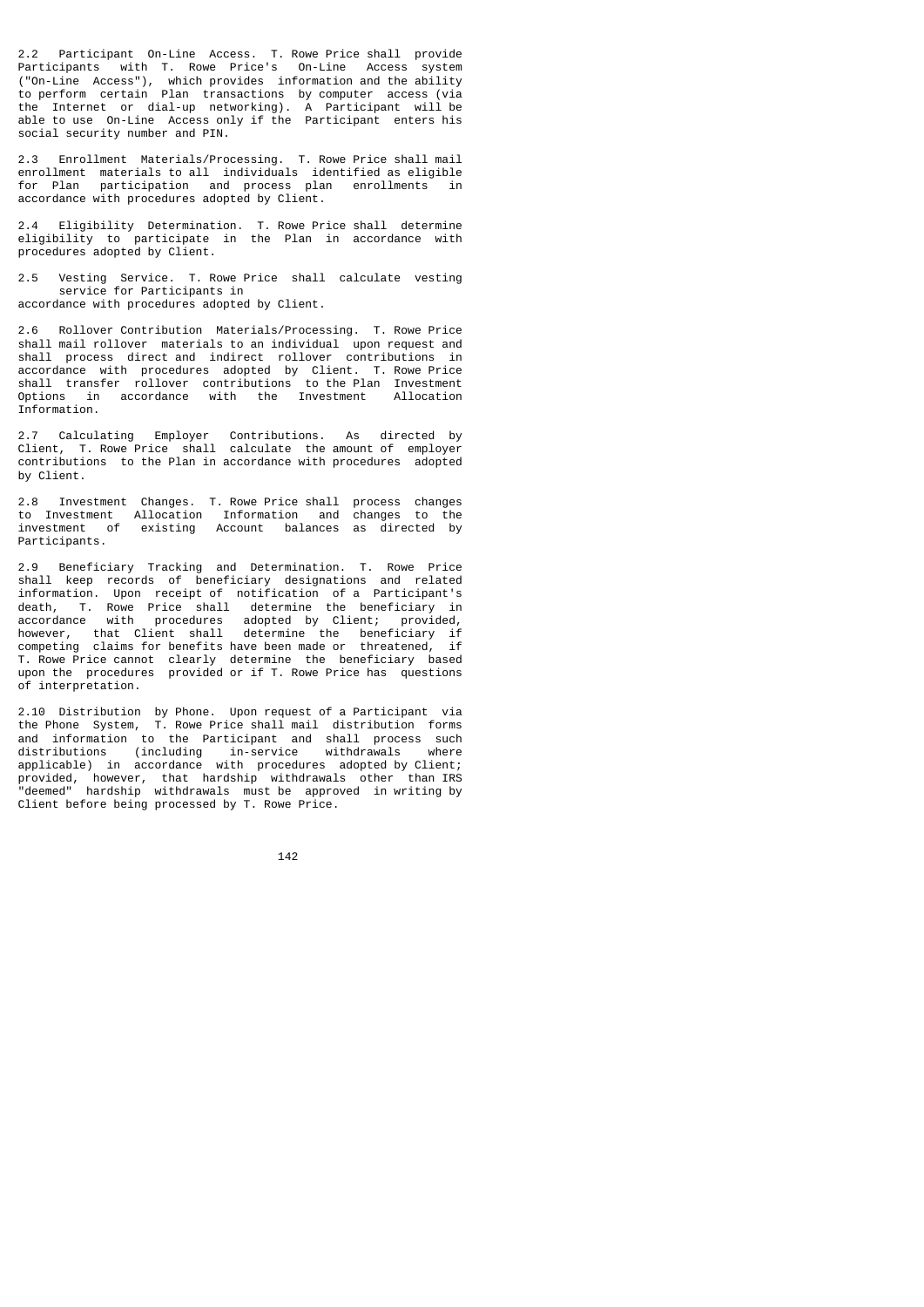2.2 Participant On-Line Access. T. Rowe Price shall provide Participants with T. Rowe Price's On-Line Access system ("On-Line Access"), which provides information and the ability to perform certain Plan transactions by computer access (via the Internet or dial-up networking). A Participant will be able to use On-Line Access only if the Participant enters his social security number and PIN.

2.3 Enrollment Materials/Processing. T. Rowe Price shall mail enrollment materials to all individuals identified as eligible for Plan participation and process plan enrollments in accordance with procedures adopted by Client.

2.4 Eligibility Determination. T. Rowe Price shall determine eligibility to participate in the Plan in accordance with procedures adopted by Client.

2.5 Vesting Service. T. Rowe Price shall calculate vesting service for Participants in accordance with procedures adopted by Client.

2.6 Rollover Contribution Materials/Processing. T. Rowe Price shall mail rollover materials to an individual upon request and shall process direct and indirect rollover contributions in accordance with procedures adopted by Client. T. Rowe Price shall transfer rollover contributions to the Plan Investment Options in accordance with the Investment Allocation Information.

2.7 Calculating Employer Contributions. As directed by Client, T. Rowe Price shall calculate the amount of employer contributions to the Plan in accordance with procedures adopted by Client.

2.8 Investment Changes. T. Rowe Price shall process changes to Investment Allocation Information and changes to the investment of existing Account balances as directed by Participants.

2.9 Beneficiary Tracking and Determination. T. Rowe Price shall keep records of beneficiary designations and related information. Upon receipt of notification of a Participant's death, T. Rowe Price shall determine the beneficiary in accordance with procedures adopted by Client; provided, however, that Client shall determine the beneficiary if competing claims for benefits have been made or threatened, if T. Rowe Price cannot clearly determine the beneficiary based upon the procedures provided or if T. Rowe Price has questions of interpretation.

2.10 Distribution by Phone. Upon request of a Participant via the Phone System, T. Rowe Price shall mail distribution forms and information to the Participant and shall process such distributions (including in-service withdrawals where applicable) in accordance with procedures adopted by Client; provided, however, that hardship withdrawals other than IRS "deemed" hardship withdrawals must be approved in writing by Client before being processed by T. Rowe Price.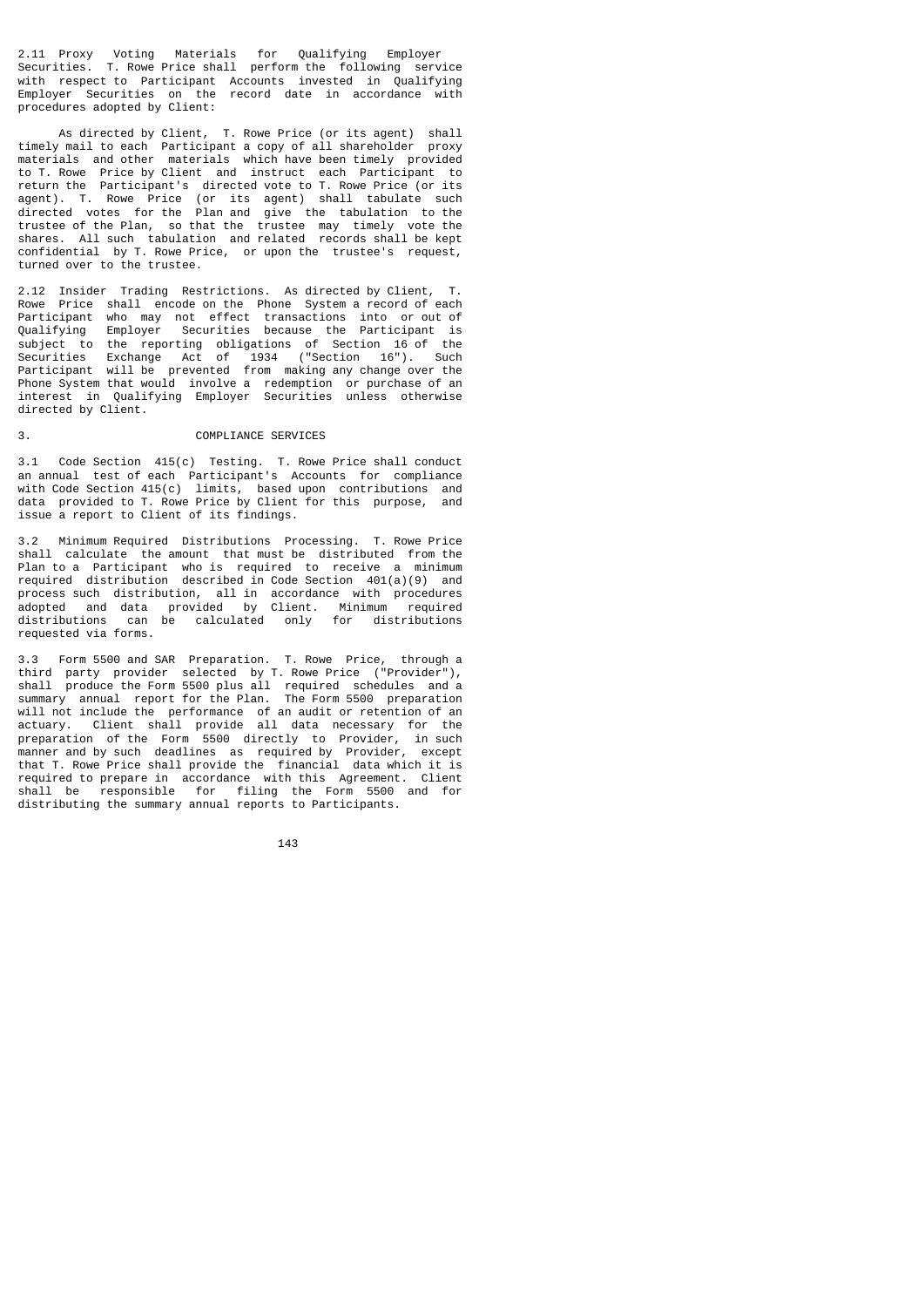2.11 Proxy Voting Materials for Qualifying Employer Securities. T. Rowe Price shall perform the following service with respect to Participant Accounts invested in Qualifying Employer Securities on the record date in accordance with procedures adopted by Client:

As directed by Client, T. Rowe Price (or its agent) shall timely mail to each Participant a copy of all shareholder proxy materials and other materials which have been timely provided to T. Rowe Price by Client and instruct each Participant to return the Participant's directed vote to T. Rowe Price (or its agent). T. Rowe Price (or its agent) shall tabulate such directed votes for the Plan and give the tabulation to the trustee of the Plan, so that the trustee may timely vote the shares. All such tabulation and related records shall be kept confidential by T. Rowe Price, or upon the trustee's request, turned over to the trustee.

2.12 Insider Trading Restrictions. As directed by Client, T. Rowe Price shall encode on the Phone System a record of each Participant who may not effect transactions into or out of Qualifying Employer Securities because the Participant is subject to the reporting obligations of Section 16 of the Securities Exchange Act of 1934 ("Section 16"). Such Participant will be prevented from making any change over the Phone System that would involve a redemption or purchase of an interest in Qualifying Employer Securities unless otherwise directed by Client.

## 3. COMPLIANCE SERVICES

3.1 Code Section 415(c) Testing. T. Rowe Price shall conduct an annual test of each Participant's Accounts for compliance with Code Section 415(c) limits, based upon contributions and data provided to T. Rowe Price by Client for this purpose, and issue a report to Client of its findings.

3.2 Minimum Required Distributions Processing. T. Rowe Price shall calculate the amount that must be distributed from the Plan to a Participant who is required to receive a minimum required distribution described in Code Section 401(a)(9) and process such distribution, all in accordance with procedures adopted and data provided by Client. Minimum required distributions can be calculated only for distributions requested via forms.

3.3 Form 5500 and SAR Preparation. T. Rowe Price, through a third party provider selected by T. Rowe Price ("Provider"), shall produce the Form 5500 plus all required schedules and a summary annual report for the Plan. The Form 5500 preparation will not include the performance of an audit or retention of an actuary. Client shall provide all data necessary for the preparation of the Form 5500 directly to Provider, in such manner and by such deadlines as required by Provider, except that T. Rowe Price shall provide the financial data which it is required to prepare in accordance with this Agreement. Client shall be responsible for filing the Form 5500 and for distributing the summary annual reports to Participants.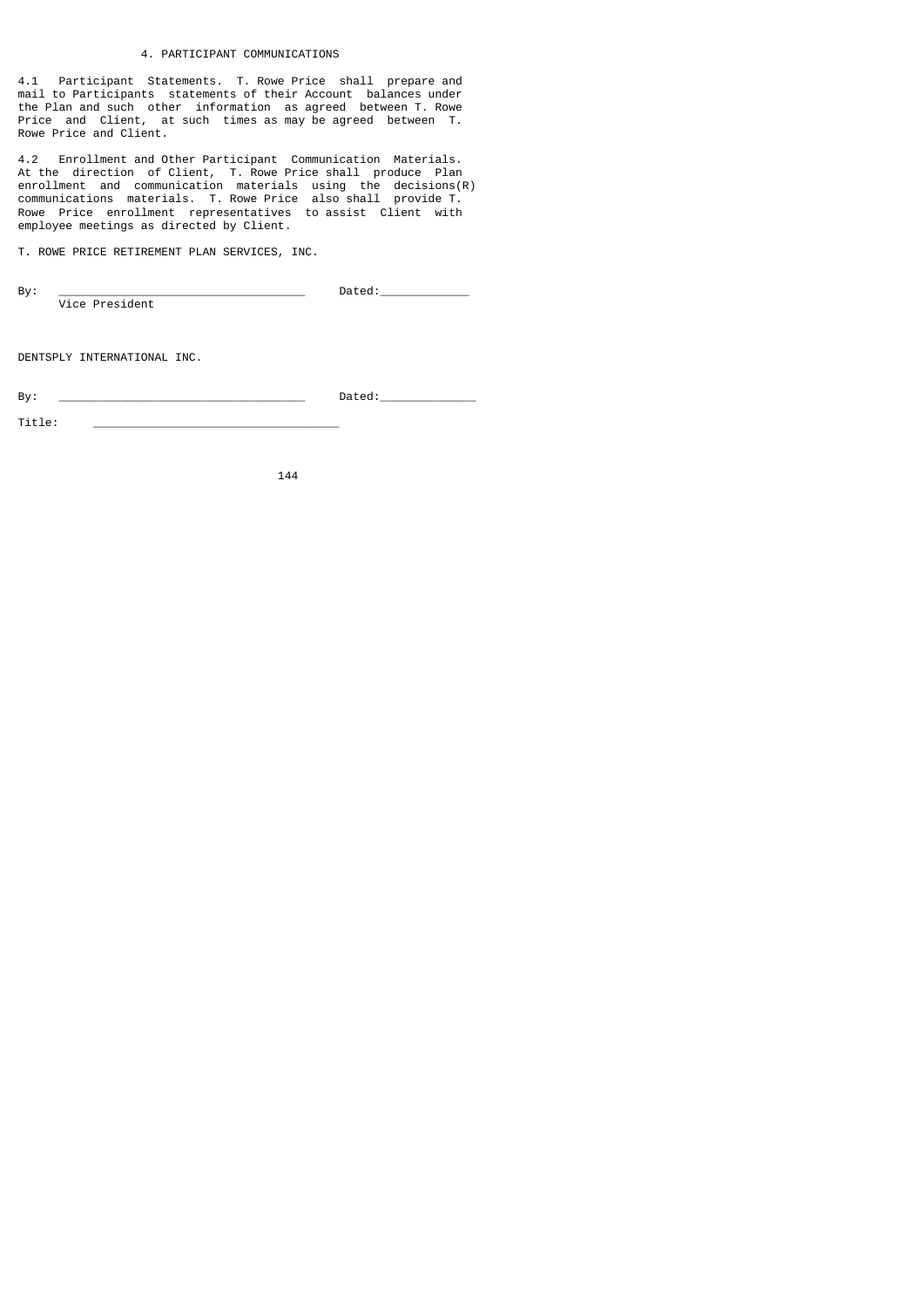## 4. PARTICIPANT COMMUNICATIONS

4.1 Participant Statements. T. Rowe Price shall prepare and mail to Participants statements of their Account balances under the Plan and such other information as agreed between T. Rowe Price and Client, at such times as may be agreed between T. Rowe Price and Client.

4.2 Enrollment and Other Participant Communication Materials. At the direction of Client, T. Rowe Price shall produce Plan enrollment and communication materials using the decisions(R) communications materials. T. Rowe Price also shall provide T. Rowe Price enrollment representatives to assist Client with employee meetings as directed by Client.

T. ROWE PRICE RETIREMENT PLAN SERVICES, INC.

By: ____________________________________ Dated:_____________
Vice President

DENTSPLY INTERNATIONAL INC.

By: ____________________________________ Dated:______________

Title: ____________________________________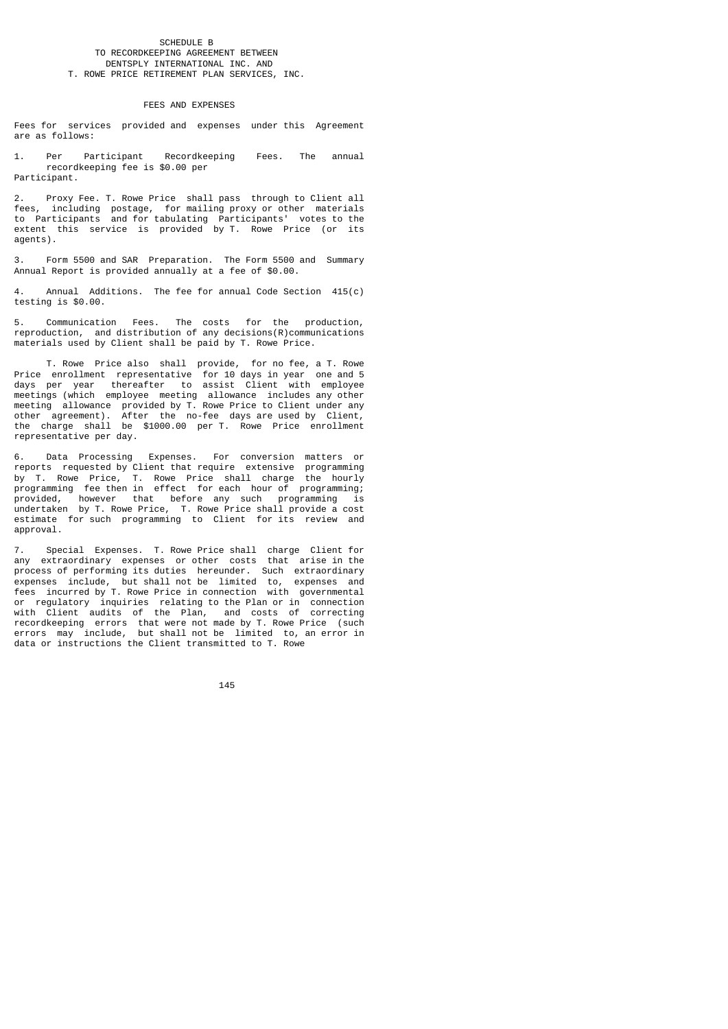SCHEDULE B
TO RECORDKEEPING AGREEMENT BETWEEN
DENTSPLY INTERNATIONAL INC. AND
T. ROWE PRICE RETIREMENT PLAN SERVICES, INC.

FEES AND EXPENSES

Fees for services provided and expenses under this Agreement are as follows:

1. Per Participant Recordkeeping Fees. The annual recordkeeping fee is $0.00 per Participant.

2. Proxy Fee. T. Rowe Price shall pass through to Client all fees, including postage, for mailing proxy or other materials to Participants and for tabulating Participants' votes to the extent this service is provided by T. Rowe Price (or its agents).

3. Form 5500 and SAR Preparation. The Form 5500 and Summary Annual Report is provided annually at a fee of $0.00.

4. Annual Additions. The fee for annual Code Section 415(c) testing is $0.00.

5. Communication Fees. The costs for the production, reproduction, and distribution of any decisions(R)communications materials used by Client shall be paid by T. Rowe Price.

T. Rowe Price also shall provide, for no fee, a T. Rowe Price enrollment representative for 10 days in year one and 5 days per year thereafter to assist Client with employee meetings (which employee meeting allowance includes any other meeting allowance provided by T. Rowe Price to Client under any other agreement). After the no-fee days are used by Client, the charge shall be $1000.00 per T. Rowe Price enrollment representative per day.

6. Data Processing Expenses. For conversion matters or reports requested by Client that require extensive programming by T. Rowe Price, T. Rowe Price shall charge the hourly programming fee then in effect for each hour of programming; provided, however that before any such programming is undertaken by T. Rowe Price, T. Rowe Price shall provide a cost estimate for such programming to Client for its review and approval.

7. Special Expenses. T. Rowe Price shall charge Client for any extraordinary expenses or other costs that arise in the process of performing its duties hereunder. Such extraordinary expenses include, but shall not be limited to, expenses and fees incurred by T. Rowe Price in connection with governmental or regulatory inquiries relating to the Plan or in connection with Client audits of the Plan, and costs of correcting recordkeeping errors that were not made by T. Rowe Price (such errors may include, but shall not be limited to, an error in data or instructions the Client transmitted to T. Rowe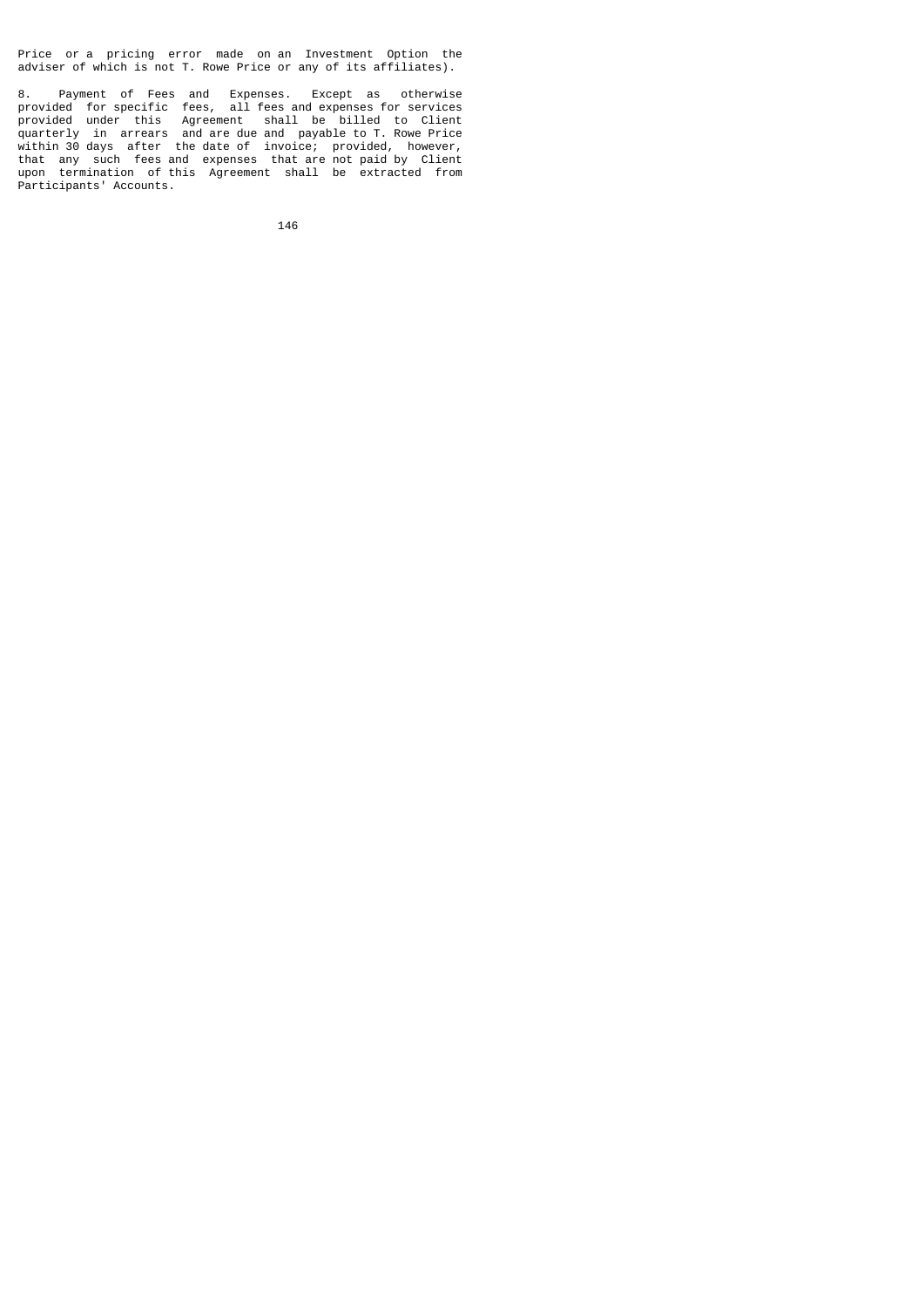Price or a pricing error made on an Investment Option the adviser of which is not T. Rowe Price or any of its affiliates).

8. Payment of Fees and Expenses. Except as otherwise provided for specific fees, all fees and expenses for services provided under this Agreement shall be billed to Client quarterly in arrears and are due and payable to T. Rowe Price within 30 days after the date of invoice; provided, however, that any such fees and expenses that are not paid by Client upon termination of this Agreement shall be extracted from Participants' Accounts.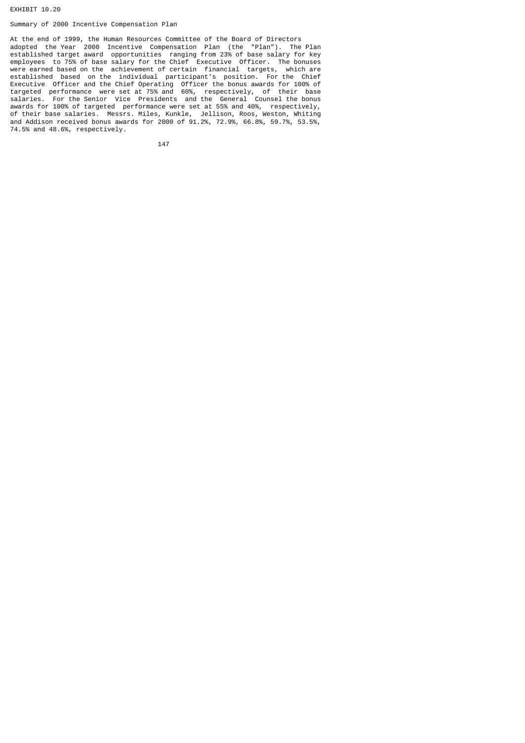EXHIBIT 10.20

Summary of 2000 Incentive Compensation Plan

At the end of 1999, the Human Resources Committee of the Board of Directors adopted the Year 2000 Incentive Compensation Plan (the "Plan"). The Plan established target award opportunities ranging from 23% of base salary for key employees to 75% of base salary for the Chief Executive Officer. The bonuses were earned based on the achievement of certain financial targets, which are established based on the individual participant's position. For the Chief Executive Officer and the Chief Operating Officer the bonus awards for 100% of targeted performance were set at 75% and 60%, respectively, of their base salaries. For the Senior Vice Presidents and the General Counsel the bonus awards for 100% of targeted performance were set at 55% and 40%, respectively, of their base salaries. Messrs. Miles, Kunkle, Jellison, Roos, Weston, Whiting and Addison received bonus awards for 2000 of 91.2%, 72.9%, 66.8%, 59.7%, 53.5%, 74.5% and 48.6%, respectively.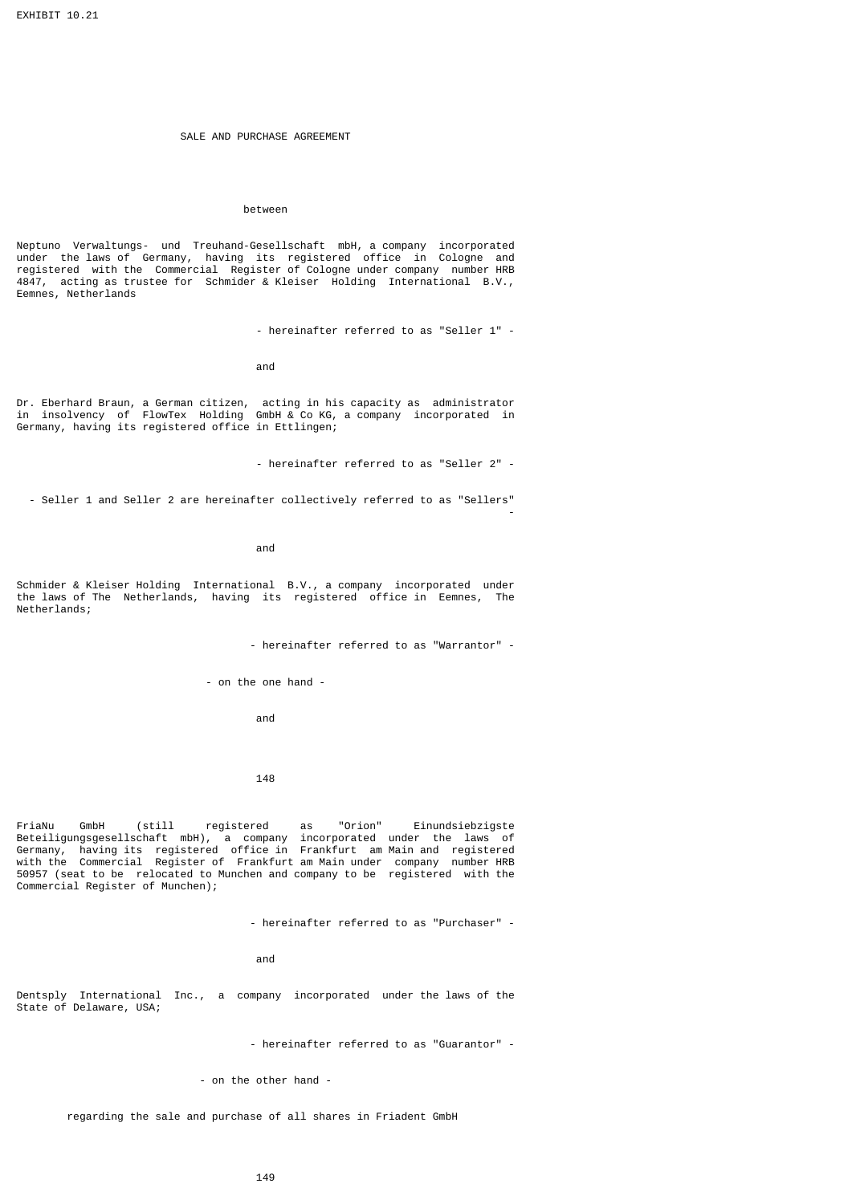EXHIBIT 10.21

# SALE AND PURCHASE AGREEMENT

between

Neptuno Verwaltungs- und Treuhand-Gesellschaft mbH, a company incorporated under the laws of Germany, having its registered office in Cologne and registered with the Commercial Register of Cologne under company number HRB 4847, acting as trustee for Schmider & Kleiser Holding International B.V., Eemnes, Netherlands

- hereinafter referred to as "Seller 1" -

and

Dr. Eberhard Braun, a German citizen, acting in his capacity as administrator in insolvency of FlowTex Holding GmbH & Co KG, a company incorporated in Germany, having its registered office in Ettlingen;

- hereinafter referred to as "Seller 2" -

- Seller 1 and Seller 2 are hereinafter collectively referred to as "Sellers" -

and

Schmider & Kleiser Holding International B.V., a company incorporated under the laws of The Netherlands, having its registered office in Eemnes, The Netherlands;

- hereinafter referred to as "Warrantor" -

- on the one hand -

and

FriaNu GmbH (still registered as "Orion" Einundsiebzigste Beteiligungsgesellschaft mbH), a company incorporated under the laws of Germany, having its registered office in Frankfurt am Main and registered with the Commercial Register of Frankfurt am Main under company number HRB 50957 (seat to be relocated to Munchen and company to be registered with the Commercial Register of Munchen);

- hereinafter referred to as "Purchaser" -

and

Dentsply International Inc., a company incorporated under the laws of the State of Delaware, USA;

- hereinafter referred to as "Guarantor" -

- on the other hand -

regarding the sale and purchase of all shares in Friadent GmbH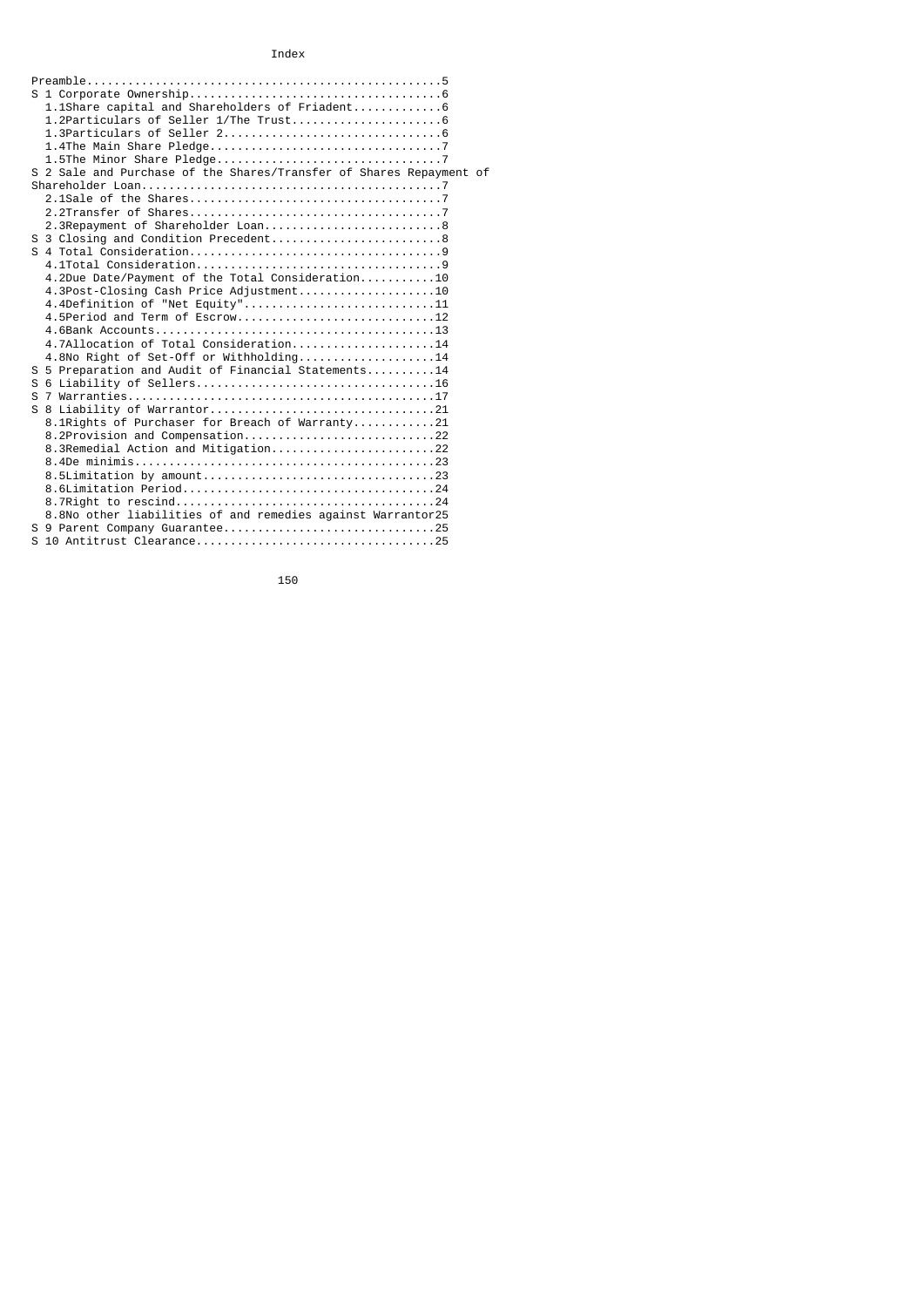# Index

Preamble....................................................5
S 1 Corporate Ownership.....................................6
1.1Share capital and Shareholders of Friadent............6
1.2Particulars of Seller 1/The Trust.....................6
1.3Particulars of Seller 2...............................6
1.4The Main Share Pledge.................................7
1.5The Minor Share Pledge................................7
S 2 Sale and Purchase of the Shares/Transfer of Shares Repayment of Shareholder Loan............................................7
2.1Sale of the Shares....................................7
2.2Transfer of Shares....................................7
2.3Repayment of Shareholder Loan.........................8
S 3 Closing and Condition Precedent.........................8
S 4 Total Consideration.....................................9
4.1Total Consideration...................................9
4.2Due Date/Payment of the Total Consideration..........10
4.3Post-Closing Cash Price Adjustment...................10
4.4Definition of "Net Equity"...........................11
4.5Period and Term of Escrow............................12
4.6Bank Accounts........................................13
4.7Allocation of Total Consideration....................14
4.8No Right of Set-Off or Withholding...................14
S 5 Preparation and Audit of Financial Statements..........14
S 6 Liability of Sellers...................................16
S 7 Warranties.............................................17
S 8 Liability of Warrantor.................................21
8.1Rights of Purchaser for Breach of Warranty...........21
8.2Provision and Compensation...........................22
8.3Remedial Action and Mitigation.......................22
8.4De minimis...........................................23
8.5Limitation by amount.................................23
8.6Limitation Period....................................24
8.7Right to rescind.....................................24
8.8No other liabilities of and remedies against Warrantor25
S 9 Parent Company Guarantee...............................25
S 10 Antitrust Clearance...................................25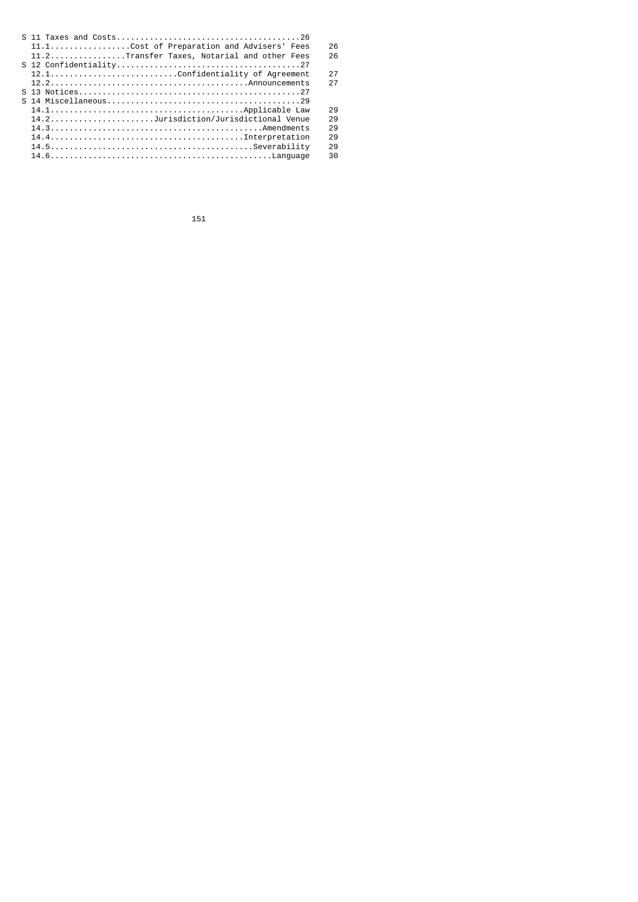| | | |
|---|---|---|
| S 11 Taxes and Costs......................................26 | | |
| 11.1.................Cost of Preparation and Advisers' Fees | 26 | |
| 11.2................Transfer Taxes, Notarial and other Fees | 26 | |
| S 12 Confidentiality.......................................27 | | |
| 12.1...........................Confidentiality of Agreement | 27 | |
| 12.2.........................................Announcements | 27 | |
| S 13 Notices...............................................27 | | |
| S 14 Miscellaneous.........................................29 | | |
| 14.1........................................Applicable Law | 29 | |
| 14.2......................Jurisdiction/Jurisdictional Venue | 29 | |
| 14.3............................................Amendments | 29 | |
| 14.4.........................................Interpretation | 29 | |
| 14.5..........................................Severability | 29 | |
| 14.6..............................................Language | 30 | |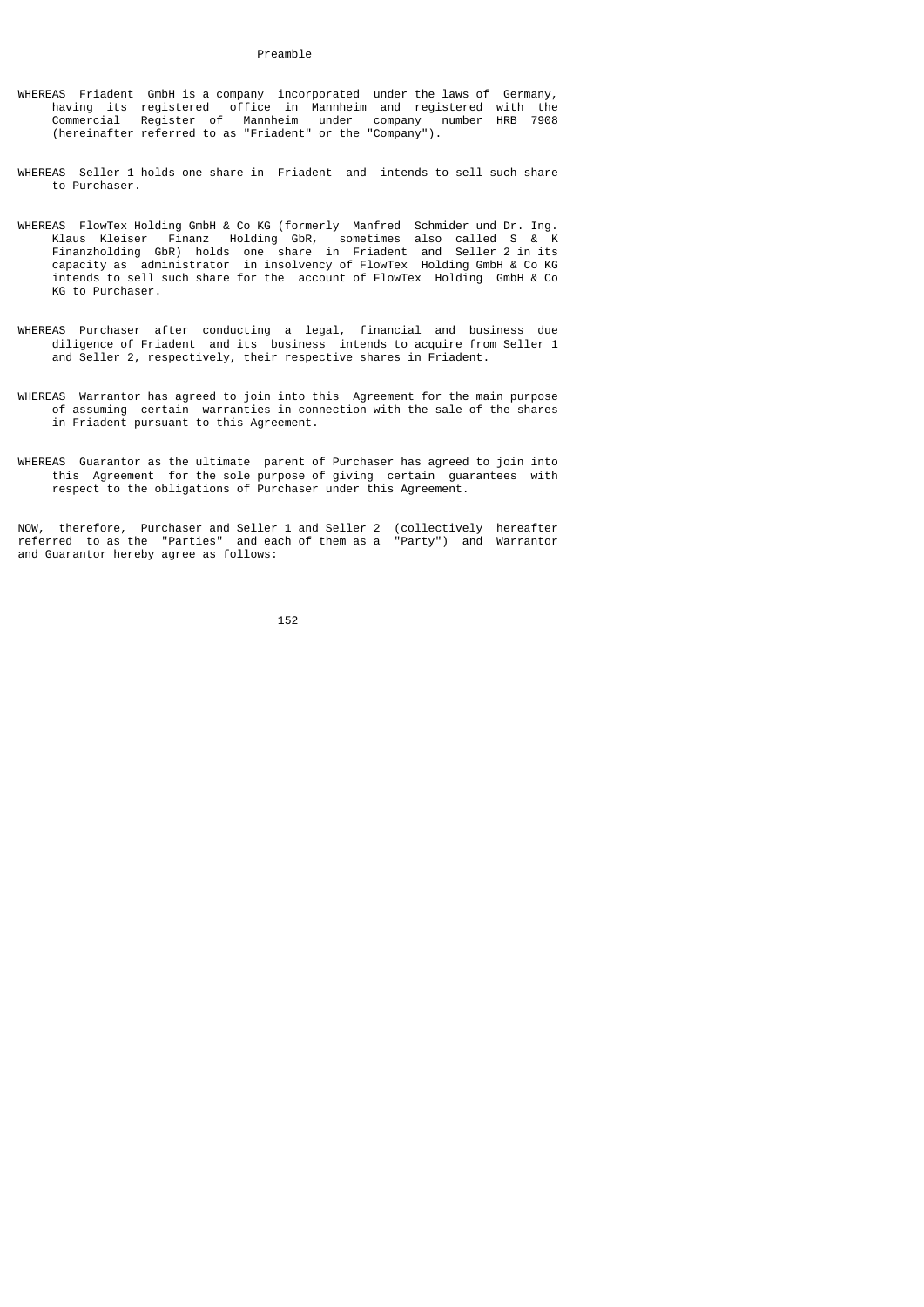## Preamble

WHEREAS Friadent GmbH is a company incorporated under the laws of Germany, having its registered office in Mannheim and registered with the Commercial Register of Mannheim under company number HRB 7908 (hereinafter referred to as "Friadent" or the "Company").

WHEREAS Seller 1 holds one share in Friadent and intends to sell such share to Purchaser.

WHEREAS FlowTex Holding GmbH & Co KG (formerly Manfred Schmider und Dr. Ing. Klaus Kleiser Finanz Holding GbR, sometimes also called S & K Finanzholding GbR) holds one share in Friadent and Seller 2 in its capacity as administrator in insolvency of FlowTex Holding GmbH & Co KG intends to sell such share for the account of FlowTex Holding GmbH & Co KG to Purchaser.

WHEREAS Purchaser after conducting a legal, financial and business due diligence of Friadent and its business intends to acquire from Seller 1 and Seller 2, respectively, their respective shares in Friadent.

WHEREAS Warrantor has agreed to join into this Agreement for the main purpose of assuming certain warranties in connection with the sale of the shares in Friadent pursuant to this Agreement.

WHEREAS Guarantor as the ultimate parent of Purchaser has agreed to join into this Agreement for the sole purpose of giving certain guarantees with respect to the obligations of Purchaser under this Agreement.

NOW, therefore, Purchaser and Seller 1 and Seller 2 (collectively hereafter referred to as the "Parties" and each of them as a "Party") and Warrantor and Guarantor hereby agree as follows: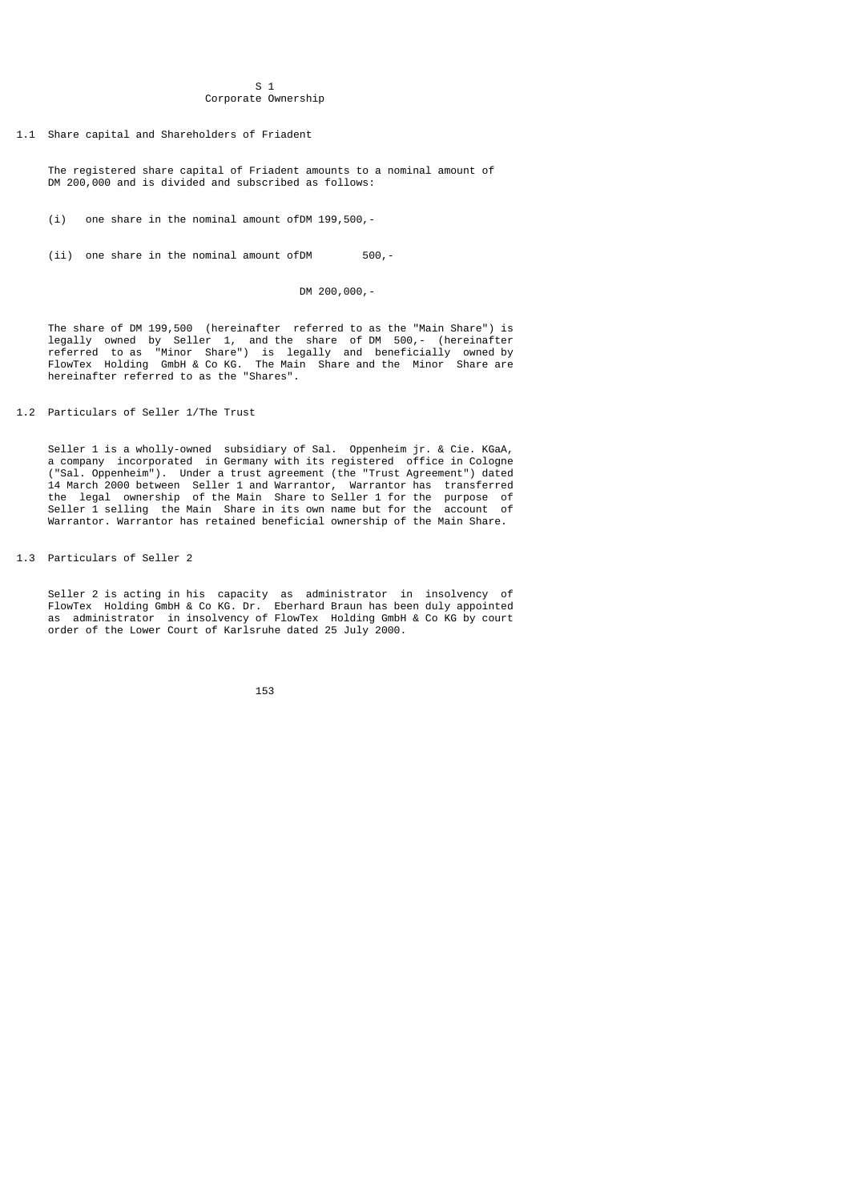# S 1
## Corporate Ownership

### 1.1 Share capital and Shareholders of Friadent

The registered share capital of Friadent amounts to a nominal amount of DM 200,000 and is divided and subscribed as follows:

(i) one share in the nominal amount of DM 199,500,-

(ii) one share in the nominal amount of DM 500,-

DM 200,000,-

The share of DM 199,500 (hereinafter referred to as the "Main Share") is legally owned by Seller 1, and the share of DM 500,- (hereinafter referred to as "Minor Share") is legally and beneficially owned by FlowTex Holding GmbH & Co KG. The Main Share and the Minor Share are hereinafter referred to as the "Shares".

### 1.2 Particulars of Seller 1/The Trust

Seller 1 is a wholly-owned subsidiary of Sal. Oppenheim jr. & Cie. KGaA, a company incorporated in Germany with its registered office in Cologne ("Sal. Oppenheim"). Under a trust agreement (the "Trust Agreement") dated 14 March 2000 between Seller 1 and Warrantor, Warrantor has transferred the legal ownership of the Main Share to Seller 1 for the purpose of Seller 1 selling the Main Share in its own name but for the account of Warrantor. Warrantor has retained beneficial ownership of the Main Share.

### 1.3 Particulars of Seller 2

Seller 2 is acting in his capacity as administrator in insolvency of FlowTex Holding GmbH & Co KG. Dr. Eberhard Braun has been duly appointed as administrator in insolvency of FlowTex Holding GmbH & Co KG by court order of the Lower Court of Karlsruhe dated 25 July 2000.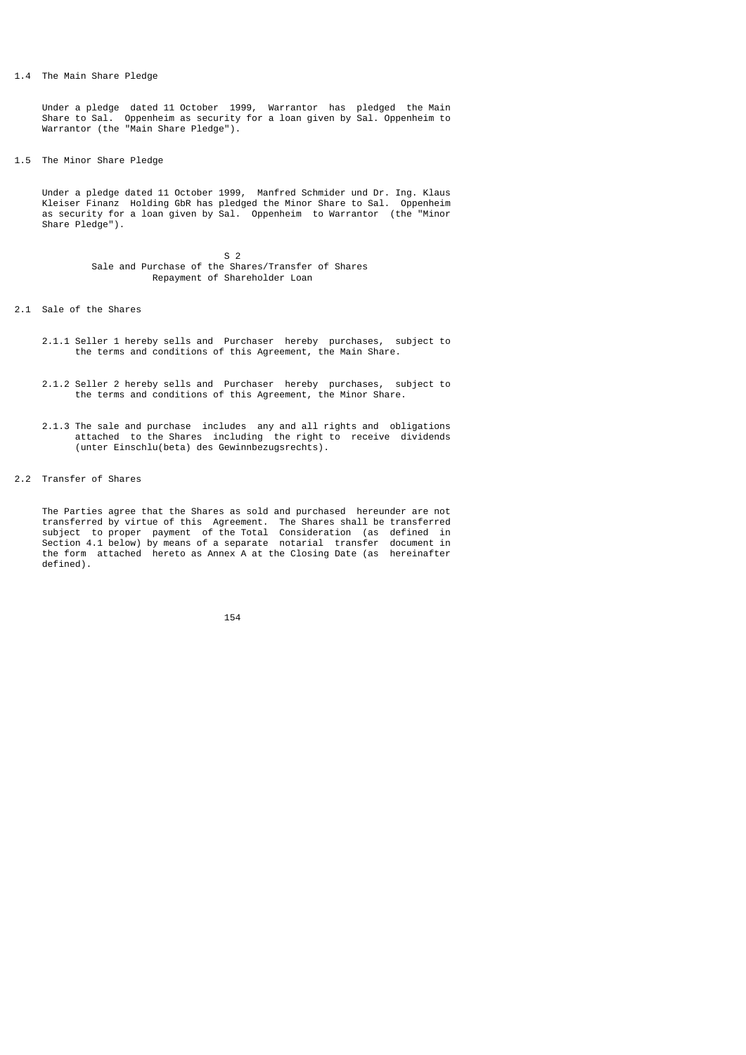### 1.4 The Main Share Pledge

Under a pledge dated 11 October 1999, Warrantor has pledged the Main Share to Sal. Oppenheim as security for a loan given by Sal. Oppenheim to Warrantor (the "Main Share Pledge").

### 1.5 The Minor Share Pledge

Under a pledge dated 11 October 1999, Manfred Schmider und Dr. Ing. Klaus Kleiser Finanz Holding GbR has pledged the Minor Share to Sal. Oppenheim as security for a loan given by Sal. Oppenheim to Warrantor (the "Minor Share Pledge").

## S 2
## Sale and Purchase of the Shares/Transfer of Shares
## Repayment of Shareholder Loan

### 2.1 Sale of the Shares

2.1.1 Seller 1 hereby sells and Purchaser hereby purchases, subject to the terms and conditions of this Agreement, the Main Share.

2.1.2 Seller 2 hereby sells and Purchaser hereby purchases, subject to the terms and conditions of this Agreement, the Minor Share.

2.1.3 The sale and purchase includes any and all rights and obligations attached to the Shares including the right to receive dividends (unter Einschlu(beta) des Gewinnbezugsrechts).

### 2.2 Transfer of Shares

The Parties agree that the Shares as sold and purchased hereunder are not transferred by virtue of this Agreement. The Shares shall be transferred subject to proper payment of the Total Consideration (as defined in Section 4.1 below) by means of a separate notarial transfer document in the form attached hereto as Annex A at the Closing Date (as hereinafter defined).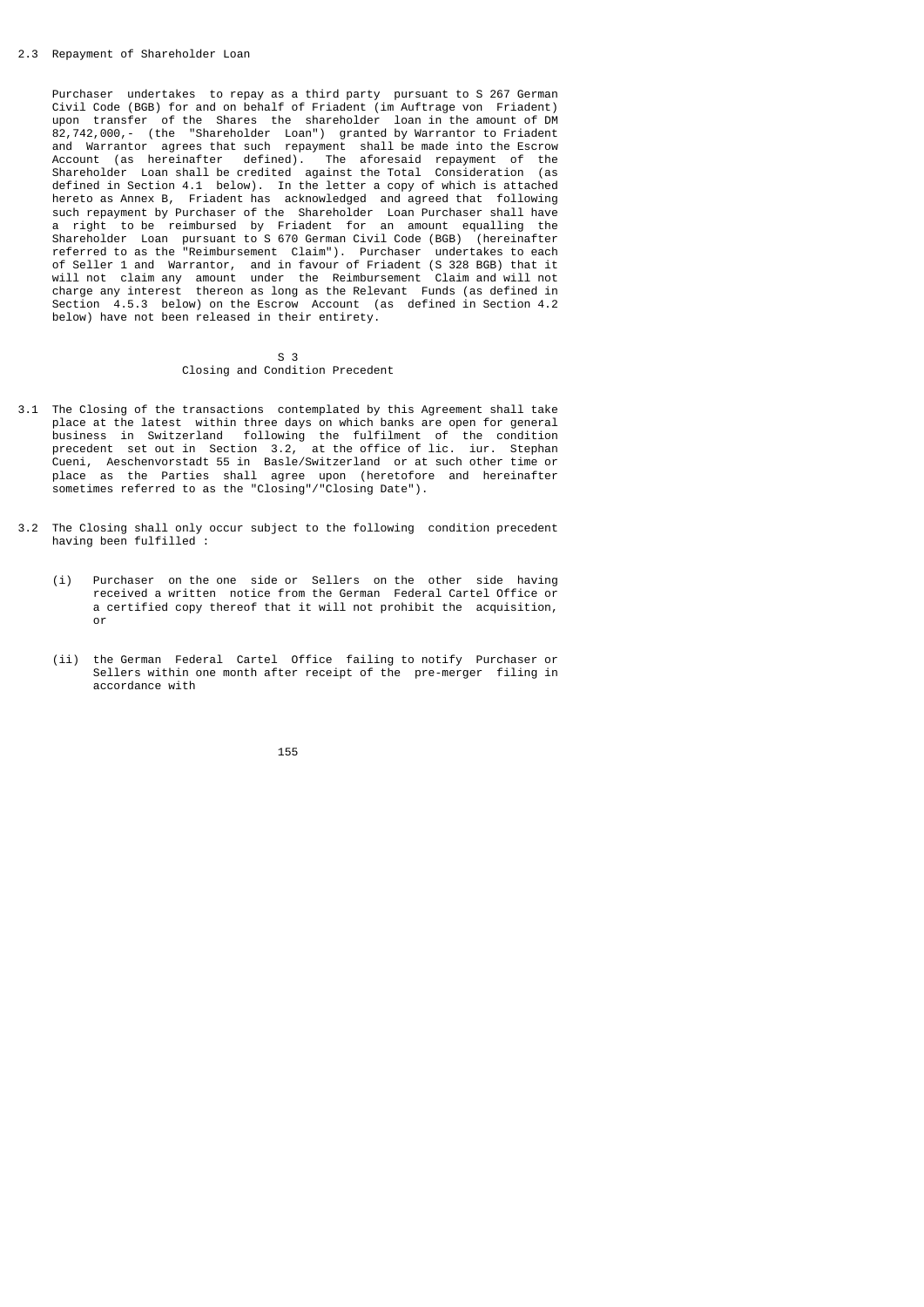2.3 Repayment of Shareholder Loan

Purchaser undertakes to repay as a third party pursuant to S 267 German Civil Code (BGB) for and on behalf of Friadent (im Auftrage von Friadent) upon transfer of the Shares the shareholder loan in the amount of DM 82,742,000,- (the "Shareholder Loan") granted by Warrantor to Friadent and Warrantor agrees that such repayment shall be made into the Escrow Account (as hereinafter defined). The aforesaid repayment of the Shareholder Loan shall be credited against the Total Consideration (as defined in Section 4.1 below). In the letter a copy of which is attached hereto as Annex B, Friadent has acknowledged and agreed that following such repayment by Purchaser of the Shareholder Loan Purchaser shall have a right to be reimbursed by Friadent for an amount equalling the Shareholder Loan pursuant to S 670 German Civil Code (BGB) (hereinafter referred to as the "Reimbursement Claim"). Purchaser undertakes to each of Seller 1 and Warrantor, and in favour of Friadent (S 328 BGB) that it will not claim any amount under the Reimbursement Claim and will not charge any interest thereon as long as the Relevant Funds (as defined in Section 4.5.3 below) on the Escrow Account (as defined in Section 4.2 below) have not been released in their entirety.

## S 3
## Closing and Condition Precedent

3.1 The Closing of the transactions contemplated by this Agreement shall take place at the latest within three days on which banks are open for general business in Switzerland following the fulfilment of the condition precedent set out in Section 3.2, at the office of lic. iur. Stephan Cueni, Aeschenvorstadt 55 in Basle/Switzerland or at such other time or place as the Parties shall agree upon (heretofore and hereinafter sometimes referred to as the "Closing"/"Closing Date").

3.2 The Closing shall only occur subject to the following condition precedent having been fulfilled :

   (i) Purchaser on the one side or Sellers on the other side having received a written notice from the German Federal Cartel Office or a certified copy thereof that it will not prohibit the acquisition, or

   (ii) the German Federal Cartel Office failing to notify Purchaser or Sellers within one month after receipt of the pre-merger filing in accordance with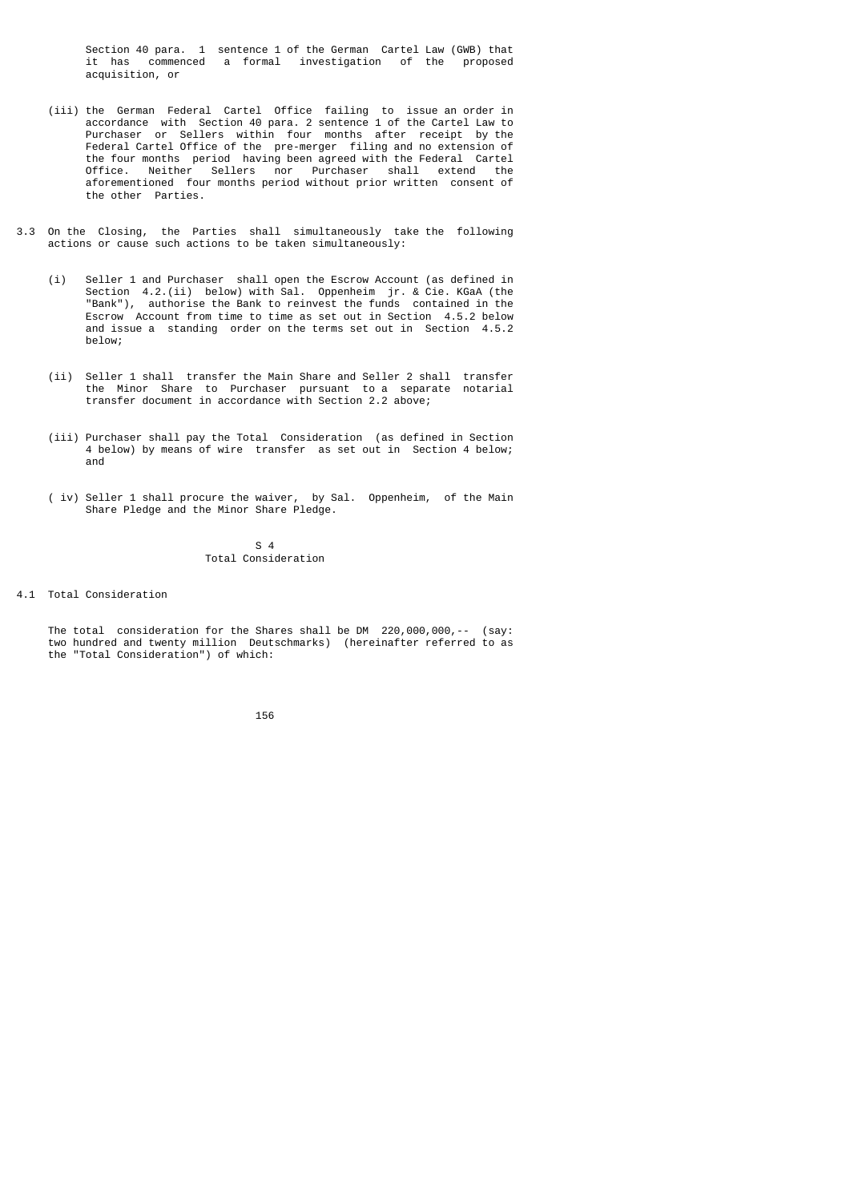Section 40 para. 1 sentence 1 of the German Cartel Law (GWB) that it has commenced a formal investigation of the proposed acquisition, or

(iii) the German Federal Cartel Office failing to issue an order in accordance with Section 40 para. 2 sentence 1 of the Cartel Law to Purchaser or Sellers within four months after receipt by the Federal Cartel Office of the pre-merger filing and no extension of the four months period having been agreed with the Federal Cartel Office. Neither Sellers nor Purchaser shall extend the aforementioned four months period without prior written consent of the other Parties.

3.3 On the Closing, the Parties shall simultaneously take the following actions or cause such actions to be taken simultaneously:

(i) Seller 1 and Purchaser shall open the Escrow Account (as defined in Section 4.2.(ii) below) with Sal. Oppenheim jr. & Cie. KGaA (the "Bank"), authorise the Bank to reinvest the funds contained in the Escrow Account from time to time as set out in Section 4.5.2 below and issue a standing order on the terms set out in Section 4.5.2 below;

(ii) Seller 1 shall transfer the Main Share and Seller 2 shall transfer the Minor Share to Purchaser pursuant to a separate notarial transfer document in accordance with Section 2.2 above;

(iii) Purchaser shall pay the Total Consideration (as defined in Section 4 below) by means of wire transfer as set out in Section 4 below; and

( iv) Seller 1 shall procure the waiver, by Sal. Oppenheim, of the Main Share Pledge and the Minor Share Pledge.

## S 4
## Total Consideration

4.1 Total Consideration

The total consideration for the Shares shall be DM 220,000,000,-- (say: two hundred and twenty million Deutschmarks) (hereinafter referred to as the "Total Consideration") of which: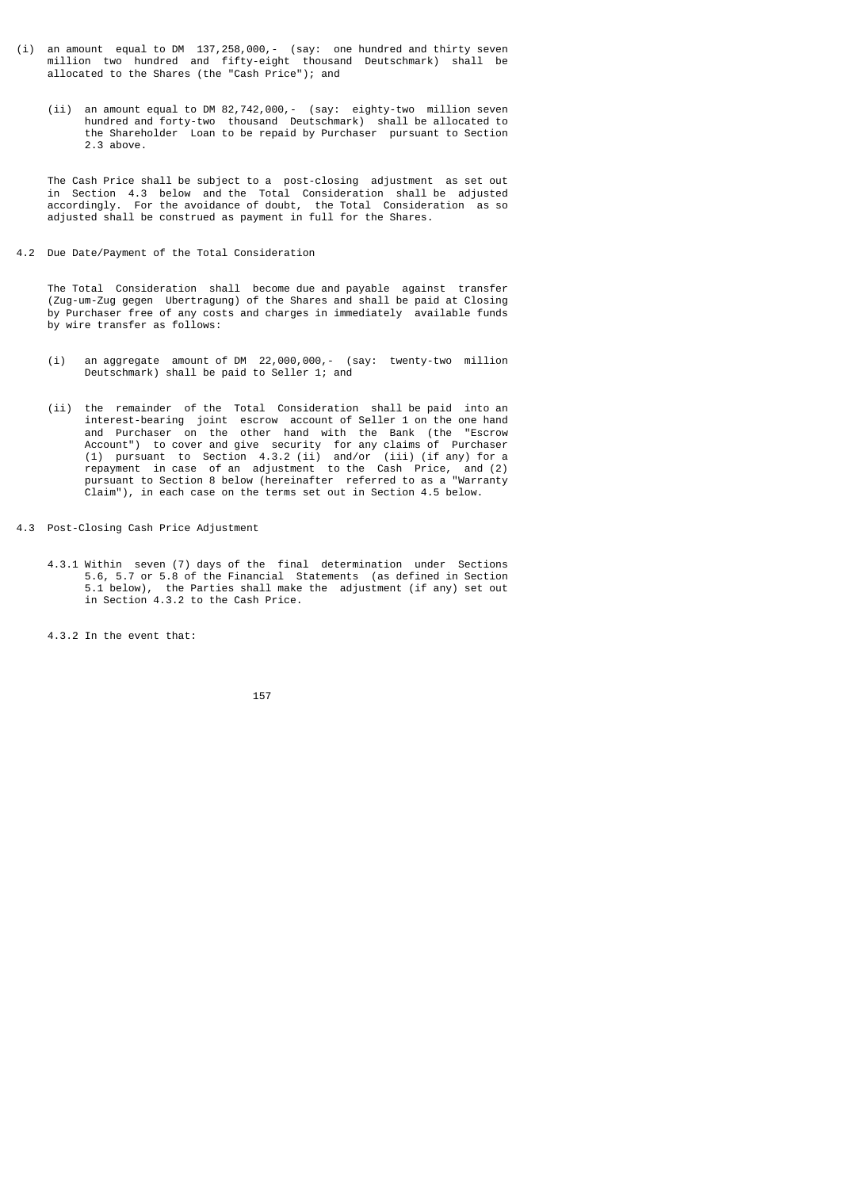(i) an amount equal to DM 137,258,000,- (say: one hundred and thirty seven million two hundred and fifty-eight thousand Deutschmark) shall be allocated to the Shares (the "Cash Price"); and

(ii) an amount equal to DM 82,742,000,- (say: eighty-two million seven hundred and forty-two thousand Deutschmark) shall be allocated to the Shareholder Loan to be repaid by Purchaser pursuant to Section 2.3 above.

The Cash Price shall be subject to a post-closing adjustment as set out in Section 4.3 below and the Total Consideration shall be adjusted accordingly. For the avoidance of doubt, the Total Consideration as so adjusted shall be construed as payment in full for the Shares.

4.2 Due Date/Payment of the Total Consideration

The Total Consideration shall become due and payable against transfer (Zug-um-Zug gegen Ubertragung) of the Shares and shall be paid at Closing by Purchaser free of any costs and charges in immediately available funds by wire transfer as follows:

(i) an aggregate amount of DM 22,000,000,- (say: twenty-two million Deutschmark) shall be paid to Seller 1; and

(ii) the remainder of the Total Consideration shall be paid into an interest-bearing joint escrow account of Seller 1 on the one hand and Purchaser on the other hand with the Bank (the "Escrow Account") to cover and give security for any claims of Purchaser (1) pursuant to Section 4.3.2 (ii) and/or (iii) (if any) for a repayment in case of an adjustment to the Cash Price, and (2) pursuant to Section 8 below (hereinafter referred to as a "Warranty Claim"), in each case on the terms set out in Section 4.5 below.

4.3 Post-Closing Cash Price Adjustment

4.3.1 Within seven (7) days of the final determination under Sections 5.6, 5.7 or 5.8 of the Financial Statements (as defined in Section 5.1 below), the Parties shall make the adjustment (if any) set out in Section 4.3.2 to the Cash Price.

4.3.2 In the event that: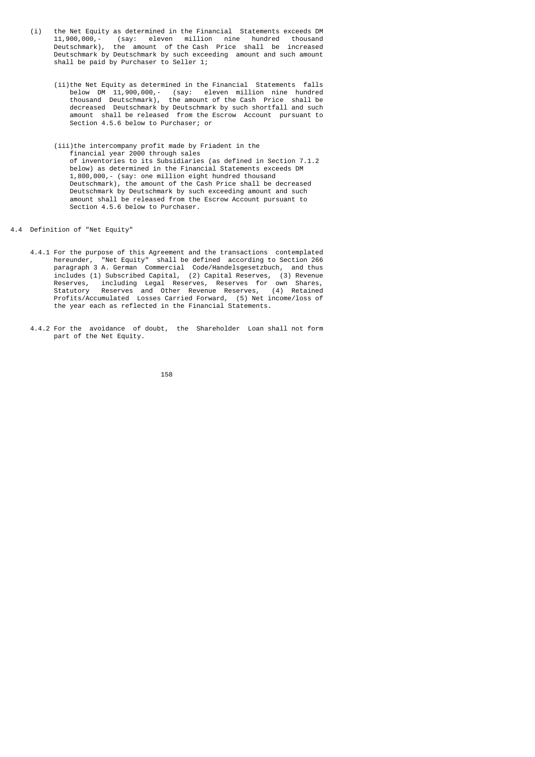(i) the Net Equity as determined in the Financial Statements exceeds DM 11,900,000,- (say: eleven million nine hundred thousand Deutschmark), the amount of the Cash Price shall be increased Deutschmark by Deutschmark by such exceeding amount and such amount shall be paid by Purchaser to Seller 1;

(ii) the Net Equity as determined in the Financial Statements falls below DM 11,900,000,- (say: eleven million nine hundred thousand Deutschmark), the amount of the Cash Price shall be decreased Deutschmark by Deutschmark by such shortfall and such amount shall be released from the Escrow Account pursuant to Section 4.5.6 below to Purchaser; or

(iii) the intercompany profit made by Friadent in the financial year 2000 through sales of inventories to its Subsidiaries (as defined in Section 7.1.2 below) as determined in the Financial Statements exceeds DM 1,800,000,- (say: one million eight hundred thousand Deutschmark), the amount of the Cash Price shall be decreased Deutschmark by Deutschmark by such exceeding amount and such amount shall be released from the Escrow Account pursuant to Section 4.5.6 below to Purchaser.

4.4 Definition of "Net Equity"

4.4.1 For the purpose of this Agreement and the transactions contemplated hereunder, "Net Equity" shall be defined according to Section 266 paragraph 3 A. German Commercial Code/Handelsgesetzbuch, and thus includes (1) Subscribed Capital, (2) Capital Reserves, (3) Revenue Reserves, including Legal Reserves, Reserves for own Shares, Statutory Reserves and Other Revenue Reserves, (4) Retained Profits/Accumulated Losses Carried Forward, (5) Net income/loss of the year each as reflected in the Financial Statements.

4.4.2 For the avoidance of doubt, the Shareholder Loan shall not form part of the Net Equity.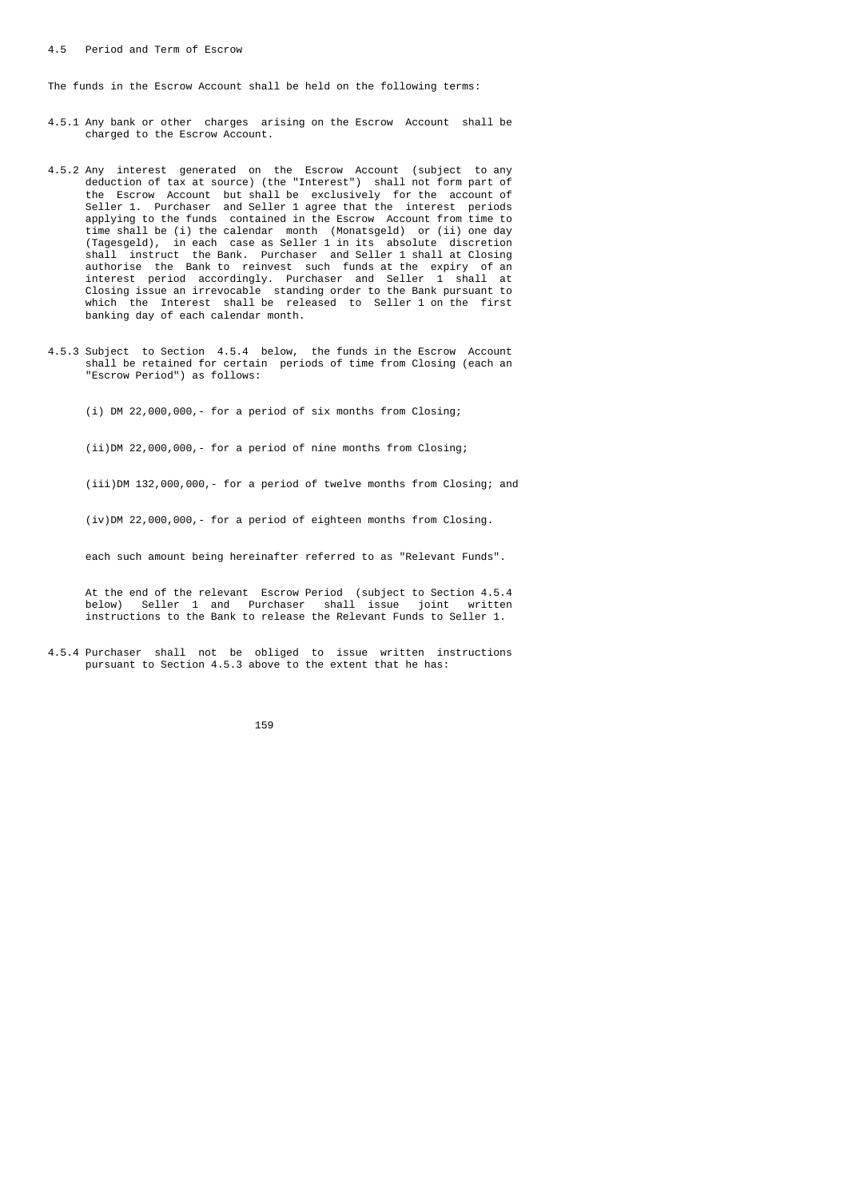### 4.5 Period and Term of Escrow

The funds in the Escrow Account shall be held on the following terms:

4.5.1 Any bank or other charges arising on the Escrow Account shall be charged to the Escrow Account.

4.5.2 Any interest generated on the Escrow Account (subject to any deduction of tax at source) (the "Interest") shall not form part of the Escrow Account but shall be exclusively for the account of Seller 1. Purchaser and Seller 1 agree that the interest periods applying to the funds contained in the Escrow Account from time to time shall be (i) the calendar month (Monatsgeld) or (ii) one day (Tagesgeld), in each case as Seller 1 in its absolute discretion shall instruct the Bank. Purchaser and Seller 1 shall at Closing authorise the Bank to reinvest such funds at the expiry of an interest period accordingly. Purchaser and Seller 1 shall at Closing issue an irrevocable standing order to the Bank pursuant to which the Interest shall be released to Seller 1 on the first banking day of each calendar month.

4.5.3 Subject to Section 4.5.4 below, the funds in the Escrow Account shall be retained for certain periods of time from Closing (each an "Escrow Period") as follows:

(i) DM 22,000,000,- for a period of six months from Closing;

(ii) DM 22,000,000,- for a period of nine months from Closing;

(iii) DM 132,000,000,- for a period of twelve months from Closing; and

(iv) DM 22,000,000,- for a period of eighteen months from Closing.

each such amount being hereinafter referred to as "Relevant Funds".

At the end of the relevant Escrow Period (subject to Section 4.5.4 below) Seller 1 and Purchaser shall issue joint written instructions to the Bank to release the Relevant Funds to Seller 1.

4.5.4 Purchaser shall not be obliged to issue written instructions pursuant to Section 4.5.3 above to the extent that he has: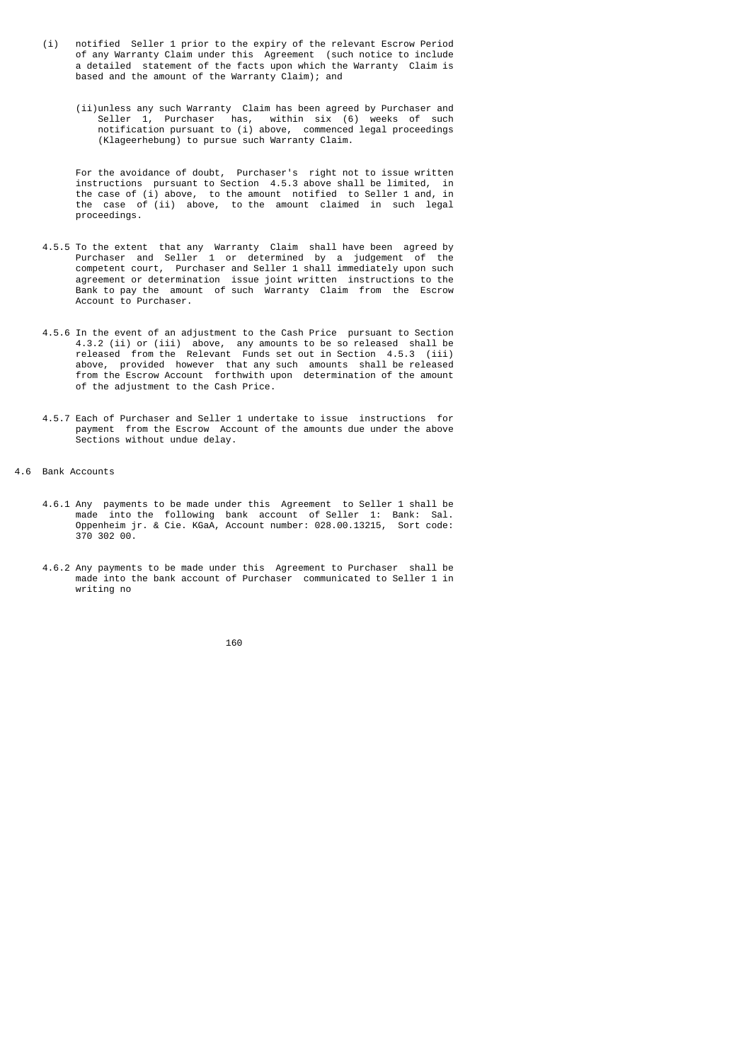(i) notified Seller 1 prior to the expiry of the relevant Escrow Period of any Warranty Claim under this Agreement (such notice to include a detailed statement of the facts upon which the Warranty Claim is based and the amount of the Warranty Claim); and

(ii) unless any such Warranty Claim has been agreed by Purchaser and Seller 1, Purchaser has, within six (6) weeks of such notification pursuant to (i) above, commenced legal proceedings (Klageerhebung) to pursue such Warranty Claim.

For the avoidance of doubt, Purchaser's right not to issue written instructions pursuant to Section 4.5.3 above shall be limited, in the case of (i) above, to the amount notified to Seller 1 and, in the case of (ii) above, to the amount claimed in such legal proceedings.

4.5.5 To the extent that any Warranty Claim shall have been agreed by Purchaser and Seller 1 or determined by a judgement of the competent court, Purchaser and Seller 1 shall immediately upon such agreement or determination issue joint written instructions to the Bank to pay the amount of such Warranty Claim from the Escrow Account to Purchaser.

4.5.6 In the event of an adjustment to the Cash Price pursuant to Section 4.3.2 (ii) or (iii) above, any amounts to be so released shall be released from the Relevant Funds set out in Section 4.5.3 (iii) above, provided however that any such amounts shall be released from the Escrow Account forthwith upon determination of the amount of the adjustment to the Cash Price.

4.5.7 Each of Purchaser and Seller 1 undertake to issue instructions for payment from the Escrow Account of the amounts due under the above Sections without undue delay.

4.6 Bank Accounts

4.6.1 Any payments to be made under this Agreement to Seller 1 shall be made into the following bank account of Seller 1: Bank: Sal. Oppenheim jr. & Cie. KGaA, Account number: 028.00.13215, Sort code: 370 302 00.

4.6.2 Any payments to be made under this Agreement to Purchaser shall be made into the bank account of Purchaser communicated to Seller 1 in writing no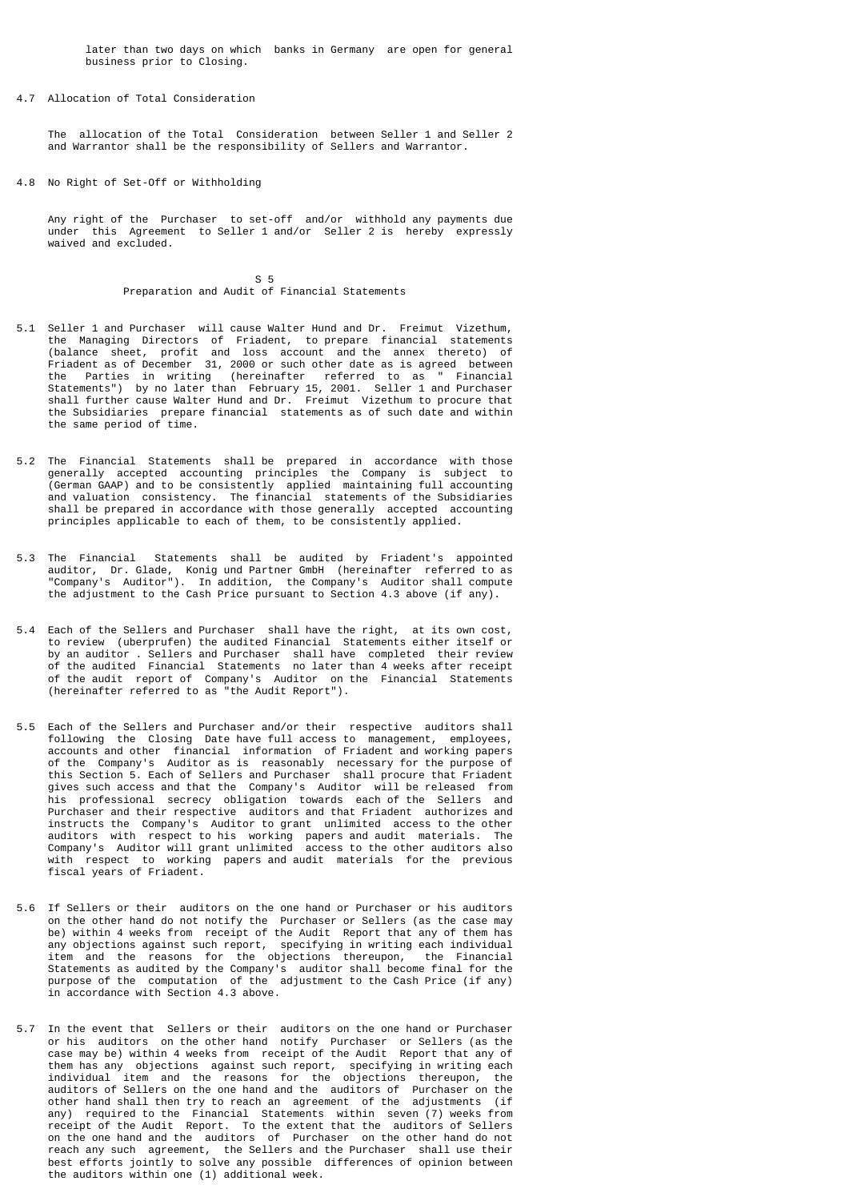later than two days on which banks in Germany are open for general business prior to Closing.

4.7 Allocation of Total Consideration

The allocation of the Total Consideration between Seller 1 and Seller 2 and Warrantor shall be the responsibility of Sellers and Warrantor.

4.8 No Right of Set-Off or Withholding

Any right of the Purchaser to set-off and/or withhold any payments due under this Agreement to Seller 1 and/or Seller 2 is hereby expressly waived and excluded.

## S 5
## Preparation and Audit of Financial Statements

5.1 Seller 1 and Purchaser will cause Walter Hund and Dr. Freimut Vizethum, the Managing Directors of Friadent, to prepare financial statements (balance sheet, profit and loss account and the annex thereto) of Friadent as of December 31, 2000 or such other date as is agreed between the Parties in writing (hereinafter referred to as " Financial Statements") by no later than February 15, 2001. Seller 1 and Purchaser shall further cause Walter Hund and Dr. Freimut Vizethum to procure that the Subsidiaries prepare financial statements as of such date and within the same period of time.

5.2 The Financial Statements shall be prepared in accordance with those generally accepted accounting principles the Company is subject to (German GAAP) and to be consistently applied maintaining full accounting and valuation consistency. The financial statements of the Subsidiaries shall be prepared in accordance with those generally accepted accounting principles applicable to each of them, to be consistently applied.

5.3 The Financial Statements shall be audited by Friadent's appointed auditor, Dr. Glade, Konig und Partner GmbH (hereinafter referred to as "Company's Auditor"). In addition, the Company's Auditor shall compute the adjustment to the Cash Price pursuant to Section 4.3 above (if any).

5.4 Each of the Sellers and Purchaser shall have the right, at its own cost, to review (uberprufen) the audited Financial Statements either itself or by an auditor . Sellers and Purchaser shall have completed their review of the audited Financial Statements no later than 4 weeks after receipt of the audit report of Company's Auditor on the Financial Statements (hereinafter referred to as "the Audit Report").

5.5 Each of the Sellers and Purchaser and/or their respective auditors shall following the Closing Date have full access to management, employees, accounts and other financial information of Friadent and working papers of the Company's Auditor as is reasonably necessary for the purpose of this Section 5. Each of Sellers and Purchaser shall procure that Friadent gives such access and that the Company's Auditor will be released from his professional secrecy obligation towards each of the Sellers and Purchaser and their respective auditors and that Friadent authorizes and instructs the Company's Auditor to grant unlimited access to the other auditors with respect to his working papers and audit materials. The Company's Auditor will grant unlimited access to the other auditors also with respect to working papers and audit materials for the previous fiscal years of Friadent.

5.6 If Sellers or their auditors on the one hand or Purchaser or his auditors on the other hand do not notify the Purchaser or Sellers (as the case may be) within 4 weeks from receipt of the Audit Report that any of them has any objections against such report, specifying in writing each individual item and the reasons for the objections thereupon, the Financial Statements as audited by the Company's auditor shall become final for the purpose of the computation of the adjustment to the Cash Price (if any) in accordance with Section 4.3 above.

5.7 In the event that Sellers or their auditors on the one hand or Purchaser or his auditors on the other hand notify Purchaser or Sellers (as the case may be) within 4 weeks from receipt of the Audit Report that any of them has any objections against such report, specifying in writing each individual item and the reasons for the objections thereupon, the auditors of Sellers on the one hand and the auditors of Purchaser on the other hand shall then try to reach an agreement of the adjustments (if any) required to the Financial Statements within seven (7) weeks from receipt of the Audit Report. To the extent that the auditors of Sellers on the one hand and the auditors of Purchaser on the other hand do not reach any such agreement, the Sellers and the Purchaser shall use their best efforts jointly to solve any possible differences of opinion between the auditors within one (1) additional week.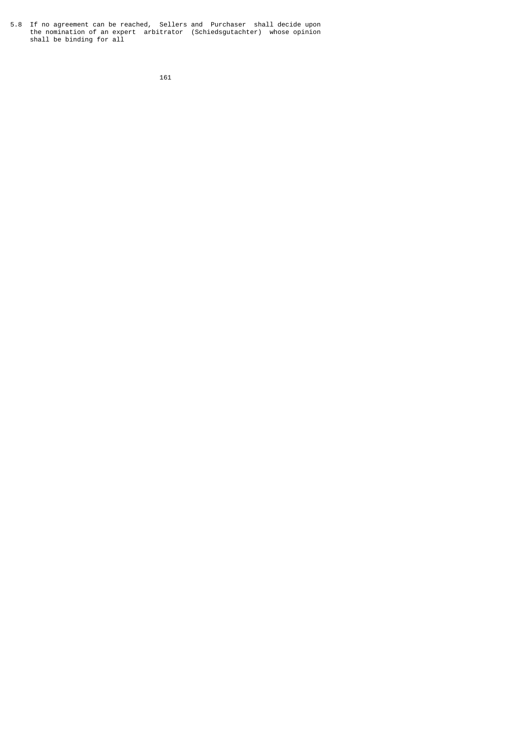5.8 If no agreement can be reached, Sellers and Purchaser shall decide upon the nomination of an expert arbitrator (Schiedsgutachter) whose opinion shall be binding for all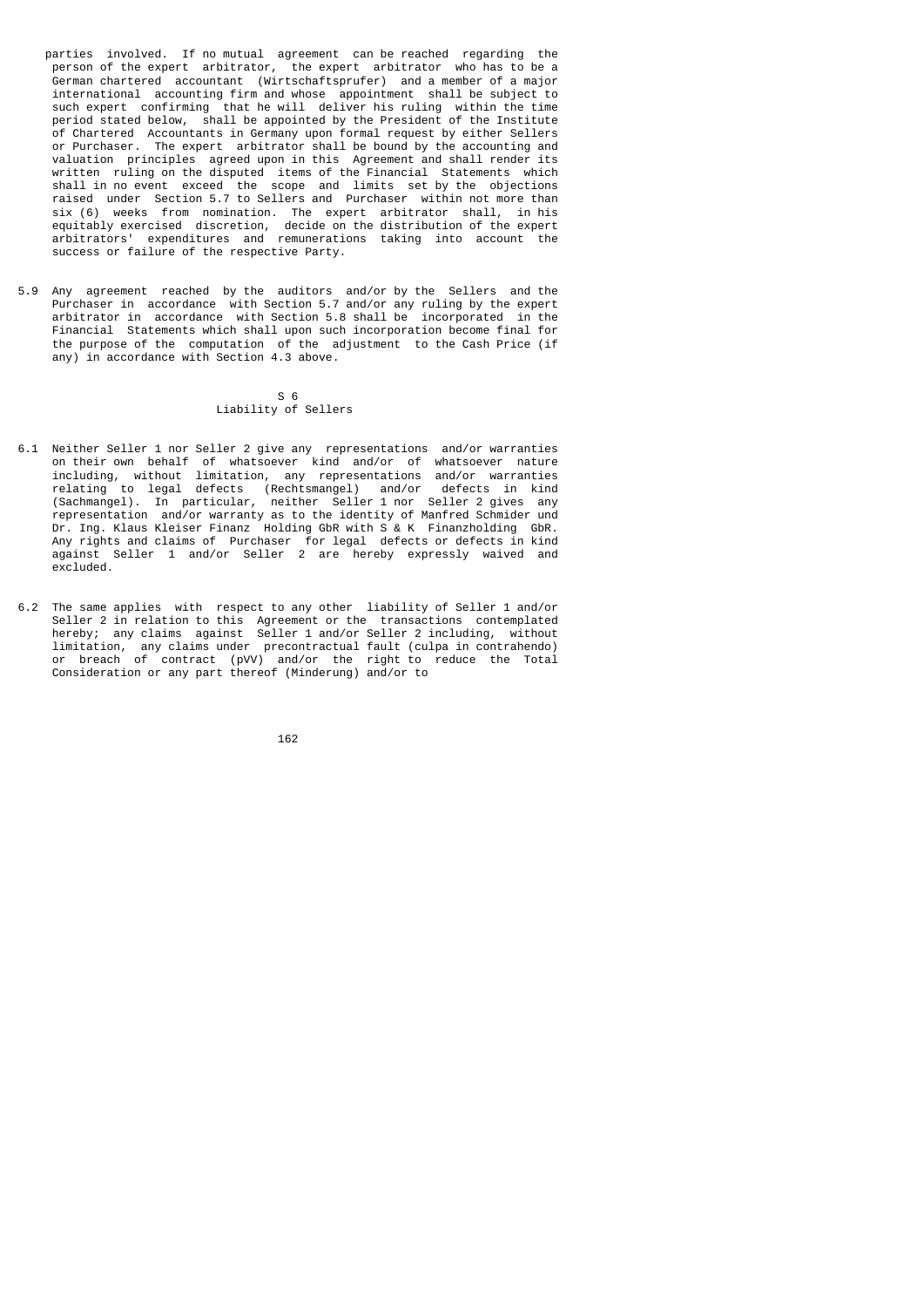parties involved. If no mutual agreement can be reached regarding the person of the expert arbitrator, the expert arbitrator who has to be a German chartered accountant (Wirtschaftsprufer) and a member of a major international accounting firm and whose appointment shall be subject to such expert confirming that he will deliver his ruling within the time period stated below, shall be appointed by the President of the Institute of Chartered Accountants in Germany upon formal request by either Sellers or Purchaser. The expert arbitrator shall be bound by the accounting and valuation principles agreed upon in this Agreement and shall render its written ruling on the disputed items of the Financial Statements which shall in no event exceed the scope and limits set by the objections raised under Section 5.7 to Sellers and Purchaser within not more than six (6) weeks from nomination. The expert arbitrator shall, in his equitably exercised discretion, decide on the distribution of the expert arbitrators' expenditures and remunerations taking into account the success or failure of the respective Party.

5.9 Any agreement reached by the auditors and/or by the Sellers and the Purchaser in accordance with Section 5.7 and/or any ruling by the expert arbitrator in accordance with Section 5.8 shall be incorporated in the Financial Statements which shall upon such incorporation become final for the purpose of the computation of the adjustment to the Cash Price (if any) in accordance with Section 4.3 above.

## S 6
## Liability of Sellers

6.1 Neither Seller 1 nor Seller 2 give any representations and/or warranties on their own behalf of whatsoever kind and/or of whatsoever nature including, without limitation, any representations and/or warranties relating to legal defects (Rechtsmangel) and/or defects in kind (Sachmangel). In particular, neither Seller 1 nor Seller 2 gives any representation and/or warranty as to the identity of Manfred Schmider und Dr. Ing. Klaus Kleiser Finanz Holding GbR with S & K Finanzholding GbR. Any rights and claims of Purchaser for legal defects or defects in kind against Seller 1 and/or Seller 2 are hereby expressly waived and excluded.

6.2 The same applies with respect to any other liability of Seller 1 and/or Seller 2 in relation to this Agreement or the transactions contemplated hereby; any claims against Seller 1 and/or Seller 2 including, without limitation, any claims under precontractual fault (culpa in contrahendo) or breach of contract (pVV) and/or the right to reduce the Total Consideration or any part thereof (Minderung) and/or to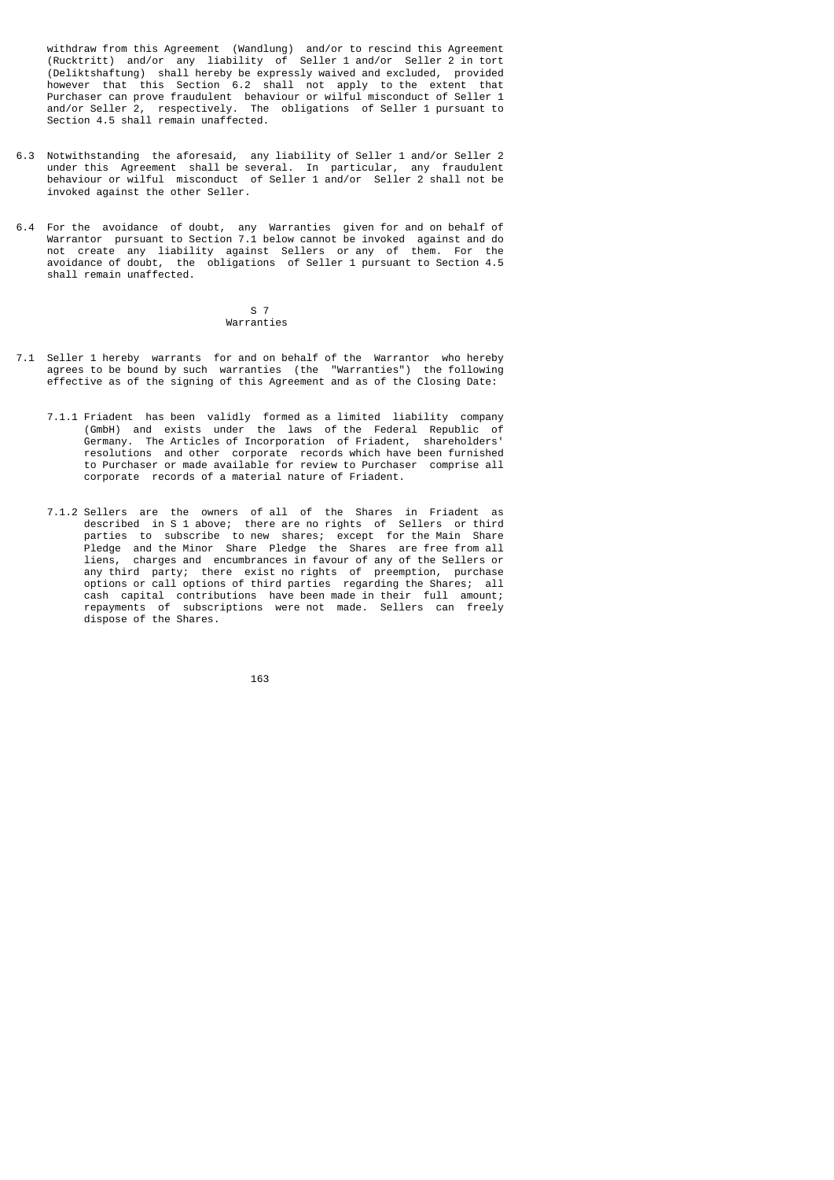withdraw from this Agreement (Wandlung) and/or to rescind this Agreement (Rucktritt) and/or any liability of Seller 1 and/or Seller 2 in tort (Deliktshaftung) shall hereby be expressly waived and excluded, provided however that this Section 6.2 shall not apply to the extent that Purchaser can prove fraudulent behaviour or wilful misconduct of Seller 1 and/or Seller 2, respectively. The obligations of Seller 1 pursuant to Section 4.5 shall remain unaffected.

6.3 Notwithstanding the aforesaid, any liability of Seller 1 and/or Seller 2 under this Agreement shall be several. In particular, any fraudulent behaviour or wilful misconduct of Seller 1 and/or Seller 2 shall not be invoked against the other Seller.

6.4 For the avoidance of doubt, any Warranties given for and on behalf of Warrantor pursuant to Section 7.1 below cannot be invoked against and do not create any liability against Sellers or any of them. For the avoidance of doubt, the obligations of Seller 1 pursuant to Section 4.5 shall remain unaffected.

## S 7
## Warranties

7.1 Seller 1 hereby warrants for and on behalf of the Warrantor who hereby agrees to be bound by such warranties (the "Warranties") the following effective as of the signing of this Agreement and as of the Closing Date:

7.1.1 Friadent has been validly formed as a limited liability company (GmbH) and exists under the laws of the Federal Republic of Germany. The Articles of Incorporation of Friadent, shareholders' resolutions and other corporate records which have been furnished to Purchaser or made available for review to Purchaser comprise all corporate records of a material nature of Friadent.

7.1.2 Sellers are the owners of all of the Shares in Friadent as described in S 1 above; there are no rights of Sellers or third parties to subscribe to new shares; except for the Main Share Pledge and the Minor Share Pledge the Shares are free from all liens, charges and encumbrances in favour of any of the Sellers or any third party; there exist no rights of preemption, purchase options or call options of third parties regarding the Shares; all cash capital contributions have been made in their full amount; repayments of subscriptions were not made. Sellers can freely dispose of the Shares.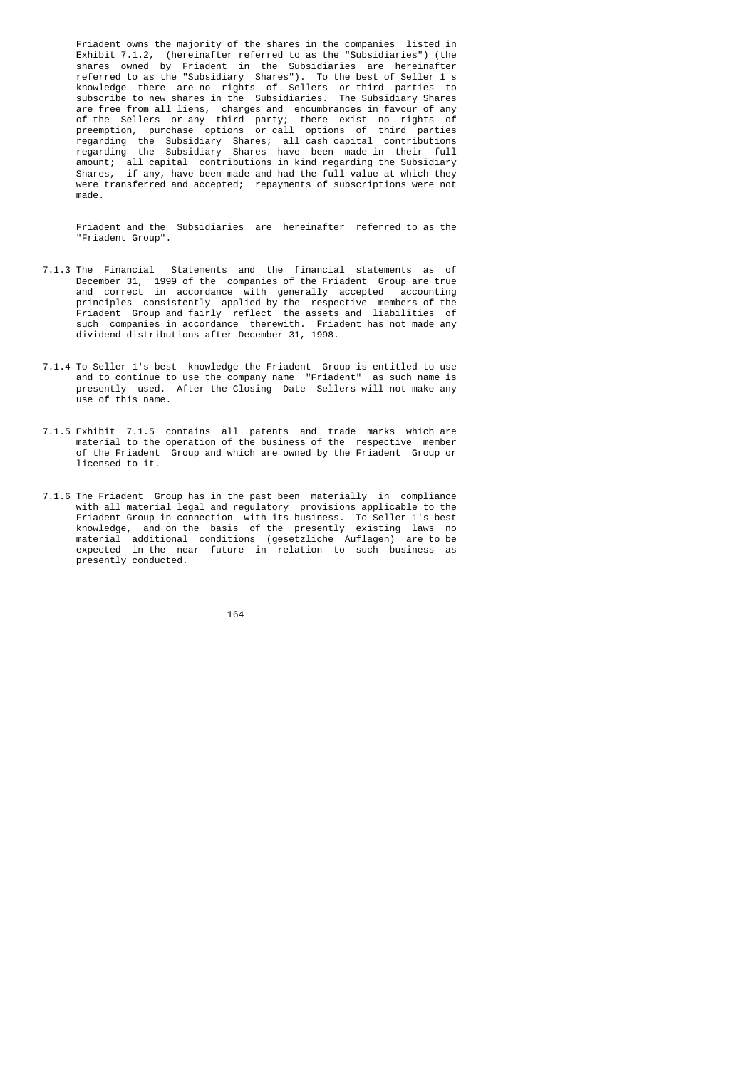Friadent owns the majority of the shares in the companies listed in Exhibit 7.1.2, (hereinafter referred to as the "Subsidiaries") (the shares owned by Friadent in the Subsidiaries are hereinafter referred to as the "Subsidiary Shares"). To the best of Seller 1 s knowledge there are no rights of Sellers or third parties to subscribe to new shares in the Subsidiaries. The Subsidiary Shares are free from all liens, charges and encumbrances in favour of any of the Sellers or any third party; there exist no rights of preemption, purchase options or call options of third parties regarding the Subsidiary Shares; all cash capital contributions regarding the Subsidiary Shares have been made in their full amount; all capital contributions in kind regarding the Subsidiary Shares, if any, have been made and had the full value at which they were transferred and accepted; repayments of subscriptions were not made.

Friadent and the Subsidiaries are hereinafter referred to as the "Friadent Group".

7.1.3 The Financial Statements and the financial statements as of December 31, 1999 of the companies of the Friadent Group are true and correct in accordance with generally accepted accounting principles consistently applied by the respective members of the Friadent Group and fairly reflect the assets and liabilities of such companies in accordance therewith. Friadent has not made any dividend distributions after December 31, 1998.

7.1.4 To Seller 1's best knowledge the Friadent Group is entitled to use and to continue to use the company name "Friadent" as such name is presently used. After the Closing Date Sellers will not make any use of this name.

7.1.5 Exhibit 7.1.5 contains all patents and trade marks which are material to the operation of the business of the respective member of the Friadent Group and which are owned by the Friadent Group or licensed to it.

7.1.6 The Friadent Group has in the past been materially in compliance with all material legal and regulatory provisions applicable to the Friadent Group in connection with its business. To Seller 1's best knowledge, and on the basis of the presently existing laws no material additional conditions (gesetzliche Auflagen) are to be expected in the near future in relation to such business as presently conducted.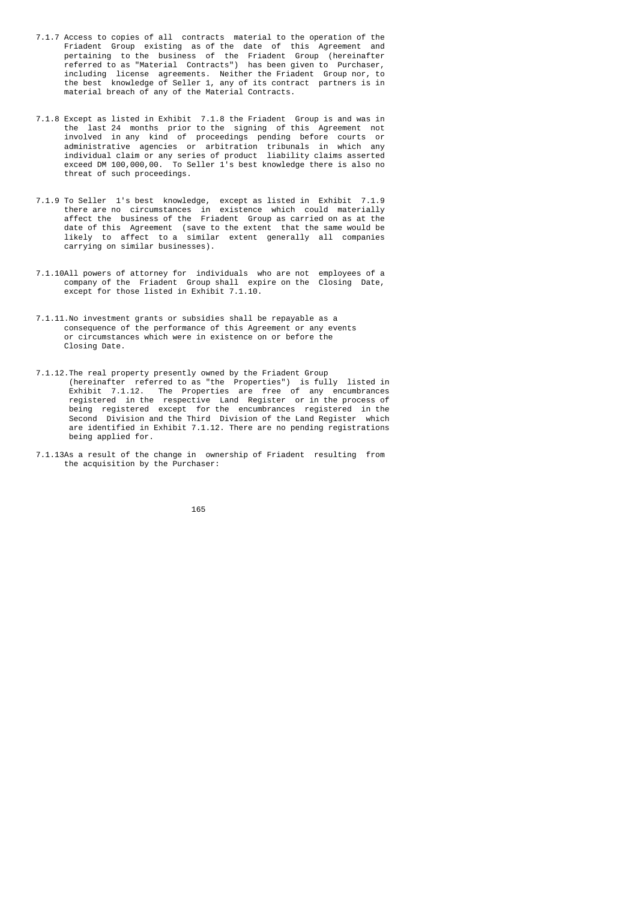7.1.7 Access to copies of all contracts material to the operation of the Friadent Group existing as of the date of this Agreement and pertaining to the business of the Friadent Group (hereinafter referred to as "Material Contracts") has been given to Purchaser, including license agreements. Neither the Friadent Group nor, to the best knowledge of Seller 1, any of its contract partners is in material breach of any of the Material Contracts.

7.1.8 Except as listed in Exhibit 7.1.8 the Friadent Group is and was in the last 24 months prior to the signing of this Agreement not involved in any kind of proceedings pending before courts or administrative agencies or arbitration tribunals in which any individual claim or any series of product liability claims asserted exceed DM 100,000,00. To Seller 1's best knowledge there is also no threat of such proceedings.

7.1.9 To Seller 1's best knowledge, except as listed in Exhibit 7.1.9 there are no circumstances in existence which could materially affect the business of the Friadent Group as carried on as at the date of this Agreement (save to the extent that the same would be likely to affect to a similar extent generally all companies carrying on similar businesses).

7.1.10All powers of attorney for individuals who are not employees of a company of the Friadent Group shall expire on the Closing Date, except for those listed in Exhibit 7.1.10.

7.1.11.No investment grants or subsidies shall be repayable as a consequence of the performance of this Agreement or any events or circumstances which were in existence on or before the Closing Date.

7.1.12.The real property presently owned by the Friadent Group (hereinafter referred to as "the Properties") is fully listed in Exhibit 7.1.12. The Properties are free of any encumbrances registered in the respective Land Register or in the process of being registered except for the encumbrances registered in the Second Division and the Third Division of the Land Register which are identified in Exhibit 7.1.12. There are no pending registrations being applied for.

7.1.13As a result of the change in ownership of Friadent resulting from the acquisition by the Purchaser: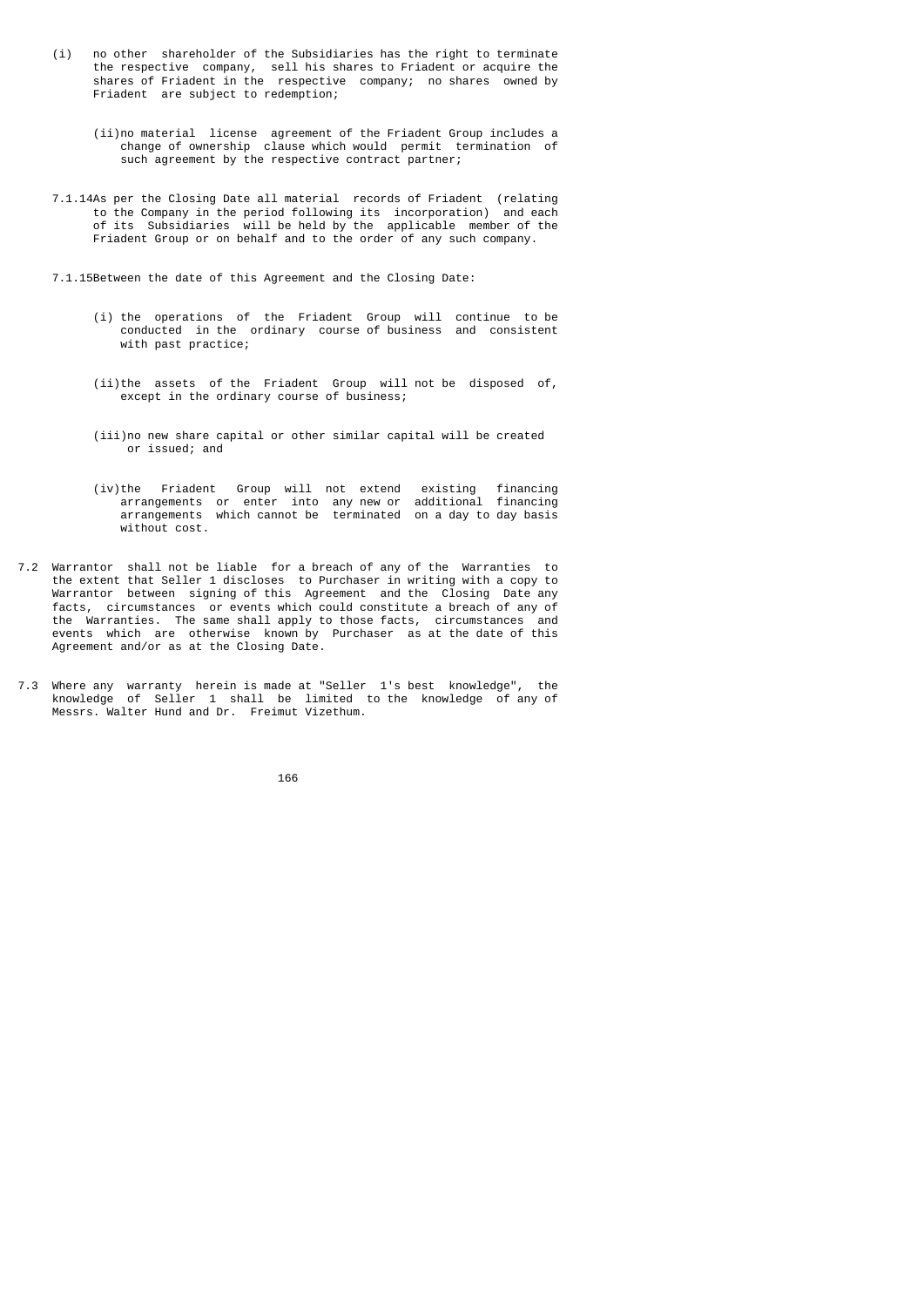(i) no other shareholder of the Subsidiaries has the right to terminate the respective company, sell his shares to Friadent or acquire the shares of Friadent in the respective company; no shares owned by Friadent are subject to redemption;

(ii) no material license agreement of the Friadent Group includes a change of ownership clause which would permit termination of such agreement by the respective contract partner;

7.1.14 As per the Closing Date all material records of Friadent (relating to the Company in the period following its incorporation) and each of its Subsidiaries will be held by the applicable member of the Friadent Group or on behalf and to the order of any such company.

7.1.15 Between the date of this Agreement and the Closing Date:

(i) the operations of the Friadent Group will continue to be conducted in the ordinary course of business and consistent with past practice;

(ii) the assets of the Friadent Group will not be disposed of, except in the ordinary course of business;

(iii) no new share capital or other similar capital will be created or issued; and

(iv) the Friadent Group will not extend existing financing arrangements or enter into any new or additional financing arrangements which cannot be terminated on a day to day basis without cost.

7.2 Warrantor shall not be liable for a breach of any of the Warranties to the extent that Seller 1 discloses to Purchaser in writing with a copy to Warrantor between signing of this Agreement and the Closing Date any facts, circumstances or events which could constitute a breach of any of the Warranties. The same shall apply to those facts, circumstances and events which are otherwise known by Purchaser as at the date of this Agreement and/or as at the Closing Date.

7.3 Where any warranty herein is made at "Seller 1's best knowledge", the knowledge of Seller 1 shall be limited to the knowledge of any of Messrs. Walter Hund and Dr. Freimut Vizethum.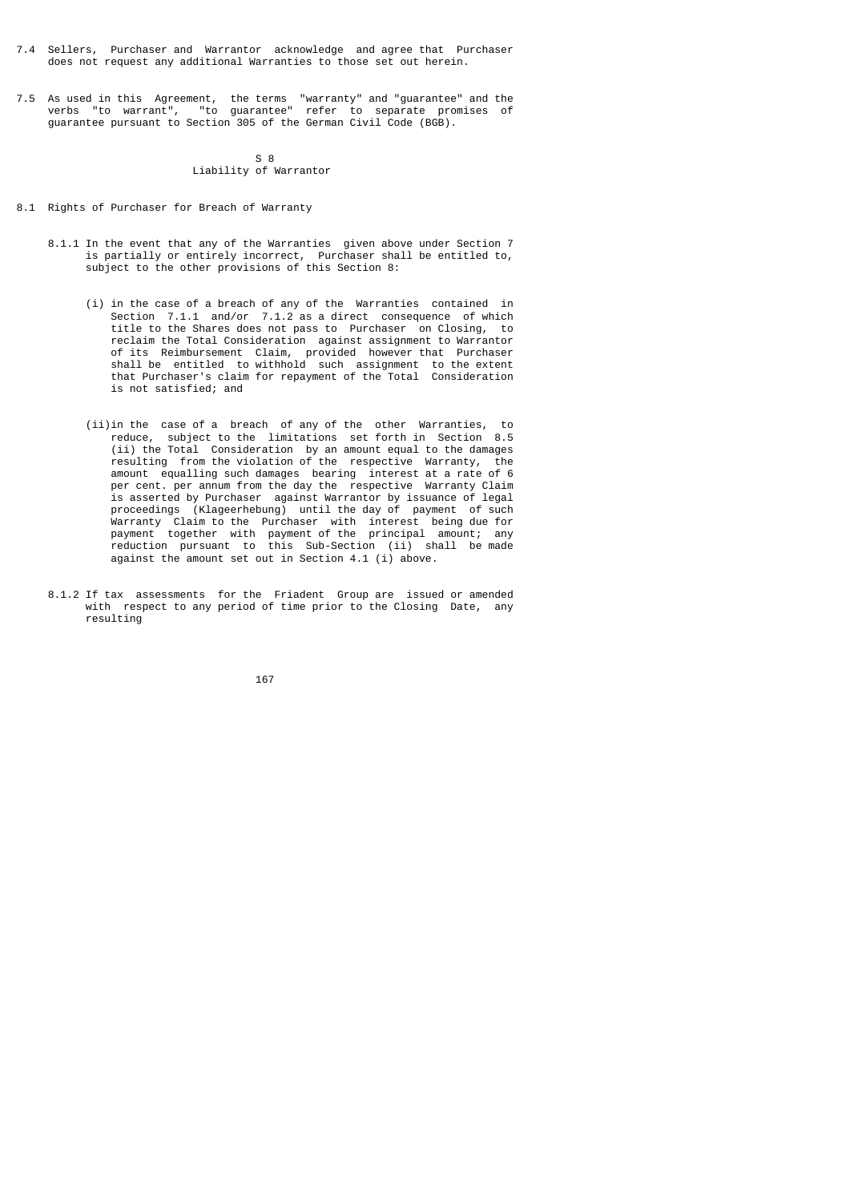7.4 Sellers, Purchaser and Warrantor acknowledge and agree that Purchaser does not request any additional Warranties to those set out herein.

7.5 As used in this Agreement, the terms "warranty" and "guarantee" and the verbs "to warrant", "to guarantee" refer to separate promises of guarantee pursuant to Section 305 of the German Civil Code (BGB).

## S 8
## Liability of Warrantor

8.1 Rights of Purchaser for Breach of Warranty

8.1.1 In the event that any of the Warranties given above under Section 7 is partially or entirely incorrect, Purchaser shall be entitled to, subject to the other provisions of this Section 8:

(i) in the case of a breach of any of the Warranties contained in Section 7.1.1 and/or 7.1.2 as a direct consequence of which title to the Shares does not pass to Purchaser on Closing, to reclaim the Total Consideration against assignment to Warrantor of its Reimbursement Claim, provided however that Purchaser shall be entitled to withhold such assignment to the extent that Purchaser's claim for repayment of the Total Consideration is not satisfied; and

(ii) in the case of a breach of any of the other Warranties, to reduce, subject to the limitations set forth in Section 8.5 (ii) the Total Consideration by an amount equal to the damages resulting from the violation of the respective Warranty, the amount equalling such damages bearing interest at a rate of 6 per cent. per annum from the day the respective Warranty Claim is asserted by Purchaser against Warrantor by issuance of legal proceedings (Klageerhebung) until the day of payment of such Warranty Claim to the Purchaser with interest being due for payment together with payment of the principal amount; any reduction pursuant to this Sub-Section (ii) shall be made against the amount set out in Section 4.1 (i) above.

8.1.2 If tax assessments for the Friadent Group are issued or amended with respect to any period of time prior to the Closing Date, any resulting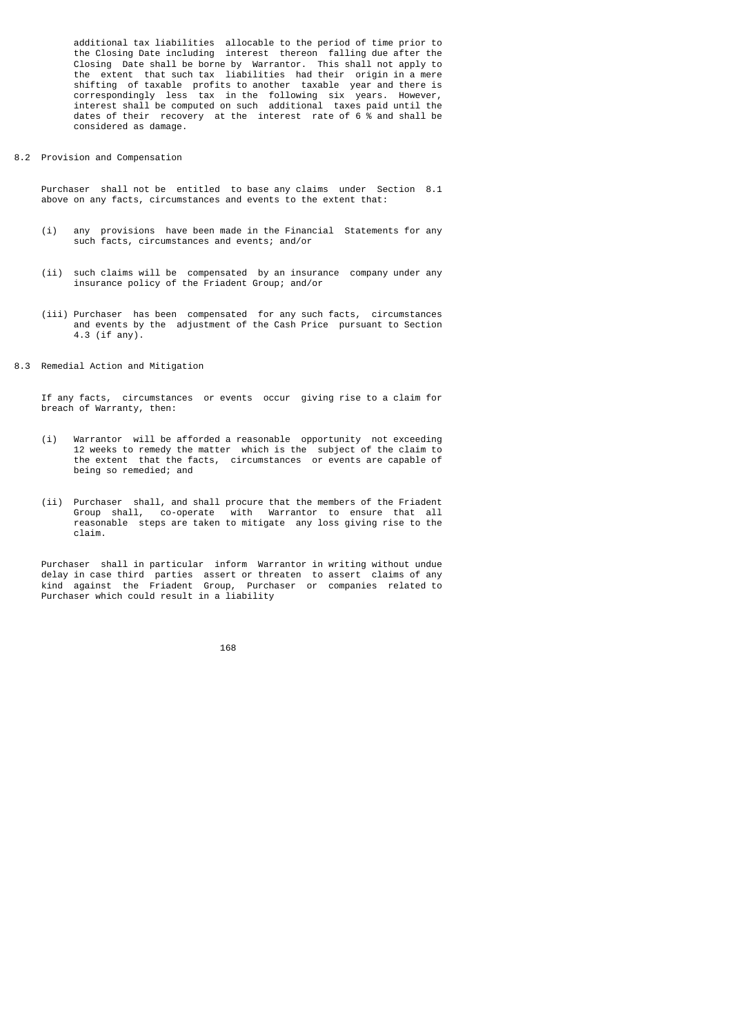additional tax liabilities allocable to the period of time prior to the Closing Date including interest thereon falling due after the Closing Date shall be borne by Warrantor. This shall not apply to the extent that such tax liabilities had their origin in a mere shifting of taxable profits to another taxable year and there is correspondingly less tax in the following six years. However, interest shall be computed on such additional taxes paid until the dates of their recovery at the interest rate of 6 % and shall be considered as damage.

8.2 Provision and Compensation

Purchaser shall not be entitled to base any claims under Section 8.1 above on any facts, circumstances and events to the extent that:

(i) any provisions have been made in the Financial Statements for any such facts, circumstances and events; and/or

(ii) such claims will be compensated by an insurance company under any insurance policy of the Friadent Group; and/or

(iii) Purchaser has been compensated for any such facts, circumstances and events by the adjustment of the Cash Price pursuant to Section 4.3 (if any).

8.3 Remedial Action and Mitigation

If any facts, circumstances or events occur giving rise to a claim for breach of Warranty, then:

(i) Warrantor will be afforded a reasonable opportunity not exceeding 12 weeks to remedy the matter which is the subject of the claim to the extent that the facts, circumstances or events are capable of being so remedied; and

(ii) Purchaser shall, and shall procure that the members of the Friadent Group shall, co-operate with Warrantor to ensure that all reasonable steps are taken to mitigate any loss giving rise to the claim.

Purchaser shall in particular inform Warrantor in writing without undue delay in case third parties assert or threaten to assert claims of any kind against the Friadent Group, Purchaser or companies related to Purchaser which could result in a liability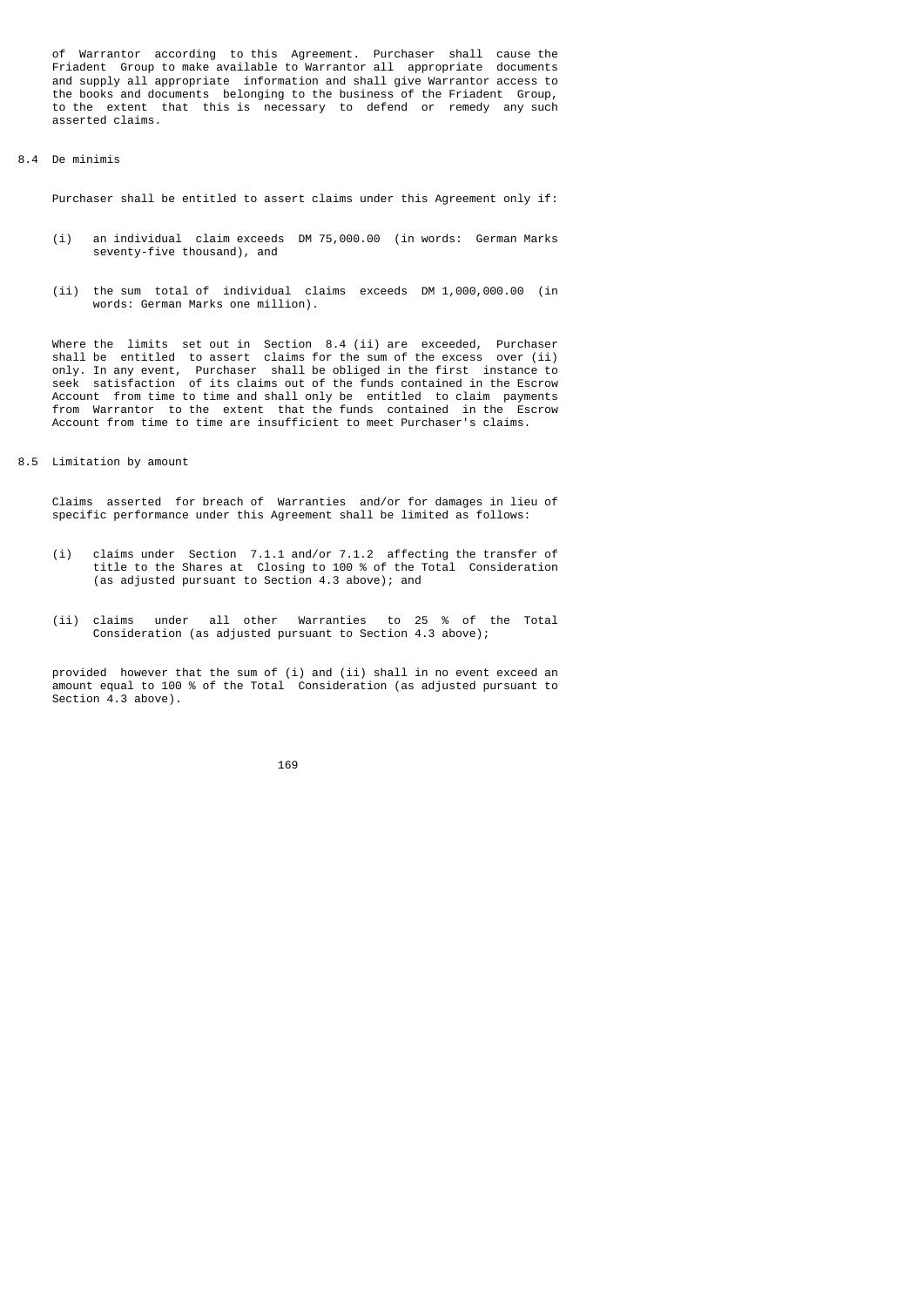of Warrantor according to this Agreement. Purchaser shall cause the Friadent Group to make available to Warrantor all appropriate documents and supply all appropriate information and shall give Warrantor access to the books and documents belonging to the business of the Friadent Group, to the extent that this is necessary to defend or remedy any such asserted claims.

8.4 De minimis

Purchaser shall be entitled to assert claims under this Agreement only if:

(i) an individual claim exceeds DM 75,000.00 (in words: German Marks seventy-five thousand), and

(ii) the sum total of individual claims exceeds DM 1,000,000.00 (in words: German Marks one million).

Where the limits set out in Section 8.4 (ii) are exceeded, Purchaser shall be entitled to assert claims for the sum of the excess over (ii) only. In any event, Purchaser shall be obliged in the first instance to seek satisfaction of its claims out of the funds contained in the Escrow Account from time to time and shall only be entitled to claim payments from Warrantor to the extent that the funds contained in the Escrow Account from time to time are insufficient to meet Purchaser's claims.

8.5 Limitation by amount

Claims asserted for breach of Warranties and/or for damages in lieu of specific performance under this Agreement shall be limited as follows:

(i) claims under Section 7.1.1 and/or 7.1.2 affecting the transfer of title to the Shares at Closing to 100 % of the Total Consideration (as adjusted pursuant to Section 4.3 above); and

(ii) claims under all other Warranties to 25 % of the Total Consideration (as adjusted pursuant to Section 4.3 above);

provided however that the sum of (i) and (ii) shall in no event exceed an amount equal to 100 % of the Total Consideration (as adjusted pursuant to Section 4.3 above).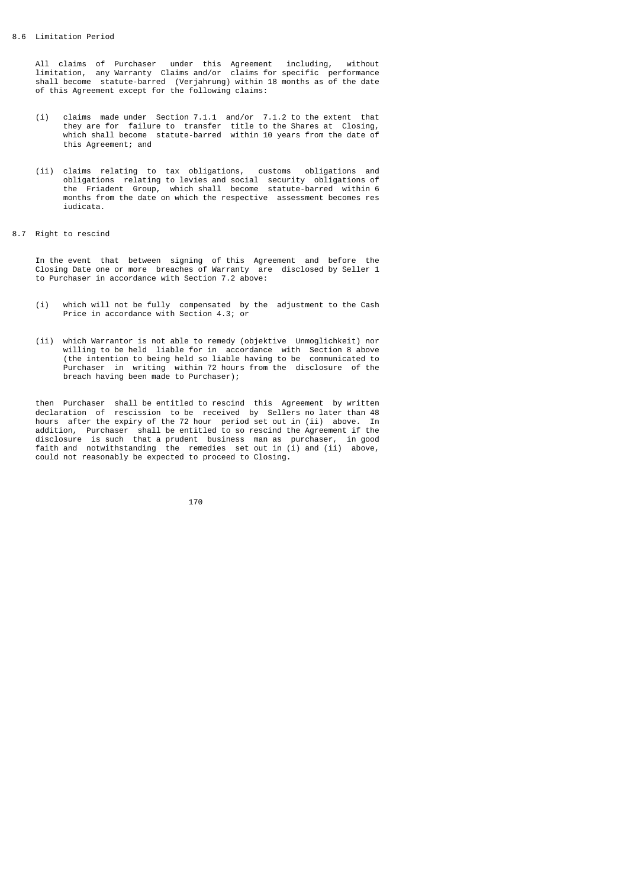### 8.6 Limitation Period

All claims of Purchaser under this Agreement including, without limitation, any Warranty Claims and/or claims for specific performance shall become statute-barred (Verjahrung) within 18 months as of the date of this Agreement except for the following claims:

(i) claims made under Section 7.1.1 and/or 7.1.2 to the extent that they are for failure to transfer title to the Shares at Closing, which shall become statute-barred within 10 years from the date of this Agreement; and

(ii) claims relating to tax obligations, customs obligations and obligations relating to levies and social security obligations of the Friadent Group, which shall become statute-barred within 6 months from the date on which the respective assessment becomes res iudicata.

### 8.7 Right to rescind

In the event that between signing of this Agreement and before the Closing Date one or more breaches of Warranty are disclosed by Seller 1 to Purchaser in accordance with Section 7.2 above:

(i) which will not be fully compensated by the adjustment to the Cash Price in accordance with Section 4.3; or

(ii) which Warrantor is not able to remedy (objektive Unmoglichkeit) nor willing to be held liable for in accordance with Section 8 above (the intention to being held so liable having to be communicated to Purchaser in writing within 72 hours from the disclosure of the breach having been made to Purchaser);

then Purchaser shall be entitled to rescind this Agreement by written declaration of rescission to be received by Sellers no later than 48 hours after the expiry of the 72 hour period set out in (ii) above. In addition, Purchaser shall be entitled to so rescind the Agreement if the disclosure is such that a prudent business man as purchaser, in good faith and notwithstanding the remedies set out in (i) and (ii) above, could not reasonably be expected to proceed to Closing.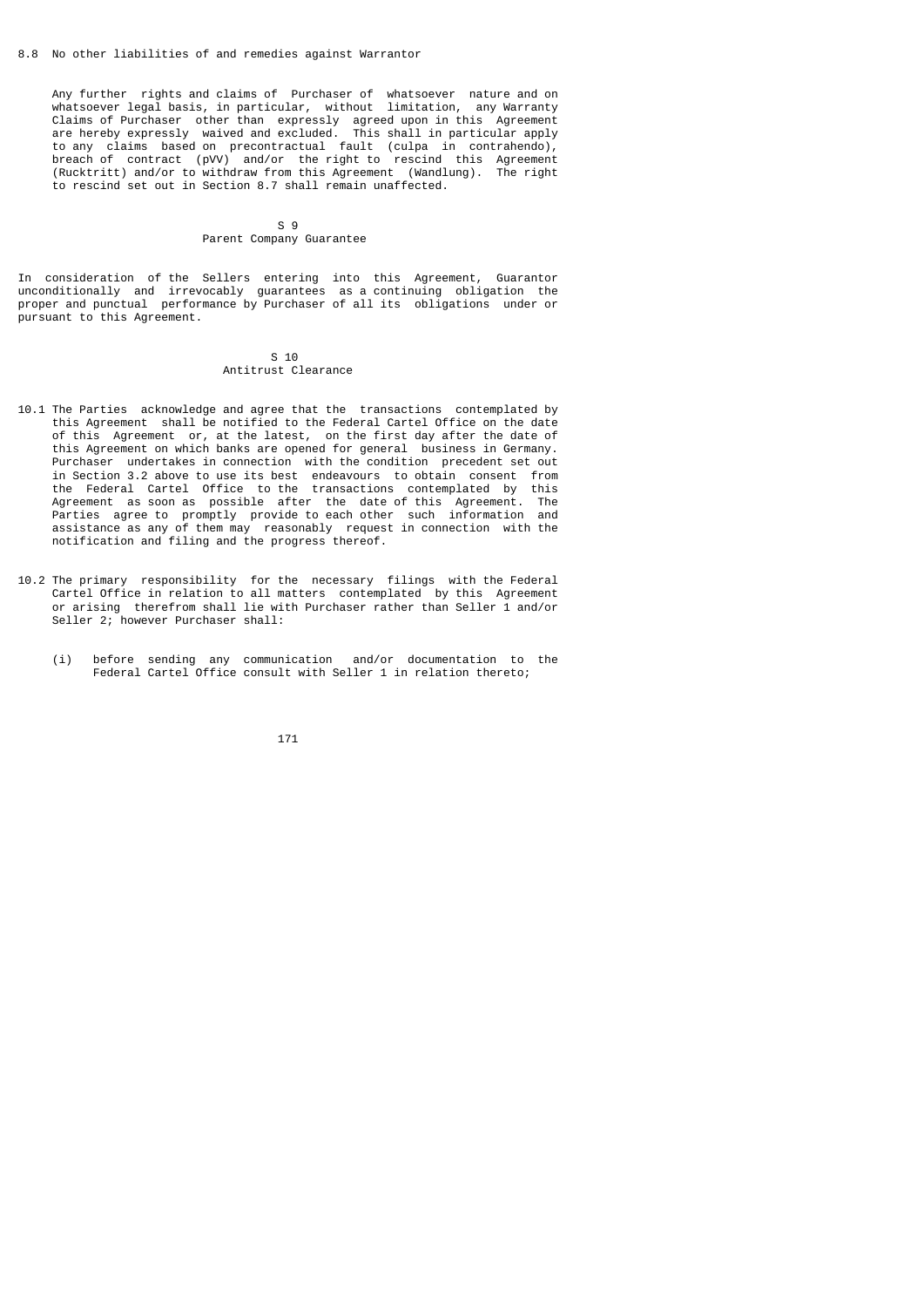8.8 No other liabilities of and remedies against Warrantor

Any further rights and claims of Purchaser of whatsoever nature and on whatsoever legal basis, in particular, without limitation, any Warranty Claims of Purchaser other than expressly agreed upon in this Agreement are hereby expressly waived and excluded. This shall in particular apply to any claims based on precontractual fault (culpa in contrahendo), breach of contract (pVV) and/or the right to rescind this Agreement (Rucktritt) and/or to withdraw from this Agreement (Wandlung). The right to rescind set out in Section 8.7 shall remain unaffected.

## S 9
## Parent Company Guarantee

In consideration of the Sellers entering into this Agreement, Guarantor unconditionally and irrevocably guarantees as a continuing obligation the proper and punctual performance by Purchaser of all its obligations under or pursuant to this Agreement.

## S 10
## Antitrust Clearance

10.1 The Parties acknowledge and agree that the transactions contemplated by this Agreement shall be notified to the Federal Cartel Office on the date of this Agreement or, at the latest, on the first day after the date of this Agreement on which banks are opened for general business in Germany. Purchaser undertakes in connection with the condition precedent set out in Section 3.2 above to use its best endeavours to obtain consent from the Federal Cartel Office to the transactions contemplated by this Agreement as soon as possible after the date of this Agreement. The Parties agree to promptly provide to each other such information and assistance as any of them may reasonably request in connection with the notification and filing and the progress thereof.

10.2 The primary responsibility for the necessary filings with the Federal Cartel Office in relation to all matters contemplated by this Agreement or arising therefrom shall lie with Purchaser rather than Seller 1 and/or Seller 2; however Purchaser shall:

(i) before sending any communication and/or documentation to the Federal Cartel Office consult with Seller 1 in relation thereto;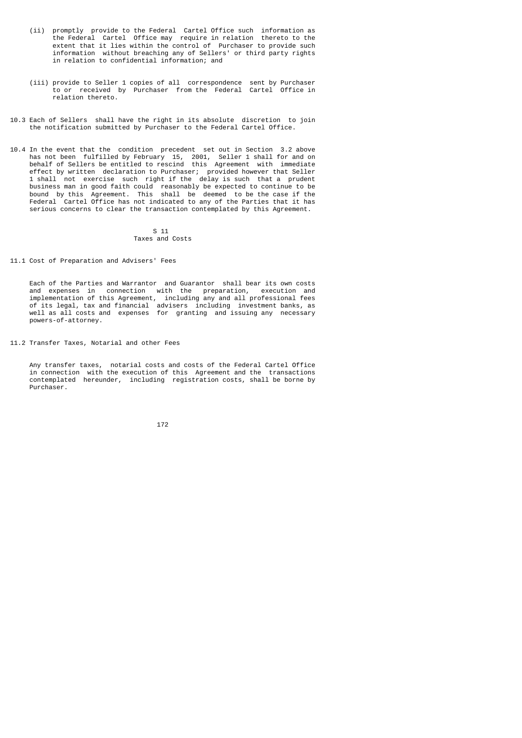(ii) promptly provide to the Federal Cartel Office such information as the Federal Cartel Office may require in relation thereto to the extent that it lies within the control of Purchaser to provide such information without breaching any of Sellers' or third party rights in relation to confidential information; and

(iii) provide to Seller 1 copies of all correspondence sent by Purchaser to or received by Purchaser from the Federal Cartel Office in relation thereto.

10.3 Each of Sellers shall have the right in its absolute discretion to join the notification submitted by Purchaser to the Federal Cartel Office.

10.4 In the event that the condition precedent set out in Section 3.2 above has not been fulfilled by February 15, 2001, Seller 1 shall for and on behalf of Sellers be entitled to rescind this Agreement with immediate effect by written declaration to Purchaser; provided however that Seller 1 shall not exercise such right if the delay is such that a prudent business man in good faith could reasonably be expected to continue to be bound by this Agreement. This shall be deemed to be the case if the Federal Cartel Office has not indicated to any of the Parties that it has serious concerns to clear the transaction contemplated by this Agreement.

## S 11
## Taxes and Costs

11.1 Cost of Preparation and Advisers' Fees

Each of the Parties and Warrantor and Guarantor shall bear its own costs and expenses in connection with the preparation, execution and implementation of this Agreement, including any and all professional fees of its legal, tax and financial advisers including investment banks, as well as all costs and expenses for granting and issuing any necessary powers-of-attorney.

11.2 Transfer Taxes, Notarial and other Fees

Any transfer taxes, notarial costs and costs of the Federal Cartel Office in connection with the execution of this Agreement and the transactions contemplated hereunder, including registration costs, shall be borne by Purchaser.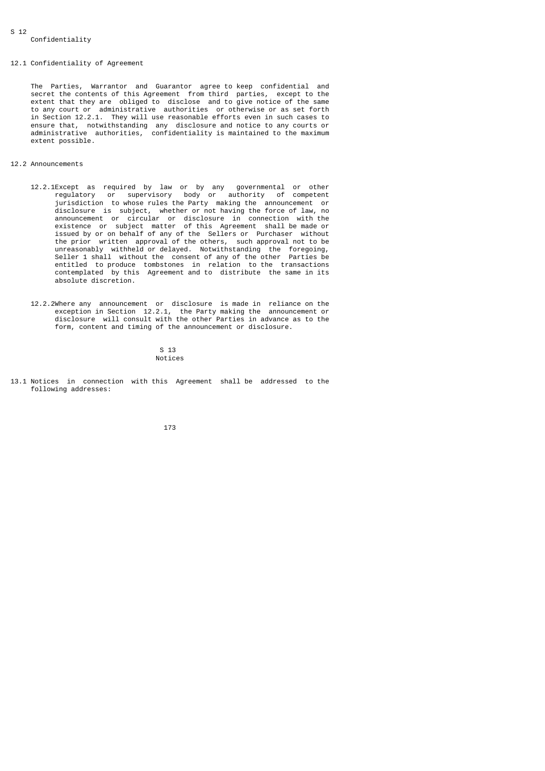## § 12 Confidentiality

### 12.1 Confidentiality of Agreement

The Parties, Warrantor and Guarantor agree to keep confidential and secret the contents of this Agreement from third parties, except to the extent that they are obliged to disclose and to give notice of the same to any court or administrative authorities or otherwise or as set forth in Section 12.2.1. They will use reasonable efforts even in such cases to ensure that, notwithstanding any disclosure and notice to any courts or administrative authorities, confidentiality is maintained to the maximum extent possible.

### 12.2 Announcements

12.2.1 Except as required by law or by any governmental or other regulatory or supervisory body or authority of competent jurisdiction to whose rules the Party making the announcement or disclosure is subject, whether or not having the force of law, no announcement or circular or disclosure in connection with the existence or subject matter of this Agreement shall be made or issued by or on behalf of any of the Sellers or Purchaser without the prior written approval of the others, such approval not to be unreasonably withheld or delayed. Notwithstanding the foregoing, Seller 1 shall without the consent of any of the other Parties be entitled to produce tombstones in relation to the transactions contemplated by this Agreement and to distribute the same in its absolute discretion.

12.2.2 Where any announcement or disclosure is made in reliance on the exception in Section 12.2.1, the Party making the announcement or disclosure will consult with the other Parties in advance as to the form, content and timing of the announcement or disclosure.

## § 13 Notices

13.1 Notices in connection with this Agreement shall be addressed to the following addresses: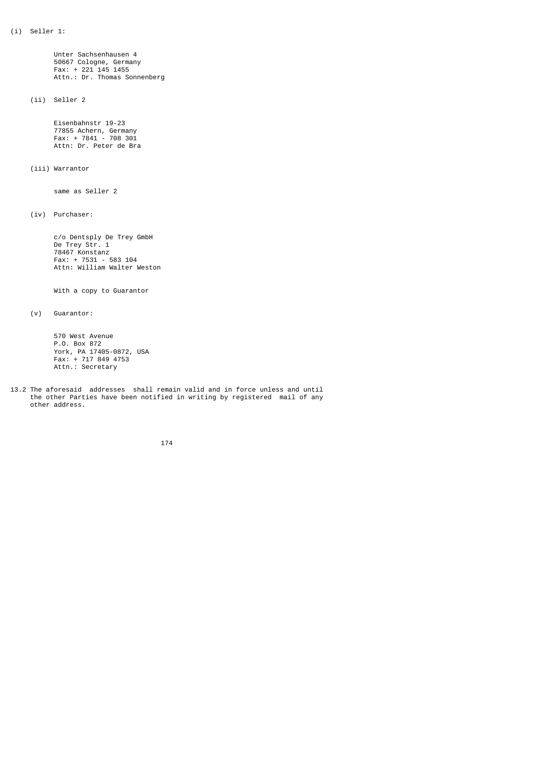(i) Seller 1:

Unter Sachsenhausen 4
50667 Cologne, Germany
Fax: + 221 145 1455
Attn.: Dr. Thomas Sonnenberg

(ii) Seller 2

Eisenbahnstr 19-23
77855 Achern, Germany
Fax: + 7841 - 708 301
Attn: Dr. Peter de Bra

(iii) Warrantor

same as Seller 2

(iv) Purchaser:

c/o Dentsply De Trey GmbH
De Trey Str. 1
78467 Konstanz
Fax: + 7531 - 583 104
Attn: William Walter Weston

With a copy to Guarantor

(v) Guarantor:

570 West Avenue
P.O. Box 872
York, PA 17405-0872, USA
Fax: + 717 849 4753
Attn.: Secretary

13.2 The aforesaid addresses shall remain valid and in force unless and until the other Parties have been notified in writing by registered mail of any other address.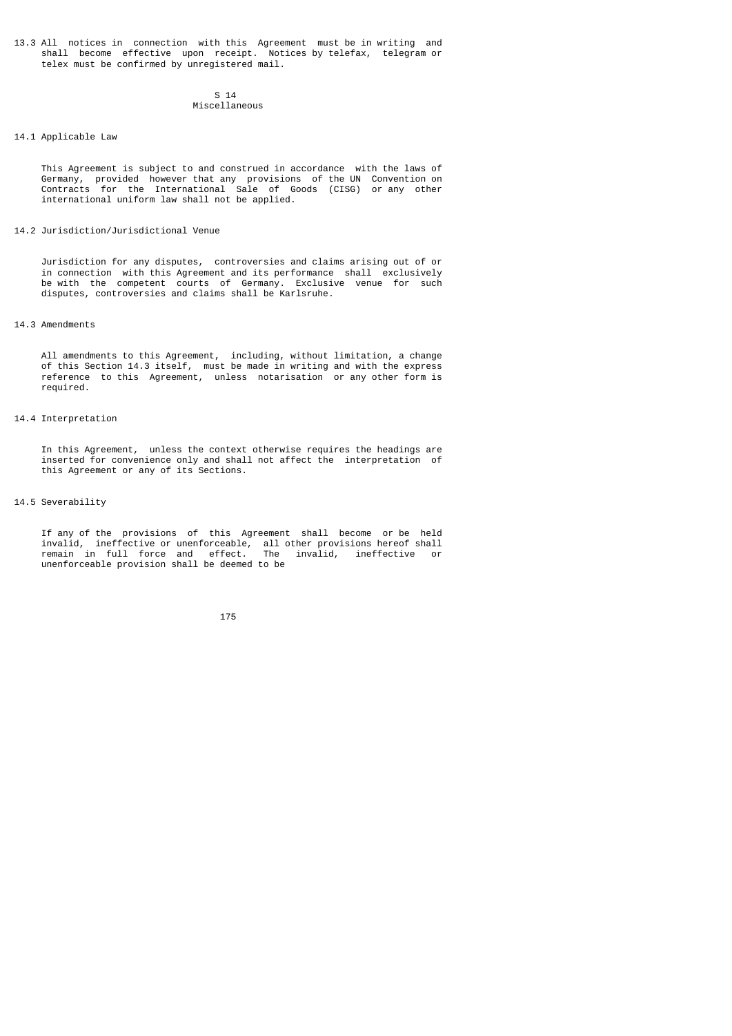13.3 All notices in connection with this Agreement must be in writing and shall become effective upon receipt. Notices by telefax, telegram or telex must be confirmed by unregistered mail.

## S 14
## Miscellaneous

### 14.1 Applicable Law

This Agreement is subject to and construed in accordance with the laws of Germany, provided however that any provisions of the UN Convention on Contracts for the International Sale of Goods (CISG) or any other international uniform law shall not be applied.

### 14.2 Jurisdiction/Jurisdictional Venue

Jurisdiction for any disputes, controversies and claims arising out of or in connection with this Agreement and its performance shall exclusively be with the competent courts of Germany. Exclusive venue for such disputes, controversies and claims shall be Karlsruhe.

### 14.3 Amendments

All amendments to this Agreement, including, without limitation, a change of this Section 14.3 itself, must be made in writing and with the express reference to this Agreement, unless notarisation or any other form is required.

### 14.4 Interpretation

In this Agreement, unless the context otherwise requires the headings are inserted for convenience only and shall not affect the interpretation of this Agreement or any of its Sections.

### 14.5 Severability

If any of the provisions of this Agreement shall become or be held invalid, ineffective or unenforceable, all other provisions hereof shall remain in full force and effect. The invalid, ineffective or unenforceable provision shall be deemed to be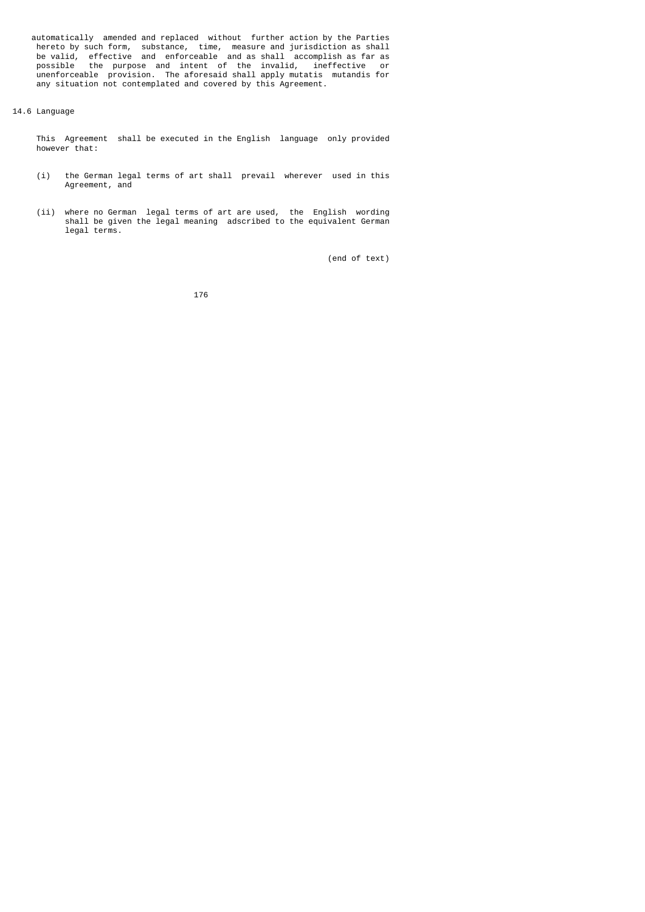automatically amended and replaced without further action by the Parties hereto by such form, substance, time, measure and jurisdiction as shall be valid, effective and enforceable and as shall accomplish as far as possible the purpose and intent of the invalid, ineffective or unenforceable provision. The aforesaid shall apply mutatis mutandis for any situation not contemplated and covered by this Agreement.

14.6 Language

This Agreement shall be executed in the English language only provided however that:

(i) the German legal terms of art shall prevail wherever used in this Agreement, and

(ii) where no German legal terms of art are used, the English wording shall be given the legal meaning adscribed to the equivalent German legal terms.

(end of text)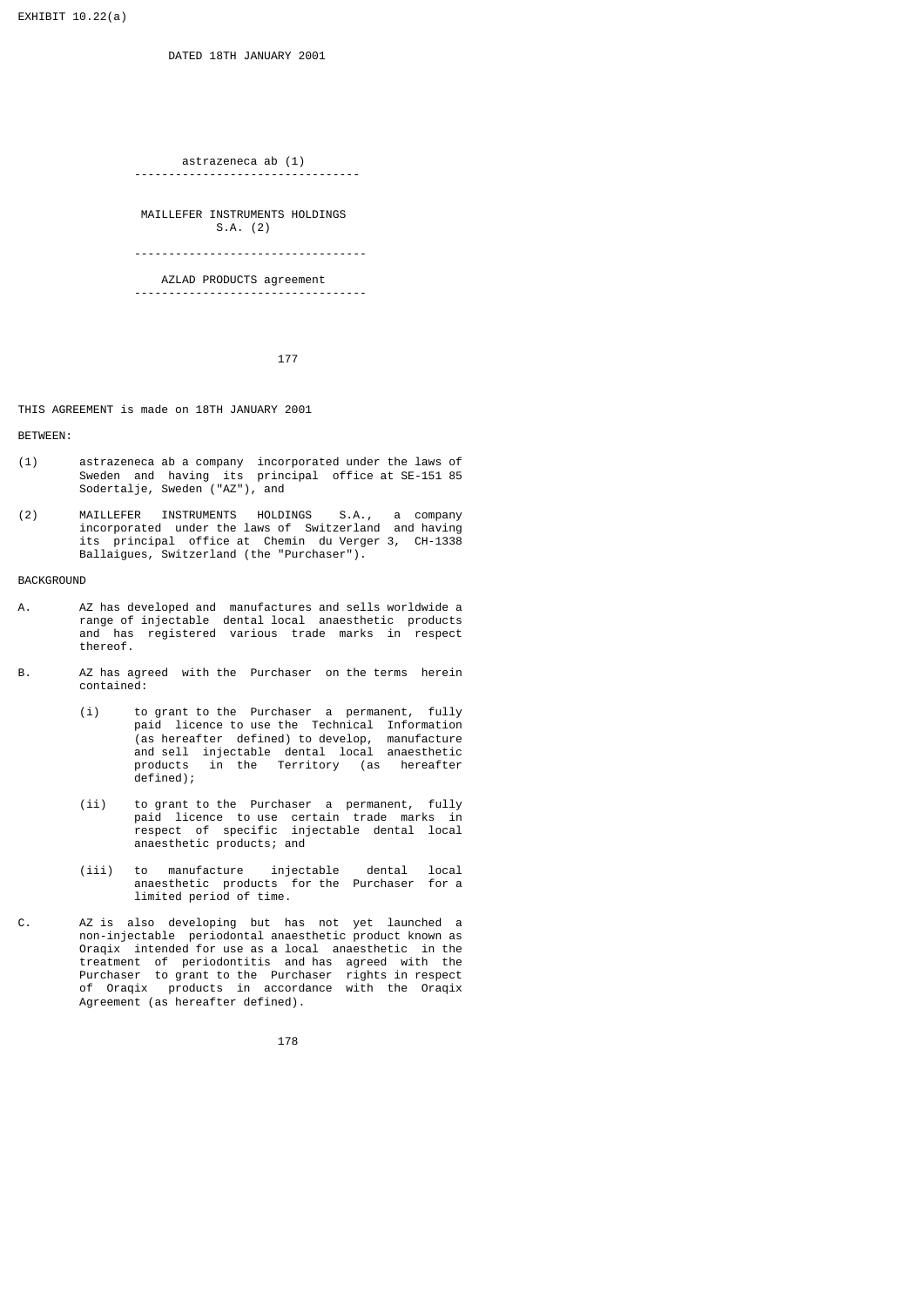EXHIBIT 10.22(a)

DATED 18TH JANUARY 2001

astrazeneca ab (1)

---

MAILLEFER INSTRUMENTS HOLDINGS S.A. (2)

---

AZLAD PRODUCTS agreement

---

THIS AGREEMENT is made on 18TH JANUARY 2001

BETWEEN:

(1) astrazeneca ab a company incorporated under the laws of Sweden and having its principal office at SE-151 85 Sodertalje, Sweden ("AZ"), and

(2) MAILLEFER INSTRUMENTS HOLDINGS S.A., a company incorporated under the laws of Switzerland and having its principal office at Chemin du Verger 3, CH-1338 Ballaigues, Switzerland (the "Purchaser").

BACKGROUND

A. AZ has developed and manufactures and sells worldwide a range of injectable dental local anaesthetic products and has registered various trade marks in respect thereof.

B. AZ has agreed with the Purchaser on the terms herein contained:

(i) to grant to the Purchaser a permanent, fully paid licence to use the Technical Information (as hereafter defined) to develop, manufacture and sell injectable dental local anaesthetic products in the Territory (as hereafter defined);

(ii) to grant to the Purchaser a permanent, fully paid licence to use certain trade marks in respect of specific injectable dental local anaesthetic products; and

(iii) to manufacture injectable dental local anaesthetic products for the Purchaser for a limited period of time.

C. AZ is also developing but has not yet launched a non-injectable periodontal anaesthetic product known as Oraqix intended for use as a local anaesthetic in the treatment of periodontitis and has agreed with the Purchaser to grant to the Purchaser rights in respect of Oraqix products in accordance with the Oraqix Agreement (as hereafter defined).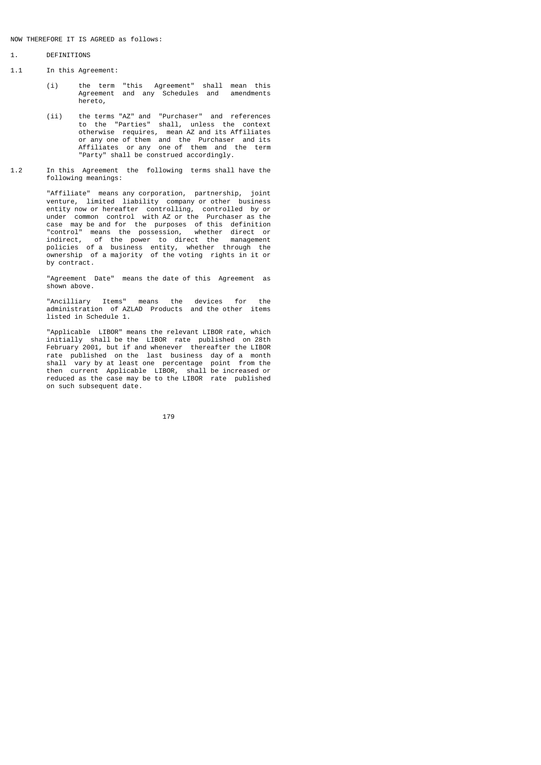NOW THEREFORE IT IS AGREED as follows:

1. DEFINITIONS

1.1 In this Agreement:

(i) the term "this Agreement" shall mean this Agreement and any Schedules and amendments hereto,

(ii) the terms "AZ" and "Purchaser" and references to the "Parties" shall, unless the context otherwise requires, mean AZ and its Affiliates or any one of them and the Purchaser and its Affiliates or any one of them and the term "Party" shall be construed accordingly.

1.2 In this Agreement the following terms shall have the following meanings:

"Affiliate" means any corporation, partnership, joint venture, limited liability company or other business entity now or hereafter controlling, controlled by or under common control with AZ or the Purchaser as the case may be and for the purposes of this definition "control" means the possession, whether direct or indirect, of the power to direct the management policies of a business entity, whether through the ownership of a majority of the voting rights in it or by contract.

"Agreement Date" means the date of this Agreement as shown above.

"Ancilliary Items" means the devices for the administration of AZLAD Products and the other items listed in Schedule 1.

"Applicable LIBOR" means the relevant LIBOR rate, which initially shall be the LIBOR rate published on 28th February 2001, but if and whenever thereafter the LIBOR rate published on the last business day of a month shall vary by at least one percentage point from the then current Applicable LIBOR, shall be increased or reduced as the case may be to the LIBOR rate published on such subsequent date.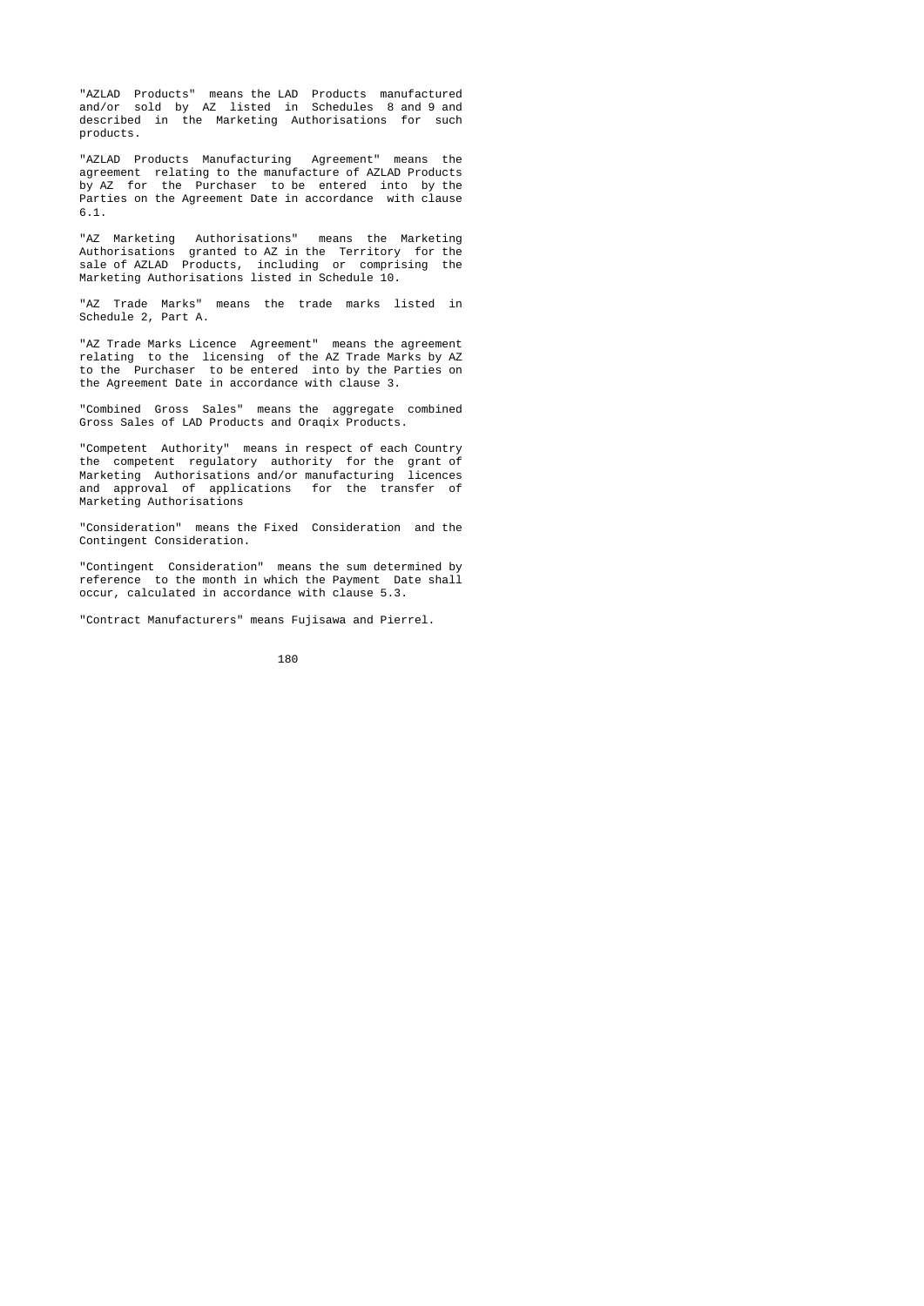"AZLAD Products" means the LAD Products manufactured and/or sold by AZ listed in Schedules 8 and 9 and described in the Marketing Authorisations for such products.

"AZLAD Products Manufacturing Agreement" means the agreement relating to the manufacture of AZLAD Products by AZ for the Purchaser to be entered into by the Parties on the Agreement Date in accordance with clause 6.1.

"AZ Marketing Authorisations" means the Marketing Authorisations granted to AZ in the Territory for the sale of AZLAD Products, including or comprising the Marketing Authorisations listed in Schedule 10.

"AZ Trade Marks" means the trade marks listed in Schedule 2, Part A.

"AZ Trade Marks Licence Agreement" means the agreement relating to the licensing of the AZ Trade Marks by AZ to the Purchaser to be entered into by the Parties on the Agreement Date in accordance with clause 3.

"Combined Gross Sales" means the aggregate combined Gross Sales of LAD Products and Oraqix Products.

"Competent Authority" means in respect of each Country the competent regulatory authority for the grant of Marketing Authorisations and/or manufacturing licences and approval of applications for the transfer of Marketing Authorisations

"Consideration" means the Fixed Consideration and the Contingent Consideration.

"Contingent Consideration" means the sum determined by reference to the month in which the Payment Date shall occur, calculated in accordance with clause 5.3.

"Contract Manufacturers" means Fujisawa and Pierrel.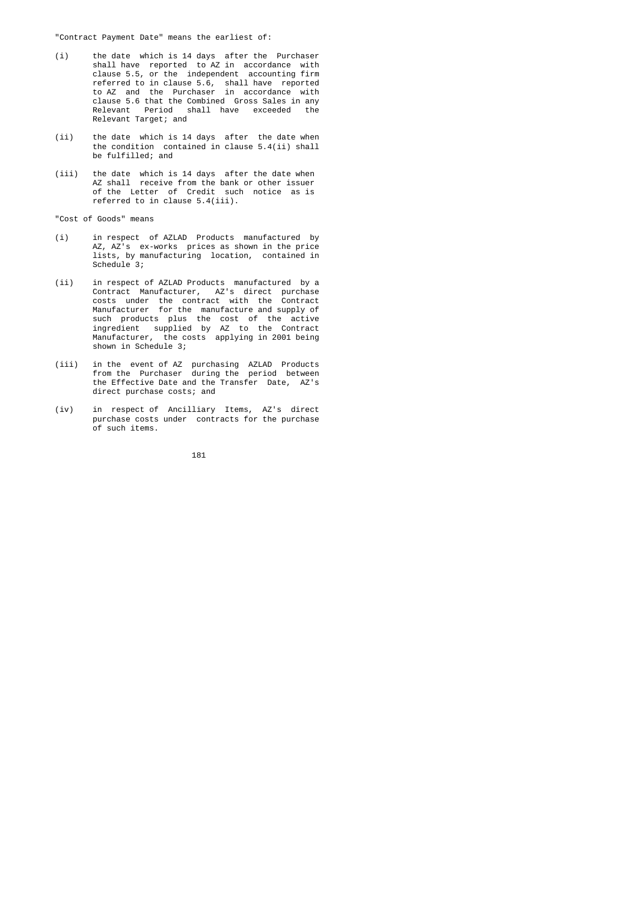"Contract Payment Date" means the earliest of:

(i) the date which is 14 days after the Purchaser shall have reported to AZ in accordance with clause 5.5, or the independent accounting firm referred to in clause 5.6, shall have reported to AZ and the Purchaser in accordance with clause 5.6 that the Combined Gross Sales in any Relevant Period shall have exceeded the Relevant Target; and

(ii) the date which is 14 days after the date when the condition contained in clause 5.4(ii) shall be fulfilled; and

(iii) the date which is 14 days after the date when AZ shall receive from the bank or other issuer of the Letter of Credit such notice as is referred to in clause 5.4(iii).

"Cost of Goods" means

(i) in respect of AZLAD Products manufactured by AZ, AZ's ex-works prices as shown in the price lists, by manufacturing location, contained in Schedule 3;

(ii) in respect of AZLAD Products manufactured by a Contract Manufacturer, AZ's direct purchase costs under the contract with the Contract Manufacturer for the manufacture and supply of such products plus the cost of the active ingredient supplied by AZ to the Contract Manufacturer, the costs applying in 2001 being shown in Schedule 3;

(iii) in the event of AZ purchasing AZLAD Products from the Purchaser during the period between the Effective Date and the Transfer Date, AZ's direct purchase costs; and

(iv) in respect of Ancilliary Items, AZ's direct purchase costs under contracts for the purchase of such items.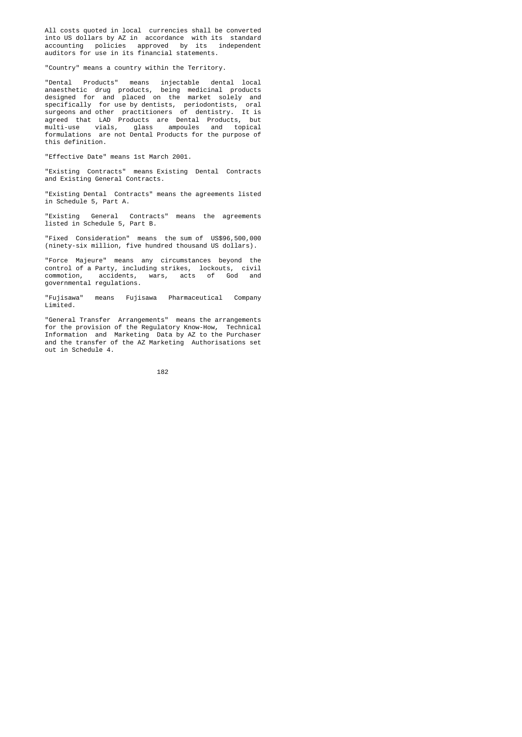All costs quoted in local currencies shall be converted into US dollars by AZ in accordance with its standard accounting policies approved by its independent auditors for use in its financial statements.

"Country" means a country within the Territory.

"Dental Products" means injectable dental local anaesthetic drug products, being medicinal products designed for and placed on the market solely and specifically for use by dentists, periodontists, oral surgeons and other practitioners of dentistry. It is agreed that LAD Products are Dental Products, but multi-use vials, glass ampoules and topical formulations are not Dental Products for the purpose of this definition.

"Effective Date" means 1st March 2001.

"Existing Contracts" means Existing Dental Contracts and Existing General Contracts.

"Existing Dental Contracts" means the agreements listed in Schedule 5, Part A.

"Existing General Contracts" means the agreements listed in Schedule 5, Part B.

"Fixed Consideration" means the sum of US$96,500,000 (ninety-six million, five hundred thousand US dollars).

"Force Majeure" means any circumstances beyond the control of a Party, including strikes, lockouts, civil commotion, accidents, wars, acts of God and governmental regulations.

"Fujisawa" means Fujisawa Pharmaceutical Company Limited.

"General Transfer Arrangements" means the arrangements for the provision of the Regulatory Know-How, Technical Information and Marketing Data by AZ to the Purchaser and the transfer of the AZ Marketing Authorisations set out in Schedule 4.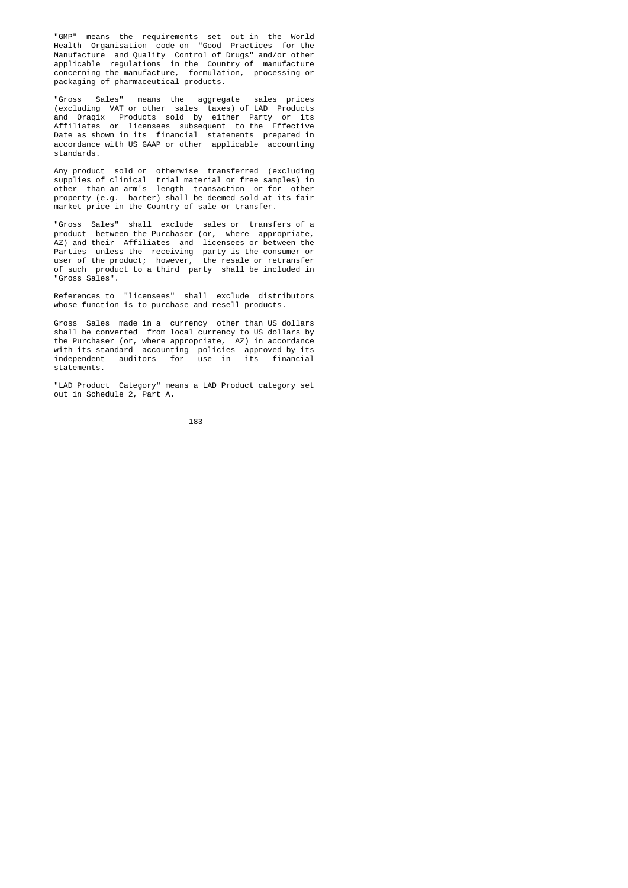"GMP" means the requirements set out in the World Health Organisation code on "Good Practices for the Manufacture and Quality Control of Drugs" and/or other applicable regulations in the Country of manufacture concerning the manufacture, formulation, processing or packaging of pharmaceutical products.

"Gross Sales" means the aggregate sales prices (excluding VAT or other sales taxes) of LAD Products and Oraqix Products sold by either Party or its Affiliates or licensees subsequent to the Effective Date as shown in its financial statements prepared in accordance with US GAAP or other applicable accounting standards.

Any product sold or otherwise transferred (excluding supplies of clinical trial material or free samples) in other than an arm's length transaction or for other property (e.g. barter) shall be deemed sold at its fair market price in the Country of sale or transfer.

"Gross Sales" shall exclude sales or transfers of a product between the Purchaser (or, where appropriate, AZ) and their Affiliates and licensees or between the Parties unless the receiving party is the consumer or user of the product; however, the resale or retransfer of such product to a third party shall be included in "Gross Sales".

References to "licensees" shall exclude distributors whose function is to purchase and resell products.

Gross Sales made in a currency other than US dollars shall be converted from local currency to US dollars by the Purchaser (or, where appropriate, AZ) in accordance with its standard accounting policies approved by its independent auditors for use in its financial statements.

"LAD Product Category" means a LAD Product category set out in Schedule 2, Part A.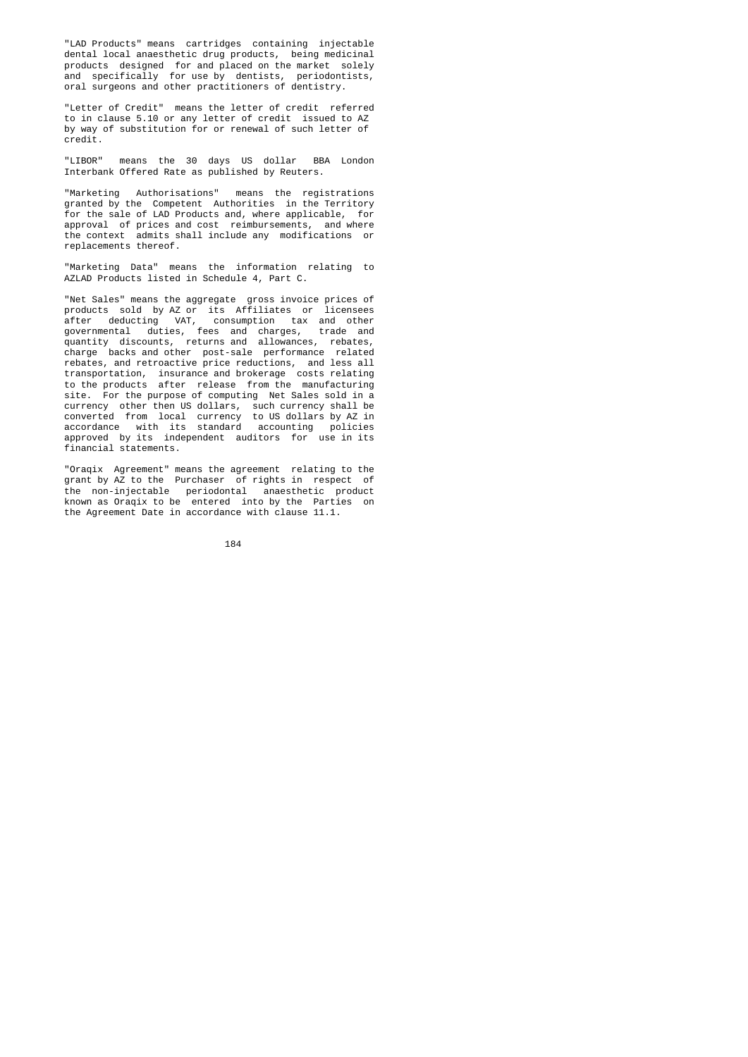"LAD Products" means cartridges containing injectable dental local anaesthetic drug products, being medicinal products designed for and placed on the market solely and specifically for use by dentists, periodontists, oral surgeons and other practitioners of dentistry.

"Letter of Credit" means the letter of credit referred to in clause 5.10 or any letter of credit issued to AZ by way of substitution for or renewal of such letter of credit.

"LIBOR" means the 30 days US dollar BBA London Interbank Offered Rate as published by Reuters.

"Marketing Authorisations" means the registrations granted by the Competent Authorities in the Territory for the sale of LAD Products and, where applicable, for approval of prices and cost reimbursements, and where the context admits shall include any modifications or replacements thereof.

"Marketing Data" means the information relating to AZLAD Products listed in Schedule 4, Part C.

"Net Sales" means the aggregate gross invoice prices of products sold by AZ or its Affiliates or licensees after deducting VAT, consumption tax and other governmental duties, fees and charges, trade and quantity discounts, returns and allowances, rebates, charge backs and other post-sale performance related rebates, and retroactive price reductions, and less all transportation, insurance and brokerage costs relating to the products after release from the manufacturing site. For the purpose of computing Net Sales sold in a currency other then US dollars, such currency shall be converted from local currency to US dollars by AZ in accordance with its standard accounting policies approved by its independent auditors for use in its financial statements.

"Oraqix Agreement" means the agreement relating to the grant by AZ to the Purchaser of rights in respect of the non-injectable periodontal anaesthetic product known as Oraqix to be entered into by the Parties on the Agreement Date in accordance with clause 11.1.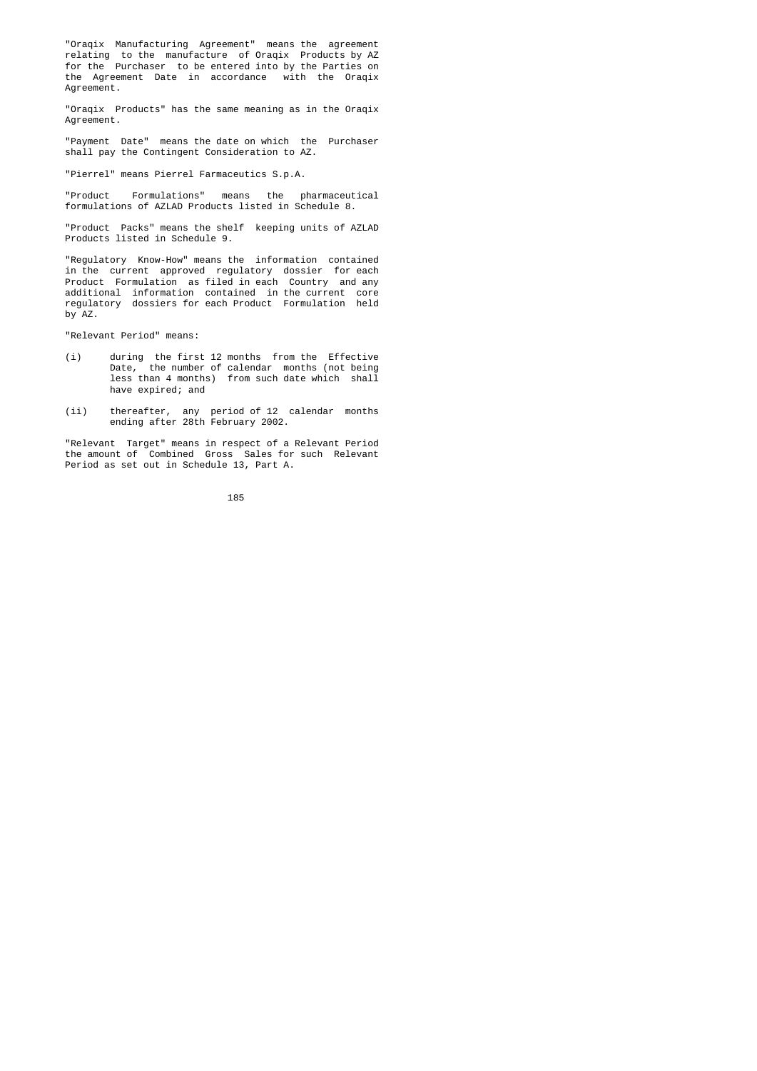"Oraqix Manufacturing Agreement" means the agreement relating to the manufacture of Oraqix Products by AZ for the Purchaser to be entered into by the Parties on the Agreement Date in accordance with the Oraqix Agreement.

"Oraqix Products" has the same meaning as in the Oraqix Agreement.

"Payment Date" means the date on which the Purchaser shall pay the Contingent Consideration to AZ.

"Pierrel" means Pierrel Farmaceutics S.p.A.

"Product Formulations" means the pharmaceutical formulations of AZLAD Products listed in Schedule 8.

"Product Packs" means the shelf keeping units of AZLAD Products listed in Schedule 9.

"Regulatory Know-How" means the information contained in the current approved regulatory dossier for each Product Formulation as filed in each Country and any additional information contained in the current core regulatory dossiers for each Product Formulation held by AZ.

"Relevant Period" means:

(i) during the first 12 months from the Effective Date, the number of calendar months (not being less than 4 months) from such date which shall have expired; and

(ii) thereafter, any period of 12 calendar months ending after 28th February 2002.

"Relevant Target" means in respect of a Relevant Period the amount of Combined Gross Sales for such Relevant Period as set out in Schedule 13, Part A.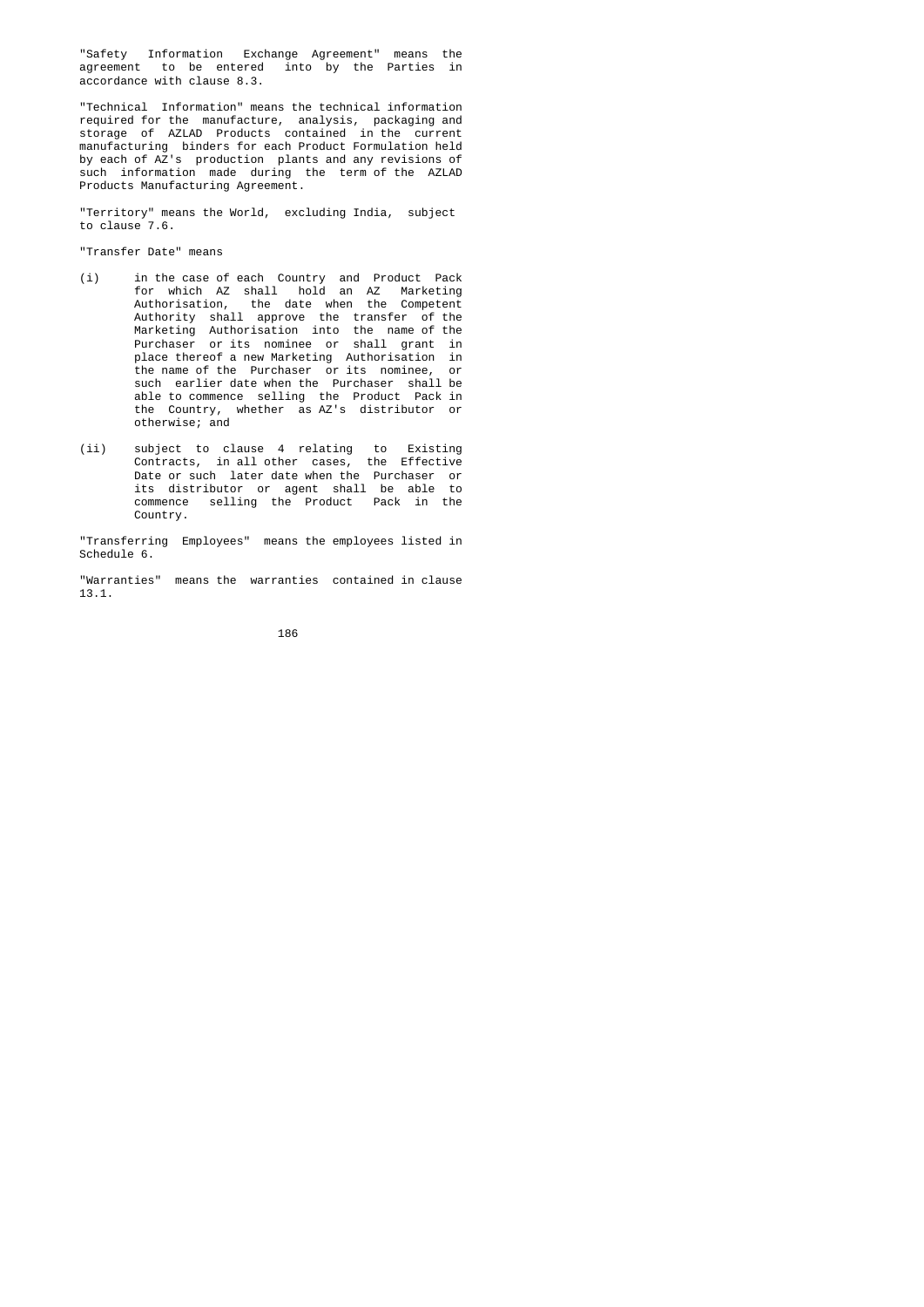"Safety Information Exchange Agreement" means the agreement to be entered into by the Parties in accordance with clause 8.3.

"Technical Information" means the technical information required for the manufacture, analysis, packaging and storage of AZLAD Products contained in the current manufacturing binders for each Product Formulation held by each of AZ's production plants and any revisions of such information made during the term of the AZLAD Products Manufacturing Agreement.

"Territory" means the World, excluding India, subject to clause 7.6.

"Transfer Date" means

(i) in the case of each Country and Product Pack for which AZ shall hold an AZ Marketing Authorisation, the date when the Competent Authority shall approve the transfer of the Marketing Authorisation into the name of the Purchaser or its nominee or shall grant in place thereof a new Marketing Authorisation in the name of the Purchaser or its nominee, or such earlier date when the Purchaser shall be able to commence selling the Product Pack in the Country, whether as AZ's distributor or otherwise; and

(ii) subject to clause 4 relating to Existing Contracts, in all other cases, the Effective Date or such later date when the Purchaser or its distributor or agent shall be able to commence selling the Product Pack in the Country.

"Transferring Employees" means the employees listed in Schedule 6.

"Warranties" means the warranties contained in clause 13.1.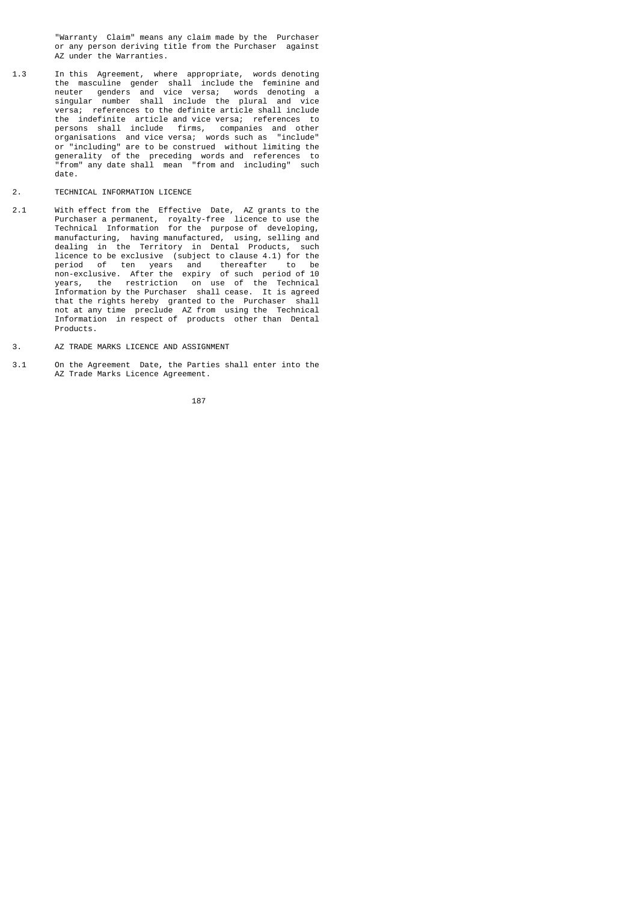"Warranty Claim" means any claim made by the Purchaser or any person deriving title from the Purchaser against AZ under the Warranties.

1.3 In this Agreement, where appropriate, words denoting the masculine gender shall include the feminine and neuter genders and vice versa; words denoting a singular number shall include the plural and vice versa; references to the definite article shall include the indefinite article and vice versa; references to persons shall include firms, companies and other organisations and vice versa; words such as "include" or "including" are to be construed without limiting the generality of the preceding words and references to "from" any date shall mean "from and including" such date.

2. TECHNICAL INFORMATION LICENCE

2.1 With effect from the Effective Date, AZ grants to the Purchaser a permanent, royalty-free licence to use the Technical Information for the purpose of developing, manufacturing, having manufactured, using, selling and dealing in the Territory in Dental Products, such licence to be exclusive (subject to clause 4.1) for the period of ten years and thereafter to be non-exclusive. After the expiry of such period of 10 years, the restriction on use of the Technical Information by the Purchaser shall cease. It is agreed that the rights hereby granted to the Purchaser shall not at any time preclude AZ from using the Technical Information in respect of products other than Dental Products.

3. AZ TRADE MARKS LICENCE AND ASSIGNMENT

3.1 On the Agreement Date, the Parties shall enter into the AZ Trade Marks Licence Agreement.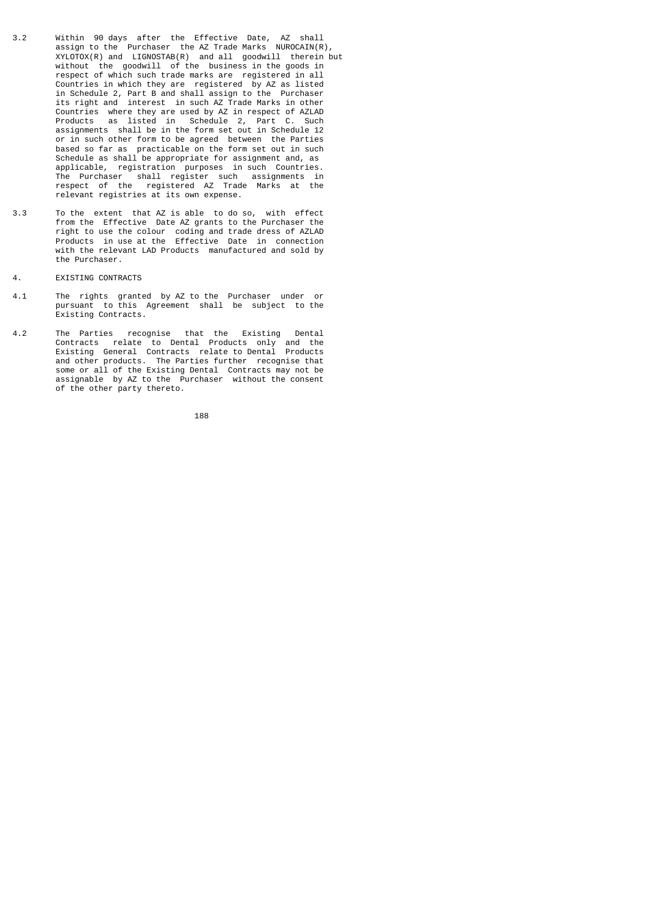3.2 Within 90 days after the Effective Date, AZ shall assign to the Purchaser the AZ Trade Marks NUROCAIN(R), XYLOTOX(R) and LIGNOSTAB(R) and all goodwill therein but without the goodwill of the business in the goods in respect of which such trade marks are registered in all Countries in which they are registered by AZ as listed in Schedule 2, Part B and shall assign to the Purchaser its right and interest in such AZ Trade Marks in other Countries where they are used by AZ in respect of AZLAD Products as listed in Schedule 2, Part C. Such assignments shall be in the form set out in Schedule 12 or in such other form to be agreed between the Parties based so far as practicable on the form set out in such Schedule as shall be appropriate for assignment and, as applicable, registration purposes in such Countries. The Purchaser shall register such assignments in respect of the registered AZ Trade Marks at the relevant registries at its own expense.

3.3 To the extent that AZ is able to do so, with effect from the Effective Date AZ grants to the Purchaser the right to use the colour coding and trade dress of AZLAD Products in use at the Effective Date in connection with the relevant LAD Products manufactured and sold by the Purchaser.

4. EXISTING CONTRACTS

4.1 The rights granted by AZ to the Purchaser under or pursuant to this Agreement shall be subject to the Existing Contracts.

4.2 The Parties recognise that the Existing Dental Contracts relate to Dental Products only and the Existing General Contracts relate to Dental Products and other products. The Parties further recognise that some or all of the Existing Dental Contracts may not be assignable by AZ to the Purchaser without the consent of the other party thereto.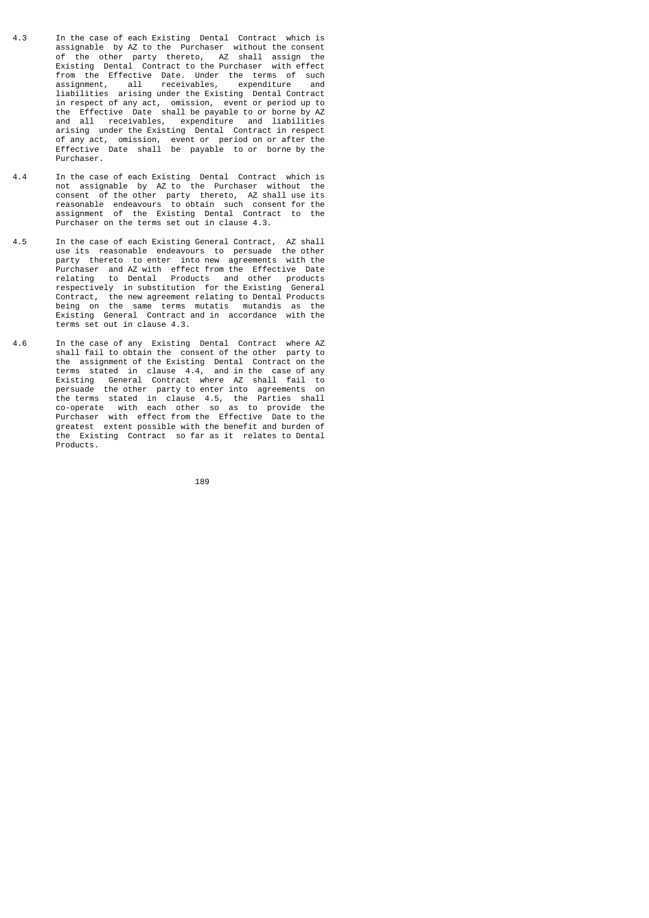4.3 In the case of each Existing Dental Contract which is assignable by AZ to the Purchaser without the consent of the other party thereto, AZ shall assign the Existing Dental Contract to the Purchaser with effect from the Effective Date. Under the terms of such assignment, all receivables, expenditure and liabilities arising under the Existing Dental Contract in respect of any act, omission, event or period up to the Effective Date shall be payable to or borne by AZ and all receivables, expenditure and liabilities arising under the Existing Dental Contract in respect of any act, omission, event or period on or after the Effective Date shall be payable to or borne by the Purchaser.

4.4 In the case of each Existing Dental Contract which is not assignable by AZ to the Purchaser without the consent of the other party thereto, AZ shall use its reasonable endeavours to obtain such consent for the assignment of the Existing Dental Contract to the Purchaser on the terms set out in clause 4.3.

4.5 In the case of each Existing General Contract, AZ shall use its reasonable endeavours to persuade the other party thereto to enter into new agreements with the Purchaser and AZ with effect from the Effective Date relating to Dental Products and other products respectively in substitution for the Existing General Contract, the new agreement relating to Dental Products being on the same terms mutatis mutandis as the Existing General Contract and in accordance with the terms set out in clause 4.3.

4.6 In the case of any Existing Dental Contract where AZ shall fail to obtain the consent of the other party to the assignment of the Existing Dental Contract on the terms stated in clause 4.4, and in the case of any Existing General Contract where AZ shall fail to persuade the other party to enter into agreements on the terms stated in clause 4.5, the Parties shall co-operate with each other so as to provide the Purchaser with effect from the Effective Date to the greatest extent possible with the benefit and burden of the Existing Contract so far as it relates to Dental Products.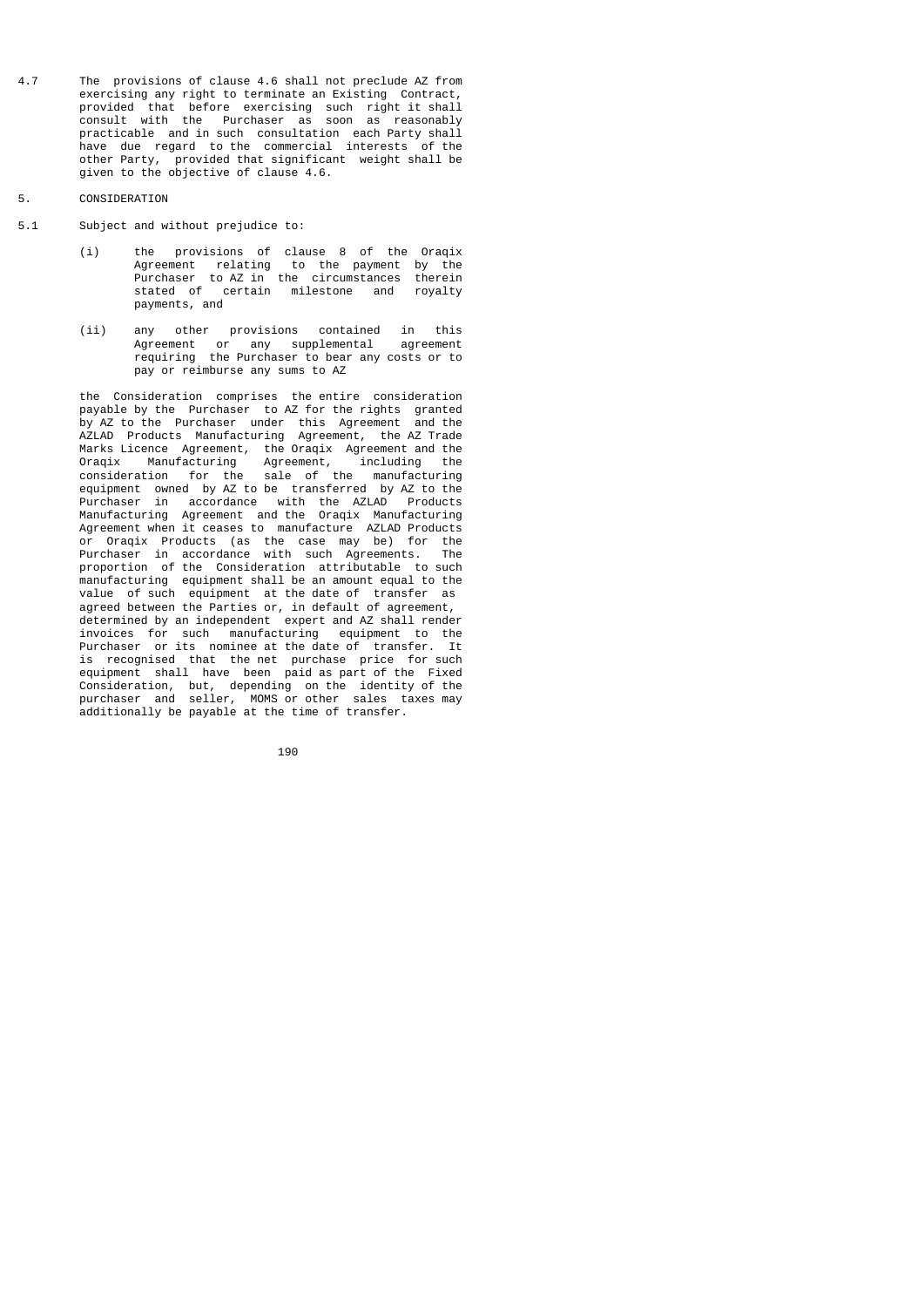4.7 The provisions of clause 4.6 shall not preclude AZ from exercising any right to terminate an Existing Contract, provided that before exercising such right it shall consult with the Purchaser as soon as reasonably practicable and in such consultation each Party shall have due regard to the commercial interests of the other Party, provided that significant weight shall be given to the objective of clause 4.6.

5. CONSIDERATION

5.1 Subject and without prejudice to:

(i) the provisions of clause 8 of the Oraqix Agreement relating to the payment by the Purchaser to AZ in the circumstances therein stated of certain milestone and royalty payments, and

(ii) any other provisions contained in this Agreement or any supplemental agreement requiring the Purchaser to bear any costs or to pay or reimburse any sums to AZ

the Consideration comprises the entire consideration payable by the Purchaser to AZ for the rights granted by AZ to the Purchaser under this Agreement and the AZLAD Products Manufacturing Agreement, the AZ Trade Marks Licence Agreement, the Oraqix Agreement and the Oraqix Manufacturing Agreement, including the consideration for the sale of the manufacturing equipment owned by AZ to be transferred by AZ to the Purchaser in accordance with the AZLAD Products Manufacturing Agreement and the Oraqix Manufacturing Agreement when it ceases to manufacture AZLAD Products or Oraqix Products (as the case may be) for the Purchaser in accordance with such Agreements. The proportion of the Consideration attributable to such manufacturing equipment shall be an amount equal to the value of such equipment at the date of transfer as agreed between the Parties or, in default of agreement, determined by an independent expert and AZ shall render invoices for such manufacturing equipment to the Purchaser or its nominee at the date of transfer. It is recognised that the net purchase price for such equipment shall have been paid as part of the Fixed Consideration, but, depending on the identity of the purchaser and seller, MOMS or other sales taxes may additionally be payable at the time of transfer.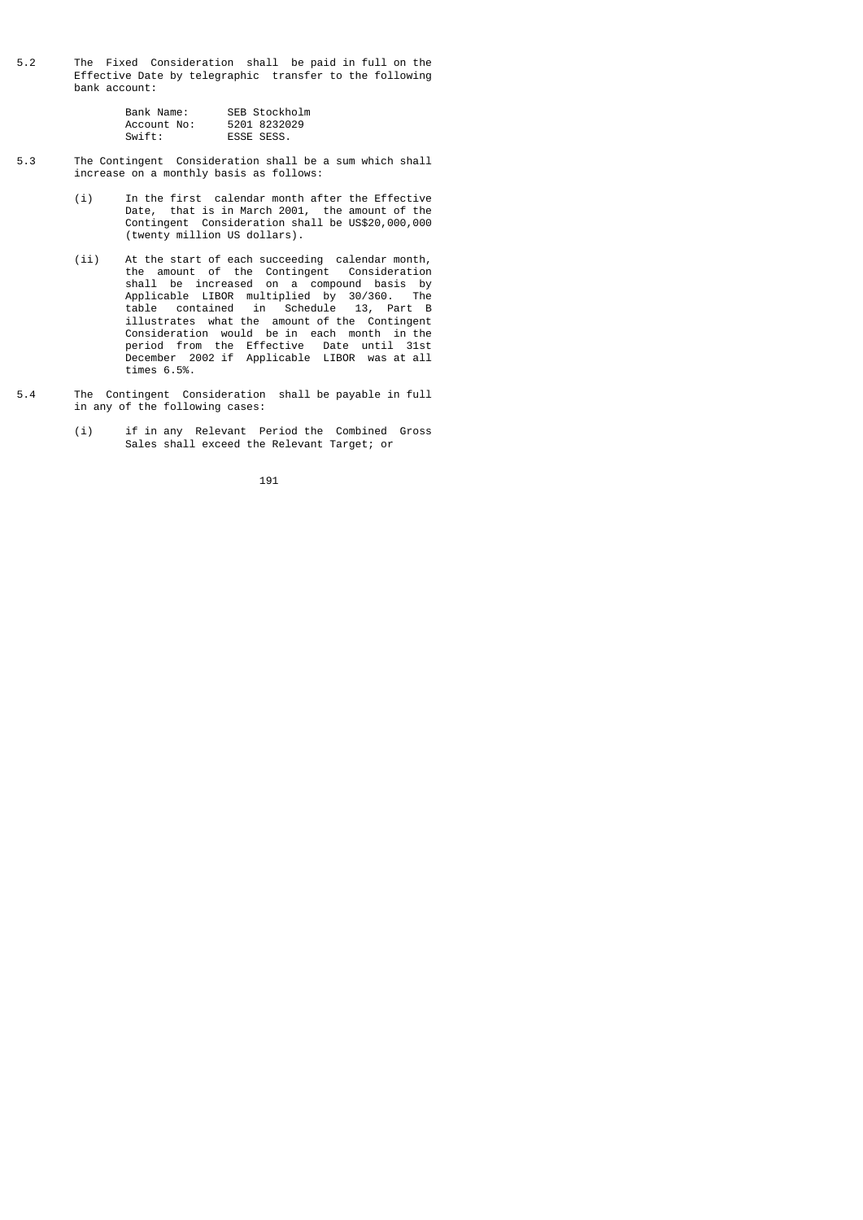5.2 The Fixed Consideration shall be paid in full on the Effective Date by telegraphic transfer to the following bank account:

| | |
|---|---|
| Bank Name: | SEB Stockholm |
| Account No: | 5201 8232029 |
| Swift: | ESSE SESS. |

5.3 The Contingent Consideration shall be a sum which shall increase on a monthly basis as follows:

(i) In the first calendar month after the Effective Date, that is in March 2001, the amount of the Contingent Consideration shall be US$20,000,000 (twenty million US dollars).

(ii) At the start of each succeeding calendar month, the amount of the Contingent Consideration shall be increased on a compound basis by Applicable LIBOR multiplied by 30/360. The table contained in Schedule 13, Part B illustrates what the amount of the Contingent Consideration would be in each month in the period from the Effective Date until 31st December 2002 if Applicable LIBOR was at all times 6.5%.

5.4 The Contingent Consideration shall be payable in full in any of the following cases:

(i) if in any Relevant Period the Combined Gross Sales shall exceed the Relevant Target; or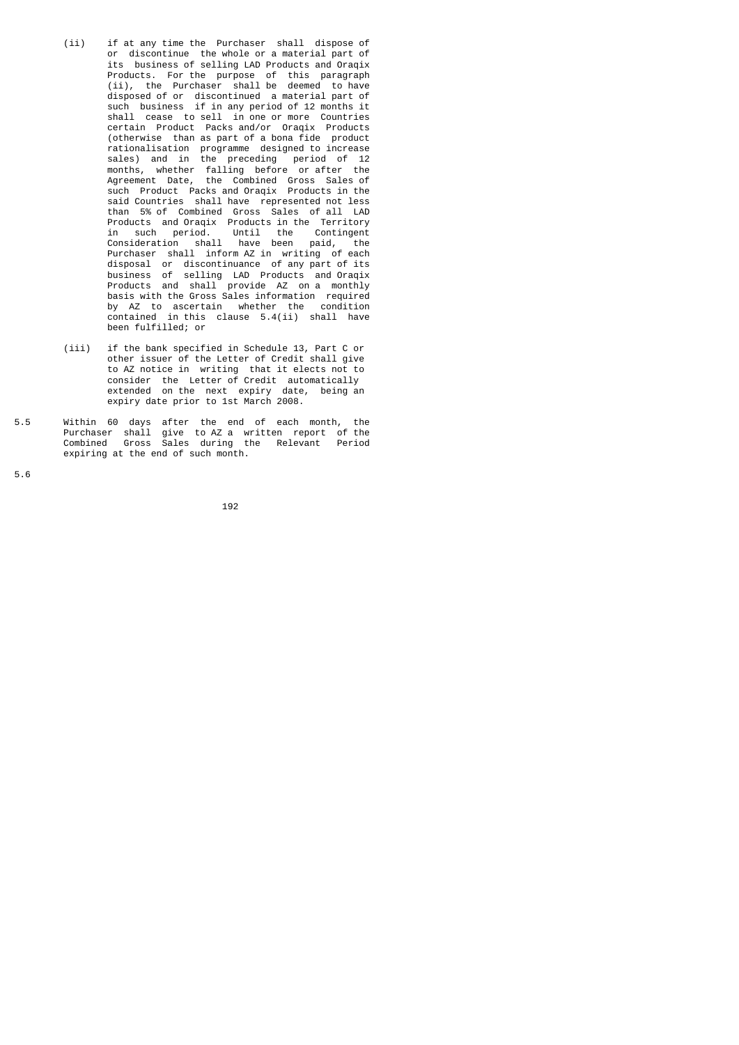(ii) if at any time the Purchaser shall dispose of or discontinue the whole or a material part of its business of selling LAD Products and Oraqix Products. For the purpose of this paragraph (ii), the Purchaser shall be deemed to have disposed of or discontinued a material part of such business if in any period of 12 months it shall cease to sell in one or more Countries certain Product Packs and/or Oraqix Products (otherwise than as part of a bona fide product rationalisation programme designed to increase sales) and in the preceding period of 12 months, whether falling before or after the Agreement Date, the Combined Gross Sales of such Product Packs and Oraqix Products in the said Countries shall have represented not less than 5% of Combined Gross Sales of all LAD Products and Oraqix Products in the Territory in such period. Until the Contingent Consideration shall have been paid, the Purchaser shall inform AZ in writing of each disposal or discontinuance of any part of its business of selling LAD Products and Oraqix Products and shall provide AZ on a monthly basis with the Gross Sales information required by AZ to ascertain whether the condition contained in this clause 5.4(ii) shall have been fulfilled; or

(iii) if the bank specified in Schedule 13, Part C or other issuer of the Letter of Credit shall give to AZ notice in writing that it elects not to consider the Letter of Credit automatically extended on the next expiry date, being an expiry date prior to 1st March 2008.

5.5 Within 60 days after the end of each month, the Purchaser shall give to AZ a written report of the Combined Gross Sales during the Relevant Period expiring at the end of such month.

5.6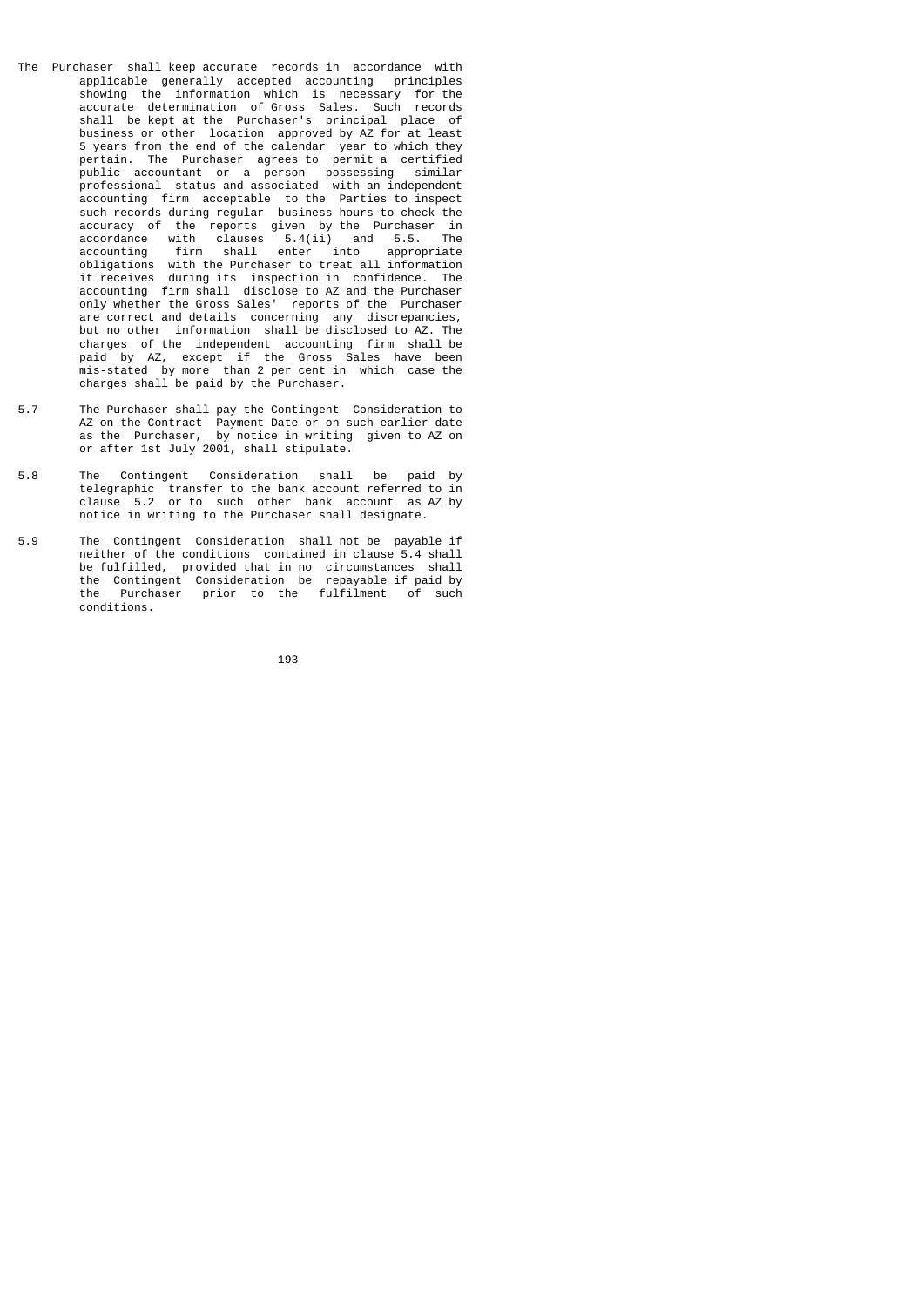The Purchaser shall keep accurate records in accordance with applicable generally accepted accounting principles showing the information which is necessary for the accurate determination of Gross Sales. Such records shall be kept at the Purchaser's principal place of business or other location approved by AZ for at least 5 years from the end of the calendar year to which they pertain. The Purchaser agrees to permit a certified public accountant or a person possessing similar professional status and associated with an independent accounting firm acceptable to the Parties to inspect such records during regular business hours to check the accuracy of the reports given by the Purchaser in accordance with clauses 5.4(ii) and 5.5. The accounting firm shall enter into appropriate obligations with the Purchaser to treat all information it receives during its inspection in confidence. The accounting firm shall disclose to AZ and the Purchaser only whether the Gross Sales' reports of the Purchaser are correct and details concerning any discrepancies, but no other information shall be disclosed to AZ. The charges of the independent accounting firm shall be paid by AZ, except if the Gross Sales have been mis-stated by more than 2 per cent in which case the charges shall be paid by the Purchaser.

5.7 The Purchaser shall pay the Contingent Consideration to AZ on the Contract Payment Date or on such earlier date as the Purchaser, by notice in writing given to AZ on or after 1st July 2001, shall stipulate.

5.8 The Contingent Consideration shall be paid by telegraphic transfer to the bank account referred to in clause 5.2 or to such other bank account as AZ by notice in writing to the Purchaser shall designate.

5.9 The Contingent Consideration shall not be payable if neither of the conditions contained in clause 5.4 shall be fulfilled, provided that in no circumstances shall the Contingent Consideration be repayable if paid by the Purchaser prior to the fulfilment of such conditions.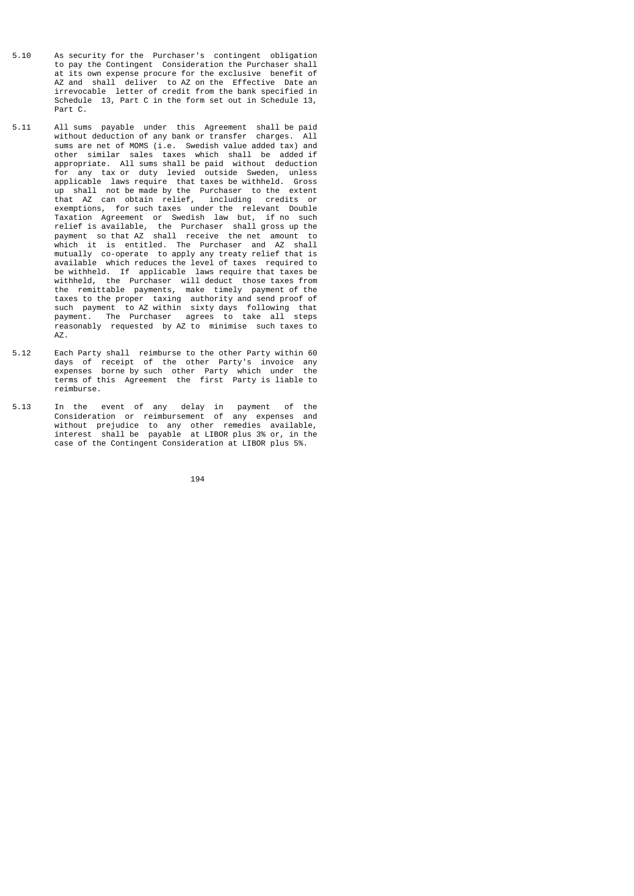5.10 As security for the Purchaser's contingent obligation to pay the Contingent Consideration the Purchaser shall at its own expense procure for the exclusive benefit of AZ and shall deliver to AZ on the Effective Date an irrevocable letter of credit from the bank specified in Schedule 13, Part C in the form set out in Schedule 13, Part C.

5.11 All sums payable under this Agreement shall be paid without deduction of any bank or transfer charges. All sums are net of MOMS (i.e. Swedish value added tax) and other similar sales taxes which shall be added if appropriate. All sums shall be paid without deduction for any tax or duty levied outside Sweden, unless applicable laws require that taxes be withheld. Gross up shall not be made by the Purchaser to the extent that AZ can obtain relief, including credits or exemptions, for such taxes under the relevant Double Taxation Agreement or Swedish law but, if no such relief is available, the Purchaser shall gross up the payment so that AZ shall receive the net amount to which it is entitled. The Purchaser and AZ shall mutually co-operate to apply any treaty relief that is available which reduces the level of taxes required to be withheld. If applicable laws require that taxes be withheld, the Purchaser will deduct those taxes from the remittable payments, make timely payment of the taxes to the proper taxing authority and send proof of such payment to AZ within sixty days following that payment. The Purchaser agrees to take all steps reasonably requested by AZ to minimise such taxes to AZ.

5.12 Each Party shall reimburse to the other Party within 60 days of receipt of the other Party's invoice any expenses borne by such other Party which under the terms of this Agreement the first Party is liable to reimburse.

5.13 In the event of any delay in payment of the Consideration or reimbursement of any expenses and without prejudice to any other remedies available, interest shall be payable at LIBOR plus 3% or, in the case of the Contingent Consideration at LIBOR plus 5%.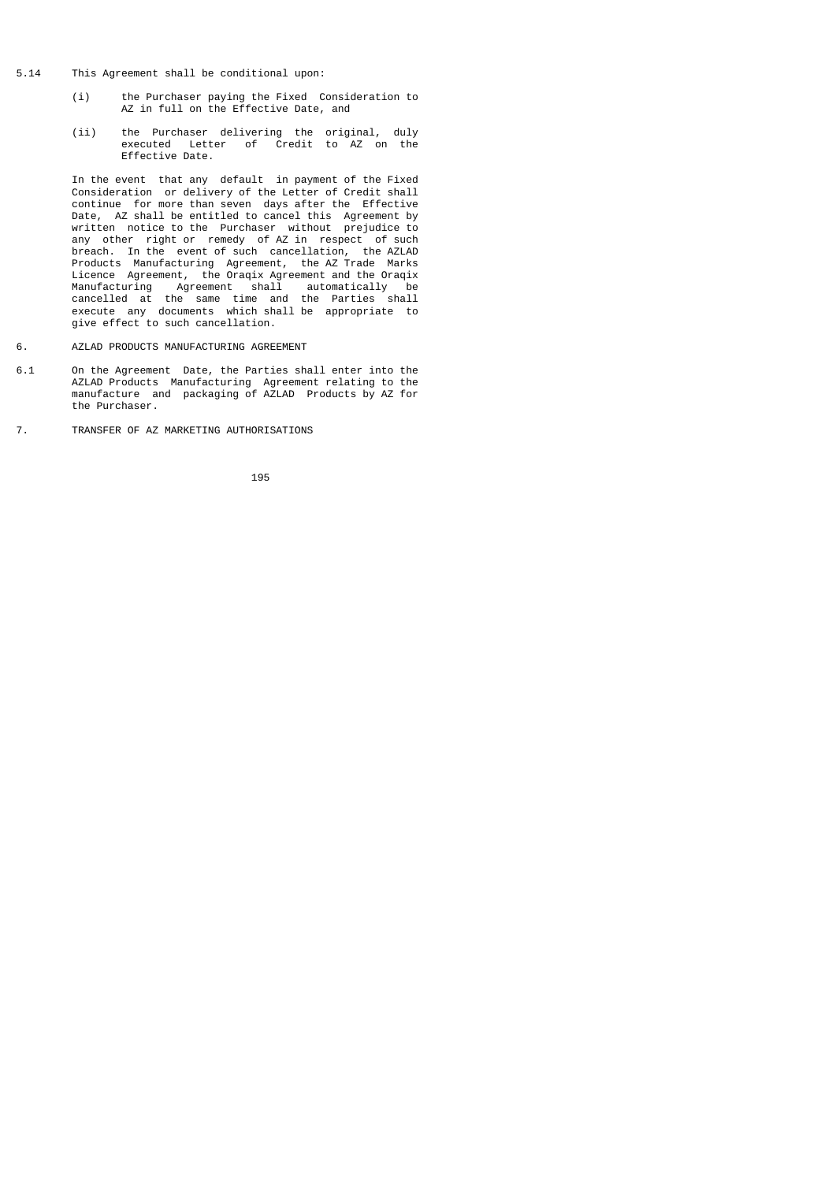5.14 This Agreement shall be conditional upon:

(i) the Purchaser paying the Fixed Consideration to AZ in full on the Effective Date, and

(ii) the Purchaser delivering the original, duly executed Letter of Credit to AZ on the Effective Date.

In the event that any default in payment of the Fixed Consideration or delivery of the Letter of Credit shall continue for more than seven days after the Effective Date, AZ shall be entitled to cancel this Agreement by written notice to the Purchaser without prejudice to any other right or remedy of AZ in respect of such breach. In the event of such cancellation, the AZLAD Products Manufacturing Agreement, the AZ Trade Marks Licence Agreement, the Oraqix Agreement and the Oraqix Manufacturing Agreement shall automatically be cancelled at the same time and the Parties shall execute any documents which shall be appropriate to give effect to such cancellation.

6. AZLAD PRODUCTS MANUFACTURING AGREEMENT

6.1 On the Agreement Date, the Parties shall enter into the AZLAD Products Manufacturing Agreement relating to the manufacture and packaging of AZLAD Products by AZ for the Purchaser.

7. TRANSFER OF AZ MARKETING AUTHORISATIONS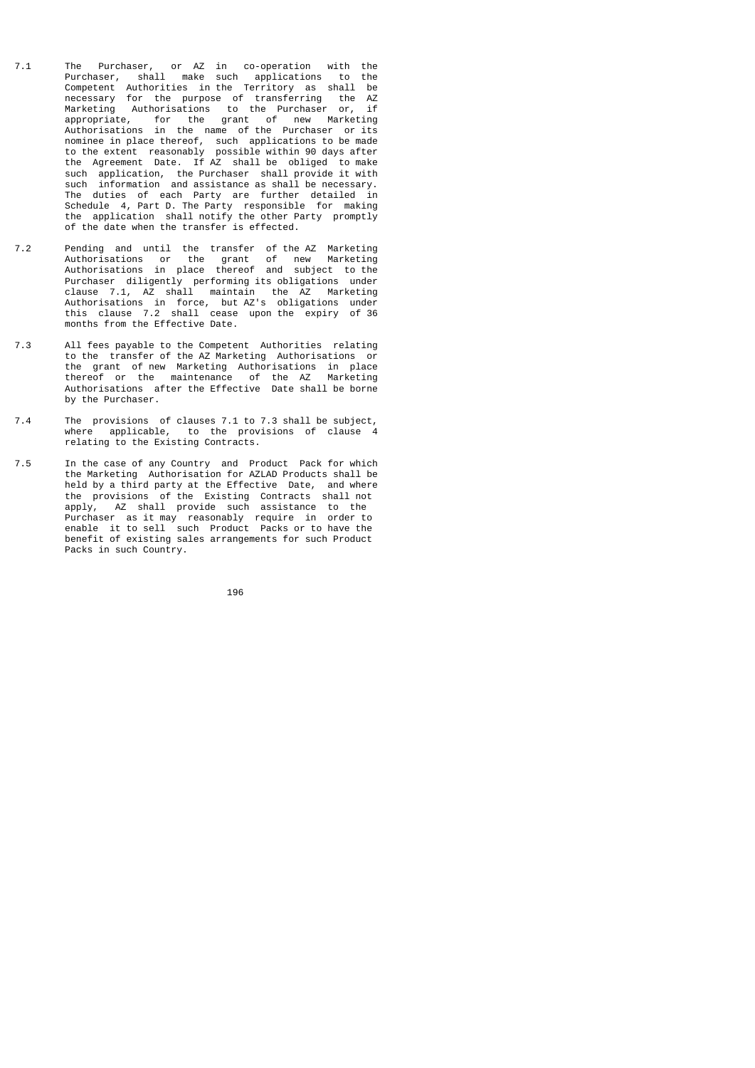7.1 The Purchaser, or AZ in co-operation with the Purchaser, shall make such applications to the Competent Authorities in the Territory as shall be necessary for the purpose of transferring the AZ Marketing Authorisations to the Purchaser or, if appropriate, for the grant of new Marketing Authorisations in the name of the Purchaser or its nominee in place thereof, such applications to be made to the extent reasonably possible within 90 days after the Agreement Date. If AZ shall be obliged to make such application, the Purchaser shall provide it with such information and assistance as shall be necessary. The duties of each Party are further detailed in Schedule 4, Part D. The Party responsible for making the application shall notify the other Party promptly of the date when the transfer is effected.

7.2 Pending and until the transfer of the AZ Marketing Authorisations or the grant of new Marketing Authorisations in place thereof and subject to the Purchaser diligently performing its obligations under clause 7.1, AZ shall maintain the AZ Marketing Authorisations in force, but AZ's obligations under this clause 7.2 shall cease upon the expiry of 36 months from the Effective Date.

7.3 All fees payable to the Competent Authorities relating to the transfer of the AZ Marketing Authorisations or the grant of new Marketing Authorisations in place thereof or the maintenance of the AZ Marketing Authorisations after the Effective Date shall be borne by the Purchaser.

7.4 The provisions of clauses 7.1 to 7.3 shall be subject, where applicable, to the provisions of clause 4 relating to the Existing Contracts.

7.5 In the case of any Country and Product Pack for which the Marketing Authorisation for AZLAD Products shall be held by a third party at the Effective Date, and where the provisions of the Existing Contracts shall not apply, AZ shall provide such assistance to the Purchaser as it may reasonably require in order to enable it to sell such Product Packs or to have the benefit of existing sales arrangements for such Product Packs in such Country.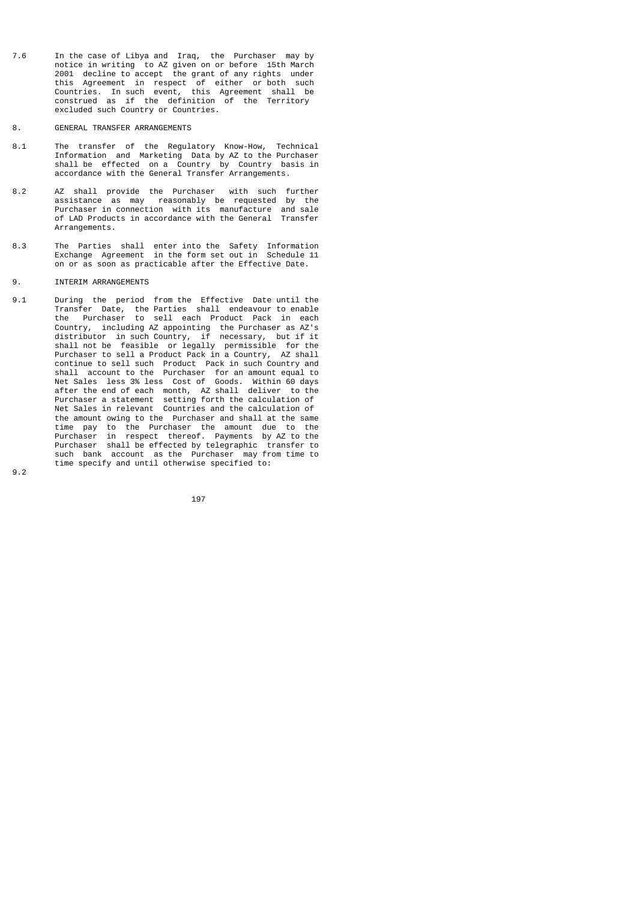7.6 In the case of Libya and Iraq, the Purchaser may by notice in writing to AZ given on or before 15th March 2001 decline to accept the grant of any rights under this Agreement in respect of either or both such Countries. In such event, this Agreement shall be construed as if the definition of the Territory excluded such Country or Countries.

8. GENERAL TRANSFER ARRANGEMENTS

8.1 The transfer of the Regulatory Know-How, Technical Information and Marketing Data by AZ to the Purchaser shall be effected on a Country by Country basis in accordance with the General Transfer Arrangements.

8.2 AZ shall provide the Purchaser with such further assistance as may reasonably be requested by the Purchaser in connection with its manufacture and sale of LAD Products in accordance with the General Transfer Arrangements.

8.3 The Parties shall enter into the Safety Information Exchange Agreement in the form set out in Schedule 11 on or as soon as practicable after the Effective Date.

9. INTERIM ARRANGEMENTS

9.1 During the period from the Effective Date until the Transfer Date, the Parties shall endeavour to enable the Purchaser to sell each Product Pack in each Country, including AZ appointing the Purchaser as AZ's distributor in such Country, if necessary, but if it shall not be feasible or legally permissible for the Purchaser to sell a Product Pack in a Country, AZ shall continue to sell such Product Pack in such Country and shall account to the Purchaser for an amount equal to Net Sales less 3% less Cost of Goods. Within 60 days after the end of each month, AZ shall deliver to the Purchaser a statement setting forth the calculation of Net Sales in relevant Countries and the calculation of the amount owing to the Purchaser and shall at the same time pay to the Purchaser the amount due to the Purchaser in respect thereof. Payments by AZ to the Purchaser shall be effected by telegraphic transfer to such bank account as the Purchaser may from time to time specify and until otherwise specified to:

9.2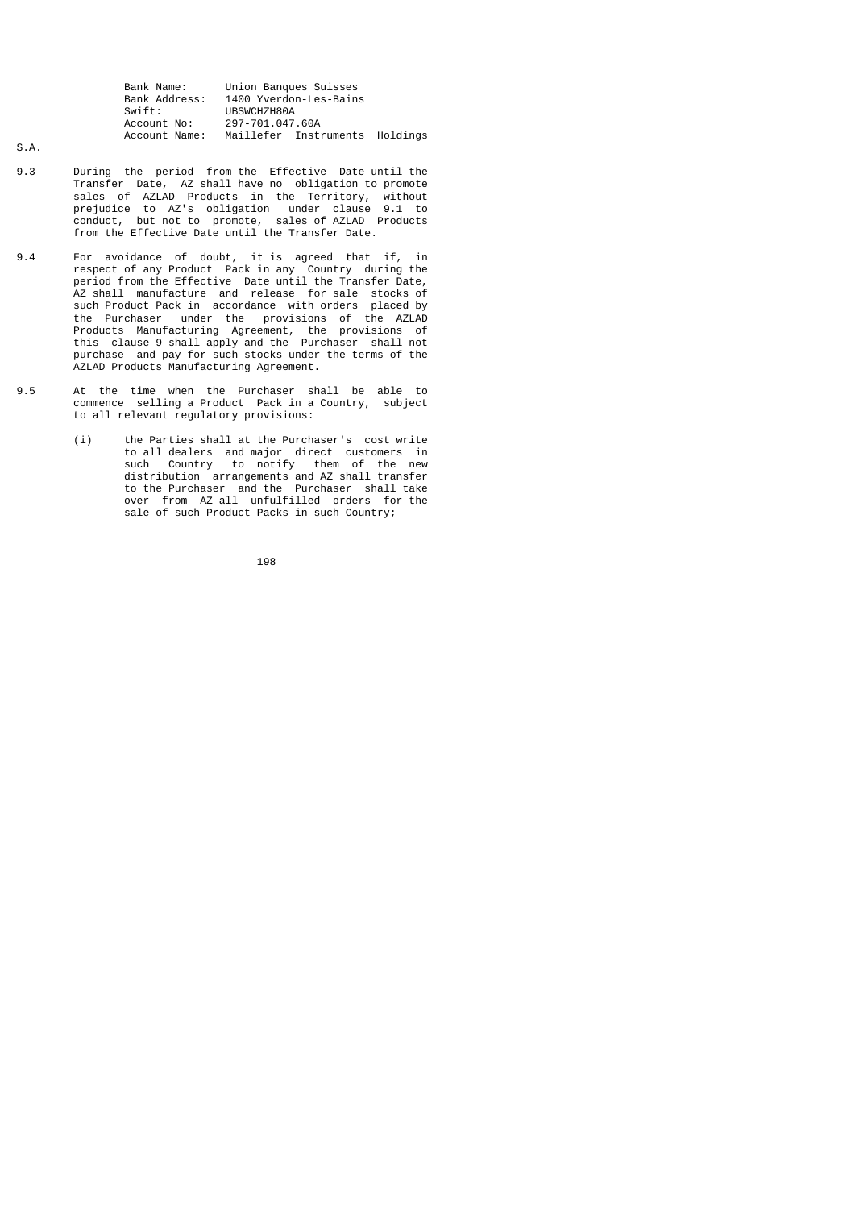| | |
|---|---|
| Bank Name: | Union Banques Suisses |
| Bank Address: | 1400 Yverdon-Les-Bains |
| Swift: | UBSWCHZH80A |
| Account No: | 297-701.047.60A |
| Account Name: | Maillefer Instruments Holdings S.A. |

9.3 During the period from the Effective Date until the Transfer Date, AZ shall have no obligation to promote sales of AZLAD Products in the Territory, without prejudice to AZ's obligation under clause 9.1 to conduct, but not to promote, sales of AZLAD Products from the Effective Date until the Transfer Date.

9.4 For avoidance of doubt, it is agreed that if, in respect of any Product Pack in any Country during the period from the Effective Date until the Transfer Date, AZ shall manufacture and release for sale stocks of such Product Pack in accordance with orders placed by the Purchaser under the provisions of the AZLAD Products Manufacturing Agreement, the provisions of this clause 9 shall apply and the Purchaser shall not purchase and pay for such stocks under the terms of the AZLAD Products Manufacturing Agreement.

9.5 At the time when the Purchaser shall be able to commence selling a Product Pack in a Country, subject to all relevant regulatory provisions:

(i) the Parties shall at the Purchaser's cost write to all dealers and major direct customers in such Country to notify them of the new distribution arrangements and AZ shall transfer to the Purchaser and the Purchaser shall take over from AZ all unfulfilled orders for the sale of such Product Packs in such Country;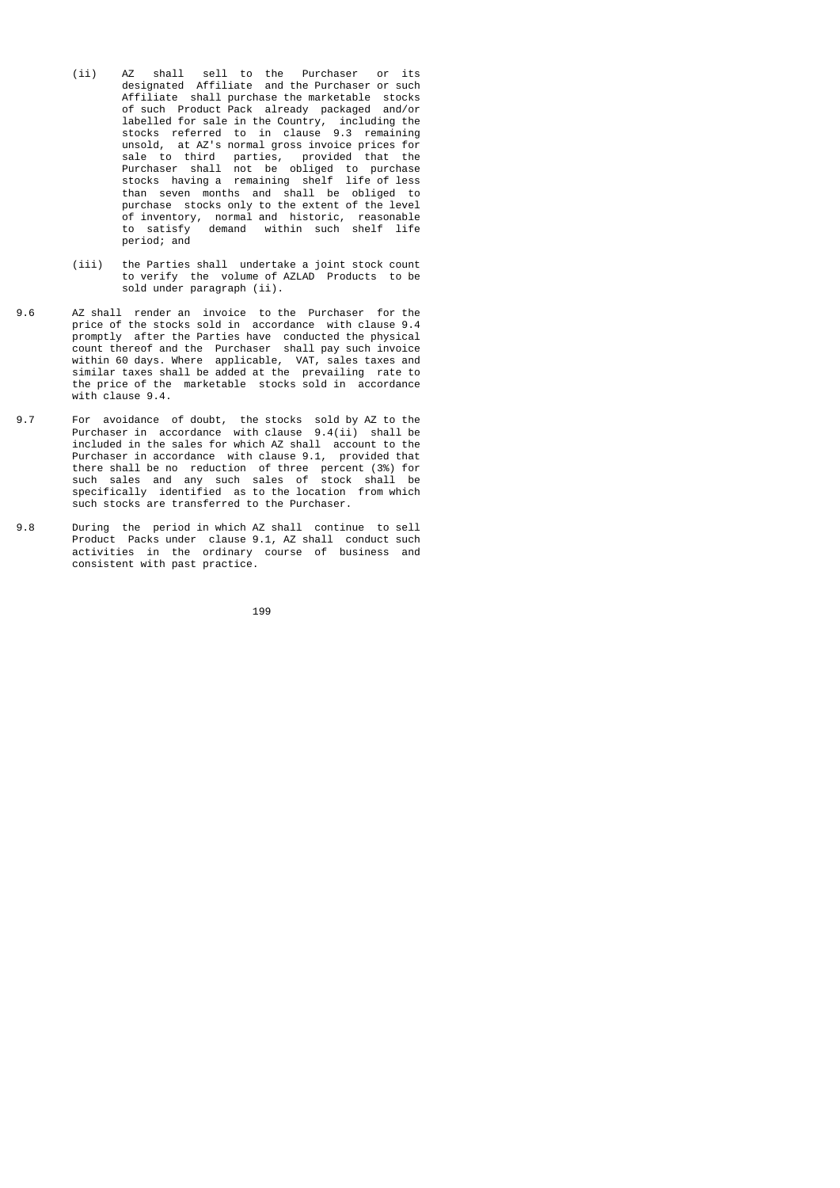(ii) AZ shall sell to the Purchaser or its designated Affiliate and the Purchaser or such Affiliate shall purchase the marketable stocks of such Product Pack already packaged and/or labelled for sale in the Country, including the stocks referred to in clause 9.3 remaining unsold, at AZ's normal gross invoice prices for sale to third parties, provided that the Purchaser shall not be obliged to purchase stocks having a remaining shelf life of less than seven months and shall be obliged to purchase stocks only to the extent of the level of inventory, normal and historic, reasonable to satisfy demand within such shelf life period; and

(iii) the Parties shall undertake a joint stock count to verify the volume of AZLAD Products to be sold under paragraph (ii).

9.6 AZ shall render an invoice to the Purchaser for the price of the stocks sold in accordance with clause 9.4 promptly after the Parties have conducted the physical count thereof and the Purchaser shall pay such invoice within 60 days. Where applicable, VAT, sales taxes and similar taxes shall be added at the prevailing rate to the price of the marketable stocks sold in accordance with clause 9.4.

9.7 For avoidance of doubt, the stocks sold by AZ to the Purchaser in accordance with clause 9.4(ii) shall be included in the sales for which AZ shall account to the Purchaser in accordance with clause 9.1, provided that there shall be no reduction of three percent (3%) for such sales and any such sales of stock shall be specifically identified as to the location from which such stocks are transferred to the Purchaser.

9.8 During the period in which AZ shall continue to sell Product Packs under clause 9.1, AZ shall conduct such activities in the ordinary course of business and consistent with past practice.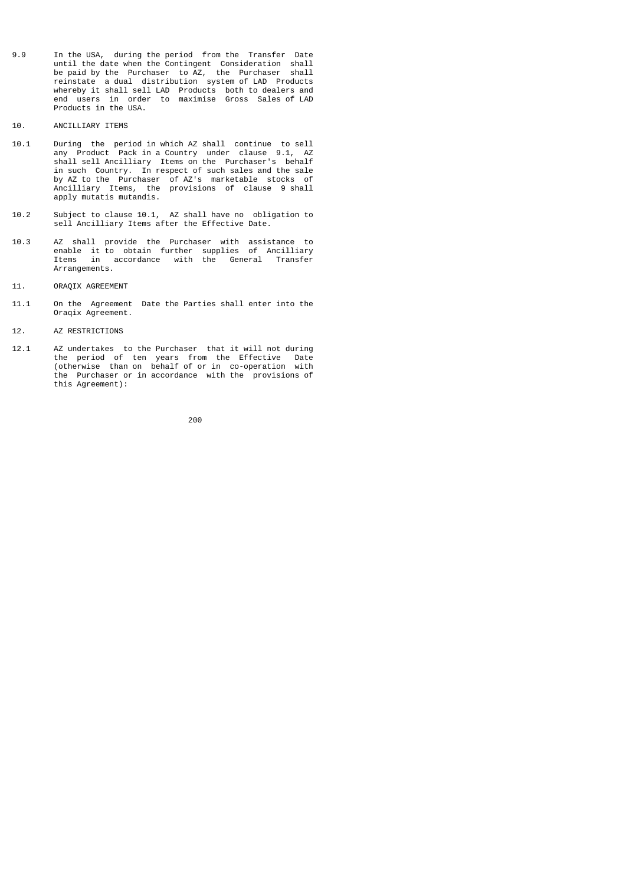9.9 In the USA, during the period from the Transfer Date until the date when the Contingent Consideration shall be paid by the Purchaser to AZ, the Purchaser shall reinstate a dual distribution system of LAD Products whereby it shall sell LAD Products both to dealers and end users in order to maximise Gross Sales of LAD Products in the USA.

10. ANCILLIARY ITEMS

10.1 During the period in which AZ shall continue to sell any Product Pack in a Country under clause 9.1, AZ shall sell Ancilliary Items on the Purchaser's behalf in such Country. In respect of such sales and the sale by AZ to the Purchaser of AZ's marketable stocks of Ancilliary Items, the provisions of clause 9 shall apply mutatis mutandis.

10.2 Subject to clause 10.1, AZ shall have no obligation to sell Ancilliary Items after the Effective Date.

10.3 AZ shall provide the Purchaser with assistance to enable it to obtain further supplies of Ancilliary Items in accordance with the General Transfer Arrangements.

11. ORAQIX AGREEMENT

11.1 On the Agreement Date the Parties shall enter into the Oraqix Agreement.

12. AZ RESTRICTIONS

12.1 AZ undertakes to the Purchaser that it will not during the period of ten years from the Effective Date (otherwise than on behalf of or in co-operation with the Purchaser or in accordance with the provisions of this Agreement):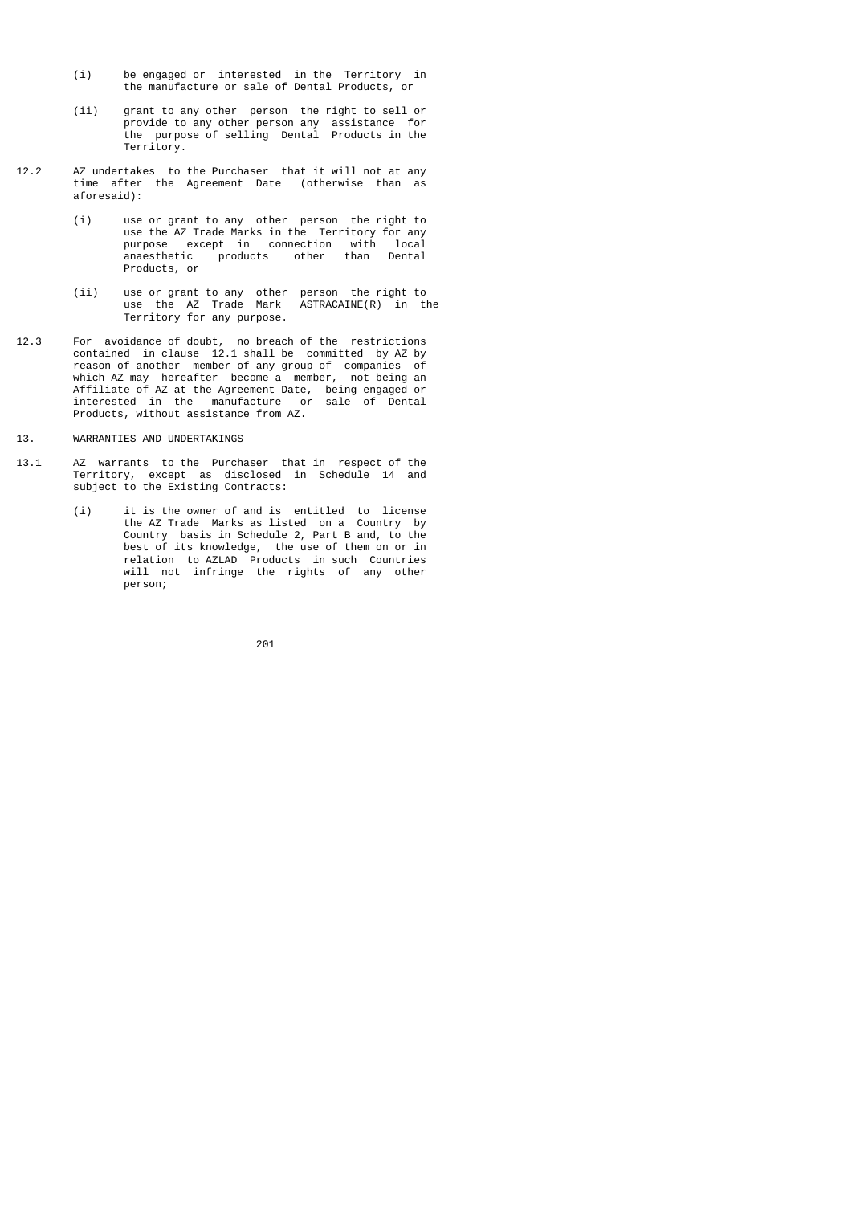(i) be engaged or interested in the Territory in the manufacture or sale of Dental Products, or

(ii) grant to any other person the right to sell or provide to any other person any assistance for the purpose of selling Dental Products in the Territory.

12.2 AZ undertakes to the Purchaser that it will not at any time after the Agreement Date (otherwise than as aforesaid):

(i) use or grant to any other person the right to use the AZ Trade Marks in the Territory for any purpose except in connection with local anaesthetic products other than Dental Products, or

(ii) use or grant to any other person the right to use the AZ Trade Mark ASTRACAINE(R) in the Territory for any purpose.

12.3 For avoidance of doubt, no breach of the restrictions contained in clause 12.1 shall be committed by AZ by reason of another member of any group of companies of which AZ may hereafter become a member, not being an Affiliate of AZ at the Agreement Date, being engaged or interested in the manufacture or sale of Dental Products, without assistance from AZ.

13. WARRANTIES AND UNDERTAKINGS

13.1 AZ warrants to the Purchaser that in respect of the Territory, except as disclosed in Schedule 14 and subject to the Existing Contracts:

(i) it is the owner of and is entitled to license the AZ Trade Marks as listed on a Country by Country basis in Schedule 2, Part B and, to the best of its knowledge, the use of them on or in relation to AZLAD Products in such Countries will not infringe the rights of any other person;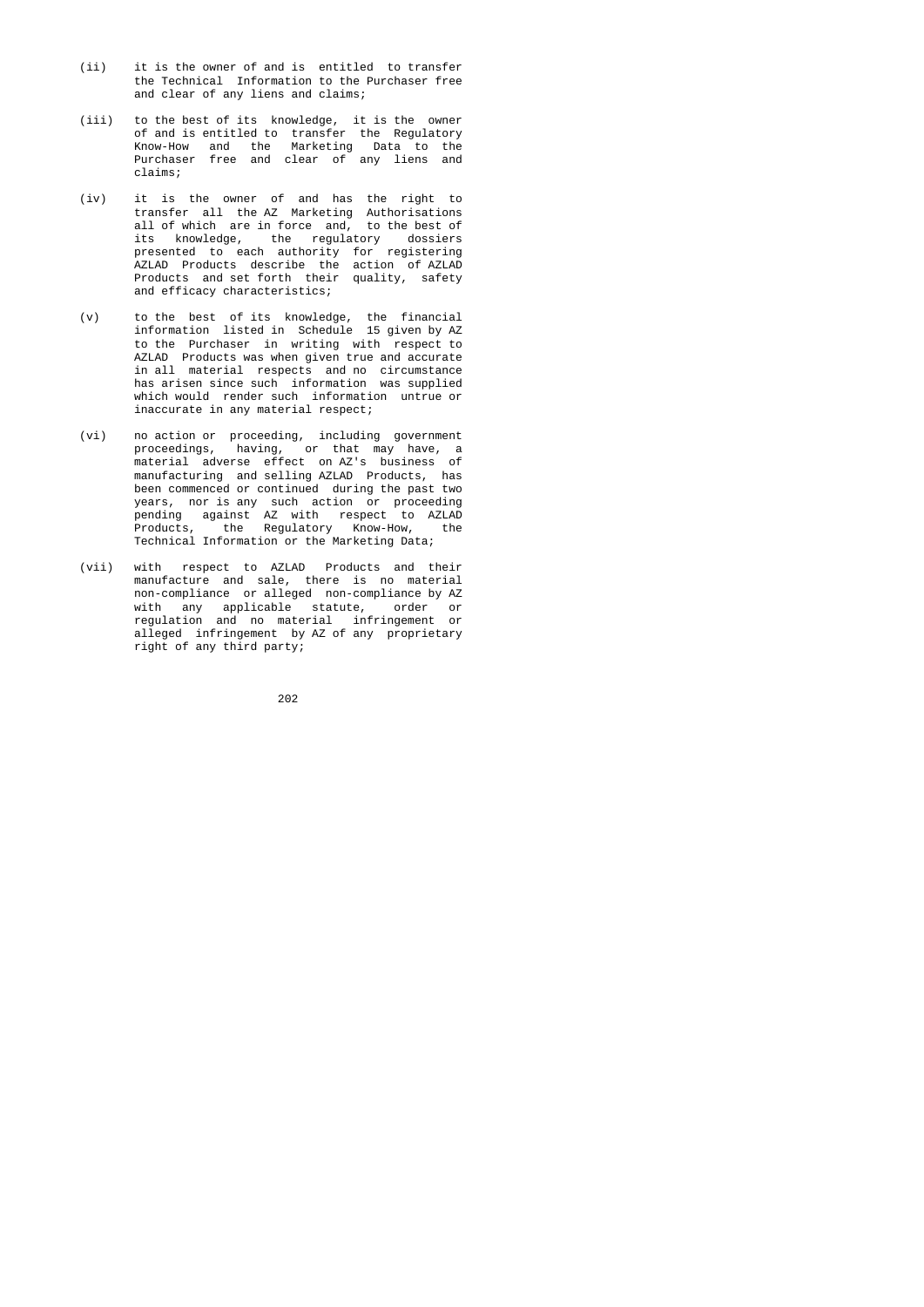(ii) it is the owner of and is entitled to transfer the Technical Information to the Purchaser free and clear of any liens and claims;

(iii) to the best of its knowledge, it is the owner of and is entitled to transfer the Regulatory Know-How and the Marketing Data to the Purchaser free and clear of any liens and claims;

(iv) it is the owner of and has the right to transfer all the AZ Marketing Authorisations all of which are in force and, to the best of its knowledge, the regulatory dossiers presented to each authority for registering AZLAD Products describe the action of AZLAD Products and set forth their quality, safety and efficacy characteristics;

(v) to the best of its knowledge, the financial information listed in Schedule 15 given by AZ to the Purchaser in writing with respect to AZLAD Products was when given true and accurate in all material respects and no circumstance has arisen since such information was supplied which would render such information untrue or inaccurate in any material respect;

(vi) no action or proceeding, including government proceedings, having, or that may have, a material adverse effect on AZ's business of manufacturing and selling AZLAD Products, has been commenced or continued during the past two years, nor is any such action or proceeding pending against AZ with respect to AZLAD Products, the Regulatory Know-How, the Technical Information or the Marketing Data;

(vii) with respect to AZLAD Products and their manufacture and sale, there is no material non-compliance or alleged non-compliance by AZ with any applicable statute, order or regulation and no material infringement or alleged infringement by AZ of any proprietary right of any third party;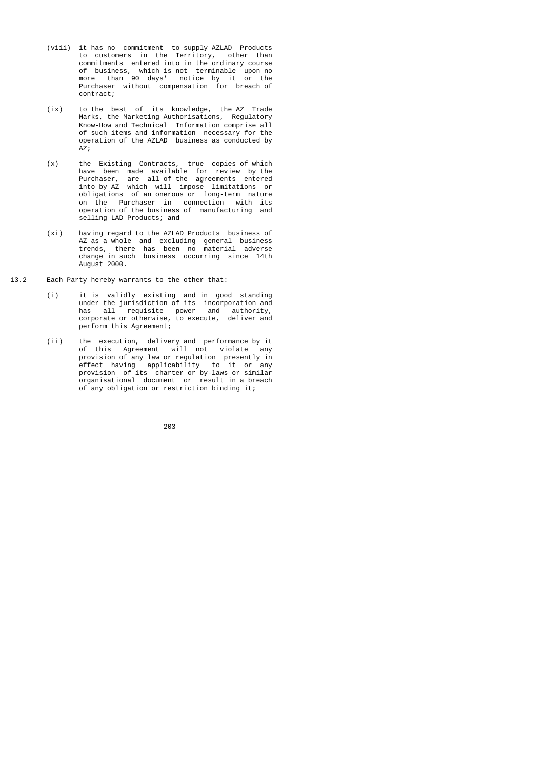(viii) it has no commitment to supply AZLAD Products to customers in the Territory, other than commitments entered into in the ordinary course of business, which is not terminable upon no more than 90 days' notice by it or the Purchaser without compensation for breach of contract;

(ix) to the best of its knowledge, the AZ Trade Marks, the Marketing Authorisations, Regulatory Know-How and Technical Information comprise all of such items and information necessary for the operation of the AZLAD business as conducted by AZ;

(x) the Existing Contracts, true copies of which have been made available for review by the Purchaser, are all of the agreements entered into by AZ which will impose limitations or obligations of an onerous or long-term nature on the Purchaser in connection with its operation of the business of manufacturing and selling LAD Products; and

(xi) having regard to the AZLAD Products business of AZ as a whole and excluding general business trends, there has been no material adverse change in such business occurring since 14th August 2000.

13.2 Each Party hereby warrants to the other that:

(i) it is validly existing and in good standing under the jurisdiction of its incorporation and has all requisite power and authority, corporate or otherwise, to execute, deliver and perform this Agreement;

(ii) the execution, delivery and performance by it of this Agreement will not violate any provision of any law or regulation presently in effect having applicability to it or any provision of its charter or by-laws or similar organisational document or result in a breach of any obligation or restriction binding it;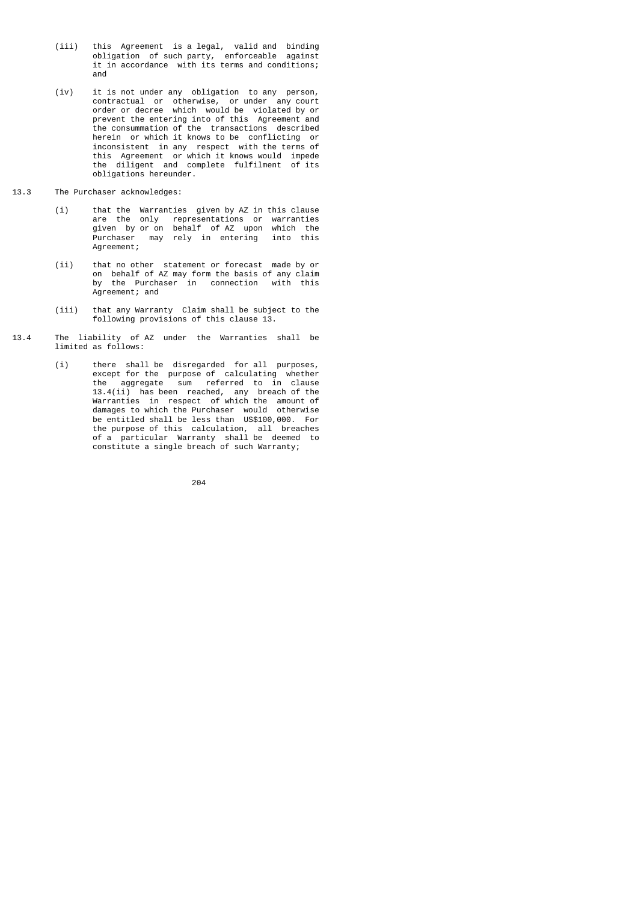(iii) this Agreement is a legal, valid and binding obligation of such party, enforceable against it in accordance with its terms and conditions; and

(iv) it is not under any obligation to any person, contractual or otherwise, or under any court order or decree which would be violated by or prevent the entering into of this Agreement and the consummation of the transactions described herein or which it knows to be conflicting or inconsistent in any respect with the terms of this Agreement or which it knows would impede the diligent and complete fulfilment of its obligations hereunder.

13.3 The Purchaser acknowledges:

(i) that the Warranties given by AZ in this clause are the only representations or warranties given by or on behalf of AZ upon which the Purchaser may rely in entering into this Agreement;

(ii) that no other statement or forecast made by or on behalf of AZ may form the basis of any claim by the Purchaser in connection with this Agreement; and

(iii) that any Warranty Claim shall be subject to the following provisions of this clause 13.

13.4 The liability of AZ under the Warranties shall be limited as follows:

(i) there shall be disregarded for all purposes, except for the purpose of calculating whether the aggregate sum referred to in clause 13.4(ii) has been reached, any breach of the Warranties in respect of which the amount of damages to which the Purchaser would otherwise be entitled shall be less than US$100,000. For the purpose of this calculation, all breaches of a particular Warranty shall be deemed to constitute a single breach of such Warranty;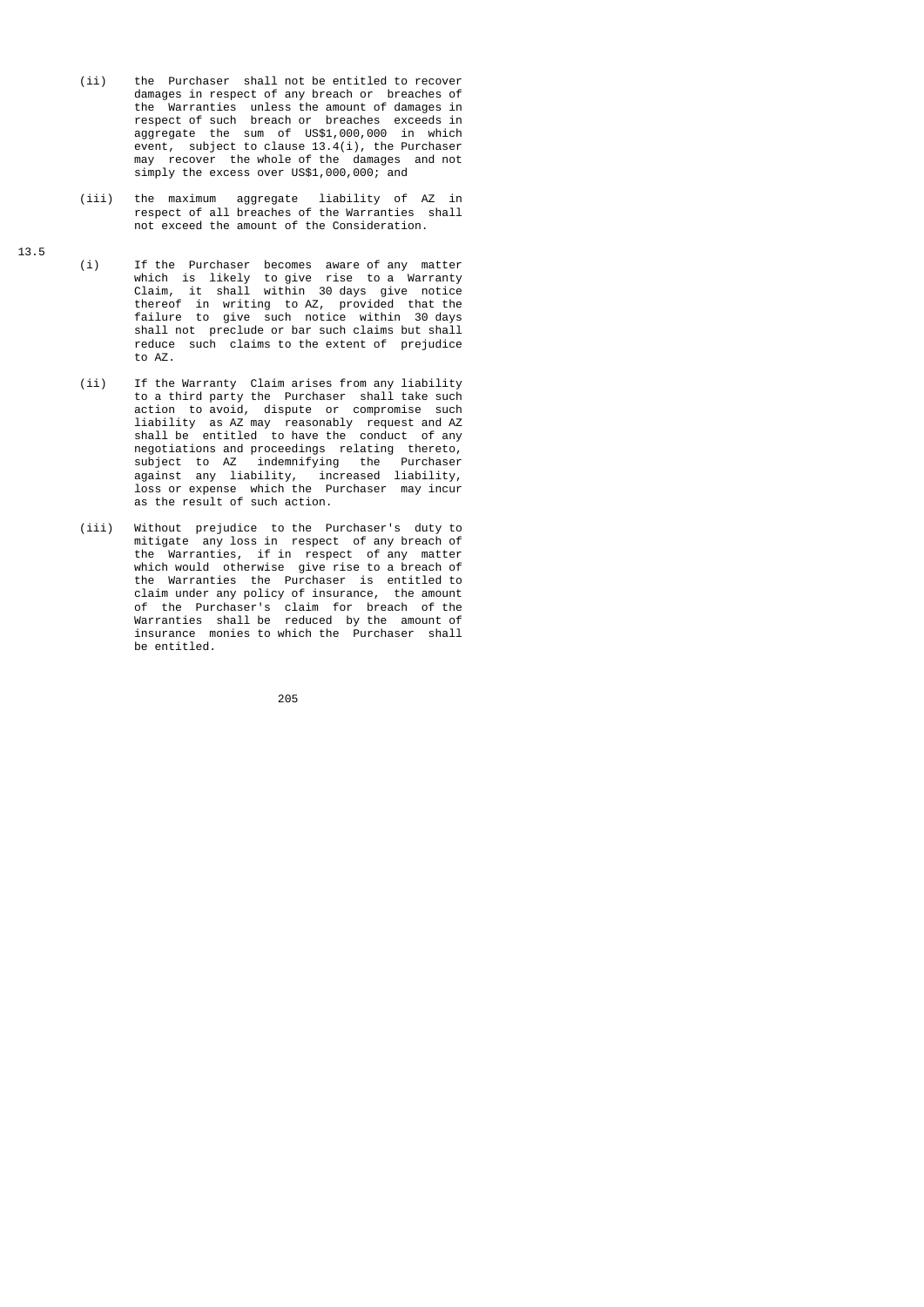(ii) the Purchaser shall not be entitled to recover damages in respect of any breach or breaches of the Warranties unless the amount of damages in respect of such breach or breaches exceeds in aggregate the sum of US$1,000,000 in which event, subject to clause 13.4(i), the Purchaser may recover the whole of the damages and not simply the excess over US$1,000,000; and

(iii) the maximum aggregate liability of AZ in respect of all breaches of the Warranties shall not exceed the amount of the Consideration.

13.5

(i) If the Purchaser becomes aware of any matter which is likely to give rise to a Warranty Claim, it shall within 30 days give notice thereof in writing to AZ, provided that the failure to give such notice within 30 days shall not preclude or bar such claims but shall reduce such claims to the extent of prejudice to AZ.

(ii) If the Warranty Claim arises from any liability to a third party the Purchaser shall take such action to avoid, dispute or compromise such liability as AZ may reasonably request and AZ shall be entitled to have the conduct of any negotiations and proceedings relating thereto, subject to AZ indemnifying the Purchaser against any liability, increased liability, loss or expense which the Purchaser may incur as the result of such action.

(iii) Without prejudice to the Purchaser's duty to mitigate any loss in respect of any breach of the Warranties, if in respect of any matter which would otherwise give rise to a breach of the Warranties the Purchaser is entitled to claim under any policy of insurance, the amount of the Purchaser's claim for breach of the Warranties shall be reduced by the amount of insurance monies to which the Purchaser shall be entitled.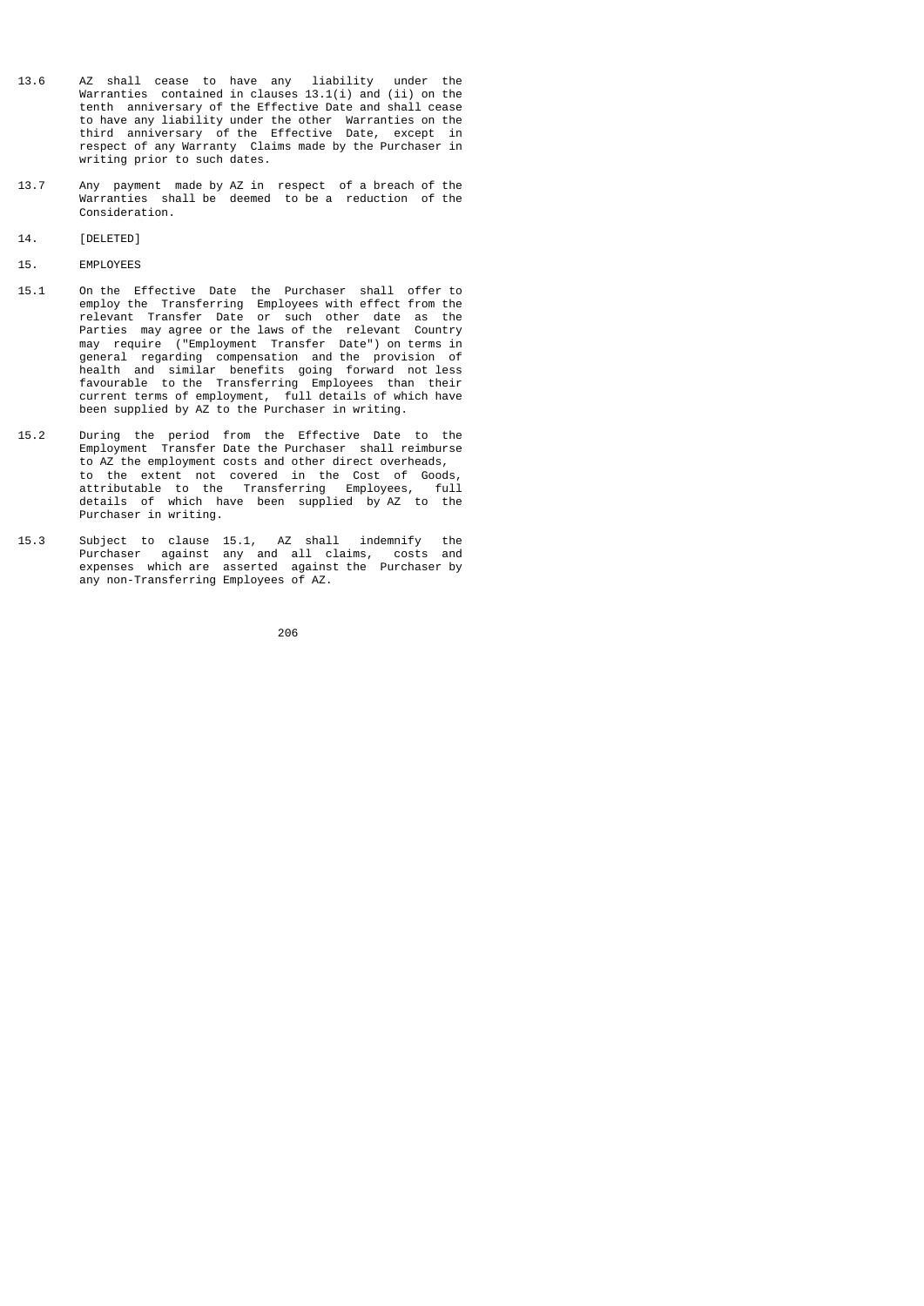13.6 AZ shall cease to have any liability under the Warranties contained in clauses 13.1(i) and (ii) on the tenth anniversary of the Effective Date and shall cease to have any liability under the other Warranties on the third anniversary of the Effective Date, except in respect of any Warranty Claims made by the Purchaser in writing prior to such dates.

13.7 Any payment made by AZ in respect of a breach of the Warranties shall be deemed to be a reduction of the Consideration.

14. [DELETED]

15. EMPLOYEES

15.1 On the Effective Date the Purchaser shall offer to employ the Transferring Employees with effect from the relevant Transfer Date or such other date as the Parties may agree or the laws of the relevant Country may require ("Employment Transfer Date") on terms in general regarding compensation and the provision of health and similar benefits going forward not less favourable to the Transferring Employees than their current terms of employment, full details of which have been supplied by AZ to the Purchaser in writing.

15.2 During the period from the Effective Date to the Employment Transfer Date the Purchaser shall reimburse to AZ the employment costs and other direct overheads, to the extent not covered in the Cost of Goods, attributable to the Transferring Employees, full details of which have been supplied by AZ to the Purchaser in writing.

15.3 Subject to clause 15.1, AZ shall indemnify the Purchaser against any and all claims, costs and expenses which are asserted against the Purchaser by any non-Transferring Employees of AZ.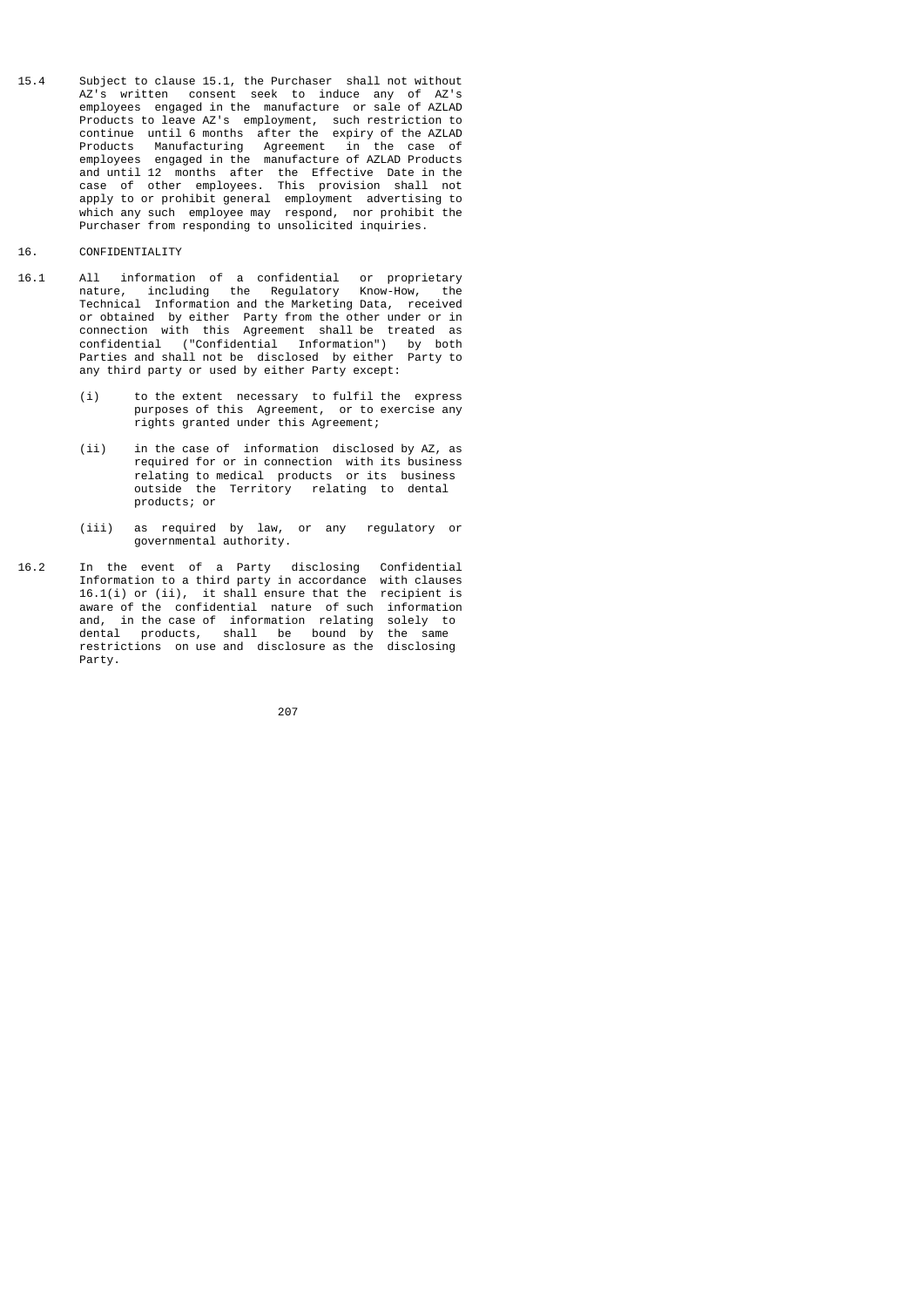15.4 Subject to clause 15.1, the Purchaser shall not without AZ's written consent seek to induce any of AZ's employees engaged in the manufacture or sale of AZLAD Products to leave AZ's employment, such restriction to continue until 6 months after the expiry of the AZLAD Products Manufacturing Agreement in the case of employees engaged in the manufacture of AZLAD Products and until 12 months after the Effective Date in the case of other employees. This provision shall not apply to or prohibit general employment advertising to which any such employee may respond, nor prohibit the Purchaser from responding to unsolicited inquiries.

16. CONFIDENTIALITY

16.1 All information of a confidential or proprietary nature, including the Regulatory Know-How, the Technical Information and the Marketing Data, received or obtained by either Party from the other under or in connection with this Agreement shall be treated as confidential ("Confidential Information") by both Parties and shall not be disclosed by either Party to any third party or used by either Party except:

(i) to the extent necessary to fulfil the express purposes of this Agreement, or to exercise any rights granted under this Agreement;

(ii) in the case of information disclosed by AZ, as required for or in connection with its business relating to medical products or its business outside the Territory relating to dental products; or

(iii) as required by law, or any regulatory or governmental authority.

16.2 In the event of a Party disclosing Confidential Information to a third party in accordance with clauses 16.1(i) or (ii), it shall ensure that the recipient is aware of the confidential nature of such information and, in the case of information relating solely to dental products, shall be bound by the same restrictions on use and disclosure as the disclosing Party.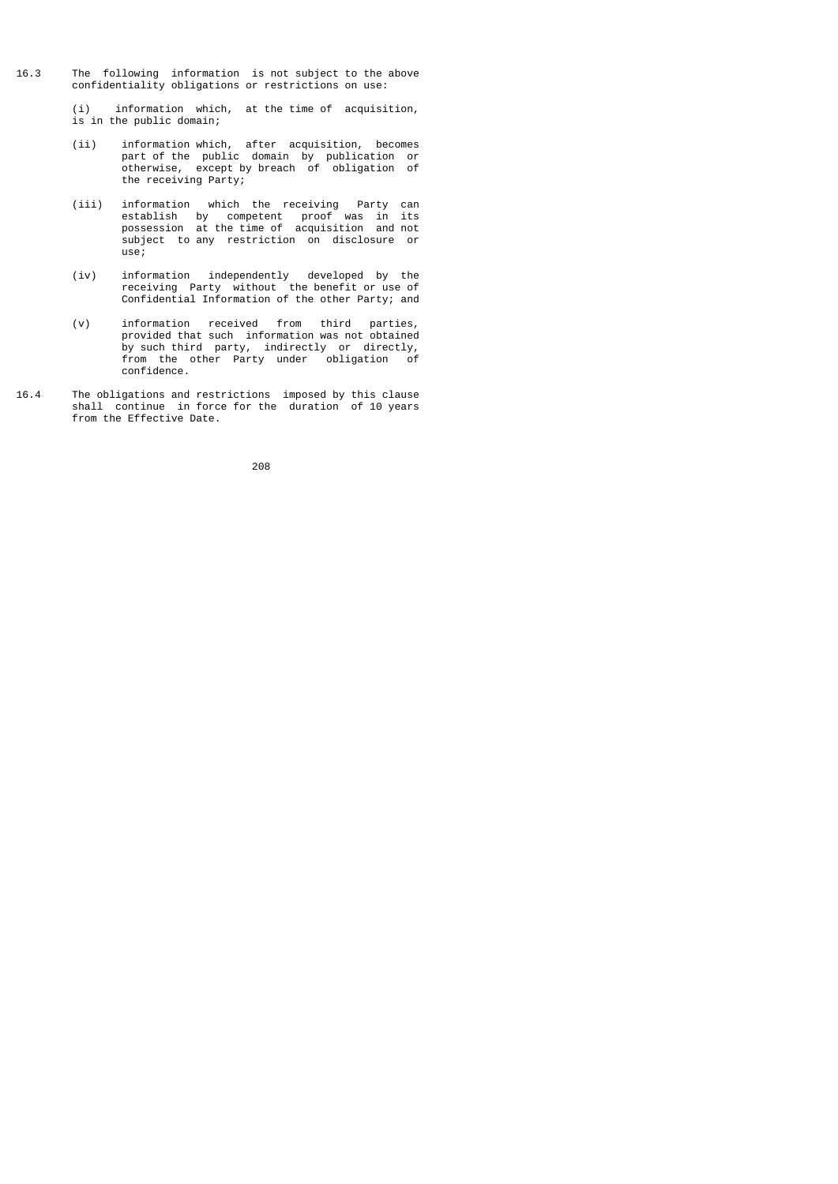16.3 The following information is not subject to the above confidentiality obligations or restrictions on use:

(i) information which, at the time of acquisition, is in the public domain;

(ii) information which, after acquisition, becomes part of the public domain by publication or otherwise, except by breach of obligation of the receiving Party;

(iii) information which the receiving Party can establish by competent proof was in its possession at the time of acquisition and not subject to any restriction on disclosure or use;

(iv) information independently developed by the receiving Party without the benefit or use of Confidential Information of the other Party; and

(v) information received from third parties, provided that such information was not obtained by such third party, indirectly or directly, from the other Party under obligation of confidence.

16.4 The obligations and restrictions imposed by this clause shall continue in force for the duration of 10 years from the Effective Date.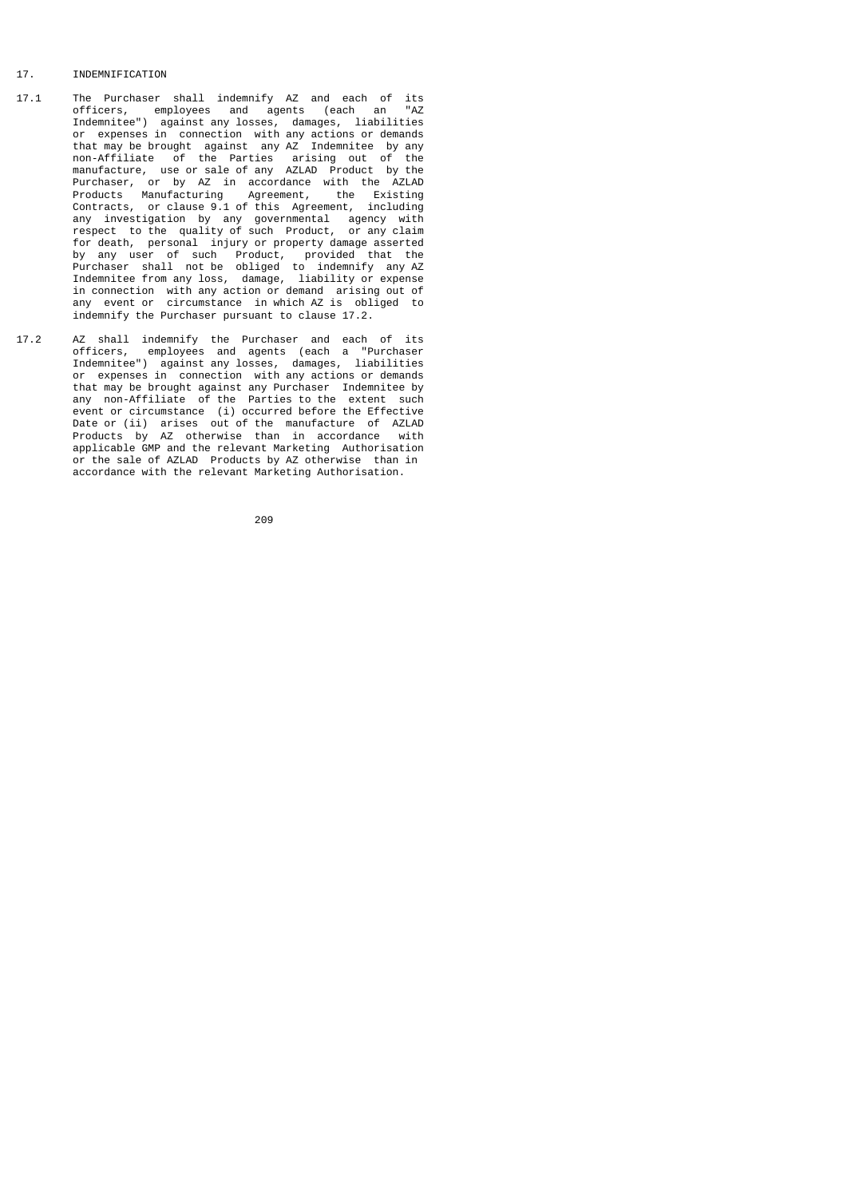## 17. INDEMNIFICATION

17.1 The Purchaser shall indemnify AZ and each of its officers, employees and agents (each an "AZ Indemnitee") against any losses, damages, liabilities or expenses in connection with any actions or demands that may be brought against any AZ Indemnitee by any non-Affiliate of the Parties arising out of the manufacture, use or sale of any AZLAD Product by the Purchaser, or by AZ in accordance with the AZLAD Products Manufacturing Agreement, the Existing Contracts, or clause 9.1 of this Agreement, including any investigation by any governmental agency with respect to the quality of such Product, or any claim for death, personal injury or property damage asserted by any user of such Product, provided that the Purchaser shall not be obliged to indemnify any AZ Indemnitee from any loss, damage, liability or expense in connection with any action or demand arising out of any event or circumstance in which AZ is obliged to indemnify the Purchaser pursuant to clause 17.2.

17.2 AZ shall indemnify the Purchaser and each of its officers, employees and agents (each a "Purchaser Indemnitee") against any losses, damages, liabilities or expenses in connection with any actions or demands that may be brought against any Purchaser Indemnitee by any non-Affiliate of the Parties to the extent such event or circumstance (i) occurred before the Effective Date or (ii) arises out of the manufacture of AZLAD Products by AZ otherwise than in accordance with applicable GMP and the relevant Marketing Authorisation or the sale of AZLAD Products by AZ otherwise than in accordance with the relevant Marketing Authorisation.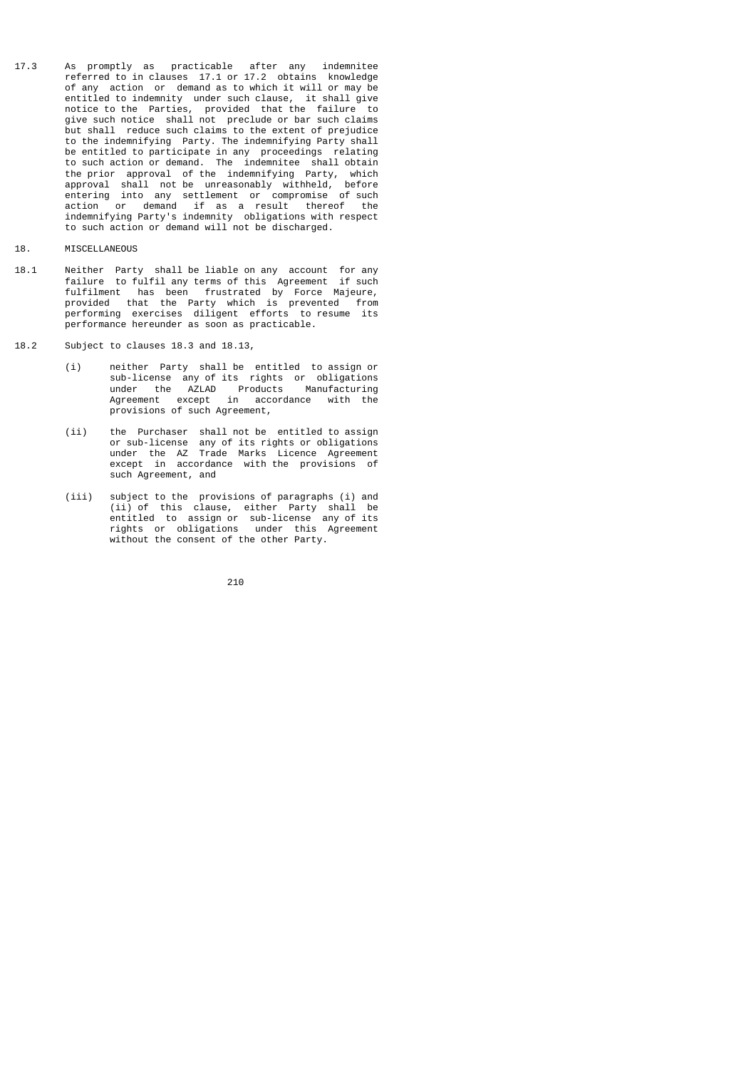17.3 As promptly as practicable after any indemnitee referred to in clauses 17.1 or 17.2 obtains knowledge of any action or demand as to which it will or may be entitled to indemnity under such clause, it shall give notice to the Parties, provided that the failure to give such notice shall not preclude or bar such claims but shall reduce such claims to the extent of prejudice to the indemnifying Party. The indemnifying Party shall be entitled to participate in any proceedings relating to such action or demand. The indemnitee shall obtain the prior approval of the indemnifying Party, which approval shall not be unreasonably withheld, before entering into any settlement or compromise of such action or demand if as a result thereof the indemnifying Party's indemnity obligations with respect to such action or demand will not be discharged.

## 18. MISCELLANEOUS

18.1 Neither Party shall be liable on any account for any failure to fulfil any terms of this Agreement if such fulfilment has been frustrated by Force Majeure, provided that the Party which is prevented from performing exercises diligent efforts to resume its performance hereunder as soon as practicable.

18.2 Subject to clauses 18.3 and 18.13,

(i) neither Party shall be entitled to assign or sub-license any of its rights or obligations under the AZLAD Products Manufacturing Agreement except in accordance with the provisions of such Agreement,

(ii) the Purchaser shall not be entitled to assign or sub-license any of its rights or obligations under the AZ Trade Marks Licence Agreement except in accordance with the provisions of such Agreement, and

(iii) subject to the provisions of paragraphs (i) and (ii) of this clause, either Party shall be entitled to assign or sub-license any of its rights or obligations under this Agreement without the consent of the other Party.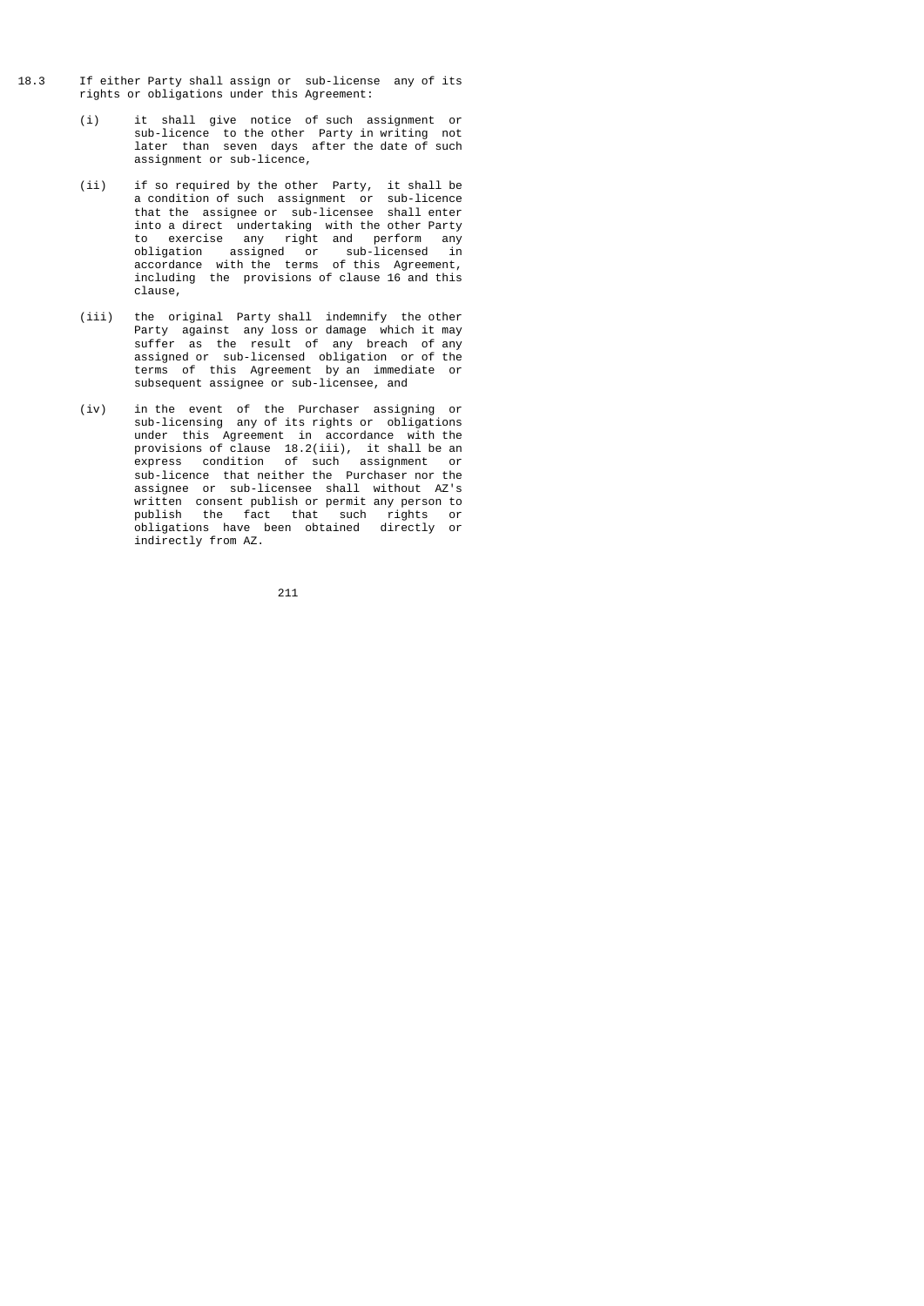18.3 If either Party shall assign or sub-license any of its rights or obligations under this Agreement:

(i) it shall give notice of such assignment or sub-licence to the other Party in writing not later than seven days after the date of such assignment or sub-licence,

(ii) if so required by the other Party, it shall be a condition of such assignment or sub-licence that the assignee or sub-licensee shall enter into a direct undertaking with the other Party to exercise any right and perform any obligation assigned or sub-licensed in accordance with the terms of this Agreement, including the provisions of clause 16 and this clause,

(iii) the original Party shall indemnify the other Party against any loss or damage which it may suffer as the result of any breach of any assigned or sub-licensed obligation or of the terms of this Agreement by an immediate or subsequent assignee or sub-licensee, and

(iv) in the event of the Purchaser assigning or sub-licensing any of its rights or obligations under this Agreement in accordance with the provisions of clause 18.2(iii), it shall be an express condition of such assignment or sub-licence that neither the Purchaser nor the assignee or sub-licensee shall without AZ's written consent publish or permit any person to publish the fact that such rights or obligations have been obtained directly or indirectly from AZ.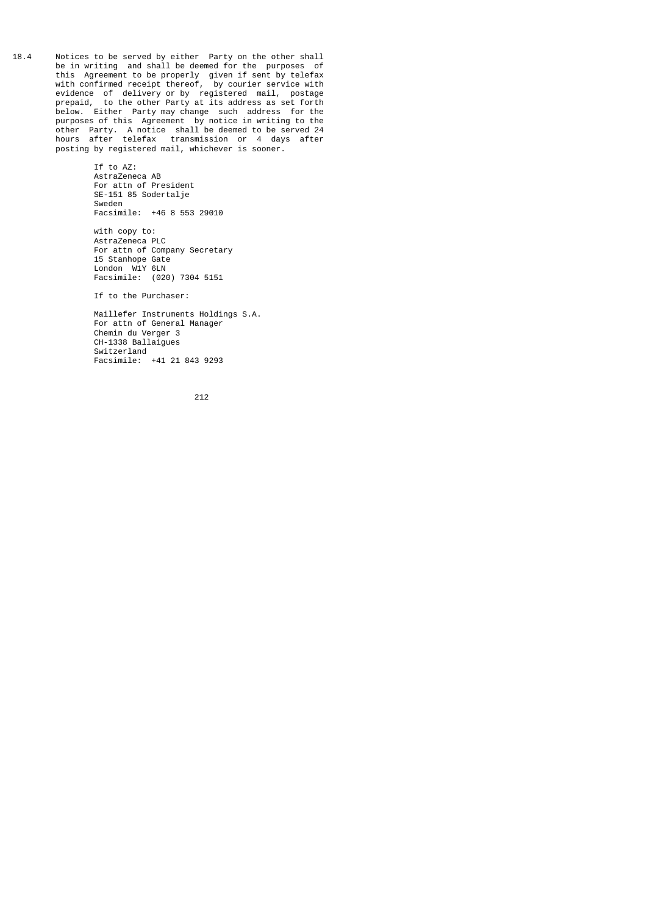18.4 Notices to be served by either Party on the other shall be in writing and shall be deemed for the purposes of this Agreement to be properly given if sent by telefax with confirmed receipt thereof, by courier service with evidence of delivery or by registered mail, postage prepaid, to the other Party at its address as set forth below. Either Party may change such address for the purposes of this Agreement by notice in writing to the other Party. A notice shall be deemed to be served 24 hours after telefax transmission or 4 days after posting by registered mail, whichever is sooner.

If to AZ:
AstraZeneca AB
For attn of President
SE-151 85 Sodertalje
Sweden
Facsimile: +46 8 553 29010

with copy to:
AstraZeneca PLC
For attn of Company Secretary
15 Stanhope Gate
London W1Y 6LN
Facsimile: (020) 7304 5151

If to the Purchaser:

Maillefer Instruments Holdings S.A.
For attn of General Manager
Chemin du Verger 3
CH-1338 Ballaigues
Switzerland
Facsimile: +41 21 843 9293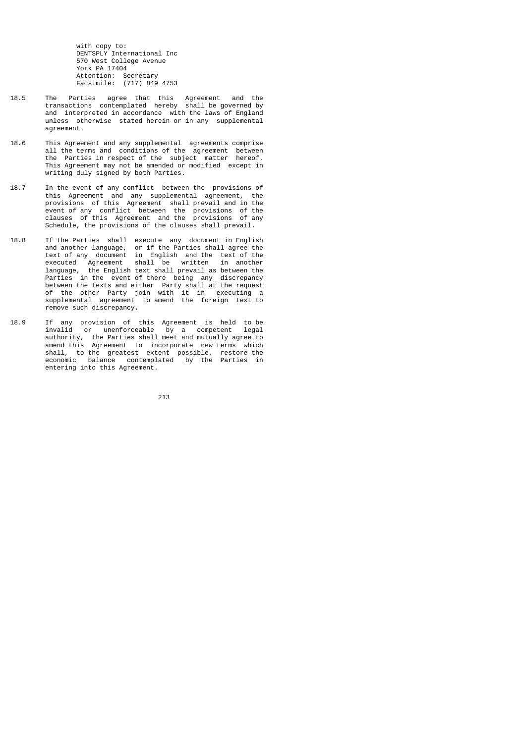with copy to:
DENTSPLY International Inc
570 West College Avenue
York PA 17404
Attention: Secretary
Facsimile: (717) 849 4753

18.5 The Parties agree that this Agreement and the transactions contemplated hereby shall be governed by and interpreted in accordance with the laws of England unless otherwise stated herein or in any supplemental agreement.

18.6 This Agreement and any supplemental agreements comprise all the terms and conditions of the agreement between the Parties in respect of the subject matter hereof. This Agreement may not be amended or modified except in writing duly signed by both Parties.

18.7 In the event of any conflict between the provisions of this Agreement and any supplemental agreement, the provisions of this Agreement shall prevail and in the event of any conflict between the provisions of the clauses of this Agreement and the provisions of any Schedule, the provisions of the clauses shall prevail.

18.8 If the Parties shall execute any document in English and another language, or if the Parties shall agree the text of any document in English and the text of the executed Agreement shall be written in another language, the English text shall prevail as between the Parties in the event of there being any discrepancy between the texts and either Party shall at the request of the other Party join with it in executing a supplemental agreement to amend the foreign text to remove such discrepancy.

18.9 If any provision of this Agreement is held to be invalid or unenforceable by a competent legal authority, the Parties shall meet and mutually agree to amend this Agreement to incorporate new terms which shall, to the greatest extent possible, restore the economic balance contemplated by the Parties in entering into this Agreement.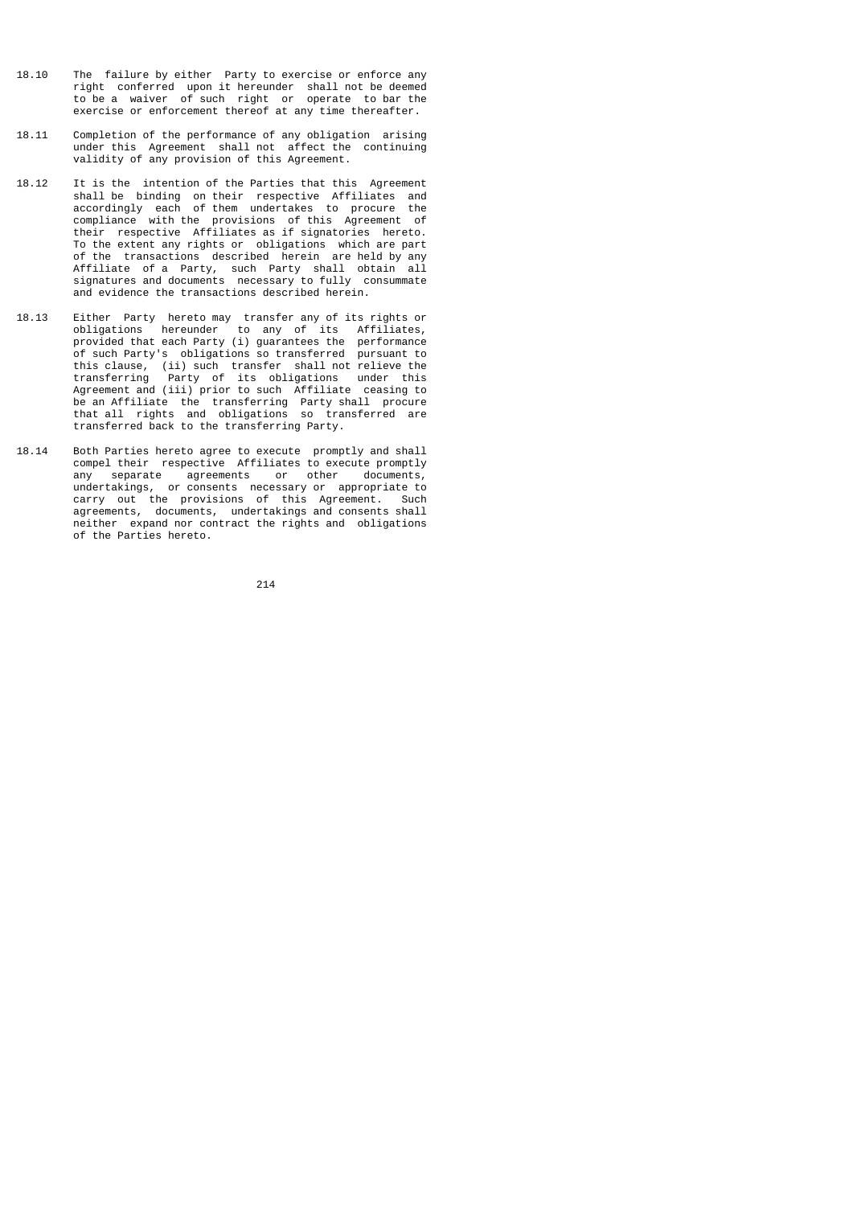18.10 The failure by either Party to exercise or enforce any right conferred upon it hereunder shall not be deemed to be a waiver of such right or operate to bar the exercise or enforcement thereof at any time thereafter.

18.11 Completion of the performance of any obligation arising under this Agreement shall not affect the continuing validity of any provision of this Agreement.

18.12 It is the intention of the Parties that this Agreement shall be binding on their respective Affiliates and accordingly each of them undertakes to procure the compliance with the provisions of this Agreement of their respective Affiliates as if signatories hereto. To the extent any rights or obligations which are part of the transactions described herein are held by any Affiliate of a Party, such Party shall obtain all signatures and documents necessary to fully consummate and evidence the transactions described herein.

18.13 Either Party hereto may transfer any of its rights or obligations hereunder to any of its Affiliates, provided that each Party (i) guarantees the performance of such Party's obligations so transferred pursuant to this clause, (ii) such transfer shall not relieve the transferring Party of its obligations under this Agreement and (iii) prior to such Affiliate ceasing to be an Affiliate the transferring Party shall procure that all rights and obligations so transferred are transferred back to the transferring Party.

18.14 Both Parties hereto agree to execute promptly and shall compel their respective Affiliates to execute promptly any separate agreements or other documents, undertakings, or consents necessary or appropriate to carry out the provisions of this Agreement. Such agreements, documents, undertakings and consents shall neither expand nor contract the rights and obligations of the Parties hereto.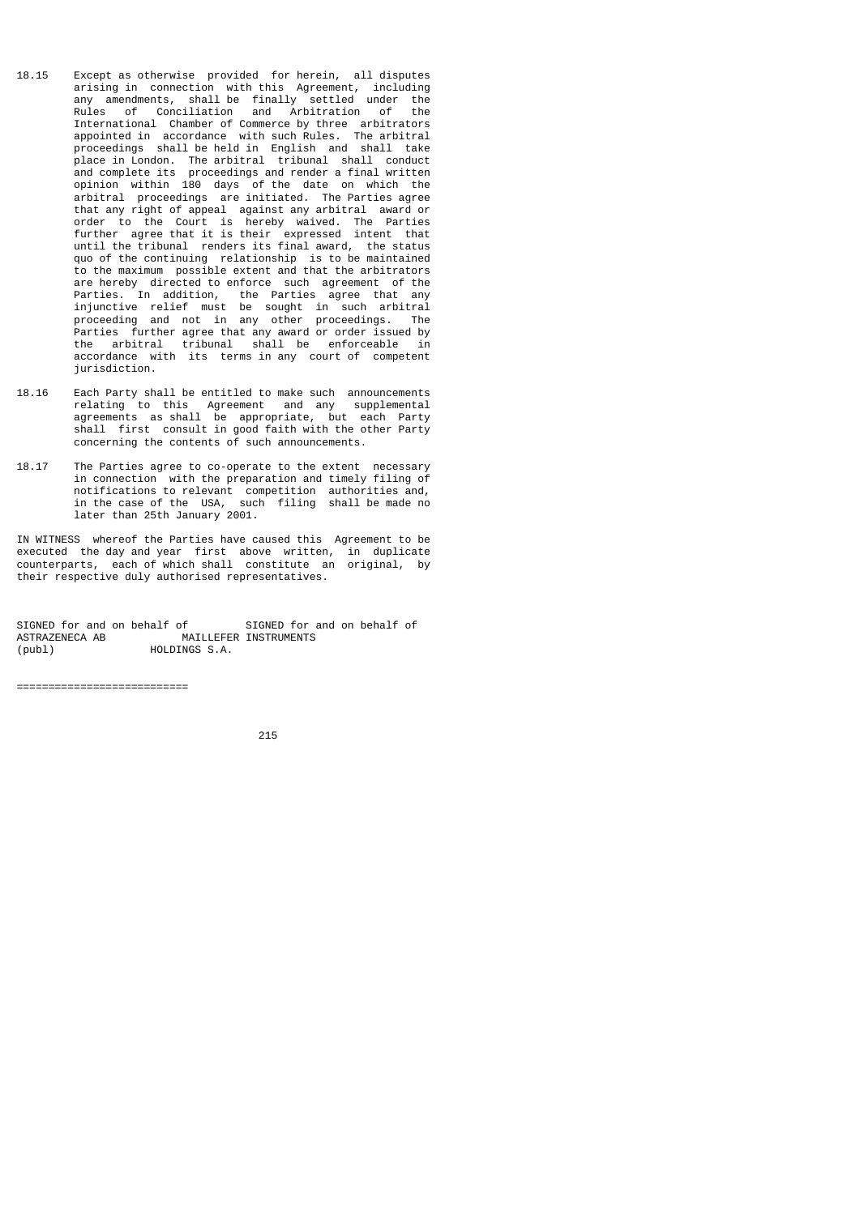18.15 Except as otherwise provided for herein, all disputes arising in connection with this Agreement, including any amendments, shall be finally settled under the Rules of Conciliation and Arbitration of the International Chamber of Commerce by three arbitrators appointed in accordance with such Rules. The arbitral proceedings shall be held in English and shall take place in London. The arbitral tribunal shall conduct and complete its proceedings and render a final written opinion within 180 days of the date on which the arbitral proceedings are initiated. The Parties agree that any right of appeal against any arbitral award or order to the Court is hereby waived. The Parties further agree that it is their expressed intent that until the tribunal renders its final award, the status quo of the continuing relationship is to be maintained to the maximum possible extent and that the arbitrators are hereby directed to enforce such agreement of the Parties. In addition, the Parties agree that any injunctive relief must be sought in such arbitral proceeding and not in any other proceedings. The Parties further agree that any award or order issued by the arbitral tribunal shall be enforceable in accordance with its terms in any court of competent jurisdiction.

18.16 Each Party shall be entitled to make such announcements relating to this Agreement and any supplemental agreements as shall be appropriate, but each Party shall first consult in good faith with the other Party concerning the contents of such announcements.

18.17 The Parties agree to co-operate to the extent necessary in connection with the preparation and timely filing of notifications to relevant competition authorities and, in the case of the USA, such filing shall be made no later than 25th January 2001.

IN WITNESS whereof the Parties have caused this Agreement to be executed the day and year first above written, in duplicate counterparts, each of which shall constitute an original, by their respective duly authorised representatives.

| SIGNED for and on behalf of | SIGNED for and on behalf of |
| --- | --- |
| ASTRAZENECA AB (publ) | MAILLEFER INSTRUMENTS HOLDINGS S.A. |

===========================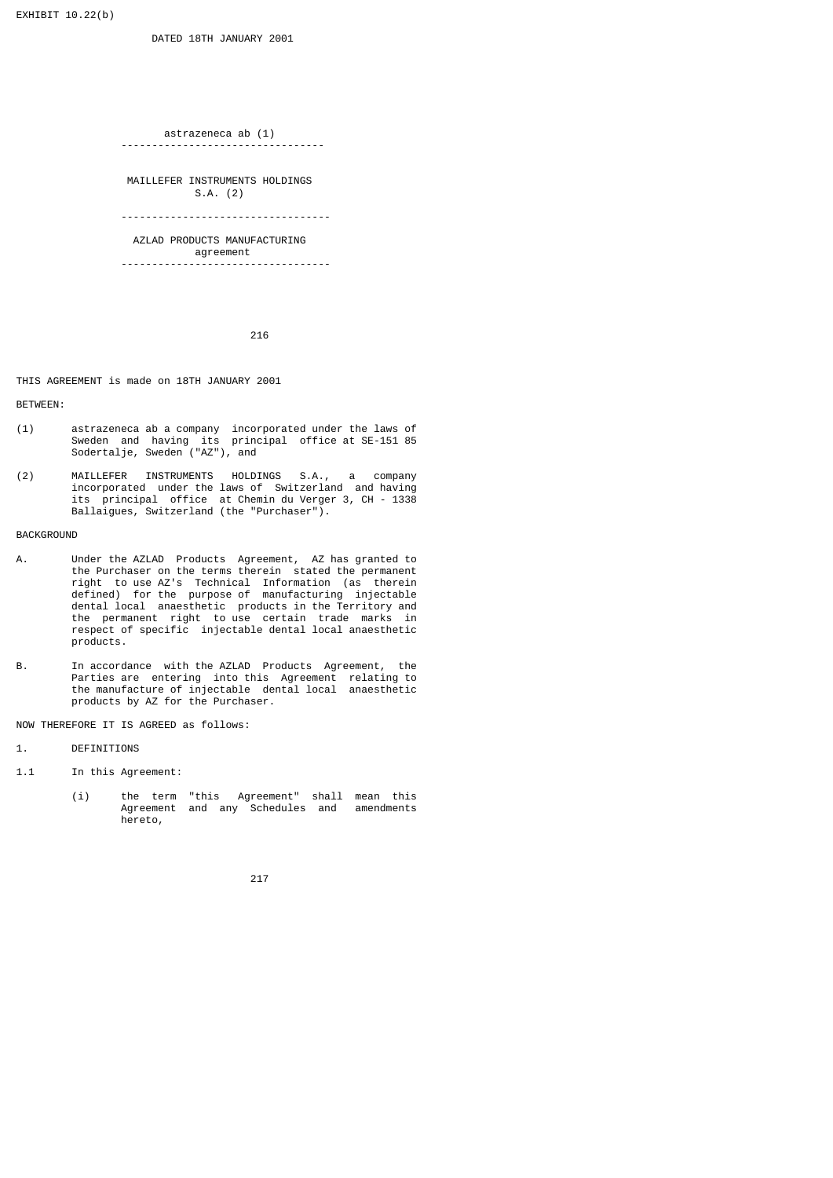EXHIBIT 10.22(b)

DATED 18TH JANUARY 2001

astrazeneca ab (1)

---

MAILLEFER INSTRUMENTS HOLDINGS S.A. (2)

---

AZLAD PRODUCTS MANUFACTURING agreement

---

THIS AGREEMENT is made on 18TH JANUARY 2001

BETWEEN:

(1) astrazeneca ab a company incorporated under the laws of Sweden and having its principal office at SE-151 85 Sodertalje, Sweden ("AZ"), and

(2) MAILLEFER INSTRUMENTS HOLDINGS S.A., a company incorporated under the laws of Switzerland and having its principal office at Chemin du Verger 3, CH - 1338 Ballaigues, Switzerland (the "Purchaser").

BACKGROUND

A. Under the AZLAD Products Agreement, AZ has granted to the Purchaser on the terms therein stated the permanent right to use AZ's Technical Information (as therein defined) for the purpose of manufacturing injectable dental local anaesthetic products in the Territory and the permanent right to use certain trade marks in respect of specific injectable dental local anaesthetic products.

B. In accordance with the AZLAD Products Agreement, the Parties are entering into this Agreement relating to the manufacture of injectable dental local anaesthetic products by AZ for the Purchaser.

NOW THEREFORE IT IS AGREED as follows:

1. DEFINITIONS

1.1 In this Agreement:

(i) the term "this Agreement" shall mean this Agreement and any Schedules and amendments hereto,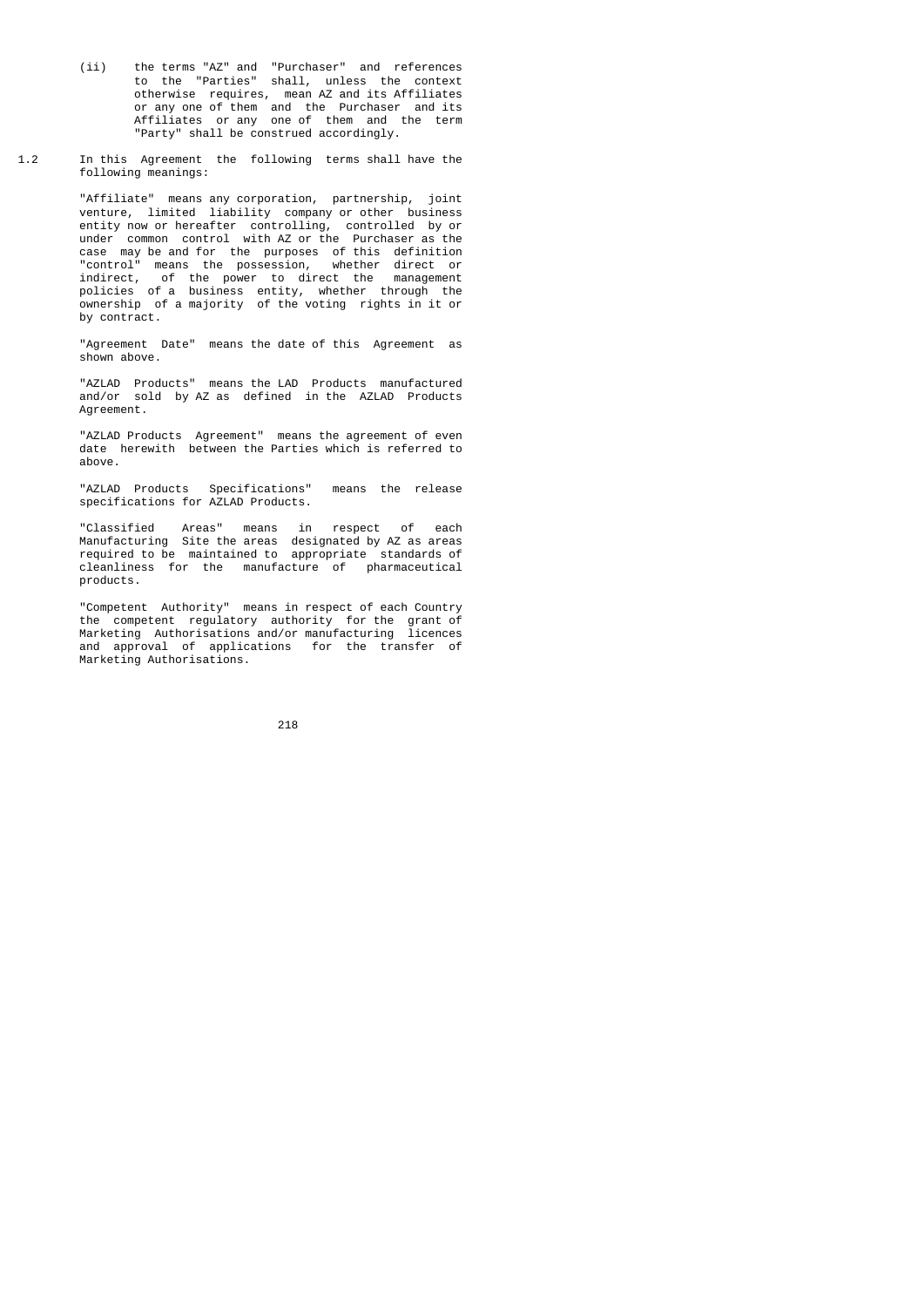(ii) the terms "AZ" and "Purchaser" and references to the "Parties" shall, unless the context otherwise requires, mean AZ and its Affiliates or any one of them and the Purchaser and its Affiliates or any one of them and the term "Party" shall be construed accordingly.

1.2 In this Agreement the following terms shall have the following meanings:

"Affiliate" means any corporation, partnership, joint venture, limited liability company or other business entity now or hereafter controlling, controlled by or under common control with AZ or the Purchaser as the case may be and for the purposes of this definition "control" means the possession, whether direct or indirect, of the power to direct the management policies of a business entity, whether through the ownership of a majority of the voting rights in it or by contract.

"Agreement Date" means the date of this Agreement as shown above.

"AZLAD Products" means the LAD Products manufactured and/or sold by AZ as defined in the AZLAD Products Agreement.

"AZLAD Products Agreement" means the agreement of even date herewith between the Parties which is referred to above.

"AZLAD Products Specifications" means the release specifications for AZLAD Products.

"Classified Areas" means in respect of each Manufacturing Site the areas designated by AZ as areas required to be maintained to appropriate standards of cleanliness for the manufacture of pharmaceutical products.

"Competent Authority" means in respect of each Country the competent regulatory authority for the grant of Marketing Authorisations and/or manufacturing licences and approval of applications for the transfer of Marketing Authorisations.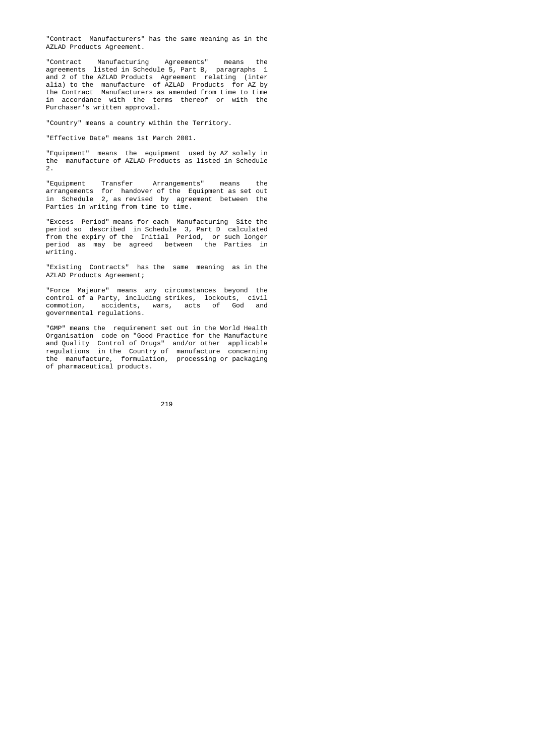"Contract Manufacturers" has the same meaning as in the AZLAD Products Agreement.

"Contract Manufacturing Agreements" means the agreements listed in Schedule 5, Part B, paragraphs 1 and 2 of the AZLAD Products Agreement relating (inter alia) to the manufacture of AZLAD Products for AZ by the Contract Manufacturers as amended from time to time in accordance with the terms thereof or with the Purchaser's written approval.

"Country" means a country within the Territory.

"Effective Date" means 1st March 2001.

"Equipment" means the equipment used by AZ solely in the manufacture of AZLAD Products as listed in Schedule 2.

"Equipment Transfer Arrangements" means the arrangements for handover of the Equipment as set out in Schedule 2, as revised by agreement between the Parties in writing from time to time.

"Excess Period" means for each Manufacturing Site the period so described in Schedule 3, Part D calculated from the expiry of the Initial Period, or such longer period as may be agreed between the Parties in writing.

"Existing Contracts" has the same meaning as in the AZLAD Products Agreement;

"Force Majeure" means any circumstances beyond the control of a Party, including strikes, lockouts, civil commotion, accidents, wars, acts of God and governmental regulations.

"GMP" means the requirement set out in the World Health Organisation code on "Good Practice for the Manufacture and Quality Control of Drugs" and/or other applicable regulations in the Country of manufacture concerning the manufacture, formulation, processing or packaging of pharmaceutical products.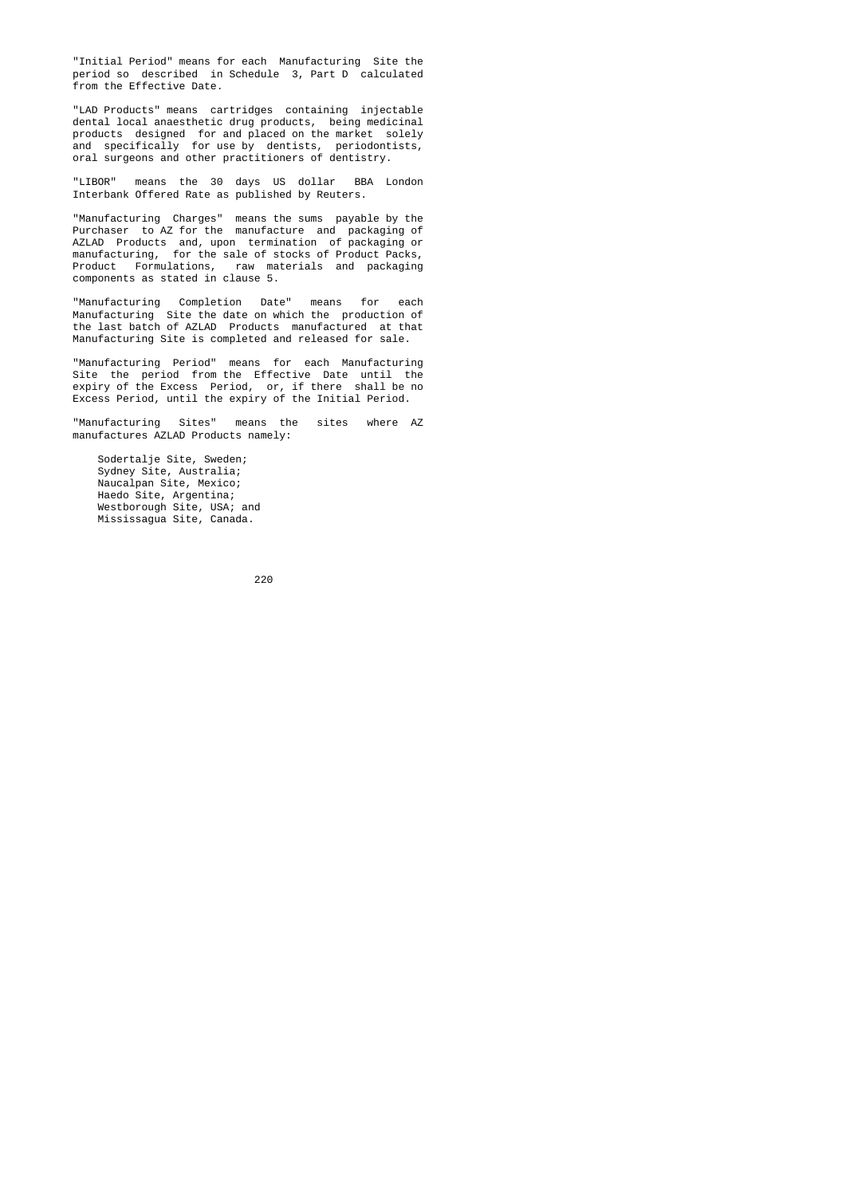"Initial Period" means for each Manufacturing Site the period so described in Schedule 3, Part D calculated from the Effective Date.

"LAD Products" means cartridges containing injectable dental local anaesthetic drug products, being medicinal products designed for and placed on the market solely and specifically for use by dentists, periodontists, oral surgeons and other practitioners of dentistry.

"LIBOR" means the 30 days US dollar BBA London Interbank Offered Rate as published by Reuters.

"Manufacturing Charges" means the sums payable by the Purchaser to AZ for the manufacture and packaging of AZLAD Products and, upon termination of packaging or manufacturing, for the sale of stocks of Product Packs, Product Formulations, raw materials and packaging components as stated in clause 5.

"Manufacturing Completion Date" means for each Manufacturing Site the date on which the production of the last batch of AZLAD Products manufactured at that Manufacturing Site is completed and released for sale.

"Manufacturing Period" means for each Manufacturing Site the period from the Effective Date until the expiry of the Excess Period, or, if there shall be no Excess Period, until the expiry of the Initial Period.

"Manufacturing Sites" means the sites where AZ manufactures AZLAD Products namely:

Sodertalje Site, Sweden;
Sydney Site, Australia;
Naucalpan Site, Mexico;
Haedo Site, Argentina;
Westborough Site, USA; and
Mississagua Site, Canada.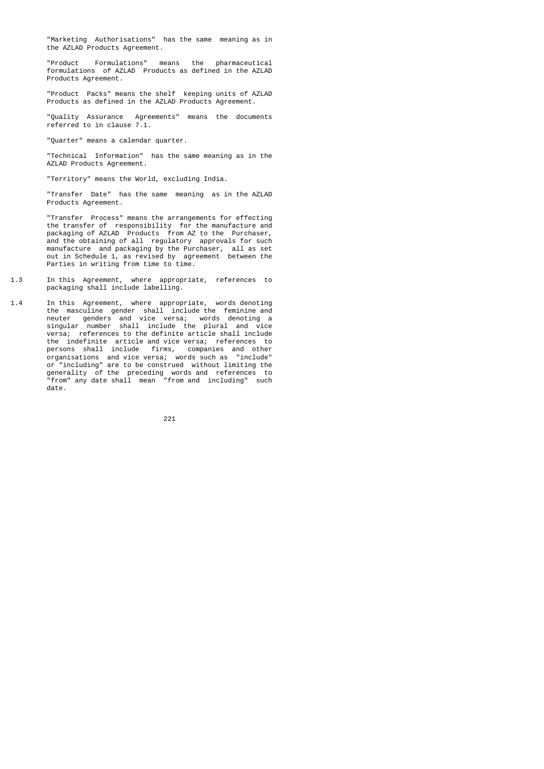"Marketing Authorisations" has the same meaning as in the AZLAD Products Agreement.

"Product Formulations" means the pharmaceutical formulations of AZLAD Products as defined in the AZLAD Products Agreement.

"Product Packs" means the shelf keeping units of AZLAD Products as defined in the AZLAD Products Agreement.

"Quality Assurance Agreements" means the documents referred to in clause 7.1.

"Quarter" means a calendar quarter.

"Technical Information" has the same meaning as in the AZLAD Products Agreement.

"Territory" means the World, excluding India.

"Transfer Date" has the same meaning as in the AZLAD Products Agreement.

"Transfer Process" means the arrangements for effecting the transfer of responsibility for the manufacture and packaging of AZLAD Products from AZ to the Purchaser, and the obtaining of all regulatory approvals for such manufacture and packaging by the Purchaser, all as set out in Schedule 1, as revised by agreement between the Parties in writing from time to time.

1.3 In this Agreement, where appropriate, references to packaging shall include labelling.

1.4 In this Agreement, where appropriate, words denoting the masculine gender shall include the feminine and neuter genders and vice versa; words denoting a singular number shall include the plural and vice versa; references to the definite article shall include the indefinite article and vice versa; references to persons shall include firms, companies and other organisations and vice versa; words such as "include" or "including" are to be construed without limiting the generality of the preceding words and references to "from" any date shall mean "from and including" such date.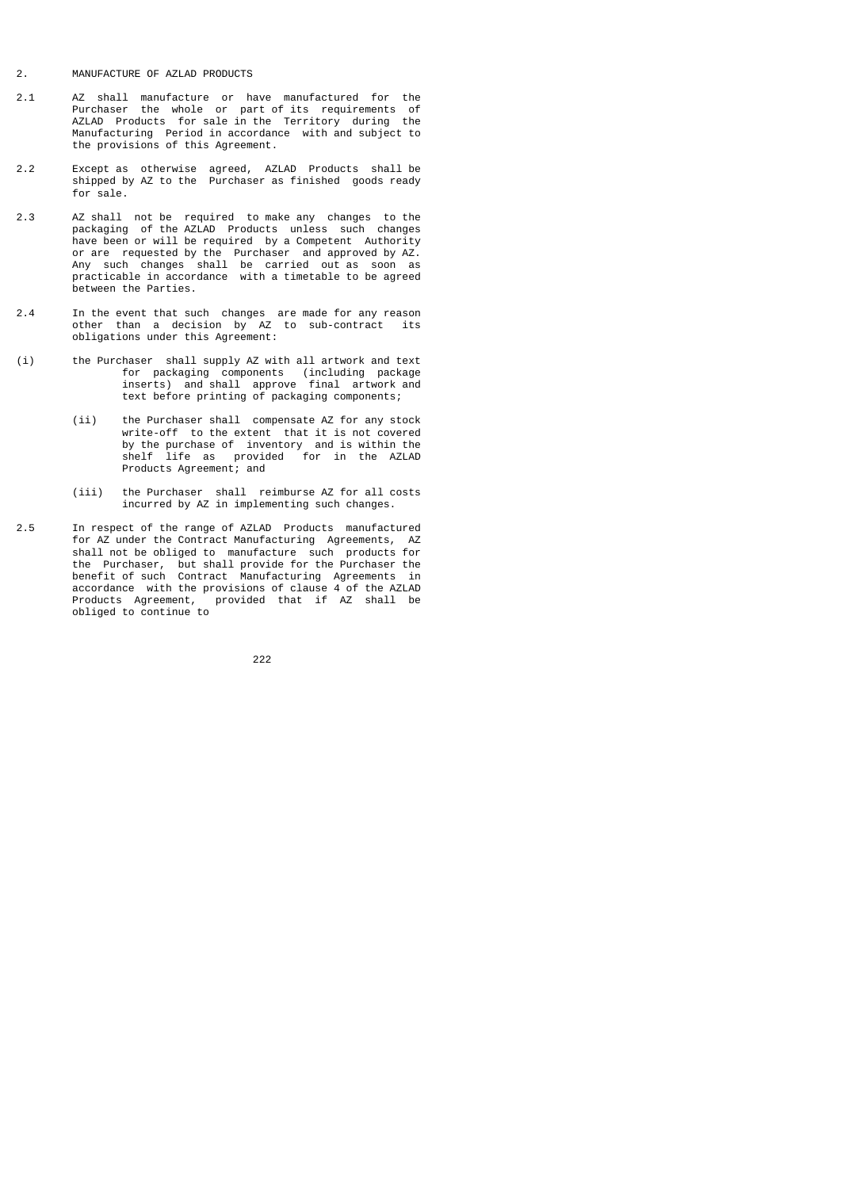2. MANUFACTURE OF AZLAD PRODUCTS

2.1 AZ shall manufacture or have manufactured for the Purchaser the whole or part of its requirements of AZLAD Products for sale in the Territory during the Manufacturing Period in accordance with and subject to the provisions of this Agreement.

2.2 Except as otherwise agreed, AZLAD Products shall be shipped by AZ to the Purchaser as finished goods ready for sale.

2.3 AZ shall not be required to make any changes to the packaging of the AZLAD Products unless such changes have been or will be required by a Competent Authority or are requested by the Purchaser and approved by AZ. Any such changes shall be carried out as soon as practicable in accordance with a timetable to be agreed between the Parties.

2.4 In the event that such changes are made for any reason other than a decision by AZ to sub-contract its obligations under this Agreement:

(i) the Purchaser shall supply AZ with all artwork and text for packaging components (including package inserts) and shall approve final artwork and text before printing of packaging components;

(ii) the Purchaser shall compensate AZ for any stock write-off to the extent that it is not covered by the purchase of inventory and is within the shelf life as provided for in the AZLAD Products Agreement; and

(iii) the Purchaser shall reimburse AZ for all costs incurred by AZ in implementing such changes.

2.5 In respect of the range of AZLAD Products manufactured for AZ under the Contract Manufacturing Agreements, AZ shall not be obliged to manufacture such products for the Purchaser, but shall provide for the Purchaser the benefit of such Contract Manufacturing Agreements in accordance with the provisions of clause 4 of the AZLAD Products Agreement, provided that if AZ shall be obliged to continue to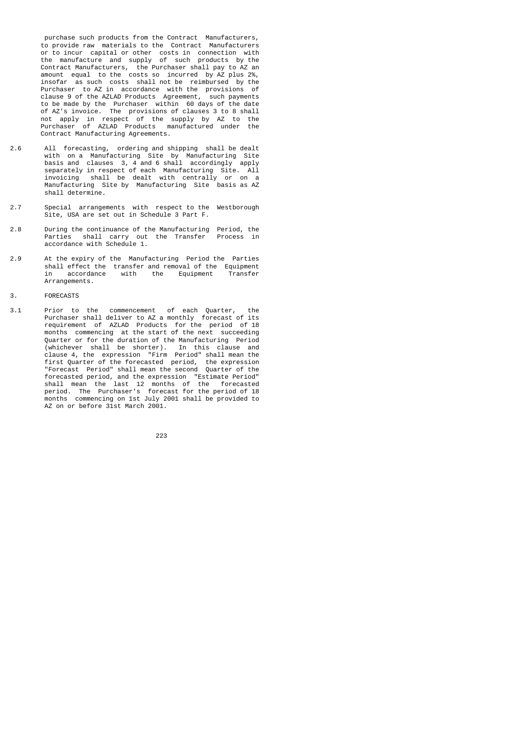purchase such products from the Contract Manufacturers, to provide raw materials to the Contract Manufacturers or to incur capital or other costs in connection with the manufacture and supply of such products by the Contract Manufacturers, the Purchaser shall pay to AZ an amount equal to the costs so incurred by AZ plus 2%, insofar as such costs shall not be reimbursed by the Purchaser to AZ in accordance with the provisions of clause 9 of the AZLAD Products Agreement, such payments to be made by the Purchaser within 60 days of the date of AZ's invoice. The provisions of clauses 3 to 8 shall not apply in respect of the supply by AZ to the Purchaser of AZLAD Products manufactured under the Contract Manufacturing Agreements.

2.6 All forecasting, ordering and shipping shall be dealt with on a Manufacturing Site by Manufacturing Site basis and clauses 3, 4 and 6 shall accordingly apply separately in respect of each Manufacturing Site. All invoicing shall be dealt with centrally or on a Manufacturing Site by Manufacturing Site basis as AZ shall determine.

2.7 Special arrangements with respect to the Westborough Site, USA are set out in Schedule 3 Part F.

2.8 During the continuance of the Manufacturing Period, the Parties shall carry out the Transfer Process in accordance with Schedule 1.

2.9 At the expiry of the Manufacturing Period the Parties shall effect the transfer and removal of the Equipment in accordance with the Equipment Transfer Arrangements.

3. FORECASTS

3.1 Prior to the commencement of each Quarter, the Purchaser shall deliver to AZ a monthly forecast of its requirement of AZLAD Products for the period of 18 months commencing at the start of the next succeeding Quarter or for the duration of the Manufacturing Period (whichever shall be shorter). In this clause and clause 4, the expression "Firm Period" shall mean the first Quarter of the forecasted period, the expression "Forecast Period" shall mean the second Quarter of the forecasted period, and the expression "Estimate Period" shall mean the last 12 months of the forecasted period. The Purchaser's forecast for the period of 18 months commencing on 1st July 2001 shall be provided to AZ on or before 31st March 2001.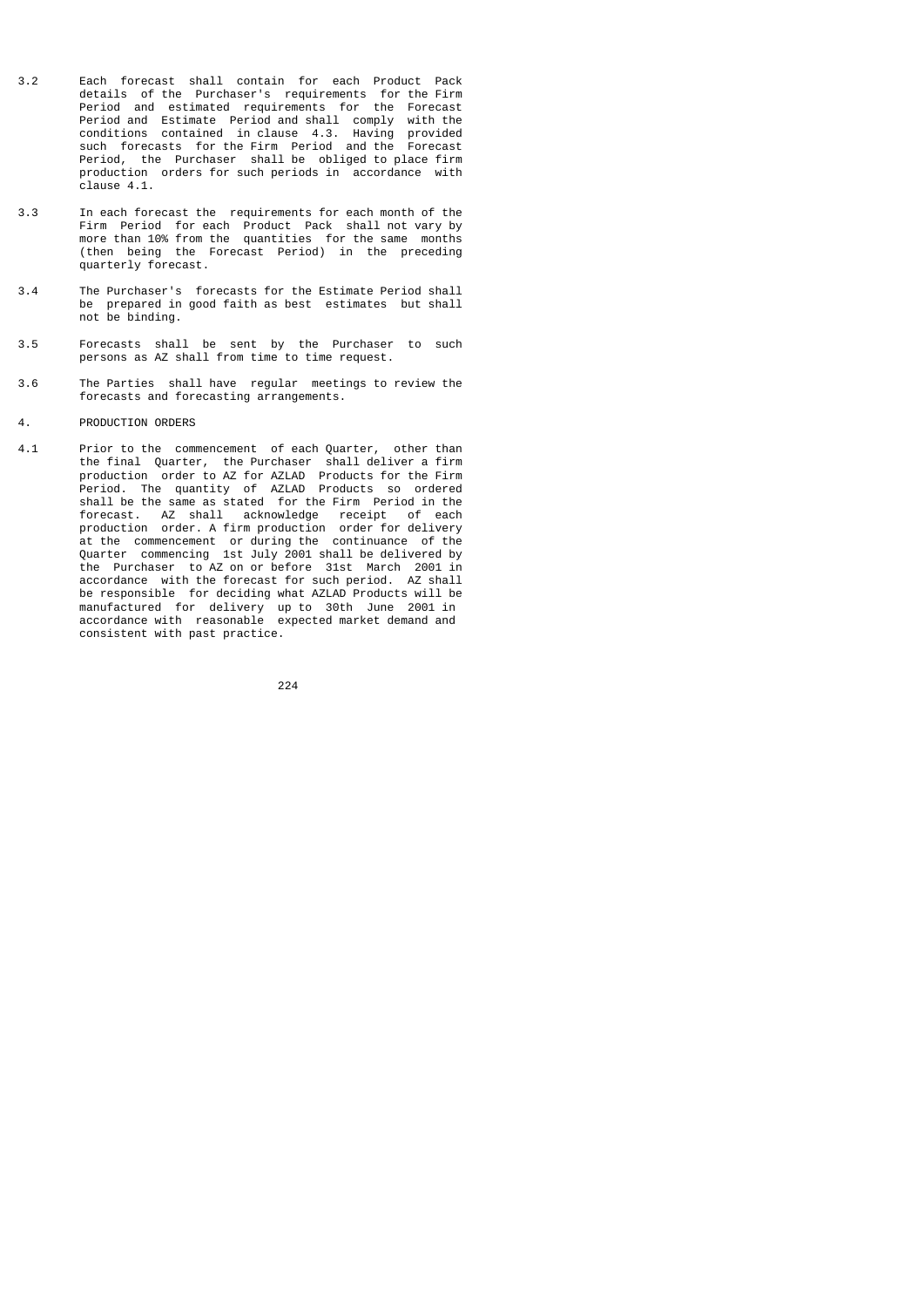3.2 Each forecast shall contain for each Product Pack details of the Purchaser's requirements for the Firm Period and estimated requirements for the Forecast Period and Estimate Period and shall comply with the conditions contained in clause 4.3. Having provided such forecasts for the Firm Period and the Forecast Period, the Purchaser shall be obliged to place firm production orders for such periods in accordance with clause 4.1.

3.3 In each forecast the requirements for each month of the Firm Period for each Product Pack shall not vary by more than 10% from the quantities for the same months (then being the Forecast Period) in the preceding quarterly forecast.

3.4 The Purchaser's forecasts for the Estimate Period shall be prepared in good faith as best estimates but shall not be binding.

3.5 Forecasts shall be sent by the Purchaser to such persons as AZ shall from time to time request.

3.6 The Parties shall have regular meetings to review the forecasts and forecasting arrangements.

4. PRODUCTION ORDERS

4.1 Prior to the commencement of each Quarter, other than the final Quarter, the Purchaser shall deliver a firm production order to AZ for AZLAD Products for the Firm Period. The quantity of AZLAD Products so ordered shall be the same as stated for the Firm Period in the forecast. AZ shall acknowledge receipt of each production order. A firm production order for delivery at the commencement or during the continuance of the Quarter commencing 1st July 2001 shall be delivered by the Purchaser to AZ on or before 31st March 2001 in accordance with the forecast for such period. AZ shall be responsible for deciding what AZLAD Products will be manufactured for delivery up to 30th June 2001 in accordance with reasonable expected market demand and consistent with past practice.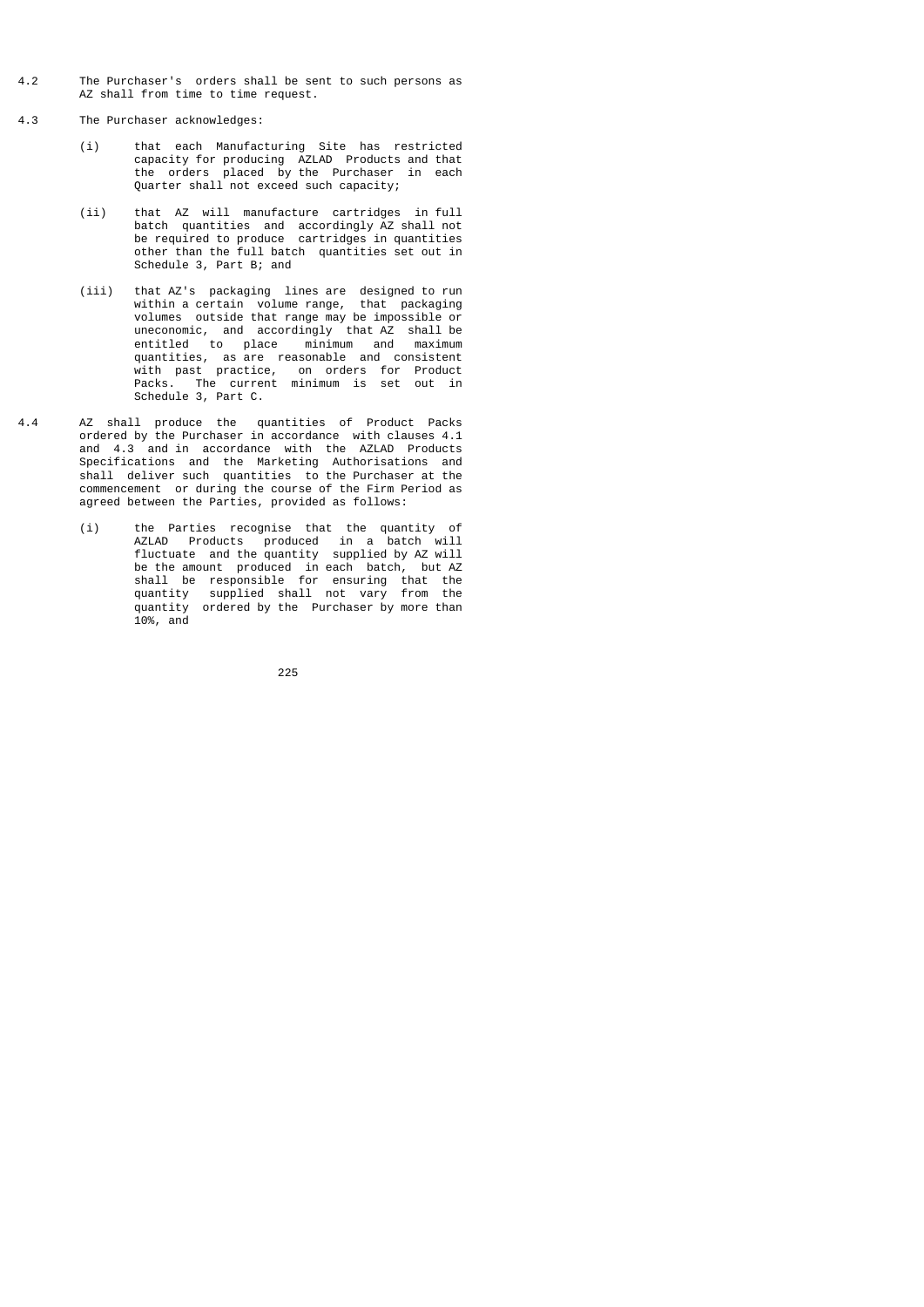4.2 The Purchaser's orders shall be sent to such persons as AZ shall from time to time request.

4.3 The Purchaser acknowledges:

(i) that each Manufacturing Site has restricted capacity for producing AZLAD Products and that the orders placed by the Purchaser in each Quarter shall not exceed such capacity;

(ii) that AZ will manufacture cartridges in full batch quantities and accordingly AZ shall not be required to produce cartridges in quantities other than the full batch quantities set out in Schedule 3, Part B; and

(iii) that AZ's packaging lines are designed to run within a certain volume range, that packaging volumes outside that range may be impossible or uneconomic, and accordingly that AZ shall be entitled to place minimum and maximum quantities, as are reasonable and consistent with past practice, on orders for Product Packs. The current minimum is set out in Schedule 3, Part C.

4.4 AZ shall produce the quantities of Product Packs ordered by the Purchaser in accordance with clauses 4.1 and 4.3 and in accordance with the AZLAD Products Specifications and the Marketing Authorisations and shall deliver such quantities to the Purchaser at the commencement or during the course of the Firm Period as agreed between the Parties, provided as follows:

(i) the Parties recognise that the quantity of AZLAD Products produced in a batch will fluctuate and the quantity supplied by AZ will be the amount produced in each batch, but AZ shall be responsible for ensuring that the quantity supplied shall not vary from the quantity ordered by the Purchaser by more than 10%, and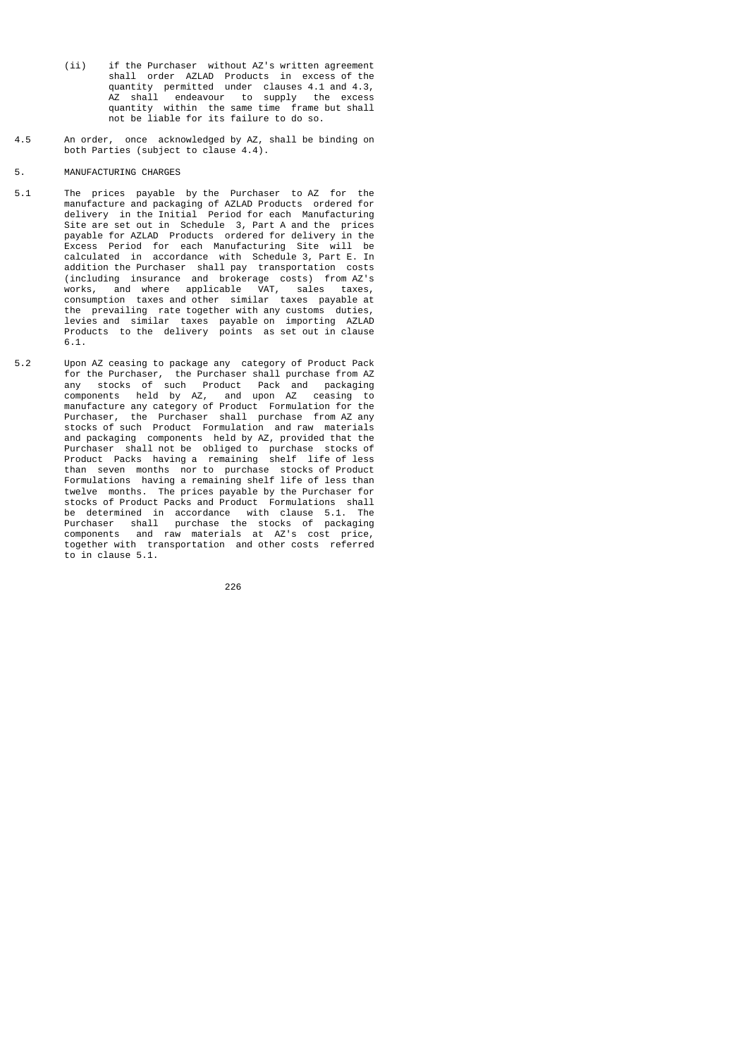(ii) if the Purchaser without AZ's written agreement shall order AZLAD Products in excess of the quantity permitted under clauses 4.1 and 4.3, AZ shall endeavour to supply the excess quantity within the same time frame but shall not be liable for its failure to do so.

4.5 An order, once acknowledged by AZ, shall be binding on both Parties (subject to clause 4.4).

5. MANUFACTURING CHARGES

5.1 The prices payable by the Purchaser to AZ for the manufacture and packaging of AZLAD Products ordered for delivery in the Initial Period for each Manufacturing Site are set out in Schedule 3, Part A and the prices payable for AZLAD Products ordered for delivery in the Excess Period for each Manufacturing Site will be calculated in accordance with Schedule 3, Part E. In addition the Purchaser shall pay transportation costs (including insurance and brokerage costs) from AZ's works, and where applicable VAT, sales taxes, consumption taxes and other similar taxes payable at the prevailing rate together with any customs duties, levies and similar taxes payable on importing AZLAD Products to the delivery points as set out in clause 6.1.

5.2 Upon AZ ceasing to package any category of Product Pack for the Purchaser, the Purchaser shall purchase from AZ any stocks of such Product Pack and packaging components held by AZ, and upon AZ ceasing to manufacture any category of Product Formulation for the Purchaser, the Purchaser shall purchase from AZ any stocks of such Product Formulation and raw materials and packaging components held by AZ, provided that the Purchaser shall not be obliged to purchase stocks of Product Packs having a remaining shelf life of less than seven months nor to purchase stocks of Product Formulations having a remaining shelf life of less than twelve months. The prices payable by the Purchaser for stocks of Product Packs and Product Formulations shall be determined in accordance with clause 5.1. The Purchaser shall purchase the stocks of packaging components and raw materials at AZ's cost price, together with transportation and other costs referred to in clause 5.1.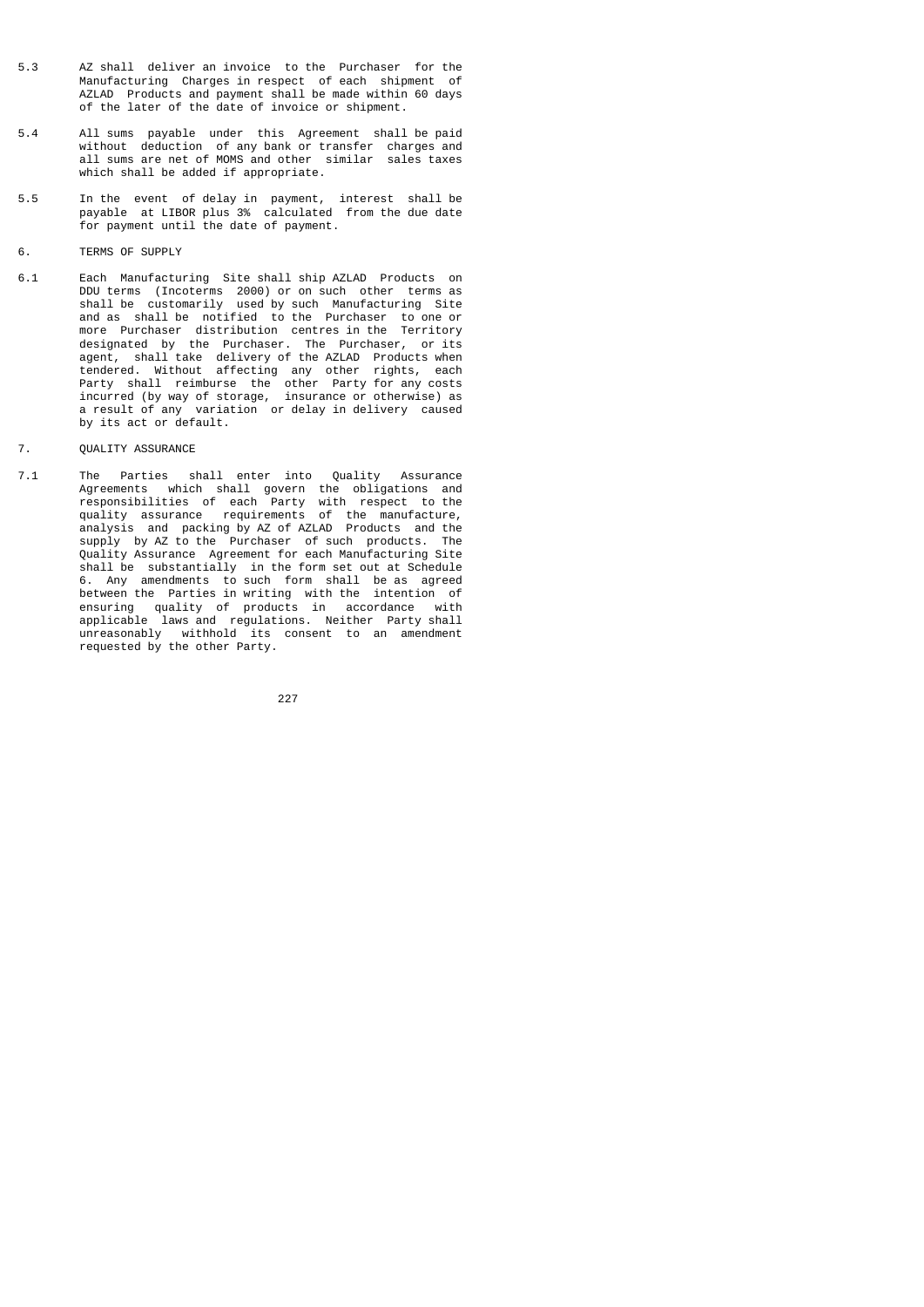5.3 AZ shall deliver an invoice to the Purchaser for the Manufacturing Charges in respect of each shipment of AZLAD Products and payment shall be made within 60 days of the later of the date of invoice or shipment.

5.4 All sums payable under this Agreement shall be paid without deduction of any bank or transfer charges and all sums are net of MOMS and other similar sales taxes which shall be added if appropriate.

5.5 In the event of delay in payment, interest shall be payable at LIBOR plus 3% calculated from the due date for payment until the date of payment.

## 6. TERMS OF SUPPLY

6.1 Each Manufacturing Site shall ship AZLAD Products on DDU terms (Incoterms 2000) or on such other terms as shall be customarily used by such Manufacturing Site and as shall be notified to the Purchaser to one or more Purchaser distribution centres in the Territory designated by the Purchaser. The Purchaser, or its agent, shall take delivery of the AZLAD Products when tendered. Without affecting any other rights, each Party shall reimburse the other Party for any costs incurred (by way of storage, insurance or otherwise) as a result of any variation or delay in delivery caused by its act or default.

## 7. QUALITY ASSURANCE

7.1 The Parties shall enter into Quality Assurance Agreements which shall govern the obligations and responsibilities of each Party with respect to the quality assurance requirements of the manufacture, analysis and packing by AZ of AZLAD Products and the supply by AZ to the Purchaser of such products. The Quality Assurance Agreement for each Manufacturing Site shall be substantially in the form set out at Schedule 6. Any amendments to such form shall be as agreed between the Parties in writing with the intention of ensuring quality of products in accordance with applicable laws and regulations. Neither Party shall unreasonably withhold its consent to an amendment requested by the other Party.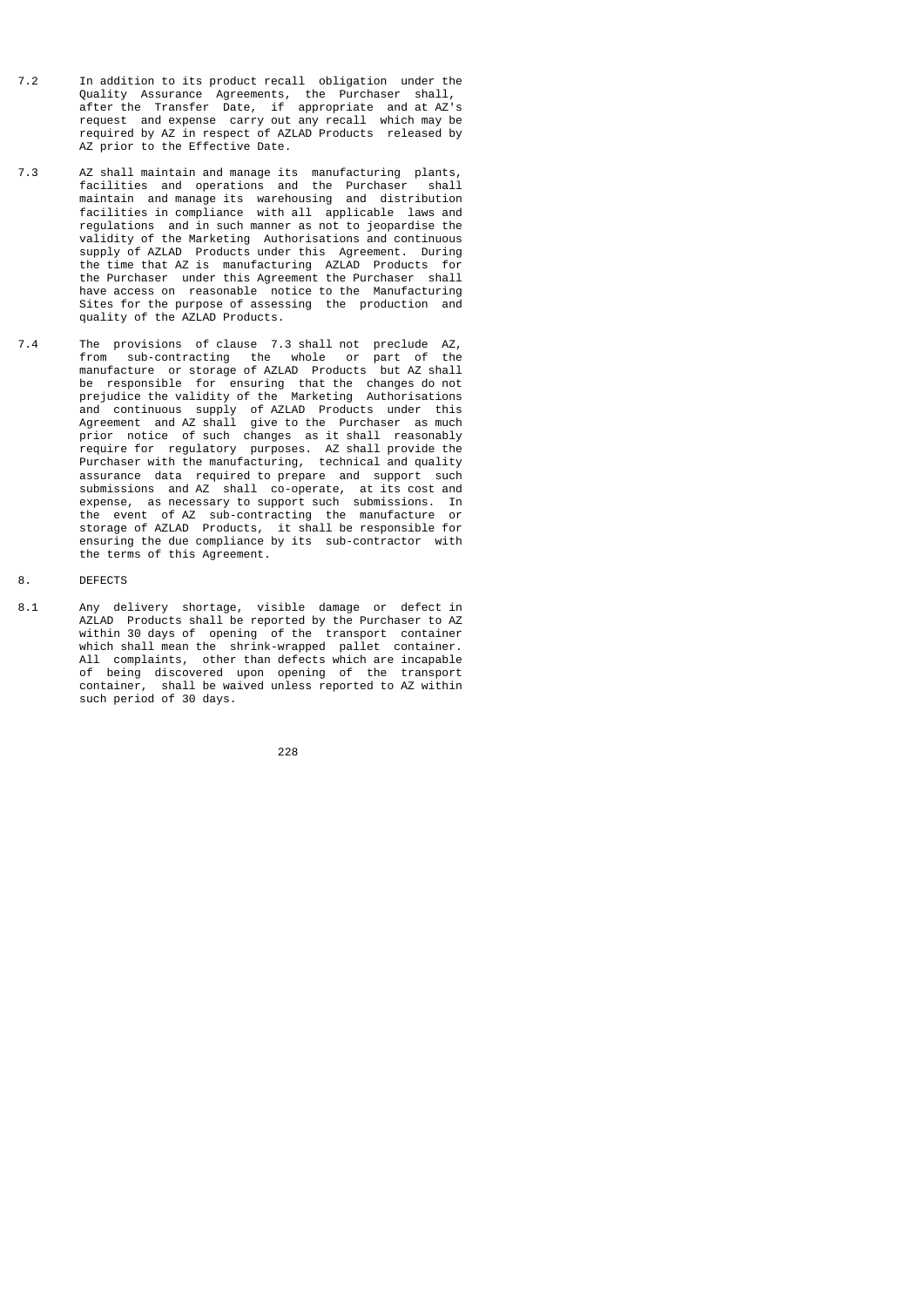7.2 In addition to its product recall obligation under the Quality Assurance Agreements, the Purchaser shall, after the Transfer Date, if appropriate and at AZ's request and expense carry out any recall which may be required by AZ in respect of AZLAD Products released by AZ prior to the Effective Date.

7.3 AZ shall maintain and manage its manufacturing plants, facilities and operations and the Purchaser shall maintain and manage its warehousing and distribution facilities in compliance with all applicable laws and regulations and in such manner as not to jeopardise the validity of the Marketing Authorisations and continuous supply of AZLAD Products under this Agreement. During the time that AZ is manufacturing AZLAD Products for the Purchaser under this Agreement the Purchaser shall have access on reasonable notice to the Manufacturing Sites for the purpose of assessing the production and quality of the AZLAD Products.

7.4 The provisions of clause 7.3 shall not preclude AZ, from sub-contracting the whole or part of the manufacture or storage of AZLAD Products but AZ shall be responsible for ensuring that the changes do not prejudice the validity of the Marketing Authorisations and continuous supply of AZLAD Products under this Agreement and AZ shall give to the Purchaser as much prior notice of such changes as it shall reasonably require for regulatory purposes. AZ shall provide the Purchaser with the manufacturing, technical and quality assurance data required to prepare and support such submissions and AZ shall co-operate, at its cost and expense, as necessary to support such submissions. In the event of AZ sub-contracting the manufacture or storage of AZLAD Products, it shall be responsible for ensuring the due compliance by its sub-contractor with the terms of this Agreement.

8. DEFECTS

8.1 Any delivery shortage, visible damage or defect in AZLAD Products shall be reported by the Purchaser to AZ within 30 days of opening of the transport container which shall mean the shrink-wrapped pallet container. All complaints, other than defects which are incapable of being discovered upon opening of the transport container, shall be waived unless reported to AZ within such period of 30 days.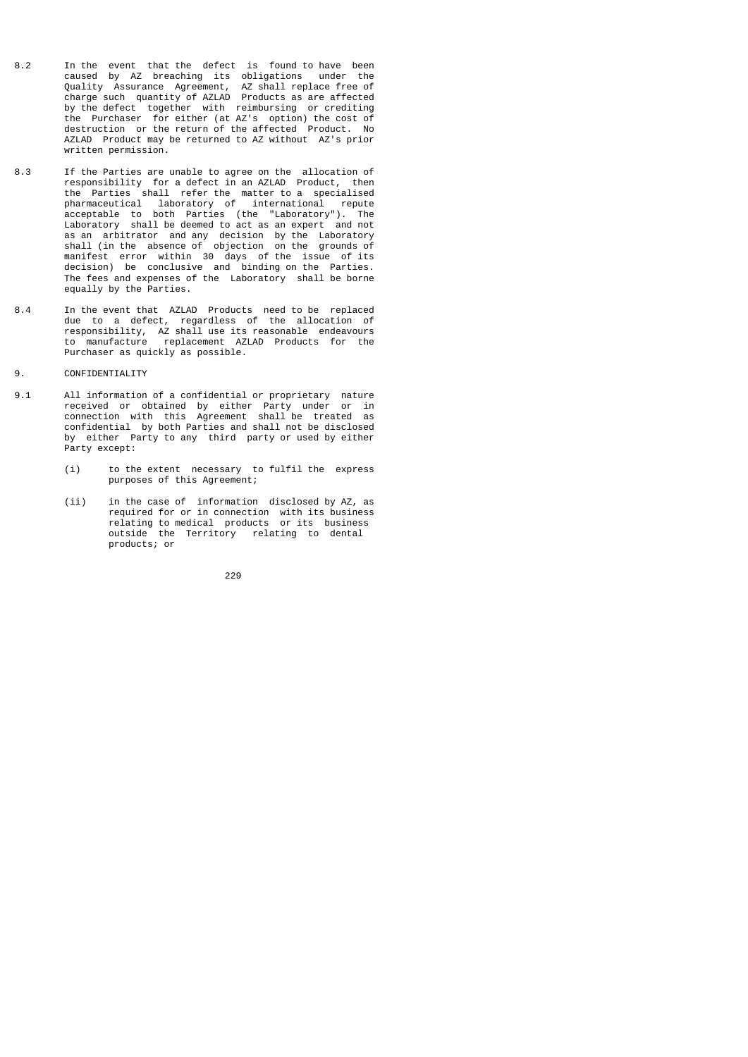8.2 In the event that the defect is found to have been caused by AZ breaching its obligations under the Quality Assurance Agreement, AZ shall replace free of charge such quantity of AZLAD Products as are affected by the defect together with reimbursing or crediting the Purchaser for either (at AZ's option) the cost of destruction or the return of the affected Product. No AZLAD Product may be returned to AZ without AZ's prior written permission.

8.3 If the Parties are unable to agree on the allocation of responsibility for a defect in an AZLAD Product, then the Parties shall refer the matter to a specialised pharmaceutical laboratory of international repute acceptable to both Parties (the "Laboratory"). The Laboratory shall be deemed to act as an expert and not as an arbitrator and any decision by the Laboratory shall (in the absence of objection on the grounds of manifest error within 30 days of the issue of its decision) be conclusive and binding on the Parties. The fees and expenses of the Laboratory shall be borne equally by the Parties.

8.4 In the event that AZLAD Products need to be replaced due to a defect, regardless of the allocation of responsibility, AZ shall use its reasonable endeavours to manufacture replacement AZLAD Products for the Purchaser as quickly as possible.

## 9. CONFIDENTIALITY

9.1 All information of a confidential or proprietary nature received or obtained by either Party under or in connection with this Agreement shall be treated as confidential by both Parties and shall not be disclosed by either Party to any third party or used by either Party except:

(i) to the extent necessary to fulfil the express purposes of this Agreement;

(ii) in the case of information disclosed by AZ, as required for or in connection with its business relating to medical products or its business outside the Territory relating to dental products; or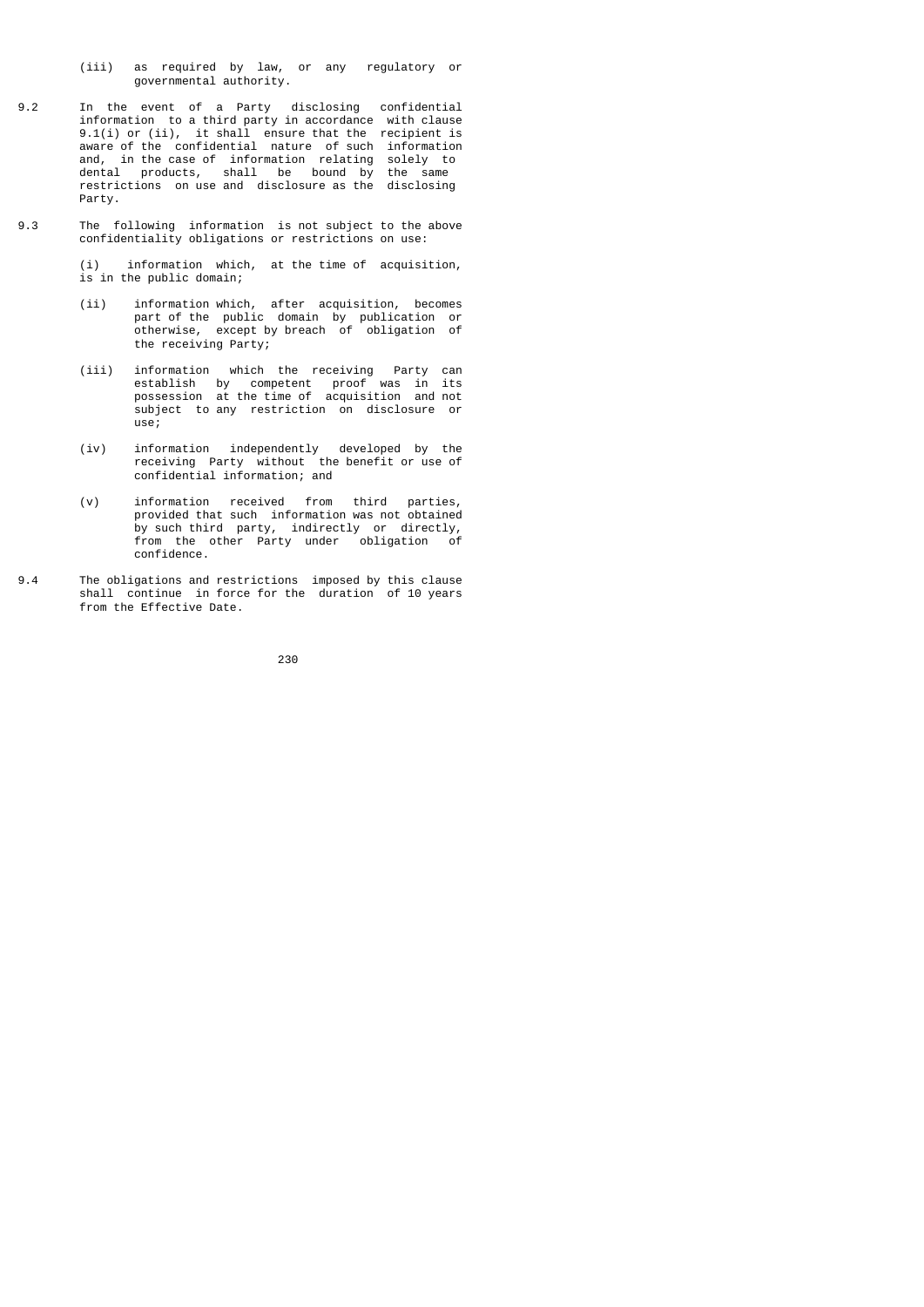(iii) as required by law, or any regulatory or governmental authority.

9.2 In the event of a Party disclosing confidential information to a third party in accordance with clause 9.1(i) or (ii), it shall ensure that the recipient is aware of the confidential nature of such information and, in the case of information relating solely to dental products, shall be bound by the same restrictions on use and disclosure as the disclosing Party.

9.3 The following information is not subject to the above confidentiality obligations or restrictions on use:

(i) information which, at the time of acquisition, is in the public domain;

(ii) information which, after acquisition, becomes part of the public domain by publication or otherwise, except by breach of obligation of the receiving Party;

(iii) information which the receiving Party can establish by competent proof was in its possession at the time of acquisition and not subject to any restriction on disclosure or use;

(iv) information independently developed by the receiving Party without the benefit or use of confidential information; and

(v) information received from third parties, provided that such information was not obtained by such third party, indirectly or directly, from the other Party under obligation of confidence.

9.4 The obligations and restrictions imposed by this clause shall continue in force for the duration of 10 years from the Effective Date.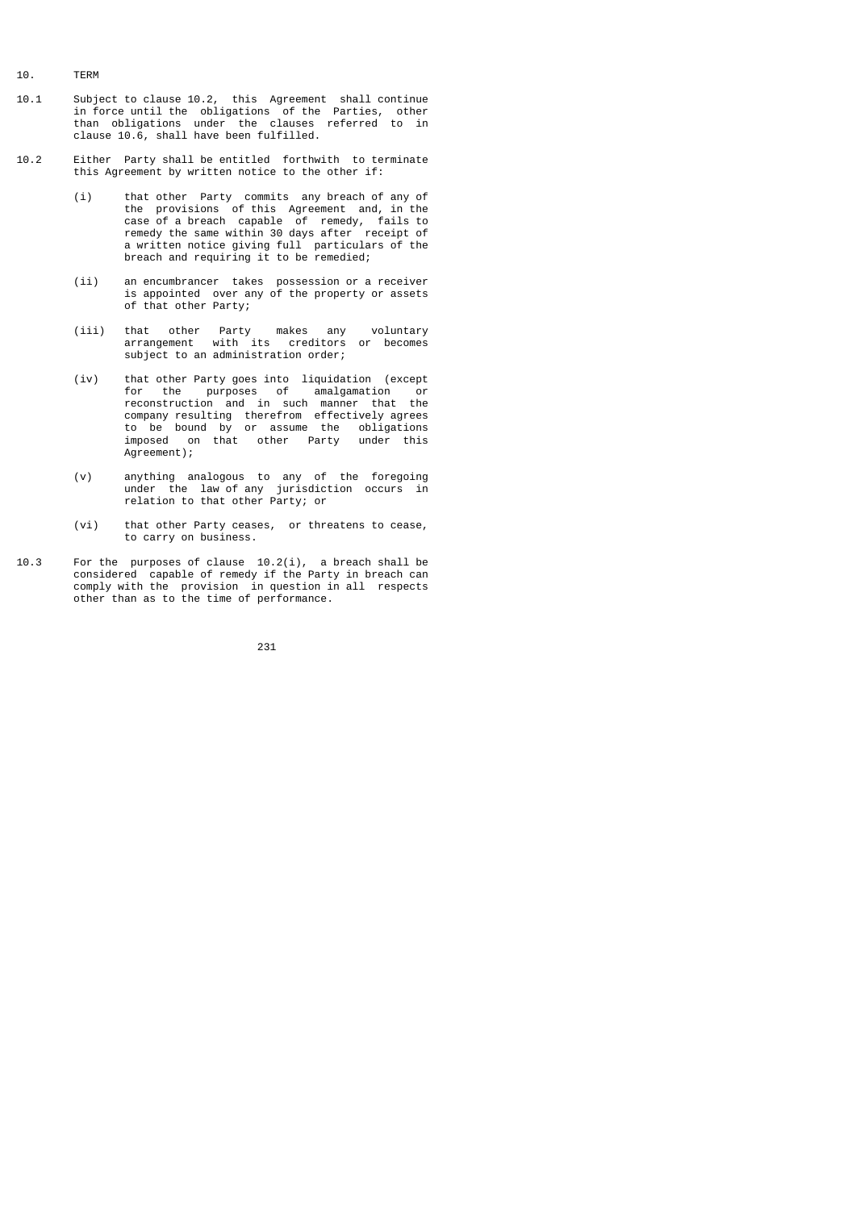## 10. TERM

10.1 Subject to clause 10.2, this Agreement shall continue in force until the obligations of the Parties, other than obligations under the clauses referred to in clause 10.6, shall have been fulfilled.

10.2 Either Party shall be entitled forthwith to terminate this Agreement by written notice to the other if:

(i) that other Party commits any breach of any of the provisions of this Agreement and, in the case of a breach capable of remedy, fails to remedy the same within 30 days after receipt of a written notice giving full particulars of the breach and requiring it to be remedied;

(ii) an encumbrancer takes possession or a receiver is appointed over any of the property or assets of that other Party;

(iii) that other Party makes any voluntary arrangement with its creditors or becomes subject to an administration order;

(iv) that other Party goes into liquidation (except for the purposes of amalgamation or reconstruction and in such manner that the company resulting therefrom effectively agrees to be bound by or assume the obligations imposed on that other Party under this Agreement);

(v) anything analogous to any of the foregoing under the law of any jurisdiction occurs in relation to that other Party; or

(vi) that other Party ceases, or threatens to cease, to carry on business.

10.3 For the purposes of clause 10.2(i), a breach shall be considered capable of remedy if the Party in breach can comply with the provision in question in all respects other than as to the time of performance.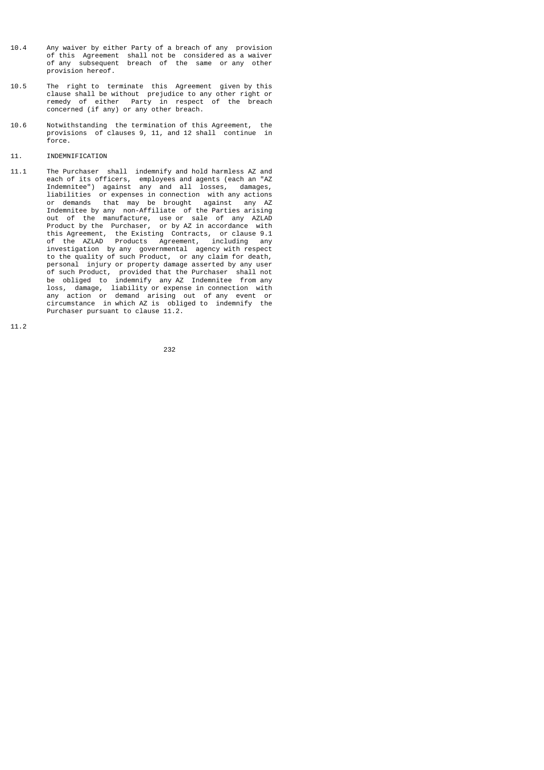10.4 Any waiver by either Party of a breach of any provision of this Agreement shall not be considered as a waiver of any subsequent breach of the same or any other provision hereof.

10.5 The right to terminate this Agreement given by this clause shall be without prejudice to any other right or remedy of either Party in respect of the breach concerned (if any) or any other breach.

10.6 Notwithstanding the termination of this Agreement, the provisions of clauses 9, 11, and 12 shall continue in force.

11. INDEMNIFICATION

11.1 The Purchaser shall indemnify and hold harmless AZ and each of its officers, employees and agents (each an "AZ Indemnitee") against any and all losses, damages, liabilities or expenses in connection with any actions or demands that may be brought against any AZ Indemnitee by any non-Affiliate of the Parties arising out of the manufacture, use or sale of any AZLAD Product by the Purchaser, or by AZ in accordance with this Agreement, the Existing Contracts, or clause 9.1 of the AZLAD Products Agreement, including any investigation by any governmental agency with respect to the quality of such Product, or any claim for death, personal injury or property damage asserted by any user of such Product, provided that the Purchaser shall not be obliged to indemnify any AZ Indemnitee from any loss, damage, liability or expense in connection with any action or demand arising out of any event or circumstance in which AZ is obliged to indemnify the Purchaser pursuant to clause 11.2.

11.2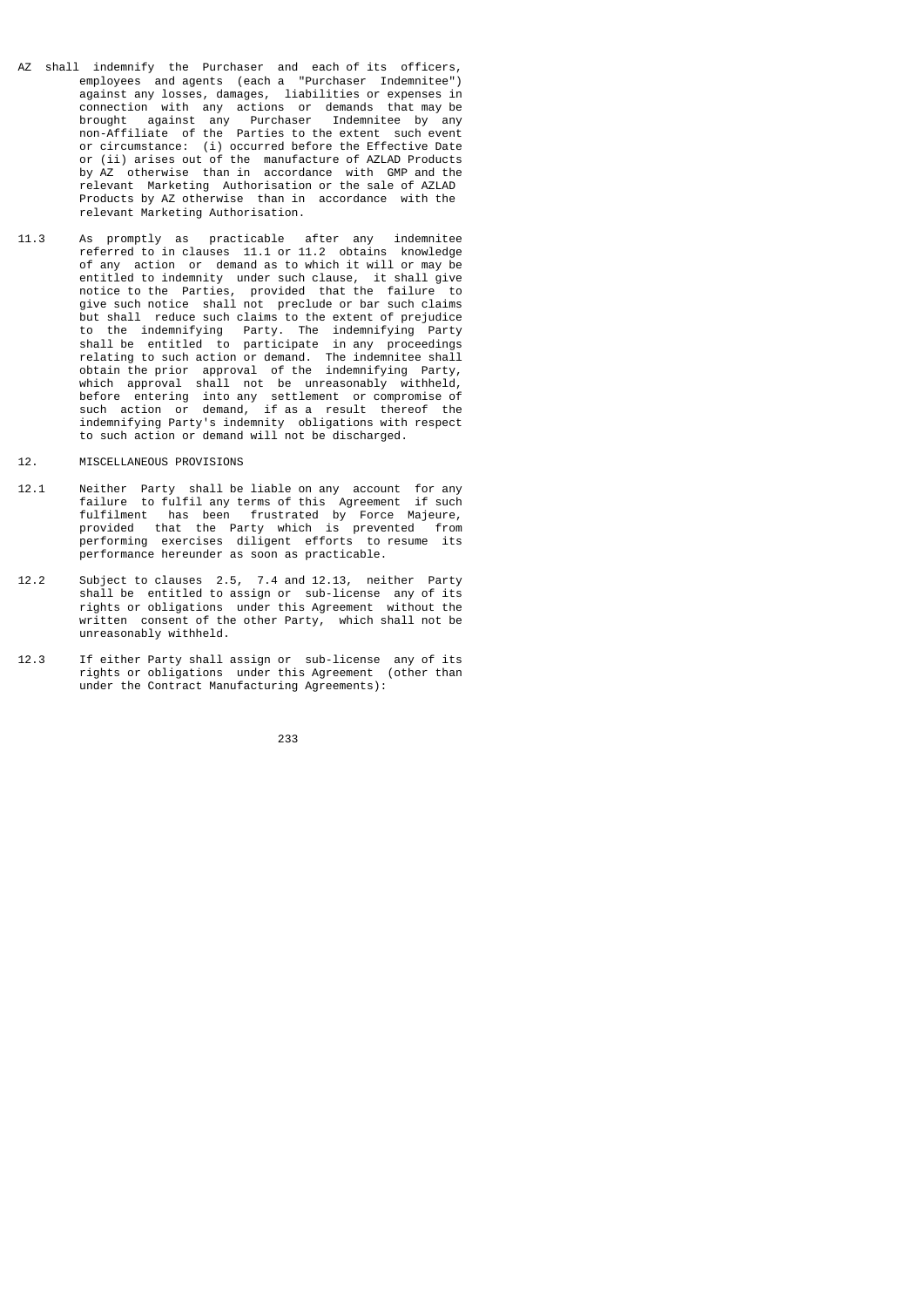AZ shall indemnify the Purchaser and each of its officers, employees and agents (each a "Purchaser Indemnitee") against any losses, damages, liabilities or expenses in connection with any actions or demands that may be brought against any Purchaser Indemnitee by any non-Affiliate of the Parties to the extent such event or circumstance: (i) occurred before the Effective Date or (ii) arises out of the manufacture of AZLAD Products by AZ otherwise than in accordance with GMP and the relevant Marketing Authorisation or the sale of AZLAD Products by AZ otherwise than in accordance with the relevant Marketing Authorisation.

11.3 As promptly as practicable after any indemnitee referred to in clauses 11.1 or 11.2 obtains knowledge of any action or demand as to which it will or may be entitled to indemnity under such clause, it shall give notice to the Parties, provided that the failure to give such notice shall not preclude or bar such claims but shall reduce such claims to the extent of prejudice to the indemnifying Party. The indemnifying Party shall be entitled to participate in any proceedings relating to such action or demand. The indemnitee shall obtain the prior approval of the indemnifying Party, which approval shall not be unreasonably withheld, before entering into any settlement or compromise of such action or demand, if as a result thereof the indemnifying Party's indemnity obligations with respect to such action or demand will not be discharged.

12. MISCELLANEOUS PROVISIONS

12.1 Neither Party shall be liable on any account for any failure to fulfil any terms of this Agreement if such fulfilment has been frustrated by Force Majeure, provided that the Party which is prevented from performing exercises diligent efforts to resume its performance hereunder as soon as practicable.

12.2 Subject to clauses 2.5, 7.4 and 12.13, neither Party shall be entitled to assign or sub-license any of its rights or obligations under this Agreement without the written consent of the other Party, which shall not be unreasonably withheld.

12.3 If either Party shall assign or sub-license any of its rights or obligations under this Agreement (other than under the Contract Manufacturing Agreements):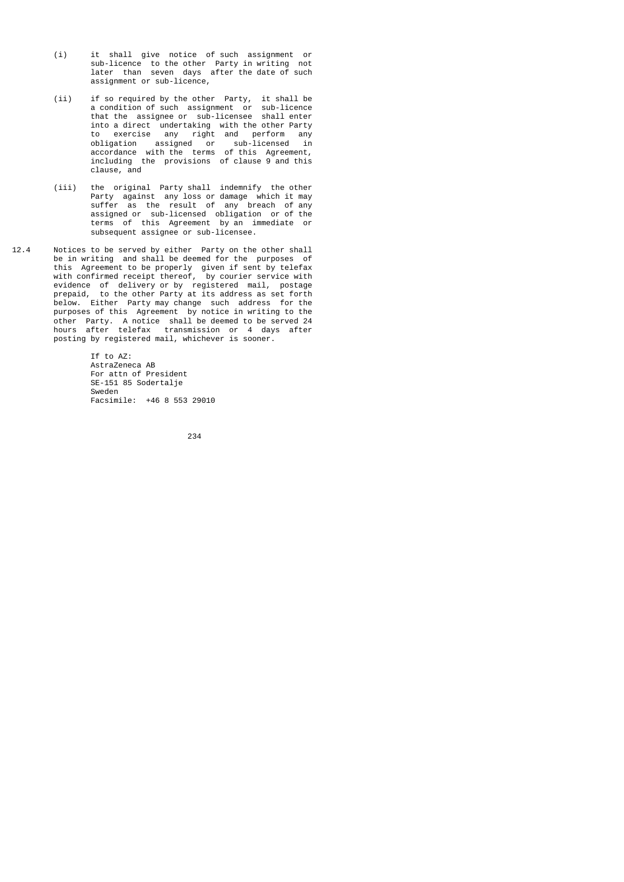(i) it shall give notice of such assignment or sub-licence to the other Party in writing not later than seven days after the date of such assignment or sub-licence,

(ii) if so required by the other Party, it shall be a condition of such assignment or sub-licence that the assignee or sub-licensee shall enter into a direct undertaking with the other Party to exercise any right and perform any obligation assigned or sub-licensed in accordance with the terms of this Agreement, including the provisions of clause 9 and this clause, and

(iii) the original Party shall indemnify the other Party against any loss or damage which it may suffer as the result of any breach of any assigned or sub-licensed obligation or of the terms of this Agreement by an immediate or subsequent assignee or sub-licensee.

12.4 Notices to be served by either Party on the other shall be in writing and shall be deemed for the purposes of this Agreement to be properly given if sent by telefax with confirmed receipt thereof, by courier service with evidence of delivery or by registered mail, postage prepaid, to the other Party at its address as set forth below. Either Party may change such address for the purposes of this Agreement by notice in writing to the other Party. A notice shall be deemed to be served 24 hours after telefax transmission or 4 days after posting by registered mail, whichever is sooner.

If to AZ:
AstraZeneca AB
For attn of President
SE-151 85 Sodertalje
Sweden
Facsimile: +46 8 553 29010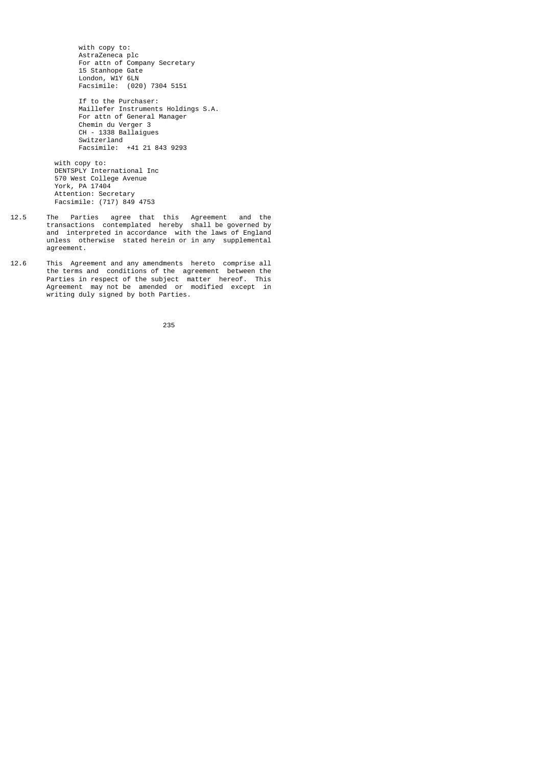with copy to:
AstraZeneca plc
For attn of Company Secretary
15 Stanhope Gate
London, W1Y 6LN
Facsimile: (020) 7304 5151

If to the Purchaser:
Maillefer Instruments Holdings S.A.
For attn of General Manager
Chemin du Verger 3
CH - 1338 Ballaigues
Switzerland
Facsimile: +41 21 843 9293

with copy to:
DENTSPLY International Inc
570 West College Avenue
York, PA 17404
Attention: Secretary
Facsimile: (717) 849 4753

12.5 The Parties agree that this Agreement and the transactions contemplated hereby shall be governed by and interpreted in accordance with the laws of England unless otherwise stated herein or in any supplemental agreement.

12.6 This Agreement and any amendments hereto comprise all the terms and conditions of the agreement between the Parties in respect of the subject matter hereof. This Agreement may not be amended or modified except in writing duly signed by both Parties.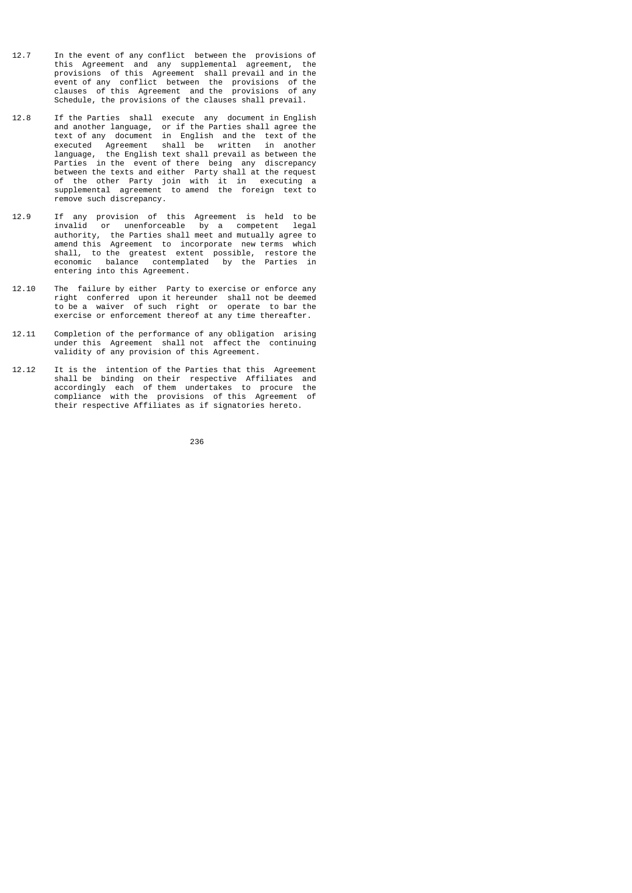12.7 In the event of any conflict between the provisions of this Agreement and any supplemental agreement, the provisions of this Agreement shall prevail and in the event of any conflict between the provisions of the clauses of this Agreement and the provisions of any Schedule, the provisions of the clauses shall prevail.

12.8 If the Parties shall execute any document in English and another language, or if the Parties shall agree the text of any document in English and the text of the executed Agreement shall be written in another language, the English text shall prevail as between the Parties in the event of there being any discrepancy between the texts and either Party shall at the request of the other Party join with it in executing a supplemental agreement to amend the foreign text to remove such discrepancy.

12.9 If any provision of this Agreement is held to be invalid or unenforceable by a competent legal authority, the Parties shall meet and mutually agree to amend this Agreement to incorporate new terms which shall, to the greatest extent possible, restore the economic balance contemplated by the Parties in entering into this Agreement.

12.10 The failure by either Party to exercise or enforce any right conferred upon it hereunder shall not be deemed to be a waiver of such right or operate to bar the exercise or enforcement thereof at any time thereafter.

12.11 Completion of the performance of any obligation arising under this Agreement shall not affect the continuing validity of any provision of this Agreement.

12.12 It is the intention of the Parties that this Agreement shall be binding on their respective Affiliates and accordingly each of them undertakes to procure the compliance with the provisions of this Agreement of their respective Affiliates as if signatories hereto.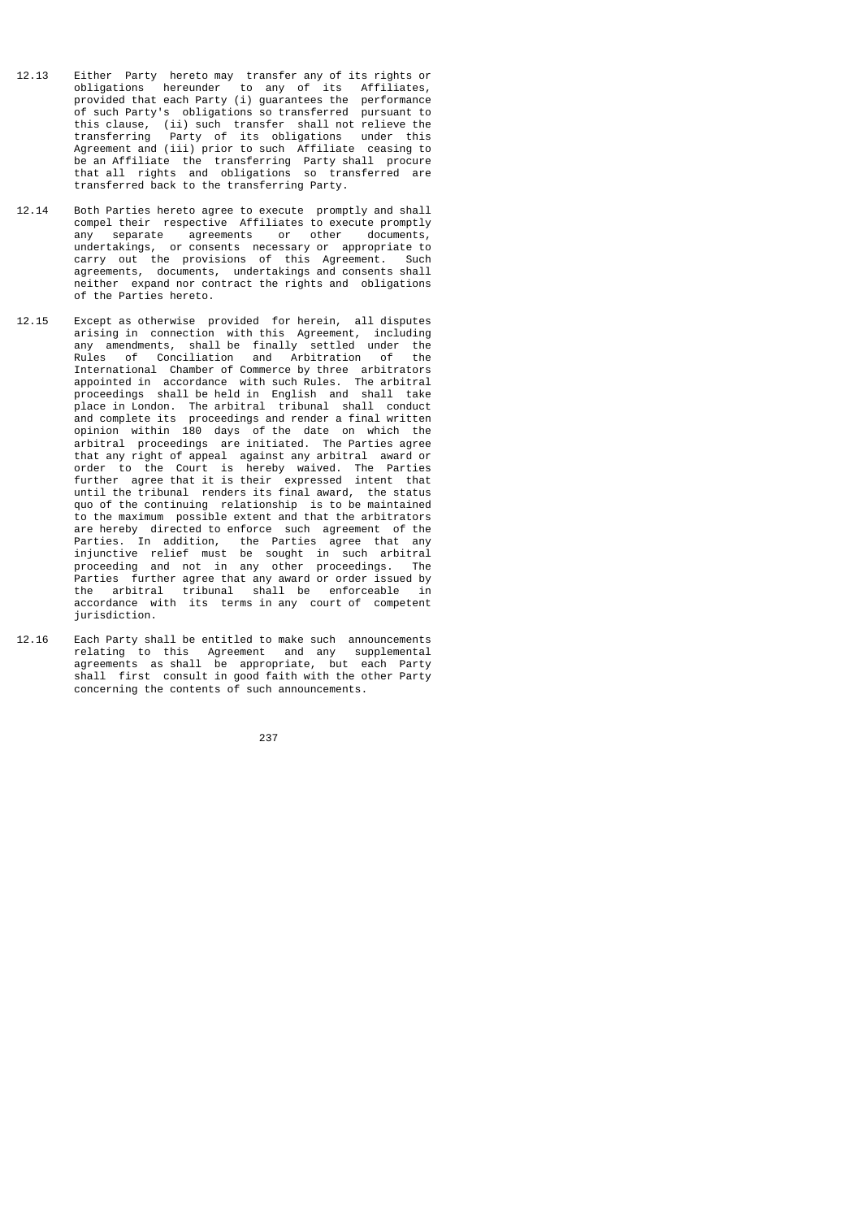12.13 Either Party hereto may transfer any of its rights or obligations hereunder to any of its Affiliates, provided that each Party (i) guarantees the performance of such Party's obligations so transferred pursuant to this clause, (ii) such transfer shall not relieve the transferring Party of its obligations under this Agreement and (iii) prior to such Affiliate ceasing to be an Affiliate the transferring Party shall procure that all rights and obligations so transferred are transferred back to the transferring Party.

12.14 Both Parties hereto agree to execute promptly and shall compel their respective Affiliates to execute promptly any separate agreements or other documents, undertakings, or consents necessary or appropriate to carry out the provisions of this Agreement. Such agreements, documents, undertakings and consents shall neither expand nor contract the rights and obligations of the Parties hereto.

12.15 Except as otherwise provided for herein, all disputes arising in connection with this Agreement, including any amendments, shall be finally settled under the Rules of Conciliation and Arbitration of the International Chamber of Commerce by three arbitrators appointed in accordance with such Rules. The arbitral proceedings shall be held in English and shall take place in London. The arbitral tribunal shall conduct and complete its proceedings and render a final written opinion within 180 days of the date on which the arbitral proceedings are initiated. The Parties agree that any right of appeal against any arbitral award or order to the Court is hereby waived. The Parties further agree that it is their expressed intent that until the tribunal renders its final award, the status quo of the continuing relationship is to be maintained to the maximum possible extent and that the arbitrators are hereby directed to enforce such agreement of the Parties. In addition, the Parties agree that any injunctive relief must be sought in such arbitral proceeding and not in any other proceedings. The Parties further agree that any award or order issued by the arbitral tribunal shall be enforceable in accordance with its terms in any court of competent jurisdiction.

12.16 Each Party shall be entitled to make such announcements relating to this Agreement and any supplemental agreements as shall be appropriate, but each Party shall first consult in good faith with the other Party concerning the contents of such announcements.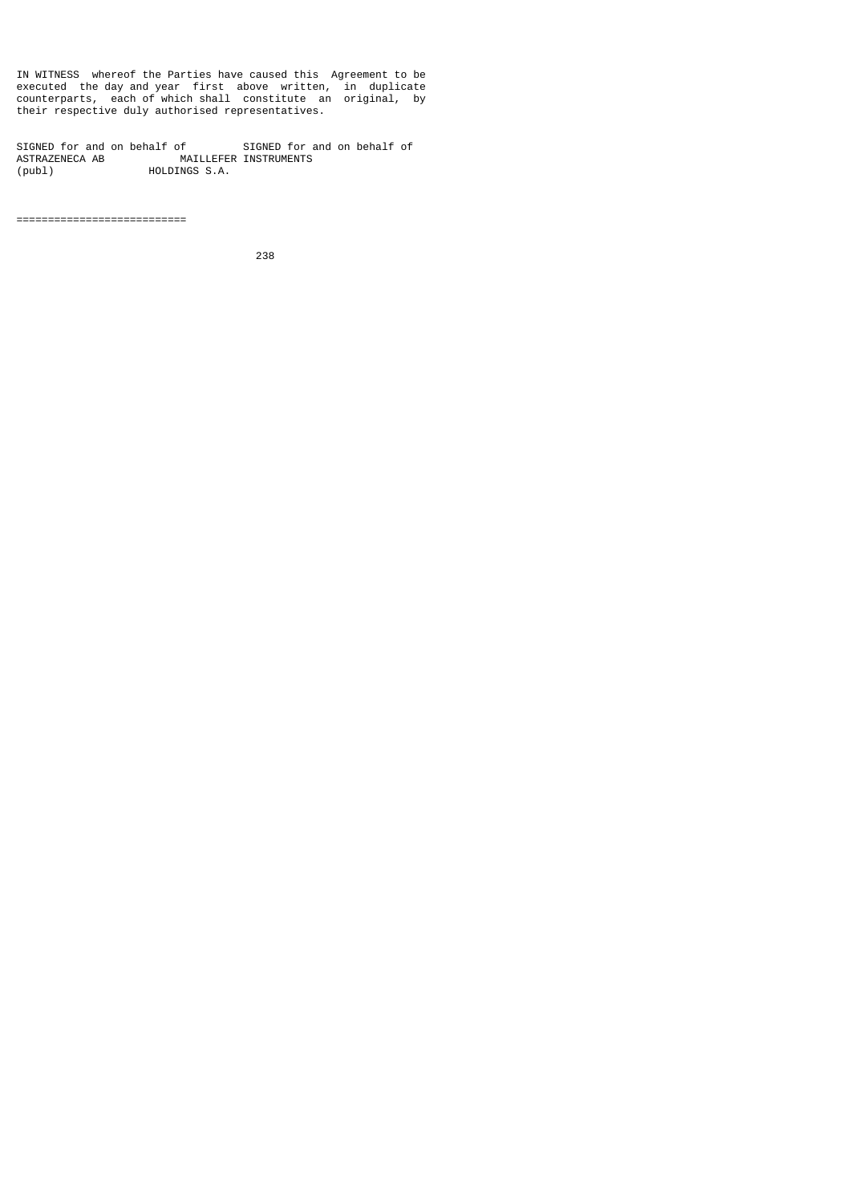IN WITNESS whereof the Parties have caused this Agreement to be executed the day and year first above written, in duplicate counterparts, each of which shall constitute an original, by their respective duly authorised representatives.

| SIGNED for and on behalf of | SIGNED for and on behalf of |
|---|---|
| ASTRAZENECA AB (publ) | MAILLEFER INSTRUMENTS HOLDINGS S.A. |

==========================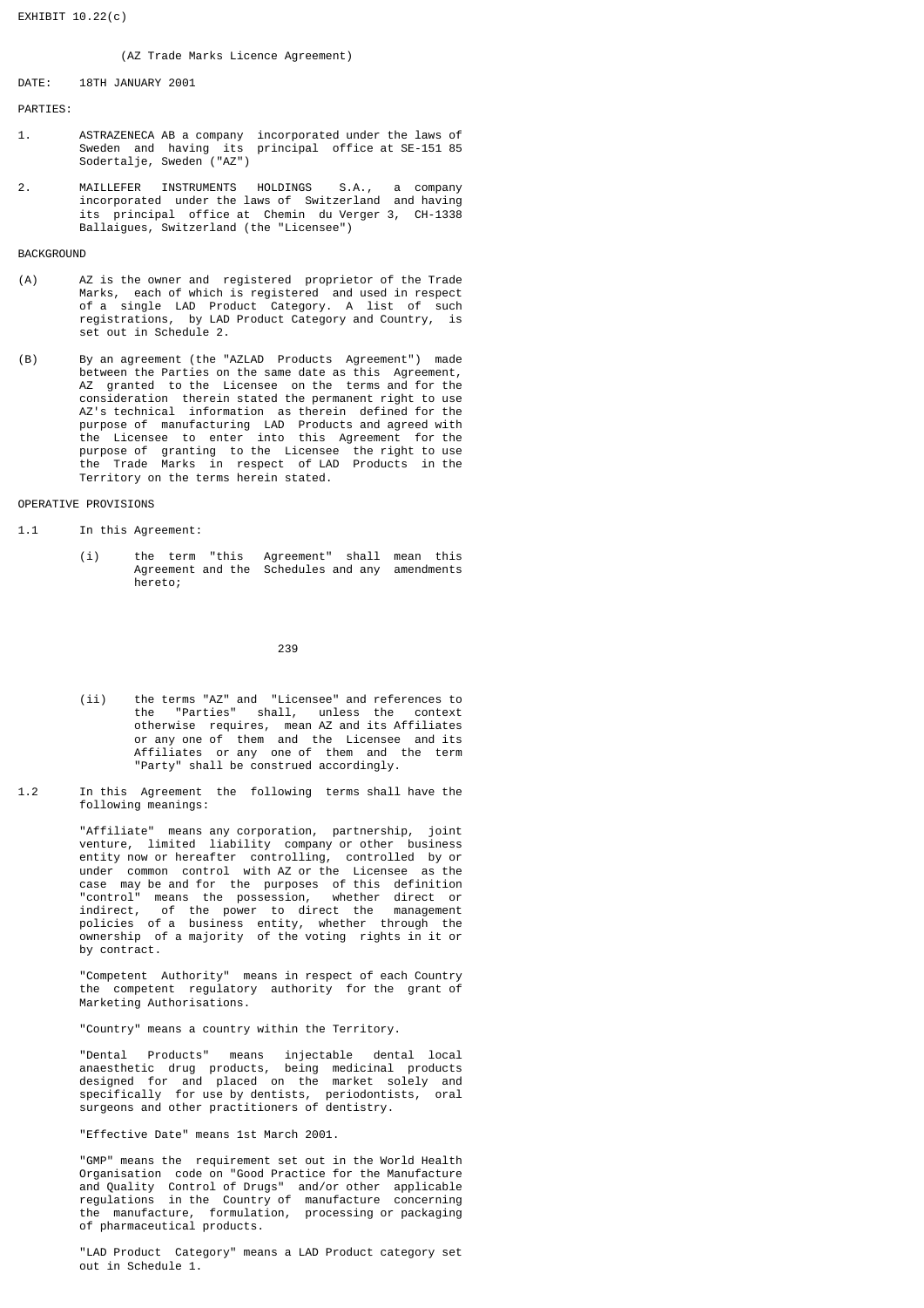EXHIBIT 10.22(c)

(AZ Trade Marks Licence Agreement)

DATE: 18TH JANUARY 2001

PARTIES:

1. ASTRAZENECA AB a company incorporated under the laws of Sweden and having its principal office at SE-151 85 Sodertalje, Sweden ("AZ")

2. MAILLEFER INSTRUMENTS HOLDINGS S.A., a company incorporated under the laws of Switzerland and having its principal office at Chemin du Verger 3, CH-1338 Ballaigues, Switzerland (the "Licensee")

BACKGROUND

(A) AZ is the owner and registered proprietor of the Trade Marks, each of which is registered and used in respect of a single LAD Product Category. A list of such registrations, by LAD Product Category and Country, is set out in Schedule 2.

(B) By an agreement (the "AZLAD Products Agreement") made between the Parties on the same date as this Agreement, AZ granted to the Licensee on the terms and for the consideration therein stated the permanent right to use AZ's technical information as therein defined for the purpose of manufacturing LAD Products and agreed with the Licensee to enter into this Agreement for the purpose of granting to the Licensee the right to use the Trade Marks in respect of LAD Products in the Territory on the terms herein stated.

OPERATIVE PROVISIONS

1.1 In this Agreement:

(i) the term "this Agreement" shall mean this Agreement and the Schedules and any amendments hereto;

(ii) the terms "AZ" and "Licensee" and references to the "Parties" shall, unless the context otherwise requires, mean AZ and its Affiliates or any one of them and the Licensee and its Affiliates or any one of them and the term "Party" shall be construed accordingly.

1.2 In this Agreement the following terms shall have the following meanings:

"Affiliate" means any corporation, partnership, joint venture, limited liability company or other business entity now or hereafter controlling, controlled by or under common control with AZ or the Licensee as the case may be and for the purposes of this definition "control" means the possession, whether direct or indirect, of the power to direct the management policies of a business entity, whether through the ownership of a majority of the voting rights in it or by contract.

"Competent Authority" means in respect of each Country the competent regulatory authority for the grant of Marketing Authorisations.

"Country" means a country within the Territory.

"Dental Products" means injectable dental local anaesthetic drug products, being medicinal products designed for and placed on the market solely and specifically for use by dentists, periodontists, oral surgeons and other practitioners of dentistry.

"Effective Date" means 1st March 2001.

"GMP" means the requirement set out in the World Health Organisation code on "Good Practice for the Manufacture and Quality Control of Drugs" and/or other applicable regulations in the Country of manufacture concerning the manufacture, formulation, processing or packaging of pharmaceutical products.

"LAD Product Category" means a LAD Product category set out in Schedule 1.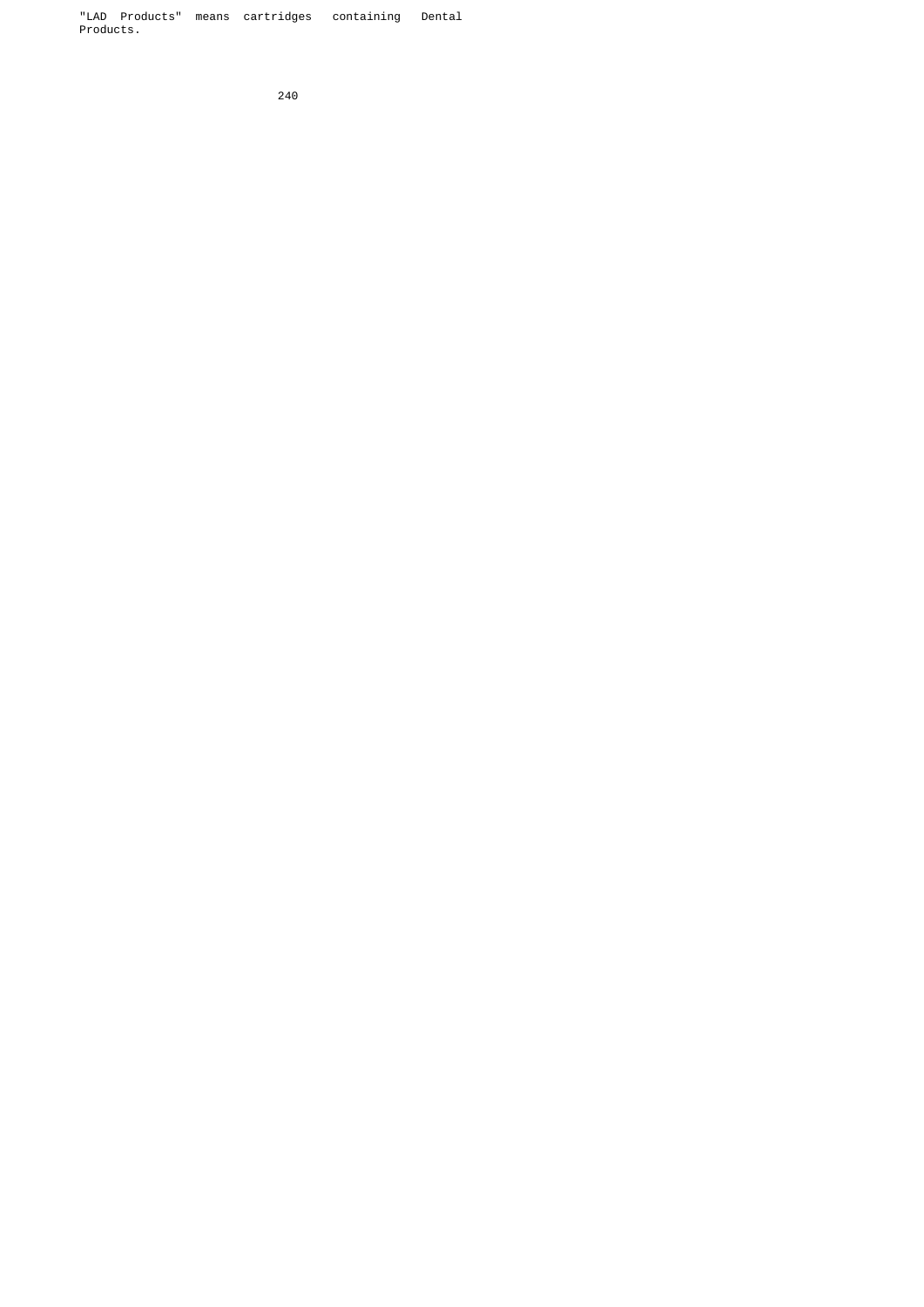"LAD Products" means cartridges containing Dental Products.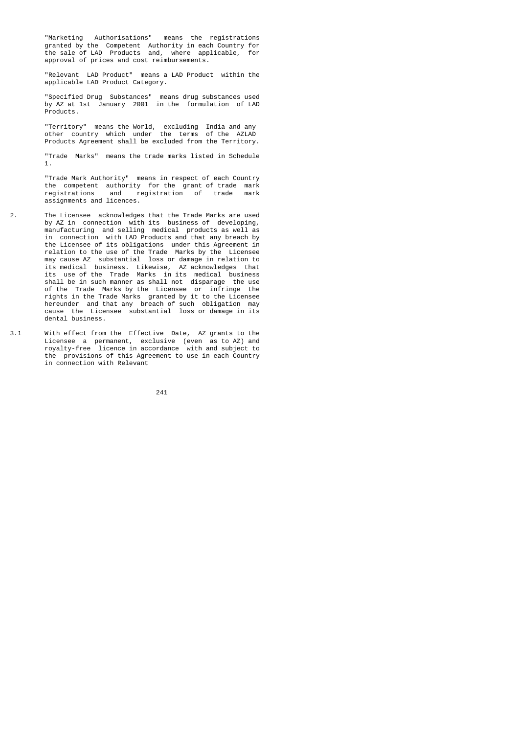"Marketing Authorisations" means the registrations granted by the Competent Authority in each Country for the sale of LAD Products and, where applicable, for approval of prices and cost reimbursements.

"Relevant LAD Product" means a LAD Product within the applicable LAD Product Category.

"Specified Drug Substances" means drug substances used by AZ at 1st January 2001 in the formulation of LAD Products.

"Territory" means the World, excluding India and any other country which under the terms of the AZLAD Products Agreement shall be excluded from the Territory.

"Trade Marks" means the trade marks listed in Schedule 1.

"Trade Mark Authority" means in respect of each Country the competent authority for the grant of trade mark registrations and registration of trade mark assignments and licences.

2. The Licensee acknowledges that the Trade Marks are used by AZ in connection with its business of developing, manufacturing and selling medical products as well as in connection with LAD Products and that any breach by the Licensee of its obligations under this Agreement in relation to the use of the Trade Marks by the Licensee may cause AZ substantial loss or damage in relation to its medical business. Likewise, AZ acknowledges that its use of the Trade Marks in its medical business shall be in such manner as shall not disparage the use of the Trade Marks by the Licensee or infringe the rights in the Trade Marks granted by it to the Licensee hereunder and that any breach of such obligation may cause the Licensee substantial loss or damage in its dental business.

3.1 With effect from the Effective Date, AZ grants to the Licensee a permanent, exclusive (even as to AZ) and royalty-free licence in accordance with and subject to the provisions of this Agreement to use in each Country in connection with Relevant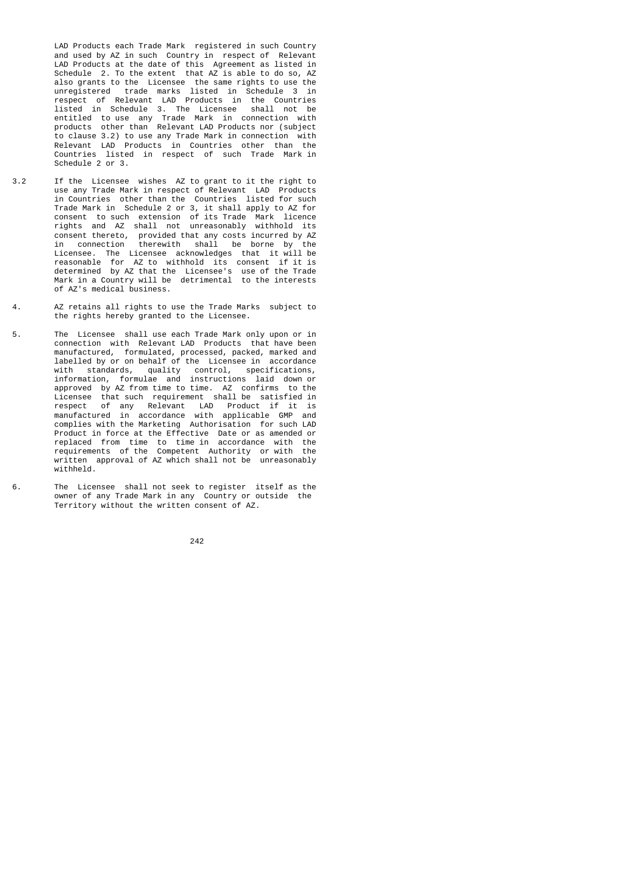LAD Products each Trade Mark registered in such Country and used by AZ in such Country in respect of Relevant LAD Products at the date of this Agreement as listed in Schedule 2. To the extent that AZ is able to do so, AZ also grants to the Licensee the same rights to use the unregistered trade marks listed in Schedule 3 in respect of Relevant LAD Products in the Countries listed in Schedule 3. The Licensee shall not be entitled to use any Trade Mark in connection with products other than Relevant LAD Products nor (subject to clause 3.2) to use any Trade Mark in connection with Relevant LAD Products in Countries other than the Countries listed in respect of such Trade Mark in Schedule 2 or 3.

3.2 If the Licensee wishes AZ to grant to it the right to use any Trade Mark in respect of Relevant LAD Products in Countries other than the Countries listed for such Trade Mark in Schedule 2 or 3, it shall apply to AZ for consent to such extension of its Trade Mark licence rights and AZ shall not unreasonably withhold its consent thereto, provided that any costs incurred by AZ in connection therewith shall be borne by the Licensee. The Licensee acknowledges that it will be reasonable for AZ to withhold its consent if it is determined by AZ that the Licensee's use of the Trade Mark in a Country will be detrimental to the interests of AZ's medical business.

4. AZ retains all rights to use the Trade Marks subject to the rights hereby granted to the Licensee.

5. The Licensee shall use each Trade Mark only upon or in connection with Relevant LAD Products that have been manufactured, formulated, processed, packed, marked and labelled by or on behalf of the Licensee in accordance with standards, quality control, specifications, information, formulae and instructions laid down or approved by AZ from time to time. AZ confirms to the Licensee that such requirement shall be satisfied in respect of any Relevant LAD Product if it is manufactured in accordance with applicable GMP and complies with the Marketing Authorisation for such LAD Product in force at the Effective Date or as amended or replaced from time to time in accordance with the requirements of the Competent Authority or with the written approval of AZ which shall not be unreasonably withheld.

6. The Licensee shall not seek to register itself as the owner of any Trade Mark in any Country or outside the Territory without the written consent of AZ.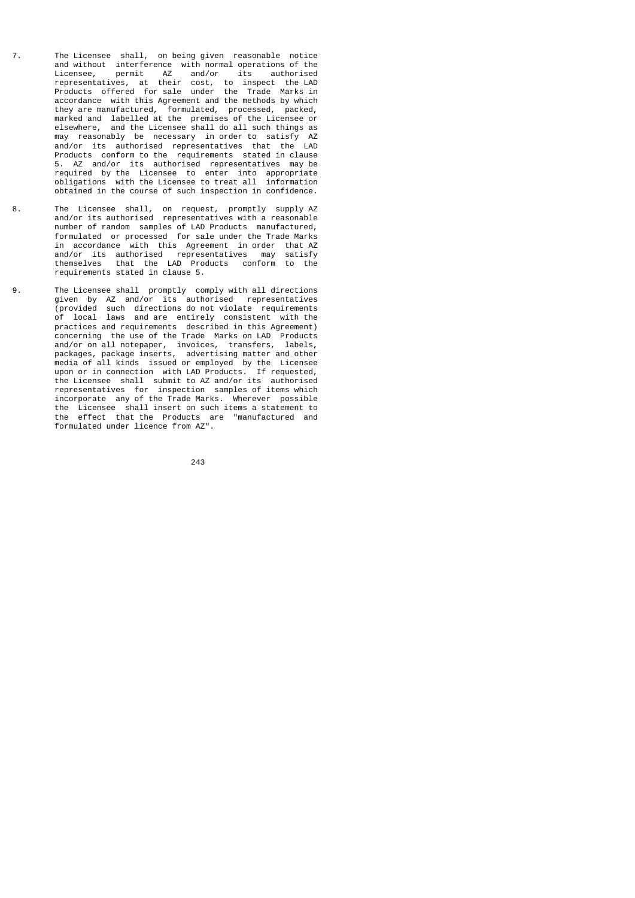7. The Licensee shall, on being given reasonable notice and without interference with normal operations of the Licensee, permit AZ and/or its authorised representatives, at their cost, to inspect the LAD Products offered for sale under the Trade Marks in accordance with this Agreement and the methods by which they are manufactured, formulated, processed, packed, marked and labelled at the premises of the Licensee or elsewhere, and the Licensee shall do all such things as may reasonably be necessary in order to satisfy AZ and/or its authorised representatives that the LAD Products conform to the requirements stated in clause 5. AZ and/or its authorised representatives may be required by the Licensee to enter into appropriate obligations with the Licensee to treat all information obtained in the course of such inspection in confidence.

8. The Licensee shall, on request, promptly supply AZ and/or its authorised representatives with a reasonable number of random samples of LAD Products manufactured, formulated or processed for sale under the Trade Marks in accordance with this Agreement in order that AZ and/or its authorised representatives may satisfy themselves that the LAD Products conform to the requirements stated in clause 5.

9. The Licensee shall promptly comply with all directions given by AZ and/or its authorised representatives (provided such directions do not violate requirements of local laws and are entirely consistent with the practices and requirements described in this Agreement) concerning the use of the Trade Marks on LAD Products and/or on all notepaper, invoices, transfers, labels, packages, package inserts, advertising matter and other media of all kinds issued or employed by the Licensee upon or in connection with LAD Products. If requested, the Licensee shall submit to AZ and/or its authorised representatives for inspection samples of items which incorporate any of the Trade Marks. Wherever possible the Licensee shall insert on such items a statement to the effect that the Products are "manufactured and formulated under licence from AZ".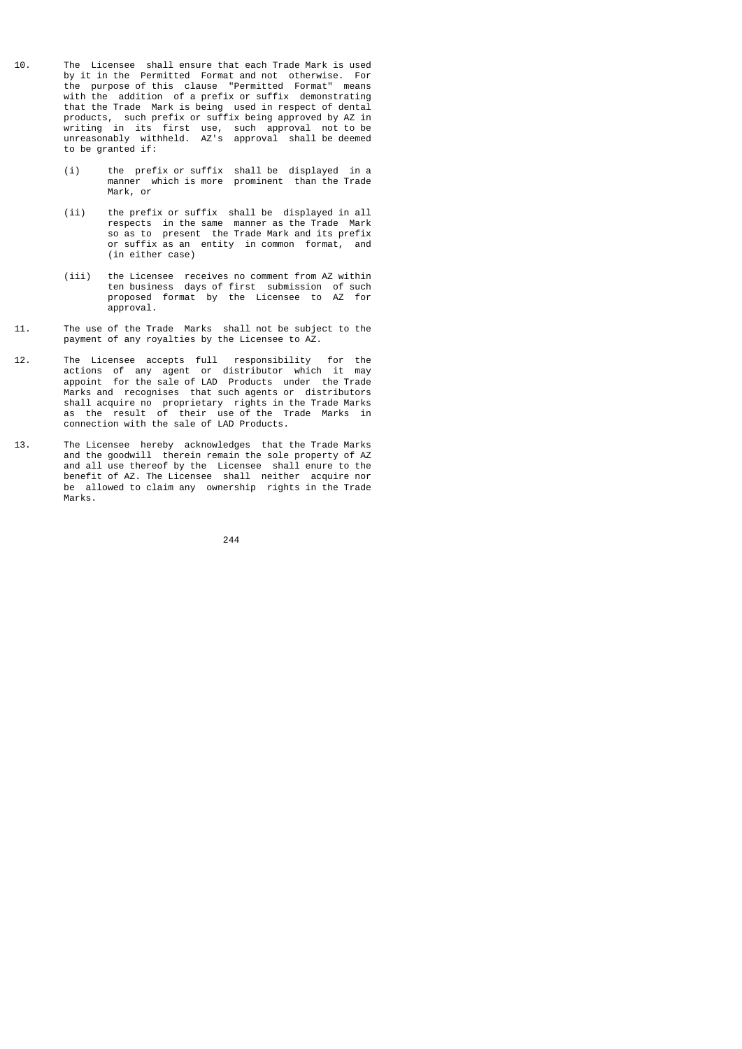10. The Licensee shall ensure that each Trade Mark is used by it in the Permitted Format and not otherwise. For the purpose of this clause "Permitted Format" means with the addition of a prefix or suffix demonstrating that the Trade Mark is being used in respect of dental products, such prefix or suffix being approved by AZ in writing in its first use, such approval not to be unreasonably withheld. AZ's approval shall be deemed to be granted if:

    (i) the prefix or suffix shall be displayed in a manner which is more prominent than the Trade Mark, or

    (ii) the prefix or suffix shall be displayed in all respects in the same manner as the Trade Mark so as to present the Trade Mark and its prefix or suffix as an entity in common format, and (in either case)

    (iii) the Licensee receives no comment from AZ within ten business days of first submission of such proposed format by the Licensee to AZ for approval.

11. The use of the Trade Marks shall not be subject to the payment of any royalties by the Licensee to AZ.

12. The Licensee accepts full responsibility for the actions of any agent or distributor which it may appoint for the sale of LAD Products under the Trade Marks and recognises that such agents or distributors shall acquire no proprietary rights in the Trade Marks as the result of their use of the Trade Marks in connection with the sale of LAD Products.

13. The Licensee hereby acknowledges that the Trade Marks and the goodwill therein remain the sole property of AZ and all use thereof by the Licensee shall enure to the benefit of AZ. The Licensee shall neither acquire nor be allowed to claim any ownership rights in the Trade Marks.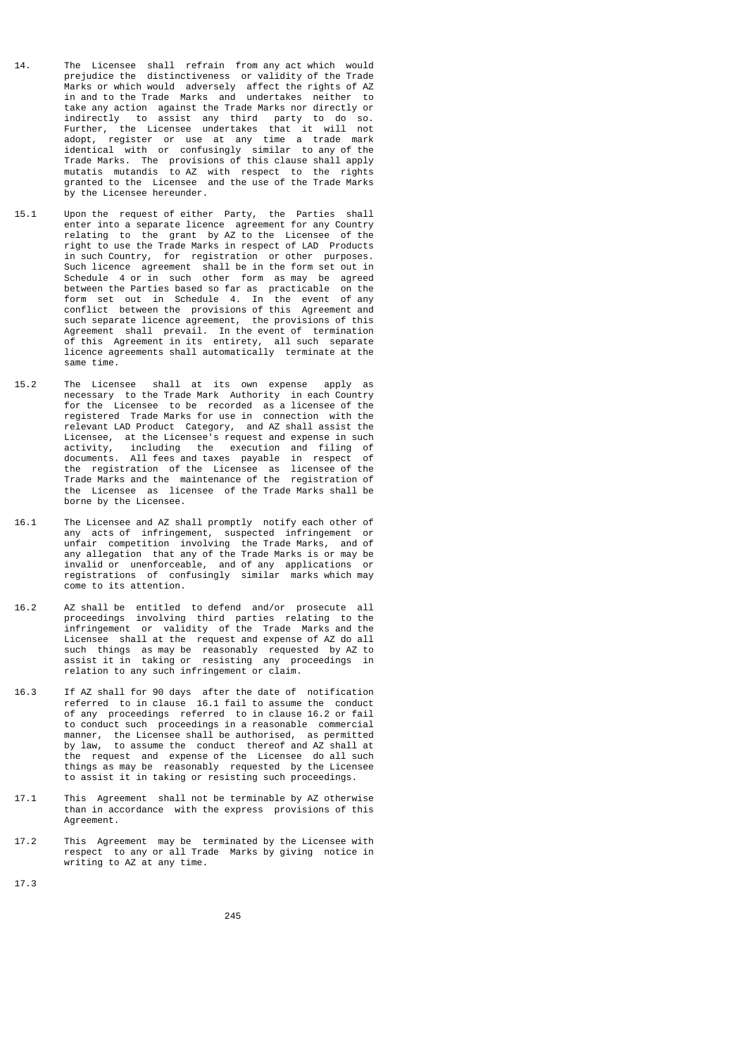14. The Licensee shall refrain from any act which would prejudice the distinctiveness or validity of the Trade Marks or which would adversely affect the rights of AZ in and to the Trade Marks and undertakes neither to take any action against the Trade Marks nor directly or indirectly to assist any third party to do so. Further, the Licensee undertakes that it will not adopt, register or use at any time a trade mark identical with or confusingly similar to any of the Trade Marks. The provisions of this clause shall apply mutatis mutandis to AZ with respect to the rights granted to the Licensee and the use of the Trade Marks by the Licensee hereunder.

15.1 Upon the request of either Party, the Parties shall enter into a separate licence agreement for any Country relating to the grant by AZ to the Licensee of the right to use the Trade Marks in respect of LAD Products in such Country, for registration or other purposes. Such licence agreement shall be in the form set out in Schedule 4 or in such other form as may be agreed between the Parties based so far as practicable on the form set out in Schedule 4. In the event of any conflict between the provisions of this Agreement and such separate licence agreement, the provisions of this Agreement shall prevail. In the event of termination of this Agreement in its entirety, all such separate licence agreements shall automatically terminate at the same time.

15.2 The Licensee shall at its own expense apply as necessary to the Trade Mark Authority in each Country for the Licensee to be recorded as a licensee of the registered Trade Marks for use in connection with the relevant LAD Product Category, and AZ shall assist the Licensee, at the Licensee's request and expense in such activity, including the execution and filing of documents. All fees and taxes payable in respect of the registration of the Licensee as licensee of the Trade Marks and the maintenance of the registration of the Licensee as licensee of the Trade Marks shall be borne by the Licensee.

16.1 The Licensee and AZ shall promptly notify each other of any acts of infringement, suspected infringement or unfair competition involving the Trade Marks, and of any allegation that any of the Trade Marks is or may be invalid or unenforceable, and of any applications or registrations of confusingly similar marks which may come to its attention.

16.2 AZ shall be entitled to defend and/or prosecute all proceedings involving third parties relating to the infringement or validity of the Trade Marks and the Licensee shall at the request and expense of AZ do all such things as may be reasonably requested by AZ to assist it in taking or resisting any proceedings in relation to any such infringement or claim.

16.3 If AZ shall for 90 days after the date of notification referred to in clause 16.1 fail to assume the conduct of any proceedings referred to in clause 16.2 or fail to conduct such proceedings in a reasonable commercial manner, the Licensee shall be authorised, as permitted by law, to assume the conduct thereof and AZ shall at the request and expense of the Licensee do all such things as may be reasonably requested by the Licensee to assist it in taking or resisting such proceedings.

17.1 This Agreement shall not be terminable by AZ otherwise than in accordance with the express provisions of this Agreement.

17.2 This Agreement may be terminated by the Licensee with respect to any or all Trade Marks by giving notice in writing to AZ at any time.

17.3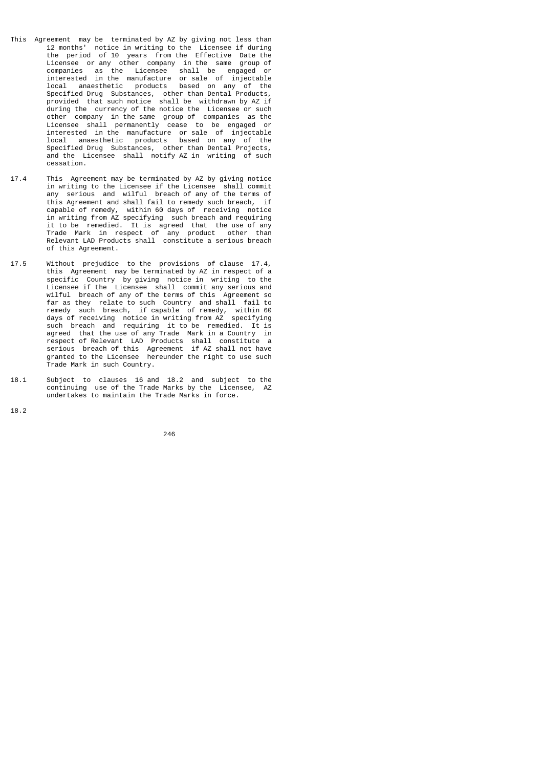This Agreement may be terminated by AZ by giving not less than 12 months' notice in writing to the Licensee if during the period of 10 years from the Effective Date the Licensee or any other company in the same group of companies as the Licensee shall be engaged or interested in the manufacture or sale of injectable local anaesthetic products based on any of the Specified Drug Substances, other than Dental Products, provided that such notice shall be withdrawn by AZ if during the currency of the notice the Licensee or such other company in the same group of companies as the Licensee shall permanently cease to be engaged or interested in the manufacture or sale of injectable local anaesthetic products based on any of the Specified Drug Substances, other than Dental Projects, and the Licensee shall notify AZ in writing of such cessation.

17.4 This Agreement may be terminated by AZ by giving notice in writing to the Licensee if the Licensee shall commit any serious and wilful breach of any of the terms of this Agreement and shall fail to remedy such breach, if capable of remedy, within 60 days of receiving notice in writing from AZ specifying such breach and requiring it to be remedied. It is agreed that the use of any Trade Mark in respect of any product other than Relevant LAD Products shall constitute a serious breach of this Agreement.

17.5 Without prejudice to the provisions of clause 17.4, this Agreement may be terminated by AZ in respect of a specific Country by giving notice in writing to the Licensee if the Licensee shall commit any serious and wilful breach of any of the terms of this Agreement so far as they relate to such Country and shall fail to remedy such breach, if capable of remedy, within 60 days of receiving notice in writing from AZ specifying such breach and requiring it to be remedied. It is agreed that the use of any Trade Mark in a Country in respect of Relevant LAD Products shall constitute a serious breach of this Agreement if AZ shall not have granted to the Licensee hereunder the right to use such Trade Mark in such Country.

18.1 Subject to clauses 16 and 18.2 and subject to the continuing use of the Trade Marks by the Licensee, AZ undertakes to maintain the Trade Marks in force.

18.2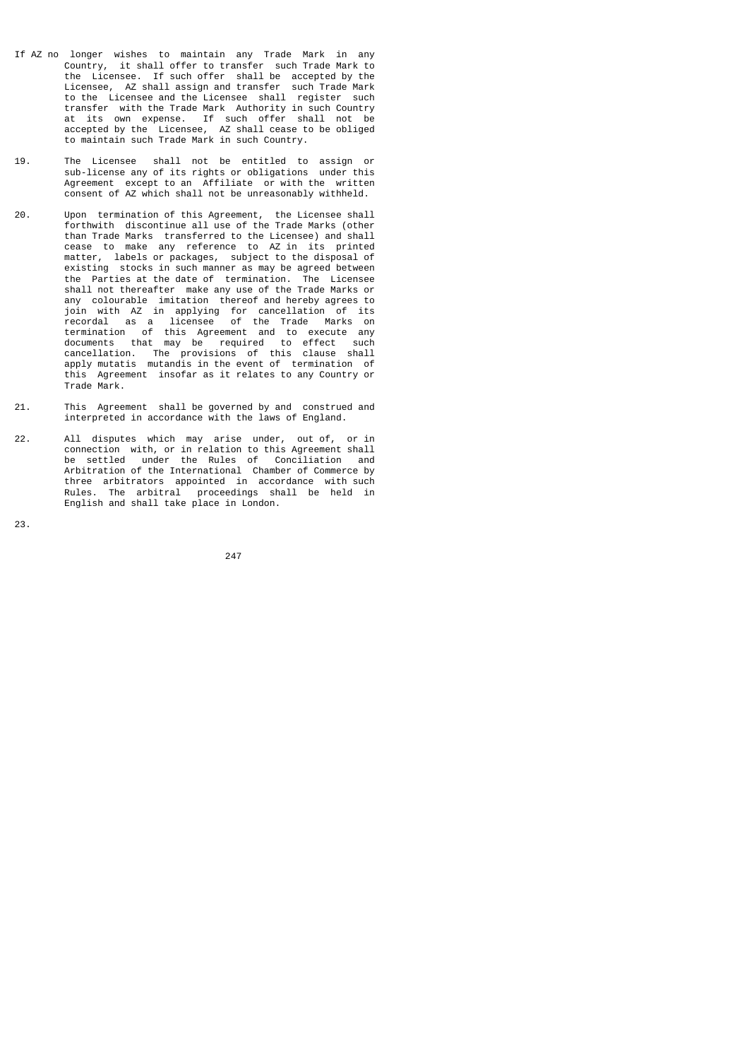If AZ no longer wishes to maintain any Trade Mark in any Country, it shall offer to transfer such Trade Mark to the Licensee. If such offer shall be accepted by the Licensee, AZ shall assign and transfer such Trade Mark to the Licensee and the Licensee shall register such transfer with the Trade Mark Authority in such Country at its own expense. If such offer shall not be accepted by the Licensee, AZ shall cease to be obliged to maintain such Trade Mark in such Country.

19. The Licensee shall not be entitled to assign or sub-license any of its rights or obligations under this Agreement except to an Affiliate or with the written consent of AZ which shall not be unreasonably withheld.

20. Upon termination of this Agreement, the Licensee shall forthwith discontinue all use of the Trade Marks (other than Trade Marks transferred to the Licensee) and shall cease to make any reference to AZ in its printed matter, labels or packages, subject to the disposal of existing stocks in such manner as may be agreed between the Parties at the date of termination. The Licensee shall not thereafter make any use of the Trade Marks or any colourable imitation thereof and hereby agrees to join with AZ in applying for cancellation of its recordal as a licensee of the Trade Marks on termination of this Agreement and to execute any documents that may be required to effect such cancellation. The provisions of this clause shall apply mutatis mutandis in the event of termination of this Agreement insofar as it relates to any Country or Trade Mark.

21. This Agreement shall be governed by and construed and interpreted in accordance with the laws of England.

22. All disputes which may arise under, out of, or in connection with, or in relation to this Agreement shall be settled under the Rules of Conciliation and Arbitration of the International Chamber of Commerce by three arbitrators appointed in accordance with such Rules. The arbitral proceedings shall be held in English and shall take place in London.

23.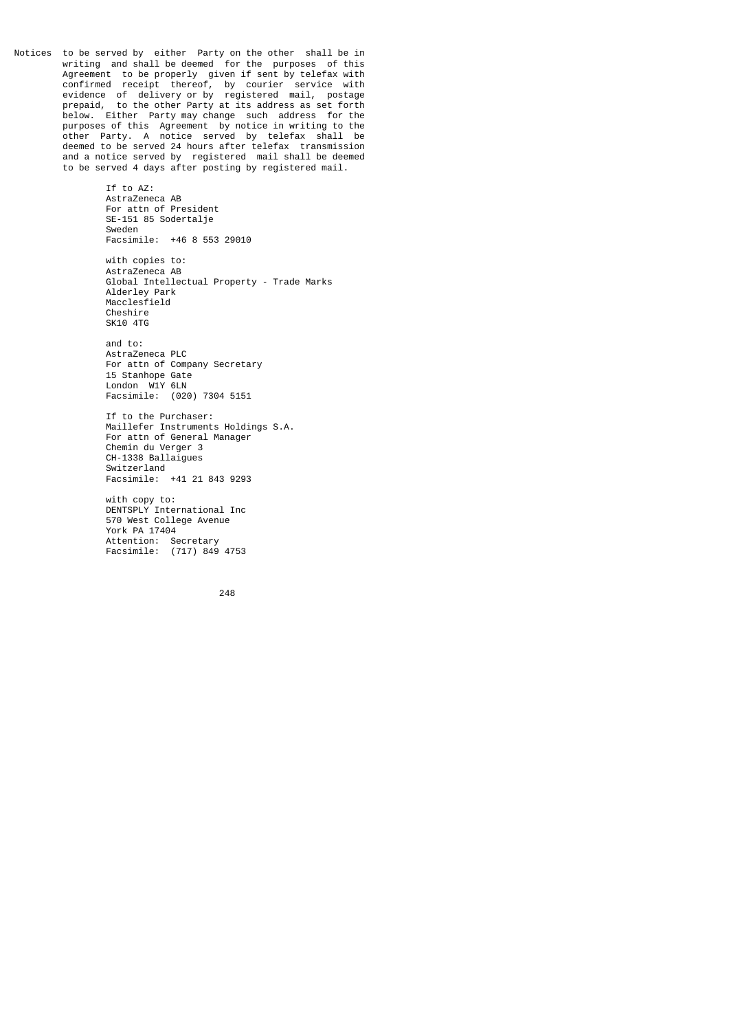Notices to be served by either Party on the other shall be in writing and shall be deemed for the purposes of this Agreement to be properly given if sent by telefax with confirmed receipt thereof, by courier service with evidence of delivery or by registered mail, postage prepaid, to the other Party at its address as set forth below. Either Party may change such address for the purposes of this Agreement by notice in writing to the other Party. A notice served by telefax shall be deemed to be served 24 hours after telefax transmission and a notice served by registered mail shall be deemed to be served 4 days after posting by registered mail.

If to AZ:
AstraZeneca AB
For attn of President
SE-151 85 Sodertalje
Sweden
Facsimile: +46 8 553 29010

with copies to:
AstraZeneca AB
Global Intellectual Property - Trade Marks
Alderley Park
Macclesfield
Cheshire
SK10 4TG

and to:
AstraZeneca PLC
For attn of Company Secretary
15 Stanhope Gate
London W1Y 6LN
Facsimile: (020) 7304 5151

If to the Purchaser:
Maillefer Instruments Holdings S.A.
For attn of General Manager
Chemin du Verger 3
CH-1338 Ballaigues
Switzerland
Facsimile: +41 21 843 9293

with copy to:
DENTSPLY International Inc
570 West College Avenue
York PA 17404
Attention: Secretary
Facsimile: (717) 849 4753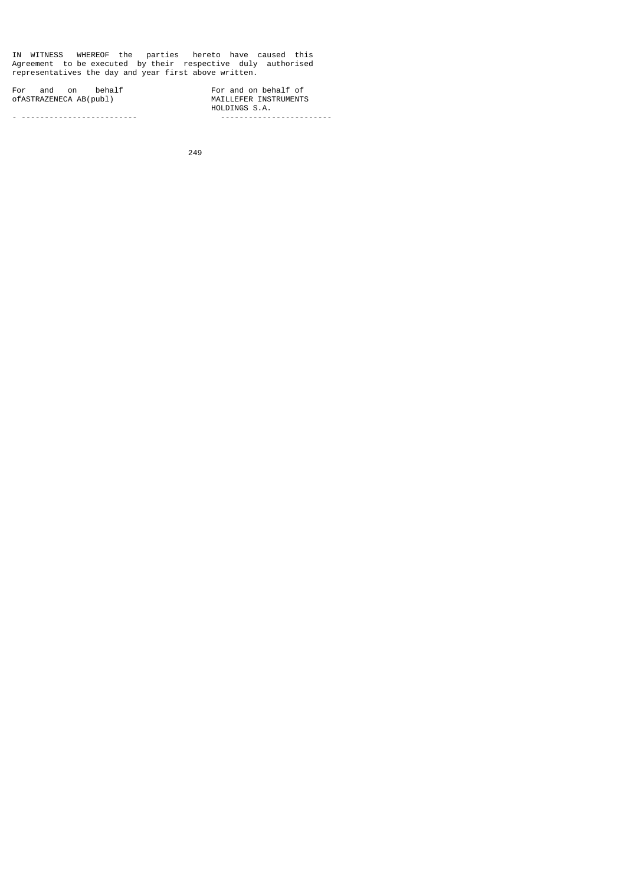IN WITNESS WHEREOF the parties hereto have caused this Agreement to be executed by their respective duly authorised representatives the day and year first above written.

| For and on behalf of ASTRAZENECA AB(publ) | For and on behalf of MAILLEFER INSTRUMENTS HOLDINGS S.A. |
| --- | --- |
| ------------------------- | ----------------------- |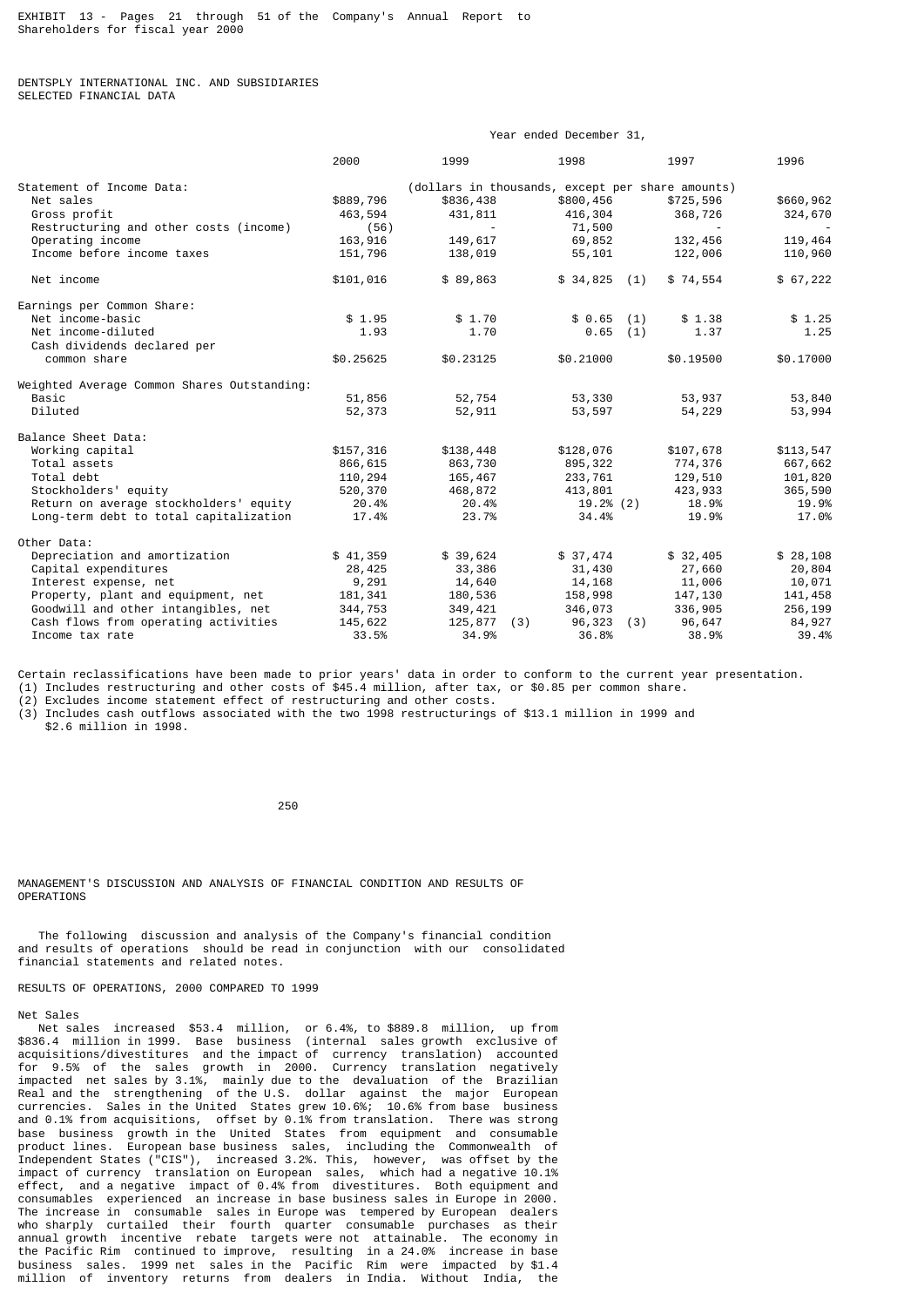EXHIBIT 13 - Pages 21 through 51 of the Company's Annual Report to Shareholders for fiscal year 2000

DENTSPLY INTERNATIONAL INC. AND SUBSIDIARIES
SELECTED FINANCIAL DATA

| | Year ended December 31, | | | | |
|---|---|---|---|---|---|
| | 2000 | 1999 | 1998 | 1997 | 1996 |
| Statement of Income Data: | (dollars in thousands, except per share amounts) | | | | |
| Net sales | $889,796 | $836,438 | $800,456 | $725,596 | $660,962 |
| Gross profit | 463,594 | 431,811 | 416,304 | 368,726 | 324,670 |
| Restructuring and other costs (income) | (56) | - | 71,500 | - | - |
| Operating income | 163,916 | 149,617 | 69,852 | 132,456 | 119,464 |
| Income before income taxes | 151,796 | 138,019 | 55,101 | 122,006 | 110,960 |
| Net income | $101,016 | $ 89,863 | $ 34,825 (1) | $ 74,554 | $ 67,222 |
| Earnings per Common Share: | | | | | |
| Net income-basic | $ 1.95 | $ 1.70 | $ 0.65 (1) | $ 1.38 | $ 1.25 |
| Net income-diluted | 1.93 | 1.70 | 0.65 (1) | 1.37 | 1.25 |
| Cash dividends declared per common share | $0.25625 | $0.23125 | $0.21000 | $0.19500 | $0.17000 |
| Weighted Average Common Shares Outstanding: | | | | | |
| Basic | 51,856 | 52,754 | 53,330 | 53,937 | 53,840 |
| Diluted | 52,373 | 52,911 | 53,597 | 54,229 | 53,994 |
| Balance Sheet Data: | | | | | |
| Working capital | $157,316 | $138,448 | $128,076 | $107,678 | $113,547 |
| Total assets | 866,615 | 863,730 | 895,322 | 774,376 | 667,662 |
| Total debt | 110,294 | 165,467 | 233,761 | 129,510 | 101,820 |
| Stockholders' equity | 520,370 | 468,872 | 413,801 | 423,933 | 365,590 |
| Return on average stockholders' equity | 20.4% | 20.4% | 19.2% (2) | 18.9% | 19.9% |
| Long-term debt to total capitalization | 17.4% | 23.7% | 34.4% | 19.9% | 17.0% |
| Other Data: | | | | | |
| Depreciation and amortization | $ 41,359 | $ 39,624 | $ 37,474 | $ 32,405 | $ 28,108 |
| Capital expenditures | 28,425 | 33,386 | 31,430 | 27,660 | 20,804 |
| Interest expense, net | 9,291 | 14,640 | 14,168 | 11,006 | 10,071 |
| Property, plant and equipment, net | 181,341 | 180,536 | 158,998 | 147,130 | 141,458 |
| Goodwill and other intangibles, net | 344,753 | 349,421 | 346,073 | 336,905 | 256,199 |
| Cash flows from operating activities | 145,622 | 125,877 (3) | 96,323 (3) | 96,647 | 84,927 |
| Income tax rate | 33.5% | 34.9% | 36.8% | 38.9% | 39.4% |

Certain reclassifications have been made to prior years' data in order to conform to the current year presentation.
(1) Includes restructuring and other costs of $45.4 million, after tax, or $0.85 per common share.
(2) Excludes income statement effect of restructuring and other costs.
(3) Includes cash outflows associated with the two 1998 restructurings of $13.1 million in 1999 and $2.6 million in 1998.

## MANAGEMENT'S DISCUSSION AND ANALYSIS OF FINANCIAL CONDITION AND RESULTS OF OPERATIONS

The following discussion and analysis of the Company's financial condition and results of operations should be read in conjunction with our consolidated financial statements and related notes.

### RESULTS OF OPERATIONS, 2000 COMPARED TO 1999

#### Net Sales

Net sales increased $53.4 million, or 6.4%, to $889.8 million, up from $836.4 million in 1999. Base business (internal sales growth exclusive of acquisitions/divestitures and the impact of currency translation) accounted for 9.5% of the sales growth in 2000. Currency translation negatively impacted net sales by 3.1%, mainly due to the devaluation of the Brazilian Real and the strengthening of the U.S. dollar against the major European currencies. Sales in the United States grew 10.6%; 10.6% from base business and 0.1% from acquisitions, offset by 0.1% from translation. There was strong base business growth in the United States from equipment and consumable product lines. European base business sales, including the Commonwealth of Independent States ("CIS"), increased 3.2%. This, however, was offset by the impact of currency translation on European sales, which had a negative 10.1% effect, and a negative impact of 0.4% from divestitures. Both equipment and consumables experienced an increase in base business sales in Europe in 2000. The increase in consumable sales in Europe was tempered by European dealers who sharply curtailed their fourth quarter consumable purchases as their annual growth incentive rebate targets were not attainable. The economy in the Pacific Rim continued to improve, resulting in a 24.0% increase in base business sales. 1999 net sales in the Pacific Rim were impacted by $1.4 million of inventory returns from dealers in India. Without India, the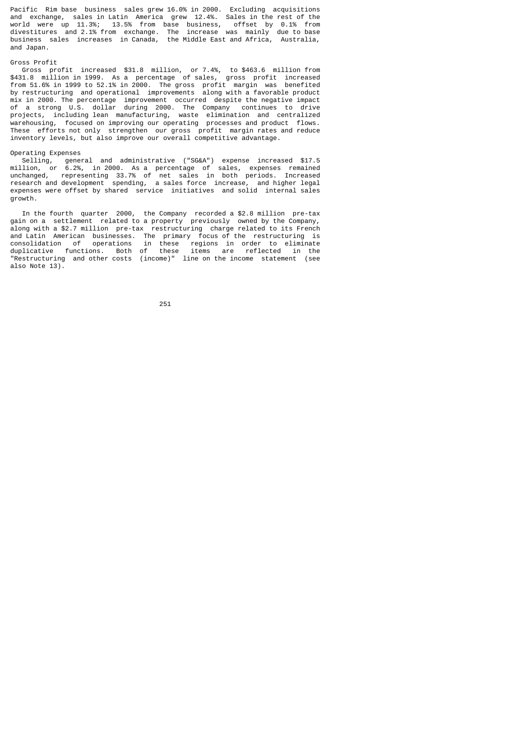Pacific Rim base business sales grew 16.0% in 2000. Excluding acquisitions and exchange, sales in Latin America grew 12.4%. Sales in the rest of the world were up 11.3%; 13.5% from base business, offset by 0.1% from divestitures and 2.1% from exchange. The increase was mainly due to base business sales increases in Canada, the Middle East and Africa, Australia, and Japan.

### Gross Profit

Gross profit increased $31.8 million, or 7.4%, to $463.6 million from $431.8 million in 1999. As a percentage of sales, gross profit increased from 51.6% in 1999 to 52.1% in 2000. The gross profit margin was benefited by restructuring and operational improvements along with a favorable product mix in 2000. The percentage improvement occurred despite the negative impact of a strong U.S. dollar during 2000. The Company continues to drive projects, including lean manufacturing, waste elimination and centralized warehousing, focused on improving our operating processes and product flows. These efforts not only strengthen our gross profit margin rates and reduce inventory levels, but also improve our overall competitive advantage.

### Operating Expenses

Selling, general and administrative ("SG&A") expense increased $17.5 million, or 6.2%, in 2000. As a percentage of sales, expenses remained unchanged, representing 33.7% of net sales in both periods. Increased research and development spending, a sales force increase, and higher legal expenses were offset by shared service initiatives and solid internal sales growth.

In the fourth quarter 2000, the Company recorded a $2.8 million pre-tax gain on a settlement related to a property previously owned by the Company, along with a $2.7 million pre-tax restructuring charge related to its French and Latin American businesses. The primary focus of the restructuring is consolidation of operations in these regions in order to eliminate duplicative functions. Both of these items are reflected in the "Restructuring and other costs (income)" line on the income statement (see also Note 13).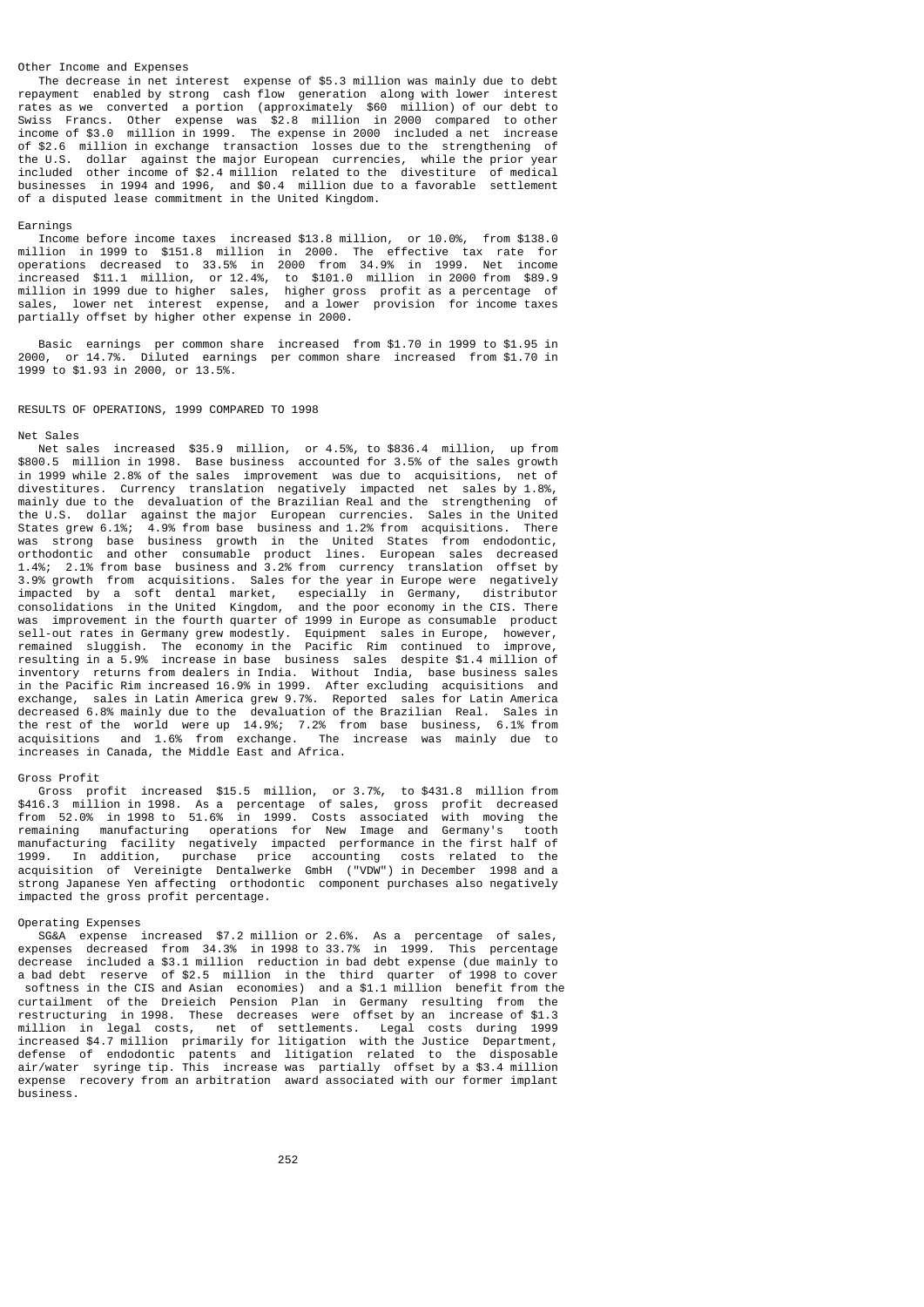### Other Income and Expenses

The decrease in net interest expense of $5.3 million was mainly due to debt repayment enabled by strong cash flow generation along with lower interest rates as we converted a portion (approximately $60 million) of our debt to Swiss Francs. Other expense was $2.8 million in 2000 compared to other income of $3.0 million in 1999. The expense in 2000 included a net increase of $2.6 million in exchange transaction losses due to the strengthening of the U.S. dollar against the major European currencies, while the prior year included other income of $2.4 million related to the divestiture of medical businesses in 1994 and 1996, and $0.4 million due to a favorable settlement of a disputed lease commitment in the United Kingdom.

### Earnings

Income before income taxes increased $13.8 million, or 10.0%, from $138.0 million in 1999 to $151.8 million in 2000. The effective tax rate for operations decreased to 33.5% in 2000 from 34.9% in 1999. Net income increased $11.1 million, or 12.4%, to $101.0 million in 2000 from $89.9 million in 1999 due to higher sales, higher gross profit as a percentage of sales, lower net interest expense, and a lower provision for income taxes partially offset by higher other expense in 2000.

Basic earnings per common share increased from $1.70 in 1999 to $1.95 in 2000, or 14.7%. Diluted earnings per common share increased from $1.70 in 1999 to $1.93 in 2000, or 13.5%.

## RESULTS OF OPERATIONS, 1999 COMPARED TO 1998

### Net Sales

Net sales increased $35.9 million, or 4.5%, to $836.4 million, up from $800.5 million in 1998. Base business accounted for 3.5% of the sales growth in 1999 while 2.8% of the sales improvement was due to acquisitions, net of divestitures. Currency translation negatively impacted net sales by 1.8%, mainly due to the devaluation of the Brazilian Real and the strengthening of the U.S. dollar against the major European currencies. Sales in the United States grew 6.1%; 4.9% from base business and 1.2% from acquisitions. There was strong base business growth in the United States from endodontic, orthodontic and other consumable product lines. European sales decreased 1.4%; 2.1% from base business and 3.2% from currency translation offset by 3.9% growth from acquisitions. Sales for the year in Europe were negatively impacted by a soft dental market, especially in Germany, distributor consolidations in the United Kingdom, and the poor economy in the CIS. There was improvement in the fourth quarter of 1999 in Europe as consumable product sell-out rates in Germany grew modestly. Equipment sales in Europe, however, remained sluggish. The economy in the Pacific Rim continued to improve, resulting in a 5.9% increase in base business sales despite $1.4 million of inventory returns from dealers in India. Without India, base business sales in the Pacific Rim increased 16.9% in 1999. After excluding acquisitions and exchange, sales in Latin America grew 9.7%. Reported sales for Latin America decreased 6.8% mainly due to the devaluation of the Brazilian Real. Sales in the rest of the world were up 14.9%; 7.2% from base business, 6.1% from acquisitions and 1.6% from exchange. The increase was mainly due to increases in Canada, the Middle East and Africa.

### Gross Profit

Gross profit increased $15.5 million, or 3.7%, to $431.8 million from $416.3 million in 1998. As a percentage of sales, gross profit decreased from 52.0% in 1998 to 51.6% in 1999. Costs associated with moving the remaining manufacturing operations for New Image and Germany's tooth manufacturing facility negatively impacted performance in the first half of 1999. In addition, purchase price accounting costs related to the acquisition of Vereinigte Dentalwerke GmbH ("VDW") in December 1998 and a strong Japanese Yen affecting orthodontic component purchases also negatively impacted the gross profit percentage.

### Operating Expenses

SG&A expense increased $7.2 million or 2.6%. As a percentage of sales, expenses decreased from 34.3% in 1998 to 33.7% in 1999. This percentage decrease included a $3.1 million reduction in bad debt expense (due mainly to a bad debt reserve of $2.5 million in the third quarter of 1998 to cover softness in the CIS and Asian economies) and a $1.1 million benefit from the curtailment of the Dreieich Pension Plan in Germany resulting from the restructuring in 1998. These decreases were offset by an increase of $1.3 million in legal costs, net of settlements. Legal costs during 1999 increased $4.7 million primarily for litigation with the Justice Department, defense of endodontic patents and litigation related to the disposable air/water syringe tip. This increase was partially offset by a $3.4 million expense recovery from an arbitration award associated with our former implant business.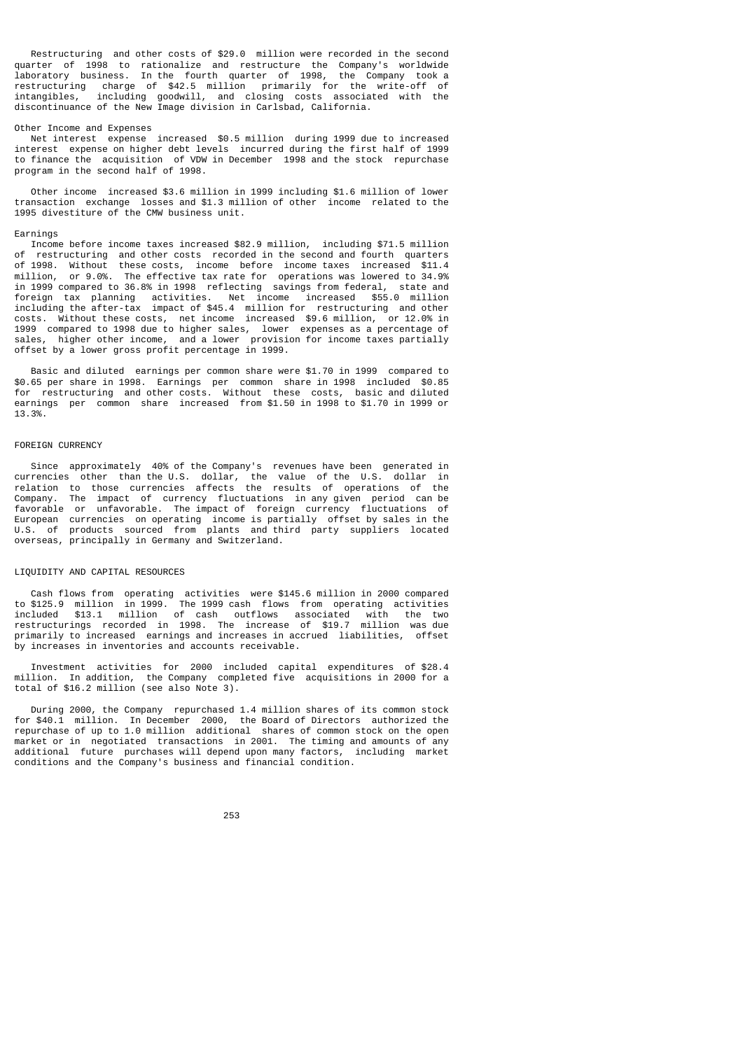Restructuring and other costs of $29.0 million were recorded in the second quarter of 1998 to rationalize and restructure the Company's worldwide laboratory business. In the fourth quarter of 1998, the Company took a restructuring charge of $42.5 million primarily for the write-off of intangibles, including goodwill, and closing costs associated with the discontinuance of the New Image division in Carlsbad, California.

### Other Income and Expenses

Net interest expense increased $0.5 million during 1999 due to increased interest expense on higher debt levels incurred during the first half of 1999 to finance the acquisition of VDW in December 1998 and the stock repurchase program in the second half of 1998.

Other income increased $3.6 million in 1999 including $1.6 million of lower transaction exchange losses and $1.3 million of other income related to the 1995 divestiture of the CMW business unit.

### Earnings

Income before income taxes increased $82.9 million, including $71.5 million of restructuring and other costs recorded in the second and fourth quarters of 1998. Without these costs, income before income taxes increased $11.4 million, or 9.0%. The effective tax rate for operations was lowered to 34.9% in 1999 compared to 36.8% in 1998 reflecting savings from federal, state and foreign tax planning activities. Net income increased $55.0 million including the after-tax impact of $45.4 million for restructuring and other costs. Without these costs, net income increased $9.6 million, or 12.0% in 1999 compared to 1998 due to higher sales, lower expenses as a percentage of sales, higher other income, and a lower provision for income taxes partially offset by a lower gross profit percentage in 1999.

Basic and diluted earnings per common share were $1.70 in 1999 compared to $0.65 per share in 1998. Earnings per common share in 1998 included $0.85 for restructuring and other costs. Without these costs, basic and diluted earnings per common share increased from $1.50 in 1998 to $1.70 in 1999 or 13.3%.

## FOREIGN CURRENCY

Since approximately 40% of the Company's revenues have been generated in currencies other than the U.S. dollar, the value of the U.S. dollar in relation to those currencies affects the results of operations of the Company. The impact of currency fluctuations in any given period can be favorable or unfavorable. The impact of foreign currency fluctuations of European currencies on operating income is partially offset by sales in the U.S. of products sourced from plants and third party suppliers located overseas, principally in Germany and Switzerland.

## LIQUIDITY AND CAPITAL RESOURCES

Cash flows from operating activities were $145.6 million in 2000 compared to $125.9 million in 1999. The 1999 cash flows from operating activities included $13.1 million of cash outflows associated with the two restructurings recorded in 1998. The increase of $19.7 million was due primarily to increased earnings and increases in accrued liabilities, offset by increases in inventories and accounts receivable.

Investment activities for 2000 included capital expenditures of $28.4 million. In addition, the Company completed five acquisitions in 2000 for a total of $16.2 million (see also Note 3).

During 2000, the Company repurchased 1.4 million shares of its common stock for $40.1 million. In December 2000, the Board of Directors authorized the repurchase of up to 1.0 million additional shares of common stock on the open market or in negotiated transactions in 2001. The timing and amounts of any additional future purchases will depend upon many factors, including market conditions and the Company's business and financial condition.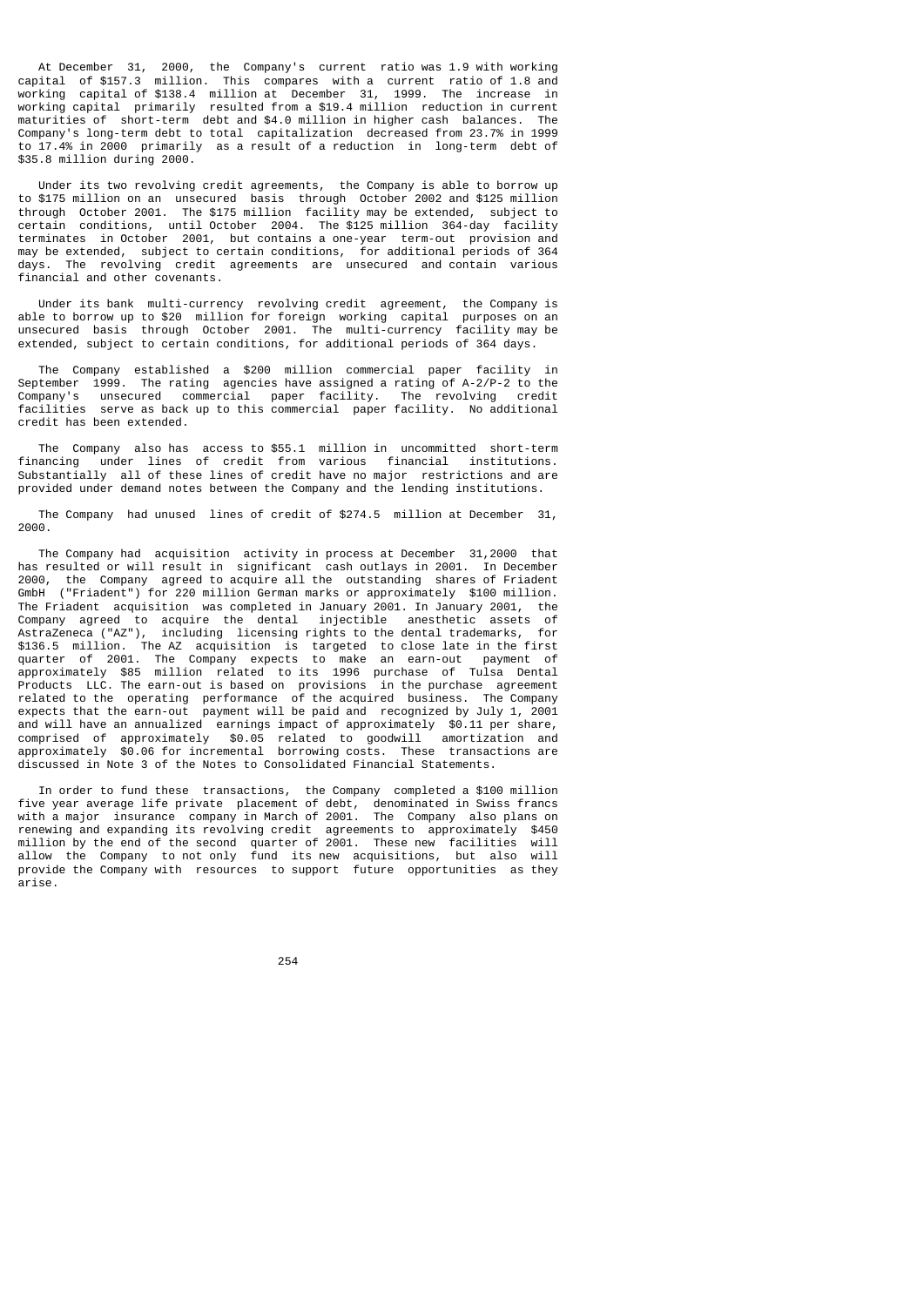At December 31, 2000, the Company's current ratio was 1.9 with working capital of $157.3 million. This compares with a current ratio of 1.8 and working capital of $138.4 million at December 31, 1999. The increase in working capital primarily resulted from a $19.4 million reduction in current maturities of short-term debt and $4.0 million in higher cash balances. The Company's long-term debt to total capitalization decreased from 23.7% in 1999 to 17.4% in 2000 primarily as a result of a reduction in long-term debt of $35.8 million during 2000.

Under its two revolving credit agreements, the Company is able to borrow up to $175 million on an unsecured basis through October 2002 and $125 million through October 2001. The $175 million facility may be extended, subject to certain conditions, until October 2004. The $125 million 364-day facility terminates in October 2001, but contains a one-year term-out provision and may be extended, subject to certain conditions, for additional periods of 364 days. The revolving credit agreements are unsecured and contain various financial and other covenants.

Under its bank multi-currency revolving credit agreement, the Company is able to borrow up to $20 million for foreign working capital purposes on an unsecured basis through October 2001. The multi-currency facility may be extended, subject to certain conditions, for additional periods of 364 days.

The Company established a $200 million commercial paper facility in September 1999. The rating agencies have assigned a rating of A-2/P-2 to the Company's unsecured commercial paper facility. The revolving credit facilities serve as back up to this commercial paper facility. No additional credit has been extended.

The Company also has access to $55.1 million in uncommitted short-term financing under lines of credit from various financial institutions. Substantially all of these lines of credit have no major restrictions and are provided under demand notes between the Company and the lending institutions.

The Company had unused lines of credit of $274.5 million at December 31, 2000.

The Company had acquisition activity in process at December 31,2000 that has resulted or will result in significant cash outlays in 2001. In December 2000, the Company agreed to acquire all the outstanding shares of Friadent GmbH ("Friadent") for 220 million German marks or approximately $100 million. The Friadent acquisition was completed in January 2001. In January 2001, the Company agreed to acquire the dental injectible anesthetic assets of AstraZeneca ("AZ"), including licensing rights to the dental trademarks, for $136.5 million. The AZ acquisition is targeted to close late in the first quarter of 2001. The Company expects to make an earn-out payment of approximately $85 million related to its 1996 purchase of Tulsa Dental Products LLC. The earn-out is based on provisions in the purchase agreement related to the operating performance of the acquired business. The Company expects that the earn-out payment will be paid and recognized by July 1, 2001 and will have an annualized earnings impact of approximately $0.11 per share, comprised of approximately $0.05 related to goodwill amortization and approximately $0.06 for incremental borrowing costs. These transactions are discussed in Note 3 of the Notes to Consolidated Financial Statements.

In order to fund these transactions, the Company completed a $100 million five year average life private placement of debt, denominated in Swiss francs with a major insurance company in March of 2001. The Company also plans on renewing and expanding its revolving credit agreements to approximately $450 million by the end of the second quarter of 2001. These new facilities will allow the Company to not only fund its new acquisitions, but also will provide the Company with resources to support future opportunities as they arise.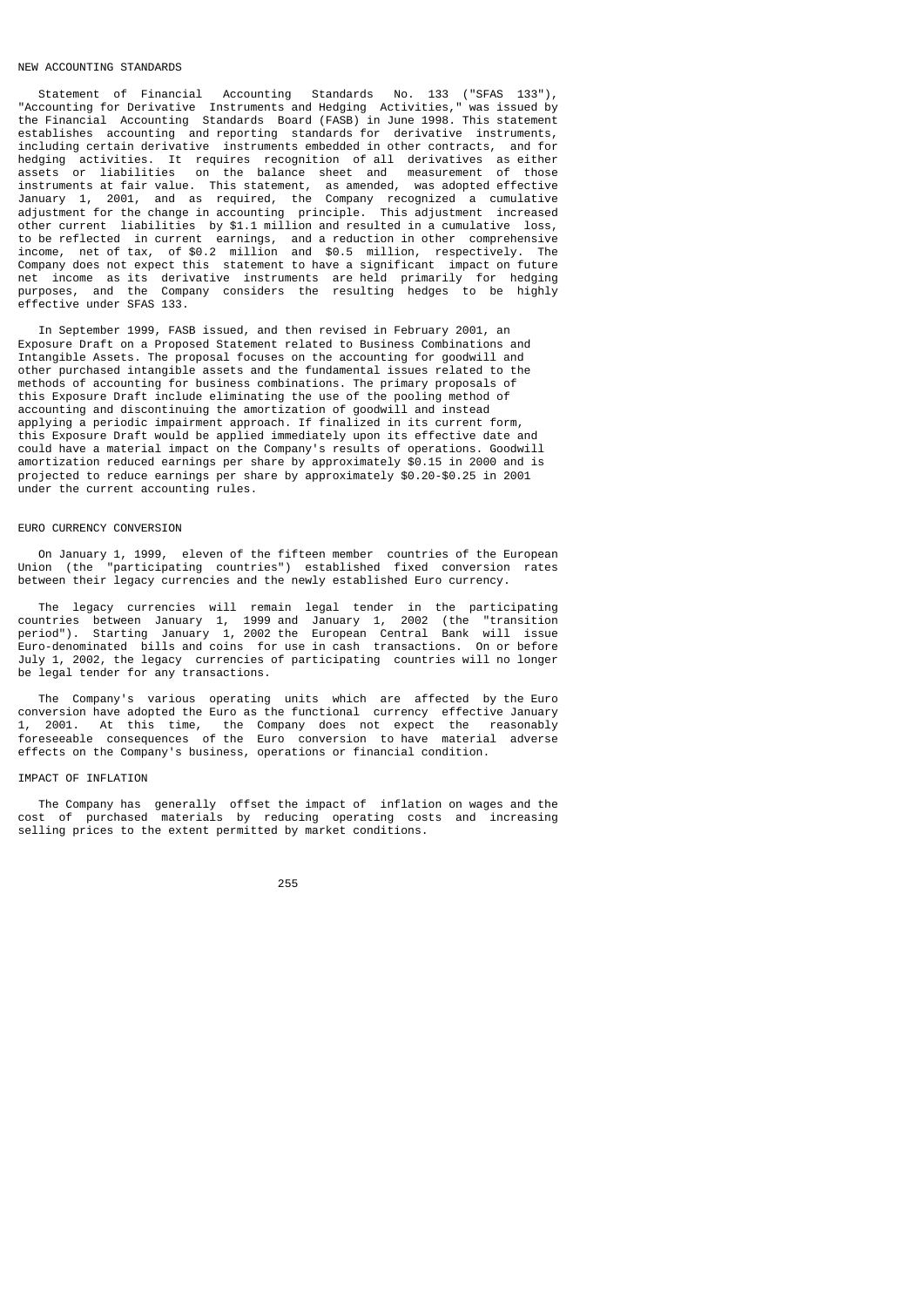## NEW ACCOUNTING STANDARDS

Statement of Financial Accounting Standards No. 133 ("SFAS 133"), "Accounting for Derivative Instruments and Hedging Activities," was issued by the Financial Accounting Standards Board (FASB) in June 1998. This statement establishes accounting and reporting standards for derivative instruments, including certain derivative instruments embedded in other contracts, and for hedging activities. It requires recognition of all derivatives as either assets or liabilities on the balance sheet and measurement of those instruments at fair value. This statement, as amended, was adopted effective January 1, 2001, and as required, the Company recognized a cumulative adjustment for the change in accounting principle. This adjustment increased other current liabilities by $1.1 million and resulted in a cumulative loss, to be reflected in current earnings, and a reduction in other comprehensive income, net of tax, of $0.2 million and $0.5 million, respectively. The Company does not expect this statement to have a significant impact on future net income as its derivative instruments are held primarily for hedging purposes, and the Company considers the resulting hedges to be highly effective under SFAS 133.

In September 1999, FASB issued, and then revised in February 2001, an Exposure Draft on a Proposed Statement related to Business Combinations and Intangible Assets. The proposal focuses on the accounting for goodwill and other purchased intangible assets and the fundamental issues related to the methods of accounting for business combinations. The primary proposals of this Exposure Draft include eliminating the use of the pooling method of accounting and discontinuing the amortization of goodwill and instead applying a periodic impairment approach. If finalized in its current form, this Exposure Draft would be applied immediately upon its effective date and could have a material impact on the Company's results of operations. Goodwill amortization reduced earnings per share by approximately $0.15 in 2000 and is projected to reduce earnings per share by approximately $0.20-$0.25 in 2001 under the current accounting rules.

## EURO CURRENCY CONVERSION

On January 1, 1999, eleven of the fifteen member countries of the European Union (the "participating countries") established fixed conversion rates between their legacy currencies and the newly established Euro currency.

The legacy currencies will remain legal tender in the participating countries between January 1, 1999 and January 1, 2002 (the "transition period"). Starting January 1, 2002 the European Central Bank will issue Euro-denominated bills and coins for use in cash transactions. On or before July 1, 2002, the legacy currencies of participating countries will no longer be legal tender for any transactions.

The Company's various operating units which are affected by the Euro conversion have adopted the Euro as the functional currency effective January 1, 2001. At this time, the Company does not expect the reasonably foreseeable consequences of the Euro conversion to have material adverse effects on the Company's business, operations or financial condition.

## IMPACT OF INFLATION

The Company has generally offset the impact of inflation on wages and the cost of purchased materials by reducing operating costs and increasing selling prices to the extent permitted by market conditions.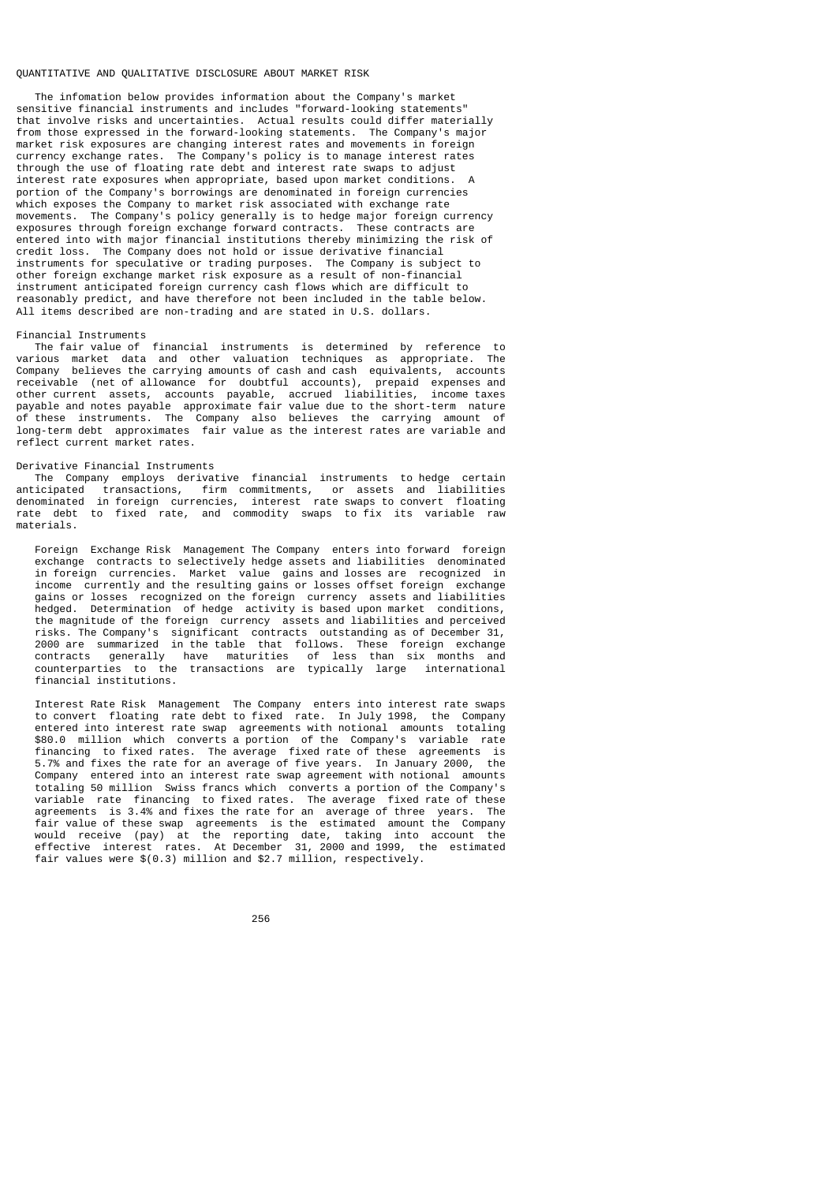## QUANTITATIVE AND QUALITATIVE DISCLOSURE ABOUT MARKET RISK

The infomation below provides information about the Company's market sensitive financial instruments and includes "forward-looking statements" that involve risks and uncertainties. Actual results could differ materially from those expressed in the forward-looking statements. The Company's major market risk exposures are changing interest rates and movements in foreign currency exchange rates. The Company's policy is to manage interest rates through the use of floating rate debt and interest rate swaps to adjust interest rate exposures when appropriate, based upon market conditions. A portion of the Company's borrowings are denominated in foreign currencies which exposes the Company to market risk associated with exchange rate movements. The Company's policy generally is to hedge major foreign currency exposures through foreign exchange forward contracts. These contracts are entered into with major financial institutions thereby minimizing the risk of credit loss. The Company does not hold or issue derivative financial instruments for speculative or trading purposes. The Company is subject to other foreign exchange market risk exposure as a result of non-financial instrument anticipated foreign currency cash flows which are difficult to reasonably predict, and have therefore not been included in the table below. All items described are non-trading and are stated in U.S. dollars.

### Financial Instruments

The fair value of financial instruments is determined by reference to various market data and other valuation techniques as appropriate. The Company believes the carrying amounts of cash and cash equivalents, accounts receivable (net of allowance for doubtful accounts), prepaid expenses and other current assets, accounts payable, accrued liabilities, income taxes payable and notes payable approximate fair value due to the short-term nature of these instruments. The Company also believes the carrying amount of long-term debt approximates fair value as the interest rates are variable and reflect current market rates.

### Derivative Financial Instruments

The Company employs derivative financial instruments to hedge certain anticipated transactions, firm commitments, or assets and liabilities denominated in foreign currencies, interest rate swaps to convert floating rate debt to fixed rate, and commodity swaps to fix its variable raw materials.

Foreign Exchange Risk Management The Company enters into forward foreign exchange contracts to selectively hedge assets and liabilities denominated in foreign currencies. Market value gains and losses are recognized in income currently and the resulting gains or losses offset foreign exchange gains or losses recognized on the foreign currency assets and liabilities hedged. Determination of hedge activity is based upon market conditions, the magnitude of the foreign currency assets and liabilities and perceived risks. The Company's significant contracts outstanding as of December 31, 2000 are summarized in the table that follows. These foreign exchange contracts generally have maturities of less than six months and counterparties to the transactions are typically large international financial institutions.

Interest Rate Risk Management The Company enters into interest rate swaps to convert floating rate debt to fixed rate. In July 1998, the Company entered into interest rate swap agreements with notional amounts totaling $80.0 million which converts a portion of the Company's variable rate financing to fixed rates. The average fixed rate of these agreements is 5.7% and fixes the rate for an average of five years. In January 2000, the Company entered into an interest rate swap agreement with notional amounts totaling 50 million Swiss francs which converts a portion of the Company's variable rate financing to fixed rates. The average fixed rate of these agreements is 3.4% and fixes the rate for an average of three years. The fair value of these swap agreements is the estimated amount the Company would receive (pay) at the reporting date, taking into account the effective interest rates. At December 31, 2000 and 1999, the estimated fair values were $(0.3) million and $2.7 million, respectively.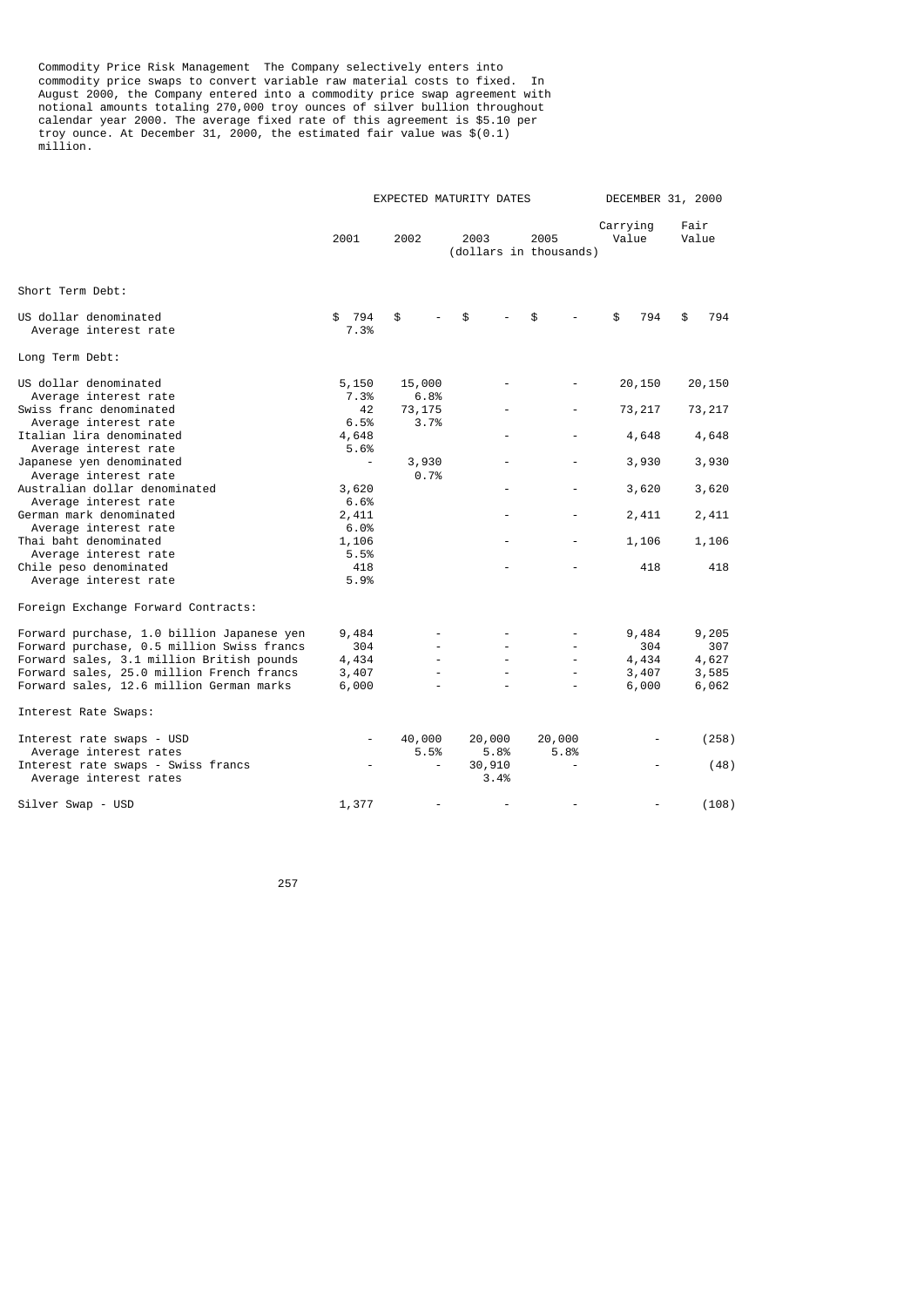Commodity Price Risk Management The Company selectively enters into commodity price swaps to convert variable raw material costs to fixed. In August 2000, the Company entered into a commodity price swap agreement with notional amounts totaling 270,000 troy ounces of silver bullion throughout calendar year 2000. The average fixed rate of this agreement is $5.10 per troy ounce. At December 31, 2000, the estimated fair value was $(0.1) million.

| | EXPECTED MATURITY DATES | | | | DECEMBER 31, 2000 | |
|---|---|---|---|---|---|---|
| | 2001 | 2002 | 2003 | 2005 | Carrying Value | Fair Value |
| | (dollars in thousands) | | | | | |
| **Short Term Debt:** | | | | | | |
| US dollar denominated | $ 794 | $ - | $ - | $ - | $ 794 | $ 794 |
| Average interest rate | 7.3% | | | | | |
| **Long Term Debt:** | | | | | | |
| US dollar denominated | 5,150 | 15,000 | - | - | 20,150 | 20,150 |
| Average interest rate | 7.3% | 6.8% | | | | |
| Swiss franc denominated | 42 | 73,175 | - | - | 73,217 | 73,217 |
| Average interest rate | 6.5% | 3.7% | | | | |
| Italian lira denominated | 4,648 | | - | - | 4,648 | 4,648 |
| Average interest rate | 5.6% | | | | | |
| Japanese yen denominated | - | 3,930 | - | - | 3,930 | 3,930 |
| Average interest rate | | 0.7% | | | | |
| Australian dollar denominated | 3,620 | | - | - | 3,620 | 3,620 |
| Average interest rate | 6.6% | | | | | |
| German mark denominated | 2,411 | | - | - | 2,411 | 2,411 |
| Average interest rate | 6.0% | | | | | |
| Thai baht denominated | 1,106 | | - | - | 1,106 | 1,106 |
| Average interest rate | 5.5% | | | | | |
| Chile peso denominated | 418 | | - | - | 418 | 418 |
| Average interest rate | 5.9% | | | | | |
| **Foreign Exchange Forward Contracts:** | | | | | | |
| Forward purchase, 1.0 billion Japanese yen | 9,484 | - | - | - | 9,484 | 9,205 |
| Forward purchase, 0.5 million Swiss francs | 304 | - | - | - | 304 | 307 |
| Forward sales, 3.1 million British pounds | 4,434 | - | - | - | 4,434 | 4,627 |
| Forward sales, 25.0 million French francs | 3,407 | - | - | - | 3,407 | 3,585 |
| Forward sales, 12.6 million German marks | 6,000 | - | - | - | 6,000 | 6,062 |
| **Interest Rate Swaps:** | | | | | | |
| Interest rate swaps - USD | - | 40,000 | 20,000 | 20,000 | - | (258) |
| Average interest rates | | 5.5% | 5.8% | 5.8% | | |
| Interest rate swaps - Swiss francs | - | - | 30,910 | - | - | (48) |
| Average interest rates | | | 3.4% | | | |
| Silver Swap - USD | 1,377 | - | - | - | - | (108) |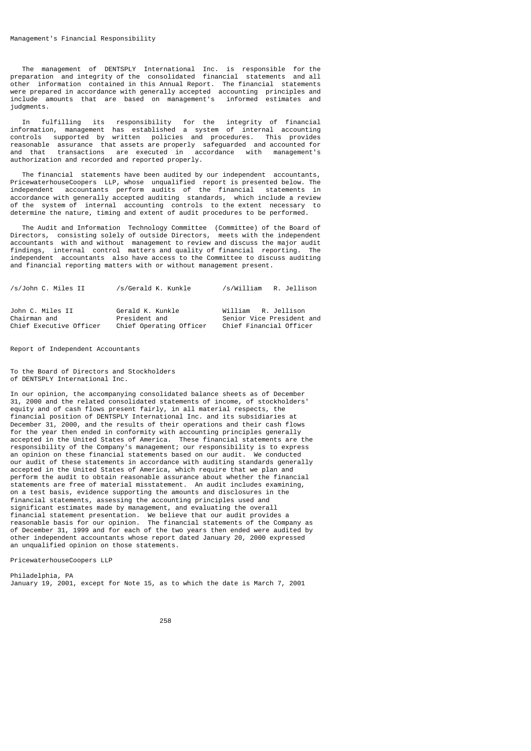## Management's Financial Responsibility

The management of DENTSPLY International Inc. is responsible for the preparation and integrity of the consolidated financial statements and all other information contained in this Annual Report. The financial statements were prepared in accordance with generally accepted accounting principles and include amounts that are based on management's informed estimates and judgments.

In fulfilling its responsibility for the integrity of financial information, management has established a system of internal accounting controls supported by written policies and procedures. This provides reasonable assurance that assets are properly safeguarded and accounted for and that transactions are executed in accordance with management's authorization and recorded and reported properly.

The financial statements have been audited by our independent accountants, PricewaterhouseCoopers LLP, whose unqualified report is presented below. The independent accountants perform audits of the financial statements in accordance with generally accepted auditing standards, which include a review of the system of internal accounting controls to the extent necessary to determine the nature, timing and extent of audit procedures to be performed.

The Audit and Information Technology Committee (Committee) of the Board of Directors, consisting solely of outside Directors, meets with the independent accountants with and without management to review and discuss the major audit findings, internal control matters and quality of financial reporting. The independent accountants also have access to the Committee to discuss auditing and financial reporting matters with or without management present.

| /s/John C. Miles II | /s/Gerald K. Kunkle | /s/William R. Jellison |
|---|---|---|
| John C. Miles II | Gerald K. Kunkle | William R. Jellison |
| Chairman and | President and | Senior Vice President and |
| Chief Executive Officer | Chief Operating Officer | Chief Financial Officer |

## Report of Independent Accountants

To the Board of Directors and Stockholders
of DENTSPLY International Inc.

In our opinion, the accompanying consolidated balance sheets as of December 31, 2000 and the related consolidated statements of income, of stockholders' equity and of cash flows present fairly, in all material respects, the financial position of DENTSPLY International Inc. and its subsidiaries at December 31, 2000, and the results of their operations and their cash flows for the year then ended in conformity with accounting principles generally accepted in the United States of America. These financial statements are the responsibility of the Company's management; our responsibility is to express an opinion on these financial statements based on our audit. We conducted our audit of these statements in accordance with auditing standards generally accepted in the United States of America, which require that we plan and perform the audit to obtain reasonable assurance about whether the financial statements are free of material misstatement. An audit includes examining, on a test basis, evidence supporting the amounts and disclosures in the financial statements, assessing the accounting principles used and significant estimates made by management, and evaluating the overall financial statement presentation. We believe that our audit provides a reasonable basis for our opinion. The financial statements of the Company as of December 31, 1999 and for each of the two years then ended were audited by other independent accountants whose report dated January 20, 2000 expressed an unqualified opinion on those statements.

PricewaterhouseCoopers LLP

Philadelphia, PA
January 19, 2001, except for Note 15, as to which the date is March 7, 2001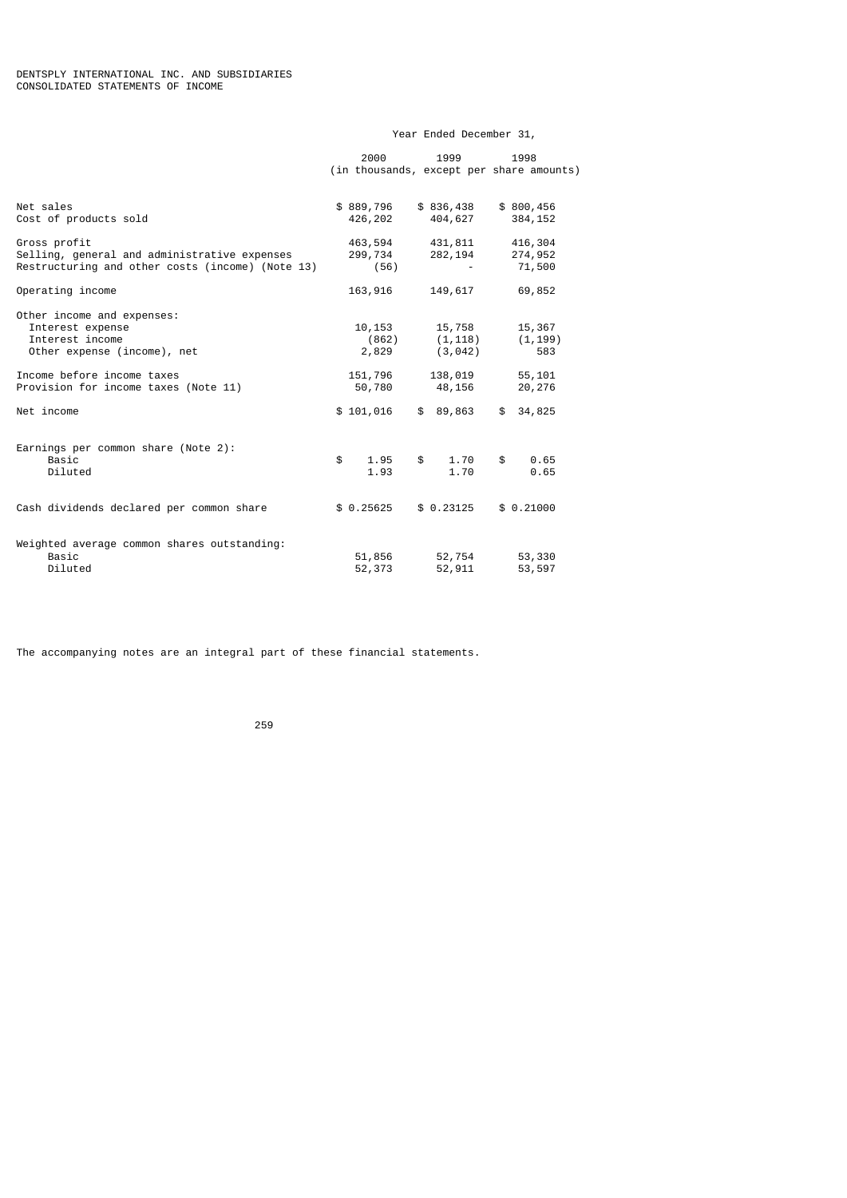DENTSPLY INTERNATIONAL INC. AND SUBSIDIARIES
CONSOLIDATED STATEMENTS OF INCOME

| | Year Ended December 31, | | |
|---|---|---|---|
| | 2000 | 1999 | 1998 |
| | (in thousands, except per share amounts) | | |
| Net sales | $ 889,796 | $ 836,438 | $ 800,456 |
| Cost of products sold | 426,202 | 404,627 | 384,152 |
| Gross profit | 463,594 | 431,811 | 416,304 |
| Selling, general and administrative expenses | 299,734 | 282,194 | 274,952 |
| Restructuring and other costs (income) (Note 13) | (56) | - | 71,500 |
| Operating income | 163,916 | 149,617 | 69,852 |
| Other income and expenses: | | | |
| Interest expense | 10,153 | 15,758 | 15,367 |
| Interest income | (862) | (1,118) | (1,199) |
| Other expense (income), net | 2,829 | (3,042) | 583 |
| Income before income taxes | 151,796 | 138,019 | 55,101 |
| Provision for income taxes (Note 11) | 50,780 | 48,156 | 20,276 |
| Net income | $ 101,016 | $ 89,863 | $ 34,825 |
| Earnings per common share (Note 2): | | | |
| Basic | $ 1.95 | $ 1.70 | $ 0.65 |
| Diluted | 1.93 | 1.70 | 0.65 |
| Cash dividends declared per common share | $ 0.25625 | $ 0.23125 | $ 0.21000 |
| Weighted average common shares outstanding: | | | |
| Basic | 51,856 | 52,754 | 53,330 |
| Diluted | 52,373 | 52,911 | 53,597 |

The accompanying notes are an integral part of these financial statements.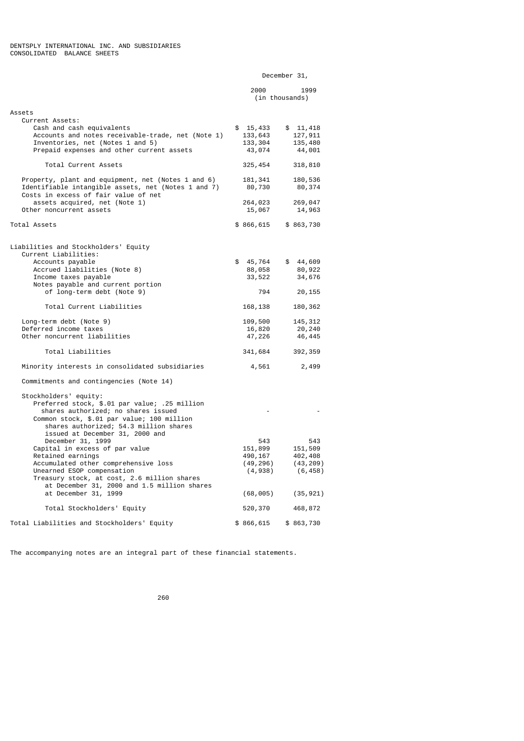DENTSPLY INTERNATIONAL INC. AND SUBSIDIARIES
CONSOLIDATED BALANCE SHEETS

| | December 31, | |
|---|---|---|
| | 2000 | 1999 |
| | (in thousands) | |
| **Assets** | | |
| Current Assets: | | |
| Cash and cash equivalents | $ 15,433 | $ 11,418 |
| Accounts and notes receivable-trade, net (Note 1) | 133,643 | 127,911 |
| Inventories, net (Notes 1 and 5) | 133,304 | 135,480 |
| Prepaid expenses and other current assets | 43,074 | 44,001 |
| Total Current Assets | 325,454 | 318,810 |
| Property, plant and equipment, net (Notes 1 and 6) | 181,341 | 180,536 |
| Identifiable intangible assets, net (Notes 1 and 7) | 80,730 | 80,374 |
| Costs in excess of fair value of net assets acquired, net (Note 1) | 264,023 | 269,047 |
| Other noncurrent assets | 15,067 | 14,963 |
| Total Assets | $ 866,615 | $ 863,730 |
| **Liabilities and Stockholders' Equity** | | |
| Current Liabilities: | | |
| Accounts payable | $ 45,764 | $ 44,609 |
| Accrued liabilities (Note 8) | 88,058 | 80,922 |
| Income taxes payable | 33,522 | 34,676 |
| Notes payable and current portion of long-term debt (Note 9) | 794 | 20,155 |
| Total Current Liabilities | 168,138 | 180,362 |
| Long-term debt (Note 9) | 109,500 | 145,312 |
| Deferred income taxes | 16,820 | 20,240 |
| Other noncurrent liabilities | 47,226 | 46,445 |
| Total Liabilities | 341,684 | 392,359 |
| Minority interests in consolidated subsidiaries | 4,561 | 2,499 |
| Commitments and contingencies (Note 14) | | |
| Stockholders' equity: | | |
| Preferred stock, $.01 par value; .25 million shares authorized; no shares issued | - | - |
| Common stock, $.01 par value; 100 million shares authorized; 54.3 million shares issued at December 31, 2000 and December 31, 1999 | 543 | 543 |
| Capital in excess of par value | 151,899 | 151,509 |
| Retained earnings | 490,167 | 402,408 |
| Accumulated other comprehensive loss | (49,296) | (43,209) |
| Unearned ESOP compensation | (4,938) | (6,458) |
| Treasury stock, at cost, 2.6 million shares at December 31, 2000 and 1.5 million shares at December 31, 1999 | (68,005) | (35,921) |
| Total Stockholders' Equity | 520,370 | 468,872 |
| Total Liabilities and Stockholders' Equity | $ 866,615 | $ 863,730 |

The accompanying notes are an integral part of these financial statements.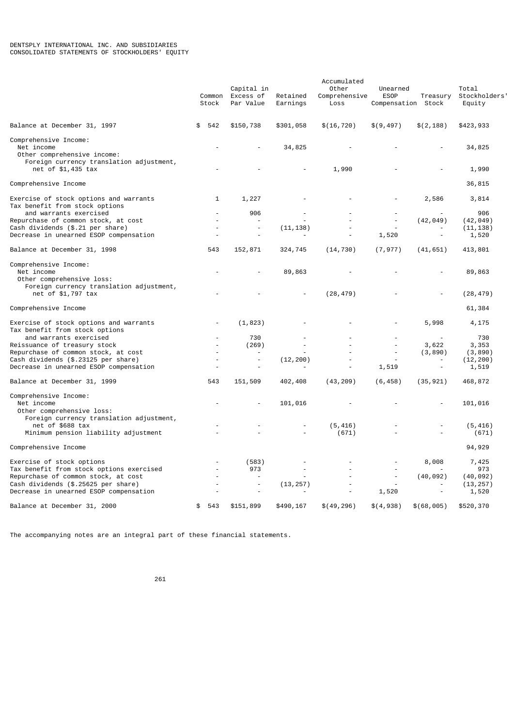DENTSPLY INTERNATIONAL INC. AND SUBSIDIARIES
CONSOLIDATED STATEMENTS OF STOCKHOLDERS' EQUITY

| | Common Stock | Capital in Excess of Par Value | Retained Earnings | Accumulated Other Comprehensive Loss | Unearned ESOP Compensation | Treasury Stock | Total Stockholders' Equity |
|---|---|---|---|---|---|---|---|
| Balance at December 31, 1997 | $ 542 | $150,738 | $301,058 | $(16,720) | $(9,497) | $(2,188) | $423,933 |
| Comprehensive Income: | | | | | | | |
| Net income | - | - | 34,825 | - | - | - | 34,825 |
| Other comprehensive income: | | | | | | | |
| Foreign currency translation adjustment, net of $1,435 tax | - | - | - | 1,990 | - | - | 1,990 |
| Comprehensive Income | | | | | | | 36,815 |
| Exercise of stock options and warrants | 1 | 1,227 | - | - | - | 2,586 | 3,814 |
| Tax benefit from stock options and warrants exercised | - | 906 | - | - | - | - | 906 |
| Repurchase of common stock, at cost | - | - | - | - | - | (42,049) | (42,049) |
| Cash dividends ($.21 per share) | - | - | (11,138) | - | - | - | (11,138) |
| Decrease in unearned ESOP compensation | - | - | - | - | 1,520 | - | 1,520 |
| Balance at December 31, 1998 | 543 | 152,871 | 324,745 | (14,730) | (7,977) | (41,651) | 413,801 |
| Comprehensive Income: | | | | | | | |
| Net income | - | - | 89,863 | - | - | - | 89,863 |
| Other comprehensive loss: | | | | | | | |
| Foreign currency translation adjustment, net of $1,797 tax | - | - | - | (28,479) | - | - | (28,479) |
| Comprehensive Income | | | | | | | 61,384 |
| Exercise of stock options and warrants | - | (1,823) | - | - | - | 5,998 | 4,175 |
| Tax benefit from stock options and warrants exercised | - | 730 | - | - | - | - | 730 |
| Reissuance of treasury stock | - | (269) | - | - | - | 3,622 | 3,353 |
| Repurchase of common stock, at cost | - | - | - | - | - | (3,890) | (3,890) |
| Cash dividends ($.23125 per share) | - | - | (12,200) | - | - | - | (12,200) |
| Decrease in unearned ESOP compensation | - | - | - | - | 1,519 | - | 1,519 |
| Balance at December 31, 1999 | 543 | 151,509 | 402,408 | (43,209) | (6,458) | (35,921) | 468,872 |
| Comprehensive Income: | | | | | | | |
| Net income | - | - | 101,016 | - | - | - | 101,016 |
| Other comprehensive loss: | | | | | | | |
| Foreign currency translation adjustment, net of $688 tax | - | - | - | (5,416) | - | - | (5,416) |
| Minimum pension liability adjustment | - | - | - | (671) | - | - | (671) |
| Comprehensive Income | | | | | | | 94,929 |
| Exercise of stock options | - | (583) | - | - | - | 8,008 | 7,425 |
| Tax benefit from stock options exercised | - | 973 | - | - | - | - | 973 |
| Repurchase of common stock, at cost | - | - | - | - | - | (40,092) | (40,092) |
| Cash dividends ($.25625 per share) | - | - | (13,257) | - | - | - | (13,257) |
| Decrease in unearned ESOP compensation | - | - | - | - | 1,520 | - | 1,520 |
| Balance at December 31, 2000 | $ 543 | $151,899 | $490,167 | $(49,296) | $(4,938) | $(68,005) | $520,370 |

The accompanying notes are an integral part of these financial statements.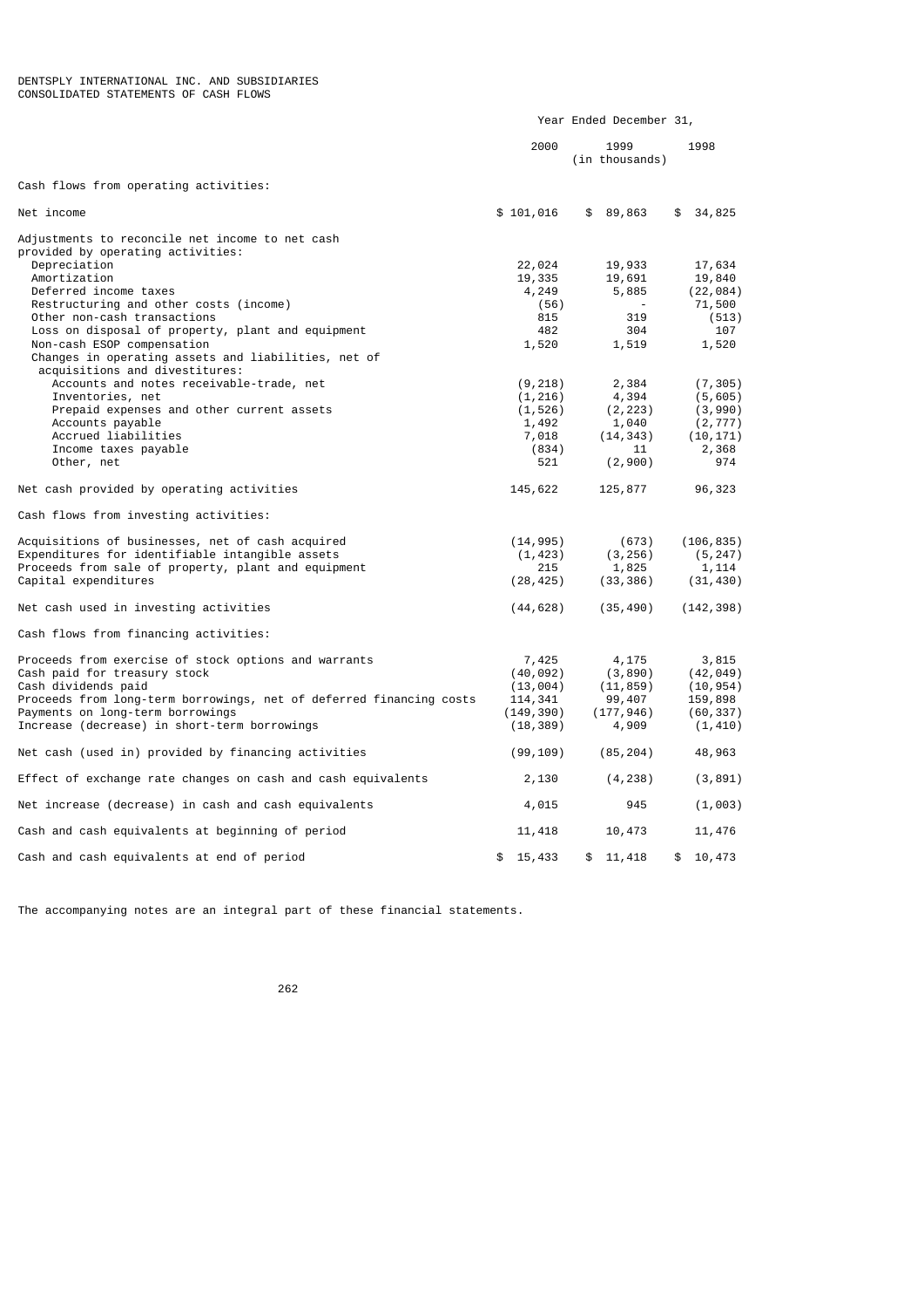DENTSPLY INTERNATIONAL INC. AND SUBSIDIARIES
CONSOLIDATED STATEMENTS OF CASH FLOWS

| | Year Ended December 31, | | |
|---|---|---|---|
| | 2000 | 1999 (in thousands) | 1998 |
| Cash flows from operating activities: | | | |
| Net income | $ 101,016 | $ 89,863 | $ 34,825 |
| Adjustments to reconcile net income to net cash provided by operating activities: | | | |
| Depreciation | 22,024 | 19,933 | 17,634 |
| Amortization | 19,335 | 19,691 | 19,840 |
| Deferred income taxes | 4,249 | 5,885 | (22,084) |
| Restructuring and other costs (income) | (56) | - | 71,500 |
| Other non-cash transactions | 815 | 319 | (513) |
| Loss on disposal of property, plant and equipment | 482 | 304 | 107 |
| Non-cash ESOP compensation | 1,520 | 1,519 | 1,520 |
| Changes in operating assets and liabilities, net of acquisitions and divestitures: | | | |
| Accounts and notes receivable-trade, net | (9,218) | 2,384 | (7,305) |
| Inventories, net | (1,216) | 4,394 | (5,605) |
| Prepaid expenses and other current assets | (1,526) | (2,223) | (3,990) |
| Accounts payable | 1,492 | 1,040 | (2,777) |
| Accrued liabilities | 7,018 | (14,343) | (10,171) |
| Income taxes payable | (834) | 11 | 2,368 |
| Other, net | 521 | (2,900) | 974 |
| Net cash provided by operating activities | 145,622 | 125,877 | 96,323 |
| Cash flows from investing activities: | | | |
| Acquisitions of businesses, net of cash acquired | (14,995) | (673) | (106,835) |
| Expenditures for identifiable intangible assets | (1,423) | (3,256) | (5,247) |
| Proceeds from sale of property, plant and equipment | 215 | 1,825 | 1,114 |
| Capital expenditures | (28,425) | (33,386) | (31,430) |
| Net cash used in investing activities | (44,628) | (35,490) | (142,398) |
| Cash flows from financing activities: | | | |
| Proceeds from exercise of stock options and warrants | 7,425 | 4,175 | 3,815 |
| Cash paid for treasury stock | (40,092) | (3,890) | (42,049) |
| Cash dividends paid | (13,004) | (11,859) | (10,954) |
| Proceeds from long-term borrowings, net of deferred financing costs | 114,341 | 99,407 | 159,898 |
| Payments on long-term borrowings | (149,390) | (177,946) | (60,337) |
| Increase (decrease) in short-term borrowings | (18,389) | 4,909 | (1,410) |
| Net cash (used in) provided by financing activities | (99,109) | (85,204) | 48,963 |
| Effect of exchange rate changes on cash and cash equivalents | 2,130 | (4,238) | (3,891) |
| Net increase (decrease) in cash and cash equivalents | 4,015 | 945 | (1,003) |
| Cash and cash equivalents at beginning of period | 11,418 | 10,473 | 11,476 |
| Cash and cash equivalents at end of period | $ 15,433 | $ 11,418 | $ 10,473 |

The accompanying notes are an integral part of these financial statements.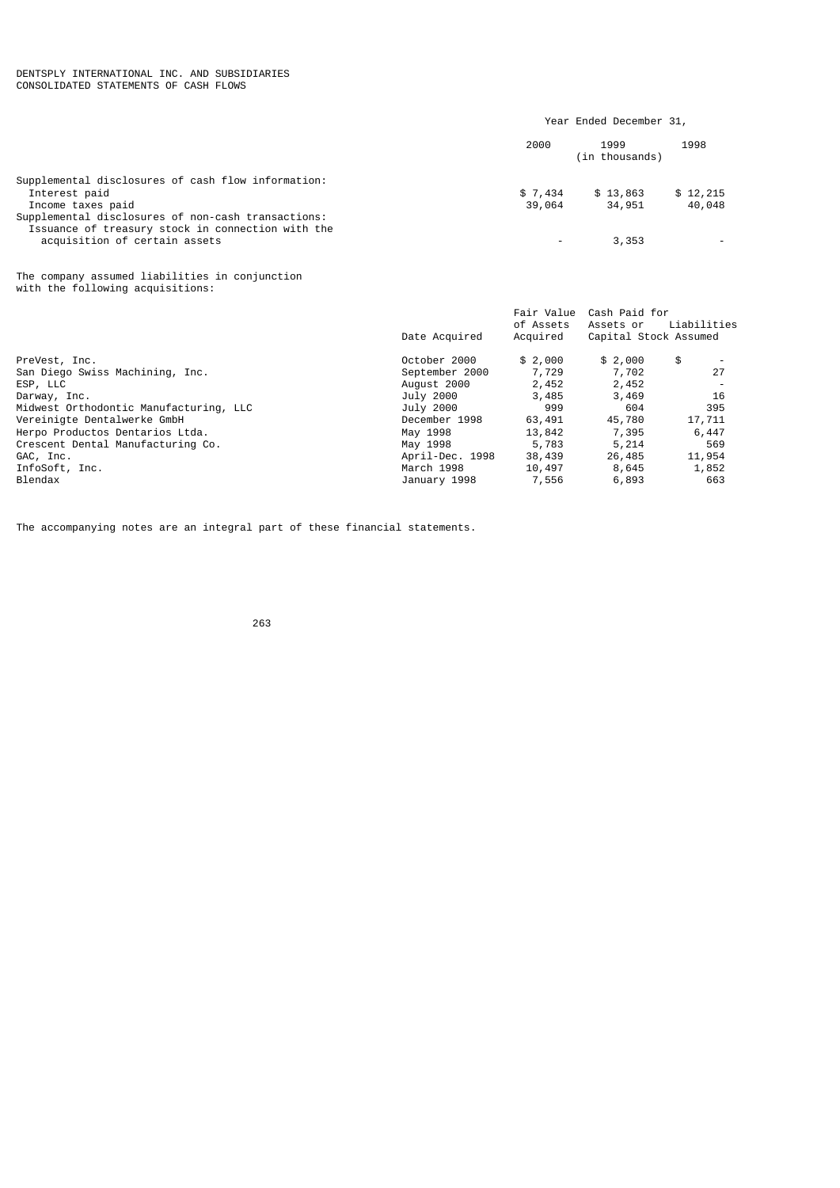DENTSPLY INTERNATIONAL INC. AND SUBSIDIARIES
CONSOLIDATED STATEMENTS OF CASH FLOWS

| | Year Ended December 31, | | |
|---|---|---|---|
| | 2000 | 1999 (in thousands) | 1998 |
| Supplemental disclosures of cash flow information: | | | |
| Interest paid | $ 7,434 | $ 13,863 | $ 12,215 |
| Income taxes paid | 39,064 | 34,951 | 40,048 |
| Supplemental disclosures of non-cash transactions: | | | |
| Issuance of treasury stock in connection with the acquisition of certain assets | - | 3,353 | - |

The company assumed liabilities in conjunction with the following acquisitions:

| | Date Acquired | Fair Value of Assets Acquired | Cash Paid for Assets or Capital Stock | Liabilities Assumed |
|---|---|---|---|---|
| PreVest, Inc. | October 2000 | $ 2,000 | $ 2,000 | $ - |
| San Diego Swiss Machining, Inc. | September 2000 | 7,729 | 7,702 | 27 |
| ESP, LLC | August 2000 | 2,452 | 2,452 | - |
| Darway, Inc. | July 2000 | 3,485 | 3,469 | 16 |
| Midwest Orthodontic Manufacturing, LLC | July 2000 | 999 | 604 | 395 |
| Vereinigte Dentalwerke GmbH | December 1998 | 63,491 | 45,780 | 17,711 |
| Herpo Productos Dentarios Ltda. | May 1998 | 13,842 | 7,395 | 6,447 |
| Crescent Dental Manufacturing Co. | May 1998 | 5,783 | 5,214 | 569 |
| GAC, Inc. | April-Dec. 1998 | 38,439 | 26,485 | 11,954 |
| InfoSoft, Inc. | March 1998 | 10,497 | 8,645 | 1,852 |
| Blendax | January 1998 | 7,556 | 6,893 | 663 |

The accompanying notes are an integral part of these financial statements.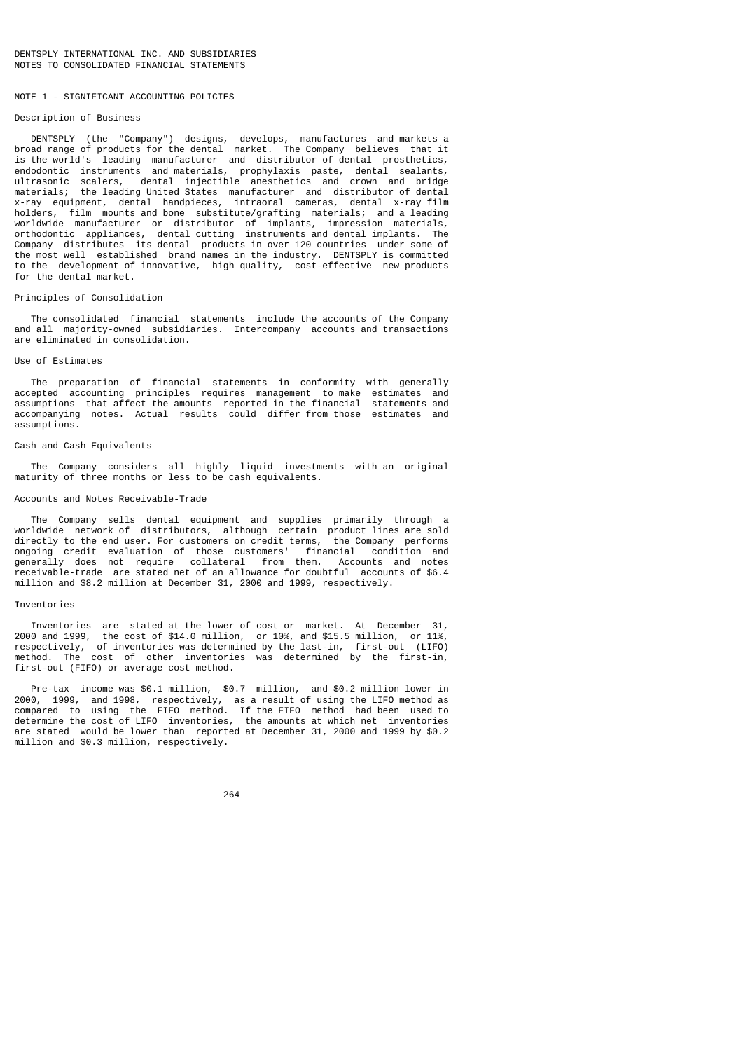DENTSPLY INTERNATIONAL INC. AND SUBSIDIARIES
NOTES TO CONSOLIDATED FINANCIAL STATEMENTS

## NOTE 1 - SIGNIFICANT ACCOUNTING POLICIES

### Description of Business

DENTSPLY (the "Company") designs, develops, manufactures and markets a broad range of products for the dental market. The Company believes that it is the world's leading manufacturer and distributor of dental prosthetics, endodontic instruments and materials, prophylaxis paste, dental sealants, ultrasonic scalers, dental injectible anesthetics and crown and bridge materials; the leading United States manufacturer and distributor of dental x-ray equipment, dental handpieces, intraoral cameras, dental x-ray film holders, film mounts and bone substitute/grafting materials; and a leading worldwide manufacturer or distributor of implants, impression materials, orthodontic appliances, dental cutting instruments and dental implants. The Company distributes its dental products in over 120 countries under some of the most well established brand names in the industry. DENTSPLY is committed to the development of innovative, high quality, cost-effective new products for the dental market.

### Principles of Consolidation

The consolidated financial statements include the accounts of the Company and all majority-owned subsidiaries. Intercompany accounts and transactions are eliminated in consolidation.

### Use of Estimates

The preparation of financial statements in conformity with generally accepted accounting principles requires management to make estimates and assumptions that affect the amounts reported in the financial statements and accompanying notes. Actual results could differ from those estimates and assumptions.

### Cash and Cash Equivalents

The Company considers all highly liquid investments with an original maturity of three months or less to be cash equivalents.

### Accounts and Notes Receivable-Trade

The Company sells dental equipment and supplies primarily through a worldwide network of distributors, although certain product lines are sold directly to the end user. For customers on credit terms, the Company performs ongoing credit evaluation of those customers' financial condition and generally does not require collateral from them. Accounts and notes receivable-trade are stated net of an allowance for doubtful accounts of $6.4 million and $8.2 million at December 31, 2000 and 1999, respectively.

### Inventories

Inventories are stated at the lower of cost or market. At December 31, 2000 and 1999, the cost of $14.0 million, or 10%, and $15.5 million, or 11%, respectively, of inventories was determined by the last-in, first-out (LIFO) method. The cost of other inventories was determined by the first-in, first-out (FIFO) or average cost method.

Pre-tax income was $0.1 million, $0.7 million, and $0.2 million lower in 2000, 1999, and 1998, respectively, as a result of using the LIFO method as compared to using the FIFO method. If the FIFO method had been used to determine the cost of LIFO inventories, the amounts at which net inventories are stated would be lower than reported at December 31, 2000 and 1999 by $0.2 million and $0.3 million, respectively.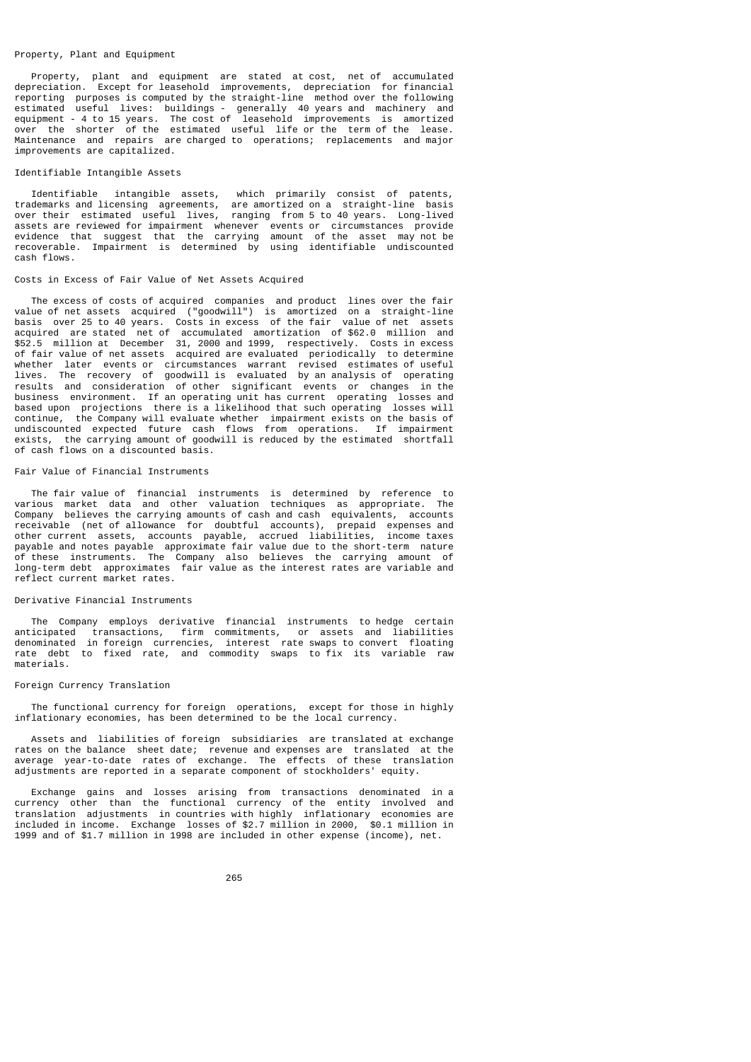### Property, Plant and Equipment

Property, plant and equipment are stated at cost, net of accumulated depreciation. Except for leasehold improvements, depreciation for financial reporting purposes is computed by the straight-line method over the following estimated useful lives: buildings - generally 40 years and machinery and equipment - 4 to 15 years. The cost of leasehold improvements is amortized over the shorter of the estimated useful life or the term of the lease. Maintenance and repairs are charged to operations; replacements and major improvements are capitalized.

### Identifiable Intangible Assets

Identifiable intangible assets, which primarily consist of patents, trademarks and licensing agreements, are amortized on a straight-line basis over their estimated useful lives, ranging from 5 to 40 years. Long-lived assets are reviewed for impairment whenever events or circumstances provide evidence that suggest that the carrying amount of the asset may not be recoverable. Impairment is determined by using identifiable undiscounted cash flows.

### Costs in Excess of Fair Value of Net Assets Acquired

The excess of costs of acquired companies and product lines over the fair value of net assets acquired ("goodwill") is amortized on a straight-line basis over 25 to 40 years. Costs in excess of the fair value of net assets acquired are stated net of accumulated amortization of $62.0 million and $52.5 million at December 31, 2000 and 1999, respectively. Costs in excess of fair value of net assets acquired are evaluated periodically to determine whether later events or circumstances warrant revised estimates of useful lives. The recovery of goodwill is evaluated by an analysis of operating results and consideration of other significant events or changes in the business environment. If an operating unit has current operating losses and based upon projections there is a likelihood that such operating losses will continue, the Company will evaluate whether impairment exists on the basis of undiscounted expected future cash flows from operations. If impairment exists, the carrying amount of goodwill is reduced by the estimated shortfall of cash flows on a discounted basis.

### Fair Value of Financial Instruments

The fair value of financial instruments is determined by reference to various market data and other valuation techniques as appropriate. The Company believes the carrying amounts of cash and cash equivalents, accounts receivable (net of allowance for doubtful accounts), prepaid expenses and other current assets, accounts payable, accrued liabilities, income taxes payable and notes payable approximate fair value due to the short-term nature of these instruments. The Company also believes the carrying amount of long-term debt approximates fair value as the interest rates are variable and reflect current market rates.

### Derivative Financial Instruments

The Company employs derivative financial instruments to hedge certain anticipated transactions, firm commitments, or assets and liabilities denominated in foreign currencies, interest rate swaps to convert floating rate debt to fixed rate, and commodity swaps to fix its variable raw materials.

### Foreign Currency Translation

The functional currency for foreign operations, except for those in highly inflationary economies, has been determined to be the local currency.

Assets and liabilities of foreign subsidiaries are translated at exchange rates on the balance sheet date; revenue and expenses are translated at the average year-to-date rates of exchange. The effects of these translation adjustments are reported in a separate component of stockholders' equity.

Exchange gains and losses arising from transactions denominated in a currency other than the functional currency of the entity involved and translation adjustments in countries with highly inflationary economies are included in income. Exchange losses of $2.7 million in 2000, $0.1 million in 1999 and of $1.7 million in 1998 are included in other expense (income), net.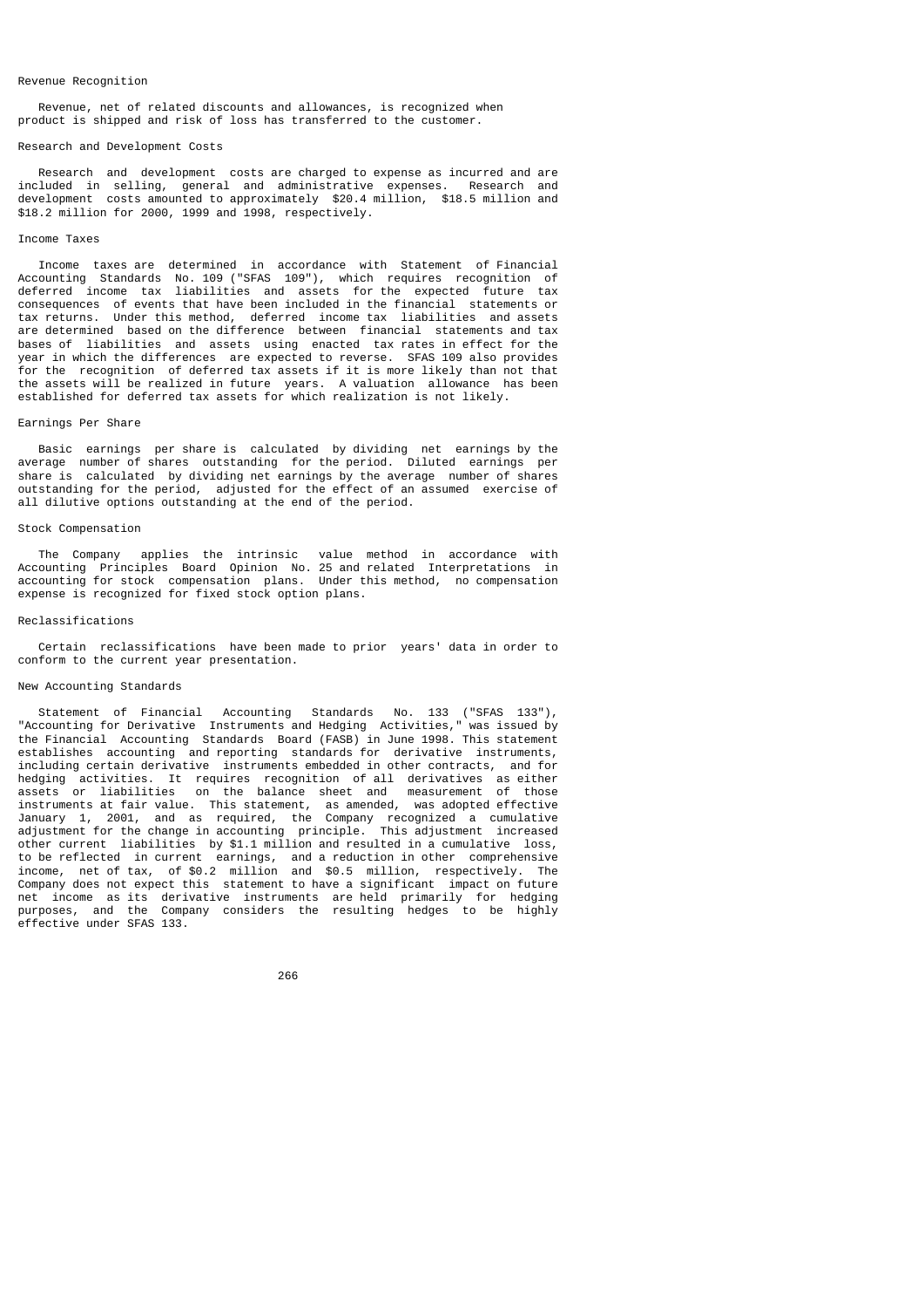### Revenue Recognition

Revenue, net of related discounts and allowances, is recognized when product is shipped and risk of loss has transferred to the customer.

### Research and Development Costs

Research and development costs are charged to expense as incurred and are included in selling, general and administrative expenses. Research and development costs amounted to approximately $20.4 million, $18.5 million and $18.2 million for 2000, 1999 and 1998, respectively.

### Income Taxes

Income taxes are determined in accordance with Statement of Financial Accounting Standards No. 109 ("SFAS 109"), which requires recognition of deferred income tax liabilities and assets for the expected future tax consequences of events that have been included in the financial statements or tax returns. Under this method, deferred income tax liabilities and assets are determined based on the difference between financial statements and tax bases of liabilities and assets using enacted tax rates in effect for the year in which the differences are expected to reverse. SFAS 109 also provides for the recognition of deferred tax assets if it is more likely than not that the assets will be realized in future years. A valuation allowance has been established for deferred tax assets for which realization is not likely.

### Earnings Per Share

Basic earnings per share is calculated by dividing net earnings by the average number of shares outstanding for the period. Diluted earnings per share is calculated by dividing net earnings by the average number of shares outstanding for the period, adjusted for the effect of an assumed exercise of all dilutive options outstanding at the end of the period.

### Stock Compensation

The Company applies the intrinsic value method in accordance with Accounting Principles Board Opinion No. 25 and related Interpretations in accounting for stock compensation plans. Under this method, no compensation expense is recognized for fixed stock option plans.

### Reclassifications

Certain reclassifications have been made to prior years' data in order to conform to the current year presentation.

### New Accounting Standards

Statement of Financial Accounting Standards No. 133 ("SFAS 133"), "Accounting for Derivative Instruments and Hedging Activities," was issued by the Financial Accounting Standards Board (FASB) in June 1998. This statement establishes accounting and reporting standards for derivative instruments, including certain derivative instruments embedded in other contracts, and for hedging activities. It requires recognition of all derivatives as either assets or liabilities on the balance sheet and measurement of those instruments at fair value. This statement, as amended, was adopted effective January 1, 2001, and as required, the Company recognized a cumulative adjustment for the change in accounting principle. This adjustment increased other current liabilities by $1.1 million and resulted in a cumulative loss, to be reflected in current earnings, and a reduction in other comprehensive income, net of tax, of $0.2 million and $0.5 million, respectively. The Company does not expect this statement to have a significant impact on future net income as its derivative instruments are held primarily for hedging purposes, and the Company considers the resulting hedges to be highly effective under SFAS 133.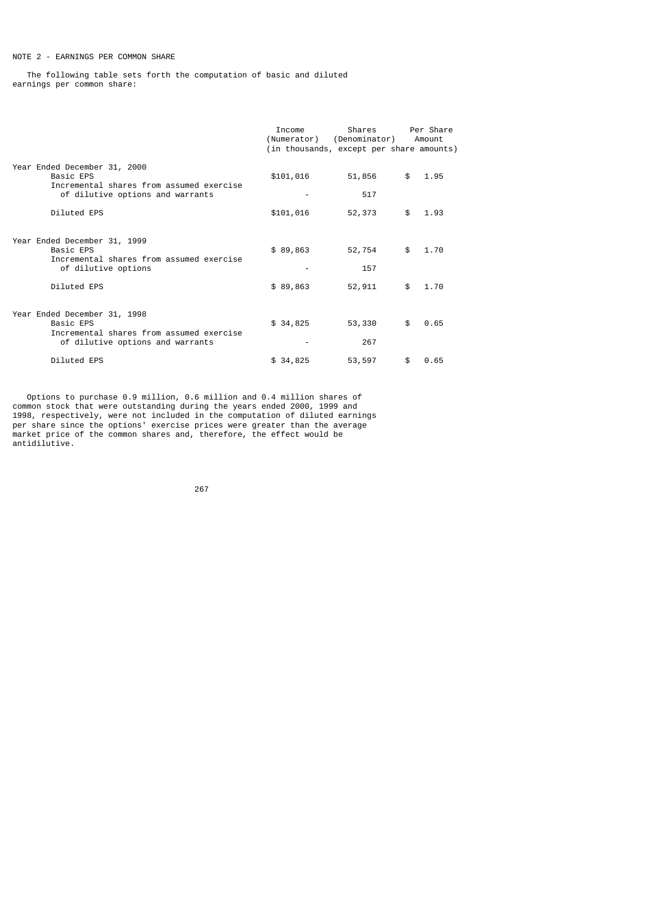NOTE 2 - EARNINGS PER COMMON SHARE

The following table sets forth the computation of basic and diluted earnings per common share:

| | Income (Numerator) | Shares (Denominator) | Per Share Amount |
|---|---|---|---|
| | (in thousands, except per share amounts) | | |
| Year Ended December 31, 2000 | | | |
| Basic EPS | $101,016 | 51,856 | $ 1.95 |
| Incremental shares from assumed exercise of dilutive options and warrants | - | 517 | |
| Diluted EPS | $101,016 | 52,373 | $ 1.93 |
| Year Ended December 31, 1999 | | | |
| Basic EPS | $ 89,863 | 52,754 | $ 1.70 |
| Incremental shares from assumed exercise of dilutive options | - | 157 | |
| Diluted EPS | $ 89,863 | 52,911 | $ 1.70 |
| Year Ended December 31, 1998 | | | |
| Basic EPS | $ 34,825 | 53,330 | $ 0.65 |
| Incremental shares from assumed exercise of dilutive options and warrants | - | 267 | |
| Diluted EPS | $ 34,825 | 53,597 | $ 0.65 |

Options to purchase 0.9 million, 0.6 million and 0.4 million shares of common stock that were outstanding during the years ended 2000, 1999 and 1998, respectively, were not included in the computation of diluted earnings per share since the options' exercise prices were greater than the average market price of the common shares and, therefore, the effect would be antidilutive.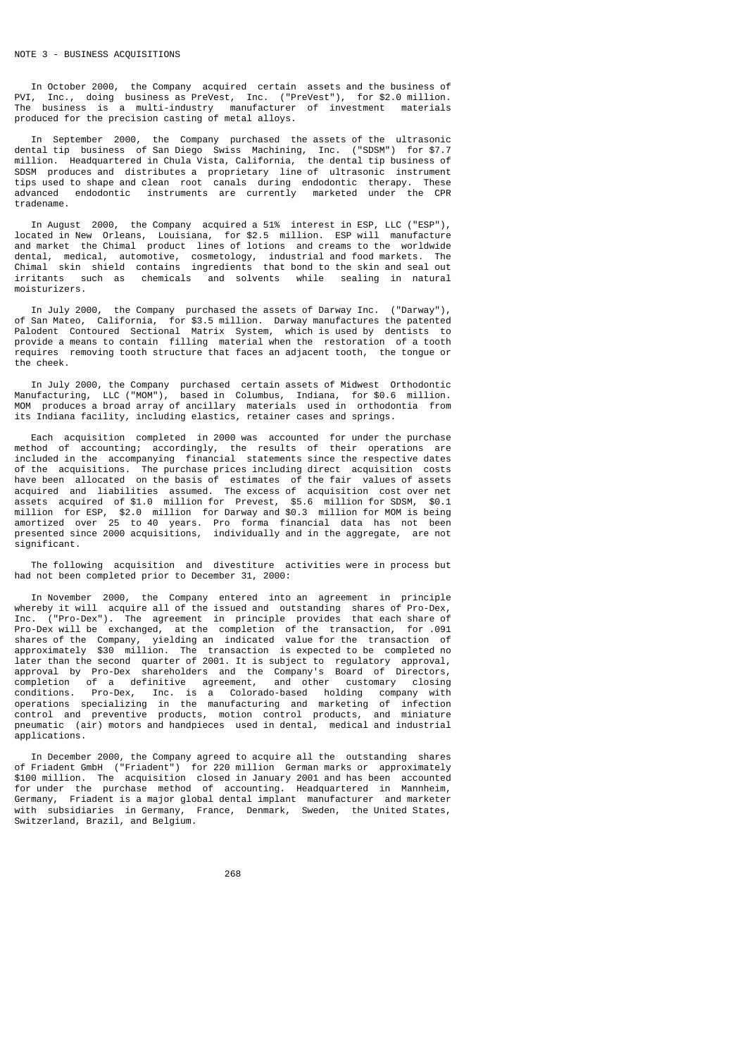NOTE 3 - BUSINESS ACQUISITIONS

In October 2000, the Company acquired certain assets and the business of PVI, Inc., doing business as PreVest, Inc. ("PreVest"), for $2.0 million. The business is a multi-industry manufacturer of investment materials produced for the precision casting of metal alloys.

In September 2000, the Company purchased the assets of the ultrasonic dental tip business of San Diego Swiss Machining, Inc. ("SDSM") for $7.7 million. Headquartered in Chula Vista, California, the dental tip business of SDSM produces and distributes a proprietary line of ultrasonic instrument tips used to shape and clean root canals during endodontic therapy. These advanced endodontic instruments are currently marketed under the CPR tradename.

In August 2000, the Company acquired a 51% interest in ESP, LLC ("ESP"), located in New Orleans, Louisiana, for $2.5 million. ESP will manufacture and market the Chimal product lines of lotions and creams to the worldwide dental, medical, automotive, cosmetology, industrial and food markets. The Chimal skin shield contains ingredients that bond to the skin and seal out irritants such as chemicals and solvents while sealing in natural moisturizers.

In July 2000, the Company purchased the assets of Darway Inc. ("Darway"), of San Mateo, California, for $3.5 million. Darway manufactures the patented Palodent Contoured Sectional Matrix System, which is used by dentists to provide a means to contain filling material when the restoration of a tooth requires removing tooth structure that faces an adjacent tooth, the tongue or the cheek.

In July 2000, the Company purchased certain assets of Midwest Orthodontic Manufacturing, LLC ("MOM"), based in Columbus, Indiana, for $0.6 million. MOM produces a broad array of ancillary materials used in orthodontia from its Indiana facility, including elastics, retainer cases and springs.

Each acquisition completed in 2000 was accounted for under the purchase method of accounting; accordingly, the results of their operations are included in the accompanying financial statements since the respective dates of the acquisitions. The purchase prices including direct acquisition costs have been allocated on the basis of estimates of the fair values of assets acquired and liabilities assumed. The excess of acquisition cost over net assets acquired of $1.0 million for Prevest, $5.6 million for SDSM, $0.1 million for ESP, $2.0 million for Darway and $0.3 million for MOM is being amortized over 25 to 40 years. Pro forma financial data has not been presented since 2000 acquisitions, individually and in the aggregate, are not significant.

The following acquisition and divestiture activities were in process but had not been completed prior to December 31, 2000:

In November 2000, the Company entered into an agreement in principle whereby it will acquire all of the issued and outstanding shares of Pro-Dex, Inc. ("Pro-Dex"). The agreement in principle provides that each share of Pro-Dex will be exchanged, at the completion of the transaction, for .091 shares of the Company, yielding an indicated value for the transaction of approximately $30 million. The transaction is expected to be completed no later than the second quarter of 2001. It is subject to regulatory approval, approval by Pro-Dex shareholders and the Company's Board of Directors, completion of a definitive agreement, and other customary closing conditions. Pro-Dex, Inc. is a Colorado-based holding company with operations specializing in the manufacturing and marketing of infection control and preventive products, motion control products, and miniature pneumatic (air) motors and handpieces used in dental, medical and industrial applications.

In December 2000, the Company agreed to acquire all the outstanding shares of Friadent GmbH ("Friadent") for 220 million German marks or approximately $100 million. The acquisition closed in January 2001 and has been accounted for under the purchase method of accounting. Headquartered in Mannheim, Germany, Friadent is a major global dental implant manufacturer and marketer with subsidiaries in Germany, France, Denmark, Sweden, the United States, Switzerland, Brazil, and Belgium.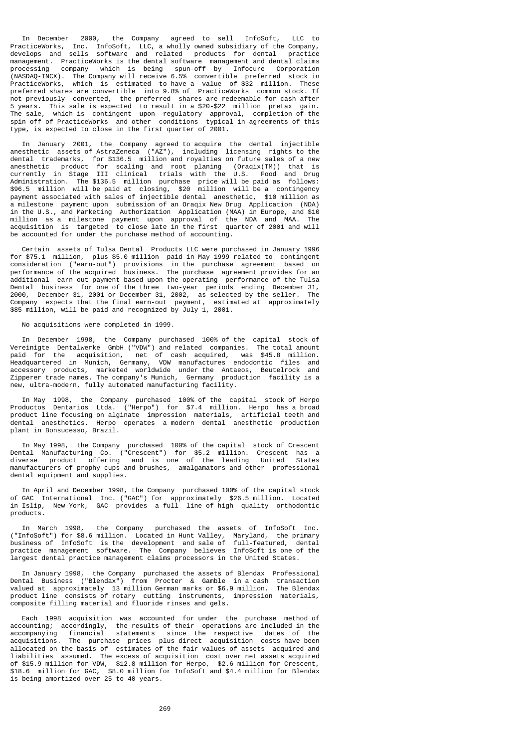In December 2000, the Company agreed to sell InfoSoft, LLC to PracticeWorks, Inc. InfoSoft, LLC, a wholly owned subsidiary of the Company, develops and sells software and related products for dental practice management. PracticeWorks is the dental software management and dental claims processing company which is being spun-off by Infocure Corporation (NASDAQ-INCX). The Company will receive 6.5% convertible preferred stock in PracticeWorks, which is estimated to have a value of $32 million. These preferred shares are convertible into 9.8% of PracticeWorks common stock. If not previously converted, the preferred shares are redeemable for cash after 5 years. This sale is expected to result in a $20-$22 million pretax gain. The sale, which is contingent upon regulatory approval, completion of the spin off of PracticeWorks and other conditions typical in agreements of this type, is expected to close in the first quarter of 2001.

In January 2001, the Company agreed to acquire the dental injectible anesthetic assets of AstraZeneca ("AZ"), including licensing rights to the dental trademarks, for $136.5 million and royalties on future sales of a new anesthetic product for scaling and root planing (Oraqix(TM)) that is currently in Stage III clinical trials with the U.S. Food and Drug Administration. The $136.5 million purchase price will be paid as follows: $96.5 million will be paid at closing, $20 million will be a contingency payment associated with sales of injectible dental anesthetic, $10 million as a milestone payment upon submission of an Oraqix New Drug Application (NDA) in the U.S., and Marketing Authorization Application (MAA) in Europe, and $10 million as a milestone payment upon approval of the NDA and MAA. The acquisition is targeted to close late in the first quarter of 2001 and will be accounted for under the purchase method of accounting.

Certain assets of Tulsa Dental Products LLC were purchased in January 1996 for $75.1 million, plus $5.0 million paid in May 1999 related to contingent consideration ("earn-out") provisions in the purchase agreement based on performance of the acquired business. The purchase agreement provides for an additional earn-out payment based upon the operating performance of the Tulsa Dental business for one of the three two-year periods ending December 31, 2000, December 31, 2001 or December 31, 2002, as selected by the seller. The Company expects that the final earn-out payment, estimated at approximately $85 million, will be paid and recognized by July 1, 2001.

No acquisitions were completed in 1999.

In December 1998, the Company purchased 100% of the capital stock of Vereinigte Dentalwerke GmbH ("VDW") and related companies. The total amount paid for the acquisition, net of cash acquired, was $45.8 million. Headquartered in Munich, Germany, VDW manufactures endodontic files and accessory products, marketed worldwide under the Antaeos, Beutelrock and Zipperer trade names. The company's Munich, Germany production facility is a new, ultra-modern, fully automated manufacturing facility.

In May 1998, the Company purchased 100% of the capital stock of Herpo Productos Dentarios Ltda. ("Herpo") for $7.4 million. Herpo has a broad product line focusing on alginate impression materials, artificial teeth and dental anesthetics. Herpo operates a modern dental anesthetic production plant in Bonsucesso, Brazil.

In May 1998, the Company purchased 100% of the capital stock of Crescent Dental Manufacturing Co. ("Crescent") for $5.2 million. Crescent has a diverse product offering and is one of the leading United States manufacturers of prophy cups and brushes, amalgamators and other professional dental equipment and supplies.

In April and December 1998, the Company purchased 100% of the capital stock of GAC International Inc. ("GAC") for approximately $26.5 million. Located in Islip, New York, GAC provides a full line of high quality orthodontic products.

In March 1998, the Company purchased the assets of InfoSoft Inc. ("InfoSoft") for $8.6 million. Located in Hunt Valley, Maryland, the primary business of InfoSoft is the development and sale of full-featured, dental practice management software. The Company believes InfoSoft is one of the largest dental practice management claims processors in the United States.

In January 1998, the Company purchased the assets of Blendax Professional Dental Business ("Blendax") from Procter & Gamble in a cash transaction valued at approximately 13 million German marks or $6.9 million. The Blendax product line consists of rotary cutting instruments, impression materials, composite filling material and fluoride rinses and gels.

Each 1998 acquisition was accounted for under the purchase method of accounting; accordingly, the results of their operations are included in the accompanying financial statements since the respective dates of the acquisitions. The purchase prices plus direct acquisition costs have been allocated on the basis of estimates of the fair values of assets acquired and liabilities assumed. The excess of acquisition cost over net assets acquired of $15.9 million for VDW, $12.8 million for Herpo, $2.6 million for Crescent, $18.6 million for GAC, $8.0 million for InfoSoft and $4.4 million for Blendax is being amortized over 25 to 40 years.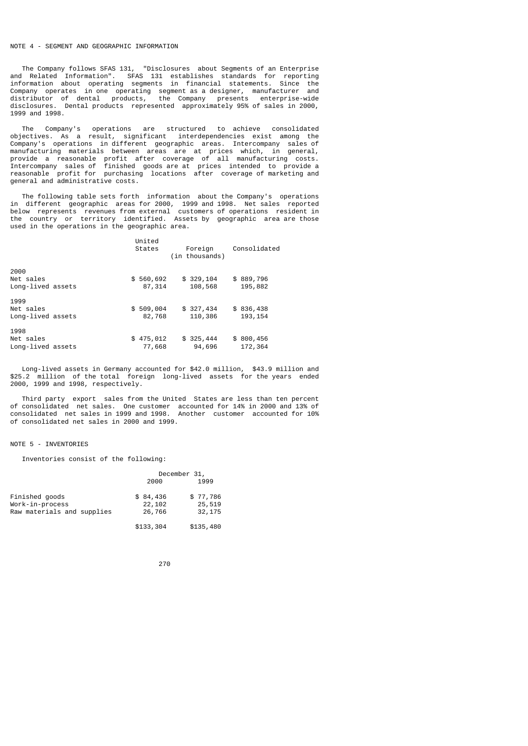NOTE 4 - SEGMENT AND GEOGRAPHIC INFORMATION

The Company follows SFAS 131, "Disclosures about Segments of an Enterprise and Related Information". SFAS 131 establishes standards for reporting information about operating segments in financial statements. Since the Company operates in one operating segment as a designer, manufacturer and distributor of dental products, the Company presents enterprise-wide disclosures. Dental products represented approximately 95% of sales in 2000, 1999 and 1998.

The Company's operations are structured to achieve consolidated objectives. As a result, significant interdependencies exist among the Company's operations in different geographic areas. Intercompany sales of manufacturing materials between areas are at prices which, in general, provide a reasonable profit after coverage of all manufacturing costs. Intercompany sales of finished goods are at prices intended to provide a reasonable profit for purchasing locations after coverage of marketing and general and administrative costs.

The following table sets forth information about the Company's operations in different geographic areas for 2000, 1999 and 1998. Net sales reported below represents revenues from external customers of operations resident in the country or territory identified. Assets by geographic area are those used in the operations in the geographic area.

| | United States | Foreign (in thousands) | Consolidated |
|---|---|---|---|
| 2000 | | | |
| Net sales | $ 560,692 | $ 329,104 | $ 889,796 |
| Long-lived assets | 87,314 | 108,568 | 195,882 |
| 1999 | | | |
| Net sales | $ 509,004 | $ 327,434 | $ 836,438 |
| Long-lived assets | 82,768 | 110,386 | 193,154 |
| 1998 | | | |
| Net sales | $ 475,012 | $ 325,444 | $ 800,456 |
| Long-lived assets | 77,668 | 94,696 | 172,364 |

Long-lived assets in Germany accounted for $42.0 million, $43.9 million and $25.2 million of the total foreign long-lived assets for the years ended 2000, 1999 and 1998, respectively.

Third party export sales from the United States are less than ten percent of consolidated net sales. One customer accounted for 14% in 2000 and 13% of consolidated net sales in 1999 and 1998. Another customer accounted for 10% of consolidated net sales in 2000 and 1999.

NOTE 5 - INVENTORIES

Inventories consist of the following:

| | December 31, 2000 | December 31, 1999 |
|---|---|---|
| Finished goods | $ 84,436 | $ 77,786 |
| Work-in-process | 22,102 | 25,519 |
| Raw materials and supplies | 26,766 | 32,175 |
| | $133,304 | $135,480 |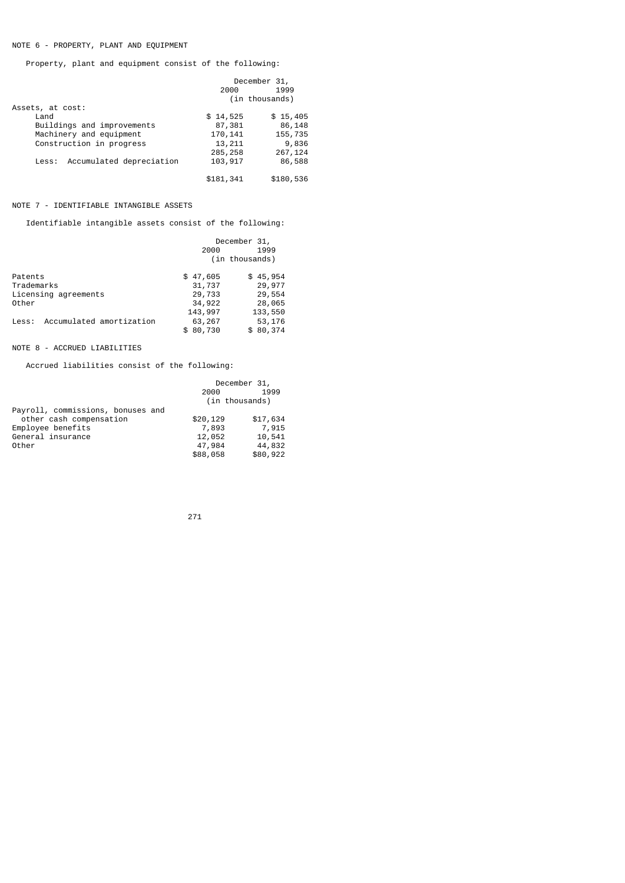NOTE 6 - PROPERTY, PLANT AND EQUIPMENT

Property, plant and equipment consist of the following:

| | December 31, 2000 | December 31, 1999 |
|---|---|---|
| | (in thousands) | |
| Assets, at cost: | | |
| Land | $ 14,525 | $ 15,405 |
| Buildings and improvements | 87,381 | 86,148 |
| Machinery and equipment | 170,141 | 155,735 |
| Construction in progress | 13,211 | 9,836 |
| | 285,258 | 267,124 |
| Less: Accumulated depreciation | 103,917 | 86,588 |
| | $181,341 | $180,536 |

NOTE 7 - IDENTIFIABLE INTANGIBLE ASSETS

Identifiable intangible assets consist of the following:

| | December 31, 2000 | December 31, 1999 |
|---|---|---|
| | (in thousands) | |
| Patents | $ 47,605 | $ 45,954 |
| Trademarks | 31,737 | 29,977 |
| Licensing agreements | 29,733 | 29,554 |
| Other | 34,922 | 28,065 |
| | 143,997 | 133,550 |
| Less: Accumulated amortization | 63,267 | 53,176 |
| | $ 80,730 | $ 80,374 |

NOTE 8 - ACCRUED LIABILITIES

Accrued liabilities consist of the following:

| | December 31, 2000 | December 31, 1999 |
|---|---|---|
| | (in thousands) | |
| Payroll, commissions, bonuses and other cash compensation | $20,129 | $17,634 |
| Employee benefits | 7,893 | 7,915 |
| General insurance | 12,052 | 10,541 |
| Other | 47,984 | 44,832 |
| | $88,058 | $80,922 |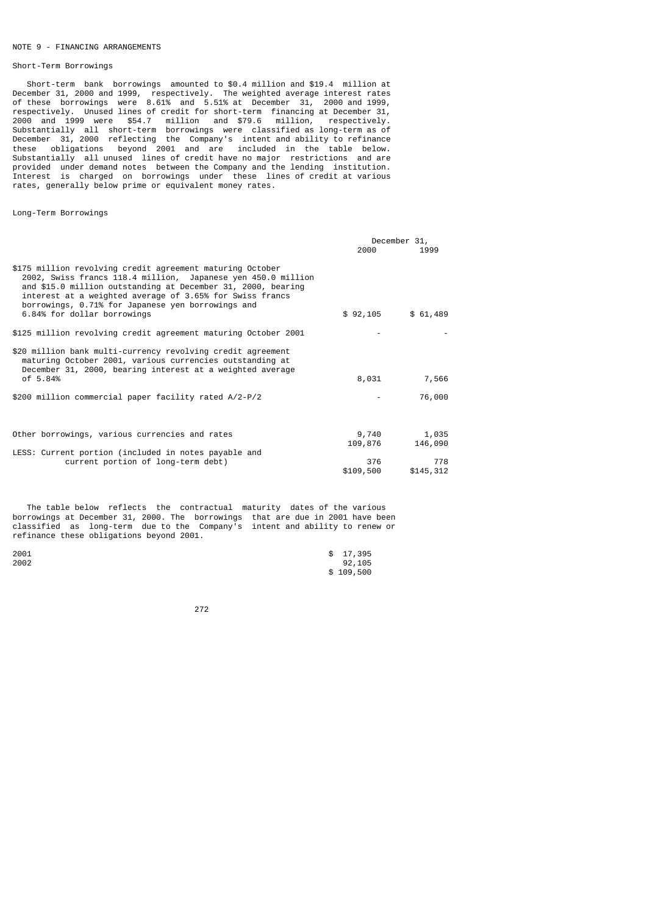NOTE 9 - FINANCING ARRANGEMENTS

Short-Term Borrowings

Short-term bank borrowings amounted to \$0.4 million and \$19.4 million at December 31, 2000 and 1999, respectively. The weighted average interest rates of these borrowings were 8.61% and 5.51% at December 31, 2000 and 1999, respectively. Unused lines of credit for short-term financing at December 31, 2000 and 1999 were \$54.7 million and \$79.6 million, respectively. Substantially all short-term borrowings were classified as long-term as of December 31, 2000 reflecting the Company's intent and ability to refinance these obligations beyond 2001 and are included in the table below. Substantially all unused lines of credit have no major restrictions and are provided under demand notes between the Company and the lending institution. Interest is charged on borrowings under these lines of credit at various rates, generally below prime or equivalent money rates.

Long-Term Borrowings

| | December 31, 2000 | December 31, 1999 |
|---|---|---|
| \$175 million revolving credit agreement maturing October 2002, Swiss francs 118.4 million, Japanese yen 450.0 million and \$15.0 million outstanding at December 31, 2000, bearing interest at a weighted average of 3.65% for Swiss francs borrowings, 0.71% for Japanese yen borrowings and 6.84% for dollar borrowings | \$ 92,105 | \$ 61,489 |
| \$125 million revolving credit agreement maturing October 2001 | - | - |
| \$20 million bank multi-currency revolving credit agreement maturing October 2001, various currencies outstanding at December 31, 2000, bearing interest at a weighted average of 5.84% | 8,031 | 7,566 |
| \$200 million commercial paper facility rated A/2-P/2 | - | 76,000 |
| Other borrowings, various currencies and rates | 9,740 | 1,035 |
| | 109,876 | 146,090 |
| LESS: Current portion (included in notes payable and current portion of long-term debt) | 376 | 778 |
| | \$109,500 | \$145,312 |

The table below reflects the contractual maturity dates of the various borrowings at December 31, 2000. The borrowings that are due in 2001 have been classified as long-term due to the Company's intent and ability to renew or refinance these obligations beyond 2001.

| | |
|---|---|
| 2001 | \$ 17,395 |
| 2002 | 92,105 |
| | \$ 109,500 |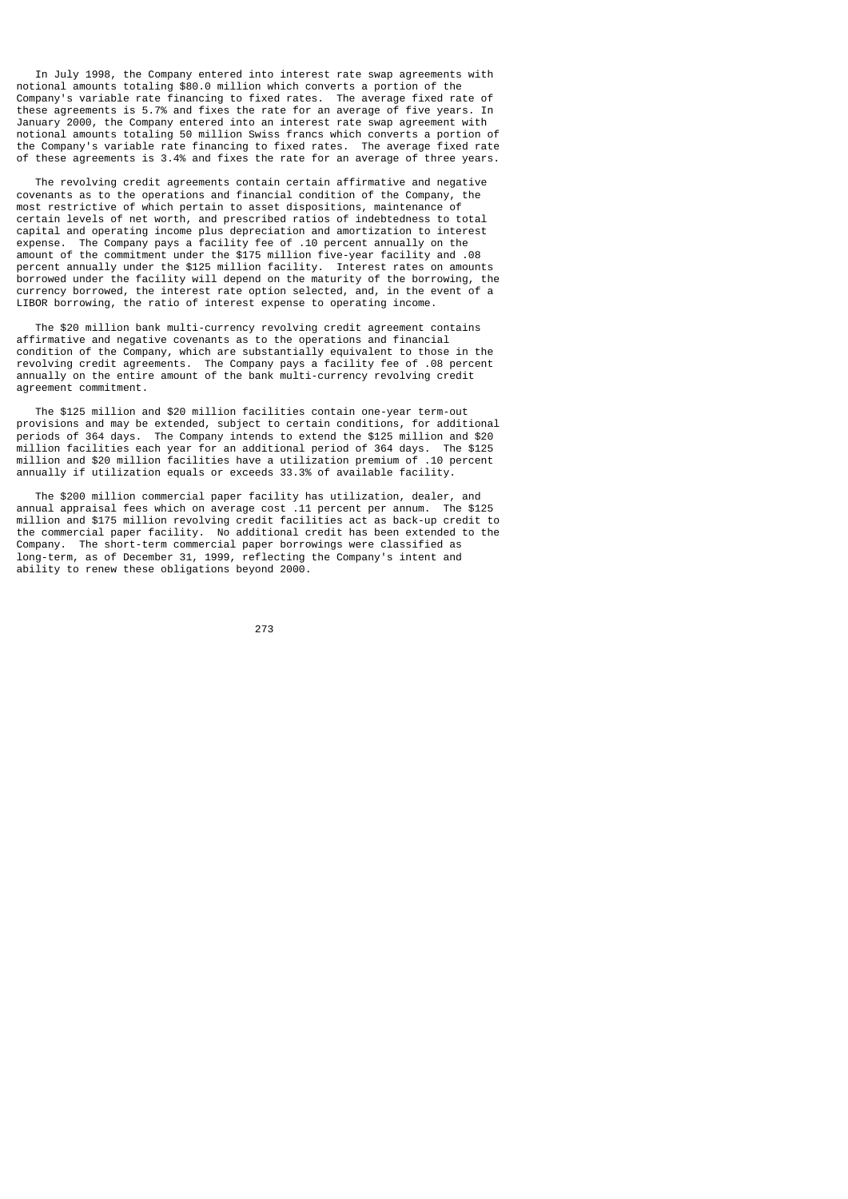In July 1998, the Company entered into interest rate swap agreements with notional amounts totaling $80.0 million which converts a portion of the Company's variable rate financing to fixed rates. The average fixed rate of these agreements is 5.7% and fixes the rate for an average of five years. In January 2000, the Company entered into an interest rate swap agreement with notional amounts totaling 50 million Swiss francs which converts a portion of the Company's variable rate financing to fixed rates. The average fixed rate of these agreements is 3.4% and fixes the rate for an average of three years.

The revolving credit agreements contain certain affirmative and negative covenants as to the operations and financial condition of the Company, the most restrictive of which pertain to asset dispositions, maintenance of certain levels of net worth, and prescribed ratios of indebtedness to total capital and operating income plus depreciation and amortization to interest expense. The Company pays a facility fee of .10 percent annually on the amount of the commitment under the $175 million five-year facility and .08 percent annually under the $125 million facility. Interest rates on amounts borrowed under the facility will depend on the maturity of the borrowing, the currency borrowed, the interest rate option selected, and, in the event of a LIBOR borrowing, the ratio of interest expense to operating income.

The $20 million bank multi-currency revolving credit agreement contains affirmative and negative covenants as to the operations and financial condition of the Company, which are substantially equivalent to those in the revolving credit agreements. The Company pays a facility fee of .08 percent annually on the entire amount of the bank multi-currency revolving credit agreement commitment.

The $125 million and $20 million facilities contain one-year term-out provisions and may be extended, subject to certain conditions, for additional periods of 364 days. The Company intends to extend the $125 million and $20 million facilities each year for an additional period of 364 days. The $125 million and $20 million facilities have a utilization premium of .10 percent annually if utilization equals or exceeds 33.3% of available facility.

The $200 million commercial paper facility has utilization, dealer, and annual appraisal fees which on average cost .11 percent per annum. The $125 million and $175 million revolving credit facilities act as back-up credit to the commercial paper facility. No additional credit has been extended to the Company. The short-term commercial paper borrowings were classified as long-term, as of December 31, 1999, reflecting the Company's intent and ability to renew these obligations beyond 2000.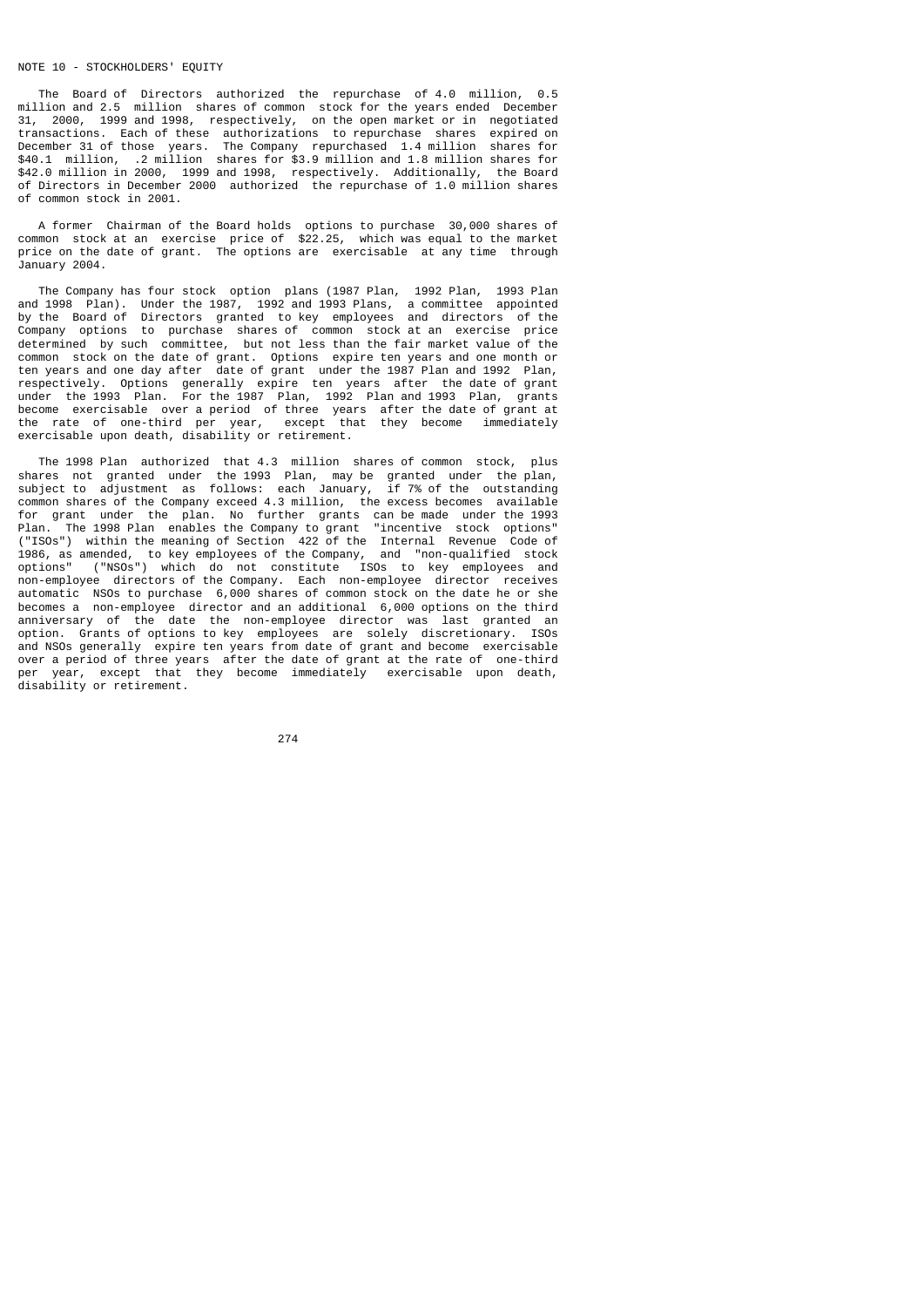## NOTE 10 - STOCKHOLDERS' EQUITY

The Board of Directors authorized the repurchase of 4.0 million, 0.5 million and 2.5 million shares of common stock for the years ended December 31, 2000, 1999 and 1998, respectively, on the open market or in negotiated transactions. Each of these authorizations to repurchase shares expired on December 31 of those years. The Company repurchased 1.4 million shares for $40.1 million, .2 million shares for $3.9 million and 1.8 million shares for $42.0 million in 2000, 1999 and 1998, respectively. Additionally, the Board of Directors in December 2000 authorized the repurchase of 1.0 million shares of common stock in 2001.

A former Chairman of the Board holds options to purchase 30,000 shares of common stock at an exercise price of $22.25, which was equal to the market price on the date of grant. The options are exercisable at any time through January 2004.

The Company has four stock option plans (1987 Plan, 1992 Plan, 1993 Plan and 1998 Plan). Under the 1987, 1992 and 1993 Plans, a committee appointed by the Board of Directors granted to key employees and directors of the Company options to purchase shares of common stock at an exercise price determined by such committee, but not less than the fair market value of the common stock on the date of grant. Options expire ten years and one month or ten years and one day after date of grant under the 1987 Plan and 1992 Plan, respectively. Options generally expire ten years after the date of grant under the 1993 Plan. For the 1987 Plan, 1992 Plan and 1993 Plan, grants become exercisable over a period of three years after the date of grant at the rate of one-third per year, except that they become immediately exercisable upon death, disability or retirement.

The 1998 Plan authorized that 4.3 million shares of common stock, plus shares not granted under the 1993 Plan, may be granted under the plan, subject to adjustment as follows: each January, if 7% of the outstanding common shares of the Company exceed 4.3 million, the excess becomes available for grant under the plan. No further grants can be made under the 1993 Plan. The 1998 Plan enables the Company to grant "incentive stock options" ("ISOs") within the meaning of Section 422 of the Internal Revenue Code of 1986, as amended, to key employees of the Company, and "non-qualified stock options" ("NSOs") which do not constitute ISOs to key employees and non-employee directors of the Company. Each non-employee director receives automatic NSOs to purchase 6,000 shares of common stock on the date he or she becomes a non-employee director and an additional 6,000 options on the third anniversary of the date the non-employee director was last granted an option. Grants of options to key employees are solely discretionary. ISOs and NSOs generally expire ten years from date of grant and become exercisable over a period of three years after the date of grant at the rate of one-third per year, except that they become immediately exercisable upon death, disability or retirement.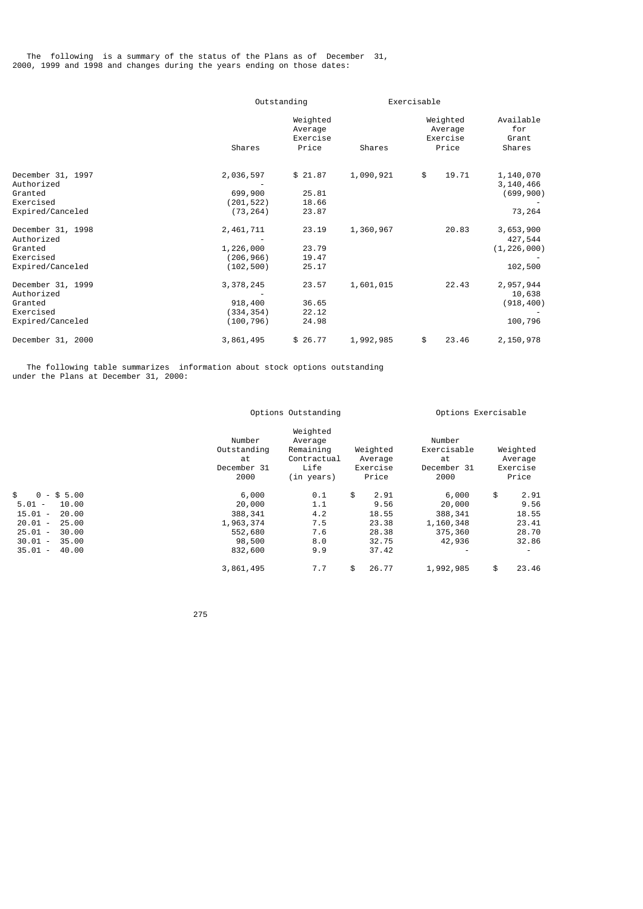The following is a summary of the status of the Plans as of December 31, 2000, 1999 and 1998 and changes during the years ending on those dates:

| | Outstanding | | Exercisable | | |
|---|---|---|---|---|---|
| | Shares | Weighted Average Exercise Price | Shares | Weighted Average Exercise Price | Available for Grant Shares |
| December 31, 1997 | 2,036,597 | $ 21.87 | 1,090,921 | $ 19.71 | 1,140,070 |
| Authorized | - | | | | 3,140,466 |
| Granted | 699,900 | 25.81 | | | (699,900) |
| Exercised | (201,522) | 18.66 | | | - |
| Expired/Canceled | (73,264) | 23.87 | | | 73,264 |
| December 31, 1998 | 2,461,711 | 23.19 | 1,360,967 | 20.83 | 3,653,900 |
| Authorized | - | | | | 427,544 |
| Granted | 1,226,000 | 23.79 | | | (1,226,000) |
| Exercised | (206,966) | 19.47 | | | - |
| Expired/Canceled | (102,500) | 25.17 | | | 102,500 |
| December 31, 1999 | 3,378,245 | 23.57 | 1,601,015 | 22.43 | 2,957,944 |
| Authorized | - | | | | 10,638 |
| Granted | 918,400 | 36.65 | | | (918,400) |
| Exercised | (334,354) | 22.12 | | | - |
| Expired/Canceled | (100,796) | 24.98 | | | 100,796 |
| December 31, 2000 | 3,861,495 | $ 26.77 | 1,992,985 | $ 23.46 | 2,150,978 |

The following table summarizes information about stock options outstanding under the Plans at December 31, 2000:

| | Options Outstanding | | | Options Exercisable | |
|---|---|---|---|---|---|
| | Number Outstanding at December 31 2000 | Weighted Average Remaining Contractual Life (in years) | Weighted Average Exercise Price | Number Exercisable at December 31 2000 | Weighted Average Exercise Price |
| $ 0 - $ 5.00 | 6,000 | 0.1 | $ 2.91 | 6,000 | $ 2.91 |
| 5.01 - 10.00 | 20,000 | 1.1 | 9.56 | 20,000 | 9.56 |
| 15.01 - 20.00 | 388,341 | 4.2 | 18.55 | 388,341 | 18.55 |
| 20.01 - 25.00 | 1,963,374 | 7.5 | 23.38 | 1,160,348 | 23.41 |
| 25.01 - 30.00 | 552,680 | 7.6 | 28.38 | 375,360 | 28.70 |
| 30.01 - 35.00 | 98,500 | 8.0 | 32.75 | 42,936 | 32.86 |
| 35.01 - 40.00 | 832,600 | 9.9 | 37.42 | - | - |
| | 3,861,495 | 7.7 | $ 26.77 | 1,992,985 | $ 23.46 |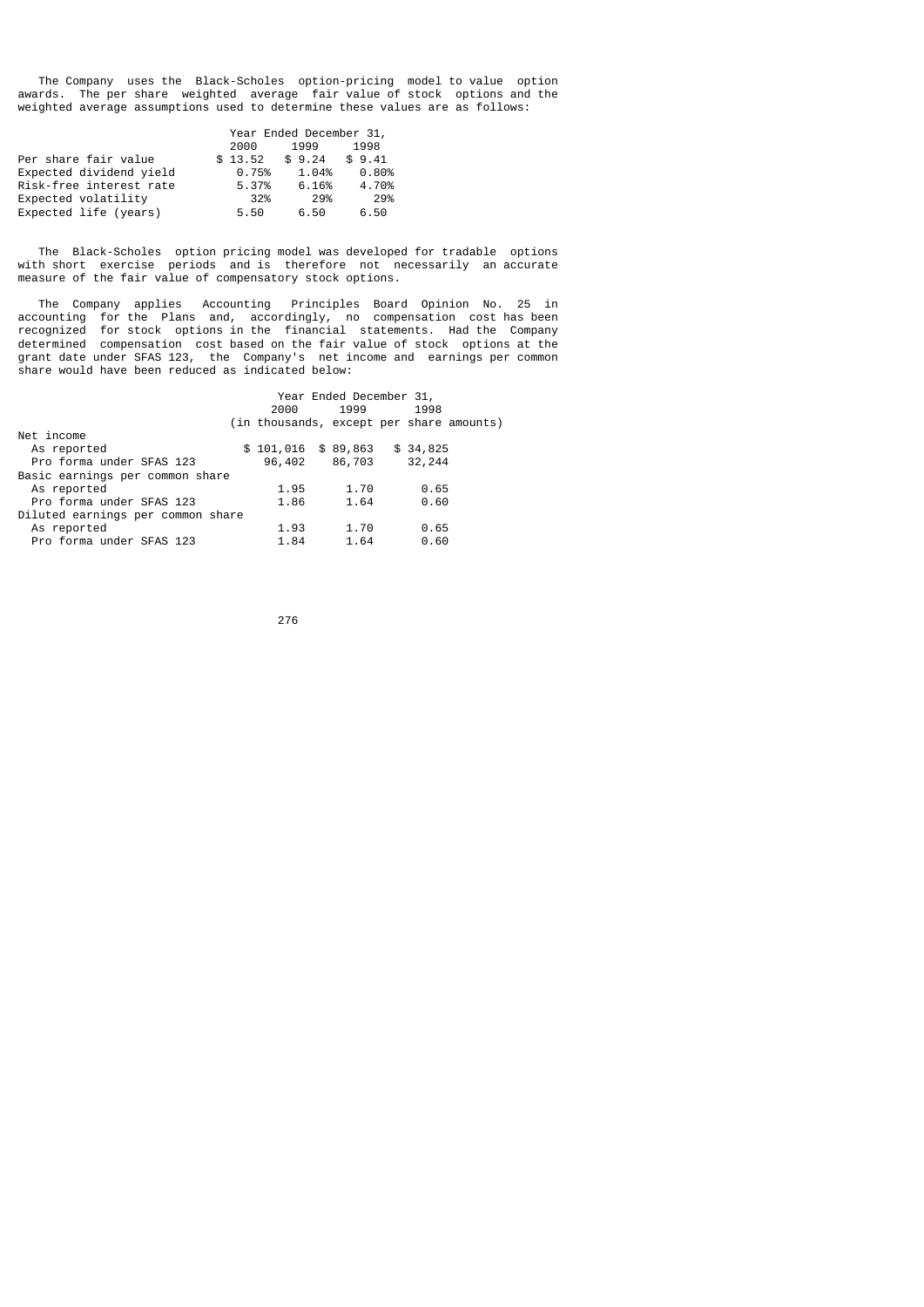The Company uses the Black-Scholes option-pricing model to value option awards. The per share weighted average fair value of stock options and the weighted average assumptions used to determine these values are as follows:

| | Year Ended December 31, | | |
|---|---|---|---|
| | 2000 | 1999 | 1998 |
| Per share fair value | $ 13.52 | $ 9.24 | $ 9.41 |
| Expected dividend yield | 0.75% | 1.04% | 0.80% |
| Risk-free interest rate | 5.37% | 6.16% | 4.70% |
| Expected volatility | 32% | 29% | 29% |
| Expected life (years) | 5.50 | 6.50 | 6.50 |

The Black-Scholes option pricing model was developed for tradable options with short exercise periods and is therefore not necessarily an accurate measure of the fair value of compensatory stock options.

The Company applies Accounting Principles Board Opinion No. 25 in accounting for the Plans and, accordingly, no compensation cost has been recognized for stock options in the financial statements. Had the Company determined compensation cost based on the fair value of stock options at the grant date under SFAS 123, the Company's net income and earnings per common share would have been reduced as indicated below:

| | Year Ended December 31, | | |
|---|---|---|---|
| | 2000 | 1999 | 1998 |
| | (in thousands, except per share amounts) | | |
| Net income | | | |
| As reported | $ 101,016 | $ 89,863 | $ 34,825 |
| Pro forma under SFAS 123 | 96,402 | 86,703 | 32,244 |
| Basic earnings per common share | | | |
| As reported | 1.95 | 1.70 | 0.65 |
| Pro forma under SFAS 123 | 1.86 | 1.64 | 0.60 |
| Diluted earnings per common share | | | |
| As reported | 1.93 | 1.70 | 0.65 |
| Pro forma under SFAS 123 | 1.84 | 1.64 | 0.60 |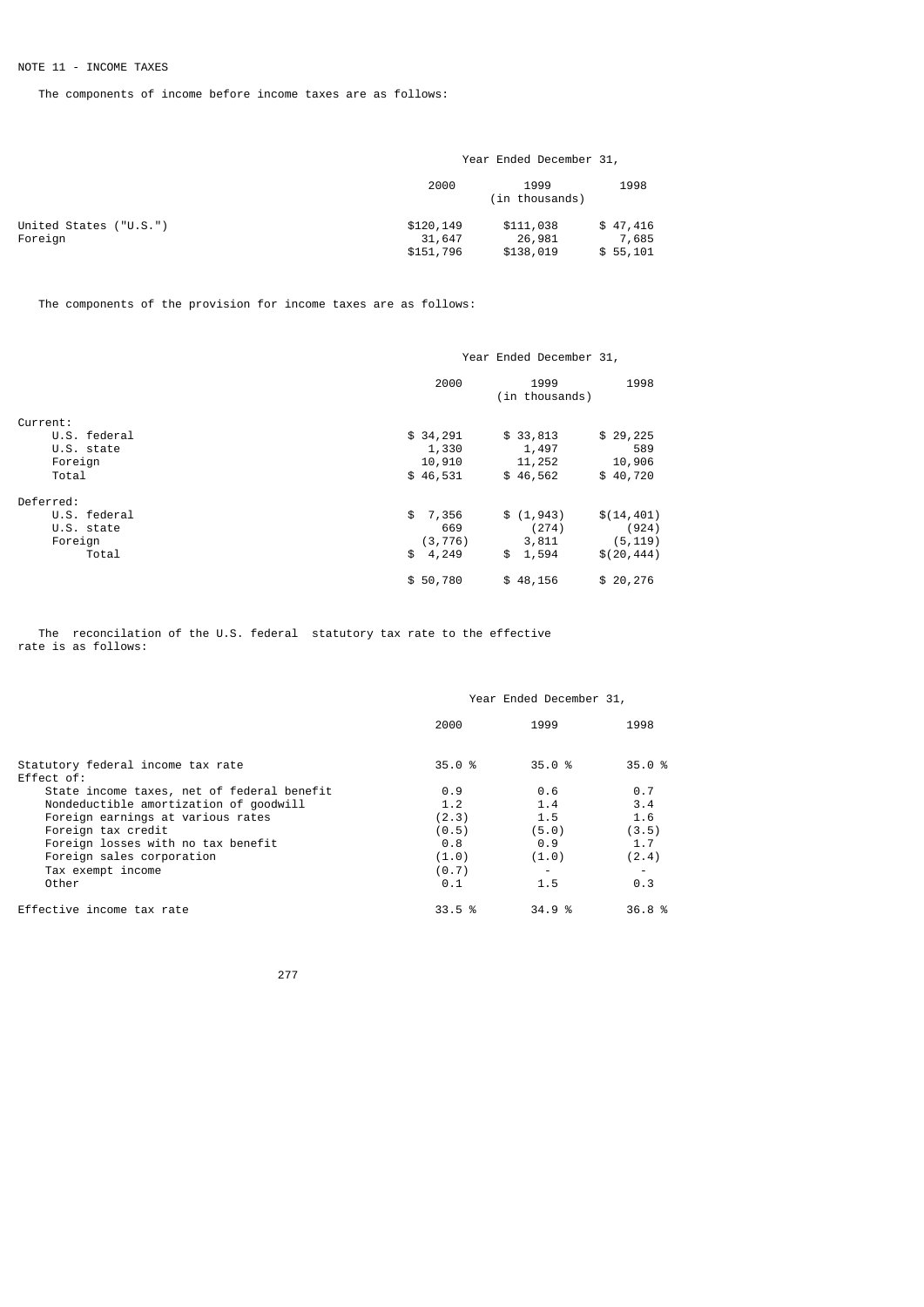NOTE 11 - INCOME TAXES

The components of income before income taxes are as follows:

| | Year Ended December 31, | | |
|---|---|---|---|
| | 2000 | 1999 | 1998 |
| | | (in thousands) | |
| United States ("U.S.") | $120,149 | $111,038 | $ 47,416 |
| Foreign | 31,647 | 26,981 | 7,685 |
| | $151,796 | $138,019 | $ 55,101 |

The components of the provision for income taxes are as follows:

| | Year Ended December 31, | | |
|---|---|---|---|
| | 2000 | 1999 | 1998 |
| | | (in thousands) | |
| Current: | | | |
| U.S. federal | $ 34,291 | $ 33,813 | $ 29,225 |
| U.S. state | 1,330 | 1,497 | 589 |
| Foreign | 10,910 | 11,252 | 10,906 |
| Total | $ 46,531 | $ 46,562 | $ 40,720 |
| Deferred: | | | |
| U.S. federal | $ 7,356 | $ (1,943) | $(14,401) |
| U.S. state | 669 | (274) | (924) |
| Foreign | (3,776) | 3,811 | (5,119) |
| Total | $ 4,249 | $ 1,594 | $(20,444) |
| | $ 50,780 | $ 48,156 | $ 20,276 |

The reconcilation of the U.S. federal statutory tax rate to the effective rate is as follows:

| | Year Ended December 31, | | |
|---|---|---|---|
| | 2000 | 1999 | 1998 |
| Statutory federal income tax rate | 35.0 % | 35.0 % | 35.0 % |
| Effect of: | | | |
| State income taxes, net of federal benefit | 0.9 | 0.6 | 0.7 |
| Nondeductible amortization of goodwill | 1.2 | 1.4 | 3.4 |
| Foreign earnings at various rates | (2.3) | 1.5 | 1.6 |
| Foreign tax credit | (0.5) | (5.0) | (3.5) |
| Foreign losses with no tax benefit | 0.8 | 0.9 | 1.7 |
| Foreign sales corporation | (1.0) | (1.0) | (2.4) |
| Tax exempt income | (0.7) | - | - |
| Other | 0.1 | 1.5 | 0.3 |
| Effective income tax rate | 33.5 % | 34.9 % | 36.8 % |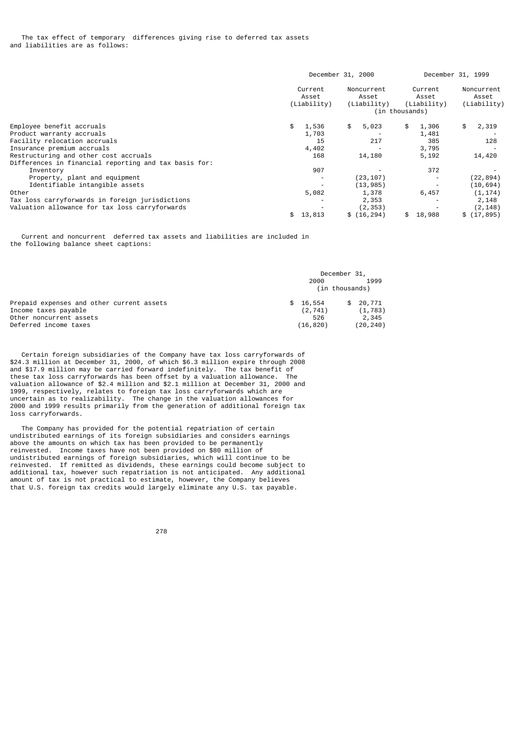The tax effect of temporary differences giving rise to deferred tax assets and liabilities are as follows:

| | December 31, 2000 | | December 31, 1999 | |
|---|---|---|---|---|
| | Current Asset (Liability) | Noncurrent Asset (Liability) | Current Asset (Liability) | Noncurrent Asset (Liability) |
| | (in thousands) | | | |
| Employee benefit accruals | $ 1,536 | $ 5,023 | $ 1,306 | $ 2,319 |
| Product warranty accruals | 1,703 | - | 1,481 | - |
| Facility relocation accruals | 15 | 217 | 385 | 128 |
| Insurance premium accruals | 4,402 | - | 3,795 | - |
| Restructuring and other cost accruals | 168 | 14,180 | 5,192 | 14,420 |
| Differences in financial reporting and tax basis for: | | | | |
| Inventory | 907 | - | 372 | - |
| Property, plant and equipment | - | (23,107) | - | (22,894) |
| Identifiable intangible assets | - | (13,985) | - | (10,694) |
| Other | 5,082 | 1,378 | 6,457 | (1,174) |
| Tax loss carryforwards in foreign jurisdictions | - | 2,353 | - | 2,148 |
| Valuation allowance for tax loss carryforwards | - | (2,353) | - | (2,148) |
| | $ 13,813 | $ (16,294) | $ 18,988 | $ (17,895) |

Current and noncurrent deferred tax assets and liabilities are included in the following balance sheet captions:

| | December 31, 2000 | December 31, 1999 |
|---|---|---|
| | (in thousands) | |
| Prepaid expenses and other current assets | $ 16,554 | $ 20,771 |
| Income taxes payable | (2,741) | (1,783) |
| Other noncurrent assets | 526 | 2,345 |
| Deferred income taxes | (16,820) | (20,240) |

Certain foreign subsidiaries of the Company have tax loss carryforwards of $24.3 million at December 31, 2000, of which $6.3 million expire through 2008 and $17.9 million may be carried forward indefinitely. The tax benefit of these tax loss carryforwards has been offset by a valuation allowance. The valuation allowance of $2.4 million and $2.1 million at December 31, 2000 and 1999, respectively, relates to foreign tax loss carryforwards which are uncertain as to realizability. The change in the valuation allowances for 2000 and 1999 results primarily from the generation of additional foreign tax loss carryforwards.

The Company has provided for the potential repatriation of certain undistributed earnings of its foreign subsidiaries and considers earnings above the amounts on which tax has been provided to be permanently reinvested. Income taxes have not been provided on $80 million of undistributed earnings of foreign subsidiaries, which will continue to be reinvested. If remitted as dividends, these earnings could become subject to additional tax, however such repatriation is not anticipated. Any additional amount of tax is not practical to estimate, however, the Company believes that U.S. foreign tax credits would largely eliminate any U.S. tax payable.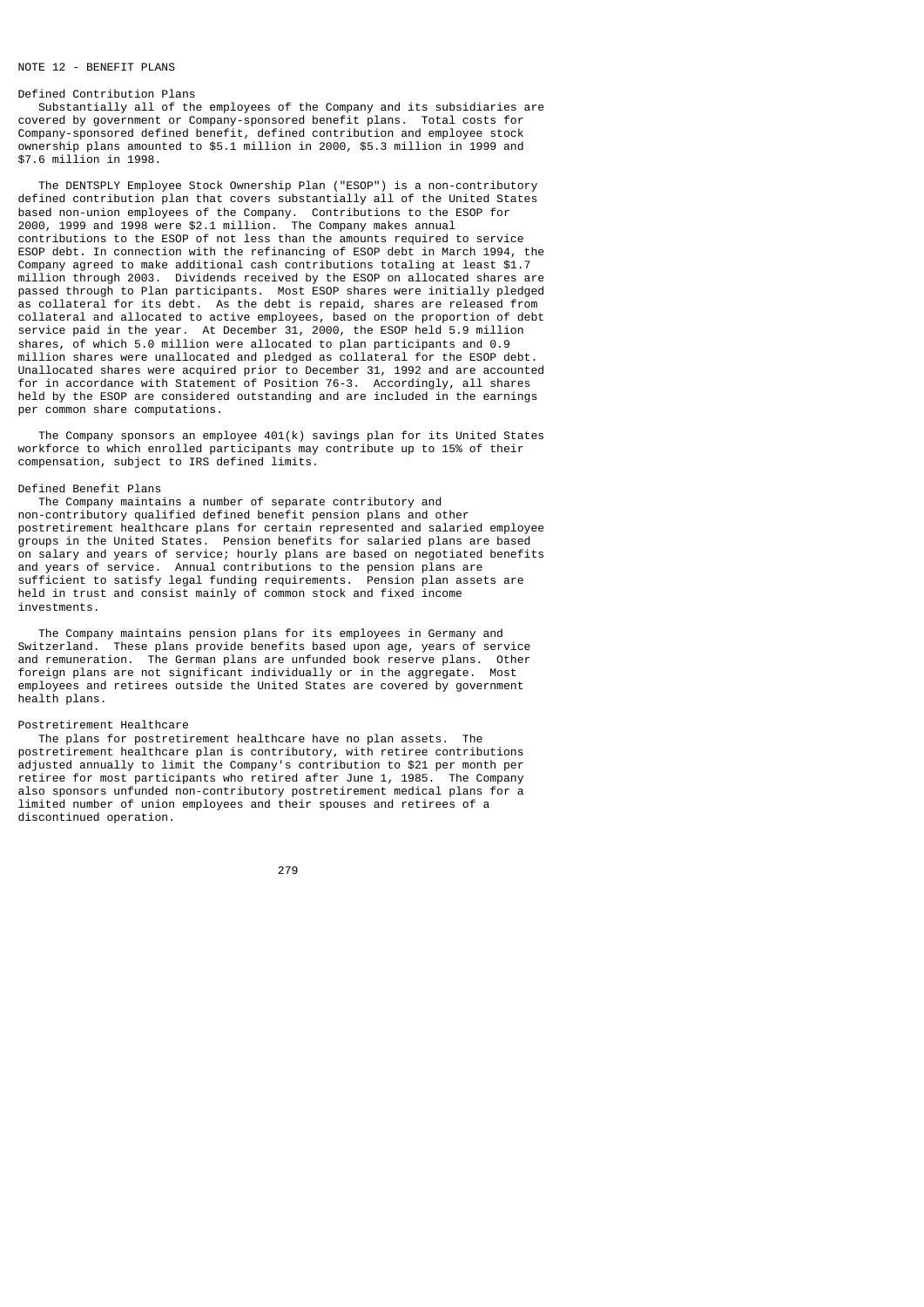## NOTE 12 - BENEFIT PLANS

### Defined Contribution Plans

Substantially all of the employees of the Company and its subsidiaries are covered by government or Company-sponsored benefit plans. Total costs for Company-sponsored defined benefit, defined contribution and employee stock ownership plans amounted to $5.1 million in 2000, $5.3 million in 1999 and $7.6 million in 1998.

The DENTSPLY Employee Stock Ownership Plan ("ESOP") is a non-contributory defined contribution plan that covers substantially all of the United States based non-union employees of the Company. Contributions to the ESOP for 2000, 1999 and 1998 were $2.1 million. The Company makes annual contributions to the ESOP of not less than the amounts required to service ESOP debt. In connection with the refinancing of ESOP debt in March 1994, the Company agreed to make additional cash contributions totaling at least $1.7 million through 2003. Dividends received by the ESOP on allocated shares are passed through to Plan participants. Most ESOP shares were initially pledged as collateral for its debt. As the debt is repaid, shares are released from collateral and allocated to active employees, based on the proportion of debt service paid in the year. At December 31, 2000, the ESOP held 5.9 million shares, of which 5.0 million were allocated to plan participants and 0.9 million shares were unallocated and pledged as collateral for the ESOP debt. Unallocated shares were acquired prior to December 31, 1992 and are accounted for in accordance with Statement of Position 76-3. Accordingly, all shares held by the ESOP are considered outstanding and are included in the earnings per common share computations.

The Company sponsors an employee 401(k) savings plan for its United States workforce to which enrolled participants may contribute up to 15% of their compensation, subject to IRS defined limits.

### Defined Benefit Plans

The Company maintains a number of separate contributory and non-contributory qualified defined benefit pension plans and other postretirement healthcare plans for certain represented and salaried employee groups in the United States. Pension benefits for salaried plans are based on salary and years of service; hourly plans are based on negotiated benefits and years of service. Annual contributions to the pension plans are sufficient to satisfy legal funding requirements. Pension plan assets are held in trust and consist mainly of common stock and fixed income investments.

The Company maintains pension plans for its employees in Germany and Switzerland. These plans provide benefits based upon age, years of service and remuneration. The German plans are unfunded book reserve plans. Other foreign plans are not significant individually or in the aggregate. Most employees and retirees outside the United States are covered by government health plans.

### Postretirement Healthcare

The plans for postretirement healthcare have no plan assets. The postretirement healthcare plan is contributory, with retiree contributions adjusted annually to limit the Company's contribution to $21 per month per retiree for most participants who retired after June 1, 1985. The Company also sponsors unfunded non-contributory postretirement medical plans for a limited number of union employees and their spouses and retirees of a discontinued operation.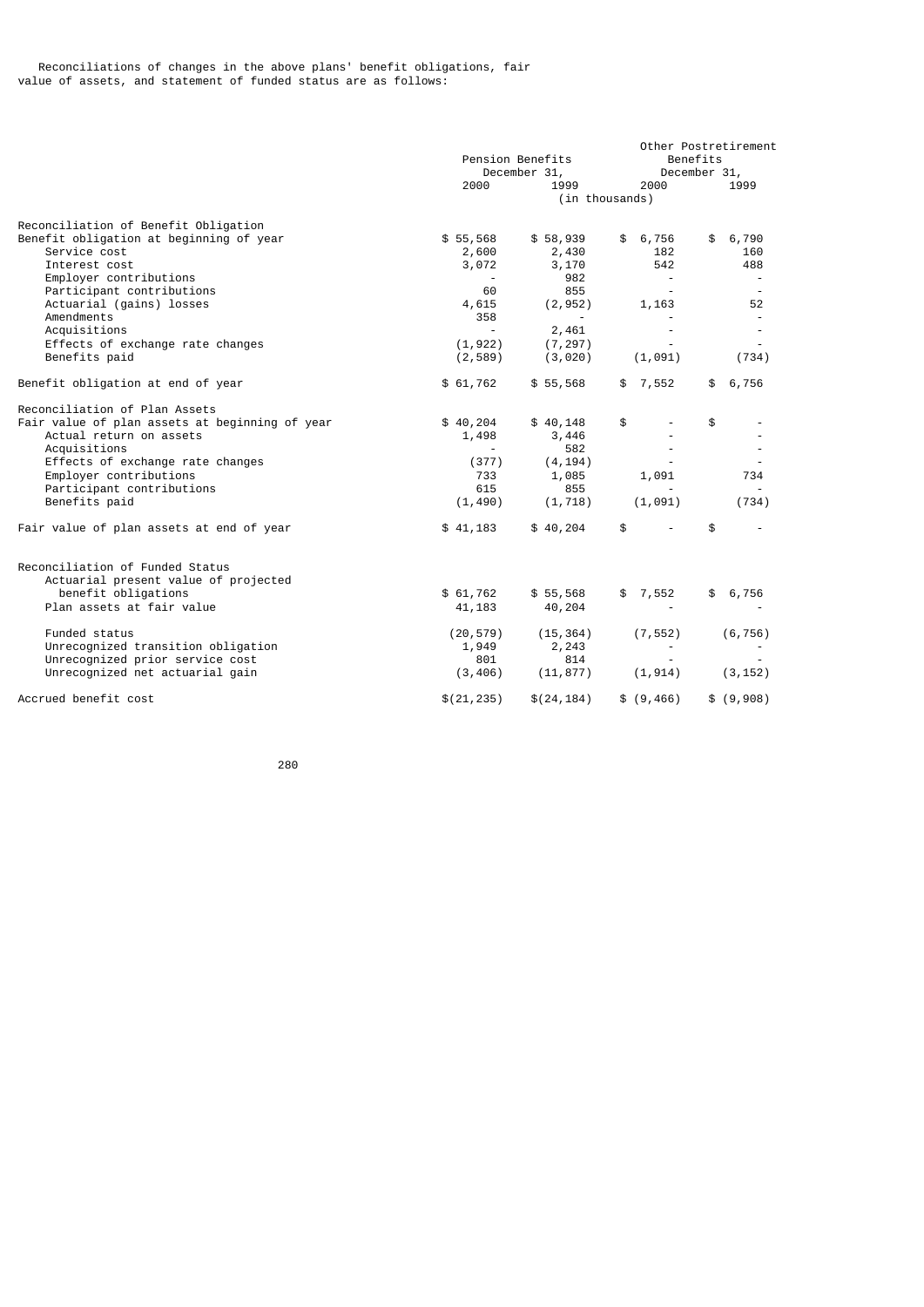Reconciliations of changes in the above plans' benefit obligations, fair value of assets, and statement of funded status are as follows:

| | Pension Benefits December 31, | | Other Postretirement Benefits December 31, | |
|---|---|---|---|---|
| | 2000 | 1999 | 2000 | 1999 |
| | (in thousands) | | | |
| **Reconciliation of Benefit Obligation** | | | | |
| Benefit obligation at beginning of year | $ 55,568 | $ 58,939 | $ 6,756 | $ 6,790 |
| Service cost | 2,600 | 2,430 | 182 | 160 |
| Interest cost | 3,072 | 3,170 | 542 | 488 |
| Employer contributions | - | 982 | - | - |
| Participant contributions | 60 | 855 | - | - |
| Actuarial (gains) losses | 4,615 | (2,952) | 1,163 | 52 |
| Amendments | 358 | - | - | - |
| Acquisitions | - | 2,461 | - | - |
| Effects of exchange rate changes | (1,922) | (7,297) | - | - |
| Benefits paid | (2,589) | (3,020) | (1,091) | (734) |
| Benefit obligation at end of year | $ 61,762 | $ 55,568 | $ 7,552 | $ 6,756 |
| **Reconciliation of Plan Assets** | | | | |
| Fair value of plan assets at beginning of year | $ 40,204 | $ 40,148 | $ - | $ - |
| Actual return on assets | 1,498 | 3,446 | - | - |
| Acquisitions | - | 582 | - | - |
| Effects of exchange rate changes | (377) | (4,194) | - | - |
| Employer contributions | 733 | 1,085 | 1,091 | 734 |
| Participant contributions | 615 | 855 | - | - |
| Benefits paid | (1,490) | (1,718) | (1,091) | (734) |
| Fair value of plan assets at end of year | $ 41,183 | $ 40,204 | $ - | $ - |
| **Reconciliation of Funded Status** | | | | |
| Actuarial present value of projected benefit obligations | $ 61,762 | $ 55,568 | $ 7,552 | $ 6,756 |
| Plan assets at fair value | 41,183 | 40,204 | - | - |
| Funded status | (20,579) | (15,364) | (7,552) | (6,756) |
| Unrecognized transition obligation | 1,949 | 2,243 | - | - |
| Unrecognized prior service cost | 801 | 814 | - | - |
| Unrecognized net actuarial gain | (3,406) | (11,877) | (1,914) | (3,152) |
| Accrued benefit cost | $(21,235) | $(24,184) | $ (9,466) | $ (9,908) |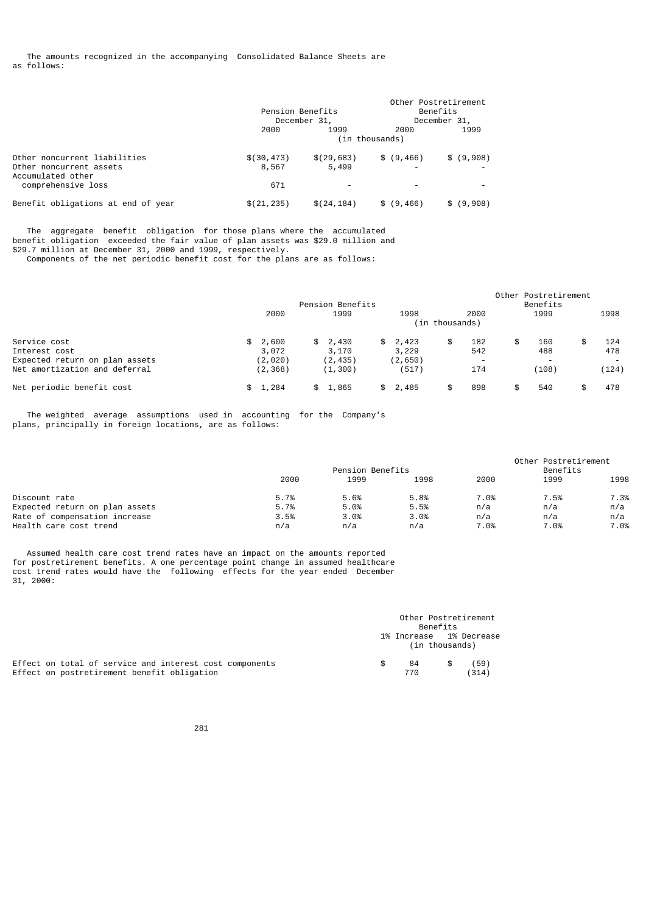The amounts recognized in the accompanying Consolidated Balance Sheets are as follows:

| | Pension Benefits December 31, | | Other Postretirement Benefits December 31, | |
|---|---|---|---|---|
| | 2000 | 1999 | 2000 | 1999 |
| | (in thousands) | | | |
| Other noncurrent liabilities | $(30,473) | $(29,683) | $ (9,466) | $ (9,908) |
| Other noncurrent assets | 8,567 | 5,499 | - | - |
| Accumulated other comprehensive loss | 671 | - | - | - |
| Benefit obligations at end of year | $(21,235) | $(24,184) | $ (9,466) | $ (9,908) |

The aggregate benefit obligation for those plans where the accumulated benefit obligation exceeded the fair value of plan assets was $29.0 million and $29.7 million at December 31, 2000 and 1999, respectively.

Components of the net periodic benefit cost for the plans are as follows:

| | Pension Benefits | | | Other Postretirement Benefits | | |
|---|---|---|---|---|---|---|
| | 2000 | 1999 | 1998 | 2000 | 1999 | 1998 |
| | (in thousands) | | | | | |
| Service cost | $ 2,600 | $ 2,430 | $ 2,423 | $ 182 | $ 160 | $ 124 |
| Interest cost | 3,072 | 3,170 | 3,229 | 542 | 488 | 478 |
| Expected return on plan assets | (2,020) | (2,435) | (2,650) | - | - | - |
| Net amortization and deferral | (2,368) | (1,300) | (517) | 174 | (108) | (124) |
| Net periodic benefit cost | $ 1,284 | $ 1,865 | $ 2,485 | $ 898 | $ 540 | $ 478 |

The weighted average assumptions used in accounting for the Company's plans, principally in foreign locations, are as follows:

| | Pension Benefits | | | Other Postretirement Benefits | | |
|---|---|---|---|---|---|---|
| | 2000 | 1999 | 1998 | 2000 | 1999 | 1998 |
| Discount rate | 5.7% | 5.6% | 5.8% | 7.0% | 7.5% | 7.3% |
| Expected return on plan assets | 5.7% | 5.0% | 5.5% | n/a | n/a | n/a |
| Rate of compensation increase | 3.5% | 3.0% | 3.0% | n/a | n/a | n/a |
| Health care cost trend | n/a | n/a | n/a | 7.0% | 7.0% | 7.0% |

Assumed health care cost trend rates have an impact on the amounts reported for postretirement benefits. A one percentage point change in assumed healthcare cost trend rates would have the following effects for the year ended December 31, 2000:

| | Other Postretirement Benefits | |
|---|---|---|
| | 1% Increase | 1% Decrease |
| | (in thousands) | |
| Effect on total of service and interest cost components | $ 84 | $ (59) |
| Effect on postretirement benefit obligation | 770 | (314) |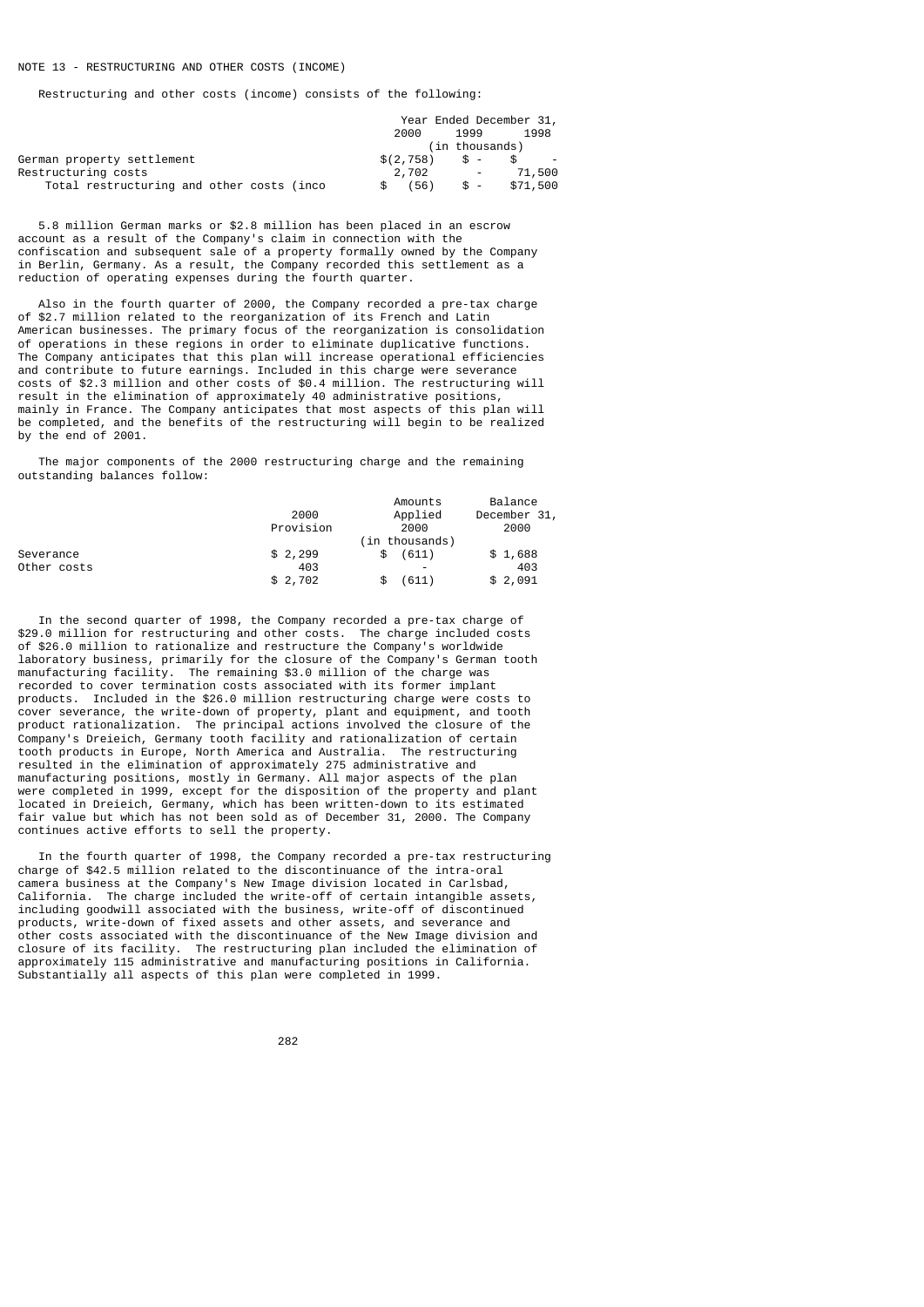NOTE 13 - RESTRUCTURING AND OTHER COSTS (INCOME)

Restructuring and other costs (income) consists of the following:

| | Year Ended December 31, | | |
|---|---|---|---|
| | 2000 | 1999 | 1998 |
| | (in thousands) | | |
| German property settlement | $(2,758) | $ - | $ - |
| Restructuring costs | 2,702 | - | 71,500 |
| Total restructuring and other costs (inco | $ (56) | $ - | $71,500 |

5.8 million German marks or $2.8 million has been placed in an escrow account as a result of the Company's claim in connection with the confiscation and subsequent sale of a property formally owned by the Company in Berlin, Germany. As a result, the Company recorded this settlement as a reduction of operating expenses during the fourth quarter.

Also in the fourth quarter of 2000, the Company recorded a pre-tax charge of $2.7 million related to the reorganization of its French and Latin American businesses. The primary focus of the reorganization is consolidation of operations in these regions in order to eliminate duplicative functions. The Company anticipates that this plan will increase operational efficiencies and contribute to future earnings. Included in this charge were severance costs of $2.3 million and other costs of $0.4 million. The restructuring will result in the elimination of approximately 40 administrative positions, mainly in France. The Company anticipates that most aspects of this plan will be completed, and the benefits of the restructuring will begin to be realized by the end of 2001.

The major components of the 2000 restructuring charge and the remaining outstanding balances follow:

| | 2000 Provision | Amounts Applied 2000 | Balance December 31, 2000 |
|---|---|---|---|
| | | (in thousands) | |
| Severance | $ 2,299 | $ (611) | $ 1,688 |
| Other costs | 403 | - | 403 |
| | $ 2,702 | $ (611) | $ 2,091 |

In the second quarter of 1998, the Company recorded a pre-tax charge of $29.0 million for restructuring and other costs. The charge included costs of $26.0 million to rationalize and restructure the Company's worldwide laboratory business, primarily for the closure of the Company's German tooth manufacturing facility. The remaining $3.0 million of the charge was recorded to cover termination costs associated with its former implant products. Included in the $26.0 million restructuring charge were costs to cover severance, the write-down of property, plant and equipment, and tooth product rationalization. The principal actions involved the closure of the Company's Dreieich, Germany tooth facility and rationalization of certain tooth products in Europe, North America and Australia. The restructuring resulted in the elimination of approximately 275 administrative and manufacturing positions, mostly in Germany. All major aspects of the plan were completed in 1999, except for the disposition of the property and plant located in Dreieich, Germany, which has been written-down to its estimated fair value but which has not been sold as of December 31, 2000. The Company continues active efforts to sell the property.

In the fourth quarter of 1998, the Company recorded a pre-tax restructuring charge of $42.5 million related to the discontinuance of the intra-oral camera business at the Company's New Image division located in Carlsbad, California. The charge included the write-off of certain intangible assets, including goodwill associated with the business, write-off of discontinued products, write-down of fixed assets and other assets, and severance and other costs associated with the discontinuance of the New Image division and closure of its facility. The restructuring plan included the elimination of approximately 115 administrative and manufacturing positions in California. Substantially all aspects of this plan were completed in 1999.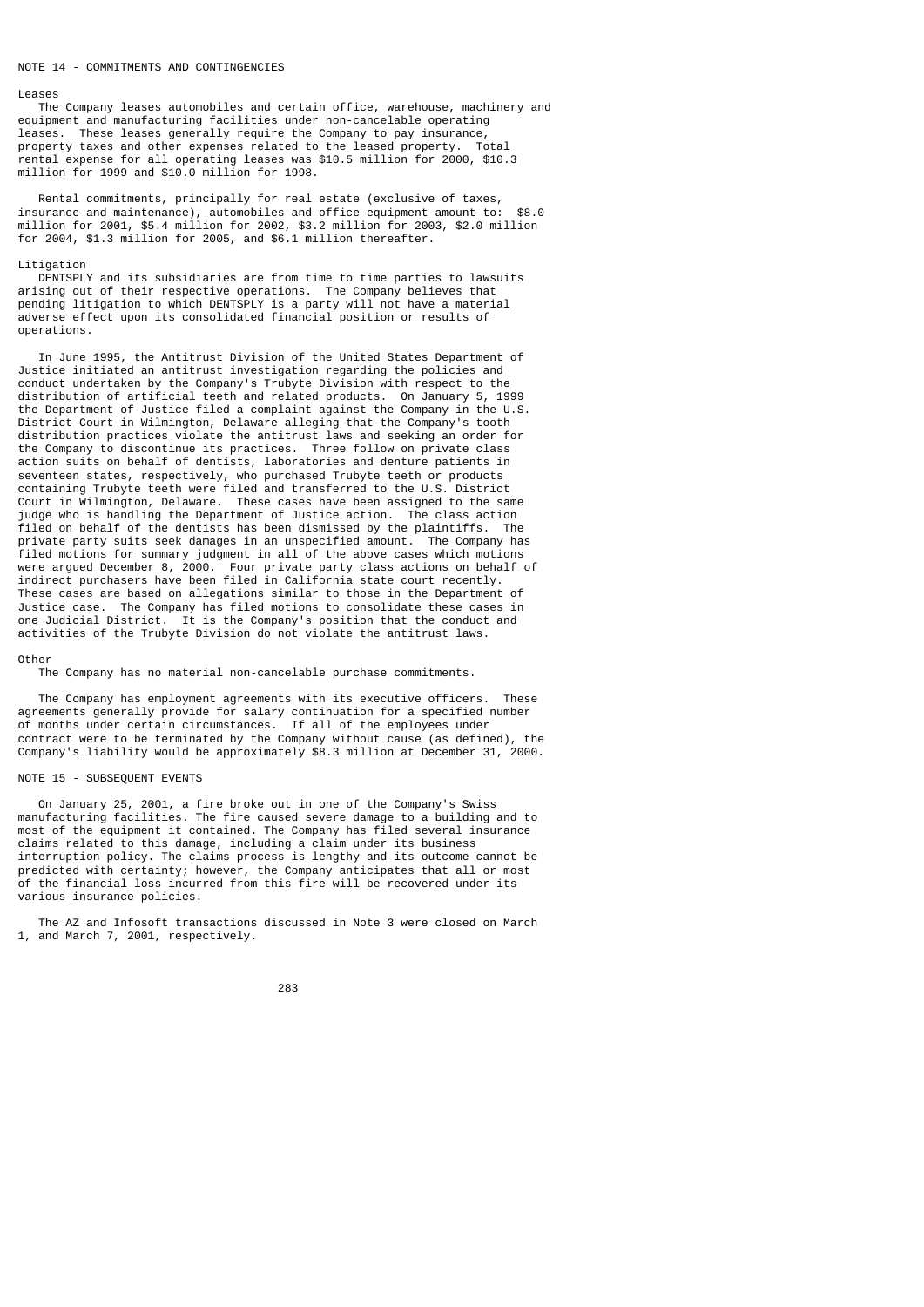## NOTE 14 - COMMITMENTS AND CONTINGENCIES

### Leases

The Company leases automobiles and certain office, warehouse, machinery and equipment and manufacturing facilities under non-cancelable operating leases. These leases generally require the Company to pay insurance, property taxes and other expenses related to the leased property. Total rental expense for all operating leases was $10.5 million for 2000, $10.3 million for 1999 and $10.0 million for 1998.

Rental commitments, principally for real estate (exclusive of taxes, insurance and maintenance), automobiles and office equipment amount to: $8.0 million for 2001, $5.4 million for 2002, $3.2 million for 2003, $2.0 million for 2004, $1.3 million for 2005, and $6.1 million thereafter.

### Litigation

DENTSPLY and its subsidiaries are from time to time parties to lawsuits arising out of their respective operations. The Company believes that pending litigation to which DENTSPLY is a party will not have a material adverse effect upon its consolidated financial position or results of operations.

In June 1995, the Antitrust Division of the United States Department of Justice initiated an antitrust investigation regarding the policies and conduct undertaken by the Company's Trubyte Division with respect to the distribution of artificial teeth and related products. On January 5, 1999 the Department of Justice filed a complaint against the Company in the U.S. District Court in Wilmington, Delaware alleging that the Company's tooth distribution practices violate the antitrust laws and seeking an order for the Company to discontinue its practices. Three follow on private class action suits on behalf of dentists, laboratories and denture patients in seventeen states, respectively, who purchased Trubyte teeth or products containing Trubyte teeth were filed and transferred to the U.S. District Court in Wilmington, Delaware. These cases have been assigned to the same judge who is handling the Department of Justice action. The class action filed on behalf of the dentists has been dismissed by the plaintiffs. The private party suits seek damages in an unspecified amount. The Company has filed motions for summary judgment in all of the above cases which motions were argued December 8, 2000. Four private party class actions on behalf of indirect purchasers have been filed in California state court recently. These cases are based on allegations similar to those in the Department of Justice case. The Company has filed motions to consolidate these cases in one Judicial District. It is the Company's position that the conduct and activities of the Trubyte Division do not violate the antitrust laws.

### Other

The Company has no material non-cancelable purchase commitments.

The Company has employment agreements with its executive officers. These agreements generally provide for salary continuation for a specified number of months under certain circumstances. If all of the employees under contract were to be terminated by the Company without cause (as defined), the Company's liability would be approximately $8.3 million at December 31, 2000.

## NOTE 15 - SUBSEQUENT EVENTS

On January 25, 2001, a fire broke out in one of the Company's Swiss manufacturing facilities. The fire caused severe damage to a building and to most of the equipment it contained. The Company has filed several insurance claims related to this damage, including a claim under its business interruption policy. The claims process is lengthy and its outcome cannot be predicted with certainty; however, the Company anticipates that all or most of the financial loss incurred from this fire will be recovered under its various insurance policies.

The AZ and Infosoft transactions discussed in Note 3 were closed on March 1, and March 7, 2001, respectively.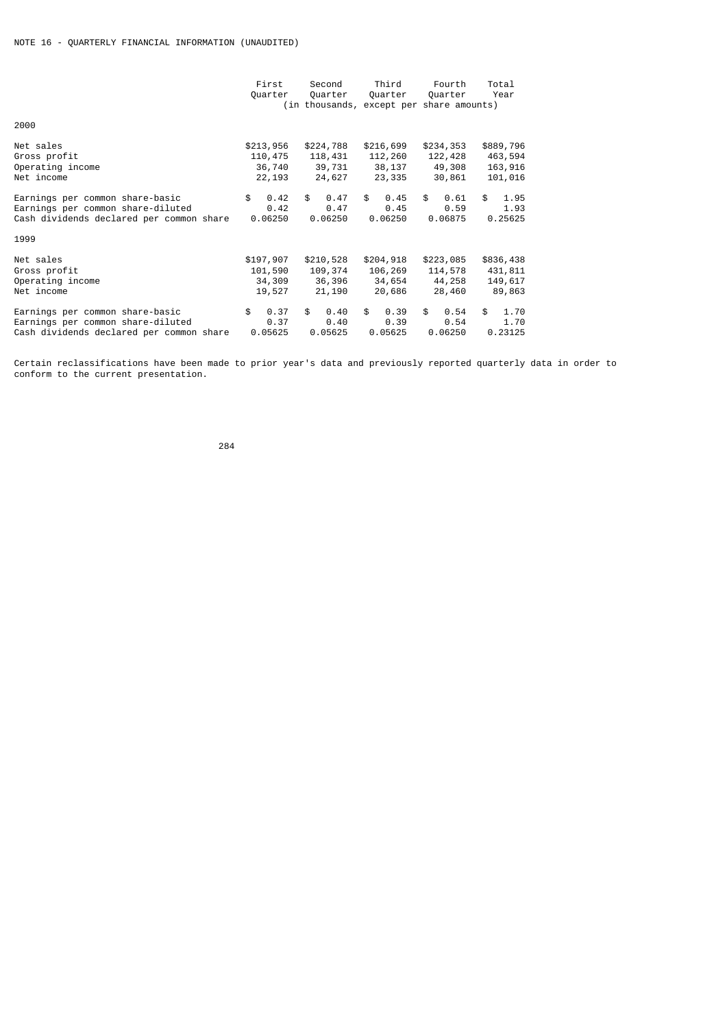NOTE 16 - QUARTERLY FINANCIAL INFORMATION (UNAUDITED)

| | First Quarter | Second Quarter | Third Quarter | Fourth Quarter | Total Year |
|---|---|---|---|---|---|
| | (in thousands, except per share amounts) | | | | |
| **2000** | | | | | |
| Net sales | $213,956 | $224,788 | $216,699 | $234,353 | $889,796 |
| Gross profit | 110,475 | 118,431 | 112,260 | 122,428 | 463,594 |
| Operating income | 36,740 | 39,731 | 38,137 | 49,308 | 163,916 |
| Net income | 22,193 | 24,627 | 23,335 | 30,861 | 101,016 |
| Earnings per common share-basic | $ 0.42 | $ 0.47 | $ 0.45 | $ 0.61 | $ 1.95 |
| Earnings per common share-diluted | 0.42 | 0.47 | 0.45 | 0.59 | 1.93 |
| Cash dividends declared per common share | 0.06250 | 0.06250 | 0.06250 | 0.06875 | 0.25625 |
| **1999** | | | | | |
| Net sales | $197,907 | $210,528 | $204,918 | $223,085 | $836,438 |
| Gross profit | 101,590 | 109,374 | 106,269 | 114,578 | 431,811 |
| Operating income | 34,309 | 36,396 | 34,654 | 44,258 | 149,617 |
| Net income | 19,527 | 21,190 | 20,686 | 28,460 | 89,863 |
| Earnings per common share-basic | $ 0.37 | $ 0.40 | $ 0.39 | $ 0.54 | $ 1.70 |
| Earnings per common share-diluted | 0.37 | 0.40 | 0.39 | 0.54 | 1.70 |
| Cash dividends declared per common share | 0.05625 | 0.05625 | 0.05625 | 0.06250 | 0.23125 |

Certain reclassifications have been made to prior year's data and previously reported quarterly data in order to conform to the current presentation.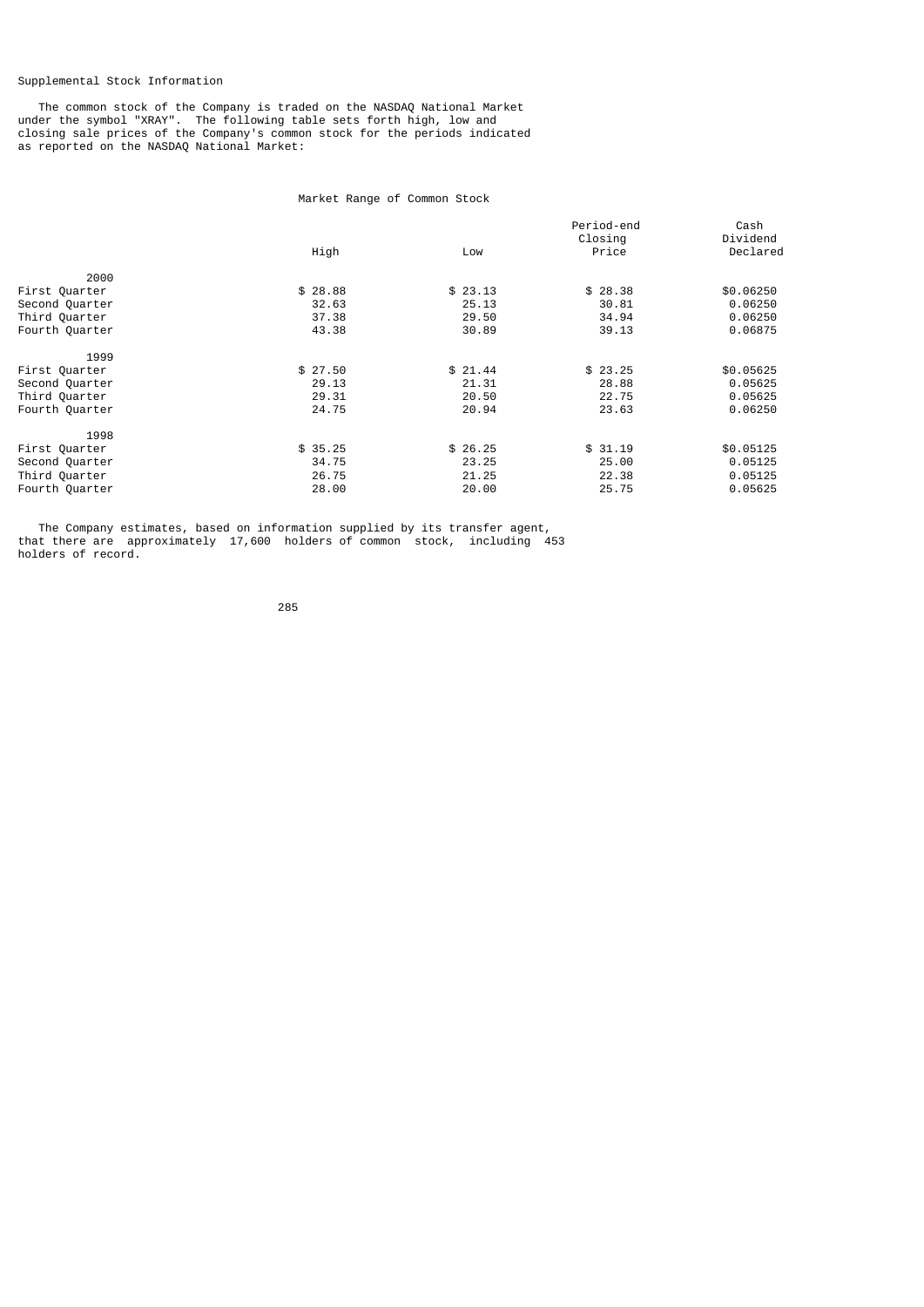Supplemental Stock Information

The common stock of the Company is traded on the NASDAQ National Market under the symbol "XRAY". The following table sets forth high, low and closing sale prices of the Company's common stock for the periods indicated as reported on the NASDAQ National Market:

Market Range of Common Stock

| | High | Low | Period-end Closing Price | Cash Dividend Declared |
|---|---|---|---|---|
| 2000 | | | | |
| First Quarter | $ 28.88 | $ 23.13 | $ 28.38 | $0.06250 |
| Second Quarter | 32.63 | 25.13 | 30.81 | 0.06250 |
| Third Quarter | 37.38 | 29.50 | 34.94 | 0.06250 |
| Fourth Quarter | 43.38 | 30.89 | 39.13 | 0.06875 |
| 1999 | | | | |
| First Quarter | $ 27.50 | $ 21.44 | $ 23.25 | $0.05625 |
| Second Quarter | 29.13 | 21.31 | 28.88 | 0.05625 |
| Third Quarter | 29.31 | 20.50 | 22.75 | 0.05625 |
| Fourth Quarter | 24.75 | 20.94 | 23.63 | 0.06250 |
| 1998 | | | | |
| First Quarter | $ 35.25 | $ 26.25 | $ 31.19 | $0.05125 |
| Second Quarter | 34.75 | 23.25 | 25.00 | 0.05125 |
| Third Quarter | 26.75 | 21.25 | 22.38 | 0.05125 |
| Fourth Quarter | 28.00 | 20.00 | 25.75 | 0.05625 |

The Company estimates, based on information supplied by its transfer agent, that there are approximately 17,600 holders of common stock, including 453 holders of record.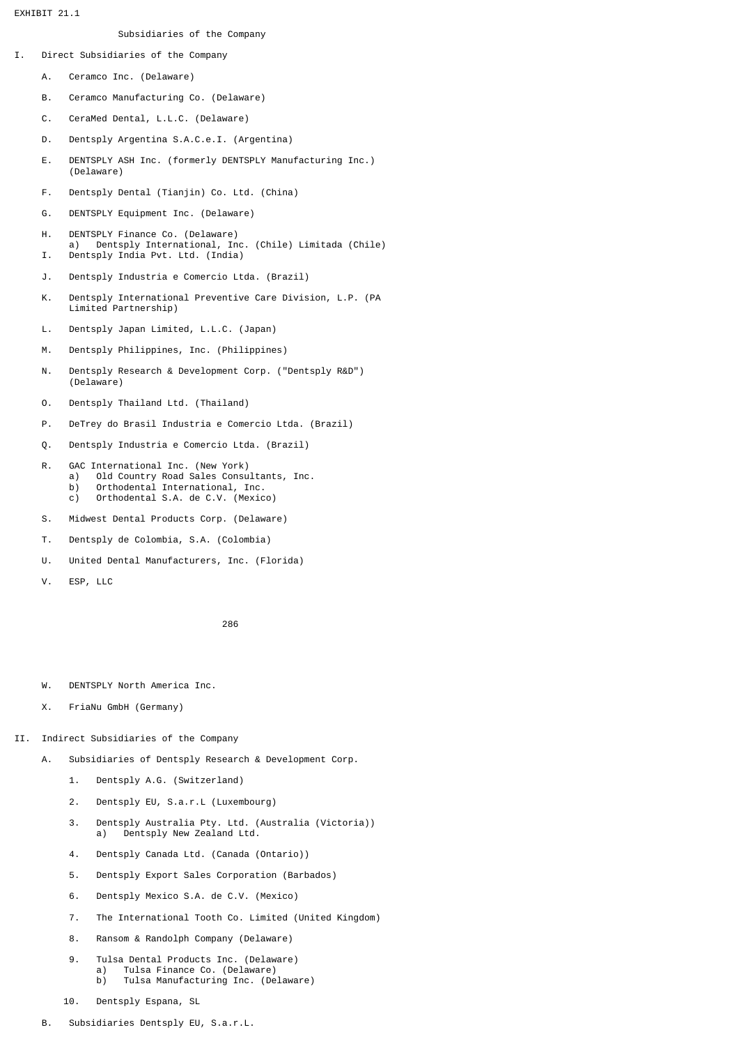EXHIBIT 21.1

## Subsidiaries of the Company

I. Direct Subsidiaries of the Company

- A. Ceramco Inc. (Delaware)
- B. Ceramco Manufacturing Co. (Delaware)
- C. CeraMed Dental, L.L.C. (Delaware)
- D. Dentsply Argentina S.A.C.e.I. (Argentina)
- E. DENTSPLY ASH Inc. (formerly DENTSPLY Manufacturing Inc.) (Delaware)
- F. Dentsply Dental (Tianjin) Co. Ltd. (China)
- G. DENTSPLY Equipment Inc. (Delaware)
- H. DENTSPLY Finance Co. (Delaware)
  - a) Dentsply International, Inc. (Chile) Limitada (Chile)
- I. Dentsply India Pvt. Ltd. (India)
- J. Dentsply Industria e Comercio Ltda. (Brazil)
- K. Dentsply International Preventive Care Division, L.P. (PA Limited Partnership)
- L. Dentsply Japan Limited, L.L.C. (Japan)
- M. Dentsply Philippines, Inc. (Philippines)
- N. Dentsply Research & Development Corp. ("Dentsply R&D") (Delaware)
- O. Dentsply Thailand Ltd. (Thailand)
- P. DeTrey do Brasil Industria e Comercio Ltda. (Brazil)
- Q. Dentsply Industria e Comercio Ltda. (Brazil)
- R. GAC International Inc. (New York)
  - a) Old Country Road Sales Consultants, Inc.
  - b) Orthodental International, Inc.
  - c) Orthodental S.A. de C.V. (Mexico)
- S. Midwest Dental Products Corp. (Delaware)
- T. Dentsply de Colombia, S.A. (Colombia)
- U. United Dental Manufacturers, Inc. (Florida)
- V. ESP, LLC
- W. DENTSPLY North America Inc.
- X. FriaNu GmbH (Germany)

II. Indirect Subsidiaries of the Company

- A. Subsidiaries of Dentsply Research & Development Corp.
  1. Dentsply A.G. (Switzerland)
  2. Dentsply EU, S.a.r.L (Luxembourg)
  3. Dentsply Australia Pty. Ltd. (Australia (Victoria))
     - a) Dentsply New Zealand Ltd.
  4. Dentsply Canada Ltd. (Canada (Ontario))
  5. Dentsply Export Sales Corporation (Barbados)
  6. Dentsply Mexico S.A. de C.V. (Mexico)
  7. The International Tooth Co. Limited (United Kingdom)
  8. Ransom & Randolph Company (Delaware)
  9. Tulsa Dental Products Inc. (Delaware)
     - a) Tulsa Finance Co. (Delaware)
     - b) Tulsa Manufacturing Inc. (Delaware)
  10. Dentsply Espana, SL
- B. Subsidiaries Dentsply EU, S.a.r.L.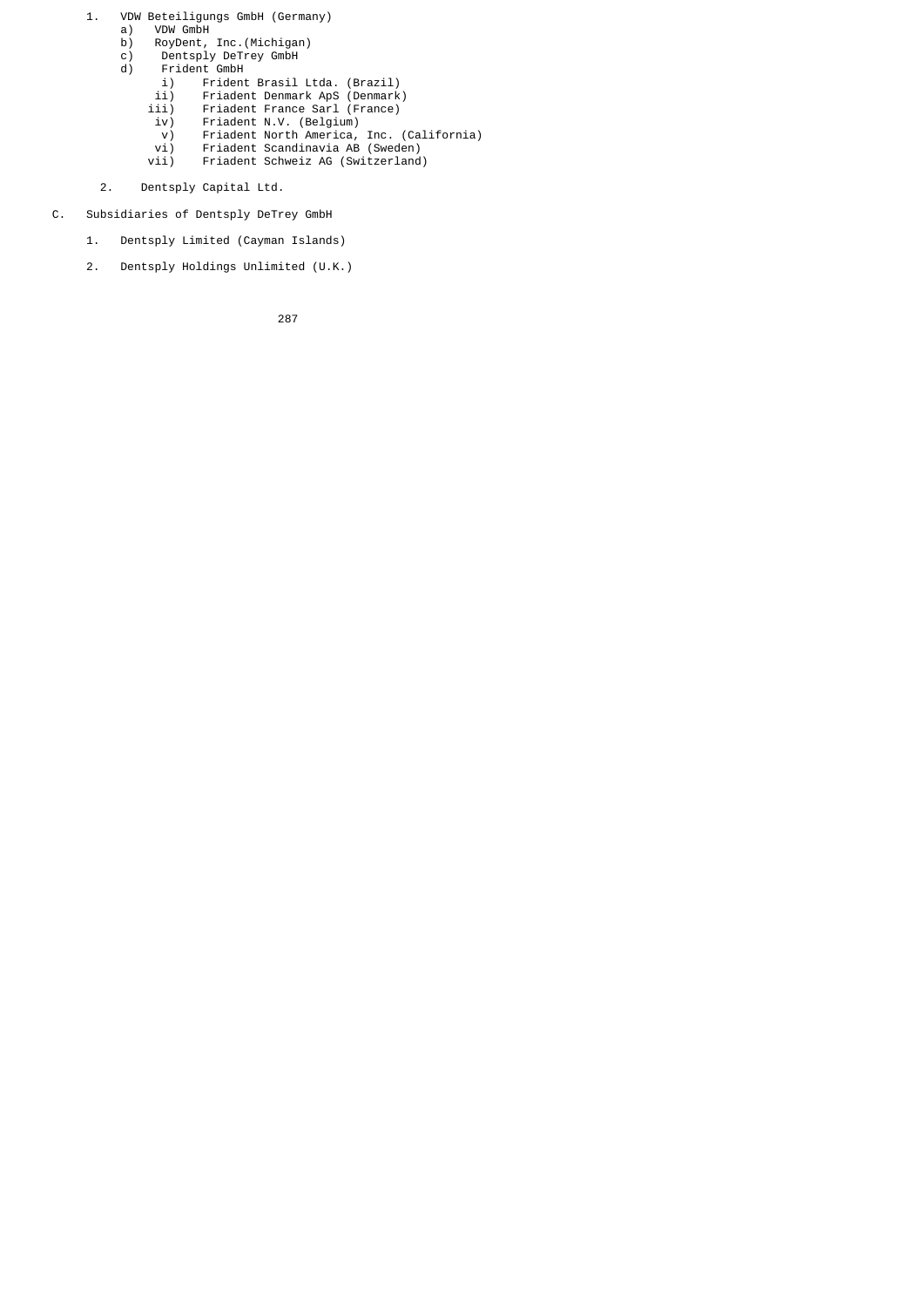1. VDW Beteiligungs GmbH (Germany)
   - a) VDW GmbH
   - b) RoyDent, Inc.(Michigan)
   - c) Dentsply DeTrey GmbH
   - d) Frident GmbH
     - i) Frident Brasil Ltda. (Brazil)
     - ii) Friadent Denmark ApS (Denmark)
     - iii) Friadent France Sarl (France)
     - iv) Friadent N.V. (Belgium)
     - v) Friadent North America, Inc. (California)
     - vi) Friadent Scandinavia AB (Sweden)
     - vii) Friadent Schweiz AG (Switzerland)

2. Dentsply Capital Ltd.

C. Subsidiaries of Dentsply DeTrey GmbH

1. Dentsply Limited (Cayman Islands)

2. Dentsply Holdings Unlimited (U.K.)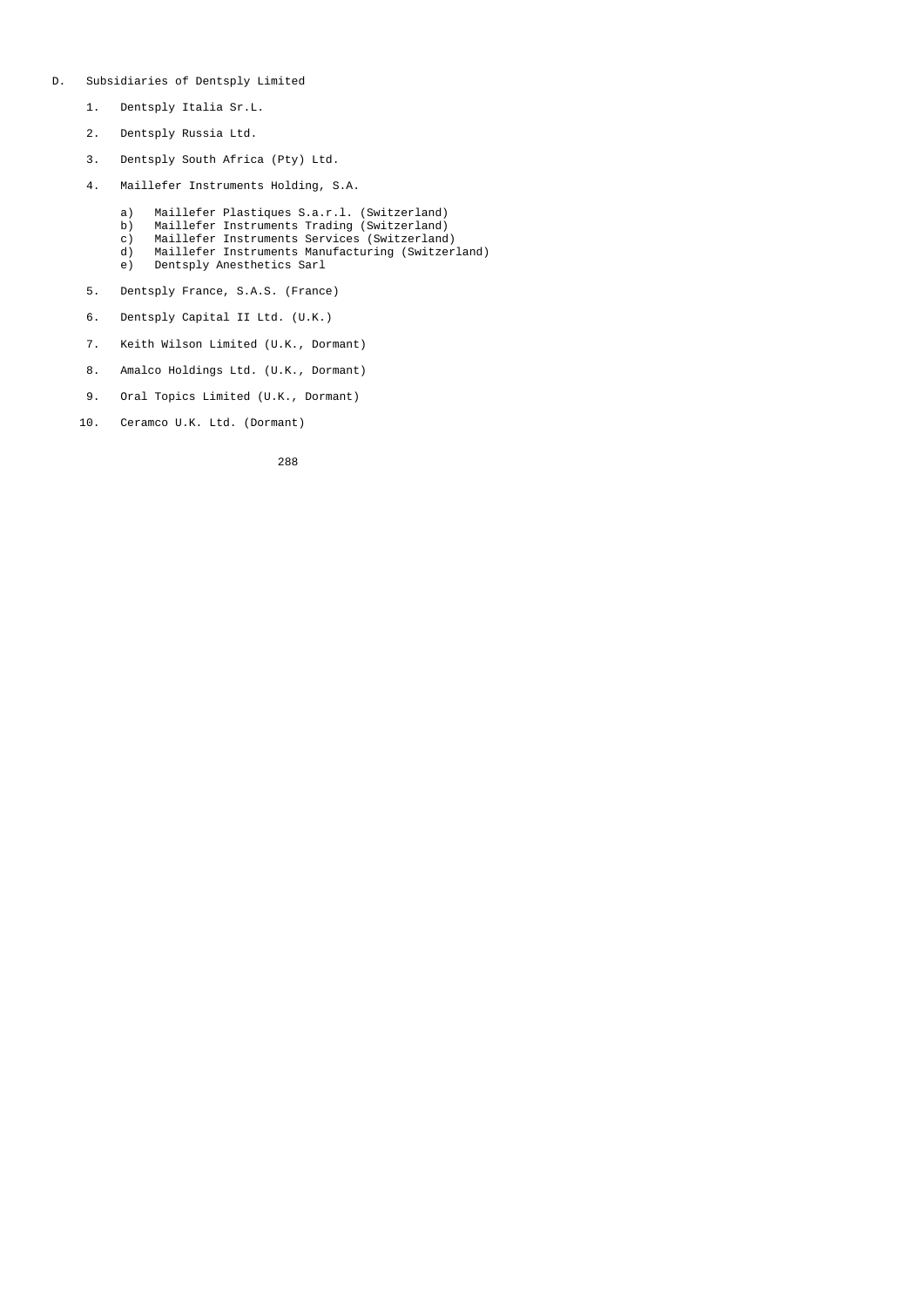D. Subsidiaries of Dentsply Limited

1. Dentsply Italia Sr.L.

2. Dentsply Russia Ltd.

3. Dentsply South Africa (Pty) Ltd.

4. Maillefer Instruments Holding, S.A.

   a) Maillefer Plastiques S.a.r.l. (Switzerland)
   b) Maillefer Instruments Trading (Switzerland)
   c) Maillefer Instruments Services (Switzerland)
   d) Maillefer Instruments Manufacturing (Switzerland)
   e) Dentsply Anesthetics Sarl

5. Dentsply France, S.A.S. (France)

6. Dentsply Capital II Ltd. (U.K.)

7. Keith Wilson Limited (U.K., Dormant)

8. Amalco Holdings Ltd. (U.K., Dormant)

9. Oral Topics Limited (U.K., Dormant)

10. Ceramco U.K. Ltd. (Dormant)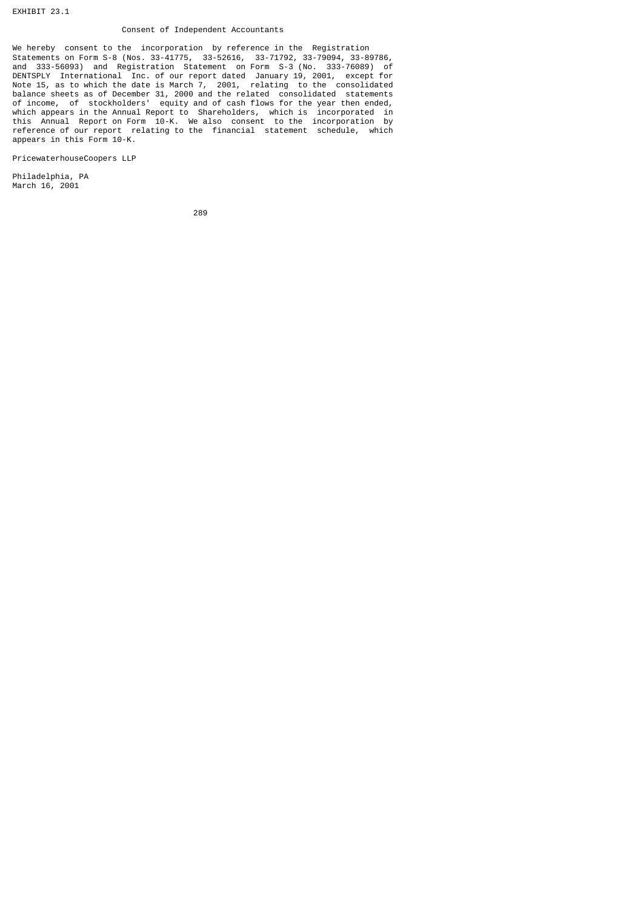EXHIBIT 23.1

## Consent of Independent Accountants

We hereby consent to the incorporation by reference in the Registration Statements on Form S-8 (Nos. 33-41775, 33-52616, 33-71792, 33-79094, 33-89786, and 333-56093) and Registration Statement on Form S-3 (No. 333-76089) of DENTSPLY International Inc. of our report dated January 19, 2001, except for Note 15, as to which the date is March 7, 2001, relating to the consolidated balance sheets as of December 31, 2000 and the related consolidated statements of income, of stockholders' equity and of cash flows for the year then ended, which appears in the Annual Report to Shareholders, which is incorporated in this Annual Report on Form 10-K. We also consent to the incorporation by reference of our report relating to the financial statement schedule, which appears in this Form 10-K.

PricewaterhouseCoopers LLP

Philadelphia, PA
March 16, 2001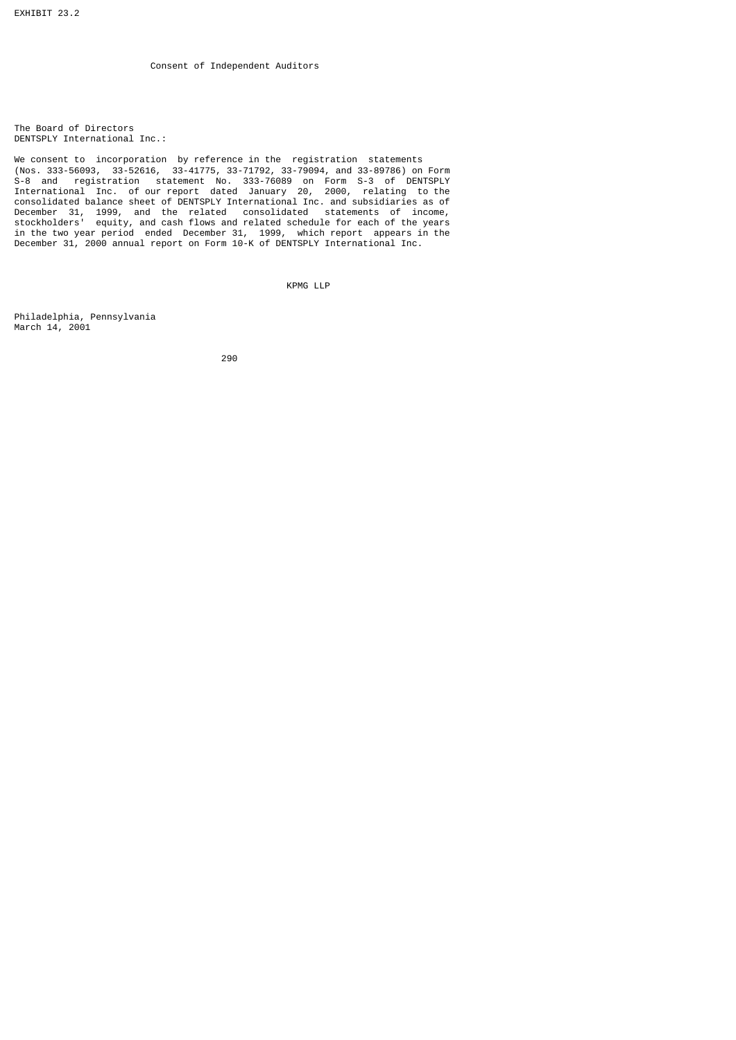EXHIBIT 23.2

# Consent of Independent Auditors

The Board of Directors
DENTSPLY International Inc.:

We consent to incorporation by reference in the registration statements (Nos. 333-56093, 33-52616, 33-41775, 33-71792, 33-79094, and 33-89786) on Form S-8 and registration statement No. 333-76089 on Form S-3 of DENTSPLY International Inc. of our report dated January 20, 2000, relating to the consolidated balance sheet of DENTSPLY International Inc. and subsidiaries as of December 31, 1999, and the related consolidated statements of income, stockholders' equity, and cash flows and related schedule for each of the years in the two year period ended December 31, 1999, which report appears in the December 31, 2000 annual report on Form 10-K of DENTSPLY International Inc.

KPMG LLP

Philadelphia, Pennsylvania
March 14, 2001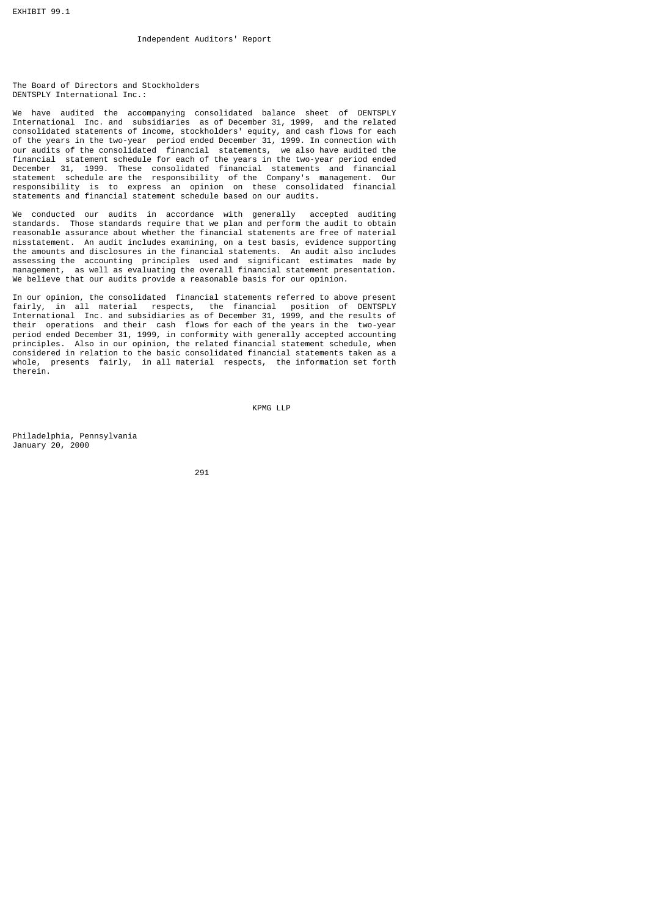EXHIBIT 99.1

# Independent Auditors' Report

The Board of Directors and Stockholders
DENTSPLY International Inc.:

We have audited the accompanying consolidated balance sheet of DENTSPLY International Inc. and subsidiaries as of December 31, 1999, and the related consolidated statements of income, stockholders' equity, and cash flows for each of the years in the two-year period ended December 31, 1999. In connection with our audits of the consolidated financial statements, we also have audited the financial statement schedule for each of the years in the two-year period ended December 31, 1999. These consolidated financial statements and financial statement schedule are the responsibility of the Company's management. Our responsibility is to express an opinion on these consolidated financial statements and financial statement schedule based on our audits.

We conducted our audits in accordance with generally accepted auditing standards. Those standards require that we plan and perform the audit to obtain reasonable assurance about whether the financial statements are free of material misstatement. An audit includes examining, on a test basis, evidence supporting the amounts and disclosures in the financial statements. An audit also includes assessing the accounting principles used and significant estimates made by management, as well as evaluating the overall financial statement presentation. We believe that our audits provide a reasonable basis for our opinion.

In our opinion, the consolidated financial statements referred to above present fairly, in all material respects, the financial position of DENTSPLY International Inc. and subsidiaries as of December 31, 1999, and the results of their operations and their cash flows for each of the years in the two-year period ended December 31, 1999, in conformity with generally accepted accounting principles. Also in our opinion, the related financial statement schedule, when considered in relation to the basic consolidated financial statements taken as a whole, presents fairly, in all material respects, the information set forth therein.

KPMG LLP

Philadelphia, Pennsylvania
January 20, 2000